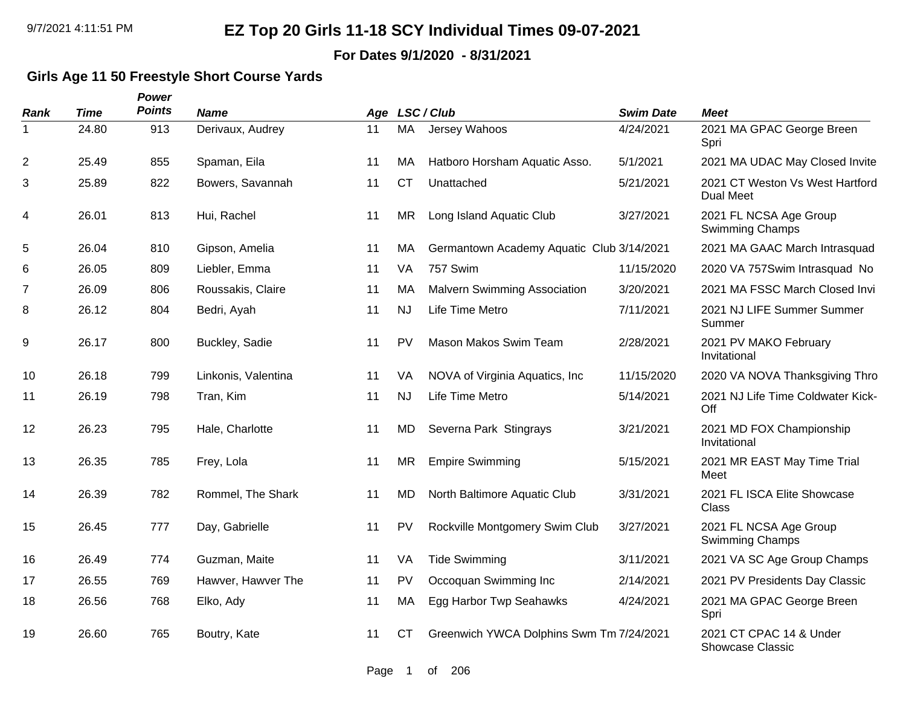# EZ Top 20 Girls 11-18 SCY Individual Times 09-07-2021

**For Dates 9/1/2020 - 8/31/2021**

### Girls Age 11 50 Freestyle Short Course Yards

| Rank | Time | Power Points | Name | Age | LSC | Club | Swim Date | Meet |
|---|---|---|---|---|---|---|---|---|
| 1 | 24.80 | 913 | Derivaux, Audrey | 11 | MA | Jersey Wahoos | 4/24/2021 | 2021 MA GPAC George Breen Spri |
| 2 | 25.49 | 855 | Spaman, Eila | 11 | MA | Hatboro Horsham Aquatic Asso. | 5/1/2021 | 2021 MA UDAC May Closed Invite |
| 3 | 25.89 | 822 | Bowers, Savannah | 11 | CT | Unattached | 5/21/2021 | 2021 CT Weston Vs West Hartford Dual Meet |
| 4 | 26.01 | 813 | Hui, Rachel | 11 | MR | Long Island Aquatic Club | 3/27/2021 | 2021 FL NCSA Age Group Swimming Champs |
| 5 | 26.04 | 810 | Gipson, Amelia | 11 | MA | Germantown Academy Aquatic Club | 3/14/2021 | 2021 MA GAAC March Intrasquad |
| 6 | 26.05 | 809 | Liebler, Emma | 11 | VA | 757 Swim | 11/15/2020 | 2020 VA 757Swim Intrasquad No |
| 7 | 26.09 | 806 | Roussakis, Claire | 11 | MA | Malvern Swimming Association | 3/20/2021 | 2021 MA FSSC March Closed Invi |
| 8 | 26.12 | 804 | Bedri, Ayah | 11 | NJ | Life Time Metro | 7/11/2021 | 2021 NJ LIFE Summer Summer Summer |
| 9 | 26.17 | 800 | Buckley, Sadie | 11 | PV | Mason Makos Swim Team | 2/28/2021 | 2021 PV MAKO February Invitational |
| 10 | 26.18 | 799 | Linkonis, Valentina | 11 | VA | NOVA of Virginia Aquatics, Inc | 11/15/2020 | 2020 VA NOVA Thanksgiving Thro |
| 11 | 26.19 | 798 | Tran, Kim | 11 | NJ | Life Time Metro | 5/14/2021 | 2021 NJ Life Time Coldwater Kick-Off |
| 12 | 26.23 | 795 | Hale, Charlotte | 11 | MD | Severna Park Stingrays | 3/21/2021 | 2021 MD FOX Championship Invitational |
| 13 | 26.35 | 785 | Frey, Lola | 11 | MR | Empire Swimming | 5/15/2021 | 2021 MR EAST May Time Trial Meet |
| 14 | 26.39 | 782 | Rommel, The Shark | 11 | MD | North Baltimore Aquatic Club | 3/31/2021 | 2021 FL ISCA Elite Showcase Class |
| 15 | 26.45 | 777 | Day, Gabrielle | 11 | PV | Rockville Montgomery Swim Club | 3/27/2021 | 2021 FL NCSA Age Group Swimming Champs |
| 16 | 26.49 | 774 | Guzman, Maite | 11 | VA | Tide Swimming | 3/11/2021 | 2021 VA SC Age Group Champs |
| 17 | 26.55 | 769 | Hawver, Hawver The | 11 | PV | Occoquan Swimming Inc | 2/14/2021 | 2021 PV Presidents Day Classic |
| 18 | 26.56 | 768 | Elko, Ady | 11 | MA | Egg Harbor Twp Seahawks | 4/24/2021 | 2021 MA GPAC George Breen Spri |
| 19 | 26.60 | 765 | Boutry, Kate | 11 | CT | Greenwich YWCA Dolphins Swm Tm | 7/24/2021 | 2021 CT CPAC 14 & Under Showcase Classic |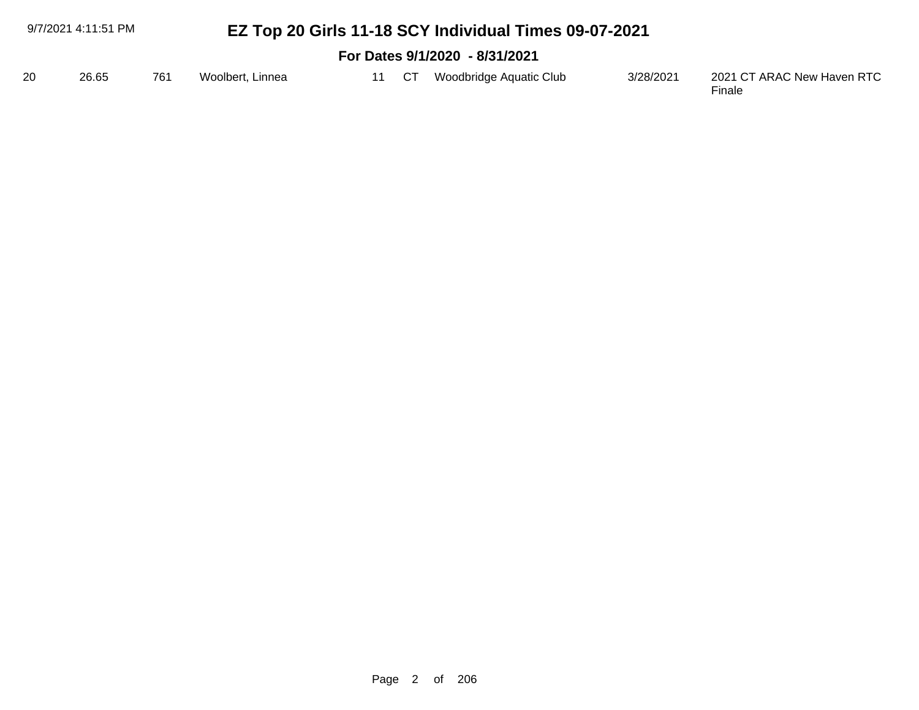| | | | | | | | | |
|---|---|---|---|---|---|---|---|---|
| 20 | 26.65 | 761 | Woolbert, Linnea | 11 | CT | Woodbridge Aquatic Club | 3/28/2021 | 2021 CT ARAC New Haven RTC Finale |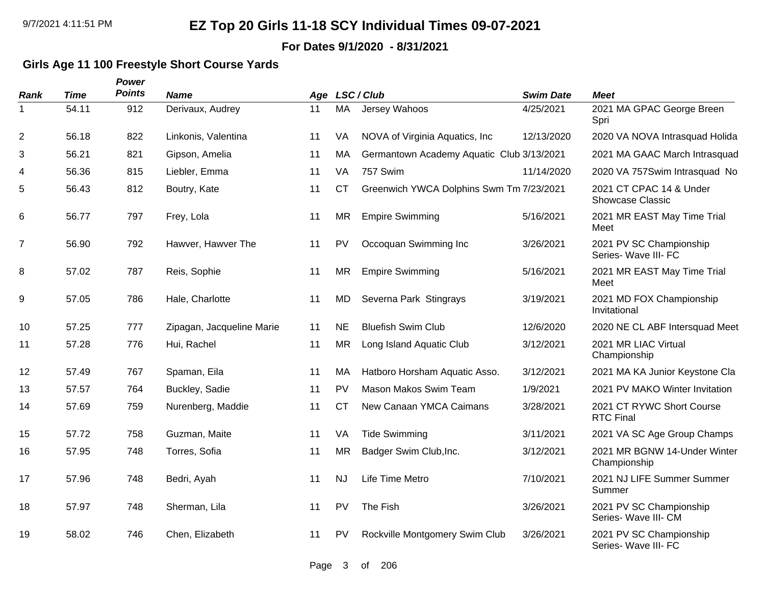# EZ Top 20 Girls 11-18 SCY Individual Times 09-07-2021

**For Dates 9/1/2020 - 8/31/2021**

## Girls Age 11 100 Freestyle Short Course Yards

| Rank | Time | Power Points | Name | Age | LSC / Club | | Swim Date | Meet |
|---|---|---|---|---|---|---|---|---|
| 1 | 54.11 | 912 | Derivaux, Audrey | 11 | MA | Jersey Wahoos | 4/25/2021 | 2021 MA GPAC George Breen Spri |
| 2 | 56.18 | 822 | Linkonis, Valentina | 11 | VA | NOVA of Virginia Aquatics, Inc | 12/13/2020 | 2020 VA NOVA Intrasquad Holida |
| 3 | 56.21 | 821 | Gipson, Amelia | 11 | MA | Germantown Academy Aquatic Club | 3/13/2021 | 2021 MA GAAC March Intrasquad |
| 4 | 56.36 | 815 | Liebler, Emma | 11 | VA | 757 Swim | 11/14/2020 | 2020 VA 757Swim Intrasquad No |
| 5 | 56.43 | 812 | Boutry, Kate | 11 | CT | Greenwich YWCA Dolphins Swm Tm | 7/23/2021 | 2021 CT CPAC 14 & Under Showcase Classic |
| 6 | 56.77 | 797 | Frey, Lola | 11 | MR | Empire Swimming | 5/16/2021 | 2021 MR EAST May Time Trial Meet |
| 7 | 56.90 | 792 | Hawver, Hawver The | 11 | PV | Occoquan Swimming Inc | 3/26/2021 | 2021 PV SC Championship Series- Wave III- FC |
| 8 | 57.02 | 787 | Reis, Sophie | 11 | MR | Empire Swimming | 5/16/2021 | 2021 MR EAST May Time Trial Meet |
| 9 | 57.05 | 786 | Hale, Charlotte | 11 | MD | Severna Park Stingrays | 3/19/2021 | 2021 MD FOX Championship Invitational |
| 10 | 57.25 | 777 | Zipagan, Jacqueline Marie | 11 | NE | Bluefish Swim Club | 12/6/2020 | 2020 NE CL ABF Intersquad Meet |
| 11 | 57.28 | 776 | Hui, Rachel | 11 | MR | Long Island Aquatic Club | 3/12/2021 | 2021 MR LIAC Virtual Championship |
| 12 | 57.49 | 767 | Spaman, Eila | 11 | MA | Hatboro Horsham Aquatic Asso. | 3/12/2021 | 2021 MA KA Junior Keystone Cla |
| 13 | 57.57 | 764 | Buckley, Sadie | 11 | PV | Mason Makos Swim Team | 1/9/2021 | 2021 PV MAKO Winter Invitation |
| 14 | 57.69 | 759 | Nurenberg, Maddie | 11 | CT | New Canaan YMCA Caimans | 3/28/2021 | 2021 CT RYWC Short Course RTC Final |
| 15 | 57.72 | 758 | Guzman, Maite | 11 | VA | Tide Swimming | 3/11/2021 | 2021 VA SC Age Group Champs |
| 16 | 57.95 | 748 | Torres, Sofia | 11 | MR | Badger Swim Club,Inc. | 3/12/2021 | 2021 MR BGNW 14-Under Winter Championship |
| 17 | 57.96 | 748 | Bedri, Ayah | 11 | NJ | Life Time Metro | 7/10/2021 | 2021 NJ LIFE Summer Summer Summer |
| 18 | 57.97 | 748 | Sherman, Lila | 11 | PV | The Fish | 3/26/2021 | 2021 PV SC Championship Series- Wave III- CM |
| 19 | 58.02 | 746 | Chen, Elizabeth | 11 | PV | Rockville Montgomery Swim Club | 3/26/2021 | 2021 PV SC Championship Series- Wave III- FC |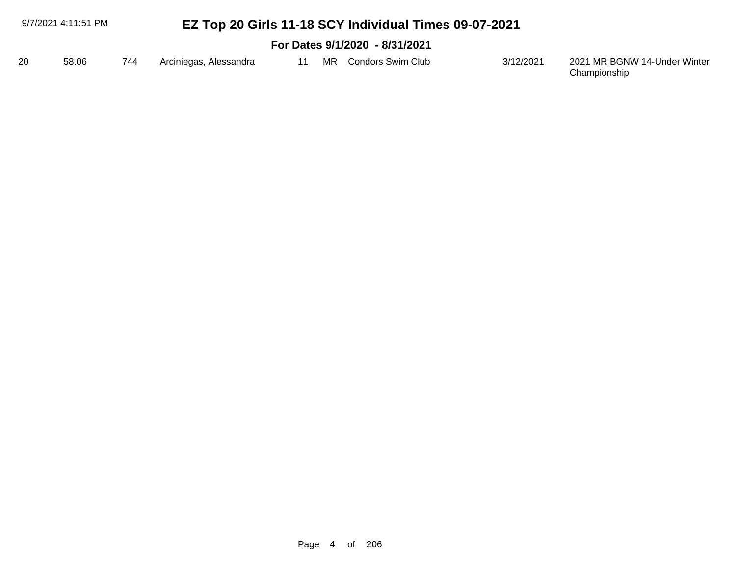# EZ Top 20 Girls 11-18 SCY Individual Times 09-07-2021

## For Dates 9/1/2020 - 8/31/2021

| | | | | | | | | |
|---|---|---|---|---|---|---|---|---|
| 20 | 58.06 | 744 | Arciniegas, Alessandra | 11 | MR | Condors Swim Club | 3/12/2021 | 2021 MR BGNW 14-Under Winter Championship |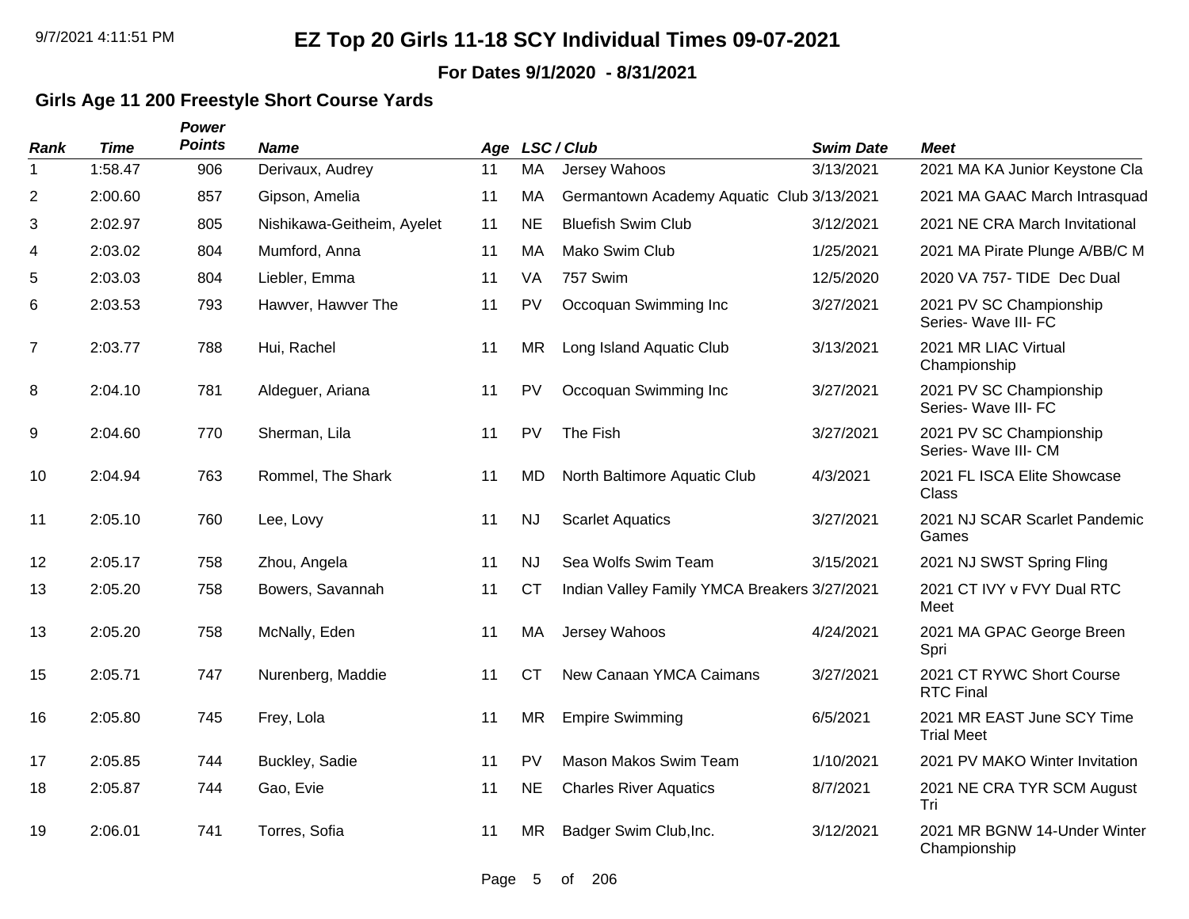# EZ Top 20 Girls 11-18 SCY Individual Times 09-07-2021

**For Dates 9/1/2020 - 8/31/2021**

## Girls Age 11 200 Freestyle Short Course Yards

| Rank | Time | Power Points | Name | Age | LSC / Club | | Swim Date | Meet |
|---|---|---|---|---|---|---|---|---|
| 1 | 1:58.47 | 906 | Derivaux, Audrey | 11 | MA | Jersey Wahoos | 3/13/2021 | 2021 MA KA Junior Keystone Cla |
| 2 | 2:00.60 | 857 | Gipson, Amelia | 11 | MA | Germantown Academy Aquatic Club | 3/13/2021 | 2021 MA GAAC March Intrasquad |
| 3 | 2:02.97 | 805 | Nishikawa-Geitheim, Ayelet | 11 | NE | Bluefish Swim Club | 3/12/2021 | 2021 NE CRA March Invitational |
| 4 | 2:03.02 | 804 | Mumford, Anna | 11 | MA | Mako Swim Club | 1/25/2021 | 2021 MA Pirate Plunge A/BB/C M |
| 5 | 2:03.03 | 804 | Liebler, Emma | 11 | VA | 757 Swim | 12/5/2020 | 2020 VA 757- TIDE Dec Dual |
| 6 | 2:03.53 | 793 | Hawver, Hawver The | 11 | PV | Occoquan Swimming Inc | 3/27/2021 | 2021 PV SC Championship Series- Wave III- FC |
| 7 | 2:03.77 | 788 | Hui, Rachel | 11 | MR | Long Island Aquatic Club | 3/13/2021 | 2021 MR LIAC Virtual Championship |
| 8 | 2:04.10 | 781 | Aldeguer, Ariana | 11 | PV | Occoquan Swimming Inc | 3/27/2021 | 2021 PV SC Championship Series- Wave III- FC |
| 9 | 2:04.60 | 770 | Sherman, Lila | 11 | PV | The Fish | 3/27/2021 | 2021 PV SC Championship Series- Wave III- CM |
| 10 | 2:04.94 | 763 | Rommel, The Shark | 11 | MD | North Baltimore Aquatic Club | 4/3/2021 | 2021 FL ISCA Elite Showcase Class |
| 11 | 2:05.10 | 760 | Lee, Lovy | 11 | NJ | Scarlet Aquatics | 3/27/2021 | 2021 NJ SCAR Scarlet Pandemic Games |
| 12 | 2:05.17 | 758 | Zhou, Angela | 11 | NJ | Sea Wolfs Swim Team | 3/15/2021 | 2021 NJ SWST Spring Fling |
| 13 | 2:05.20 | 758 | Bowers, Savannah | 11 | CT | Indian Valley Family YMCA Breakers | 3/27/2021 | 2021 CT IVY v FVY Dual RTC Meet |
| 13 | 2:05.20 | 758 | McNally, Eden | 11 | MA | Jersey Wahoos | 4/24/2021 | 2021 MA GPAC George Breen Spri |
| 15 | 2:05.71 | 747 | Nurenberg, Maddie | 11 | CT | New Canaan YMCA Caimans | 3/27/2021 | 2021 CT RYWC Short Course RTC Final |
| 16 | 2:05.80 | 745 | Frey, Lola | 11 | MR | Empire Swimming | 6/5/2021 | 2021 MR EAST June SCY Time Trial Meet |
| 17 | 2:05.85 | 744 | Buckley, Sadie | 11 | PV | Mason Makos Swim Team | 1/10/2021 | 2021 PV MAKO Winter Invitation |
| 18 | 2:05.87 | 744 | Gao, Evie | 11 | NE | Charles River Aquatics | 8/7/2021 | 2021 NE CRA TYR SCM August Tri |
| 19 | 2:06.01 | 741 | Torres, Sofia | 11 | MR | Badger Swim Club,Inc. | 3/12/2021 | 2021 MR BGNW 14-Under Winter Championship |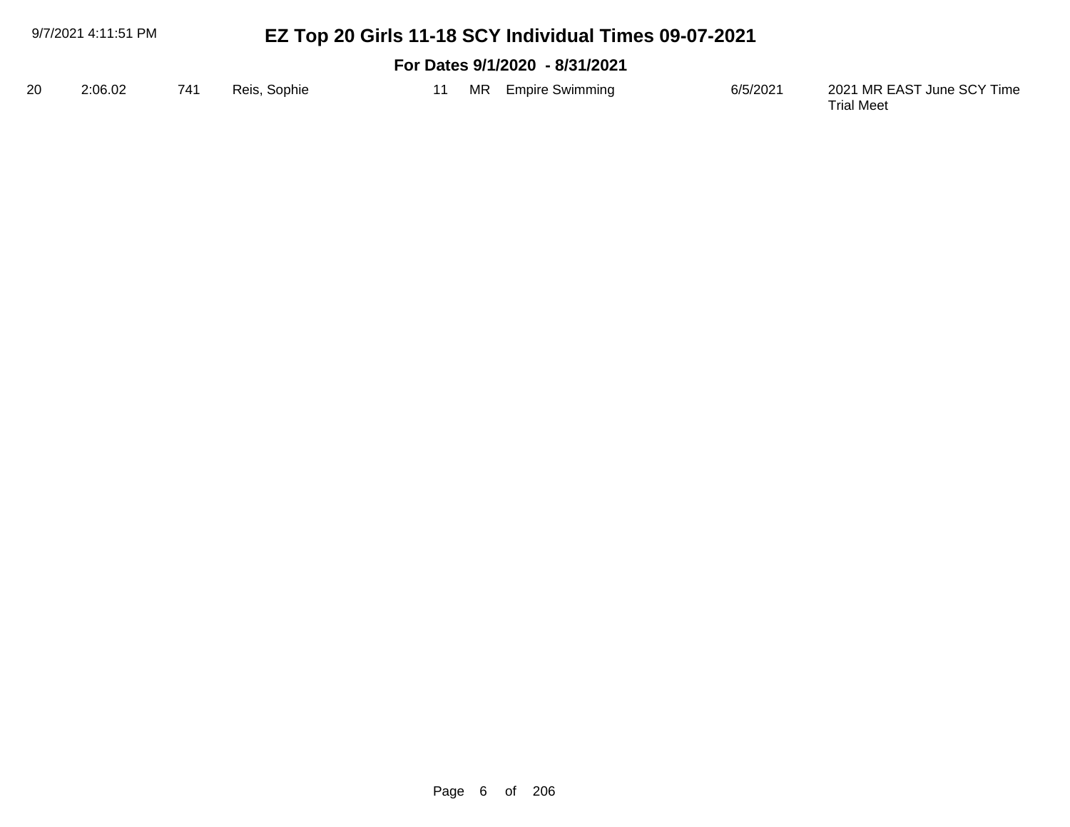| | | | | | | | | |
|---|---|---|---|---|---|---|---|---|
| 20 | 2:06.02 | 741 | Reis, Sophie | 11 | MR | Empire Swimming | 6/5/2021 | 2021 MR EAST June SCY Time Trial Meet |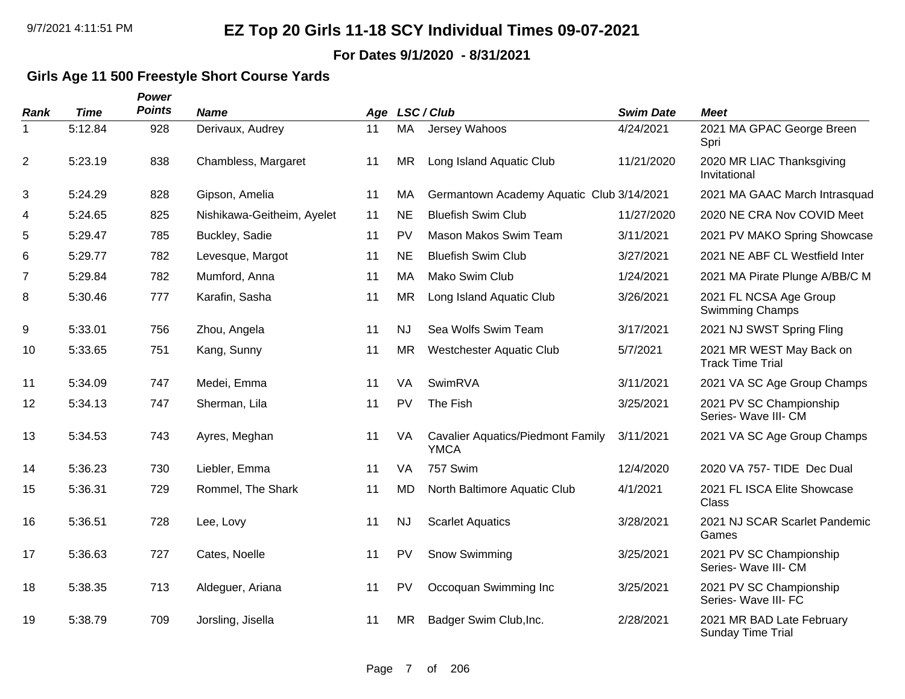# EZ Top 20 Girls 11-18 SCY Individual Times 09-07-2021

**For Dates 9/1/2020 - 8/31/2021**

## Girls Age 11 500 Freestyle Short Course Yards

| Rank | Time | Power Points | Name | Age | LSC | Club | Swim Date | Meet |
|---|---|---|---|---|---|---|---|---|
| 1 | 5:12.84 | 928 | Derivaux, Audrey | 11 | MA | Jersey Wahoos | 4/24/2021 | 2021 MA GPAC George Breen Spri |
| 2 | 5:23.19 | 838 | Chambless, Margaret | 11 | MR | Long Island Aquatic Club | 11/21/2020 | 2020 MR LIAC Thanksgiving Invitational |
| 3 | 5:24.29 | 828 | Gipson, Amelia | 11 | MA | Germantown Academy Aquatic Club | 3/14/2021 | 2021 MA GAAC March Intrasquad |
| 4 | 5:24.65 | 825 | Nishikawa-Geitheim, Ayelet | 11 | NE | Bluefish Swim Club | 11/27/2020 | 2020 NE CRA Nov COVID Meet |
| 5 | 5:29.47 | 785 | Buckley, Sadie | 11 | PV | Mason Makos Swim Team | 3/11/2021 | 2021 PV MAKO Spring Showcase |
| 6 | 5:29.77 | 782 | Levesque, Margot | 11 | NE | Bluefish Swim Club | 3/27/2021 | 2021 NE ABF CL Westfield Inter |
| 7 | 5:29.84 | 782 | Mumford, Anna | 11 | MA | Mako Swim Club | 1/24/2021 | 2021 MA Pirate Plunge A/BB/C M |
| 8 | 5:30.46 | 777 | Karafin, Sasha | 11 | MR | Long Island Aquatic Club | 3/26/2021 | 2021 FL NCSA Age Group Swimming Champs |
| 9 | 5:33.01 | 756 | Zhou, Angela | 11 | NJ | Sea Wolfs Swim Team | 3/17/2021 | 2021 NJ SWST Spring Fling |
| 10 | 5:33.65 | 751 | Kang, Sunny | 11 | MR | Westchester Aquatic Club | 5/7/2021 | 2021 MR WEST May Back on Track Time Trial |
| 11 | 5:34.09 | 747 | Medei, Emma | 11 | VA | SwimRVA | 3/11/2021 | 2021 VA SC Age Group Champs |
| 12 | 5:34.13 | 747 | Sherman, Lila | 11 | PV | The Fish | 3/25/2021 | 2021 PV SC Championship Series- Wave III- CM |
| 13 | 5:34.53 | 743 | Ayres, Meghan | 11 | VA | Cavalier Aquatics/Piedmont Family YMCA | 3/11/2021 | 2021 VA SC Age Group Champs |
| 14 | 5:36.23 | 730 | Liebler, Emma | 11 | VA | 757 Swim | 12/4/2020 | 2020 VA 757- TIDE Dec Dual |
| 15 | 5:36.31 | 729 | Rommel, The Shark | 11 | MD | North Baltimore Aquatic Club | 4/1/2021 | 2021 FL ISCA Elite Showcase Class |
| 16 | 5:36.51 | 728 | Lee, Lovy | 11 | NJ | Scarlet Aquatics | 3/28/2021 | 2021 NJ SCAR Scarlet Pandemic Games |
| 17 | 5:36.63 | 727 | Cates, Noelle | 11 | PV | Snow Swimming | 3/25/2021 | 2021 PV SC Championship Series- Wave III- CM |
| 18 | 5:38.35 | 713 | Aldeguer, Ariana | 11 | PV | Occoquan Swimming Inc | 3/25/2021 | 2021 PV SC Championship Series- Wave III- FC |
| 19 | 5:38.79 | 709 | Jorsling, Jisella | 11 | MR | Badger Swim Club,Inc. | 2/28/2021 | 2021 MR BAD Late February Sunday Time Trial |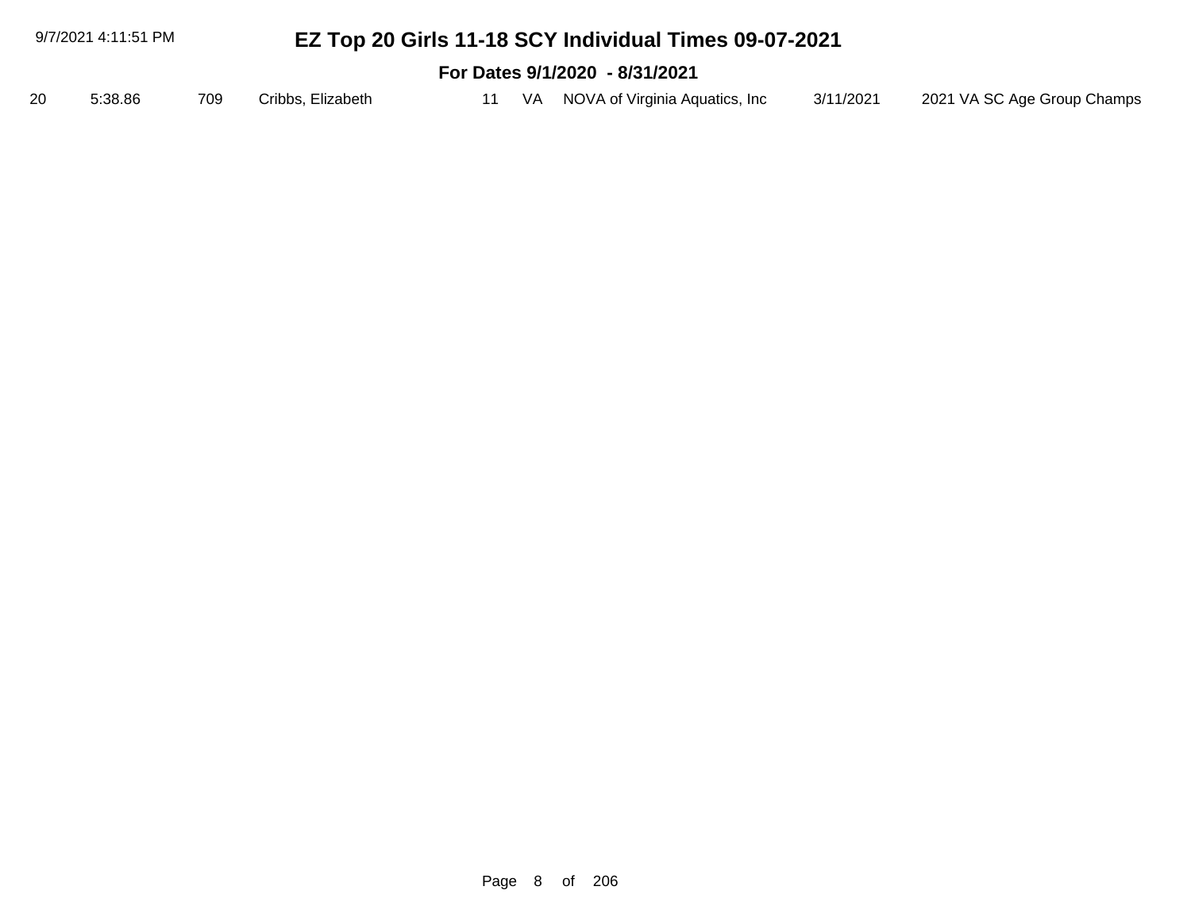| | | | | | | | | |
|---|---|---|---|---|---|---|---|---|
| 20 | 5:38.86 | 709 | Cribbs, Elizabeth | 11 | VA | NOVA of Virginia Aquatics, Inc | 3/11/2021 | 2021 VA SC Age Group Champs |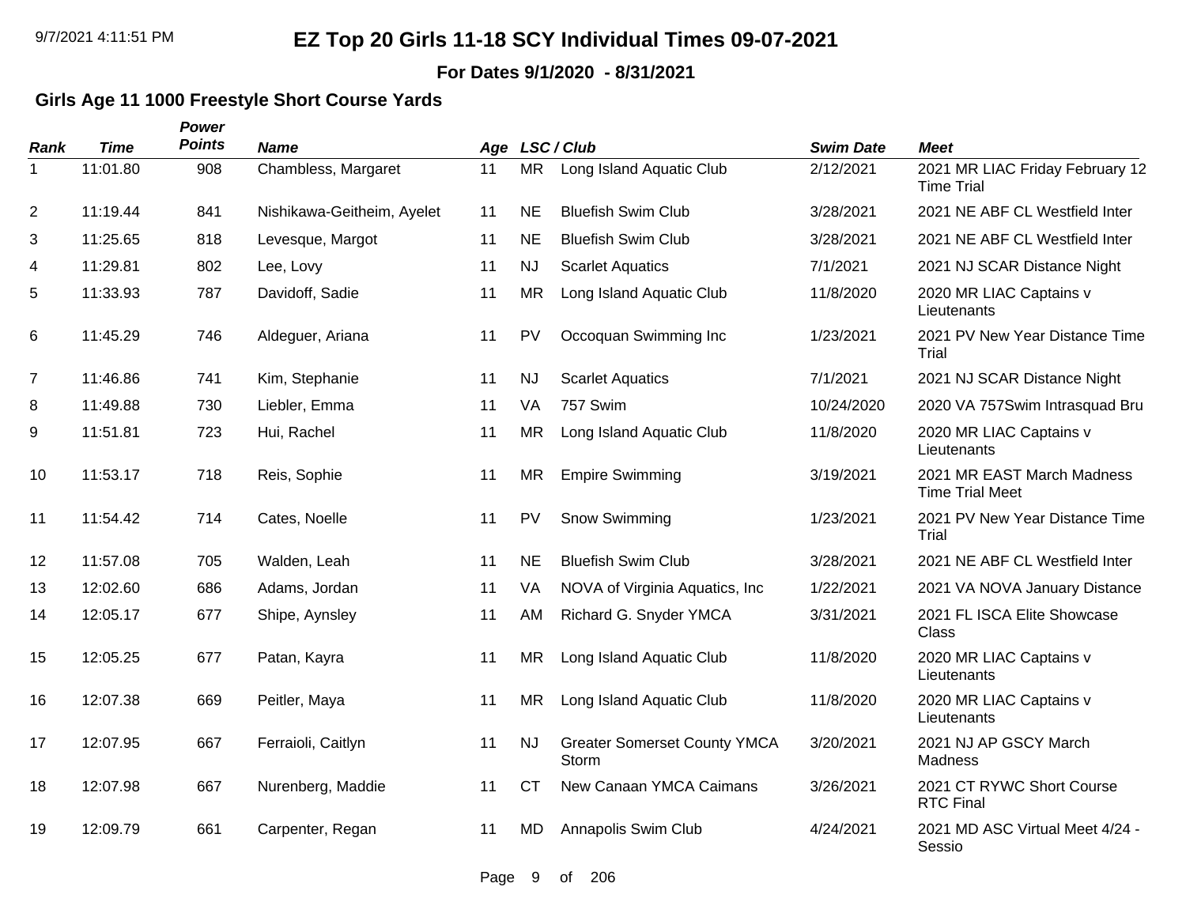# EZ Top 20 Girls 11-18 SCY Individual Times 09-07-2021

**For Dates 9/1/2020 - 8/31/2021**

### Girls Age 11 1000 Freestyle Short Course Yards

| Rank | Time | Power Points | Name | Age | LSC | Club | Swim Date | Meet |
|---|---|---|---|---|---|---|---|---|
| 1 | 11:01.80 | 908 | Chambless, Margaret | 11 | MR | Long Island Aquatic Club | 2/12/2021 | 2021 MR LIAC Friday February 12 Time Trial |
| 2 | 11:19.44 | 841 | Nishikawa-Geitheim, Ayelet | 11 | NE | Bluefish Swim Club | 3/28/2021 | 2021 NE ABF CL Westfield Inter |
| 3 | 11:25.65 | 818 | Levesque, Margot | 11 | NE | Bluefish Swim Club | 3/28/2021 | 2021 NE ABF CL Westfield Inter |
| 4 | 11:29.81 | 802 | Lee, Lovy | 11 | NJ | Scarlet Aquatics | 7/1/2021 | 2021 NJ SCAR Distance Night |
| 5 | 11:33.93 | 787 | Davidoff, Sadie | 11 | MR | Long Island Aquatic Club | 11/8/2020 | 2020 MR LIAC Captains v Lieutenants |
| 6 | 11:45.29 | 746 | Aldeguer, Ariana | 11 | PV | Occoquan Swimming Inc | 1/23/2021 | 2021 PV New Year Distance Time Trial |
| 7 | 11:46.86 | 741 | Kim, Stephanie | 11 | NJ | Scarlet Aquatics | 7/1/2021 | 2021 NJ SCAR Distance Night |
| 8 | 11:49.88 | 730 | Liebler, Emma | 11 | VA | 757 Swim | 10/24/2020 | 2020 VA 757Swim Intrasquad Bru |
| 9 | 11:51.81 | 723 | Hui, Rachel | 11 | MR | Long Island Aquatic Club | 11/8/2020 | 2020 MR LIAC Captains v Lieutenants |
| 10 | 11:53.17 | 718 | Reis, Sophie | 11 | MR | Empire Swimming | 3/19/2021 | 2021 MR EAST March Madness Time Trial Meet |
| 11 | 11:54.42 | 714 | Cates, Noelle | 11 | PV | Snow Swimming | 1/23/2021 | 2021 PV New Year Distance Time Trial |
| 12 | 11:57.08 | 705 | Walden, Leah | 11 | NE | Bluefish Swim Club | 3/28/2021 | 2021 NE ABF CL Westfield Inter |
| 13 | 12:02.60 | 686 | Adams, Jordan | 11 | VA | NOVA of Virginia Aquatics, Inc | 1/22/2021 | 2021 VA NOVA January Distance |
| 14 | 12:05.17 | 677 | Shipe, Aynsley | 11 | AM | Richard G. Snyder YMCA | 3/31/2021 | 2021 FL ISCA Elite Showcase Class |
| 15 | 12:05.25 | 677 | Patan, Kayra | 11 | MR | Long Island Aquatic Club | 11/8/2020 | 2020 MR LIAC Captains v Lieutenants |
| 16 | 12:07.38 | 669 | Peitler, Maya | 11 | MR | Long Island Aquatic Club | 11/8/2020 | 2020 MR LIAC Captains v Lieutenants |
| 17 | 12:07.95 | 667 | Ferraioli, Caitlyn | 11 | NJ | Greater Somerset County YMCA Storm | 3/20/2021 | 2021 NJ AP GSCY March Madness |
| 18 | 12:07.98 | 667 | Nurenberg, Maddie | 11 | CT | New Canaan YMCA Caimans | 3/26/2021 | 2021 CT RYWC Short Course RTC Final |
| 19 | 12:09.79 | 661 | Carpenter, Regan | 11 | MD | Annapolis Swim Club | 4/24/2021 | 2021 MD ASC Virtual Meet 4/24 - Sessio |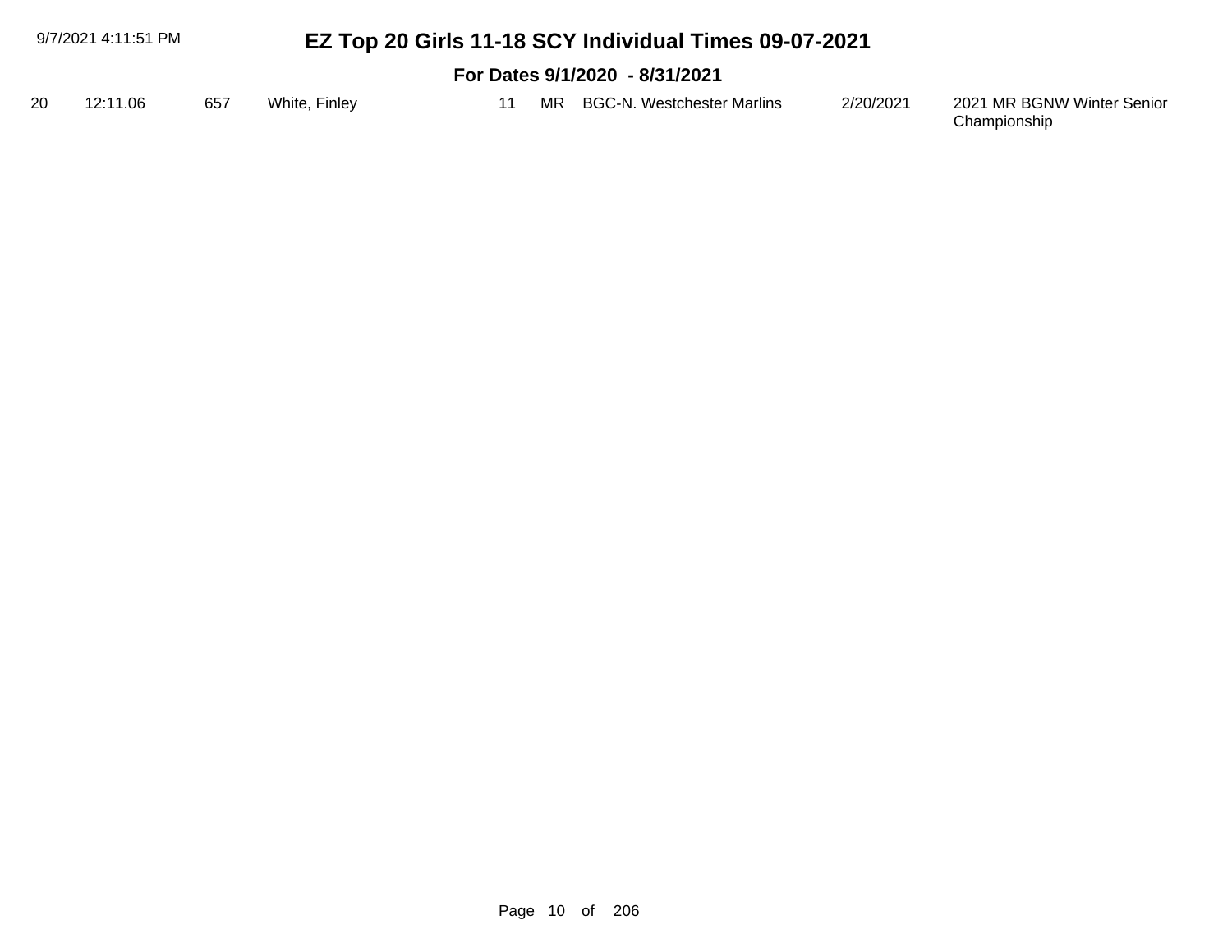# EZ Top 20 Girls 11-18 SCY Individual Times 09-07-2021

## For Dates 9/1/2020 - 8/31/2021

| | | | | | | | | |
|---|---|---|---|---|---|---|---|---|
| 20 | 12:11.06 | 657 | White, Finley | 11 | MR | BGC-N. Westchester Marlins | 2/20/2021 | 2021 MR BGNW Winter Senior Championship |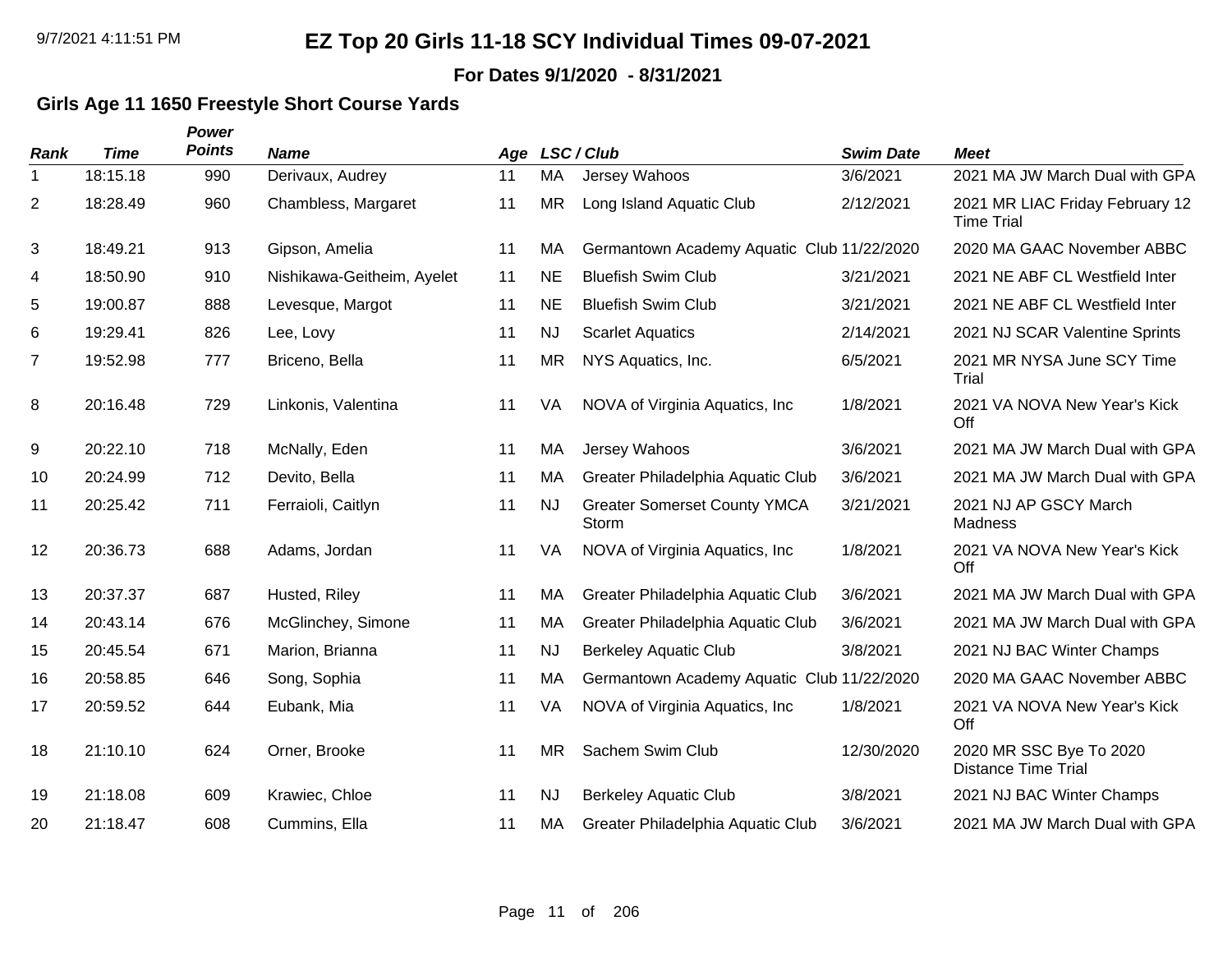# EZ Top 20 Girls 11-18 SCY Individual Times 09-07-2021

**For Dates 9/1/2020 - 8/31/2021**

### Girls Age 11 1650 Freestyle Short Course Yards

| Rank | Time | Power Points | Name | Age | LSC | Club | Swim Date | Meet |
|---|---|---|---|---|---|---|---|---|
| 1 | 18:15.18 | 990 | Derivaux, Audrey | 11 | MA | Jersey Wahoos | 3/6/2021 | 2021 MA JW March Dual with GPA |
| 2 | 18:28.49 | 960 | Chambless, Margaret | 11 | MR | Long Island Aquatic Club | 2/12/2021 | 2021 MR LIAC Friday February 12 Time Trial |
| 3 | 18:49.21 | 913 | Gipson, Amelia | 11 | MA | Germantown Academy Aquatic Club | 11/22/2020 | 2020 MA GAAC November ABBC |
| 4 | 18:50.90 | 910 | Nishikawa-Geitheim, Ayelet | 11 | NE | Bluefish Swim Club | 3/21/2021 | 2021 NE ABF CL Westfield Inter |
| 5 | 19:00.87 | 888 | Levesque, Margot | 11 | NE | Bluefish Swim Club | 3/21/2021 | 2021 NE ABF CL Westfield Inter |
| 6 | 19:29.41 | 826 | Lee, Lovy | 11 | NJ | Scarlet Aquatics | 2/14/2021 | 2021 NJ SCAR Valentine Sprints |
| 7 | 19:52.98 | 777 | Briceno, Bella | 11 | MR | NYS Aquatics, Inc. | 6/5/2021 | 2021 MR NYSA June SCY Time Trial |
| 8 | 20:16.48 | 729 | Linkonis, Valentina | 11 | VA | NOVA of Virginia Aquatics, Inc | 1/8/2021 | 2021 VA NOVA New Year's Kick Off |
| 9 | 20:22.10 | 718 | McNally, Eden | 11 | MA | Jersey Wahoos | 3/6/2021 | 2021 MA JW March Dual with GPA |
| 10 | 20:24.99 | 712 | Devito, Bella | 11 | MA | Greater Philadelphia Aquatic Club | 3/6/2021 | 2021 MA JW March Dual with GPA |
| 11 | 20:25.42 | 711 | Ferraioli, Caitlyn | 11 | NJ | Greater Somerset County YMCA Storm | 3/21/2021 | 2021 NJ AP GSCY March Madness |
| 12 | 20:36.73 | 688 | Adams, Jordan | 11 | VA | NOVA of Virginia Aquatics, Inc | 1/8/2021 | 2021 VA NOVA New Year's Kick Off |
| 13 | 20:37.37 | 687 | Husted, Riley | 11 | MA | Greater Philadelphia Aquatic Club | 3/6/2021 | 2021 MA JW March Dual with GPA |
| 14 | 20:43.14 | 676 | McGlinchey, Simone | 11 | MA | Greater Philadelphia Aquatic Club | 3/6/2021 | 2021 MA JW March Dual with GPA |
| 15 | 20:45.54 | 671 | Marion, Brianna | 11 | NJ | Berkeley Aquatic Club | 3/8/2021 | 2021 NJ BAC Winter Champs |
| 16 | 20:58.85 | 646 | Song, Sophia | 11 | MA | Germantown Academy Aquatic Club | 11/22/2020 | 2020 MA GAAC November ABBC |
| 17 | 20:59.52 | 644 | Eubank, Mia | 11 | VA | NOVA of Virginia Aquatics, Inc | 1/8/2021 | 2021 VA NOVA New Year's Kick Off |
| 18 | 21:10.10 | 624 | Orner, Brooke | 11 | MR | Sachem Swim Club | 12/30/2020 | 2020 MR SSC Bye To 2020 Distance Time Trial |
| 19 | 21:18.08 | 609 | Krawiec, Chloe | 11 | NJ | Berkeley Aquatic Club | 3/8/2021 | 2021 NJ BAC Winter Champs |
| 20 | 21:18.47 | 608 | Cummins, Ella | 11 | MA | Greater Philadelphia Aquatic Club | 3/6/2021 | 2021 MA JW March Dual with GPA |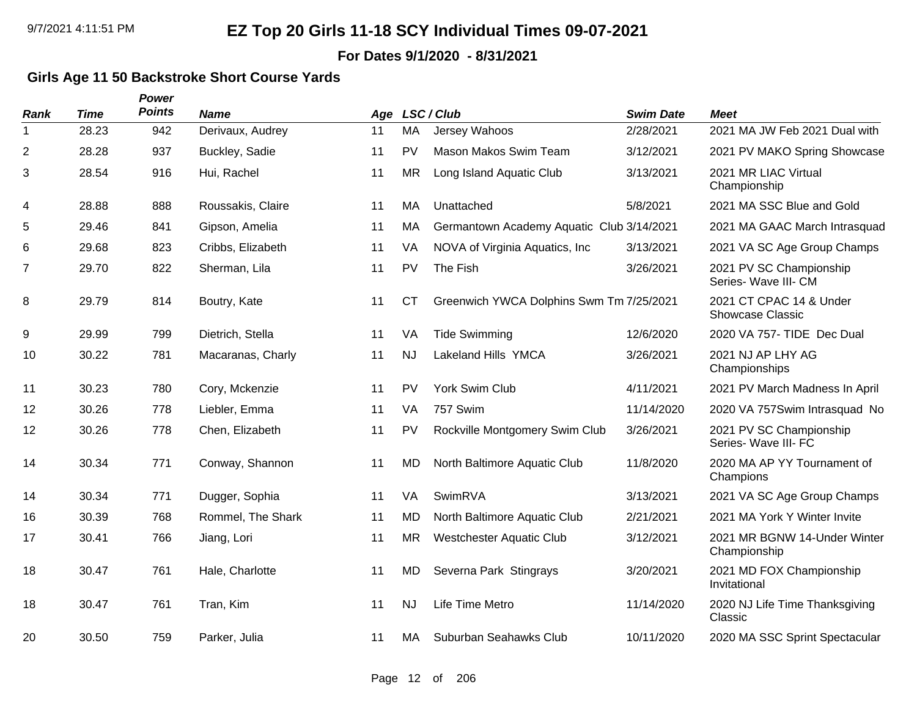# EZ Top 20 Girls 11-18 SCY Individual Times 09-07-2021

**For Dates 9/1/2020 - 8/31/2021**

### Girls Age 11 50 Backstroke Short Course Yards

| Rank | Time | Power Points | Name | Age | LSC | Club | Swim Date | Meet |
|---|---|---|---|---|---|---|---|---|
| 1 | 28.23 | 942 | Derivaux, Audrey | 11 | MA | Jersey Wahoos | 2/28/2021 | 2021 MA JW Feb 2021 Dual with |
| 2 | 28.28 | 937 | Buckley, Sadie | 11 | PV | Mason Makos Swim Team | 3/12/2021 | 2021 PV MAKO Spring Showcase |
| 3 | 28.54 | 916 | Hui, Rachel | 11 | MR | Long Island Aquatic Club | 3/13/2021 | 2021 MR LIAC Virtual Championship |
| 4 | 28.88 | 888 | Roussakis, Claire | 11 | MA | Unattached | 5/8/2021 | 2021 MA SSC Blue and Gold |
| 5 | 29.46 | 841 | Gipson, Amelia | 11 | MA | Germantown Academy Aquatic Club | 3/14/2021 | 2021 MA GAAC March Intrasquad |
| 6 | 29.68 | 823 | Cribbs, Elizabeth | 11 | VA | NOVA of Virginia Aquatics, Inc | 3/13/2021 | 2021 VA SC Age Group Champs |
| 7 | 29.70 | 822 | Sherman, Lila | 11 | PV | The Fish | 3/26/2021 | 2021 PV SC Championship Series- Wave III- CM |
| 8 | 29.79 | 814 | Boutry, Kate | 11 | CT | Greenwich YWCA Dolphins Swm Tm | 7/25/2021 | 2021 CT CPAC 14 & Under Showcase Classic |
| 9 | 29.99 | 799 | Dietrich, Stella | 11 | VA | Tide Swimming | 12/6/2020 | 2020 VA 757- TIDE Dec Dual |
| 10 | 30.22 | 781 | Macaranas, Charly | 11 | NJ | Lakeland Hills YMCA | 3/26/2021 | 2021 NJ AP LHY AG Championships |
| 11 | 30.23 | 780 | Cory, Mckenzie | 11 | PV | York Swim Club | 4/11/2021 | 2021 PV March Madness In April |
| 12 | 30.26 | 778 | Liebler, Emma | 11 | VA | 757 Swim | 11/14/2020 | 2020 VA 757Swim Intrasquad No |
| 12 | 30.26 | 778 | Chen, Elizabeth | 11 | PV | Rockville Montgomery Swim Club | 3/26/2021 | 2021 PV SC Championship Series- Wave III- FC |
| 14 | 30.34 | 771 | Conway, Shannon | 11 | MD | North Baltimore Aquatic Club | 11/8/2020 | 2020 MA AP YY Tournament of Champions |
| 14 | 30.34 | 771 | Dugger, Sophia | 11 | VA | SwimRVA | 3/13/2021 | 2021 VA SC Age Group Champs |
| 16 | 30.39 | 768 | Rommel, The Shark | 11 | MD | North Baltimore Aquatic Club | 2/21/2021 | 2021 MA York Y Winter Invite |
| 17 | 30.41 | 766 | Jiang, Lori | 11 | MR | Westchester Aquatic Club | 3/12/2021 | 2021 MR BGNW 14-Under Winter Championship |
| 18 | 30.47 | 761 | Hale, Charlotte | 11 | MD | Severna Park Stingrays | 3/20/2021 | 2021 MD FOX Championship Invitational |
| 18 | 30.47 | 761 | Tran, Kim | 11 | NJ | Life Time Metro | 11/14/2020 | 2020 NJ Life Time Thanksgiving Classic |
| 20 | 30.50 | 759 | Parker, Julia | 11 | MA | Suburban Seahawks Club | 10/11/2020 | 2020 MA SSC Sprint Spectacular |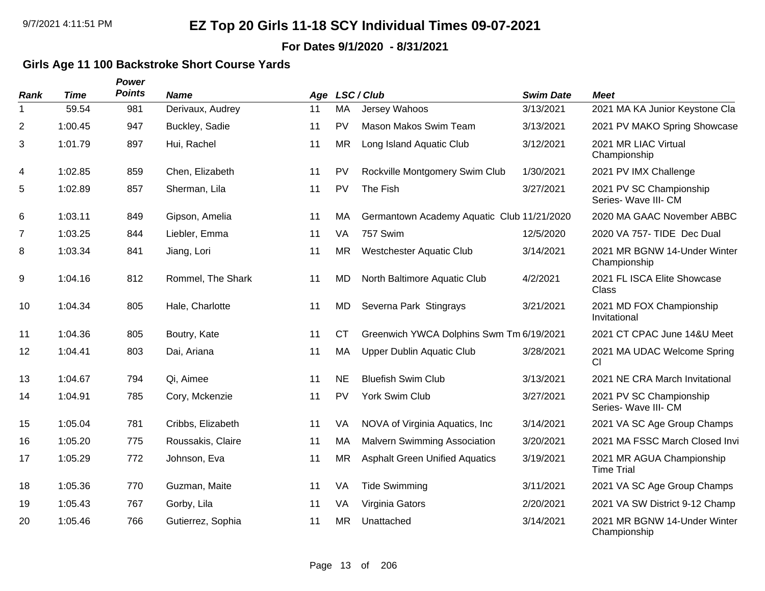# EZ Top 20 Girls 11-18 SCY Individual Times 09-07-2021

**For Dates 9/1/2020 - 8/31/2021**

## Girls Age 11 100 Backstroke Short Course Yards

| Rank | Time | Power Points | Name | Age | LSC | Club | Swim Date | Meet |
|---|---|---|---|---|---|---|---|---|
| 1 | 59.54 | 981 | Derivaux, Audrey | 11 | MA | Jersey Wahoos | 3/13/2021 | 2021 MA KA Junior Keystone Cla |
| 2 | 1:00.45 | 947 | Buckley, Sadie | 11 | PV | Mason Makos Swim Team | 3/13/2021 | 2021 PV MAKO Spring Showcase |
| 3 | 1:01.79 | 897 | Hui, Rachel | 11 | MR | Long Island Aquatic Club | 3/12/2021 | 2021 MR LIAC Virtual Championship |
| 4 | 1:02.85 | 859 | Chen, Elizabeth | 11 | PV | Rockville Montgomery Swim Club | 1/30/2021 | 2021 PV IMX Challenge |
| 5 | 1:02.89 | 857 | Sherman, Lila | 11 | PV | The Fish | 3/27/2021 | 2021 PV SC Championship Series- Wave III- CM |
| 6 | 1:03.11 | 849 | Gipson, Amelia | 11 | MA | Germantown Academy Aquatic Club | 11/21/2020 | 2020 MA GAAC November ABBC |
| 7 | 1:03.25 | 844 | Liebler, Emma | 11 | VA | 757 Swim | 12/5/2020 | 2020 VA 757- TIDE Dec Dual |
| 8 | 1:03.34 | 841 | Jiang, Lori | 11 | MR | Westchester Aquatic Club | 3/14/2021 | 2021 MR BGNW 14-Under Winter Championship |
| 9 | 1:04.16 | 812 | Rommel, The Shark | 11 | MD | North Baltimore Aquatic Club | 4/2/2021 | 2021 FL ISCA Elite Showcase Class |
| 10 | 1:04.34 | 805 | Hale, Charlotte | 11 | MD | Severna Park Stingrays | 3/21/2021 | 2021 MD FOX Championship Invitational |
| 11 | 1:04.36 | 805 | Boutry, Kate | 11 | CT | Greenwich YWCA Dolphins Swm Tm | 6/19/2021 | 2021 CT CPAC June 14&U Meet |
| 12 | 1:04.41 | 803 | Dai, Ariana | 11 | MA | Upper Dublin Aquatic Club | 3/28/2021 | 2021 MA UDAC Welcome Spring Cl |
| 13 | 1:04.67 | 794 | Qi, Aimee | 11 | NE | Bluefish Swim Club | 3/13/2021 | 2021 NE CRA March Invitational |
| 14 | 1:04.91 | 785 | Cory, Mckenzie | 11 | PV | York Swim Club | 3/27/2021 | 2021 PV SC Championship Series- Wave III- CM |
| 15 | 1:05.04 | 781 | Cribbs, Elizabeth | 11 | VA | NOVA of Virginia Aquatics, Inc | 3/14/2021 | 2021 VA SC Age Group Champs |
| 16 | 1:05.20 | 775 | Roussakis, Claire | 11 | MA | Malvern Swimming Association | 3/20/2021 | 2021 MA FSSC March Closed Invi |
| 17 | 1:05.29 | 772 | Johnson, Eva | 11 | MR | Asphalt Green Unified Aquatics | 3/19/2021 | 2021 MR AGUA Championship Time Trial |
| 18 | 1:05.36 | 770 | Guzman, Maite | 11 | VA | Tide Swimming | 3/11/2021 | 2021 VA SC Age Group Champs |
| 19 | 1:05.43 | 767 | Gorby, Lila | 11 | VA | Virginia Gators | 2/20/2021 | 2021 VA SW District 9-12 Champ |
| 20 | 1:05.46 | 766 | Gutierrez, Sophia | 11 | MR | Unattached | 3/14/2021 | 2021 MR BGNW 14-Under Winter Championship |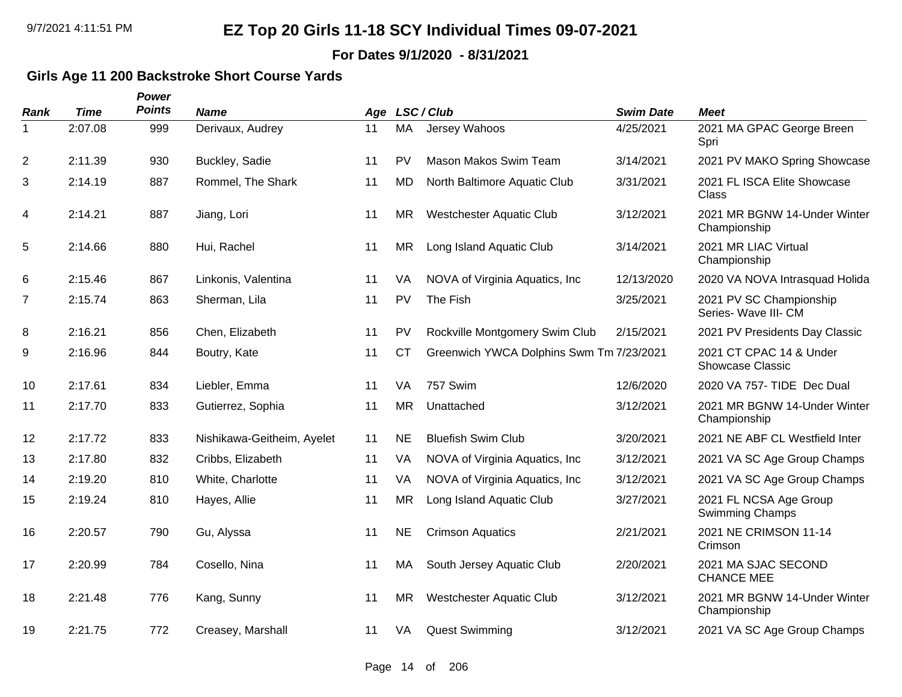# EZ Top 20 Girls 11-18 SCY Individual Times 09-07-2021

**For Dates 9/1/2020 - 8/31/2021**

### Girls Age 11 200 Backstroke Short Course Yards

| Rank | Time | Power Points | Name | Age | LSC / Club | | Swim Date | Meet |
|---|---|---|---|---|---|---|---|---|
| 1 | 2:07.08 | 999 | Derivaux, Audrey | 11 | MA | Jersey Wahoos | 4/25/2021 | 2021 MA GPAC George Breen Spri |
| 2 | 2:11.39 | 930 | Buckley, Sadie | 11 | PV | Mason Makos Swim Team | 3/14/2021 | 2021 PV MAKO Spring Showcase |
| 3 | 2:14.19 | 887 | Rommel, The Shark | 11 | MD | North Baltimore Aquatic Club | 3/31/2021 | 2021 FL ISCA Elite Showcase Class |
| 4 | 2:14.21 | 887 | Jiang, Lori | 11 | MR | Westchester Aquatic Club | 3/12/2021 | 2021 MR BGNW 14-Under Winter Championship |
| 5 | 2:14.66 | 880 | Hui, Rachel | 11 | MR | Long Island Aquatic Club | 3/14/2021 | 2021 MR LIAC Virtual Championship |
| 6 | 2:15.46 | 867 | Linkonis, Valentina | 11 | VA | NOVA of Virginia Aquatics, Inc | 12/13/2020 | 2020 VA NOVA Intrasquad Holida |
| 7 | 2:15.74 | 863 | Sherman, Lila | 11 | PV | The Fish | 3/25/2021 | 2021 PV SC Championship Series- Wave III- CM |
| 8 | 2:16.21 | 856 | Chen, Elizabeth | 11 | PV | Rockville Montgomery Swim Club | 2/15/2021 | 2021 PV Presidents Day Classic |
| 9 | 2:16.96 | 844 | Boutry, Kate | 11 | CT | Greenwich YWCA Dolphins Swm Tm | 7/23/2021 | 2021 CT CPAC 14 & Under Showcase Classic |
| 10 | 2:17.61 | 834 | Liebler, Emma | 11 | VA | 757 Swim | 12/6/2020 | 2020 VA 757- TIDE Dec Dual |
| 11 | 2:17.70 | 833 | Gutierrez, Sophia | 11 | MR | Unattached | 3/12/2021 | 2021 MR BGNW 14-Under Winter Championship |
| 12 | 2:17.72 | 833 | Nishikawa-Geitheim, Ayelet | 11 | NE | Bluefish Swim Club | 3/20/2021 | 2021 NE ABF CL Westfield Inter |
| 13 | 2:17.80 | 832 | Cribbs, Elizabeth | 11 | VA | NOVA of Virginia Aquatics, Inc | 3/12/2021 | 2021 VA SC Age Group Champs |
| 14 | 2:19.20 | 810 | White, Charlotte | 11 | VA | NOVA of Virginia Aquatics, Inc | 3/12/2021 | 2021 VA SC Age Group Champs |
| 15 | 2:19.24 | 810 | Hayes, Allie | 11 | MR | Long Island Aquatic Club | 3/27/2021 | 2021 FL NCSA Age Group Swimming Champs |
| 16 | 2:20.57 | 790 | Gu, Alyssa | 11 | NE | Crimson Aquatics | 2/21/2021 | 2021 NE CRIMSON 11-14 Crimson |
| 17 | 2:20.99 | 784 | Cosello, Nina | 11 | MA | South Jersey Aquatic Club | 2/20/2021 | 2021 MA SJAC SECOND CHANCE MEE |
| 18 | 2:21.48 | 776 | Kang, Sunny | 11 | MR | Westchester Aquatic Club | 3/12/2021 | 2021 MR BGNW 14-Under Winter Championship |
| 19 | 2:21.75 | 772 | Creasey, Marshall | 11 | VA | Quest Swimming | 3/12/2021 | 2021 VA SC Age Group Champs |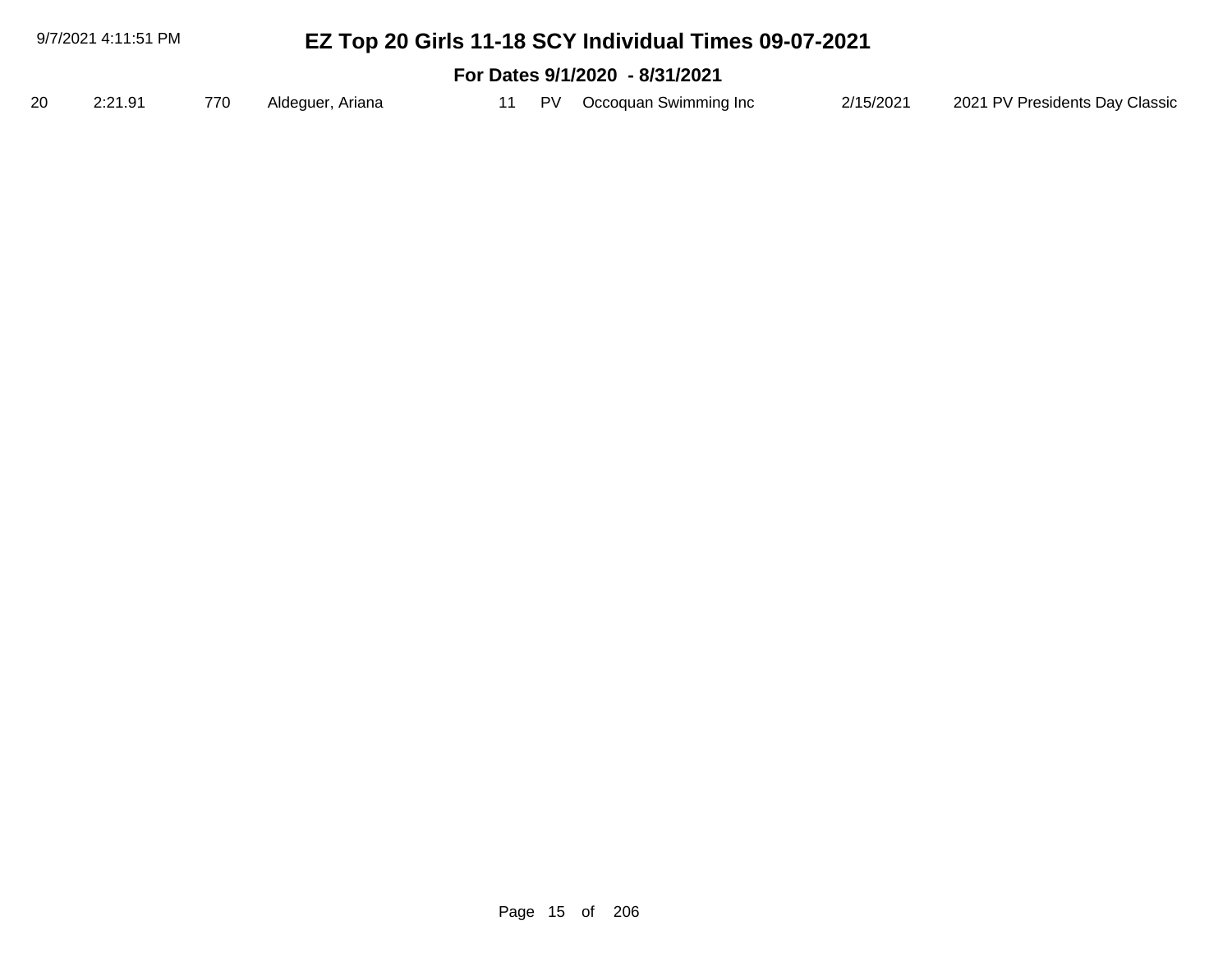| | | | | | | | | |
|---|---|---|---|---|---|---|---|---|
| 20 | 2:21.91 | 770 | Aldeguer, Ariana | 11 | PV | Occoquan Swimming Inc | 2/15/2021 | 2021 PV Presidents Day Classic |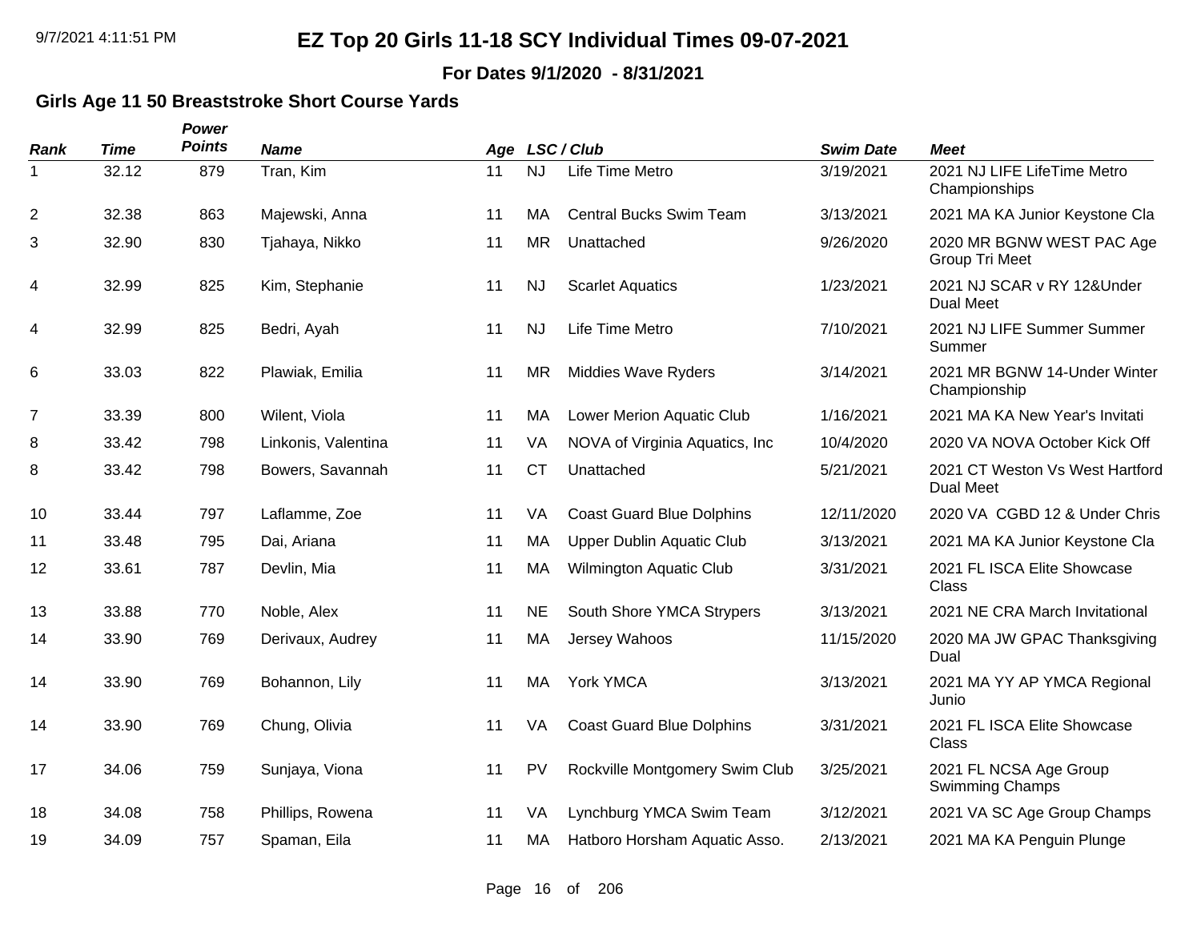# EZ Top 20 Girls 11-18 SCY Individual Times 09-07-2021

**For Dates 9/1/2020 - 8/31/2021**

## Girls Age 11 50 Breaststroke Short Course Yards

| Rank | Time | Power Points | Name | Age | LSC / Club | | Swim Date | Meet |
|---|---|---|---|---|---|---|---|---|
| 1 | 32.12 | 879 | Tran, Kim | 11 | NJ | Life Time Metro | 3/19/2021 | 2021 NJ LIFE LifeTime Metro Championships |
| 2 | 32.38 | 863 | Majewski, Anna | 11 | MA | Central Bucks Swim Team | 3/13/2021 | 2021 MA KA Junior Keystone Cla |
| 3 | 32.90 | 830 | Tjahaya, Nikko | 11 | MR | Unattached | 9/26/2020 | 2020 MR BGNW WEST PAC Age Group Tri Meet |
| 4 | 32.99 | 825 | Kim, Stephanie | 11 | NJ | Scarlet Aquatics | 1/23/2021 | 2021 NJ SCAR v RY 12&Under Dual Meet |
| 4 | 32.99 | 825 | Bedri, Ayah | 11 | NJ | Life Time Metro | 7/10/2021 | 2021 NJ LIFE Summer Summer Summer |
| 6 | 33.03 | 822 | Plawiak, Emilia | 11 | MR | Middies Wave Ryders | 3/14/2021 | 2021 MR BGNW 14-Under Winter Championship |
| 7 | 33.39 | 800 | Wilent, Viola | 11 | MA | Lower Merion Aquatic Club | 1/16/2021 | 2021 MA KA New Year's Invitati |
| 8 | 33.42 | 798 | Linkonis, Valentina | 11 | VA | NOVA of Virginia Aquatics, Inc | 10/4/2020 | 2020 VA NOVA October Kick Off |
| 8 | 33.42 | 798 | Bowers, Savannah | 11 | CT | Unattached | 5/21/2021 | 2021 CT Weston Vs West Hartford Dual Meet |
| 10 | 33.44 | 797 | Laflamme, Zoe | 11 | VA | Coast Guard Blue Dolphins | 12/11/2020 | 2020 VA CGBD 12 & Under Chris |
| 11 | 33.48 | 795 | Dai, Ariana | 11 | MA | Upper Dublin Aquatic Club | 3/13/2021 | 2021 MA KA Junior Keystone Cla |
| 12 | 33.61 | 787 | Devlin, Mia | 11 | MA | Wilmington Aquatic Club | 3/31/2021 | 2021 FL ISCA Elite Showcase Class |
| 13 | 33.88 | 770 | Noble, Alex | 11 | NE | South Shore YMCA Strypers | 3/13/2021 | 2021 NE CRA March Invitational |
| 14 | 33.90 | 769 | Derivaux, Audrey | 11 | MA | Jersey Wahoos | 11/15/2020 | 2020 MA JW GPAC Thanksgiving Dual |
| 14 | 33.90 | 769 | Bohannon, Lily | 11 | MA | York YMCA | 3/13/2021 | 2021 MA YY AP YMCA Regional Junio |
| 14 | 33.90 | 769 | Chung, Olivia | 11 | VA | Coast Guard Blue Dolphins | 3/31/2021 | 2021 FL ISCA Elite Showcase Class |
| 17 | 34.06 | 759 | Sunjaya, Viona | 11 | PV | Rockville Montgomery Swim Club | 3/25/2021 | 2021 FL NCSA Age Group Swimming Champs |
| 18 | 34.08 | 758 | Phillips, Rowena | 11 | VA | Lynchburg YMCA Swim Team | 3/12/2021 | 2021 VA SC Age Group Champs |
| 19 | 34.09 | 757 | Spaman, Eila | 11 | MA | Hatboro Horsham Aquatic Asso. | 2/13/2021 | 2021 MA KA Penguin Plunge |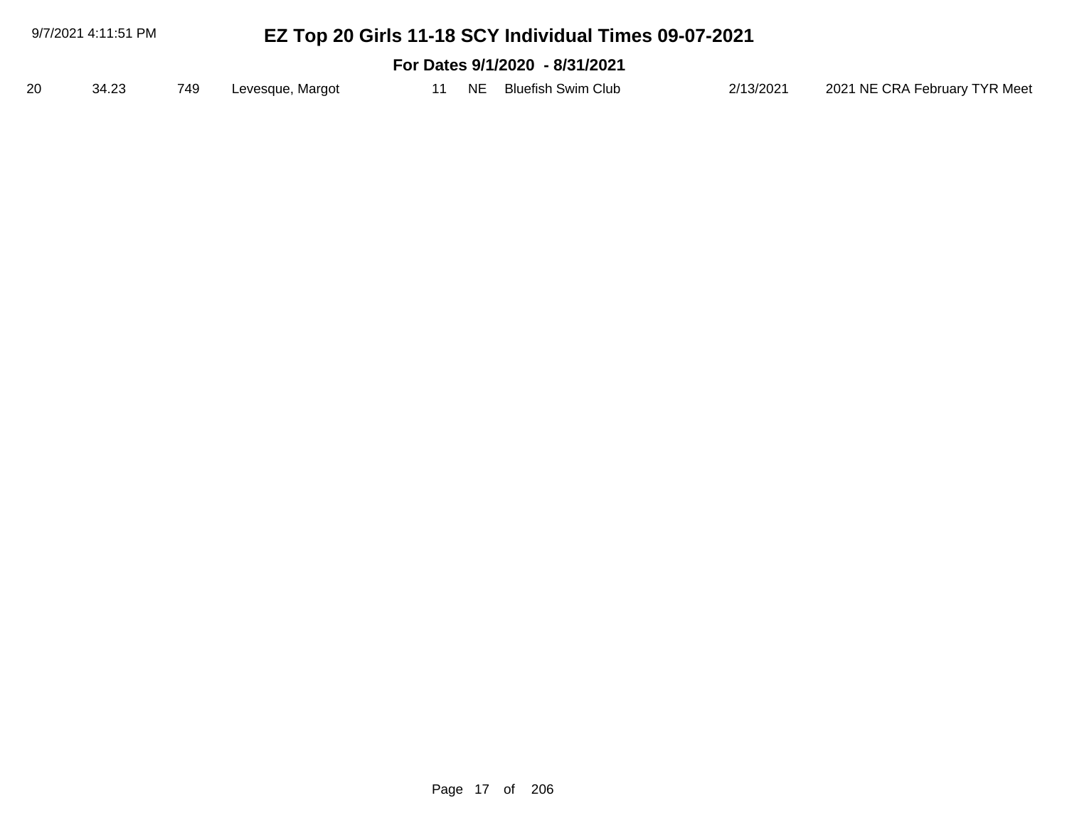# EZ Top 20 Girls 11-18 SCY Individual Times 09-07-2021

## For Dates 9/1/2020 - 8/31/2021

| | | | | | | | | |
|---|---|---|---|---|---|---|---|---|
| 20 | 34.23 | 749 | Levesque, Margot | 11 | NE | Bluefish Swim Club | 2/13/2021 | 2021 NE CRA February TYR Meet |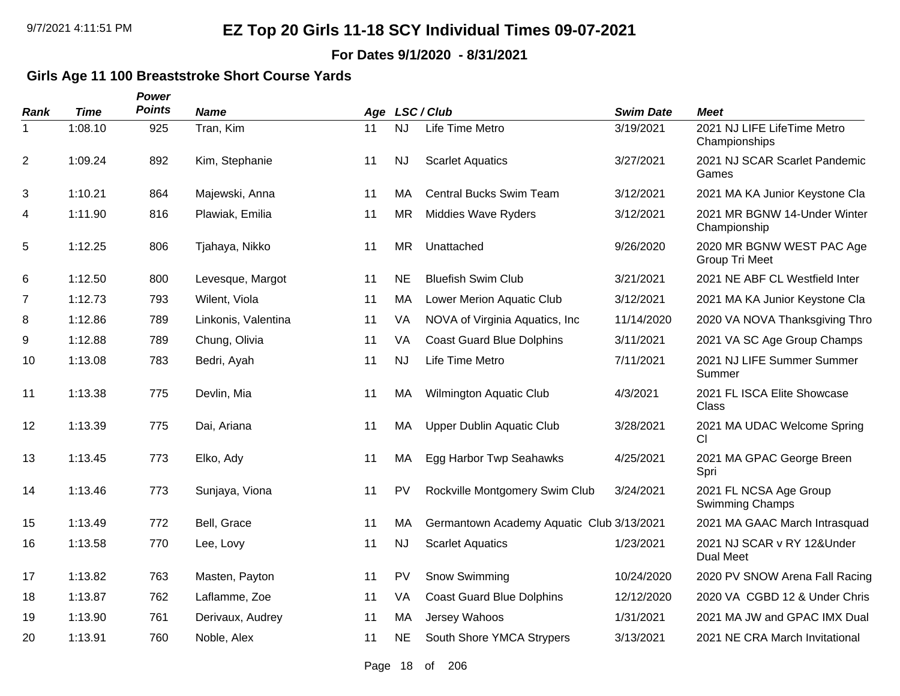# EZ Top 20 Girls 11-18 SCY Individual Times 09-07-2021

**For Dates 9/1/2020 - 8/31/2021**

### Girls Age 11 100 Breaststroke Short Course Yards

| Rank | Time | Power Points | Name | Age | LSC / Club | | Swim Date | Meet |
|---|---|---|---|---|---|---|---|---|
| 1 | 1:08.10 | 925 | Tran, Kim | 11 | NJ | Life Time Metro | 3/19/2021 | 2021 NJ LIFE LifeTime Metro Championships |
| 2 | 1:09.24 | 892 | Kim, Stephanie | 11 | NJ | Scarlet Aquatics | 3/27/2021 | 2021 NJ SCAR Scarlet Pandemic Games |
| 3 | 1:10.21 | 864 | Majewski, Anna | 11 | MA | Central Bucks Swim Team | 3/12/2021 | 2021 MA KA Junior Keystone Cla |
| 4 | 1:11.90 | 816 | Plawiak, Emilia | 11 | MR | Middies Wave Ryders | 3/12/2021 | 2021 MR BGNW 14-Under Winter Championship |
| 5 | 1:12.25 | 806 | Tjahaya, Nikko | 11 | MR | Unattached | 9/26/2020 | 2020 MR BGNW WEST PAC Age Group Tri Meet |
| 6 | 1:12.50 | 800 | Levesque, Margot | 11 | NE | Bluefish Swim Club | 3/21/2021 | 2021 NE ABF CL Westfield Inter |
| 7 | 1:12.73 | 793 | Wilent, Viola | 11 | MA | Lower Merion Aquatic Club | 3/12/2021 | 2021 MA KA Junior Keystone Cla |
| 8 | 1:12.86 | 789 | Linkonis, Valentina | 11 | VA | NOVA of Virginia Aquatics, Inc | 11/14/2020 | 2020 VA NOVA Thanksgiving Thro |
| 9 | 1:12.88 | 789 | Chung, Olivia | 11 | VA | Coast Guard Blue Dolphins | 3/11/2021 | 2021 VA SC Age Group Champs |
| 10 | 1:13.08 | 783 | Bedri, Ayah | 11 | NJ | Life Time Metro | 7/11/2021 | 2021 NJ LIFE Summer Summer Summer |
| 11 | 1:13.38 | 775 | Devlin, Mia | 11 | MA | Wilmington Aquatic Club | 4/3/2021 | 2021 FL ISCA Elite Showcase Class |
| 12 | 1:13.39 | 775 | Dai, Ariana | 11 | MA | Upper Dublin Aquatic Club | 3/28/2021 | 2021 MA UDAC Welcome Spring Cl |
| 13 | 1:13.45 | 773 | Elko, Ady | 11 | MA | Egg Harbor Twp Seahawks | 4/25/2021 | 2021 MA GPAC George Breen Spri |
| 14 | 1:13.46 | 773 | Sunjaya, Viona | 11 | PV | Rockville Montgomery Swim Club | 3/24/2021 | 2021 FL NCSA Age Group Swimming Champs |
| 15 | 1:13.49 | 772 | Bell, Grace | 11 | MA | Germantown Academy Aquatic Club | 3/13/2021 | 2021 MA GAAC March Intrasquad |
| 16 | 1:13.58 | 770 | Lee, Lovy | 11 | NJ | Scarlet Aquatics | 1/23/2021 | 2021 NJ SCAR v RY 12&Under Dual Meet |
| 17 | 1:13.82 | 763 | Masten, Payton | 11 | PV | Snow Swimming | 10/24/2020 | 2020 PV SNOW Arena Fall Racing |
| 18 | 1:13.87 | 762 | Laflamme, Zoe | 11 | VA | Coast Guard Blue Dolphins | 12/12/2020 | 2020 VA CGBD 12 & Under Chris |
| 19 | 1:13.90 | 761 | Derivaux, Audrey | 11 | MA | Jersey Wahoos | 1/31/2021 | 2021 MA JW and GPAC IMX Dual |
| 20 | 1:13.91 | 760 | Noble, Alex | 11 | NE | South Shore YMCA Strypers | 3/13/2021 | 2021 NE CRA March Invitational |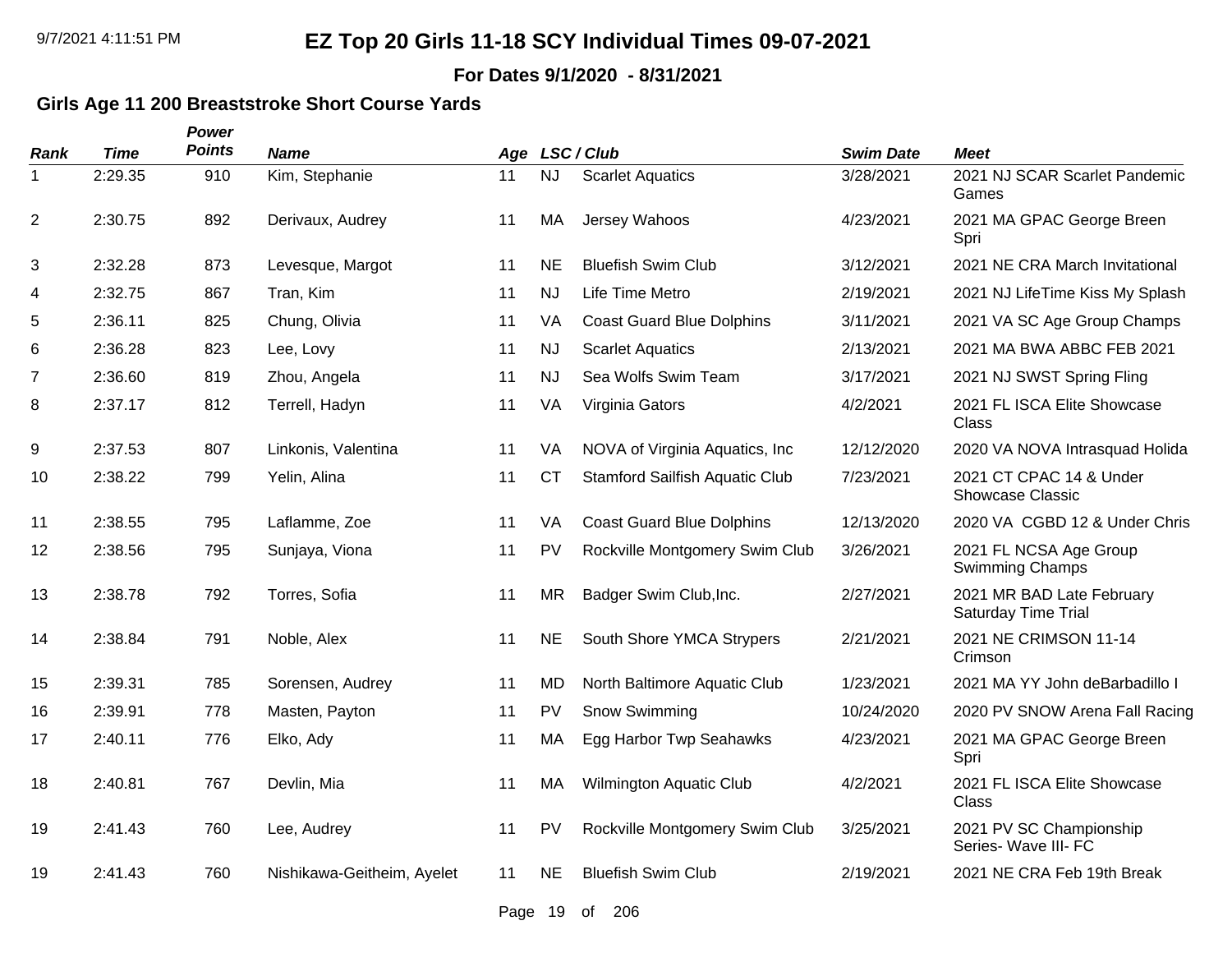# EZ Top 20 Girls 11-18 SCY Individual Times 09-07-2021

**For Dates 9/1/2020 - 8/31/2021**

## Girls Age 11 200 Breaststroke Short Course Yards

| Rank | Time | Power Points | Name | Age | LSC | Club | Swim Date | Meet |
|---|---|---|---|---|---|---|---|---|
| 1 | 2:29.35 | 910 | Kim, Stephanie | 11 | NJ | Scarlet Aquatics | 3/28/2021 | 2021 NJ SCAR Scarlet Pandemic Games |
| 2 | 2:30.75 | 892 | Derivaux, Audrey | 11 | MA | Jersey Wahoos | 4/23/2021 | 2021 MA GPAC George Breen Spri |
| 3 | 2:32.28 | 873 | Levesque, Margot | 11 | NE | Bluefish Swim Club | 3/12/2021 | 2021 NE CRA March Invitational |
| 4 | 2:32.75 | 867 | Tran, Kim | 11 | NJ | Life Time Metro | 2/19/2021 | 2021 NJ LifeTime Kiss My Splash |
| 5 | 2:36.11 | 825 | Chung, Olivia | 11 | VA | Coast Guard Blue Dolphins | 3/11/2021 | 2021 VA SC Age Group Champs |
| 6 | 2:36.28 | 823 | Lee, Lovy | 11 | NJ | Scarlet Aquatics | 2/13/2021 | 2021 MA BWA ABBC FEB 2021 |
| 7 | 2:36.60 | 819 | Zhou, Angela | 11 | NJ | Sea Wolfs Swim Team | 3/17/2021 | 2021 NJ SWST Spring Fling |
| 8 | 2:37.17 | 812 | Terrell, Hadyn | 11 | VA | Virginia Gators | 4/2/2021 | 2021 FL ISCA Elite Showcase Class |
| 9 | 2:37.53 | 807 | Linkonis, Valentina | 11 | VA | NOVA of Virginia Aquatics, Inc | 12/12/2020 | 2020 VA NOVA Intrasquad Holida |
| 10 | 2:38.22 | 799 | Yelin, Alina | 11 | CT | Stamford Sailfish Aquatic Club | 7/23/2021 | 2021 CT CPAC 14 & Under Showcase Classic |
| 11 | 2:38.55 | 795 | Laflamme, Zoe | 11 | VA | Coast Guard Blue Dolphins | 12/13/2020 | 2020 VA CGBD 12 & Under Chris |
| 12 | 2:38.56 | 795 | Sunjaya, Viona | 11 | PV | Rockville Montgomery Swim Club | 3/26/2021 | 2021 FL NCSA Age Group Swimming Champs |
| 13 | 2:38.78 | 792 | Torres, Sofia | 11 | MR | Badger Swim Club,Inc. | 2/27/2021 | 2021 MR BAD Late February Saturday Time Trial |
| 14 | 2:38.84 | 791 | Noble, Alex | 11 | NE | South Shore YMCA Strypers | 2/21/2021 | 2021 NE CRIMSON 11-14 Crimson |
| 15 | 2:39.31 | 785 | Sorensen, Audrey | 11 | MD | North Baltimore Aquatic Club | 1/23/2021 | 2021 MA YY John deBarbadillo I |
| 16 | 2:39.91 | 778 | Masten, Payton | 11 | PV | Snow Swimming | 10/24/2020 | 2020 PV SNOW Arena Fall Racing |
| 17 | 2:40.11 | 776 | Elko, Ady | 11 | MA | Egg Harbor Twp Seahawks | 4/23/2021 | 2021 MA GPAC George Breen Spri |
| 18 | 2:40.81 | 767 | Devlin, Mia | 11 | MA | Wilmington Aquatic Club | 4/2/2021 | 2021 FL ISCA Elite Showcase Class |
| 19 | 2:41.43 | 760 | Lee, Audrey | 11 | PV | Rockville Montgomery Swim Club | 3/25/2021 | 2021 PV SC Championship Series- Wave III- FC |
| 19 | 2:41.43 | 760 | Nishikawa-Geitheim, Ayelet | 11 | NE | Bluefish Swim Club | 2/19/2021 | 2021 NE CRA Feb 19th Break |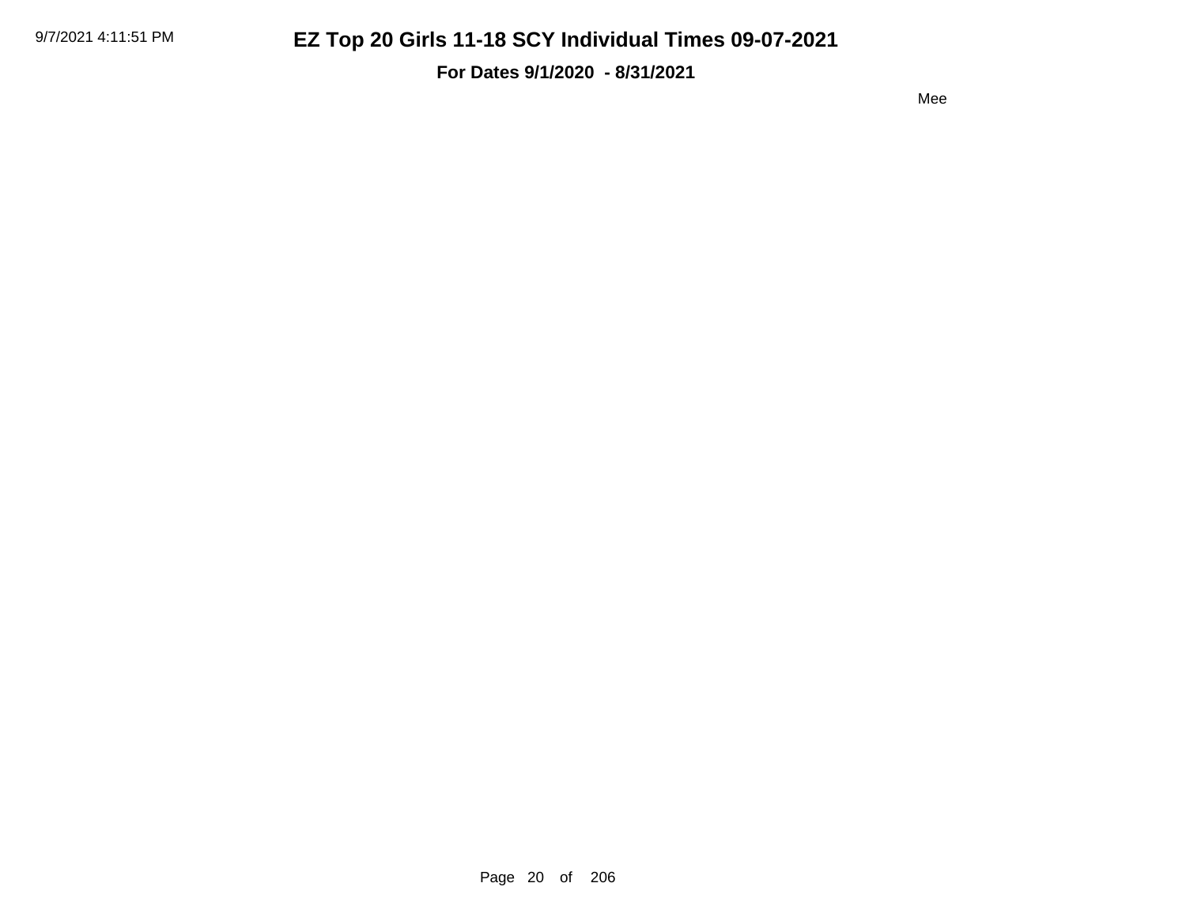# EZ Top 20 Girls 11-18 SCY Individual Times 09-07-2021

**For Dates 9/1/2020 - 8/31/2021**

Mee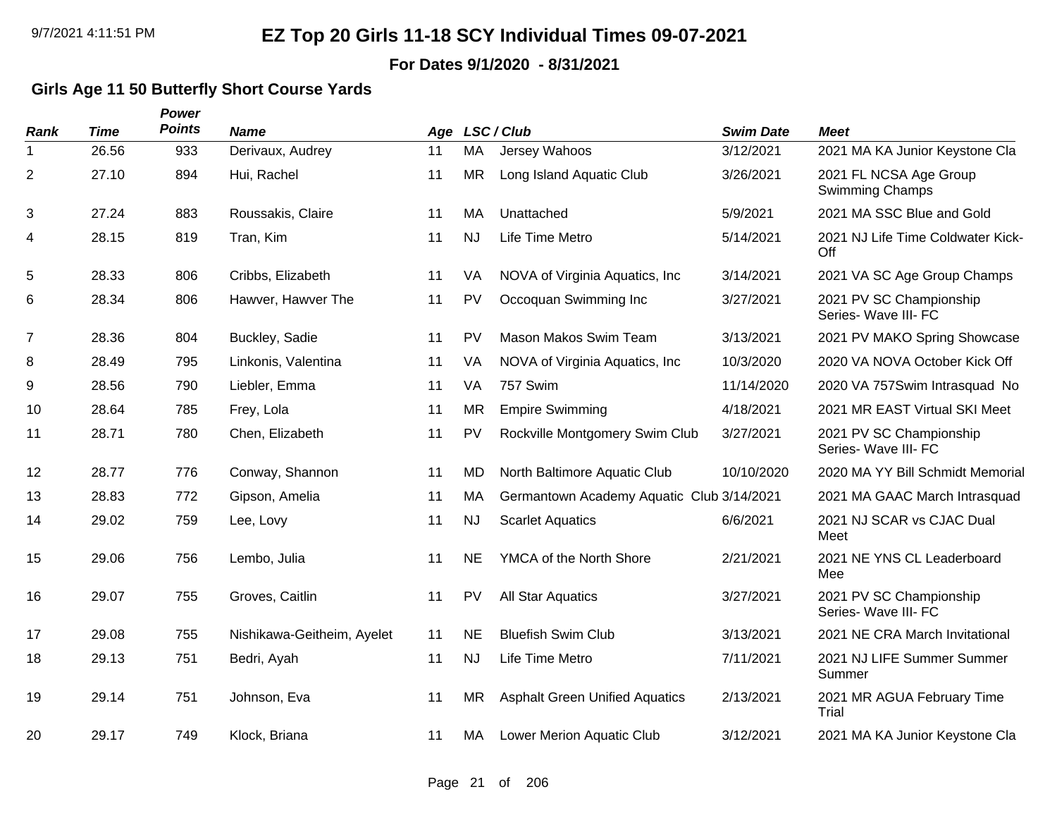# EZ Top 20 Girls 11-18 SCY Individual Times 09-07-2021

**For Dates 9/1/2020 - 8/31/2021**

### Girls Age 11 50 Butterfly Short Course Yards

| Rank | Time | Power Points | Name | Age | LSC | Club | Swim Date | Meet |
|---|---|---|---|---|---|---|---|---|
| 1 | 26.56 | 933 | Derivaux, Audrey | 11 | MA | Jersey Wahoos | 3/12/2021 | 2021 MA KA Junior Keystone Cla |
| 2 | 27.10 | 894 | Hui, Rachel | 11 | MR | Long Island Aquatic Club | 3/26/2021 | 2021 FL NCSA Age Group Swimming Champs |
| 3 | 27.24 | 883 | Roussakis, Claire | 11 | MA | Unattached | 5/9/2021 | 2021 MA SSC Blue and Gold |
| 4 | 28.15 | 819 | Tran, Kim | 11 | NJ | Life Time Metro | 5/14/2021 | 2021 NJ Life Time Coldwater Kick-Off |
| 5 | 28.33 | 806 | Cribbs, Elizabeth | 11 | VA | NOVA of Virginia Aquatics, Inc | 3/14/2021 | 2021 VA SC Age Group Champs |
| 6 | 28.34 | 806 | Hawver, Hawver The | 11 | PV | Occoquan Swimming Inc | 3/27/2021 | 2021 PV SC Championship Series- Wave III- FC |
| 7 | 28.36 | 804 | Buckley, Sadie | 11 | PV | Mason Makos Swim Team | 3/13/2021 | 2021 PV MAKO Spring Showcase |
| 8 | 28.49 | 795 | Linkonis, Valentina | 11 | VA | NOVA of Virginia Aquatics, Inc | 10/3/2020 | 2020 VA NOVA October Kick Off |
| 9 | 28.56 | 790 | Liebler, Emma | 11 | VA | 757 Swim | 11/14/2020 | 2020 VA 757Swim Intrasquad No |
| 10 | 28.64 | 785 | Frey, Lola | 11 | MR | Empire Swimming | 4/18/2021 | 2021 MR EAST Virtual SKI Meet |
| 11 | 28.71 | 780 | Chen, Elizabeth | 11 | PV | Rockville Montgomery Swim Club | 3/27/2021 | 2021 PV SC Championship Series- Wave III- FC |
| 12 | 28.77 | 776 | Conway, Shannon | 11 | MD | North Baltimore Aquatic Club | 10/10/2020 | 2020 MA YY Bill Schmidt Memorial |
| 13 | 28.83 | 772 | Gipson, Amelia | 11 | MA | Germantown Academy Aquatic Club | 3/14/2021 | 2021 MA GAAC March Intrasquad |
| 14 | 29.02 | 759 | Lee, Lovy | 11 | NJ | Scarlet Aquatics | 6/6/2021 | 2021 NJ SCAR vs CJAC Dual Meet |
| 15 | 29.06 | 756 | Lembo, Julia | 11 | NE | YMCA of the North Shore | 2/21/2021 | 2021 NE YNS CL Leaderboard Mee |
| 16 | 29.07 | 755 | Groves, Caitlin | 11 | PV | All Star Aquatics | 3/27/2021 | 2021 PV SC Championship Series- Wave III- FC |
| 17 | 29.08 | 755 | Nishikawa-Geitheim, Ayelet | 11 | NE | Bluefish Swim Club | 3/13/2021 | 2021 NE CRA March Invitational |
| 18 | 29.13 | 751 | Bedri, Ayah | 11 | NJ | Life Time Metro | 7/11/2021 | 2021 NJ LIFE Summer Summer Summer |
| 19 | 29.14 | 751 | Johnson, Eva | 11 | MR | Asphalt Green Unified Aquatics | 2/13/2021 | 2021 MR AGUA February Time Trial |
| 20 | 29.17 | 749 | Klock, Briana | 11 | MA | Lower Merion Aquatic Club | 3/12/2021 | 2021 MA KA Junior Keystone Cla |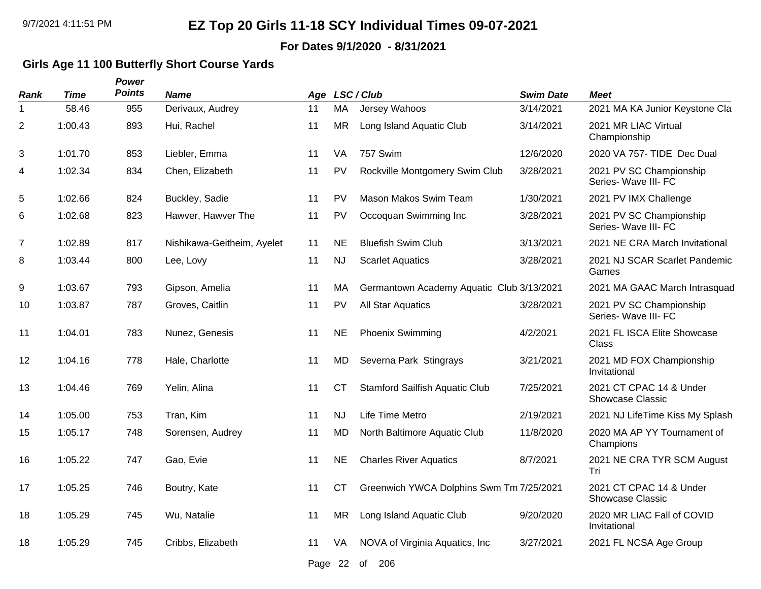# EZ Top 20 Girls 11-18 SCY Individual Times 09-07-2021

**For Dates 9/1/2020 - 8/31/2021**

## Girls Age 11 100 Butterfly Short Course Yards

| Rank | Time | Power Points | Name | Age | LSC | Club | Swim Date | Meet |
|---|---|---|---|---|---|---|---|---|
| 1 | 58.46 | 955 | Derivaux, Audrey | 11 | MA | Jersey Wahoos | 3/14/2021 | 2021 MA KA Junior Keystone Cla |
| 2 | 1:00.43 | 893 | Hui, Rachel | 11 | MR | Long Island Aquatic Club | 3/14/2021 | 2021 MR LIAC Virtual Championship |
| 3 | 1:01.70 | 853 | Liebler, Emma | 11 | VA | 757 Swim | 12/6/2020 | 2020 VA 757- TIDE Dec Dual |
| 4 | 1:02.34 | 834 | Chen, Elizabeth | 11 | PV | Rockville Montgomery Swim Club | 3/28/2021 | 2021 PV SC Championship Series- Wave III- FC |
| 5 | 1:02.66 | 824 | Buckley, Sadie | 11 | PV | Mason Makos Swim Team | 1/30/2021 | 2021 PV IMX Challenge |
| 6 | 1:02.68 | 823 | Hawver, Hawver The | 11 | PV | Occoquan Swimming Inc | 3/28/2021 | 2021 PV SC Championship Series- Wave III- FC |
| 7 | 1:02.89 | 817 | Nishikawa-Geitheim, Ayelet | 11 | NE | Bluefish Swim Club | 3/13/2021 | 2021 NE CRA March Invitational |
| 8 | 1:03.44 | 800 | Lee, Lovy | 11 | NJ | Scarlet Aquatics | 3/28/2021 | 2021 NJ SCAR Scarlet Pandemic Games |
| 9 | 1:03.67 | 793 | Gipson, Amelia | 11 | MA | Germantown Academy Aquatic Club | 3/13/2021 | 2021 MA GAAC March Intrasquad |
| 10 | 1:03.87 | 787 | Groves, Caitlin | 11 | PV | All Star Aquatics | 3/28/2021 | 2021 PV SC Championship Series- Wave III- FC |
| 11 | 1:04.01 | 783 | Nunez, Genesis | 11 | NE | Phoenix Swimming | 4/2/2021 | 2021 FL ISCA Elite Showcase Class |
| 12 | 1:04.16 | 778 | Hale, Charlotte | 11 | MD | Severna Park Stingrays | 3/21/2021 | 2021 MD FOX Championship Invitational |
| 13 | 1:04.46 | 769 | Yelin, Alina | 11 | CT | Stamford Sailfish Aquatic Club | 7/25/2021 | 2021 CT CPAC 14 & Under Showcase Classic |
| 14 | 1:05.00 | 753 | Tran, Kim | 11 | NJ | Life Time Metro | 2/19/2021 | 2021 NJ LifeTime Kiss My Splash |
| 15 | 1:05.17 | 748 | Sorensen, Audrey | 11 | MD | North Baltimore Aquatic Club | 11/8/2020 | 2020 MA AP YY Tournament of Champions |
| 16 | 1:05.22 | 747 | Gao, Evie | 11 | NE | Charles River Aquatics | 8/7/2021 | 2021 NE CRA TYR SCM August Tri |
| 17 | 1:05.25 | 746 | Boutry, Kate | 11 | CT | Greenwich YWCA Dolphins Swm Tm | 7/25/2021 | 2021 CT CPAC 14 & Under Showcase Classic |
| 18 | 1:05.29 | 745 | Wu, Natalie | 11 | MR | Long Island Aquatic Club | 9/20/2020 | 2020 MR LIAC Fall of COVID Invitational |
| 18 | 1:05.29 | 745 | Cribbs, Elizabeth | 11 | VA | NOVA of Virginia Aquatics, Inc | 3/27/2021 | 2021 FL NCSA Age Group |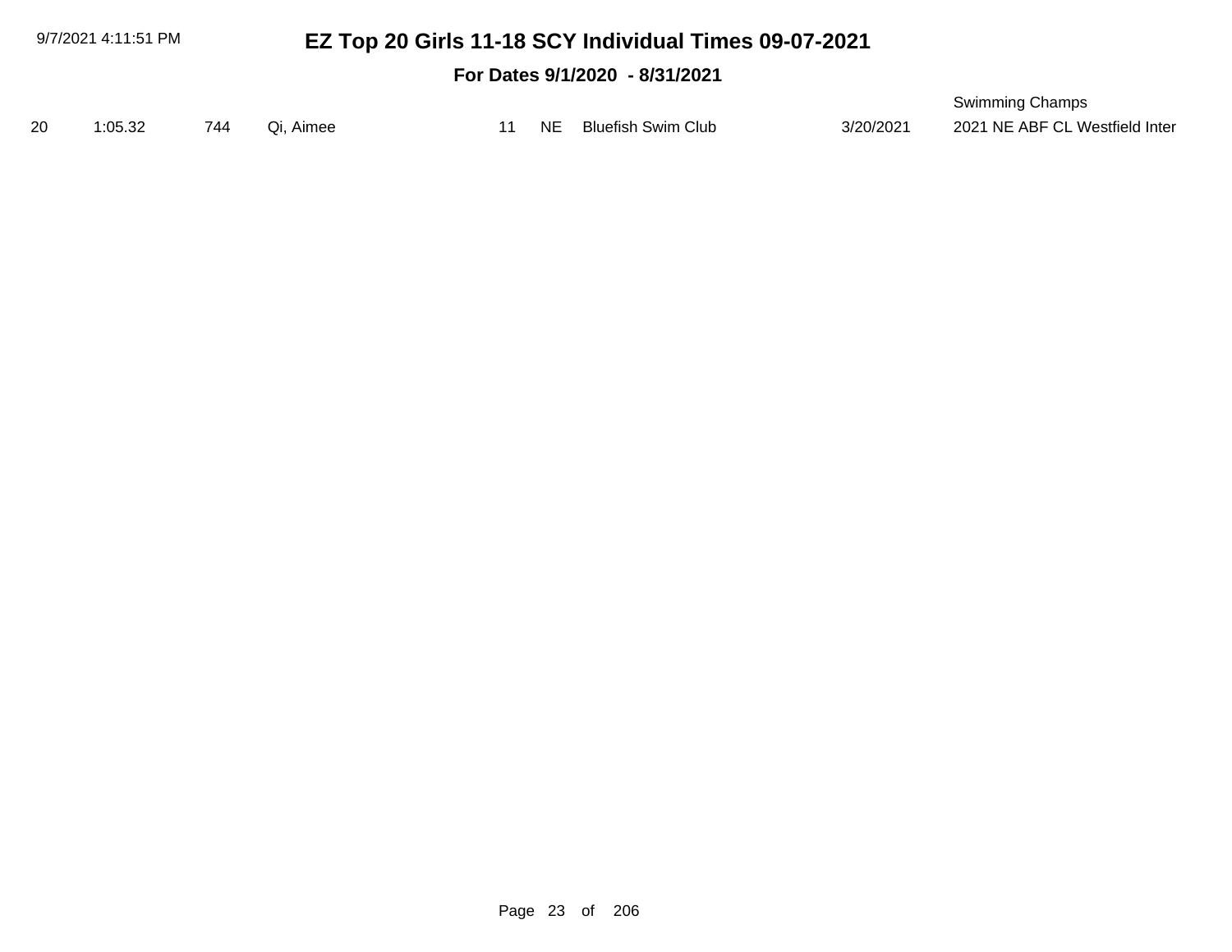# EZ Top 20 Girls 11-18 SCY Individual Times 09-07-2021

**For Dates 9/1/2020 - 8/31/2021**

| | | | | | | | | |
|---|---|---|---|---|---|---|---|---|
| 20 | 1:05.32 | 744 | Qi, Aimee | 11 | NE | Bluefish Swim Club | 3/20/2021 | Swimming Champs 2021 NE ABF CL Westfield Inter |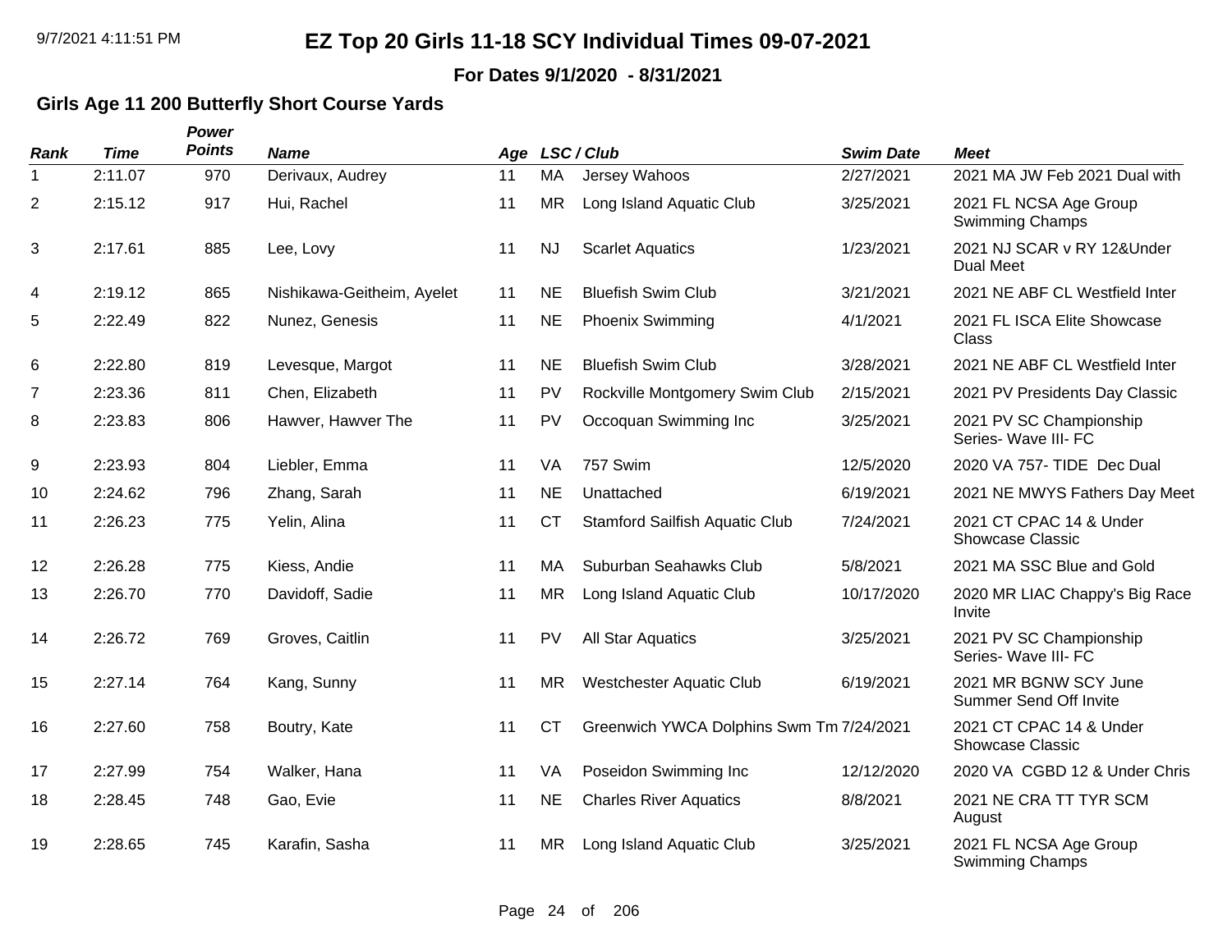# EZ Top 20 Girls 11-18 SCY Individual Times 09-07-2021

**For Dates 9/1/2020 - 8/31/2021**

## Girls Age 11 200 Butterfly Short Course Yards

| Rank | Time | Power Points | Name | Age | LSC / Club | | Swim Date | Meet |
|---|---|---|---|---|---|---|---|---|
| 1 | 2:11.07 | 970 | Derivaux, Audrey | 11 | MA | Jersey Wahoos | 2/27/2021 | 2021 MA JW Feb 2021 Dual with |
| 2 | 2:15.12 | 917 | Hui, Rachel | 11 | MR | Long Island Aquatic Club | 3/25/2021 | 2021 FL NCSA Age Group Swimming Champs |
| 3 | 2:17.61 | 885 | Lee, Lovy | 11 | NJ | Scarlet Aquatics | 1/23/2021 | 2021 NJ SCAR v RY 12&Under Dual Meet |
| 4 | 2:19.12 | 865 | Nishikawa-Geitheim, Ayelet | 11 | NE | Bluefish Swim Club | 3/21/2021 | 2021 NE ABF CL Westfield Inter |
| 5 | 2:22.49 | 822 | Nunez, Genesis | 11 | NE | Phoenix Swimming | 4/1/2021 | 2021 FL ISCA Elite Showcase Class |
| 6 | 2:22.80 | 819 | Levesque, Margot | 11 | NE | Bluefish Swim Club | 3/28/2021 | 2021 NE ABF CL Westfield Inter |
| 7 | 2:23.36 | 811 | Chen, Elizabeth | 11 | PV | Rockville Montgomery Swim Club | 2/15/2021 | 2021 PV Presidents Day Classic |
| 8 | 2:23.83 | 806 | Hawver, Hawver The | 11 | PV | Occoquan Swimming Inc | 3/25/2021 | 2021 PV SC Championship Series- Wave III- FC |
| 9 | 2:23.93 | 804 | Liebler, Emma | 11 | VA | 757 Swim | 12/5/2020 | 2020 VA 757- TIDE Dec Dual |
| 10 | 2:24.62 | 796 | Zhang, Sarah | 11 | NE | Unattached | 6/19/2021 | 2021 NE MWYS Fathers Day Meet |
| 11 | 2:26.23 | 775 | Yelin, Alina | 11 | CT | Stamford Sailfish Aquatic Club | 7/24/2021 | 2021 CT CPAC 14 & Under Showcase Classic |
| 12 | 2:26.28 | 775 | Kiess, Andie | 11 | MA | Suburban Seahawks Club | 5/8/2021 | 2021 MA SSC Blue and Gold |
| 13 | 2:26.70 | 770 | Davidoff, Sadie | 11 | MR | Long Island Aquatic Club | 10/17/2020 | 2020 MR LIAC Chappy's Big Race Invite |
| 14 | 2:26.72 | 769 | Groves, Caitlin | 11 | PV | All Star Aquatics | 3/25/2021 | 2021 PV SC Championship Series- Wave III- FC |
| 15 | 2:27.14 | 764 | Kang, Sunny | 11 | MR | Westchester Aquatic Club | 6/19/2021 | 2021 MR BGNW SCY June Summer Send Off Invite |
| 16 | 2:27.60 | 758 | Boutry, Kate | 11 | CT | Greenwich YWCA Dolphins Swm Tm | 7/24/2021 | 2021 CT CPAC 14 & Under Showcase Classic |
| 17 | 2:27.99 | 754 | Walker, Hana | 11 | VA | Poseidon Swimming Inc | 12/12/2020 | 2020 VA CGBD 12 & Under Chris |
| 18 | 2:28.45 | 748 | Gao, Evie | 11 | NE | Charles River Aquatics | 8/8/2021 | 2021 NE CRA TT TYR SCM August |
| 19 | 2:28.65 | 745 | Karafin, Sasha | 11 | MR | Long Island Aquatic Club | 3/25/2021 | 2021 FL NCSA Age Group Swimming Champs |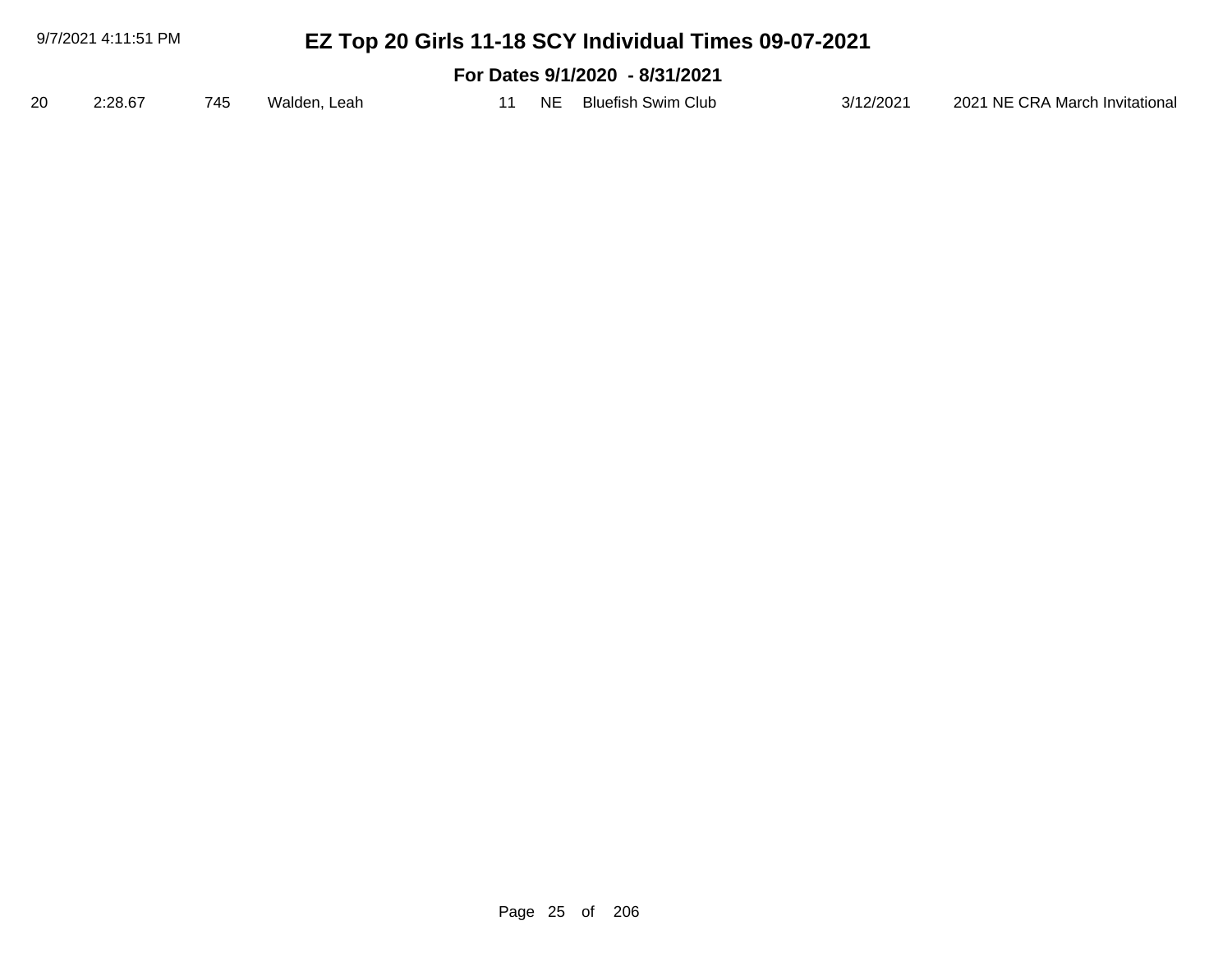# EZ Top 20 Girls 11-18 SCY Individual Times 09-07-2021

**For Dates 9/1/2020 - 8/31/2021**

| | | | | | | | | |
|---|---|---|---|---|---|---|---|---|
| 20 | 2:28.67 | 745 | Walden, Leah | 11 | NE | Bluefish Swim Club | 3/12/2021 | 2021 NE CRA March Invitational |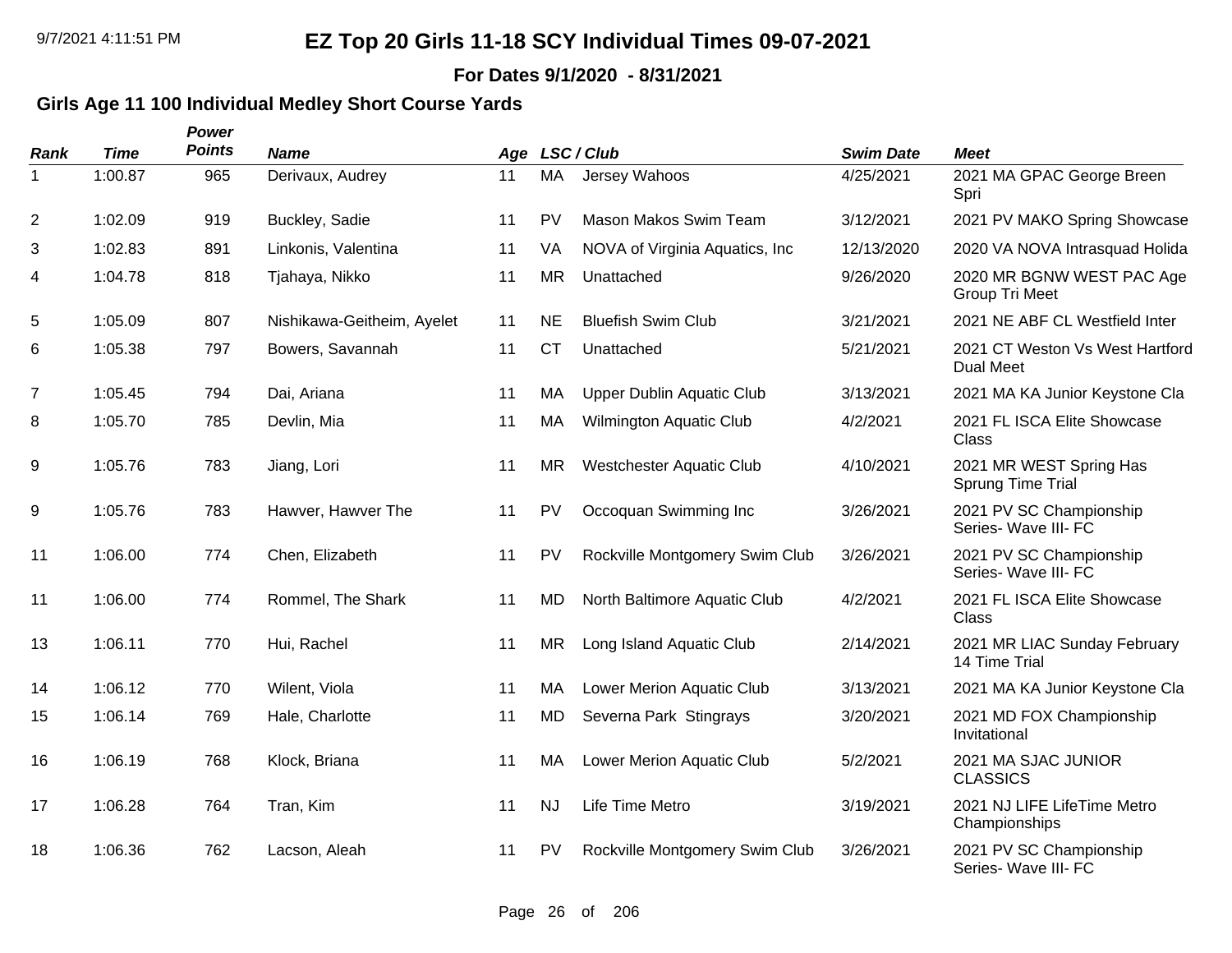# EZ Top 20 Girls 11-18 SCY Individual Times 09-07-2021

**For Dates 9/1/2020 - 8/31/2021**

## Girls Age 11 100 Individual Medley Short Course Yards

| Rank | Time | Power Points | Name | Age | LSC | Club | Swim Date | Meet |
|---|---|---|---|---|---|---|---|---|
| 1 | 1:00.87 | 965 | Derivaux, Audrey | 11 | MA | Jersey Wahoos | 4/25/2021 | 2021 MA GPAC George Breen Spri |
| 2 | 1:02.09 | 919 | Buckley, Sadie | 11 | PV | Mason Makos Swim Team | 3/12/2021 | 2021 PV MAKO Spring Showcase |
| 3 | 1:02.83 | 891 | Linkonis, Valentina | 11 | VA | NOVA of Virginia Aquatics, Inc | 12/13/2020 | 2020 VA NOVA Intrasquad Holida |
| 4 | 1:04.78 | 818 | Tjahaya, Nikko | 11 | MR | Unattached | 9/26/2020 | 2020 MR BGNW WEST PAC Age Group Tri Meet |
| 5 | 1:05.09 | 807 | Nishikawa-Geitheim, Ayelet | 11 | NE | Bluefish Swim Club | 3/21/2021 | 2021 NE ABF CL Westfield Inter |
| 6 | 1:05.38 | 797 | Bowers, Savannah | 11 | CT | Unattached | 5/21/2021 | 2021 CT Weston Vs West Hartford Dual Meet |
| 7 | 1:05.45 | 794 | Dai, Ariana | 11 | MA | Upper Dublin Aquatic Club | 3/13/2021 | 2021 MA KA Junior Keystone Cla |
| 8 | 1:05.70 | 785 | Devlin, Mia | 11 | MA | Wilmington Aquatic Club | 4/2/2021 | 2021 FL ISCA Elite Showcase Class |
| 9 | 1:05.76 | 783 | Jiang, Lori | 11 | MR | Westchester Aquatic Club | 4/10/2021 | 2021 MR WEST Spring Has Sprung Time Trial |
| 9 | 1:05.76 | 783 | Hawver, Hawver The | 11 | PV | Occoquan Swimming Inc | 3/26/2021 | 2021 PV SC Championship Series- Wave III- FC |
| 11 | 1:06.00 | 774 | Chen, Elizabeth | 11 | PV | Rockville Montgomery Swim Club | 3/26/2021 | 2021 PV SC Championship Series- Wave III- FC |
| 11 | 1:06.00 | 774 | Rommel, The Shark | 11 | MD | North Baltimore Aquatic Club | 4/2/2021 | 2021 FL ISCA Elite Showcase Class |
| 13 | 1:06.11 | 770 | Hui, Rachel | 11 | MR | Long Island Aquatic Club | 2/14/2021 | 2021 MR LIAC Sunday February 14 Time Trial |
| 14 | 1:06.12 | 770 | Wilent, Viola | 11 | MA | Lower Merion Aquatic Club | 3/13/2021 | 2021 MA KA Junior Keystone Cla |
| 15 | 1:06.14 | 769 | Hale, Charlotte | 11 | MD | Severna Park Stingrays | 3/20/2021 | 2021 MD FOX Championship Invitational |
| 16 | 1:06.19 | 768 | Klock, Briana | 11 | MA | Lower Merion Aquatic Club | 5/2/2021 | 2021 MA SJAC JUNIOR CLASSICS |
| 17 | 1:06.28 | 764 | Tran, Kim | 11 | NJ | Life Time Metro | 3/19/2021 | 2021 NJ LIFE LifeTime Metro Championships |
| 18 | 1:06.36 | 762 | Lacson, Aleah | 11 | PV | Rockville Montgomery Swim Club | 3/26/2021 | 2021 PV SC Championship Series- Wave III- FC |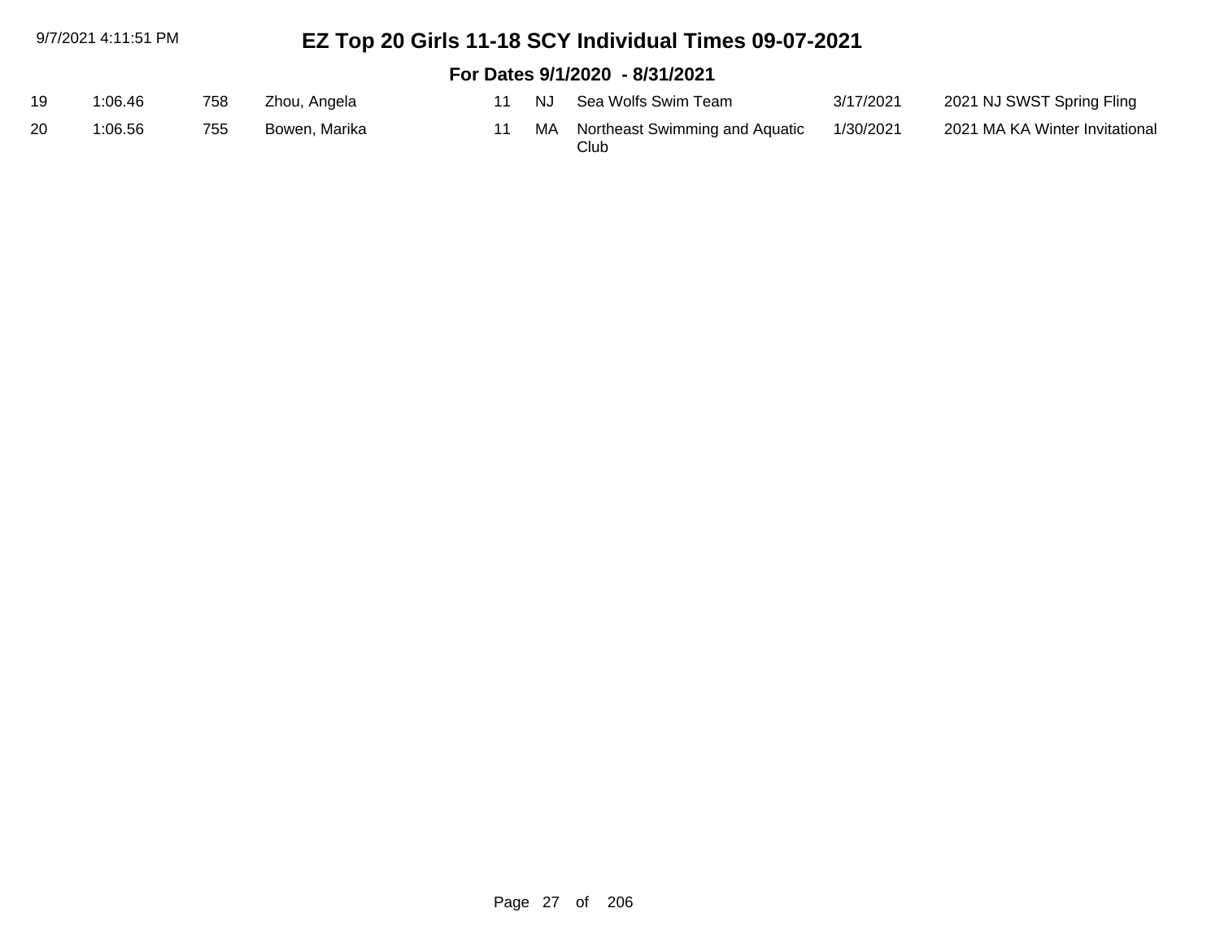| | | | | | | | | |
|---|---|---|---|---|---|---|---|---|
| 19 | 1:06.46 | 758 | Zhou, Angela | 11 | NJ | Sea Wolfs Swim Team | 3/17/2021 | 2021 NJ SWST Spring Fling |
| 20 | 1:06.56 | 755 | Bowen, Marika | 11 | MA | Northeast Swimming and Aquatic Club | 1/30/2021 | 2021 MA KA Winter Invitational |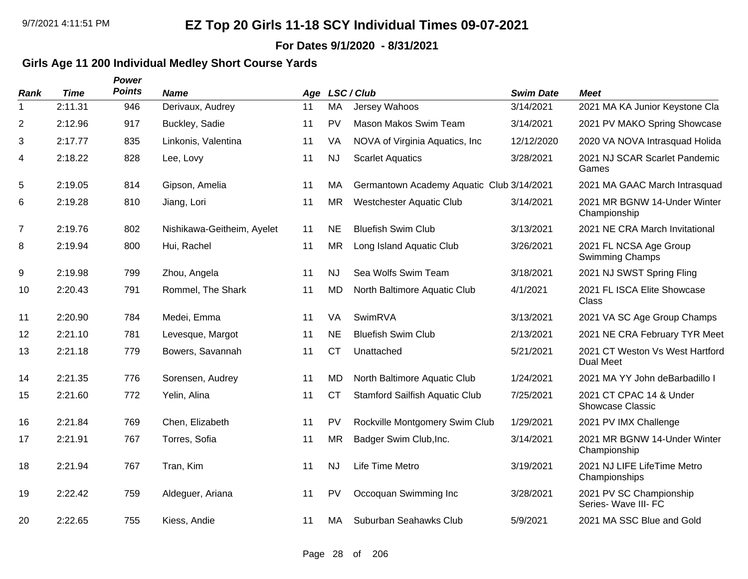# EZ Top 20 Girls 11-18 SCY Individual Times 09-07-2021

**For Dates 9/1/2020 - 8/31/2021**

### Girls Age 11 200 Individual Medley Short Course Yards

| Rank | Time | Power Points | Name | Age | LSC / Club | | Swim Date | Meet |
|---|---|---|---|---|---|---|---|---|
| 1 | 2:11.31 | 946 | Derivaux, Audrey | 11 | MA | Jersey Wahoos | 3/14/2021 | 2021 MA KA Junior Keystone Cla |
| 2 | 2:12.96 | 917 | Buckley, Sadie | 11 | PV | Mason Makos Swim Team | 3/14/2021 | 2021 PV MAKO Spring Showcase |
| 3 | 2:17.77 | 835 | Linkonis, Valentina | 11 | VA | NOVA of Virginia Aquatics, Inc | 12/12/2020 | 2020 VA NOVA Intrasquad Holida |
| 4 | 2:18.22 | 828 | Lee, Lovy | 11 | NJ | Scarlet Aquatics | 3/28/2021 | 2021 NJ SCAR Scarlet Pandemic Games |
| 5 | 2:19.05 | 814 | Gipson, Amelia | 11 | MA | Germantown Academy Aquatic Club | 3/14/2021 | 2021 MA GAAC March Intrasquad |
| 6 | 2:19.28 | 810 | Jiang, Lori | 11 | MR | Westchester Aquatic Club | 3/14/2021 | 2021 MR BGNW 14-Under Winter Championship |
| 7 | 2:19.76 | 802 | Nishikawa-Geitheim, Ayelet | 11 | NE | Bluefish Swim Club | 3/13/2021 | 2021 NE CRA March Invitational |
| 8 | 2:19.94 | 800 | Hui, Rachel | 11 | MR | Long Island Aquatic Club | 3/26/2021 | 2021 FL NCSA Age Group Swimming Champs |
| 9 | 2:19.98 | 799 | Zhou, Angela | 11 | NJ | Sea Wolfs Swim Team | 3/18/2021 | 2021 NJ SWST Spring Fling |
| 10 | 2:20.43 | 791 | Rommel, The Shark | 11 | MD | North Baltimore Aquatic Club | 4/1/2021 | 2021 FL ISCA Elite Showcase Class |
| 11 | 2:20.90 | 784 | Medei, Emma | 11 | VA | SwimRVA | 3/13/2021 | 2021 VA SC Age Group Champs |
| 12 | 2:21.10 | 781 | Levesque, Margot | 11 | NE | Bluefish Swim Club | 2/13/2021 | 2021 NE CRA February TYR Meet |
| 13 | 2:21.18 | 779 | Bowers, Savannah | 11 | CT | Unattached | 5/21/2021 | 2021 CT Weston Vs West Hartford Dual Meet |
| 14 | 2:21.35 | 776 | Sorensen, Audrey | 11 | MD | North Baltimore Aquatic Club | 1/24/2021 | 2021 MA YY John deBarbadillo I |
| 15 | 2:21.60 | 772 | Yelin, Alina | 11 | CT | Stamford Sailfish Aquatic Club | 7/25/2021 | 2021 CT CPAC 14 & Under Showcase Classic |
| 16 | 2:21.84 | 769 | Chen, Elizabeth | 11 | PV | Rockville Montgomery Swim Club | 1/29/2021 | 2021 PV IMX Challenge |
| 17 | 2:21.91 | 767 | Torres, Sofia | 11 | MR | Badger Swim Club,Inc. | 3/14/2021 | 2021 MR BGNW 14-Under Winter Championship |
| 18 | 2:21.94 | 767 | Tran, Kim | 11 | NJ | Life Time Metro | 3/19/2021 | 2021 NJ LIFE LifeTime Metro Championships |
| 19 | 2:22.42 | 759 | Aldeguer, Ariana | 11 | PV | Occoquan Swimming Inc | 3/28/2021 | 2021 PV SC Championship Series- Wave III- FC |
| 20 | 2:22.65 | 755 | Kiess, Andie | 11 | MA | Suburban Seahawks Club | 5/9/2021 | 2021 MA SSC Blue and Gold |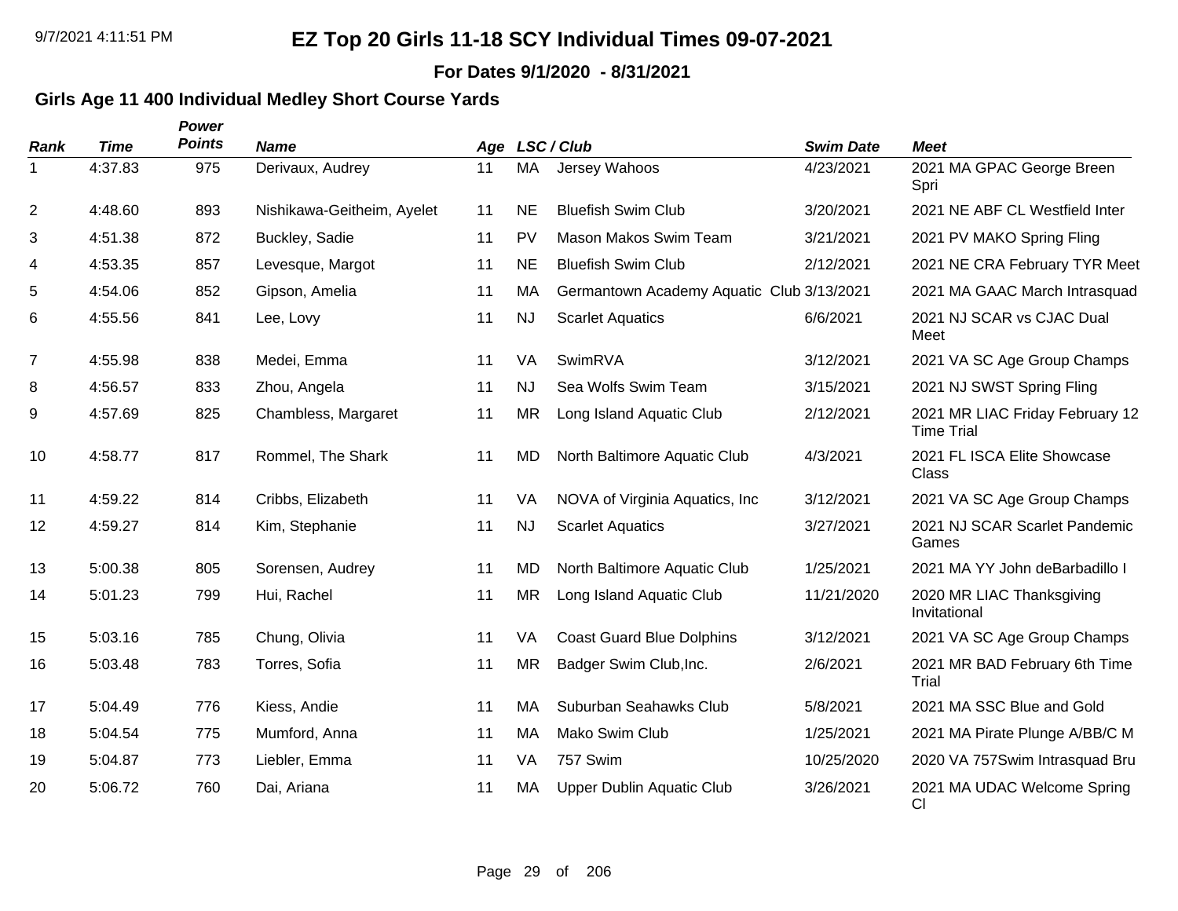# EZ Top 20 Girls 11-18 SCY Individual Times 09-07-2021

**For Dates 9/1/2020 - 8/31/2021**

## Girls Age 11 400 Individual Medley Short Course Yards

| Rank | Time | Power Points | Name | Age | LSC | Club | Swim Date | Meet |
|---|---|---|---|---|---|---|---|---|
| 1 | 4:37.83 | 975 | Derivaux, Audrey | 11 | MA | Jersey Wahoos | 4/23/2021 | 2021 MA GPAC George Breen Spri |
| 2 | 4:48.60 | 893 | Nishikawa-Geitheim, Ayelet | 11 | NE | Bluefish Swim Club | 3/20/2021 | 2021 NE ABF CL Westfield Inter |
| 3 | 4:51.38 | 872 | Buckley, Sadie | 11 | PV | Mason Makos Swim Team | 3/21/2021 | 2021 PV MAKO Spring Fling |
| 4 | 4:53.35 | 857 | Levesque, Margot | 11 | NE | Bluefish Swim Club | 2/12/2021 | 2021 NE CRA February TYR Meet |
| 5 | 4:54.06 | 852 | Gipson, Amelia | 11 | MA | Germantown Academy Aquatic Club | 3/13/2021 | 2021 MA GAAC March Intrasquad |
| 6 | 4:55.56 | 841 | Lee, Lovy | 11 | NJ | Scarlet Aquatics | 6/6/2021 | 2021 NJ SCAR vs CJAC Dual Meet |
| 7 | 4:55.98 | 838 | Medei, Emma | 11 | VA | SwimRVA | 3/12/2021 | 2021 VA SC Age Group Champs |
| 8 | 4:56.57 | 833 | Zhou, Angela | 11 | NJ | Sea Wolfs Swim Team | 3/15/2021 | 2021 NJ SWST Spring Fling |
| 9 | 4:57.69 | 825 | Chambless, Margaret | 11 | MR | Long Island Aquatic Club | 2/12/2021 | 2021 MR LIAC Friday February 12 Time Trial |
| 10 | 4:58.77 | 817 | Rommel, The Shark | 11 | MD | North Baltimore Aquatic Club | 4/3/2021 | 2021 FL ISCA Elite Showcase Class |
| 11 | 4:59.22 | 814 | Cribbs, Elizabeth | 11 | VA | NOVA of Virginia Aquatics, Inc | 3/12/2021 | 2021 VA SC Age Group Champs |
| 12 | 4:59.27 | 814 | Kim, Stephanie | 11 | NJ | Scarlet Aquatics | 3/27/2021 | 2021 NJ SCAR Scarlet Pandemic Games |
| 13 | 5:00.38 | 805 | Sorensen, Audrey | 11 | MD | North Baltimore Aquatic Club | 1/25/2021 | 2021 MA YY John deBarbadillo I |
| 14 | 5:01.23 | 799 | Hui, Rachel | 11 | MR | Long Island Aquatic Club | 11/21/2020 | 2020 MR LIAC Thanksgiving Invitational |
| 15 | 5:03.16 | 785 | Chung, Olivia | 11 | VA | Coast Guard Blue Dolphins | 3/12/2021 | 2021 VA SC Age Group Champs |
| 16 | 5:03.48 | 783 | Torres, Sofia | 11 | MR | Badger Swim Club,Inc. | 2/6/2021 | 2021 MR BAD February 6th Time Trial |
| 17 | 5:04.49 | 776 | Kiess, Andie | 11 | MA | Suburban Seahawks Club | 5/8/2021 | 2021 MA SSC Blue and Gold |
| 18 | 5:04.54 | 775 | Mumford, Anna | 11 | MA | Mako Swim Club | 1/25/2021 | 2021 MA Pirate Plunge A/BB/C M |
| 19 | 5:04.87 | 773 | Liebler, Emma | 11 | VA | 757 Swim | 10/25/2020 | 2020 VA 757Swim Intrasquad Bru |
| 20 | 5:06.72 | 760 | Dai, Ariana | 11 | MA | Upper Dublin Aquatic Club | 3/26/2021 | 2021 MA UDAC Welcome Spring Cl |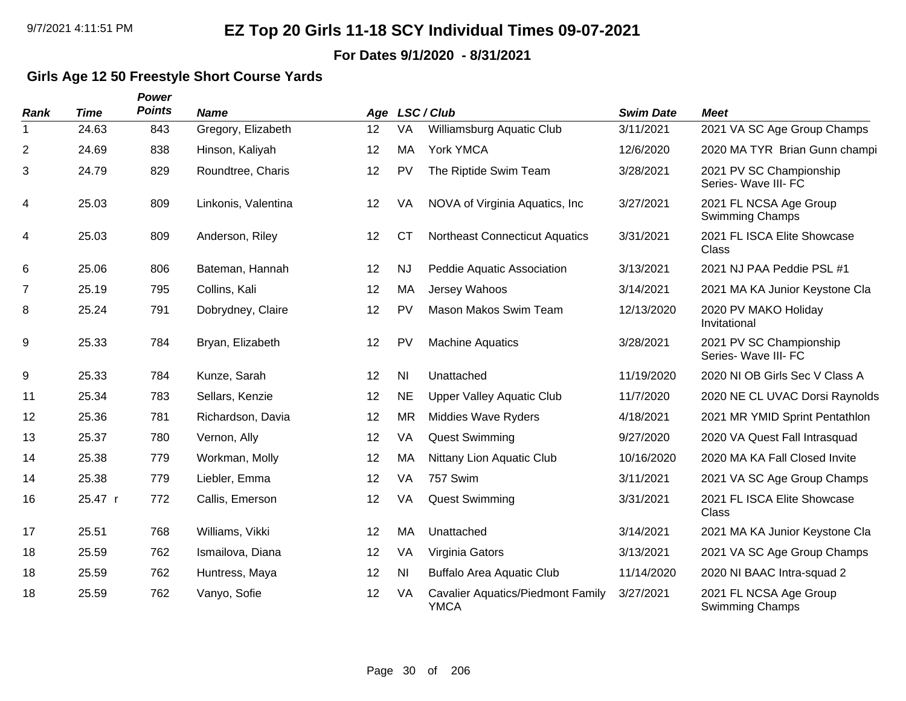# EZ Top 20 Girls 11-18 SCY Individual Times 09-07-2021

**For Dates 9/1/2020 - 8/31/2021**

## Girls Age 12 50 Freestyle Short Course Yards

| Rank | Time | Power Points | Name | Age | LSC | Club | Swim Date | Meet |
|---|---|---|---|---|---|---|---|---|
| 1 | 24.63 | 843 | Gregory, Elizabeth | 12 | VA | Williamsburg Aquatic Club | 3/11/2021 | 2021 VA SC Age Group Champs |
| 2 | 24.69 | 838 | Hinson, Kaliyah | 12 | MA | York YMCA | 12/6/2020 | 2020 MA TYR Brian Gunn champi |
| 3 | 24.79 | 829 | Roundtree, Charis | 12 | PV | The Riptide Swim Team | 3/28/2021 | 2021 PV SC Championship Series- Wave III- FC |
| 4 | 25.03 | 809 | Linkonis, Valentina | 12 | VA | NOVA of Virginia Aquatics, Inc | 3/27/2021 | 2021 FL NCSA Age Group Swimming Champs |
| 4 | 25.03 | 809 | Anderson, Riley | 12 | CT | Northeast Connecticut Aquatics | 3/31/2021 | 2021 FL ISCA Elite Showcase Class |
| 6 | 25.06 | 806 | Bateman, Hannah | 12 | NJ | Peddie Aquatic Association | 3/13/2021 | 2021 NJ PAA Peddie PSL #1 |
| 7 | 25.19 | 795 | Collins, Kali | 12 | MA | Jersey Wahoos | 3/14/2021 | 2021 MA KA Junior Keystone Cla |
| 8 | 25.24 | 791 | Dobrydney, Claire | 12 | PV | Mason Makos Swim Team | 12/13/2020 | 2020 PV MAKO Holiday Invitational |
| 9 | 25.33 | 784 | Bryan, Elizabeth | 12 | PV | Machine Aquatics | 3/28/2021 | 2021 PV SC Championship Series- Wave III- FC |
| 9 | 25.33 | 784 | Kunze, Sarah | 12 | NI | Unattached | 11/19/2020 | 2020 NI OB Girls Sec V Class A |
| 11 | 25.34 | 783 | Sellars, Kenzie | 12 | NE | Upper Valley Aquatic Club | 11/7/2020 | 2020 NE CL UVAC Dorsi Raynolds |
| 12 | 25.36 | 781 | Richardson, Davia | 12 | MR | Middies Wave Ryders | 4/18/2021 | 2021 MR YMID Sprint Pentathlon |
| 13 | 25.37 | 780 | Vernon, Ally | 12 | VA | Quest Swimming | 9/27/2020 | 2020 VA Quest Fall Intrasquad |
| 14 | 25.38 | 779 | Workman, Molly | 12 | MA | Nittany Lion Aquatic Club | 10/16/2020 | 2020 MA KA Fall Closed Invite |
| 14 | 25.38 | 779 | Liebler, Emma | 12 | VA | 757 Swim | 3/11/2021 | 2021 VA SC Age Group Champs |
| 16 | 25.47 r | 772 | Callis, Emerson | 12 | VA | Quest Swimming | 3/31/2021 | 2021 FL ISCA Elite Showcase Class |
| 17 | 25.51 | 768 | Williams, Vikki | 12 | MA | Unattached | 3/14/2021 | 2021 MA KA Junior Keystone Cla |
| 18 | 25.59 | 762 | Ismailova, Diana | 12 | VA | Virginia Gators | 3/13/2021 | 2021 VA SC Age Group Champs |
| 18 | 25.59 | 762 | Huntress, Maya | 12 | NI | Buffalo Area Aquatic Club | 11/14/2020 | 2020 NI BAAC Intra-squad 2 |
| 18 | 25.59 | 762 | Vanyo, Sofie | 12 | VA | Cavalier Aquatics/Piedmont Family YMCA | 3/27/2021 | 2021 FL NCSA Age Group Swimming Champs |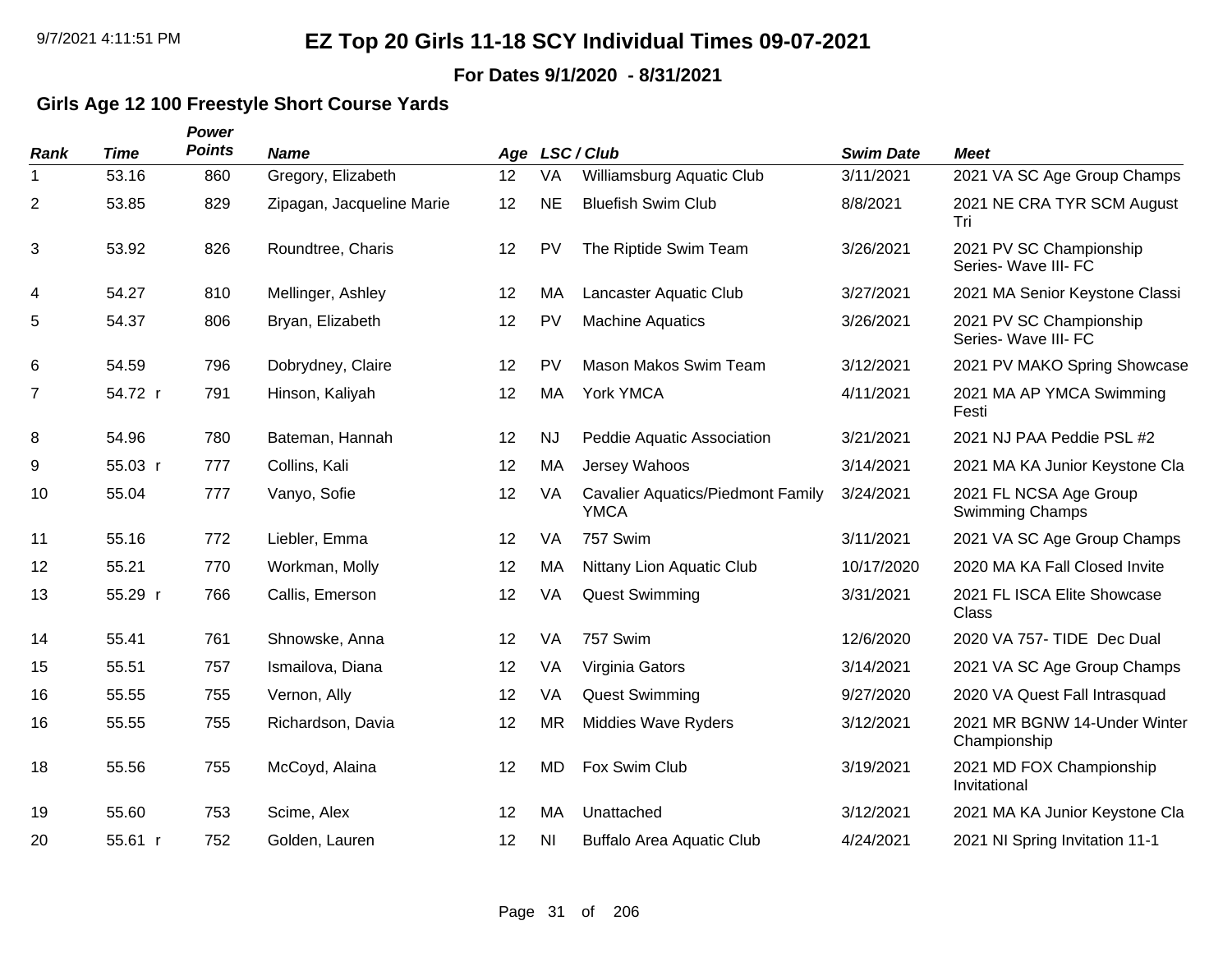# EZ Top 20 Girls 11-18 SCY Individual Times 09-07-2021

**For Dates 9/1/2020 - 8/31/2021**

### Girls Age 12 100 Freestyle Short Course Yards

| Rank | Time | Power Points | Name | Age | LSC / Club | | Swim Date | Meet |
|---|---|---|---|---|---|---|---|---|
| 1 | 53.16 | 860 | Gregory, Elizabeth | 12 | VA | Williamsburg Aquatic Club | 3/11/2021 | 2021 VA SC Age Group Champs |
| 2 | 53.85 | 829 | Zipagan, Jacqueline Marie | 12 | NE | Bluefish Swim Club | 8/8/2021 | 2021 NE CRA TYR SCM August Tri |
| 3 | 53.92 | 826 | Roundtree, Charis | 12 | PV | The Riptide Swim Team | 3/26/2021 | 2021 PV SC Championship Series- Wave III- FC |
| 4 | 54.27 | 810 | Mellinger, Ashley | 12 | MA | Lancaster Aquatic Club | 3/27/2021 | 2021 MA Senior Keystone Classi |
| 5 | 54.37 | 806 | Bryan, Elizabeth | 12 | PV | Machine Aquatics | 3/26/2021 | 2021 PV SC Championship Series- Wave III- FC |
| 6 | 54.59 | 796 | Dobrydney, Claire | 12 | PV | Mason Makos Swim Team | 3/12/2021 | 2021 PV MAKO Spring Showcase |
| 7 | 54.72 r | 791 | Hinson, Kaliyah | 12 | MA | York YMCA | 4/11/2021 | 2021 MA AP YMCA Swimming Festi |
| 8 | 54.96 | 780 | Bateman, Hannah | 12 | NJ | Peddie Aquatic Association | 3/21/2021 | 2021 NJ PAA Peddie PSL #2 |
| 9 | 55.03 r | 777 | Collins, Kali | 12 | MA | Jersey Wahoos | 3/14/2021 | 2021 MA KA Junior Keystone Cla |
| 10 | 55.04 | 777 | Vanyo, Sofie | 12 | VA | Cavalier Aquatics/Piedmont Family YMCA | 3/24/2021 | 2021 FL NCSA Age Group Swimming Champs |
| 11 | 55.16 | 772 | Liebler, Emma | 12 | VA | 757 Swim | 3/11/2021 | 2021 VA SC Age Group Champs |
| 12 | 55.21 | 770 | Workman, Molly | 12 | MA | Nittany Lion Aquatic Club | 10/17/2020 | 2020 MA KA Fall Closed Invite |
| 13 | 55.29 r | 766 | Callis, Emerson | 12 | VA | Quest Swimming | 3/31/2021 | 2021 FL ISCA Elite Showcase Class |
| 14 | 55.41 | 761 | Shnowske, Anna | 12 | VA | 757 Swim | 12/6/2020 | 2020 VA 757- TIDE Dec Dual |
| 15 | 55.51 | 757 | Ismailova, Diana | 12 | VA | Virginia Gators | 3/14/2021 | 2021 VA SC Age Group Champs |
| 16 | 55.55 | 755 | Vernon, Ally | 12 | VA | Quest Swimming | 9/27/2020 | 2020 VA Quest Fall Intrasquad |
| 16 | 55.55 | 755 | Richardson, Davia | 12 | MR | Middies Wave Ryders | 3/12/2021 | 2021 MR BGNW 14-Under Winter Championship |
| 18 | 55.56 | 755 | McCoyd, Alaina | 12 | MD | Fox Swim Club | 3/19/2021 | 2021 MD FOX Championship Invitational |
| 19 | 55.60 | 753 | Scime, Alex | 12 | MA | Unattached | 3/12/2021 | 2021 MA KA Junior Keystone Cla |
| 20 | 55.61 r | 752 | Golden, Lauren | 12 | NI | Buffalo Area Aquatic Club | 4/24/2021 | 2021 NI Spring Invitation 11-1 |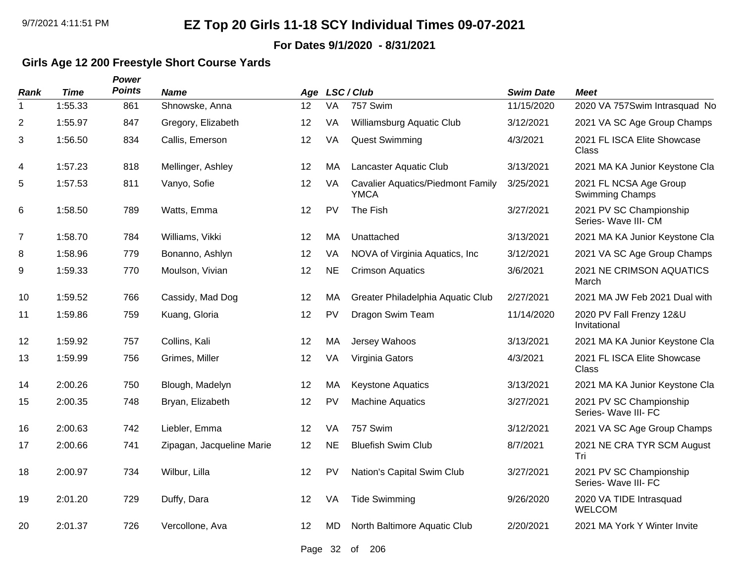# EZ Top 20 Girls 11-18 SCY Individual Times 09-07-2021

**For Dates 9/1/2020 - 8/31/2021**

## Girls Age 12 200 Freestyle Short Course Yards

| *Rank* | *Time* | *Power Points* | *Name* | *Age* | *LSC / Club* | | *Swim Date* | *Meet* |
|---|---|---|---|---|---|---|---|---|
| 1 | 1:55.33 | 861 | Shnowske, Anna | 12 | VA | 757 Swim | 11/15/2020 | 2020 VA 757Swim Intrasquad No |
| 2 | 1:55.97 | 847 | Gregory, Elizabeth | 12 | VA | Williamsburg Aquatic Club | 3/12/2021 | 2021 VA SC Age Group Champs |
| 3 | 1:56.50 | 834 | Callis, Emerson | 12 | VA | Quest Swimming | 4/3/2021 | 2021 FL ISCA Elite Showcase Class |
| 4 | 1:57.23 | 818 | Mellinger, Ashley | 12 | MA | Lancaster Aquatic Club | 3/13/2021 | 2021 MA KA Junior Keystone Cla |
| 5 | 1:57.53 | 811 | Vanyo, Sofie | 12 | VA | Cavalier Aquatics/Piedmont Family YMCA | 3/25/2021 | 2021 FL NCSA Age Group Swimming Champs |
| 6 | 1:58.50 | 789 | Watts, Emma | 12 | PV | The Fish | 3/27/2021 | 2021 PV SC Championship Series- Wave III- CM |
| 7 | 1:58.70 | 784 | Williams, Vikki | 12 | MA | Unattached | 3/13/2021 | 2021 MA KA Junior Keystone Cla |
| 8 | 1:58.96 | 779 | Bonanno, Ashlyn | 12 | VA | NOVA of Virginia Aquatics, Inc | 3/12/2021 | 2021 VA SC Age Group Champs |
| 9 | 1:59.33 | 770 | Moulson, Vivian | 12 | NE | Crimson Aquatics | 3/6/2021 | 2021 NE CRIMSON AQUATICS March |
| 10 | 1:59.52 | 766 | Cassidy, Mad Dog | 12 | MA | Greater Philadelphia Aquatic Club | 2/27/2021 | 2021 MA JW Feb 2021 Dual with |
| 11 | 1:59.86 | 759 | Kuang, Gloria | 12 | PV | Dragon Swim Team | 11/14/2020 | 2020 PV Fall Frenzy 12&U Invitational |
| 12 | 1:59.92 | 757 | Collins, Kali | 12 | MA | Jersey Wahoos | 3/13/2021 | 2021 MA KA Junior Keystone Cla |
| 13 | 1:59.99 | 756 | Grimes, Miller | 12 | VA | Virginia Gators | 4/3/2021 | 2021 FL ISCA Elite Showcase Class |
| 14 | 2:00.26 | 750 | Blough, Madelyn | 12 | MA | Keystone Aquatics | 3/13/2021 | 2021 MA KA Junior Keystone Cla |
| 15 | 2:00.35 | 748 | Bryan, Elizabeth | 12 | PV | Machine Aquatics | 3/27/2021 | 2021 PV SC Championship Series- Wave III- FC |
| 16 | 2:00.63 | 742 | Liebler, Emma | 12 | VA | 757 Swim | 3/12/2021 | 2021 VA SC Age Group Champs |
| 17 | 2:00.66 | 741 | Zipagan, Jacqueline Marie | 12 | NE | Bluefish Swim Club | 8/7/2021 | 2021 NE CRA TYR SCM August Tri |
| 18 | 2:00.97 | 734 | Wilbur, Lilla | 12 | PV | Nation's Capital Swim Club | 3/27/2021 | 2021 PV SC Championship Series- Wave III- FC |
| 19 | 2:01.20 | 729 | Duffy, Dara | 12 | VA | Tide Swimming | 9/26/2020 | 2020 VA TIDE Intrasquad WELCOM |
| 20 | 2:01.37 | 726 | Vercollone, Ava | 12 | MD | North Baltimore Aquatic Club | 2/20/2021 | 2021 MA York Y Winter Invite |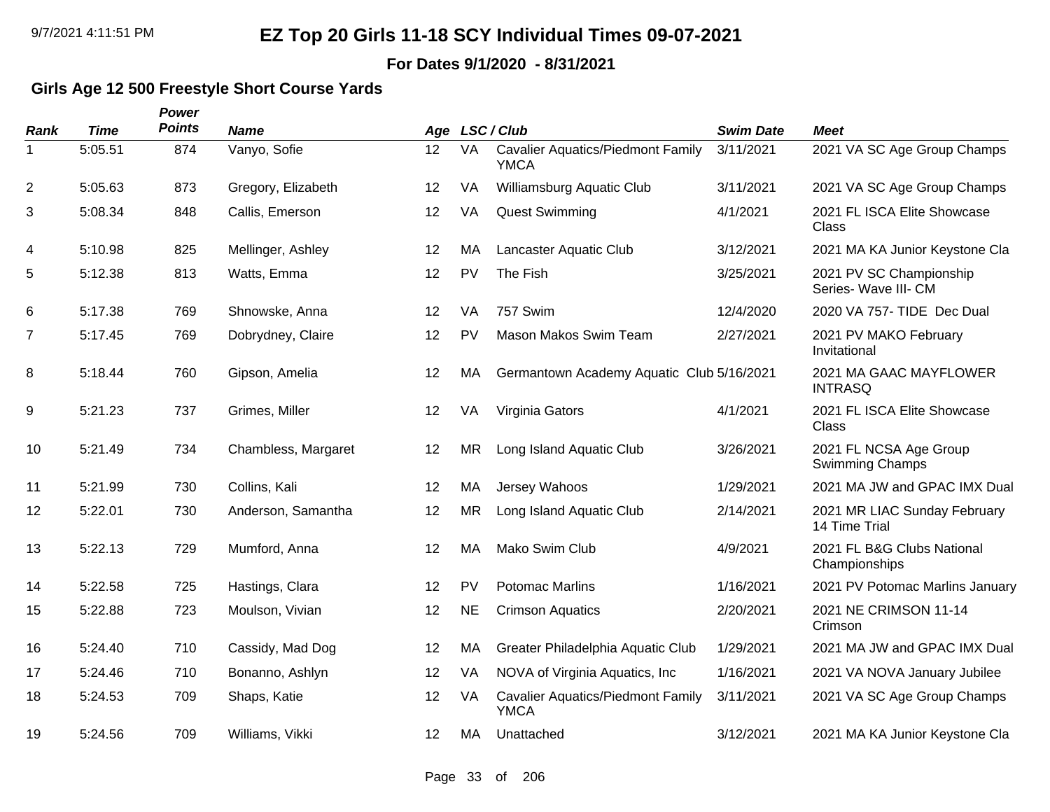# EZ Top 20 Girls 11-18 SCY Individual Times 09-07-2021

**For Dates 9/1/2020 - 8/31/2021**

## Girls Age 12 500 Freestyle Short Course Yards

| Rank | Time | Power Points | Name | Age | LSC / Club | | Swim Date | Meet |
|---|---|---|---|---|---|---|---|---|
| 1 | 5:05.51 | 874 | Vanyo, Sofie | 12 | VA | Cavalier Aquatics/Piedmont Family YMCA | 3/11/2021 | 2021 VA SC Age Group Champs |
| 2 | 5:05.63 | 873 | Gregory, Elizabeth | 12 | VA | Williamsburg Aquatic Club | 3/11/2021 | 2021 VA SC Age Group Champs |
| 3 | 5:08.34 | 848 | Callis, Emerson | 12 | VA | Quest Swimming | 4/1/2021 | 2021 FL ISCA Elite Showcase Class |
| 4 | 5:10.98 | 825 | Mellinger, Ashley | 12 | MA | Lancaster Aquatic Club | 3/12/2021 | 2021 MA KA Junior Keystone Cla |
| 5 | 5:12.38 | 813 | Watts, Emma | 12 | PV | The Fish | 3/25/2021 | 2021 PV SC Championship Series- Wave III- CM |
| 6 | 5:17.38 | 769 | Shnowske, Anna | 12 | VA | 757 Swim | 12/4/2020 | 2020 VA 757- TIDE Dec Dual |
| 7 | 5:17.45 | 769 | Dobrydney, Claire | 12 | PV | Mason Makos Swim Team | 2/27/2021 | 2021 PV MAKO February Invitational |
| 8 | 5:18.44 | 760 | Gipson, Amelia | 12 | MA | Germantown Academy Aquatic Club | 5/16/2021 | 2021 MA GAAC MAYFLOWER INTRASQ |
| 9 | 5:21.23 | 737 | Grimes, Miller | 12 | VA | Virginia Gators | 4/1/2021 | 2021 FL ISCA Elite Showcase Class |
| 10 | 5:21.49 | 734 | Chambless, Margaret | 12 | MR | Long Island Aquatic Club | 3/26/2021 | 2021 FL NCSA Age Group Swimming Champs |
| 11 | 5:21.99 | 730 | Collins, Kali | 12 | MA | Jersey Wahoos | 1/29/2021 | 2021 MA JW and GPAC IMX Dual |
| 12 | 5:22.01 | 730 | Anderson, Samantha | 12 | MR | Long Island Aquatic Club | 2/14/2021 | 2021 MR LIAC Sunday February 14 Time Trial |
| 13 | 5:22.13 | 729 | Mumford, Anna | 12 | MA | Mako Swim Club | 4/9/2021 | 2021 FL B&G Clubs National Championships |
| 14 | 5:22.58 | 725 | Hastings, Clara | 12 | PV | Potomac Marlins | 1/16/2021 | 2021 PV Potomac Marlins January |
| 15 | 5:22.88 | 723 | Moulson, Vivian | 12 | NE | Crimson Aquatics | 2/20/2021 | 2021 NE CRIMSON 11-14 Crimson |
| 16 | 5:24.40 | 710 | Cassidy, Mad Dog | 12 | MA | Greater Philadelphia Aquatic Club | 1/29/2021 | 2021 MA JW and GPAC IMX Dual |
| 17 | 5:24.46 | 710 | Bonanno, Ashlyn | 12 | VA | NOVA of Virginia Aquatics, Inc | 1/16/2021 | 2021 VA NOVA January Jubilee |
| 18 | 5:24.53 | 709 | Shaps, Katie | 12 | VA | Cavalier Aquatics/Piedmont Family YMCA | 3/11/2021 | 2021 VA SC Age Group Champs |
| 19 | 5:24.56 | 709 | Williams, Vikki | 12 | MA | Unattached | 3/12/2021 | 2021 MA KA Junior Keystone Cla |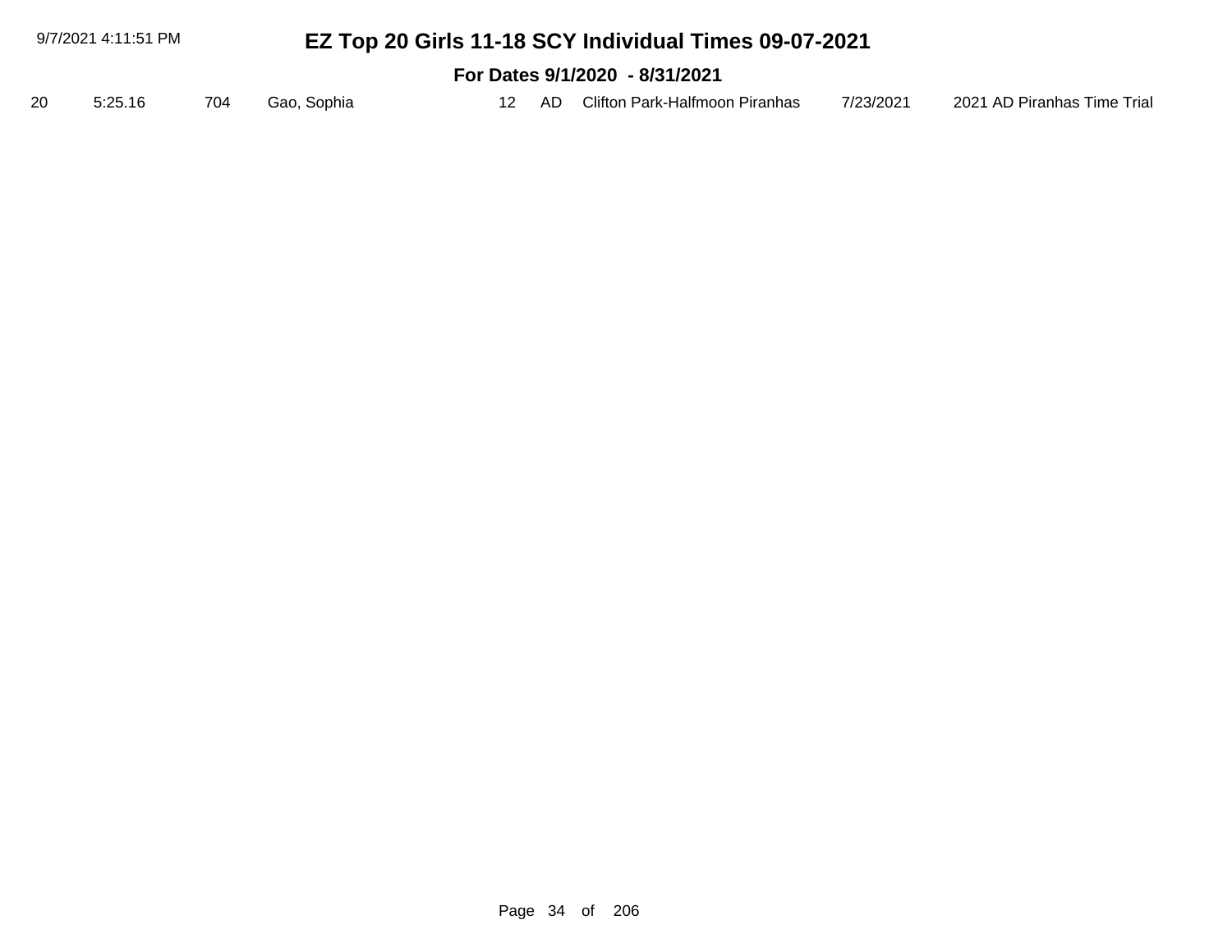# EZ Top 20 Girls 11-18 SCY Individual Times 09-07-2021

## For Dates 9/1/2020 - 8/31/2021

| | | | | | | | | |
|---|---|---|---|---|---|---|---|---|
| 20 | 5:25.16 | 704 | Gao, Sophia | 12 | AD | Clifton Park-Halfmoon Piranhas | 7/23/2021 | 2021 AD Piranhas Time Trial |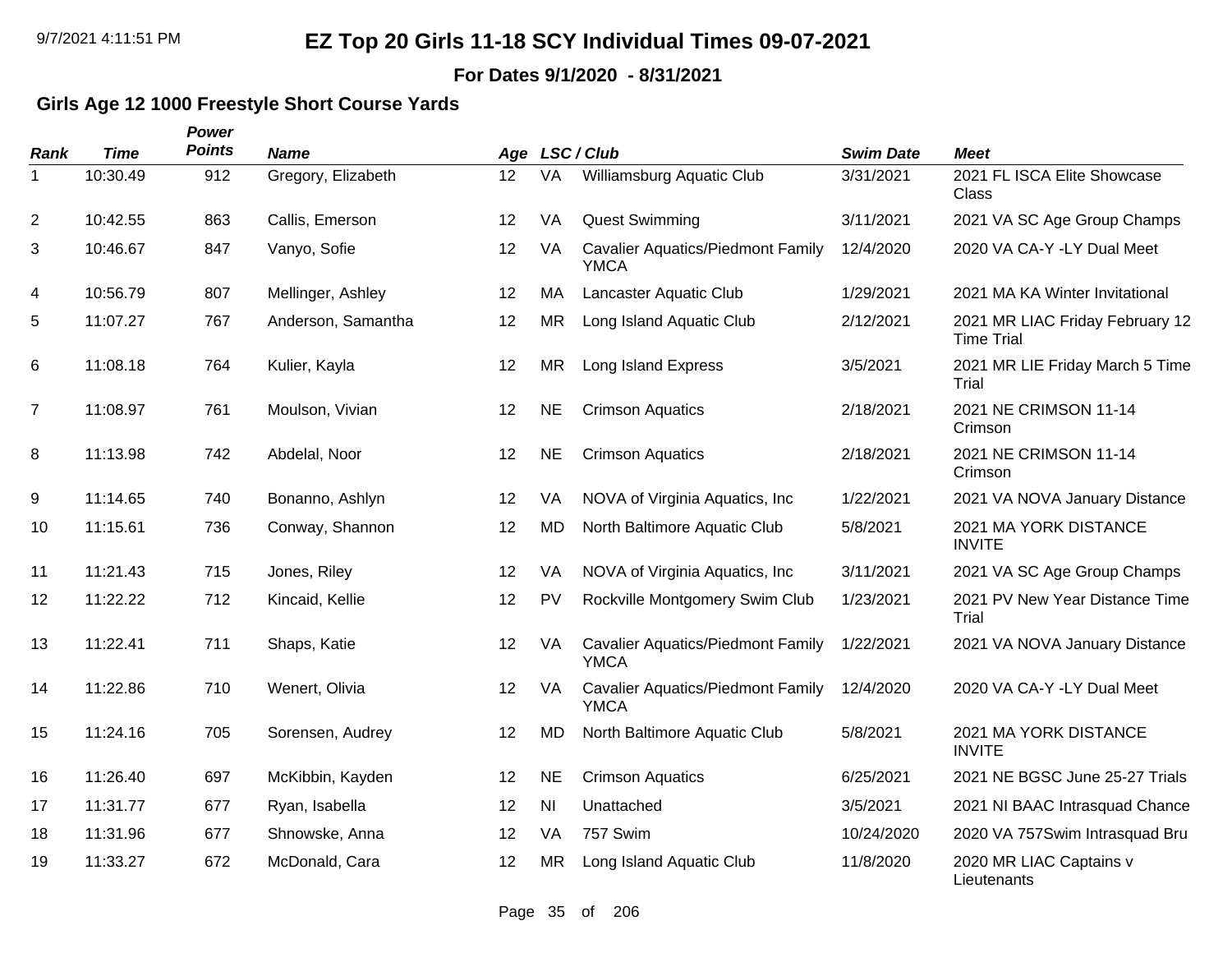# EZ Top 20 Girls 11-18 SCY Individual Times 09-07-2021

**For Dates 9/1/2020 - 8/31/2021**

### Girls Age 12 1000 Freestyle Short Course Yards

| Rank | Time | Power Points | Name | Age | LSC / Club | | Swim Date | Meet |
|---|---|---|---|---|---|---|---|---|
| 1 | 10:30.49 | 912 | Gregory, Elizabeth | 12 | VA | Williamsburg Aquatic Club | 3/31/2021 | 2021 FL ISCA Elite Showcase Class |
| 2 | 10:42.55 | 863 | Callis, Emerson | 12 | VA | Quest Swimming | 3/11/2021 | 2021 VA SC Age Group Champs |
| 3 | 10:46.67 | 847 | Vanyo, Sofie | 12 | VA | Cavalier Aquatics/Piedmont Family YMCA | 12/4/2020 | 2020 VA CA-Y -LY Dual Meet |
| 4 | 10:56.79 | 807 | Mellinger, Ashley | 12 | MA | Lancaster Aquatic Club | 1/29/2021 | 2021 MA KA Winter Invitational |
| 5 | 11:07.27 | 767 | Anderson, Samantha | 12 | MR | Long Island Aquatic Club | 2/12/2021 | 2021 MR LIAC Friday February 12 Time Trial |
| 6 | 11:08.18 | 764 | Kulier, Kayla | 12 | MR | Long Island Express | 3/5/2021 | 2021 MR LIE Friday March 5 Time Trial |
| 7 | 11:08.97 | 761 | Moulson, Vivian | 12 | NE | Crimson Aquatics | 2/18/2021 | 2021 NE CRIMSON 11-14 Crimson |
| 8 | 11:13.98 | 742 | Abdelal, Noor | 12 | NE | Crimson Aquatics | 2/18/2021 | 2021 NE CRIMSON 11-14 Crimson |
| 9 | 11:14.65 | 740 | Bonanno, Ashlyn | 12 | VA | NOVA of Virginia Aquatics, Inc | 1/22/2021 | 2021 VA NOVA January Distance |
| 10 | 11:15.61 | 736 | Conway, Shannon | 12 | MD | North Baltimore Aquatic Club | 5/8/2021 | 2021 MA YORK DISTANCE INVITE |
| 11 | 11:21.43 | 715 | Jones, Riley | 12 | VA | NOVA of Virginia Aquatics, Inc | 3/11/2021 | 2021 VA SC Age Group Champs |
| 12 | 11:22.22 | 712 | Kincaid, Kellie | 12 | PV | Rockville Montgomery Swim Club | 1/23/2021 | 2021 PV New Year Distance Time Trial |
| 13 | 11:22.41 | 711 | Shaps, Katie | 12 | VA | Cavalier Aquatics/Piedmont Family YMCA | 1/22/2021 | 2021 VA NOVA January Distance |
| 14 | 11:22.86 | 710 | Wenert, Olivia | 12 | VA | Cavalier Aquatics/Piedmont Family YMCA | 12/4/2020 | 2020 VA CA-Y -LY Dual Meet |
| 15 | 11:24.16 | 705 | Sorensen, Audrey | 12 | MD | North Baltimore Aquatic Club | 5/8/2021 | 2021 MA YORK DISTANCE INVITE |
| 16 | 11:26.40 | 697 | McKibbin, Kayden | 12 | NE | Crimson Aquatics | 6/25/2021 | 2021 NE BGSC June 25-27 Trials |
| 17 | 11:31.77 | 677 | Ryan, Isabella | 12 | NI | Unattached | 3/5/2021 | 2021 NI BAAC Intrasquad Chance |
| 18 | 11:31.96 | 677 | Shnowske, Anna | 12 | VA | 757 Swim | 10/24/2020 | 2020 VA 757Swim Intrasquad Bru |
| 19 | 11:33.27 | 672 | McDonald, Cara | 12 | MR | Long Island Aquatic Club | 11/8/2020 | 2020 MR LIAC Captains v Lieutenants |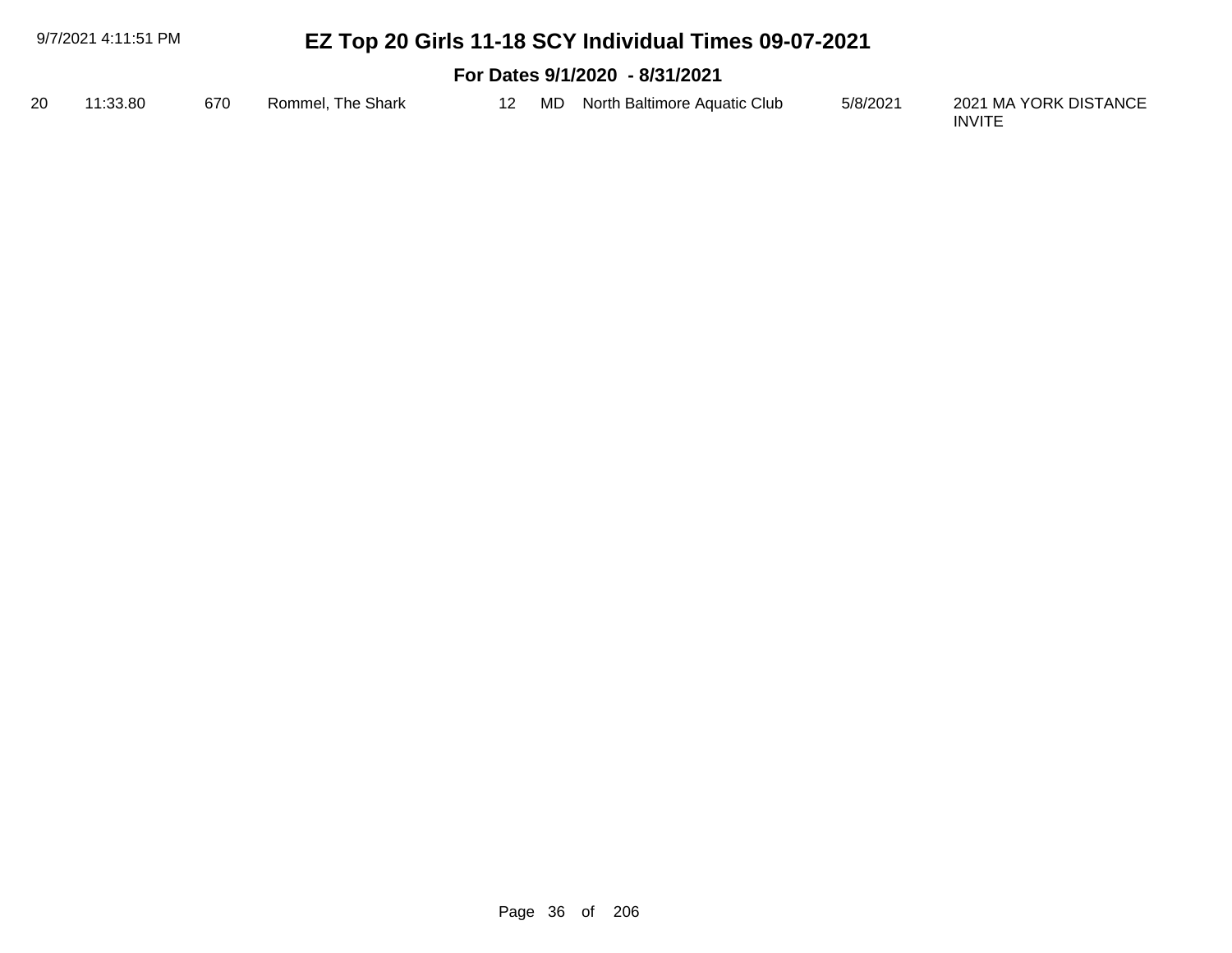# EZ Top 20 Girls 11-18 SCY Individual Times 09-07-2021

## For Dates 9/1/2020 - 8/31/2021

| | | | | | | | | |
|---|---|---|---|---|---|---|---|---|
| 20 | 11:33.80 | 670 | Rommel, The Shark | 12 | MD | North Baltimore Aquatic Club | 5/8/2021 | 2021 MA YORK DISTANCE INVITE |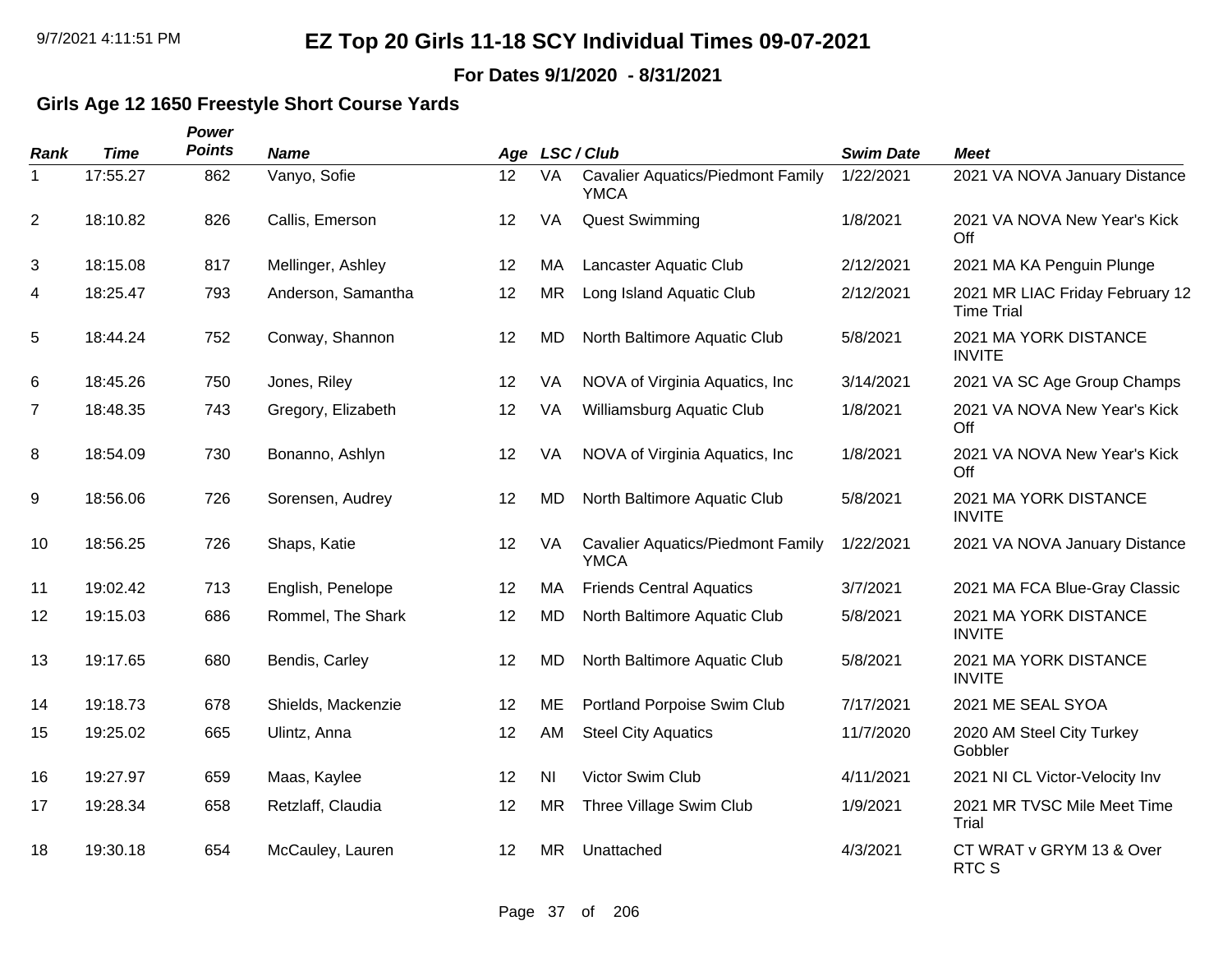# EZ Top 20 Girls 11-18 SCY Individual Times 09-07-2021

**For Dates 9/1/2020 - 8/31/2021**

### Girls Age 12 1650 Freestyle Short Course Yards

| Rank | Time | Power Points | Name | Age | LSC | Club | Swim Date | Meet |
|---|---|---|---|---|---|---|---|---|
| 1 | 17:55.27 | 862 | Vanyo, Sofie | 12 | VA | Cavalier Aquatics/Piedmont Family YMCA | 1/22/2021 | 2021 VA NOVA January Distance |
| 2 | 18:10.82 | 826 | Callis, Emerson | 12 | VA | Quest Swimming | 1/8/2021 | 2021 VA NOVA New Year's Kick Off |
| 3 | 18:15.08 | 817 | Mellinger, Ashley | 12 | MA | Lancaster Aquatic Club | 2/12/2021 | 2021 MA KA Penguin Plunge |
| 4 | 18:25.47 | 793 | Anderson, Samantha | 12 | MR | Long Island Aquatic Club | 2/12/2021 | 2021 MR LIAC Friday February 12 Time Trial |
| 5 | 18:44.24 | 752 | Conway, Shannon | 12 | MD | North Baltimore Aquatic Club | 5/8/2021 | 2021 MA YORK DISTANCE INVITE |
| 6 | 18:45.26 | 750 | Jones, Riley | 12 | VA | NOVA of Virginia Aquatics, Inc | 3/14/2021 | 2021 VA SC Age Group Champs |
| 7 | 18:48.35 | 743 | Gregory, Elizabeth | 12 | VA | Williamsburg Aquatic Club | 1/8/2021 | 2021 VA NOVA New Year's Kick Off |
| 8 | 18:54.09 | 730 | Bonanno, Ashlyn | 12 | VA | NOVA of Virginia Aquatics, Inc | 1/8/2021 | 2021 VA NOVA New Year's Kick Off |
| 9 | 18:56.06 | 726 | Sorensen, Audrey | 12 | MD | North Baltimore Aquatic Club | 5/8/2021 | 2021 MA YORK DISTANCE INVITE |
| 10 | 18:56.25 | 726 | Shaps, Katie | 12 | VA | Cavalier Aquatics/Piedmont Family YMCA | 1/22/2021 | 2021 VA NOVA January Distance |
| 11 | 19:02.42 | 713 | English, Penelope | 12 | MA | Friends Central Aquatics | 3/7/2021 | 2021 MA FCA Blue-Gray Classic |
| 12 | 19:15.03 | 686 | Rommel, The Shark | 12 | MD | North Baltimore Aquatic Club | 5/8/2021 | 2021 MA YORK DISTANCE INVITE |
| 13 | 19:17.65 | 680 | Bendis, Carley | 12 | MD | North Baltimore Aquatic Club | 5/8/2021 | 2021 MA YORK DISTANCE INVITE |
| 14 | 19:18.73 | 678 | Shields, Mackenzie | 12 | ME | Portland Porpoise Swim Club | 7/17/2021 | 2021 ME SEAL SYOA |
| 15 | 19:25.02 | 665 | Ulintz, Anna | 12 | AM | Steel City Aquatics | 11/7/2020 | 2020 AM Steel City Turkey Gobbler |
| 16 | 19:27.97 | 659 | Maas, Kaylee | 12 | NI | Victor Swim Club | 4/11/2021 | 2021 NI CL Victor-Velocity Inv |
| 17 | 19:28.34 | 658 | Retzlaff, Claudia | 12 | MR | Three Village Swim Club | 1/9/2021 | 2021 MR TVSC Mile Meet Time Trial |
| 18 | 19:30.18 | 654 | McCauley, Lauren | 12 | MR | Unattached | 4/3/2021 | CT WRAT v GRYM 13 & Over RTC S |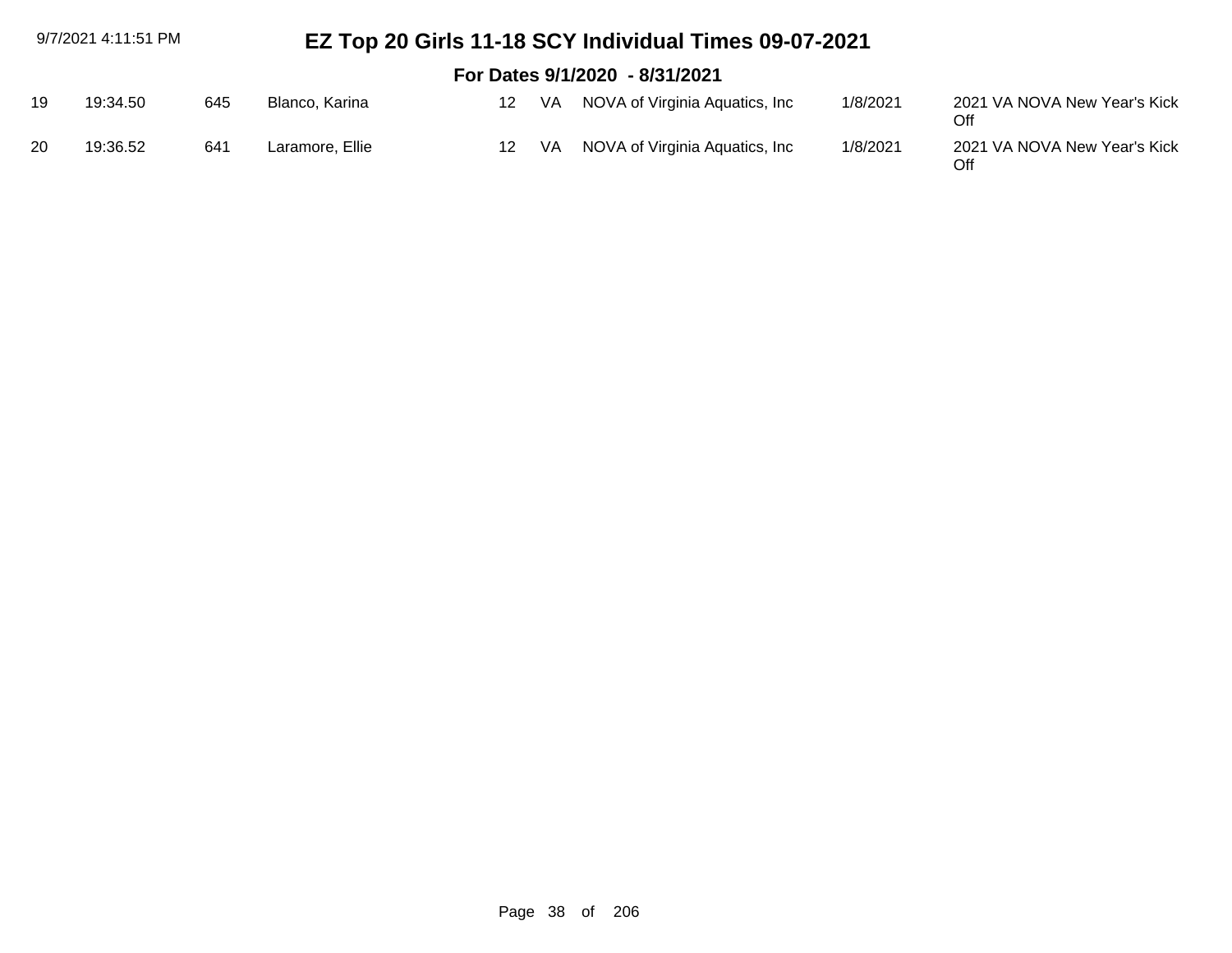| | | | | | | | | |
|---|---|---|---|---|---|---|---|---|
| 19 | 19:34.50 | 645 | Blanco, Karina | 12 | VA | NOVA of Virginia Aquatics, Inc | 1/8/2021 | 2021 VA NOVA New Year's Kick Off |
| 20 | 19:36.52 | 641 | Laramore, Ellie | 12 | VA | NOVA of Virginia Aquatics, Inc | 1/8/2021 | 2021 VA NOVA New Year's Kick Off |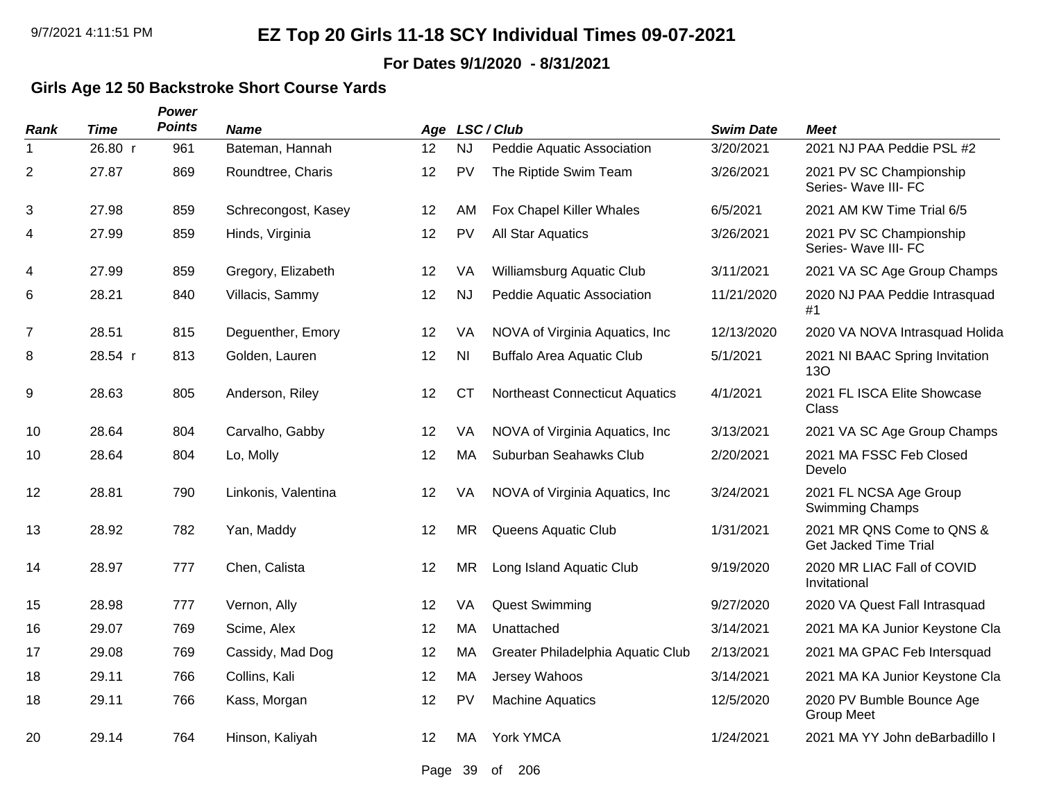# EZ Top 20 Girls 11-18 SCY Individual Times 09-07-2021

**For Dates 9/1/2020 - 8/31/2021**

### Girls Age 12 50 Backstroke Short Course Yards

| Rank | Time | Power Points | Name | Age | LSC / Club | | Swim Date | Meet |
|---|---|---|---|---|---|---|---|---|
| 1 | 26.80 r | 961 | Bateman, Hannah | 12 | NJ | Peddie Aquatic Association | 3/20/2021 | 2021 NJ PAA Peddie PSL #2 |
| 2 | 27.87 | 869 | Roundtree, Charis | 12 | PV | The Riptide Swim Team | 3/26/2021 | 2021 PV SC Championship Series- Wave III- FC |
| 3 | 27.98 | 859 | Schrecongost, Kasey | 12 | AM | Fox Chapel Killer Whales | 6/5/2021 | 2021 AM KW Time Trial 6/5 |
| 4 | 27.99 | 859 | Hinds, Virginia | 12 | PV | All Star Aquatics | 3/26/2021 | 2021 PV SC Championship Series- Wave III- FC |
| 4 | 27.99 | 859 | Gregory, Elizabeth | 12 | VA | Williamsburg Aquatic Club | 3/11/2021 | 2021 VA SC Age Group Champs |
| 6 | 28.21 | 840 | Villacis, Sammy | 12 | NJ | Peddie Aquatic Association | 11/21/2020 | 2020 NJ PAA Peddie Intrasquad #1 |
| 7 | 28.51 | 815 | Deguenther, Emory | 12 | VA | NOVA of Virginia Aquatics, Inc | 12/13/2020 | 2020 VA NOVA Intrasquad Holida |
| 8 | 28.54 r | 813 | Golden, Lauren | 12 | NI | Buffalo Area Aquatic Club | 5/1/2021 | 2021 NI BAAC Spring Invitation 13O |
| 9 | 28.63 | 805 | Anderson, Riley | 12 | CT | Northeast Connecticut Aquatics | 4/1/2021 | 2021 FL ISCA Elite Showcase Class |
| 10 | 28.64 | 804 | Carvalho, Gabby | 12 | VA | NOVA of Virginia Aquatics, Inc | 3/13/2021 | 2021 VA SC Age Group Champs |
| 10 | 28.64 | 804 | Lo, Molly | 12 | MA | Suburban Seahawks Club | 2/20/2021 | 2021 MA FSSC Feb Closed Develo |
| 12 | 28.81 | 790 | Linkonis, Valentina | 12 | VA | NOVA of Virginia Aquatics, Inc | 3/24/2021 | 2021 FL NCSA Age Group Swimming Champs |
| 13 | 28.92 | 782 | Yan, Maddy | 12 | MR | Queens Aquatic Club | 1/31/2021 | 2021 MR QNS Come to QNS & Get Jacked Time Trial |
| 14 | 28.97 | 777 | Chen, Calista | 12 | MR | Long Island Aquatic Club | 9/19/2020 | 2020 MR LIAC Fall of COVID Invitational |
| 15 | 28.98 | 777 | Vernon, Ally | 12 | VA | Quest Swimming | 9/27/2020 | 2020 VA Quest Fall Intrasquad |
| 16 | 29.07 | 769 | Scime, Alex | 12 | MA | Unattached | 3/14/2021 | 2021 MA KA Junior Keystone Cla |
| 17 | 29.08 | 769 | Cassidy, Mad Dog | 12 | MA | Greater Philadelphia Aquatic Club | 2/13/2021 | 2021 MA GPAC Feb Intersquad |
| 18 | 29.11 | 766 | Collins, Kali | 12 | MA | Jersey Wahoos | 3/14/2021 | 2021 MA KA Junior Keystone Cla |
| 18 | 29.11 | 766 | Kass, Morgan | 12 | PV | Machine Aquatics | 12/5/2020 | 2020 PV Bumble Bounce Age Group Meet |
| 20 | 29.14 | 764 | Hinson, Kaliyah | 12 | MA | York YMCA | 1/24/2021 | 2021 MA YY John deBarbadillo I |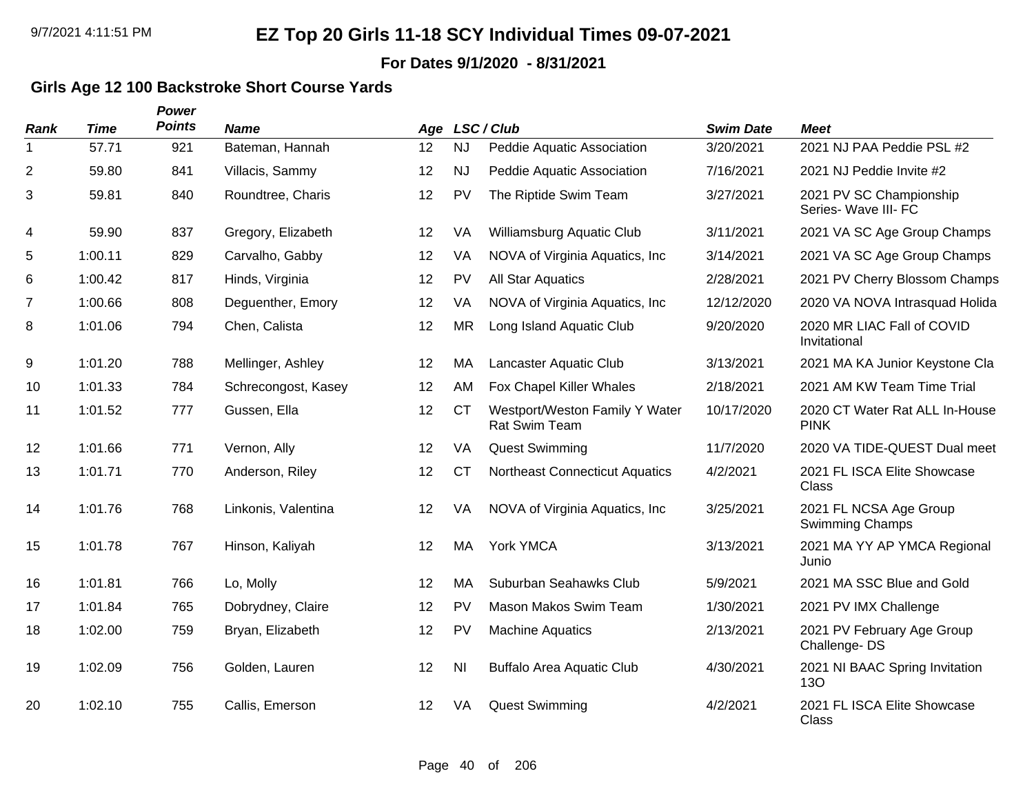# EZ Top 20 Girls 11-18 SCY Individual Times 09-07-2021

**For Dates 9/1/2020 - 8/31/2021**

### Girls Age 12 100 Backstroke Short Course Yards

| Rank | Time | Power Points | Name | Age | LSC / Club | | Swim Date | Meet |
|---|---|---|---|---|---|---|---|---|
| 1 | 57.71 | 921 | Bateman, Hannah | 12 | NJ | Peddie Aquatic Association | 3/20/2021 | 2021 NJ PAA Peddie PSL #2 |
| 2 | 59.80 | 841 | Villacis, Sammy | 12 | NJ | Peddie Aquatic Association | 7/16/2021 | 2021 NJ Peddie Invite #2 |
| 3 | 59.81 | 840 | Roundtree, Charis | 12 | PV | The Riptide Swim Team | 3/27/2021 | 2021 PV SC Championship Series- Wave III- FC |
| 4 | 59.90 | 837 | Gregory, Elizabeth | 12 | VA | Williamsburg Aquatic Club | 3/11/2021 | 2021 VA SC Age Group Champs |
| 5 | 1:00.11 | 829 | Carvalho, Gabby | 12 | VA | NOVA of Virginia Aquatics, Inc | 3/14/2021 | 2021 VA SC Age Group Champs |
| 6 | 1:00.42 | 817 | Hinds, Virginia | 12 | PV | All Star Aquatics | 2/28/2021 | 2021 PV Cherry Blossom Champs |
| 7 | 1:00.66 | 808 | Deguenther, Emory | 12 | VA | NOVA of Virginia Aquatics, Inc | 12/12/2020 | 2020 VA NOVA Intrasquad Holida |
| 8 | 1:01.06 | 794 | Chen, Calista | 12 | MR | Long Island Aquatic Club | 9/20/2020 | 2020 MR LIAC Fall of COVID Invitational |
| 9 | 1:01.20 | 788 | Mellinger, Ashley | 12 | MA | Lancaster Aquatic Club | 3/13/2021 | 2021 MA KA Junior Keystone Cla |
| 10 | 1:01.33 | 784 | Schrecongost, Kasey | 12 | AM | Fox Chapel Killer Whales | 2/18/2021 | 2021 AM KW Team Time Trial |
| 11 | 1:01.52 | 777 | Gussen, Ella | 12 | CT | Westport/Weston Family Y Water Rat Swim Team | 10/17/2020 | 2020 CT Water Rat ALL In-House PINK |
| 12 | 1:01.66 | 771 | Vernon, Ally | 12 | VA | Quest Swimming | 11/7/2020 | 2020 VA TIDE-QUEST Dual meet |
| 13 | 1:01.71 | 770 | Anderson, Riley | 12 | CT | Northeast Connecticut Aquatics | 4/2/2021 | 2021 FL ISCA Elite Showcase Class |
| 14 | 1:01.76 | 768 | Linkonis, Valentina | 12 | VA | NOVA of Virginia Aquatics, Inc | 3/25/2021 | 2021 FL NCSA Age Group Swimming Champs |
| 15 | 1:01.78 | 767 | Hinson, Kaliyah | 12 | MA | York YMCA | 3/13/2021 | 2021 MA YY AP YMCA Regional Junio |
| 16 | 1:01.81 | 766 | Lo, Molly | 12 | MA | Suburban Seahawks Club | 5/9/2021 | 2021 MA SSC Blue and Gold |
| 17 | 1:01.84 | 765 | Dobrydney, Claire | 12 | PV | Mason Makos Swim Team | 1/30/2021 | 2021 PV IMX Challenge |
| 18 | 1:02.00 | 759 | Bryan, Elizabeth | 12 | PV | Machine Aquatics | 2/13/2021 | 2021 PV February Age Group Challenge- DS |
| 19 | 1:02.09 | 756 | Golden, Lauren | 12 | NI | Buffalo Area Aquatic Club | 4/30/2021 | 2021 NI BAAC Spring Invitation 13O |
| 20 | 1:02.10 | 755 | Callis, Emerson | 12 | VA | Quest Swimming | 4/2/2021 | 2021 FL ISCA Elite Showcase Class |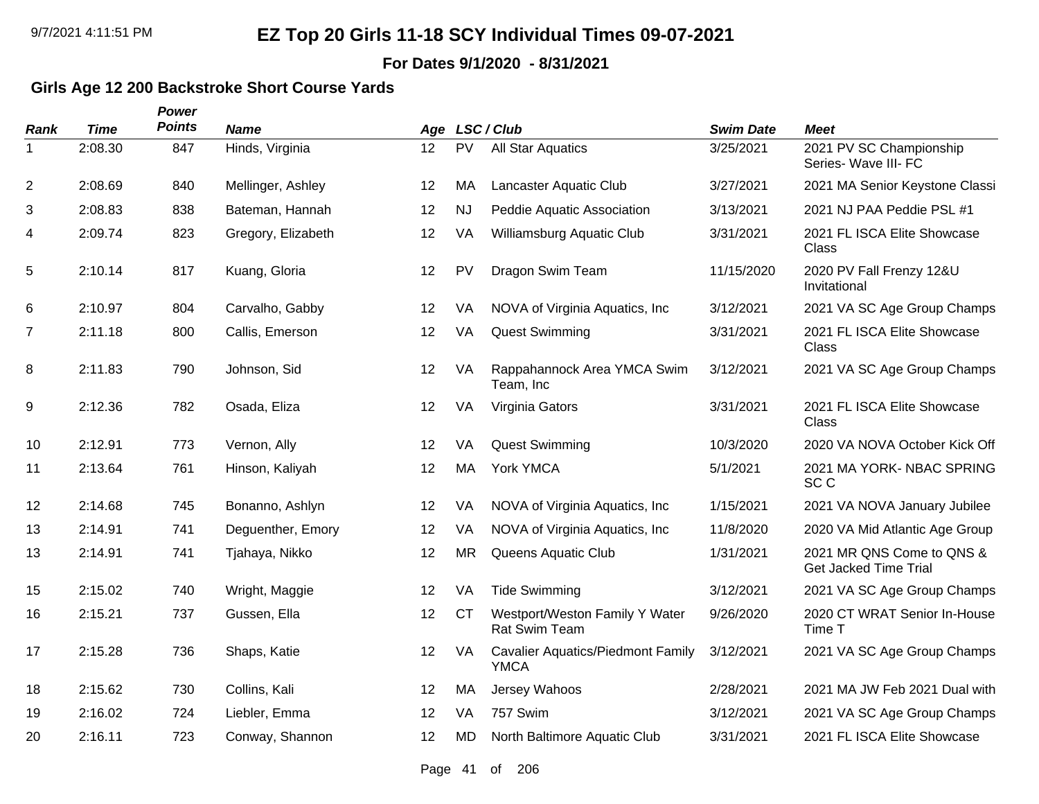# EZ Top 20 Girls 11-18 SCY Individual Times 09-07-2021

**For Dates 9/1/2020 - 8/31/2021**

## Girls Age 12 200 Backstroke Short Course Yards

| Rank | Time | Power Points | Name | Age | LSC / Club | | Swim Date | Meet |
|---|---|---|---|---|---|---|---|---|
| 1 | 2:08.30 | 847 | Hinds, Virginia | 12 | PV | All Star Aquatics | 3/25/2021 | 2021 PV SC Championship Series- Wave III- FC |
| 2 | 2:08.69 | 840 | Mellinger, Ashley | 12 | MA | Lancaster Aquatic Club | 3/27/2021 | 2021 MA Senior Keystone Classi |
| 3 | 2:08.83 | 838 | Bateman, Hannah | 12 | NJ | Peddie Aquatic Association | 3/13/2021 | 2021 NJ PAA Peddie PSL #1 |
| 4 | 2:09.74 | 823 | Gregory, Elizabeth | 12 | VA | Williamsburg Aquatic Club | 3/31/2021 | 2021 FL ISCA Elite Showcase Class |
| 5 | 2:10.14 | 817 | Kuang, Gloria | 12 | PV | Dragon Swim Team | 11/15/2020 | 2020 PV Fall Frenzy 12&U Invitational |
| 6 | 2:10.97 | 804 | Carvalho, Gabby | 12 | VA | NOVA of Virginia Aquatics, Inc | 3/12/2021 | 2021 VA SC Age Group Champs |
| 7 | 2:11.18 | 800 | Callis, Emerson | 12 | VA | Quest Swimming | 3/31/2021 | 2021 FL ISCA Elite Showcase Class |
| 8 | 2:11.83 | 790 | Johnson, Sid | 12 | VA | Rappahannock Area YMCA Swim Team, Inc | 3/12/2021 | 2021 VA SC Age Group Champs |
| 9 | 2:12.36 | 782 | Osada, Eliza | 12 | VA | Virginia Gators | 3/31/2021 | 2021 FL ISCA Elite Showcase Class |
| 10 | 2:12.91 | 773 | Vernon, Ally | 12 | VA | Quest Swimming | 10/3/2020 | 2020 VA NOVA October Kick Off |
| 11 | 2:13.64 | 761 | Hinson, Kaliyah | 12 | MA | York YMCA | 5/1/2021 | 2021 MA YORK- NBAC SPRING SC C |
| 12 | 2:14.68 | 745 | Bonanno, Ashlyn | 12 | VA | NOVA of Virginia Aquatics, Inc | 1/15/2021 | 2021 VA NOVA January Jubilee |
| 13 | 2:14.91 | 741 | Deguenther, Emory | 12 | VA | NOVA of Virginia Aquatics, Inc | 11/8/2020 | 2020 VA Mid Atlantic Age Group |
| 13 | 2:14.91 | 741 | Tjahaya, Nikko | 12 | MR | Queens Aquatic Club | 1/31/2021 | 2021 MR QNS Come to QNS & Get Jacked Time Trial |
| 15 | 2:15.02 | 740 | Wright, Maggie | 12 | VA | Tide Swimming | 3/12/2021 | 2021 VA SC Age Group Champs |
| 16 | 2:15.21 | 737 | Gussen, Ella | 12 | CT | Westport/Weston Family Y Water Rat Swim Team | 9/26/2020 | 2020 CT WRAT Senior In-House Time T |
| 17 | 2:15.28 | 736 | Shaps, Katie | 12 | VA | Cavalier Aquatics/Piedmont Family YMCA | 3/12/2021 | 2021 VA SC Age Group Champs |
| 18 | 2:15.62 | 730 | Collins, Kali | 12 | MA | Jersey Wahoos | 2/28/2021 | 2021 MA JW Feb 2021 Dual with |
| 19 | 2:16.02 | 724 | Liebler, Emma | 12 | VA | 757 Swim | 3/12/2021 | 2021 VA SC Age Group Champs |
| 20 | 2:16.11 | 723 | Conway, Shannon | 12 | MD | North Baltimore Aquatic Club | 3/31/2021 | 2021 FL ISCA Elite Showcase |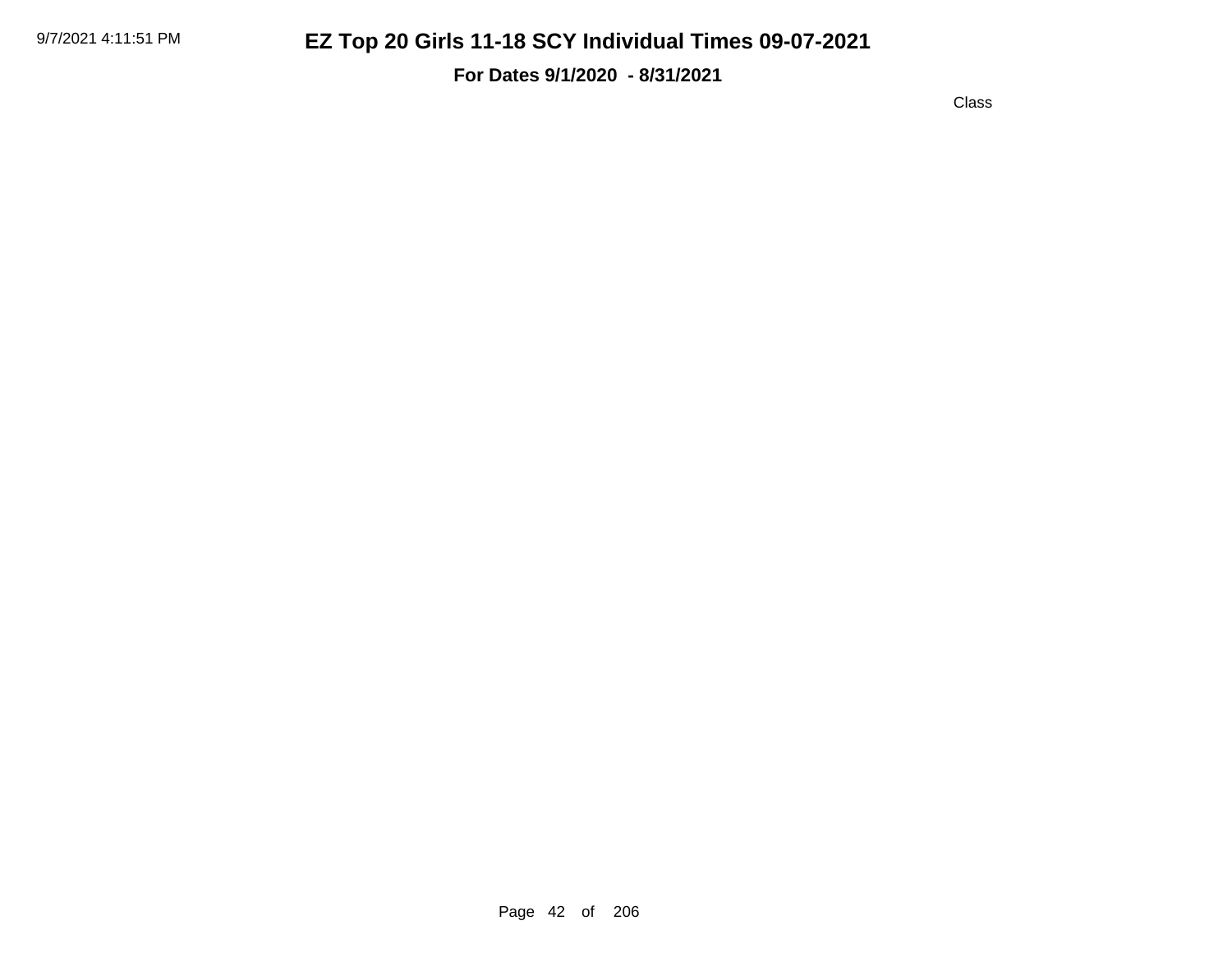# EZ Top 20 Girls 11-18 SCY Individual Times 09-07-2021

**For Dates 9/1/2020 - 8/31/2021**

Class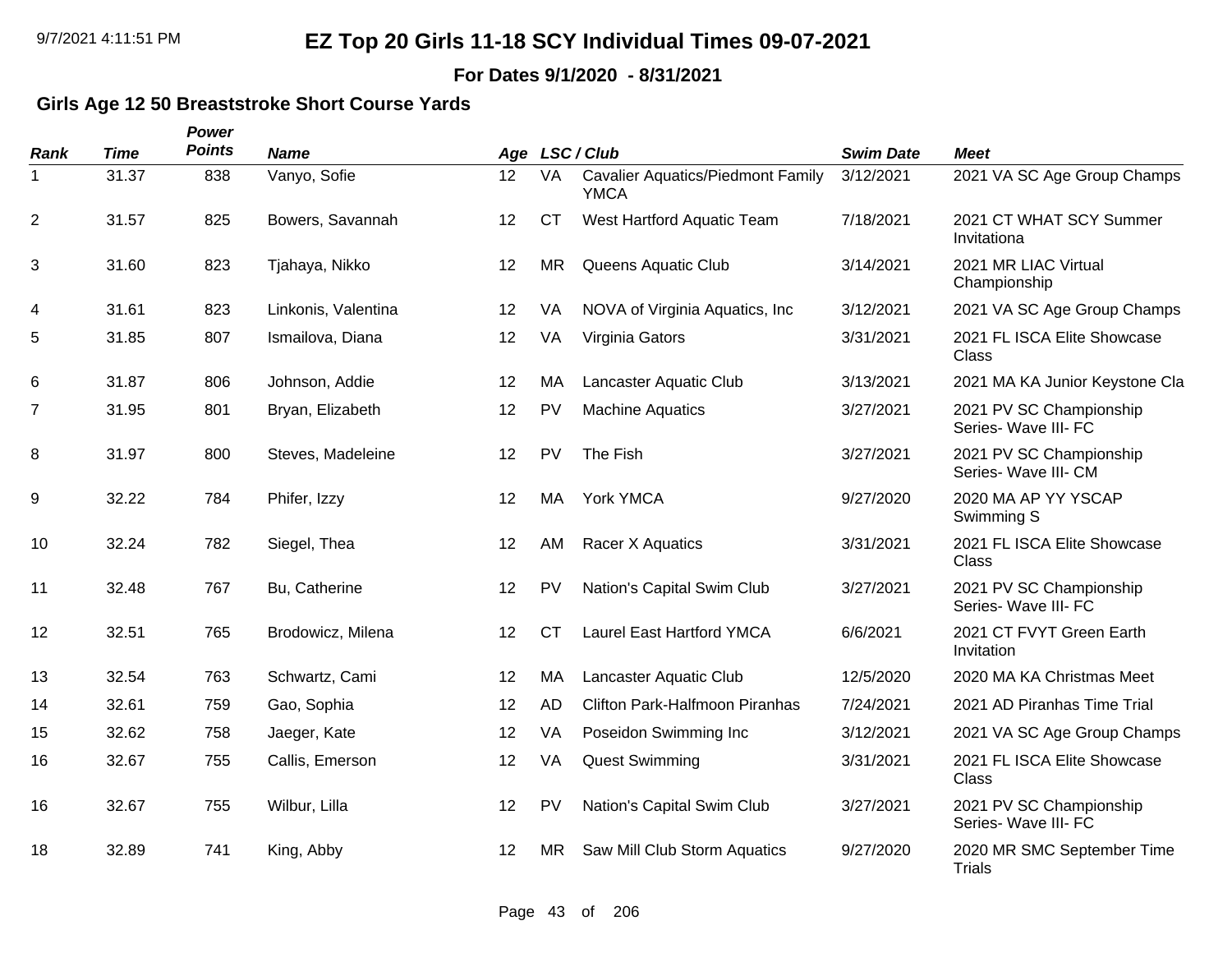# EZ Top 20 Girls 11-18 SCY Individual Times 09-07-2021

**For Dates 9/1/2020 - 8/31/2021**

## Girls Age 12 50 Breaststroke Short Course Yards

| Rank | Time | Power Points | Name | Age | LSC / Club | | Swim Date | Meet |
|---|---|---|---|---|---|---|---|---|
| 1 | 31.37 | 838 | Vanyo, Sofie | 12 | VA | Cavalier Aquatics/Piedmont Family YMCA | 3/12/2021 | 2021 VA SC Age Group Champs |
| 2 | 31.57 | 825 | Bowers, Savannah | 12 | CT | West Hartford Aquatic Team | 7/18/2021 | 2021 CT WHAT SCY Summer Invitationa |
| 3 | 31.60 | 823 | Tjahaya, Nikko | 12 | MR | Queens Aquatic Club | 3/14/2021 | 2021 MR LIAC Virtual Championship |
| 4 | 31.61 | 823 | Linkonis, Valentina | 12 | VA | NOVA of Virginia Aquatics, Inc | 3/12/2021 | 2021 VA SC Age Group Champs |
| 5 | 31.85 | 807 | Ismailova, Diana | 12 | VA | Virginia Gators | 3/31/2021 | 2021 FL ISCA Elite Showcase Class |
| 6 | 31.87 | 806 | Johnson, Addie | 12 | MA | Lancaster Aquatic Club | 3/13/2021 | 2021 MA KA Junior Keystone Cla |
| 7 | 31.95 | 801 | Bryan, Elizabeth | 12 | PV | Machine Aquatics | 3/27/2021 | 2021 PV SC Championship Series- Wave III- FC |
| 8 | 31.97 | 800 | Steves, Madeleine | 12 | PV | The Fish | 3/27/2021 | 2021 PV SC Championship Series- Wave III- CM |
| 9 | 32.22 | 784 | Phifer, Izzy | 12 | MA | York YMCA | 9/27/2020 | 2020 MA AP YY YSCAP Swimming S |
| 10 | 32.24 | 782 | Siegel, Thea | 12 | AM | Racer X Aquatics | 3/31/2021 | 2021 FL ISCA Elite Showcase Class |
| 11 | 32.48 | 767 | Bu, Catherine | 12 | PV | Nation's Capital Swim Club | 3/27/2021 | 2021 PV SC Championship Series- Wave III- FC |
| 12 | 32.51 | 765 | Brodowicz, Milena | 12 | CT | Laurel East Hartford YMCA | 6/6/2021 | 2021 CT FVYT Green Earth Invitation |
| 13 | 32.54 | 763 | Schwartz, Cami | 12 | MA | Lancaster Aquatic Club | 12/5/2020 | 2020 MA KA Christmas Meet |
| 14 | 32.61 | 759 | Gao, Sophia | 12 | AD | Clifton Park-Halfmoon Piranhas | 7/24/2021 | 2021 AD Piranhas Time Trial |
| 15 | 32.62 | 758 | Jaeger, Kate | 12 | VA | Poseidon Swimming Inc | 3/12/2021 | 2021 VA SC Age Group Champs |
| 16 | 32.67 | 755 | Callis, Emerson | 12 | VA | Quest Swimming | 3/31/2021 | 2021 FL ISCA Elite Showcase Class |
| 16 | 32.67 | 755 | Wilbur, Lilla | 12 | PV | Nation's Capital Swim Club | 3/27/2021 | 2021 PV SC Championship Series- Wave III- FC |
| 18 | 32.89 | 741 | King, Abby | 12 | MR | Saw Mill Club Storm Aquatics | 9/27/2020 | 2020 MR SMC September Time Trials |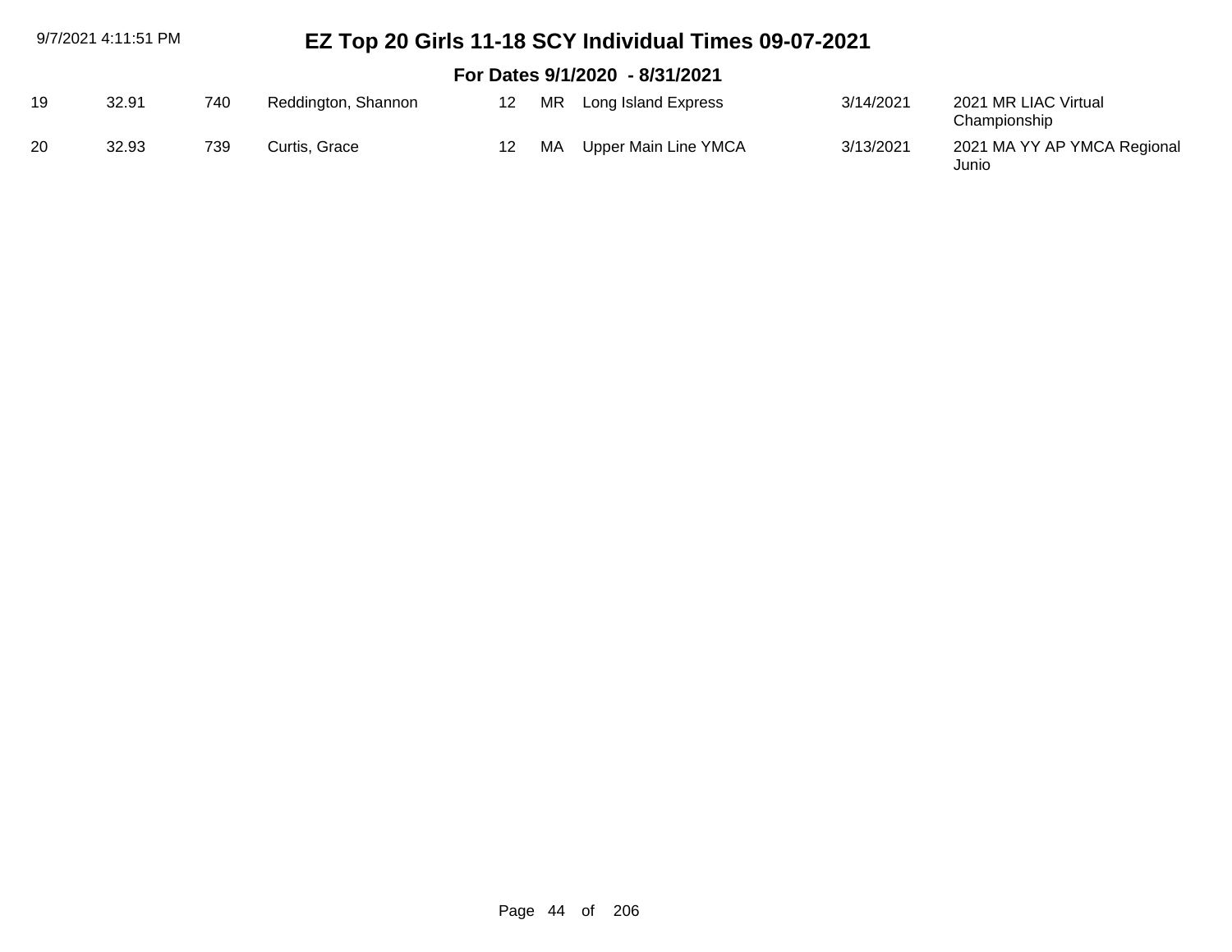| | | | | | | | | |
|---|---|---|---|---|---|---|---|---|
| 19 | 32.91 | 740 | Reddington, Shannon | 12 | MR | Long Island Express | 3/14/2021 | 2021 MR LIAC Virtual Championship |
| 20 | 32.93 | 739 | Curtis, Grace | 12 | MA | Upper Main Line YMCA | 3/13/2021 | 2021 MA YY AP YMCA Regional Junio |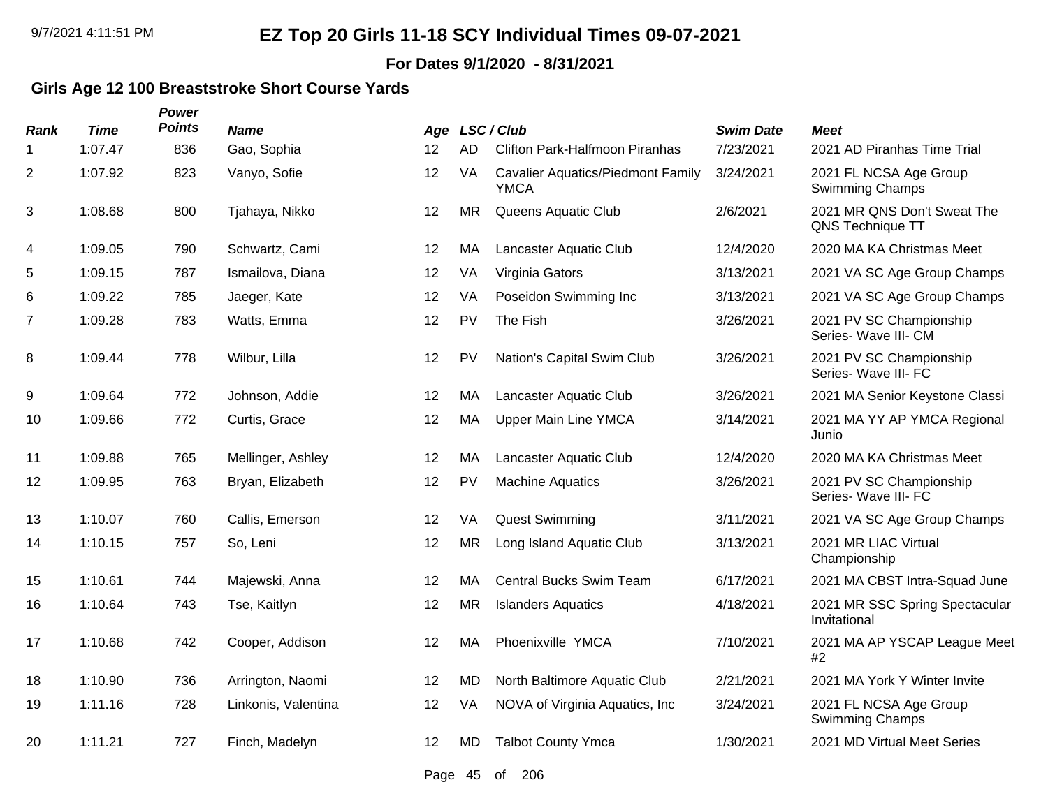# EZ Top 20 Girls 11-18 SCY Individual Times 09-07-2021

**For Dates 9/1/2020 - 8/31/2021**

## Girls Age 12 100 Breaststroke Short Course Yards

| Rank | Time | Power Points | Name | Age | LSC / Club | | Swim Date | Meet |
|---|---|---|---|---|---|---|---|---|
| 1 | 1:07.47 | 836 | Gao, Sophia | 12 | AD | Clifton Park-Halfmoon Piranhas | 7/23/2021 | 2021 AD Piranhas Time Trial |
| 2 | 1:07.92 | 823 | Vanyo, Sofie | 12 | VA | Cavalier Aquatics/Piedmont Family YMCA | 3/24/2021 | 2021 FL NCSA Age Group Swimming Champs |
| 3 | 1:08.68 | 800 | Tjahaya, Nikko | 12 | MR | Queens Aquatic Club | 2/6/2021 | 2021 MR QNS Don't Sweat The QNS Technique TT |
| 4 | 1:09.05 | 790 | Schwartz, Cami | 12 | MA | Lancaster Aquatic Club | 12/4/2020 | 2020 MA KA Christmas Meet |
| 5 | 1:09.15 | 787 | Ismailova, Diana | 12 | VA | Virginia Gators | 3/13/2021 | 2021 VA SC Age Group Champs |
| 6 | 1:09.22 | 785 | Jaeger, Kate | 12 | VA | Poseidon Swimming Inc | 3/13/2021 | 2021 VA SC Age Group Champs |
| 7 | 1:09.28 | 783 | Watts, Emma | 12 | PV | The Fish | 3/26/2021 | 2021 PV SC Championship Series- Wave III- CM |
| 8 | 1:09.44 | 778 | Wilbur, Lilla | 12 | PV | Nation's Capital Swim Club | 3/26/2021 | 2021 PV SC Championship Series- Wave III- FC |
| 9 | 1:09.64 | 772 | Johnson, Addie | 12 | MA | Lancaster Aquatic Club | 3/26/2021 | 2021 MA Senior Keystone Classi |
| 10 | 1:09.66 | 772 | Curtis, Grace | 12 | MA | Upper Main Line YMCA | 3/14/2021 | 2021 MA YY AP YMCA Regional Junio |
| 11 | 1:09.88 | 765 | Mellinger, Ashley | 12 | MA | Lancaster Aquatic Club | 12/4/2020 | 2020 MA KA Christmas Meet |
| 12 | 1:09.95 | 763 | Bryan, Elizabeth | 12 | PV | Machine Aquatics | 3/26/2021 | 2021 PV SC Championship Series- Wave III- FC |
| 13 | 1:10.07 | 760 | Callis, Emerson | 12 | VA | Quest Swimming | 3/11/2021 | 2021 VA SC Age Group Champs |
| 14 | 1:10.15 | 757 | So, Leni | 12 | MR | Long Island Aquatic Club | 3/13/2021 | 2021 MR LIAC Virtual Championship |
| 15 | 1:10.61 | 744 | Majewski, Anna | 12 | MA | Central Bucks Swim Team | 6/17/2021 | 2021 MA CBST Intra-Squad June |
| 16 | 1:10.64 | 743 | Tse, Kaitlyn | 12 | MR | Islanders Aquatics | 4/18/2021 | 2021 MR SSC Spring Spectacular Invitational |
| 17 | 1:10.68 | 742 | Cooper, Addison | 12 | MA | Phoenixville YMCA | 7/10/2021 | 2021 MA AP YSCAP League Meet #2 |
| 18 | 1:10.90 | 736 | Arrington, Naomi | 12 | MD | North Baltimore Aquatic Club | 2/21/2021 | 2021 MA York Y Winter Invite |
| 19 | 1:11.16 | 728 | Linkonis, Valentina | 12 | VA | NOVA of Virginia Aquatics, Inc | 3/24/2021 | 2021 FL NCSA Age Group Swimming Champs |
| 20 | 1:11.21 | 727 | Finch, Madelyn | 12 | MD | Talbot County Ymca | 1/30/2021 | 2021 MD Virtual Meet Series |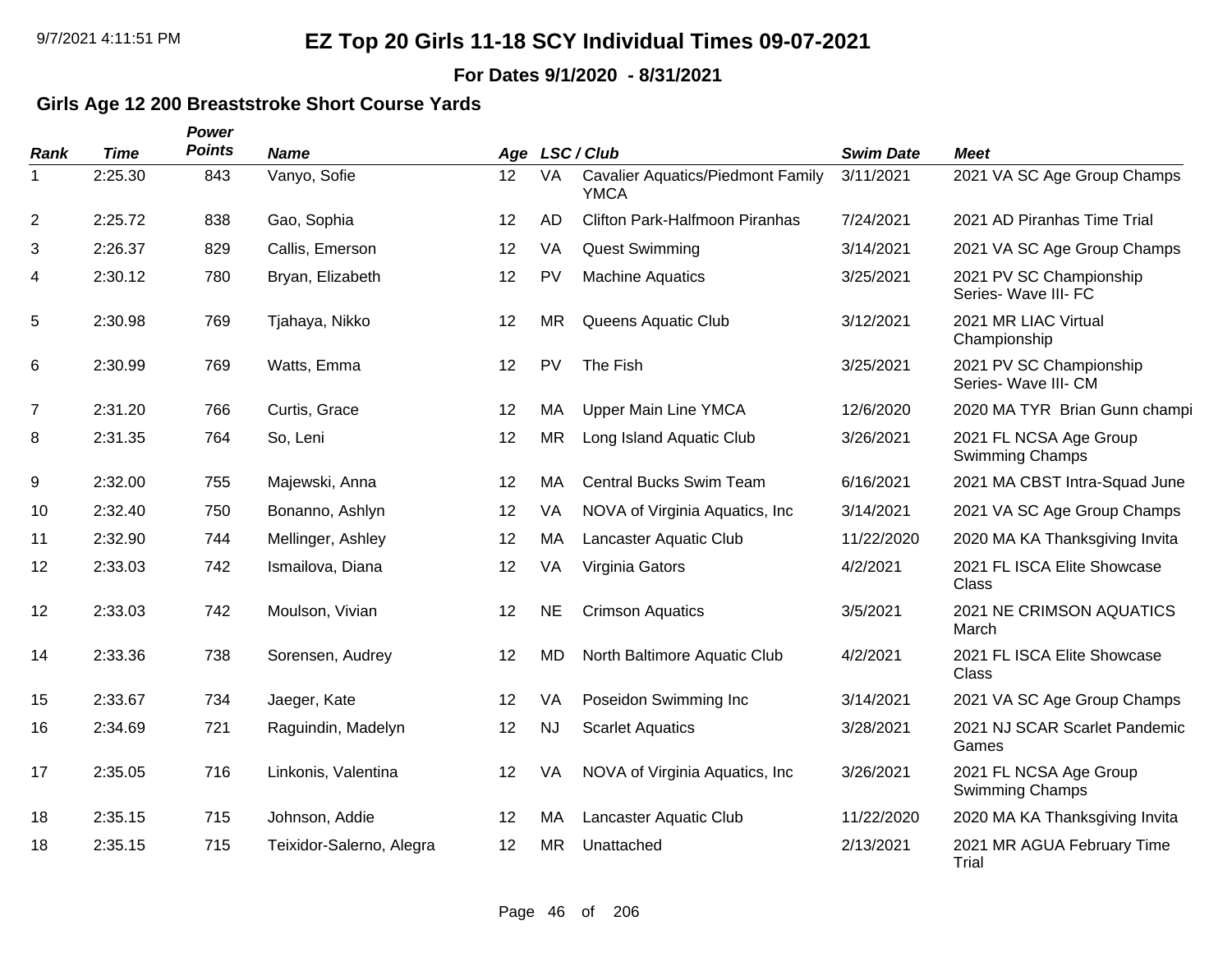# EZ Top 20 Girls 11-18 SCY Individual Times 09-07-2021

**For Dates 9/1/2020 - 8/31/2021**

## Girls Age 12 200 Breaststroke Short Course Yards

| Rank | Time | Power Points | Name | Age | LSC | Club | Swim Date | Meet |
|---|---|---|---|---|---|---|---|---|
| 1 | 2:25.30 | 843 | Vanyo, Sofie | 12 | VA | Cavalier Aquatics/Piedmont Family YMCA | 3/11/2021 | 2021 VA SC Age Group Champs |
| 2 | 2:25.72 | 838 | Gao, Sophia | 12 | AD | Clifton Park-Halfmoon Piranhas | 7/24/2021 | 2021 AD Piranhas Time Trial |
| 3 | 2:26.37 | 829 | Callis, Emerson | 12 | VA | Quest Swimming | 3/14/2021 | 2021 VA SC Age Group Champs |
| 4 | 2:30.12 | 780 | Bryan, Elizabeth | 12 | PV | Machine Aquatics | 3/25/2021 | 2021 PV SC Championship Series- Wave III- FC |
| 5 | 2:30.98 | 769 | Tjahaya, Nikko | 12 | MR | Queens Aquatic Club | 3/12/2021 | 2021 MR LIAC Virtual Championship |
| 6 | 2:30.99 | 769 | Watts, Emma | 12 | PV | The Fish | 3/25/2021 | 2021 PV SC Championship Series- Wave III- CM |
| 7 | 2:31.20 | 766 | Curtis, Grace | 12 | MA | Upper Main Line YMCA | 12/6/2020 | 2020 MA TYR Brian Gunn champi |
| 8 | 2:31.35 | 764 | So, Leni | 12 | MR | Long Island Aquatic Club | 3/26/2021 | 2021 FL NCSA Age Group Swimming Champs |
| 9 | 2:32.00 | 755 | Majewski, Anna | 12 | MA | Central Bucks Swim Team | 6/16/2021 | 2021 MA CBST Intra-Squad June |
| 10 | 2:32.40 | 750 | Bonanno, Ashlyn | 12 | VA | NOVA of Virginia Aquatics, Inc | 3/14/2021 | 2021 VA SC Age Group Champs |
| 11 | 2:32.90 | 744 | Mellinger, Ashley | 12 | MA | Lancaster Aquatic Club | 11/22/2020 | 2020 MA KA Thanksgiving Invita |
| 12 | 2:33.03 | 742 | Ismailova, Diana | 12 | VA | Virginia Gators | 4/2/2021 | 2021 FL ISCA Elite Showcase Class |
| 12 | 2:33.03 | 742 | Moulson, Vivian | 12 | NE | Crimson Aquatics | 3/5/2021 | 2021 NE CRIMSON AQUATICS March |
| 14 | 2:33.36 | 738 | Sorensen, Audrey | 12 | MD | North Baltimore Aquatic Club | 4/2/2021 | 2021 FL ISCA Elite Showcase Class |
| 15 | 2:33.67 | 734 | Jaeger, Kate | 12 | VA | Poseidon Swimming Inc | 3/14/2021 | 2021 VA SC Age Group Champs |
| 16 | 2:34.69 | 721 | Raguindin, Madelyn | 12 | NJ | Scarlet Aquatics | 3/28/2021 | 2021 NJ SCAR Scarlet Pandemic Games |
| 17 | 2:35.05 | 716 | Linkonis, Valentina | 12 | VA | NOVA of Virginia Aquatics, Inc | 3/26/2021 | 2021 FL NCSA Age Group Swimming Champs |
| 18 | 2:35.15 | 715 | Johnson, Addie | 12 | MA | Lancaster Aquatic Club | 11/22/2020 | 2020 MA KA Thanksgiving Invita |
| 18 | 2:35.15 | 715 | Teixidor-Salerno, Alegra | 12 | MR | Unattached | 2/13/2021 | 2021 MR AGUA February Time Trial |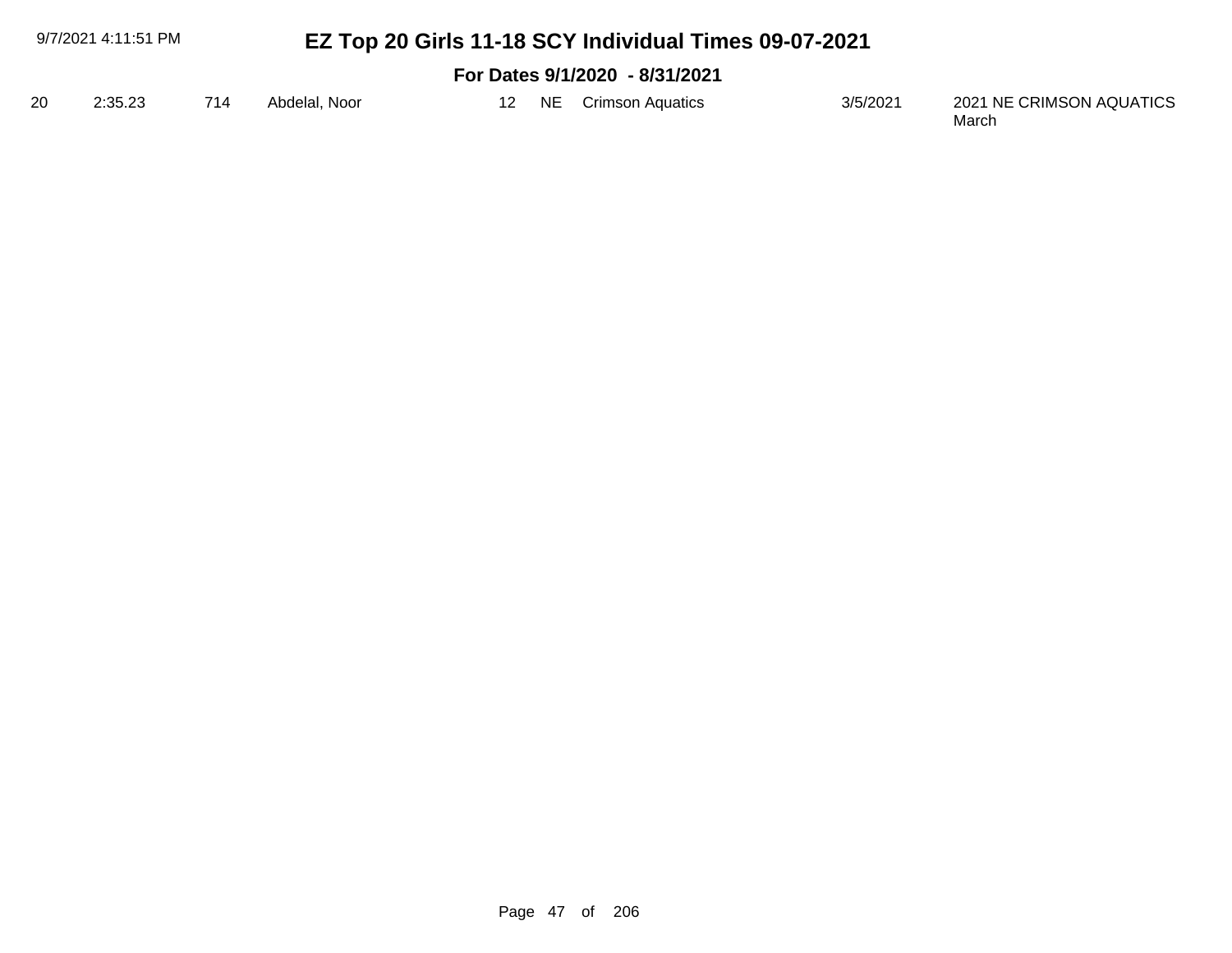# EZ Top 20 Girls 11-18 SCY Individual Times 09-07-2021

## For Dates 9/1/2020 - 8/31/2021

| | | | | | | | | |
|---|---|---|---|---|---|---|---|---|
| 20 | 2:35.23 | 714 | Abdelal, Noor | 12 | NE | Crimson Aquatics | 3/5/2021 | 2021 NE CRIMSON AQUATICS March |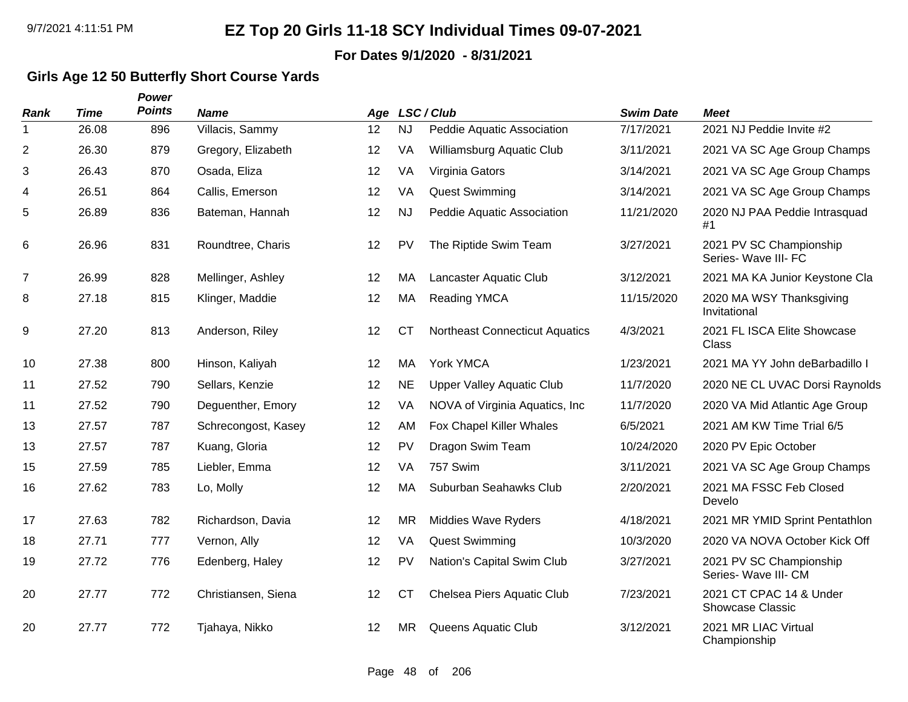# EZ Top 20 Girls 11-18 SCY Individual Times 09-07-2021

**For Dates 9/1/2020 - 8/31/2021**

### Girls Age 12 50 Butterfly Short Course Yards

| Rank | Time | Power Points | Name | Age | LSC | Club | Swim Date | Meet |
|---|---|---|---|---|---|---|---|---|
| 1 | 26.08 | 896 | Villacis, Sammy | 12 | NJ | Peddie Aquatic Association | 7/17/2021 | 2021 NJ Peddie Invite #2 |
| 2 | 26.30 | 879 | Gregory, Elizabeth | 12 | VA | Williamsburg Aquatic Club | 3/11/2021 | 2021 VA SC Age Group Champs |
| 3 | 26.43 | 870 | Osada, Eliza | 12 | VA | Virginia Gators | 3/14/2021 | 2021 VA SC Age Group Champs |
| 4 | 26.51 | 864 | Callis, Emerson | 12 | VA | Quest Swimming | 3/14/2021 | 2021 VA SC Age Group Champs |
| 5 | 26.89 | 836 | Bateman, Hannah | 12 | NJ | Peddie Aquatic Association | 11/21/2020 | 2020 NJ PAA Peddie Intrasquad #1 |
| 6 | 26.96 | 831 | Roundtree, Charis | 12 | PV | The Riptide Swim Team | 3/27/2021 | 2021 PV SC Championship Series- Wave III- FC |
| 7 | 26.99 | 828 | Mellinger, Ashley | 12 | MA | Lancaster Aquatic Club | 3/12/2021 | 2021 MA KA Junior Keystone Cla |
| 8 | 27.18 | 815 | Klinger, Maddie | 12 | MA | Reading YMCA | 11/15/2020 | 2020 MA WSY Thanksgiving Invitational |
| 9 | 27.20 | 813 | Anderson, Riley | 12 | CT | Northeast Connecticut Aquatics | 4/3/2021 | 2021 FL ISCA Elite Showcase Class |
| 10 | 27.38 | 800 | Hinson, Kaliyah | 12 | MA | York YMCA | 1/23/2021 | 2021 MA YY John deBarbadillo I |
| 11 | 27.52 | 790 | Sellars, Kenzie | 12 | NE | Upper Valley Aquatic Club | 11/7/2020 | 2020 NE CL UVAC Dorsi Raynolds |
| 11 | 27.52 | 790 | Deguenther, Emory | 12 | VA | NOVA of Virginia Aquatics, Inc | 11/7/2020 | 2020 VA Mid Atlantic Age Group |
| 13 | 27.57 | 787 | Schrecongost, Kasey | 12 | AM | Fox Chapel Killer Whales | 6/5/2021 | 2021 AM KW Time Trial 6/5 |
| 13 | 27.57 | 787 | Kuang, Gloria | 12 | PV | Dragon Swim Team | 10/24/2020 | 2020 PV Epic October |
| 15 | 27.59 | 785 | Liebler, Emma | 12 | VA | 757 Swim | 3/11/2021 | 2021 VA SC Age Group Champs |
| 16 | 27.62 | 783 | Lo, Molly | 12 | MA | Suburban Seahawks Club | 2/20/2021 | 2021 MA FSSC Feb Closed Develo |
| 17 | 27.63 | 782 | Richardson, Davia | 12 | MR | Middies Wave Ryders | 4/18/2021 | 2021 MR YMID Sprint Pentathlon |
| 18 | 27.71 | 777 | Vernon, Ally | 12 | VA | Quest Swimming | 10/3/2020 | 2020 VA NOVA October Kick Off |
| 19 | 27.72 | 776 | Edenberg, Haley | 12 | PV | Nation's Capital Swim Club | 3/27/2021 | 2021 PV SC Championship Series- Wave III- CM |
| 20 | 27.77 | 772 | Christiansen, Siena | 12 | CT | Chelsea Piers Aquatic Club | 7/23/2021 | 2021 CT CPAC 14 & Under Showcase Classic |
| 20 | 27.77 | 772 | Tjahaya, Nikko | 12 | MR | Queens Aquatic Club | 3/12/2021 | 2021 MR LIAC Virtual Championship |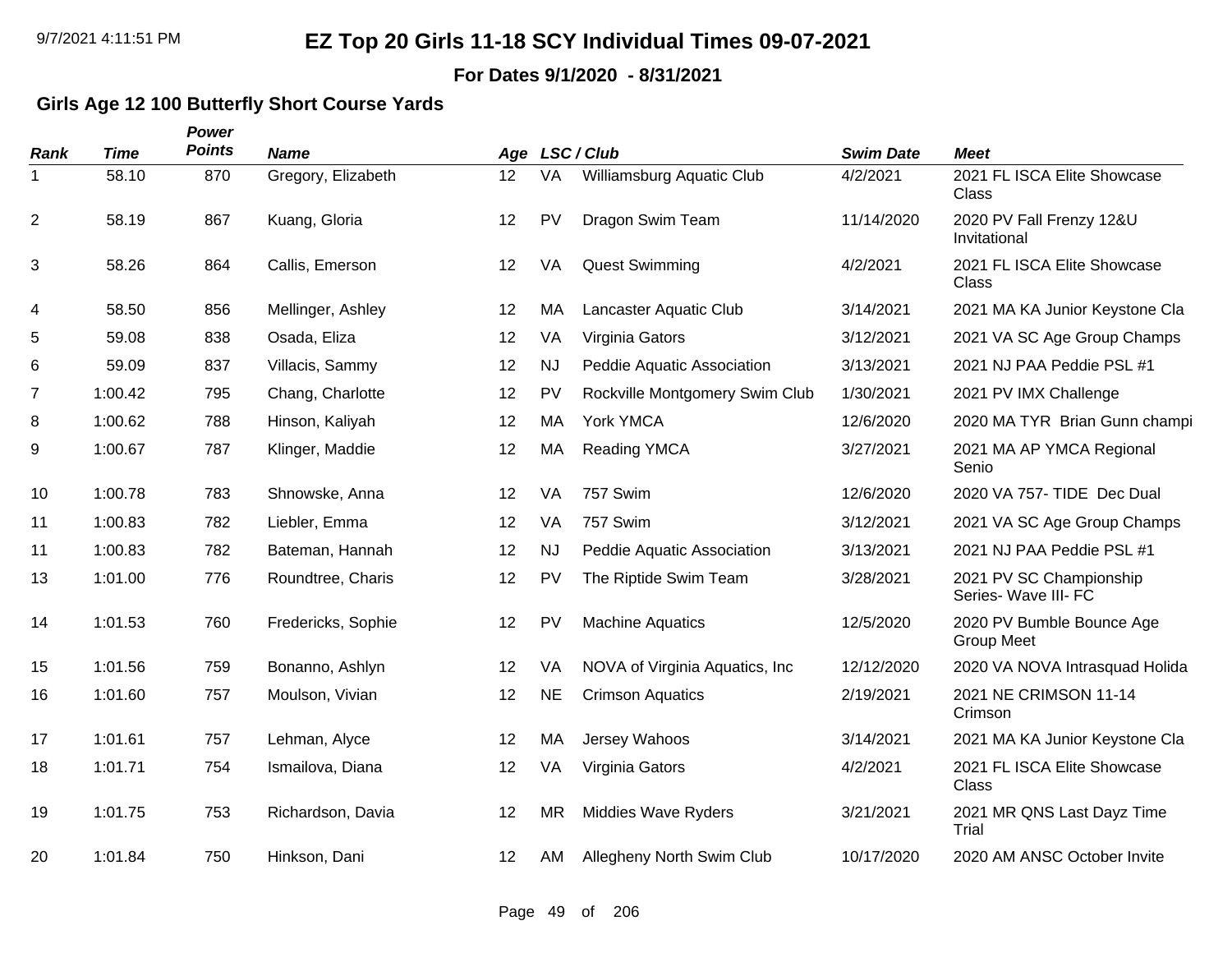# EZ Top 20 Girls 11-18 SCY Individual Times 09-07-2021

**For Dates 9/1/2020 - 8/31/2021**

## Girls Age 12 100 Butterfly Short Course Yards

| Rank | Time | Power Points | Name | Age | LSC / Club | | Swim Date | Meet |
|---|---|---|---|---|---|---|---|---|
| 1 | 58.10 | 870 | Gregory, Elizabeth | 12 | VA | Williamsburg Aquatic Club | 4/2/2021 | 2021 FL ISCA Elite Showcase Class |
| 2 | 58.19 | 867 | Kuang, Gloria | 12 | PV | Dragon Swim Team | 11/14/2020 | 2020 PV Fall Frenzy 12&U Invitational |
| 3 | 58.26 | 864 | Callis, Emerson | 12 | VA | Quest Swimming | 4/2/2021 | 2021 FL ISCA Elite Showcase Class |
| 4 | 58.50 | 856 | Mellinger, Ashley | 12 | MA | Lancaster Aquatic Club | 3/14/2021 | 2021 MA KA Junior Keystone Cla |
| 5 | 59.08 | 838 | Osada, Eliza | 12 | VA | Virginia Gators | 3/12/2021 | 2021 VA SC Age Group Champs |
| 6 | 59.09 | 837 | Villacis, Sammy | 12 | NJ | Peddie Aquatic Association | 3/13/2021 | 2021 NJ PAA Peddie PSL #1 |
| 7 | 1:00.42 | 795 | Chang, Charlotte | 12 | PV | Rockville Montgomery Swim Club | 1/30/2021 | 2021 PV IMX Challenge |
| 8 | 1:00.62 | 788 | Hinson, Kaliyah | 12 | MA | York YMCA | 12/6/2020 | 2020 MA TYR Brian Gunn champi |
| 9 | 1:00.67 | 787 | Klinger, Maddie | 12 | MA | Reading YMCA | 3/27/2021 | 2021 MA AP YMCA Regional Senio |
| 10 | 1:00.78 | 783 | Shnowske, Anna | 12 | VA | 757 Swim | 12/6/2020 | 2020 VA 757- TIDE Dec Dual |
| 11 | 1:00.83 | 782 | Liebler, Emma | 12 | VA | 757 Swim | 3/12/2021 | 2021 VA SC Age Group Champs |
| 11 | 1:00.83 | 782 | Bateman, Hannah | 12 | NJ | Peddie Aquatic Association | 3/13/2021 | 2021 NJ PAA Peddie PSL #1 |
| 13 | 1:01.00 | 776 | Roundtree, Charis | 12 | PV | The Riptide Swim Team | 3/28/2021 | 2021 PV SC Championship Series- Wave III- FC |
| 14 | 1:01.53 | 760 | Fredericks, Sophie | 12 | PV | Machine Aquatics | 12/5/2020 | 2020 PV Bumble Bounce Age Group Meet |
| 15 | 1:01.56 | 759 | Bonanno, Ashlyn | 12 | VA | NOVA of Virginia Aquatics, Inc | 12/12/2020 | 2020 VA NOVA Intrasquad Holida |
| 16 | 1:01.60 | 757 | Moulson, Vivian | 12 | NE | Crimson Aquatics | 2/19/2021 | 2021 NE CRIMSON 11-14 Crimson |
| 17 | 1:01.61 | 757 | Lehman, Alyce | 12 | MA | Jersey Wahoos | 3/14/2021 | 2021 MA KA Junior Keystone Cla |
| 18 | 1:01.71 | 754 | Ismailova, Diana | 12 | VA | Virginia Gators | 4/2/2021 | 2021 FL ISCA Elite Showcase Class |
| 19 | 1:01.75 | 753 | Richardson, Davia | 12 | MR | Middies Wave Ryders | 3/21/2021 | 2021 MR QNS Last Dayz Time Trial |
| 20 | 1:01.84 | 750 | Hinkson, Dani | 12 | AM | Allegheny North Swim Club | 10/17/2020 | 2020 AM ANSC October Invite |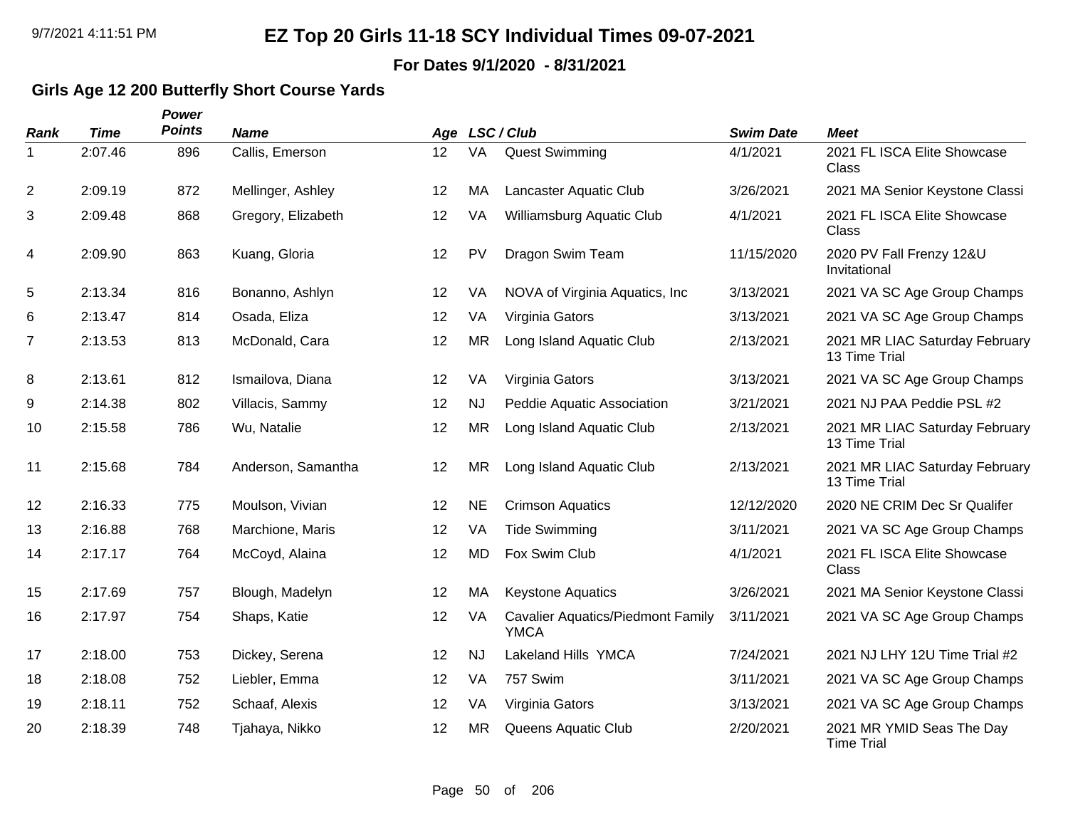# EZ Top 20 Girls 11-18 SCY Individual Times 09-07-2021

**For Dates 9/1/2020 - 8/31/2021**

## Girls Age 12 200 Butterfly Short Course Yards

| Rank | Time | Power Points | Name | Age | LSC / Club | | Swim Date | Meet |
|---|---|---|---|---|---|---|---|---|
| 1 | 2:07.46 | 896 | Callis, Emerson | 12 | VA | Quest Swimming | 4/1/2021 | 2021 FL ISCA Elite Showcase Class |
| 2 | 2:09.19 | 872 | Mellinger, Ashley | 12 | MA | Lancaster Aquatic Club | 3/26/2021 | 2021 MA Senior Keystone Classi |
| 3 | 2:09.48 | 868 | Gregory, Elizabeth | 12 | VA | Williamsburg Aquatic Club | 4/1/2021 | 2021 FL ISCA Elite Showcase Class |
| 4 | 2:09.90 | 863 | Kuang, Gloria | 12 | PV | Dragon Swim Team | 11/15/2020 | 2020 PV Fall Frenzy 12&U Invitational |
| 5 | 2:13.34 | 816 | Bonanno, Ashlyn | 12 | VA | NOVA of Virginia Aquatics, Inc | 3/13/2021 | 2021 VA SC Age Group Champs |
| 6 | 2:13.47 | 814 | Osada, Eliza | 12 | VA | Virginia Gators | 3/13/2021 | 2021 VA SC Age Group Champs |
| 7 | 2:13.53 | 813 | McDonald, Cara | 12 | MR | Long Island Aquatic Club | 2/13/2021 | 2021 MR LIAC Saturday February 13 Time Trial |
| 8 | 2:13.61 | 812 | Ismailova, Diana | 12 | VA | Virginia Gators | 3/13/2021 | 2021 VA SC Age Group Champs |
| 9 | 2:14.38 | 802 | Villacis, Sammy | 12 | NJ | Peddie Aquatic Association | 3/21/2021 | 2021 NJ PAA Peddie PSL #2 |
| 10 | 2:15.58 | 786 | Wu, Natalie | 12 | MR | Long Island Aquatic Club | 2/13/2021 | 2021 MR LIAC Saturday February 13 Time Trial |
| 11 | 2:15.68 | 784 | Anderson, Samantha | 12 | MR | Long Island Aquatic Club | 2/13/2021 | 2021 MR LIAC Saturday February 13 Time Trial |
| 12 | 2:16.33 | 775 | Moulson, Vivian | 12 | NE | Crimson Aquatics | 12/12/2020 | 2020 NE CRIM Dec Sr Qualifer |
| 13 | 2:16.88 | 768 | Marchione, Maris | 12 | VA | Tide Swimming | 3/11/2021 | 2021 VA SC Age Group Champs |
| 14 | 2:17.17 | 764 | McCoyd, Alaina | 12 | MD | Fox Swim Club | 4/1/2021 | 2021 FL ISCA Elite Showcase Class |
| 15 | 2:17.69 | 757 | Blough, Madelyn | 12 | MA | Keystone Aquatics | 3/26/2021 | 2021 MA Senior Keystone Classi |
| 16 | 2:17.97 | 754 | Shaps, Katie | 12 | VA | Cavalier Aquatics/Piedmont Family YMCA | 3/11/2021 | 2021 VA SC Age Group Champs |
| 17 | 2:18.00 | 753 | Dickey, Serena | 12 | NJ | Lakeland Hills YMCA | 7/24/2021 | 2021 NJ LHY 12U Time Trial #2 |
| 18 | 2:18.08 | 752 | Liebler, Emma | 12 | VA | 757 Swim | 3/11/2021 | 2021 VA SC Age Group Champs |
| 19 | 2:18.11 | 752 | Schaaf, Alexis | 12 | VA | Virginia Gators | 3/13/2021 | 2021 VA SC Age Group Champs |
| 20 | 2:18.39 | 748 | Tjahaya, Nikko | 12 | MR | Queens Aquatic Club | 2/20/2021 | 2021 MR YMID Seas The Day Time Trial |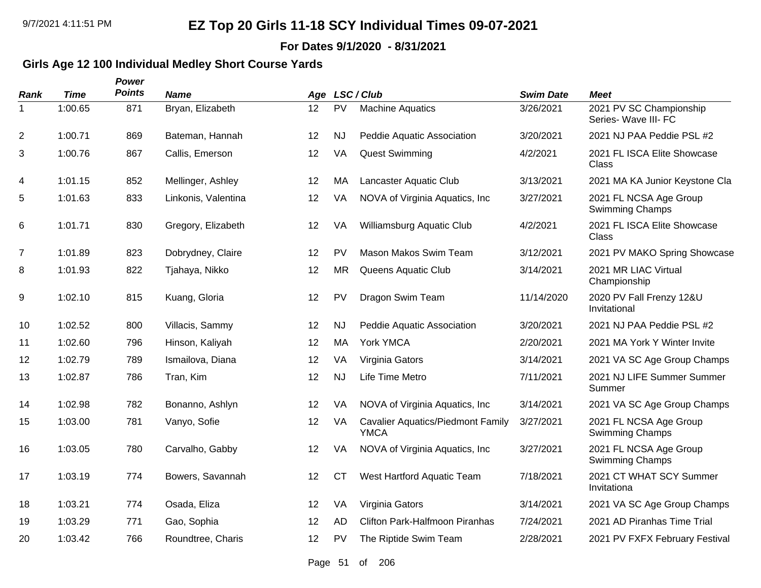# EZ Top 20 Girls 11-18 SCY Individual Times 09-07-2021

**For Dates 9/1/2020 - 8/31/2021**

## Girls Age 12 100 Individual Medley Short Course Yards

| Rank | Time | Power Points | Name | Age | LSC | Club | Swim Date | Meet |
|---|---|---|---|---|---|---|---|---|
| 1 | 1:00.65 | 871 | Bryan, Elizabeth | 12 | PV | Machine Aquatics | 3/26/2021 | 2021 PV SC Championship Series- Wave III- FC |
| 2 | 1:00.71 | 869 | Bateman, Hannah | 12 | NJ | Peddie Aquatic Association | 3/20/2021 | 2021 NJ PAA Peddie PSL #2 |
| 3 | 1:00.76 | 867 | Callis, Emerson | 12 | VA | Quest Swimming | 4/2/2021 | 2021 FL ISCA Elite Showcase Class |
| 4 | 1:01.15 | 852 | Mellinger, Ashley | 12 | MA | Lancaster Aquatic Club | 3/13/2021 | 2021 MA KA Junior Keystone Cla |
| 5 | 1:01.63 | 833 | Linkonis, Valentina | 12 | VA | NOVA of Virginia Aquatics, Inc | 3/27/2021 | 2021 FL NCSA Age Group Swimming Champs |
| 6 | 1:01.71 | 830 | Gregory, Elizabeth | 12 | VA | Williamsburg Aquatic Club | 4/2/2021 | 2021 FL ISCA Elite Showcase Class |
| 7 | 1:01.89 | 823 | Dobrydney, Claire | 12 | PV | Mason Makos Swim Team | 3/12/2021 | 2021 PV MAKO Spring Showcase |
| 8 | 1:01.93 | 822 | Tjahaya, Nikko | 12 | MR | Queens Aquatic Club | 3/14/2021 | 2021 MR LIAC Virtual Championship |
| 9 | 1:02.10 | 815 | Kuang, Gloria | 12 | PV | Dragon Swim Team | 11/14/2020 | 2020 PV Fall Frenzy 12&U Invitational |
| 10 | 1:02.52 | 800 | Villacis, Sammy | 12 | NJ | Peddie Aquatic Association | 3/20/2021 | 2021 NJ PAA Peddie PSL #2 |
| 11 | 1:02.60 | 796 | Hinson, Kaliyah | 12 | MA | York YMCA | 2/20/2021 | 2021 MA York Y Winter Invite |
| 12 | 1:02.79 | 789 | Ismailova, Diana | 12 | VA | Virginia Gators | 3/14/2021 | 2021 VA SC Age Group Champs |
| 13 | 1:02.87 | 786 | Tran, Kim | 12 | NJ | Life Time Metro | 7/11/2021 | 2021 NJ LIFE Summer Summer Summer |
| 14 | 1:02.98 | 782 | Bonanno, Ashlyn | 12 | VA | NOVA of Virginia Aquatics, Inc | 3/14/2021 | 2021 VA SC Age Group Champs |
| 15 | 1:03.00 | 781 | Vanyo, Sofie | 12 | VA | Cavalier Aquatics/Piedmont Family YMCA | 3/27/2021 | 2021 FL NCSA Age Group Swimming Champs |
| 16 | 1:03.05 | 780 | Carvalho, Gabby | 12 | VA | NOVA of Virginia Aquatics, Inc | 3/27/2021 | 2021 FL NCSA Age Group Swimming Champs |
| 17 | 1:03.19 | 774 | Bowers, Savannah | 12 | CT | West Hartford Aquatic Team | 7/18/2021 | 2021 CT WHAT SCY Summer Invitationa |
| 18 | 1:03.21 | 774 | Osada, Eliza | 12 | VA | Virginia Gators | 3/14/2021 | 2021 VA SC Age Group Champs |
| 19 | 1:03.29 | 771 | Gao, Sophia | 12 | AD | Clifton Park-Halfmoon Piranhas | 7/24/2021 | 2021 AD Piranhas Time Trial |
| 20 | 1:03.42 | 766 | Roundtree, Charis | 12 | PV | The Riptide Swim Team | 2/28/2021 | 2021 PV FXFX February Festival |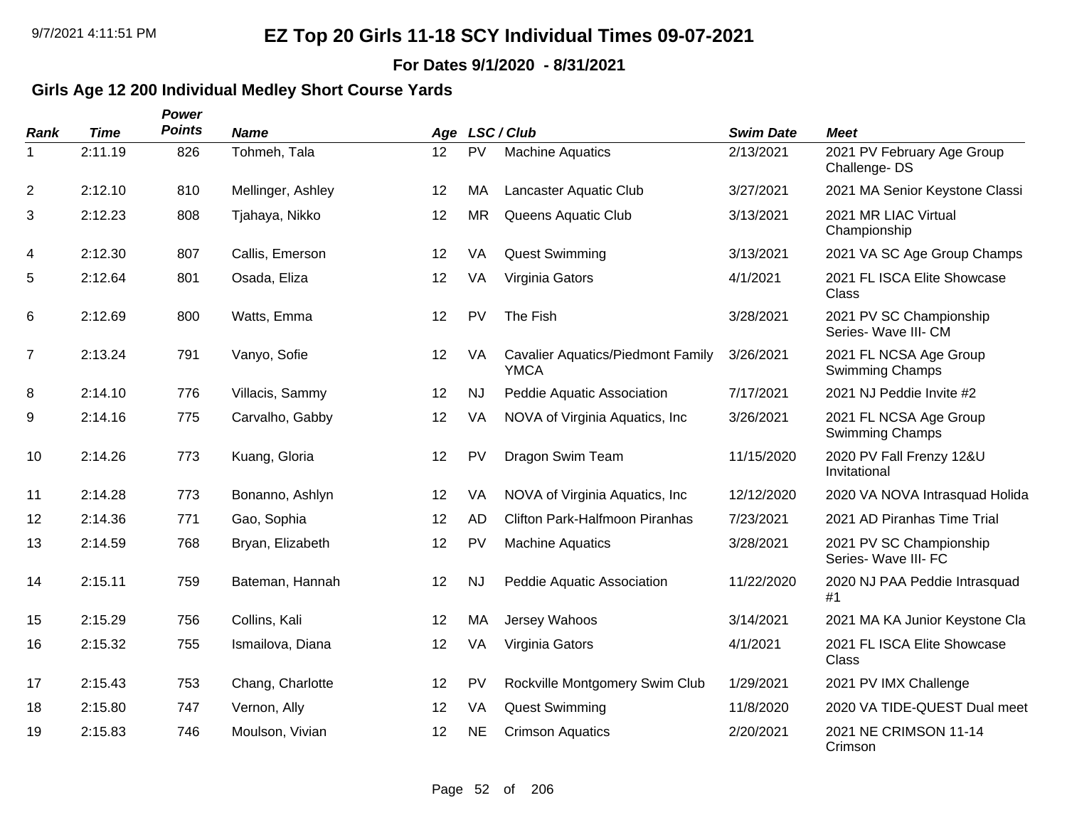# EZ Top 20 Girls 11-18 SCY Individual Times 09-07-2021

**For Dates 9/1/2020 - 8/31/2021**

## Girls Age 12 200 Individual Medley Short Course Yards

| Rank | Time | Power Points | Name | Age | LSC | Club | Swim Date | Meet |
|---|---|---|---|---|---|---|---|---|
| 1 | 2:11.19 | 826 | Tohmeh, Tala | 12 | PV | Machine Aquatics | 2/13/2021 | 2021 PV February Age Group Challenge- DS |
| 2 | 2:12.10 | 810 | Mellinger, Ashley | 12 | MA | Lancaster Aquatic Club | 3/27/2021 | 2021 MA Senior Keystone Classi |
| 3 | 2:12.23 | 808 | Tjahaya, Nikko | 12 | MR | Queens Aquatic Club | 3/13/2021 | 2021 MR LIAC Virtual Championship |
| 4 | 2:12.30 | 807 | Callis, Emerson | 12 | VA | Quest Swimming | 3/13/2021 | 2021 VA SC Age Group Champs |
| 5 | 2:12.64 | 801 | Osada, Eliza | 12 | VA | Virginia Gators | 4/1/2021 | 2021 FL ISCA Elite Showcase Class |
| 6 | 2:12.69 | 800 | Watts, Emma | 12 | PV | The Fish | 3/28/2021 | 2021 PV SC Championship Series- Wave III- CM |
| 7 | 2:13.24 | 791 | Vanyo, Sofie | 12 | VA | Cavalier Aquatics/Piedmont Family YMCA | 3/26/2021 | 2021 FL NCSA Age Group Swimming Champs |
| 8 | 2:14.10 | 776 | Villacis, Sammy | 12 | NJ | Peddie Aquatic Association | 7/17/2021 | 2021 NJ Peddie Invite #2 |
| 9 | 2:14.16 | 775 | Carvalho, Gabby | 12 | VA | NOVA of Virginia Aquatics, Inc | 3/26/2021 | 2021 FL NCSA Age Group Swimming Champs |
| 10 | 2:14.26 | 773 | Kuang, Gloria | 12 | PV | Dragon Swim Team | 11/15/2020 | 2020 PV Fall Frenzy 12&U Invitational |
| 11 | 2:14.28 | 773 | Bonanno, Ashlyn | 12 | VA | NOVA of Virginia Aquatics, Inc | 12/12/2020 | 2020 VA NOVA Intrasquad Holida |
| 12 | 2:14.36 | 771 | Gao, Sophia | 12 | AD | Clifton Park-Halfmoon Piranhas | 7/23/2021 | 2021 AD Piranhas Time Trial |
| 13 | 2:14.59 | 768 | Bryan, Elizabeth | 12 | PV | Machine Aquatics | 3/28/2021 | 2021 PV SC Championship Series- Wave III- FC |
| 14 | 2:15.11 | 759 | Bateman, Hannah | 12 | NJ | Peddie Aquatic Association | 11/22/2020 | 2020 NJ PAA Peddie Intrasquad #1 |
| 15 | 2:15.29 | 756 | Collins, Kali | 12 | MA | Jersey Wahoos | 3/14/2021 | 2021 MA KA Junior Keystone Cla |
| 16 | 2:15.32 | 755 | Ismailova, Diana | 12 | VA | Virginia Gators | 4/1/2021 | 2021 FL ISCA Elite Showcase Class |
| 17 | 2:15.43 | 753 | Chang, Charlotte | 12 | PV | Rockville Montgomery Swim Club | 1/29/2021 | 2021 PV IMX Challenge |
| 18 | 2:15.80 | 747 | Vernon, Ally | 12 | VA | Quest Swimming | 11/8/2020 | 2020 VA TIDE-QUEST Dual meet |
| 19 | 2:15.83 | 746 | Moulson, Vivian | 12 | NE | Crimson Aquatics | 2/20/2021 | 2021 NE CRIMSON 11-14 Crimson |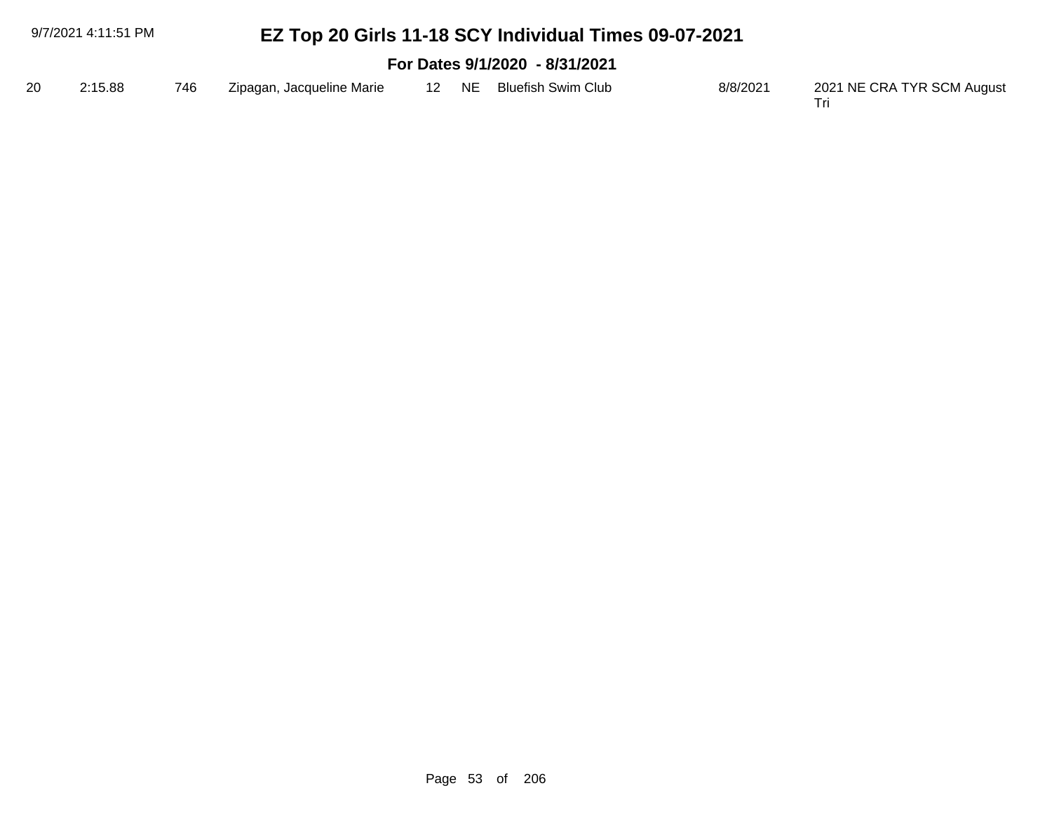# EZ Top 20 Girls 11-18 SCY Individual Times 09-07-2021

## For Dates 9/1/2020 - 8/31/2021

| | | | | | | | | |
|---|---|---|---|---|---|---|---|---|
| 20 | 2:15.88 | 746 | Zipagan, Jacqueline Marie | 12 | NE | Bluefish Swim Club | 8/8/2021 | 2021 NE CRA TYR SCM August Tri |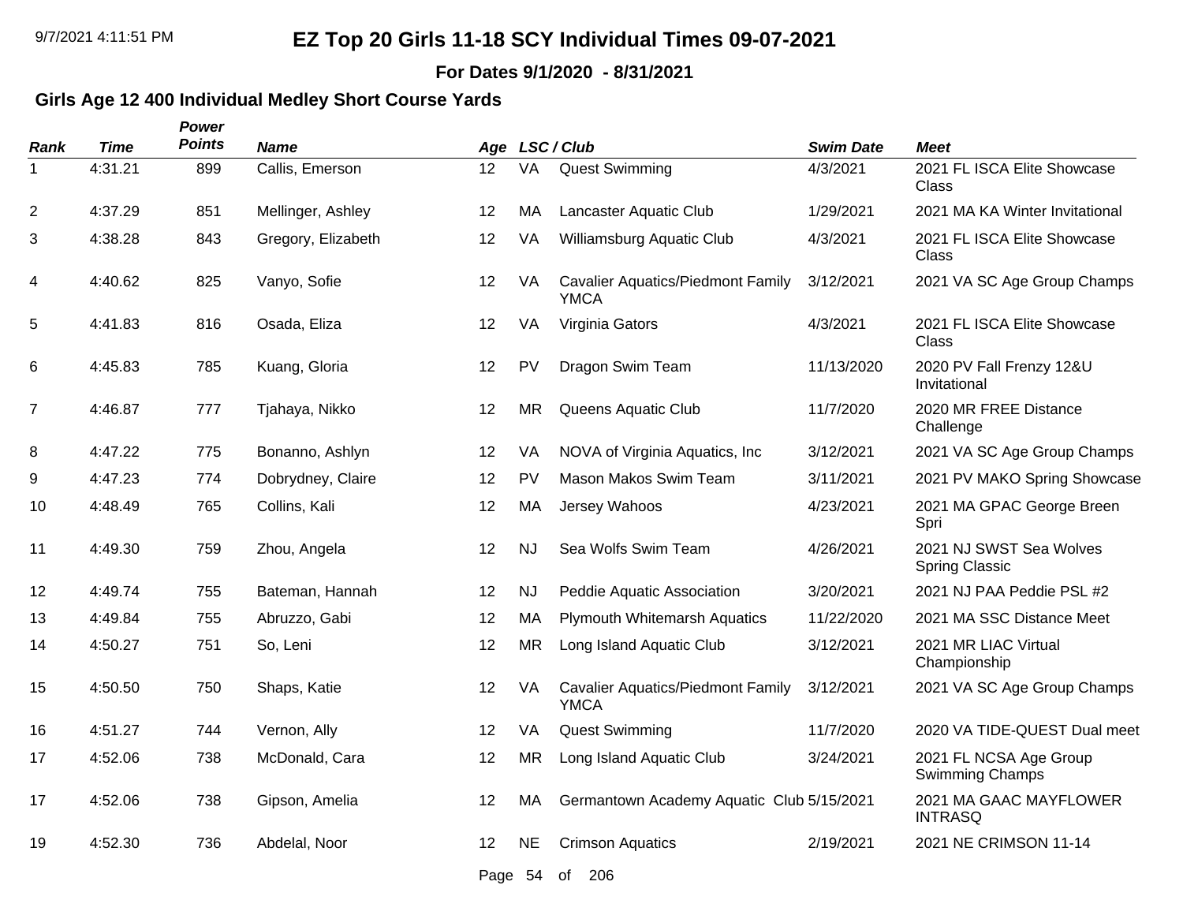# EZ Top 20 Girls 11-18 SCY Individual Times 09-07-2021

**For Dates 9/1/2020 - 8/31/2021**

## Girls Age 12 400 Individual Medley Short Course Yards

| *Rank* | *Time* | *Power Points* | *Name* | *Age* | *LSC* | *Club* | *Swim Date* | *Meet* |
|---|---|---|---|---|---|---|---|---|
| 1 | 4:31.21 | 899 | Callis, Emerson | 12 | VA | Quest Swimming | 4/3/2021 | 2021 FL ISCA Elite Showcase Class |
| 2 | 4:37.29 | 851 | Mellinger, Ashley | 12 | MA | Lancaster Aquatic Club | 1/29/2021 | 2021 MA KA Winter Invitational |
| 3 | 4:38.28 | 843 | Gregory, Elizabeth | 12 | VA | Williamsburg Aquatic Club | 4/3/2021 | 2021 FL ISCA Elite Showcase Class |
| 4 | 4:40.62 | 825 | Vanyo, Sofie | 12 | VA | Cavalier Aquatics/Piedmont Family YMCA | 3/12/2021 | 2021 VA SC Age Group Champs |
| 5 | 4:41.83 | 816 | Osada, Eliza | 12 | VA | Virginia Gators | 4/3/2021 | 2021 FL ISCA Elite Showcase Class |
| 6 | 4:45.83 | 785 | Kuang, Gloria | 12 | PV | Dragon Swim Team | 11/13/2020 | 2020 PV Fall Frenzy 12&U Invitational |
| 7 | 4:46.87 | 777 | Tjahaya, Nikko | 12 | MR | Queens Aquatic Club | 11/7/2020 | 2020 MR FREE Distance Challenge |
| 8 | 4:47.22 | 775 | Bonanno, Ashlyn | 12 | VA | NOVA of Virginia Aquatics, Inc | 3/12/2021 | 2021 VA SC Age Group Champs |
| 9 | 4:47.23 | 774 | Dobrydney, Claire | 12 | PV | Mason Makos Swim Team | 3/11/2021 | 2021 PV MAKO Spring Showcase |
| 10 | 4:48.49 | 765 | Collins, Kali | 12 | MA | Jersey Wahoos | 4/23/2021 | 2021 MA GPAC George Breen Spri |
| 11 | 4:49.30 | 759 | Zhou, Angela | 12 | NJ | Sea Wolfs Swim Team | 4/26/2021 | 2021 NJ SWST Sea Wolves Spring Classic |
| 12 | 4:49.74 | 755 | Bateman, Hannah | 12 | NJ | Peddie Aquatic Association | 3/20/2021 | 2021 NJ PAA Peddie PSL #2 |
| 13 | 4:49.84 | 755 | Abruzzo, Gabi | 12 | MA | Plymouth Whitemarsh Aquatics | 11/22/2020 | 2021 MA SSC Distance Meet |
| 14 | 4:50.27 | 751 | So, Leni | 12 | MR | Long Island Aquatic Club | 3/12/2021 | 2021 MR LIAC Virtual Championship |
| 15 | 4:50.50 | 750 | Shaps, Katie | 12 | VA | Cavalier Aquatics/Piedmont Family YMCA | 3/12/2021 | 2021 VA SC Age Group Champs |
| 16 | 4:51.27 | 744 | Vernon, Ally | 12 | VA | Quest Swimming | 11/7/2020 | 2020 VA TIDE-QUEST Dual meet |
| 17 | 4:52.06 | 738 | McDonald, Cara | 12 | MR | Long Island Aquatic Club | 3/24/2021 | 2021 FL NCSA Age Group Swimming Champs |
| 17 | 4:52.06 | 738 | Gipson, Amelia | 12 | MA | Germantown Academy Aquatic Club | 5/15/2021 | 2021 MA GAAC MAYFLOWER INTRASQ |
| 19 | 4:52.30 | 736 | Abdelal, Noor | 12 | NE | Crimson Aquatics | 2/19/2021 | 2021 NE CRIMSON 11-14 |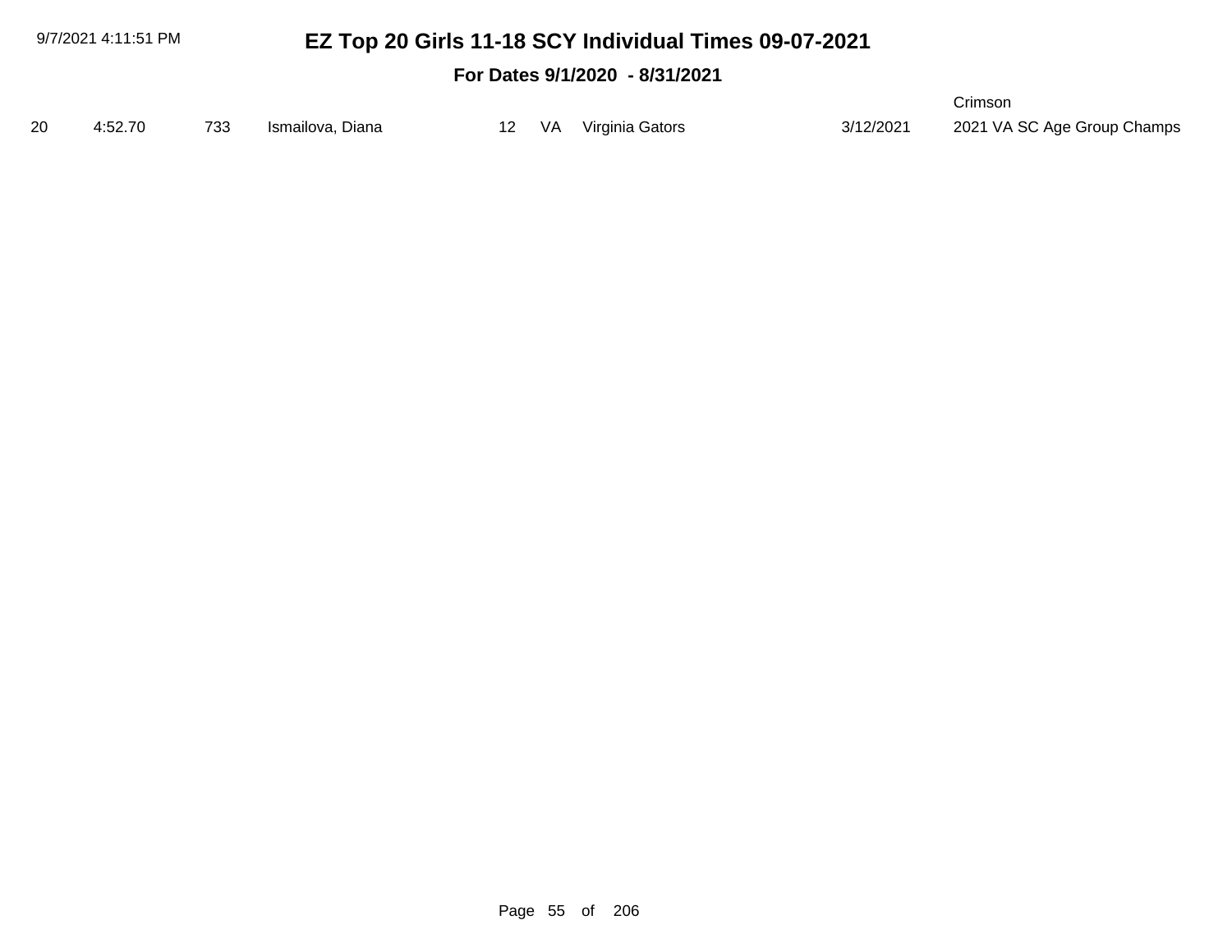# EZ Top 20 Girls 11-18 SCY Individual Times 09-07-2021

## For Dates 9/1/2020 - 8/31/2021

| | | | | | | | | |
|---|---|---|---|---|---|---|---|---|
| 20 | 4:52.70 | 733 | Ismailova, Diana | 12 | VA | Virginia Gators | 3/12/2021 | Crimson 2021 VA SC Age Group Champs |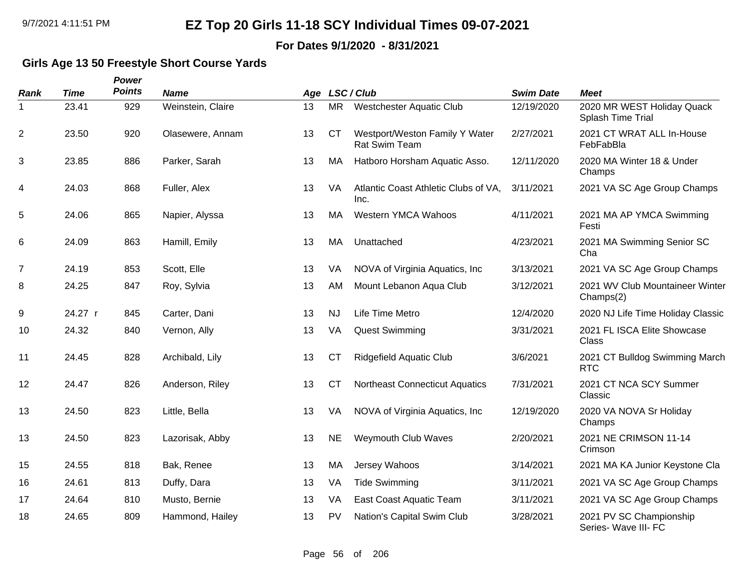# EZ Top 20 Girls 11-18 SCY Individual Times 09-07-2021

**For Dates 9/1/2020 - 8/31/2021**

## Girls Age 13 50 Freestyle Short Course Yards

| Rank | Time | Power Points | Name | Age | LSC | Club | Swim Date | Meet |
|---|---|---|---|---|---|---|---|---|
| 1 | 23.41 | 929 | Weinstein, Claire | 13 | MR | Westchester Aquatic Club | 12/19/2020 | 2020 MR WEST Holiday Quack Splash Time Trial |
| 2 | 23.50 | 920 | Olasewere, Annam | 13 | CT | Westport/Weston Family Y Water Rat Swim Team | 2/27/2021 | 2021 CT WRAT ALL In-House FebFabBla |
| 3 | 23.85 | 886 | Parker, Sarah | 13 | MA | Hatboro Horsham Aquatic Asso. | 12/11/2020 | 2020 MA Winter 18 & Under Champs |
| 4 | 24.03 | 868 | Fuller, Alex | 13 | VA | Atlantic Coast Athletic Clubs of VA, Inc. | 3/11/2021 | 2021 VA SC Age Group Champs |
| 5 | 24.06 | 865 | Napier, Alyssa | 13 | MA | Western YMCA Wahoos | 4/11/2021 | 2021 MA AP YMCA Swimming Festi |
| 6 | 24.09 | 863 | Hamill, Emily | 13 | MA | Unattached | 4/23/2021 | 2021 MA Swimming Senior SC Cha |
| 7 | 24.19 | 853 | Scott, Elle | 13 | VA | NOVA of Virginia Aquatics, Inc | 3/13/2021 | 2021 VA SC Age Group Champs |
| 8 | 24.25 | 847 | Roy, Sylvia | 13 | AM | Mount Lebanon Aqua Club | 3/12/2021 | 2021 WV Club Mountaineer Winter Champs(2) |
| 9 | 24.27 r | 845 | Carter, Dani | 13 | NJ | Life Time Metro | 12/4/2020 | 2020 NJ Life Time Holiday Classic |
| 10 | 24.32 | 840 | Vernon, Ally | 13 | VA | Quest Swimming | 3/31/2021 | 2021 FL ISCA Elite Showcase Class |
| 11 | 24.45 | 828 | Archibald, Lily | 13 | CT | Ridgefield Aquatic Club | 3/6/2021 | 2021 CT Bulldog Swimming March RTC |
| 12 | 24.47 | 826 | Anderson, Riley | 13 | CT | Northeast Connecticut Aquatics | 7/31/2021 | 2021 CT NCA SCY Summer Classic |
| 13 | 24.50 | 823 | Little, Bella | 13 | VA | NOVA of Virginia Aquatics, Inc | 12/19/2020 | 2020 VA NOVA Sr Holiday Champs |
| 13 | 24.50 | 823 | Lazorisak, Abby | 13 | NE | Weymouth Club Waves | 2/20/2021 | 2021 NE CRIMSON 11-14 Crimson |
| 15 | 24.55 | 818 | Bak, Renee | 13 | MA | Jersey Wahoos | 3/14/2021 | 2021 MA KA Junior Keystone Cla |
| 16 | 24.61 | 813 | Duffy, Dara | 13 | VA | Tide Swimming | 3/11/2021 | 2021 VA SC Age Group Champs |
| 17 | 24.64 | 810 | Musto, Bernie | 13 | VA | East Coast Aquatic Team | 3/11/2021 | 2021 VA SC Age Group Champs |
| 18 | 24.65 | 809 | Hammond, Hailey | 13 | PV | Nation's Capital Swim Club | 3/28/2021 | 2021 PV SC Championship Series- Wave III- FC |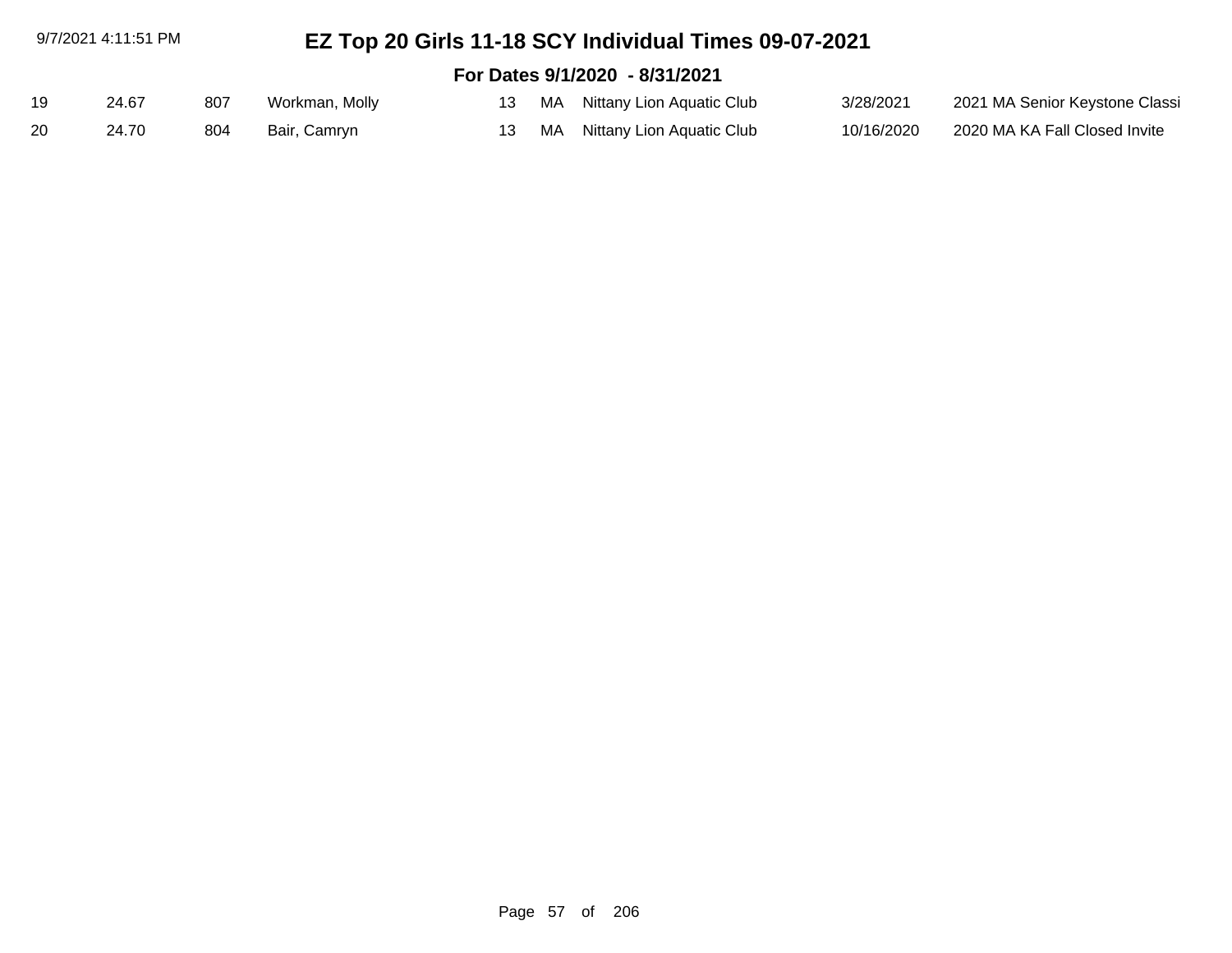| | | | | | | | | |
|---|---|---|---|---|---|---|---|---|
| 19 | 24.67 | 807 | Workman, Molly | 13 | MA | Nittany Lion Aquatic Club | 3/28/2021 | 2021 MA Senior Keystone Classi |
| 20 | 24.70 | 804 | Bair, Camryn | 13 | MA | Nittany Lion Aquatic Club | 10/16/2020 | 2020 MA KA Fall Closed Invite |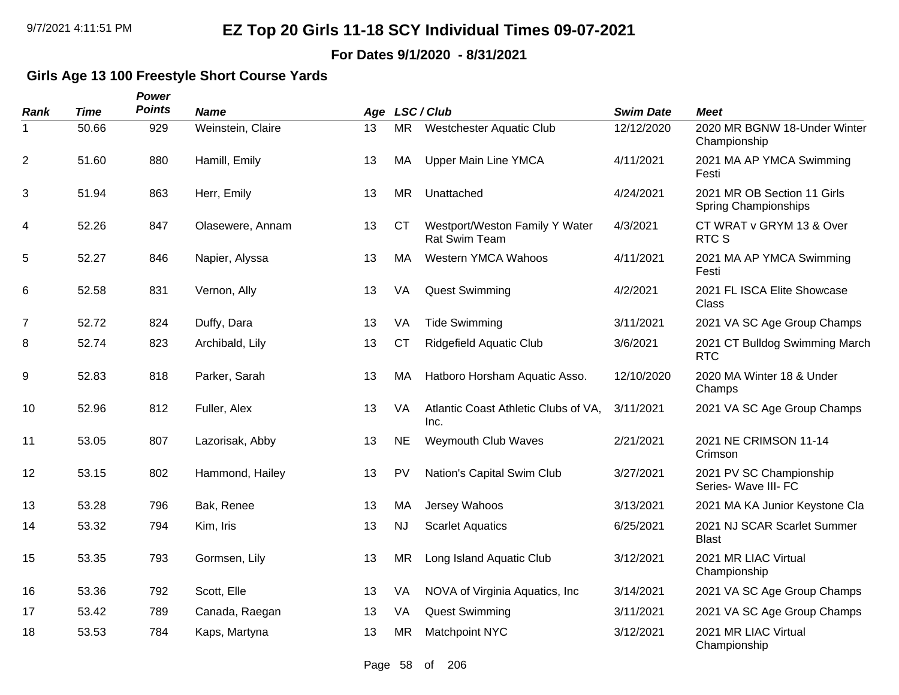# EZ Top 20 Girls 11-18 SCY Individual Times 09-07-2021

**For Dates 9/1/2020 - 8/31/2021**

### Girls Age 13 100 Freestyle Short Course Yards

| Rank | Time | Power Points | Name | Age | LSC / Club | | Swim Date | Meet |
|---|---|---|---|---|---|---|---|---|
| 1 | 50.66 | 929 | Weinstein, Claire | 13 | MR | Westchester Aquatic Club | 12/12/2020 | 2020 MR BGNW 18-Under Winter Championship |
| 2 | 51.60 | 880 | Hamill, Emily | 13 | MA | Upper Main Line YMCA | 4/11/2021 | 2021 MA AP YMCA Swimming Festi |
| 3 | 51.94 | 863 | Herr, Emily | 13 | MR | Unattached | 4/24/2021 | 2021 MR OB Section 11 Girls Spring Championships |
| 4 | 52.26 | 847 | Olasewere, Annam | 13 | CT | Westport/Weston Family Y Water Rat Swim Team | 4/3/2021 | CT WRAT v GRYM 13 & Over RTC S |
| 5 | 52.27 | 846 | Napier, Alyssa | 13 | MA | Western YMCA Wahoos | 4/11/2021 | 2021 MA AP YMCA Swimming Festi |
| 6 | 52.58 | 831 | Vernon, Ally | 13 | VA | Quest Swimming | 4/2/2021 | 2021 FL ISCA Elite Showcase Class |
| 7 | 52.72 | 824 | Duffy, Dara | 13 | VA | Tide Swimming | 3/11/2021 | 2021 VA SC Age Group Champs |
| 8 | 52.74 | 823 | Archibald, Lily | 13 | CT | Ridgefield Aquatic Club | 3/6/2021 | 2021 CT Bulldog Swimming March RTC |
| 9 | 52.83 | 818 | Parker, Sarah | 13 | MA | Hatboro Horsham Aquatic Asso. | 12/10/2020 | 2020 MA Winter 18 & Under Champs |
| 10 | 52.96 | 812 | Fuller, Alex | 13 | VA | Atlantic Coast Athletic Clubs of VA, Inc. | 3/11/2021 | 2021 VA SC Age Group Champs |
| 11 | 53.05 | 807 | Lazorisak, Abby | 13 | NE | Weymouth Club Waves | 2/21/2021 | 2021 NE CRIMSON 11-14 Crimson |
| 12 | 53.15 | 802 | Hammond, Hailey | 13 | PV | Nation's Capital Swim Club | 3/27/2021 | 2021 PV SC Championship Series- Wave III- FC |
| 13 | 53.28 | 796 | Bak, Renee | 13 | MA | Jersey Wahoos | 3/13/2021 | 2021 MA KA Junior Keystone Cla |
| 14 | 53.32 | 794 | Kim, Iris | 13 | NJ | Scarlet Aquatics | 6/25/2021 | 2021 NJ SCAR Scarlet Summer Blast |
| 15 | 53.35 | 793 | Gormsen, Lily | 13 | MR | Long Island Aquatic Club | 3/12/2021 | 2021 MR LIAC Virtual Championship |
| 16 | 53.36 | 792 | Scott, Elle | 13 | VA | NOVA of Virginia Aquatics, Inc | 3/14/2021 | 2021 VA SC Age Group Champs |
| 17 | 53.42 | 789 | Canada, Raegan | 13 | VA | Quest Swimming | 3/11/2021 | 2021 VA SC Age Group Champs |
| 18 | 53.53 | 784 | Kaps, Martyna | 13 | MR | Matchpoint NYC | 3/12/2021 | 2021 MR LIAC Virtual Championship |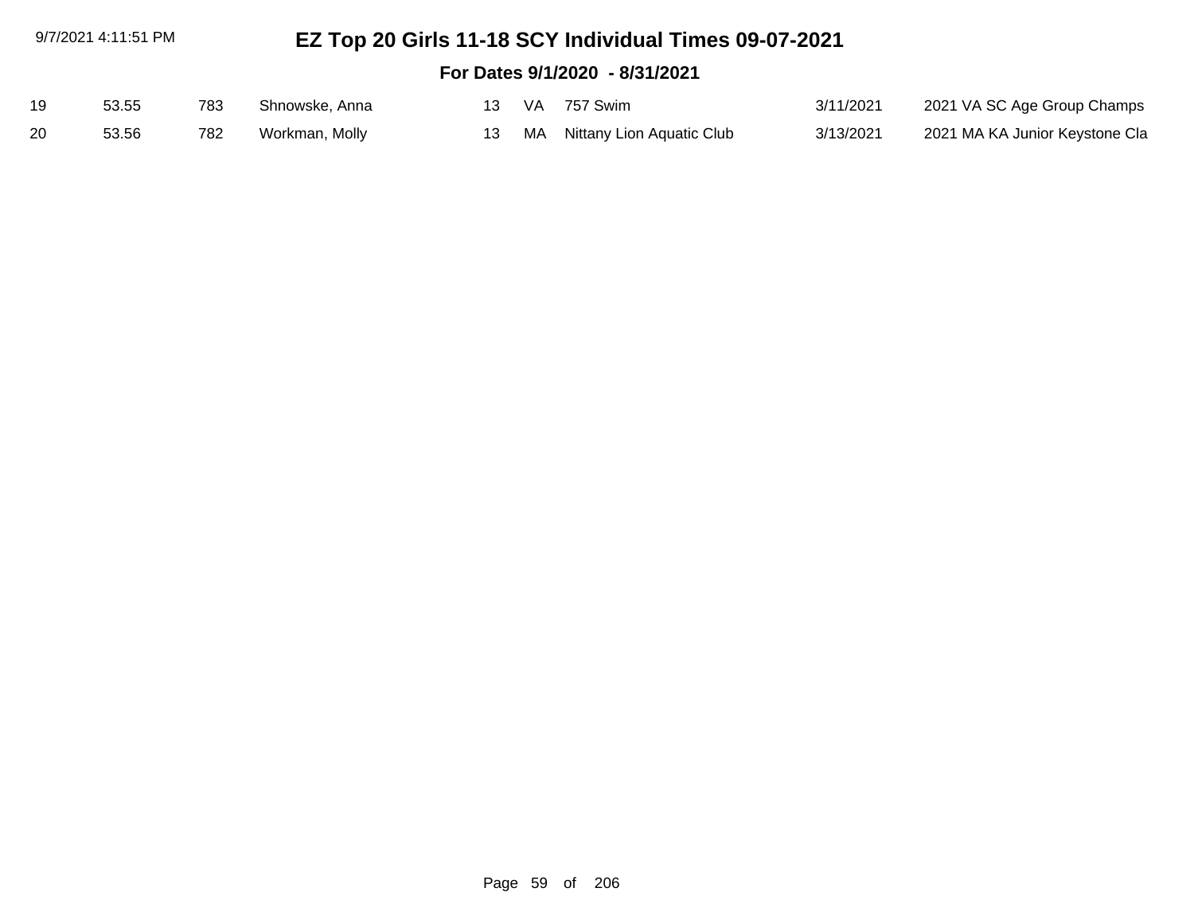| | | | | | | | | |
|---|---|---|---|---|---|---|---|---|
| 19 | 53.55 | 783 | Shnowske, Anna | 13 | VA | 757 Swim | 3/11/2021 | 2021 VA SC Age Group Champs |
| 20 | 53.56 | 782 | Workman, Molly | 13 | MA | Nittany Lion Aquatic Club | 3/13/2021 | 2021 MA KA Junior Keystone Cla |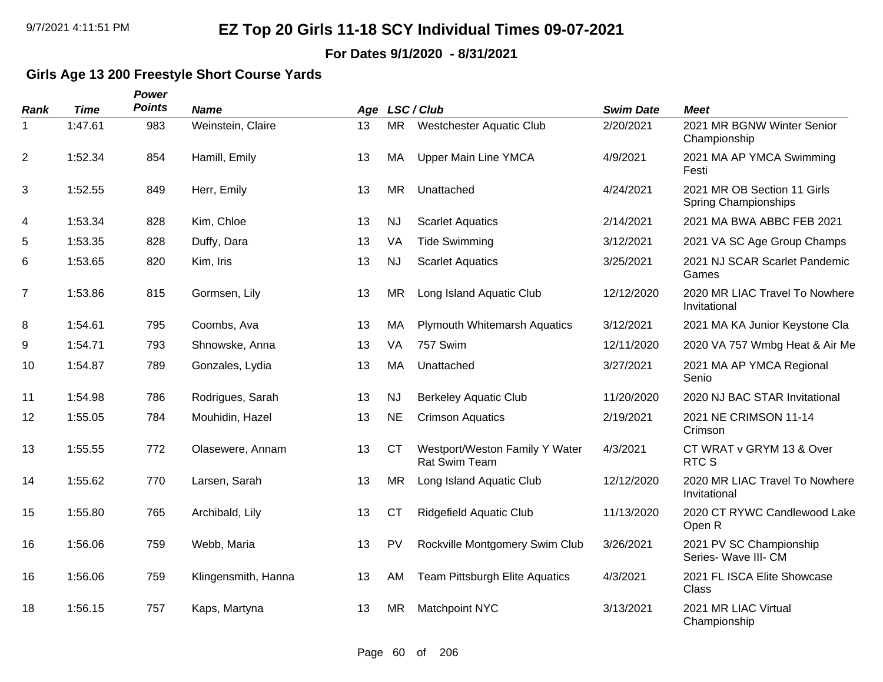# EZ Top 20 Girls 11-18 SCY Individual Times 09-07-2021

**For Dates 9/1/2020 - 8/31/2021**

## Girls Age 13 200 Freestyle Short Course Yards

| Rank | Time | Power Points | Name | Age | LSC | Club | Swim Date | Meet |
|---|---|---|---|---|---|---|---|---|
| 1 | 1:47.61 | 983 | Weinstein, Claire | 13 | MR | Westchester Aquatic Club | 2/20/2021 | 2021 MR BGNW Winter Senior Championship |
| 2 | 1:52.34 | 854 | Hamill, Emily | 13 | MA | Upper Main Line YMCA | 4/9/2021 | 2021 MA AP YMCA Swimming Festi |
| 3 | 1:52.55 | 849 | Herr, Emily | 13 | MR | Unattached | 4/24/2021 | 2021 MR OB Section 11 Girls Spring Championships |
| 4 | 1:53.34 | 828 | Kim, Chloe | 13 | NJ | Scarlet Aquatics | 2/14/2021 | 2021 MA BWA ABBC FEB 2021 |
| 5 | 1:53.35 | 828 | Duffy, Dara | 13 | VA | Tide Swimming | 3/12/2021 | 2021 VA SC Age Group Champs |
| 6 | 1:53.65 | 820 | Kim, Iris | 13 | NJ | Scarlet Aquatics | 3/25/2021 | 2021 NJ SCAR Scarlet Pandemic Games |
| 7 | 1:53.86 | 815 | Gormsen, Lily | 13 | MR | Long Island Aquatic Club | 12/12/2020 | 2020 MR LIAC Travel To Nowhere Invitational |
| 8 | 1:54.61 | 795 | Coombs, Ava | 13 | MA | Plymouth Whitemarsh Aquatics | 3/12/2021 | 2021 MA KA Junior Keystone Cla |
| 9 | 1:54.71 | 793 | Shnowske, Anna | 13 | VA | 757 Swim | 12/11/2020 | 2020 VA 757 Wmbg Heat & Air Me |
| 10 | 1:54.87 | 789 | Gonzales, Lydia | 13 | MA | Unattached | 3/27/2021 | 2021 MA AP YMCA Regional Senio |
| 11 | 1:54.98 | 786 | Rodrigues, Sarah | 13 | NJ | Berkeley Aquatic Club | 11/20/2020 | 2020 NJ BAC STAR Invitational |
| 12 | 1:55.05 | 784 | Mouhidin, Hazel | 13 | NE | Crimson Aquatics | 2/19/2021 | 2021 NE CRIMSON 11-14 Crimson |
| 13 | 1:55.55 | 772 | Olasewere, Annam | 13 | CT | Westport/Weston Family Y Water Rat Swim Team | 4/3/2021 | CT WRAT v GRYM 13 & Over RTC S |
| 14 | 1:55.62 | 770 | Larsen, Sarah | 13 | MR | Long Island Aquatic Club | 12/12/2020 | 2020 MR LIAC Travel To Nowhere Invitational |
| 15 | 1:55.80 | 765 | Archibald, Lily | 13 | CT | Ridgefield Aquatic Club | 11/13/2020 | 2020 CT RYWC Candlewood Lake Open R |
| 16 | 1:56.06 | 759 | Webb, Maria | 13 | PV | Rockville Montgomery Swim Club | 3/26/2021 | 2021 PV SC Championship Series- Wave III- CM |
| 16 | 1:56.06 | 759 | Klingensmith, Hanna | 13 | AM | Team Pittsburgh Elite Aquatics | 4/3/2021 | 2021 FL ISCA Elite Showcase Class |
| 18 | 1:56.15 | 757 | Kaps, Martyna | 13 | MR | Matchpoint NYC | 3/13/2021 | 2021 MR LIAC Virtual Championship |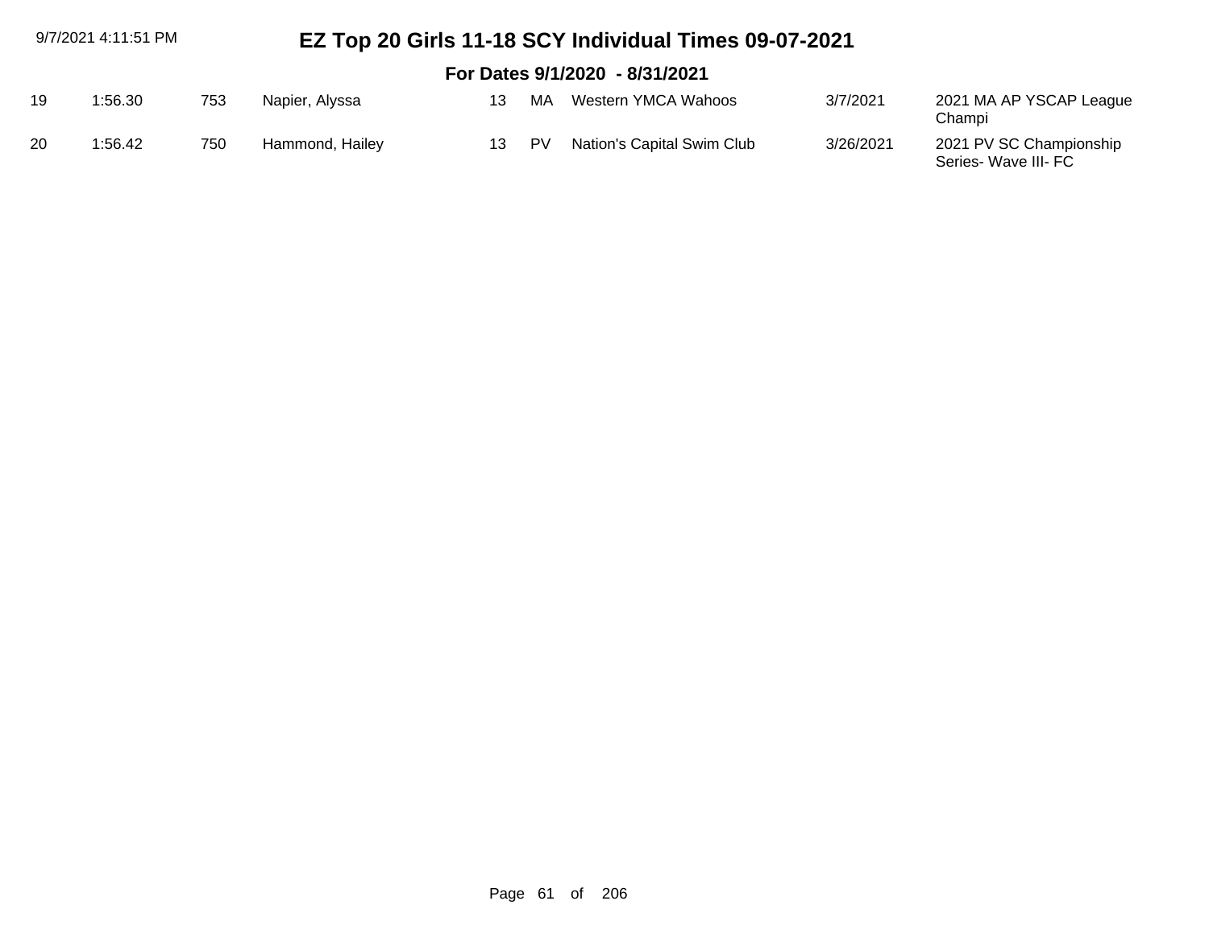# EZ Top 20 Girls 11-18 SCY Individual Times 09-07-2021

## For Dates 9/1/2020 - 8/31/2021

| | | | | | | | | |
|---|---|---|---|---|---|---|---|---|
| 19 | 1:56.30 | 753 | Napier, Alyssa | 13 | MA | Western YMCA Wahoos | 3/7/2021 | 2021 MA AP YSCAP League Champi |
| 20 | 1:56.42 | 750 | Hammond, Hailey | 13 | PV | Nation's Capital Swim Club | 3/26/2021 | 2021 PV SC Championship Series- Wave III- FC |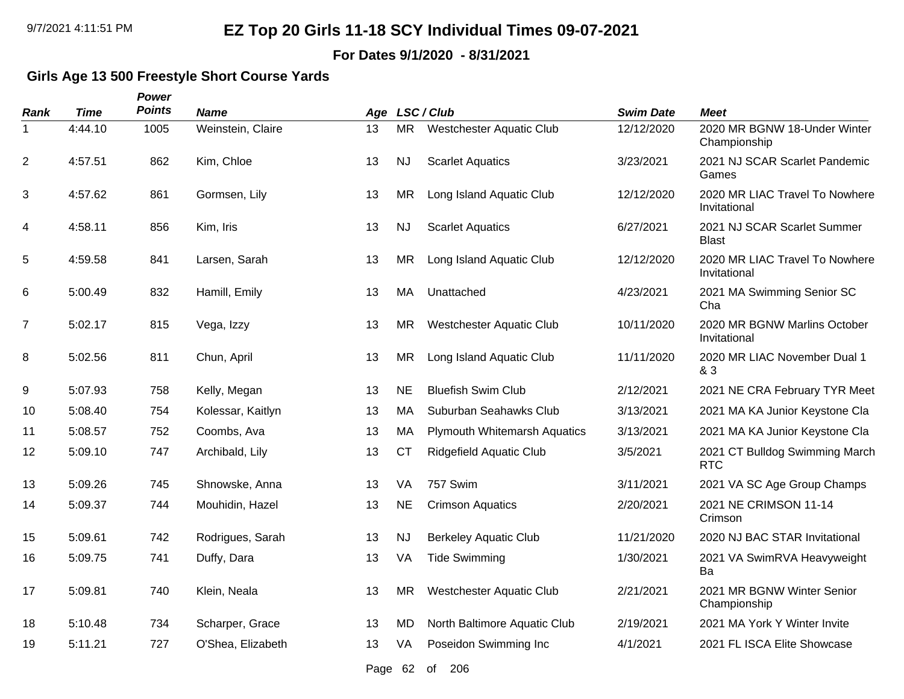# EZ Top 20 Girls 11-18 SCY Individual Times 09-07-2021

**For Dates 9/1/2020 - 8/31/2021**

## Girls Age 13 500 Freestyle Short Course Yards

| Rank | Time | Power Points | Name | Age | LSC / Club | | Swim Date | Meet |
|---|---|---|---|---|---|---|---|---|
| 1 | 4:44.10 | 1005 | Weinstein, Claire | 13 | MR | Westchester Aquatic Club | 12/12/2020 | 2020 MR BGNW 18-Under Winter Championship |
| 2 | 4:57.51 | 862 | Kim, Chloe | 13 | NJ | Scarlet Aquatics | 3/23/2021 | 2021 NJ SCAR Scarlet Pandemic Games |
| 3 | 4:57.62 | 861 | Gormsen, Lily | 13 | MR | Long Island Aquatic Club | 12/12/2020 | 2020 MR LIAC Travel To Nowhere Invitational |
| 4 | 4:58.11 | 856 | Kim, Iris | 13 | NJ | Scarlet Aquatics | 6/27/2021 | 2021 NJ SCAR Scarlet Summer Blast |
| 5 | 4:59.58 | 841 | Larsen, Sarah | 13 | MR | Long Island Aquatic Club | 12/12/2020 | 2020 MR LIAC Travel To Nowhere Invitational |
| 6 | 5:00.49 | 832 | Hamill, Emily | 13 | MA | Unattached | 4/23/2021 | 2021 MA Swimming Senior SC Cha |
| 7 | 5:02.17 | 815 | Vega, Izzy | 13 | MR | Westchester Aquatic Club | 10/11/2020 | 2020 MR BGNW Marlins October Invitational |
| 8 | 5:02.56 | 811 | Chun, April | 13 | MR | Long Island Aquatic Club | 11/11/2020 | 2020 MR LIAC November Dual 1 & 3 |
| 9 | 5:07.93 | 758 | Kelly, Megan | 13 | NE | Bluefish Swim Club | 2/12/2021 | 2021 NE CRA February TYR Meet |
| 10 | 5:08.40 | 754 | Kolessar, Kaitlyn | 13 | MA | Suburban Seahawks Club | 3/13/2021 | 2021 MA KA Junior Keystone Cla |
| 11 | 5:08.57 | 752 | Coombs, Ava | 13 | MA | Plymouth Whitemarsh Aquatics | 3/13/2021 | 2021 MA KA Junior Keystone Cla |
| 12 | 5:09.10 | 747 | Archibald, Lily | 13 | CT | Ridgefield Aquatic Club | 3/5/2021 | 2021 CT Bulldog Swimming March RTC |
| 13 | 5:09.26 | 745 | Shnowske, Anna | 13 | VA | 757 Swim | 3/11/2021 | 2021 VA SC Age Group Champs |
| 14 | 5:09.37 | 744 | Mouhidin, Hazel | 13 | NE | Crimson Aquatics | 2/20/2021 | 2021 NE CRIMSON 11-14 Crimson |
| 15 | 5:09.61 | 742 | Rodrigues, Sarah | 13 | NJ | Berkeley Aquatic Club | 11/21/2020 | 2020 NJ BAC STAR Invitational |
| 16 | 5:09.75 | 741 | Duffy, Dara | 13 | VA | Tide Swimming | 1/30/2021 | 2021 VA SwimRVA Heavyweight Ba |
| 17 | 5:09.81 | 740 | Klein, Neala | 13 | MR | Westchester Aquatic Club | 2/21/2021 | 2021 MR BGNW Winter Senior Championship |
| 18 | 5:10.48 | 734 | Scharper, Grace | 13 | MD | North Baltimore Aquatic Club | 2/19/2021 | 2021 MA York Y Winter Invite |
| 19 | 5:11.21 | 727 | O'Shea, Elizabeth | 13 | VA | Poseidon Swimming Inc | 4/1/2021 | 2021 FL ISCA Elite Showcase |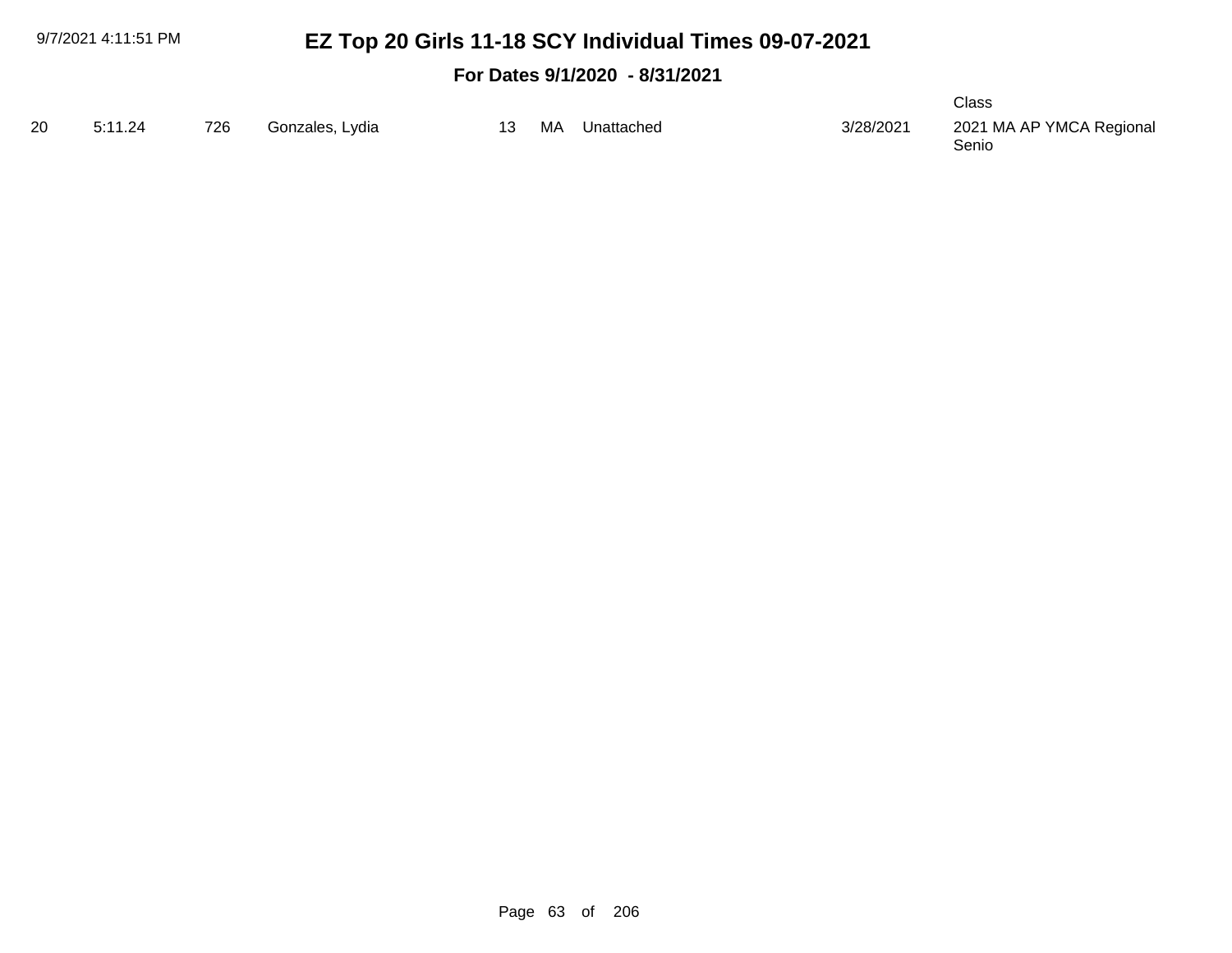| | | | | | | | | Class |
|---|---|---|---|---|---|---|---|---|
| 20 | 5:11.24 | 726 | Gonzales, Lydia | 13 | MA | Unattached | 3/28/2021 | 2021 MA AP YMCA Regional Senio |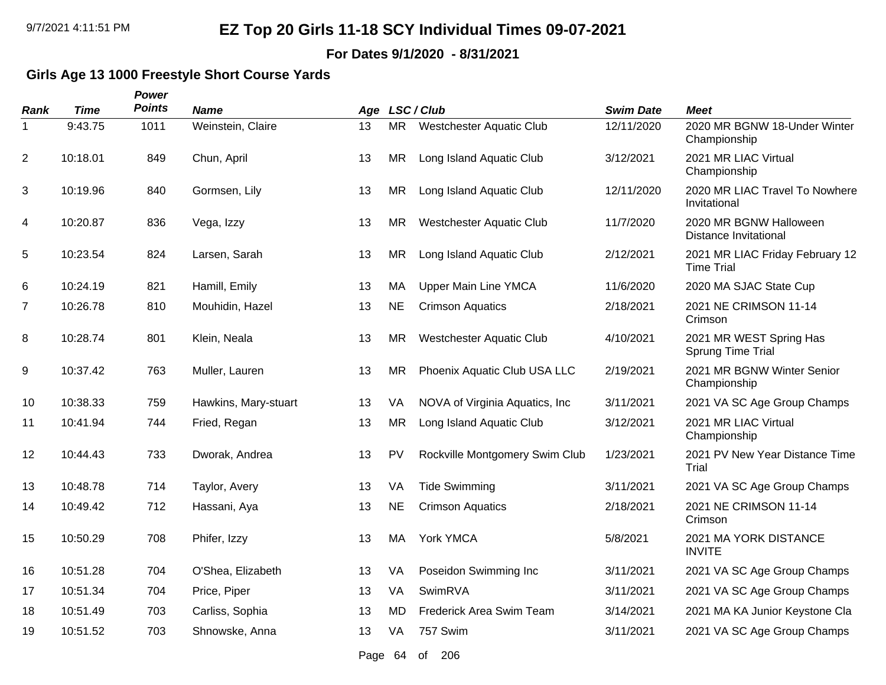# EZ Top 20 Girls 11-18 SCY Individual Times 09-07-2021

**For Dates 9/1/2020 - 8/31/2021**

### Girls Age 13 1000 Freestyle Short Course Yards

| Rank | Time | Power Points | Name | Age | LSC | Club | Swim Date | Meet |
|---|---|---|---|---|---|---|---|---|
| 1 | 9:43.75 | 1011 | Weinstein, Claire | 13 | MR | Westchester Aquatic Club | 12/11/2020 | 2020 MR BGNW 18-Under Winter Championship |
| 2 | 10:18.01 | 849 | Chun, April | 13 | MR | Long Island Aquatic Club | 3/12/2021 | 2021 MR LIAC Virtual Championship |
| 3 | 10:19.96 | 840 | Gormsen, Lily | 13 | MR | Long Island Aquatic Club | 12/11/2020 | 2020 MR LIAC Travel To Nowhere Invitational |
| 4 | 10:20.87 | 836 | Vega, Izzy | 13 | MR | Westchester Aquatic Club | 11/7/2020 | 2020 MR BGNW Halloween Distance Invitational |
| 5 | 10:23.54 | 824 | Larsen, Sarah | 13 | MR | Long Island Aquatic Club | 2/12/2021 | 2021 MR LIAC Friday February 12 Time Trial |
| 6 | 10:24.19 | 821 | Hamill, Emily | 13 | MA | Upper Main Line YMCA | 11/6/2020 | 2020 MA SJAC State Cup |
| 7 | 10:26.78 | 810 | Mouhidin, Hazel | 13 | NE | Crimson Aquatics | 2/18/2021 | 2021 NE CRIMSON 11-14 Crimson |
| 8 | 10:28.74 | 801 | Klein, Neala | 13 | MR | Westchester Aquatic Club | 4/10/2021 | 2021 MR WEST Spring Has Sprung Time Trial |
| 9 | 10:37.42 | 763 | Muller, Lauren | 13 | MR | Phoenix Aquatic Club USA LLC | 2/19/2021 | 2021 MR BGNW Winter Senior Championship |
| 10 | 10:38.33 | 759 | Hawkins, Mary-stuart | 13 | VA | NOVA of Virginia Aquatics, Inc | 3/11/2021 | 2021 VA SC Age Group Champs |
| 11 | 10:41.94 | 744 | Fried, Regan | 13 | MR | Long Island Aquatic Club | 3/12/2021 | 2021 MR LIAC Virtual Championship |
| 12 | 10:44.43 | 733 | Dworak, Andrea | 13 | PV | Rockville Montgomery Swim Club | 1/23/2021 | 2021 PV New Year Distance Time Trial |
| 13 | 10:48.78 | 714 | Taylor, Avery | 13 | VA | Tide Swimming | 3/11/2021 | 2021 VA SC Age Group Champs |
| 14 | 10:49.42 | 712 | Hassani, Aya | 13 | NE | Crimson Aquatics | 2/18/2021 | 2021 NE CRIMSON 11-14 Crimson |
| 15 | 10:50.29 | 708 | Phifer, Izzy | 13 | MA | York YMCA | 5/8/2021 | 2021 MA YORK DISTANCE INVITE |
| 16 | 10:51.28 | 704 | O'Shea, Elizabeth | 13 | VA | Poseidon Swimming Inc | 3/11/2021 | 2021 VA SC Age Group Champs |
| 17 | 10:51.34 | 704 | Price, Piper | 13 | VA | SwimRVA | 3/11/2021 | 2021 VA SC Age Group Champs |
| 18 | 10:51.49 | 703 | Carliss, Sophia | 13 | MD | Frederick Area Swim Team | 3/14/2021 | 2021 MA KA Junior Keystone Cla |
| 19 | 10:51.52 | 703 | Shnowske, Anna | 13 | VA | 757 Swim | 3/11/2021 | 2021 VA SC Age Group Champs |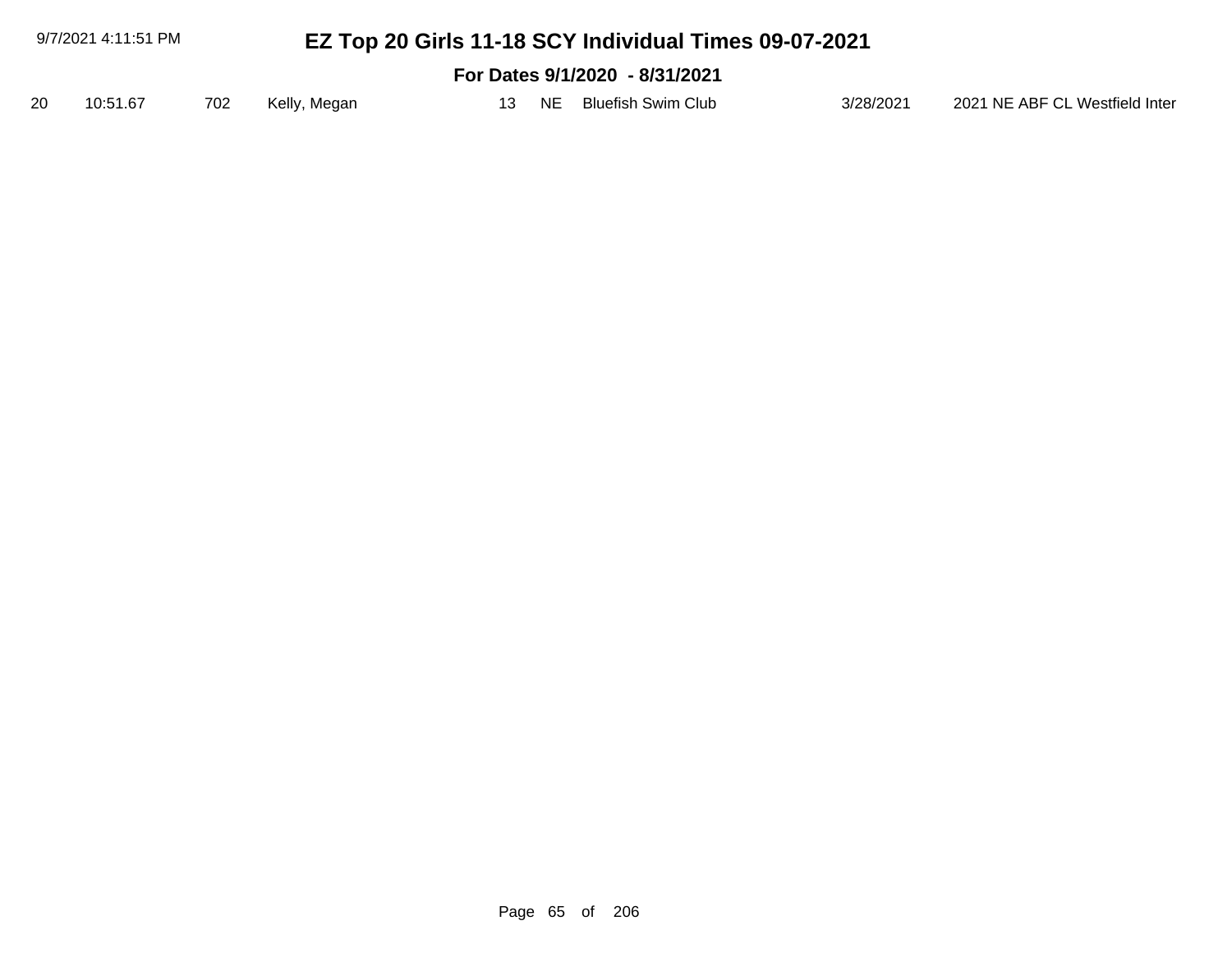# EZ Top 20 Girls 11-18 SCY Individual Times 09-07-2021

## For Dates 9/1/2020 - 8/31/2021

| | | | | | | | | |
|---|---|---|---|---|---|---|---|---|
| 20 | 10:51.67 | 702 | Kelly, Megan | 13 | NE | Bluefish Swim Club | 3/28/2021 | 2021 NE ABF CL Westfield Inter |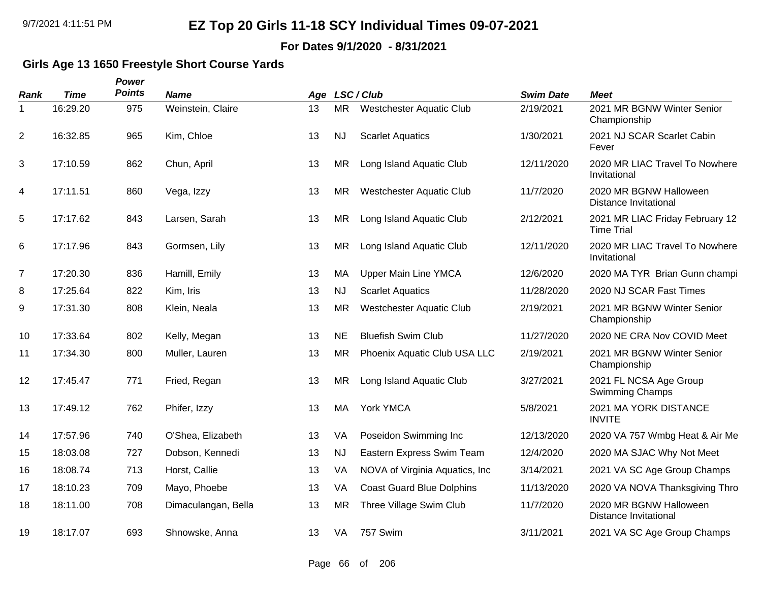# EZ Top 20 Girls 11-18 SCY Individual Times 09-07-2021

**For Dates 9/1/2020 - 8/31/2021**

## Girls Age 13 1650 Freestyle Short Course Yards

| Rank | Time | Power Points | Name | Age | LSC / Club | | Swim Date | Meet |
|---|---|---|---|---|---|---|---|---|
| 1 | 16:29.20 | 975 | Weinstein, Claire | 13 | MR | Westchester Aquatic Club | 2/19/2021 | 2021 MR BGNW Winter Senior Championship |
| 2 | 16:32.85 | 965 | Kim, Chloe | 13 | NJ | Scarlet Aquatics | 1/30/2021 | 2021 NJ SCAR Scarlet Cabin Fever |
| 3 | 17:10.59 | 862 | Chun, April | 13 | MR | Long Island Aquatic Club | 12/11/2020 | 2020 MR LIAC Travel To Nowhere Invitational |
| 4 | 17:11.51 | 860 | Vega, Izzy | 13 | MR | Westchester Aquatic Club | 11/7/2020 | 2020 MR BGNW Halloween Distance Invitational |
| 5 | 17:17.62 | 843 | Larsen, Sarah | 13 | MR | Long Island Aquatic Club | 2/12/2021 | 2021 MR LIAC Friday February 12 Time Trial |
| 6 | 17:17.96 | 843 | Gormsen, Lily | 13 | MR | Long Island Aquatic Club | 12/11/2020 | 2020 MR LIAC Travel To Nowhere Invitational |
| 7 | 17:20.30 | 836 | Hamill, Emily | 13 | MA | Upper Main Line YMCA | 12/6/2020 | 2020 MA TYR Brian Gunn champi |
| 8 | 17:25.64 | 822 | Kim, Iris | 13 | NJ | Scarlet Aquatics | 11/28/2020 | 2020 NJ SCAR Fast Times |
| 9 | 17:31.30 | 808 | Klein, Neala | 13 | MR | Westchester Aquatic Club | 2/19/2021 | 2021 MR BGNW Winter Senior Championship |
| 10 | 17:33.64 | 802 | Kelly, Megan | 13 | NE | Bluefish Swim Club | 11/27/2020 | 2020 NE CRA Nov COVID Meet |
| 11 | 17:34.30 | 800 | Muller, Lauren | 13 | MR | Phoenix Aquatic Club USA LLC | 2/19/2021 | 2021 MR BGNW Winter Senior Championship |
| 12 | 17:45.47 | 771 | Fried, Regan | 13 | MR | Long Island Aquatic Club | 3/27/2021 | 2021 FL NCSA Age Group Swimming Champs |
| 13 | 17:49.12 | 762 | Phifer, Izzy | 13 | MA | York YMCA | 5/8/2021 | 2021 MA YORK DISTANCE INVITE |
| 14 | 17:57.96 | 740 | O'Shea, Elizabeth | 13 | VA | Poseidon Swimming Inc | 12/13/2020 | 2020 VA 757 Wmbg Heat & Air Me |
| 15 | 18:03.08 | 727 | Dobson, Kennedi | 13 | NJ | Eastern Express Swim Team | 12/4/2020 | 2020 MA SJAC Why Not Meet |
| 16 | 18:08.74 | 713 | Horst, Callie | 13 | VA | NOVA of Virginia Aquatics, Inc | 3/14/2021 | 2021 VA SC Age Group Champs |
| 17 | 18:10.23 | 709 | Mayo, Phoebe | 13 | VA | Coast Guard Blue Dolphins | 11/13/2020 | 2020 VA NOVA Thanksgiving Thro |
| 18 | 18:11.00 | 708 | Dimaculangan, Bella | 13 | MR | Three Village Swim Club | 11/7/2020 | 2020 MR BGNW Halloween Distance Invitational |
| 19 | 18:17.07 | 693 | Shnowske, Anna | 13 | VA | 757 Swim | 3/11/2021 | 2021 VA SC Age Group Champs |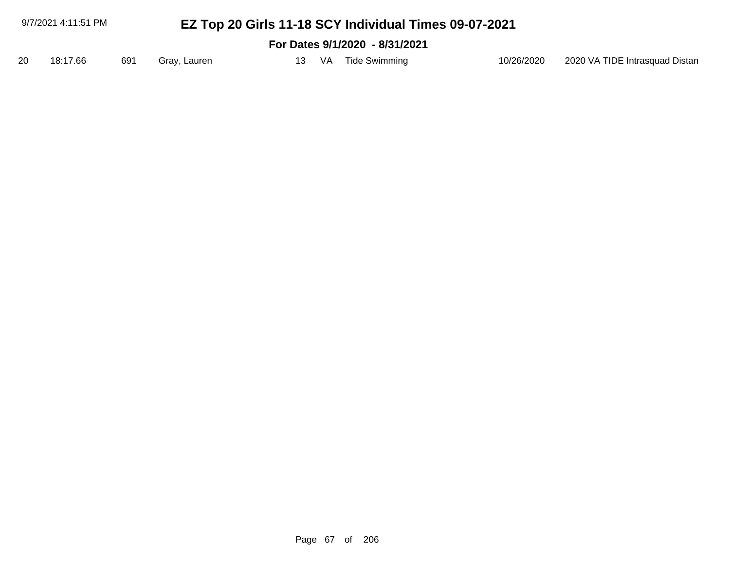| | | | | | | | | |
|---|---|---|---|---|---|---|---|---|
| 20 | 18:17.66 | 691 | Gray, Lauren | 13 | VA | Tide Swimming | 10/26/2020 | 2020 VA TIDE Intrasquad Distan |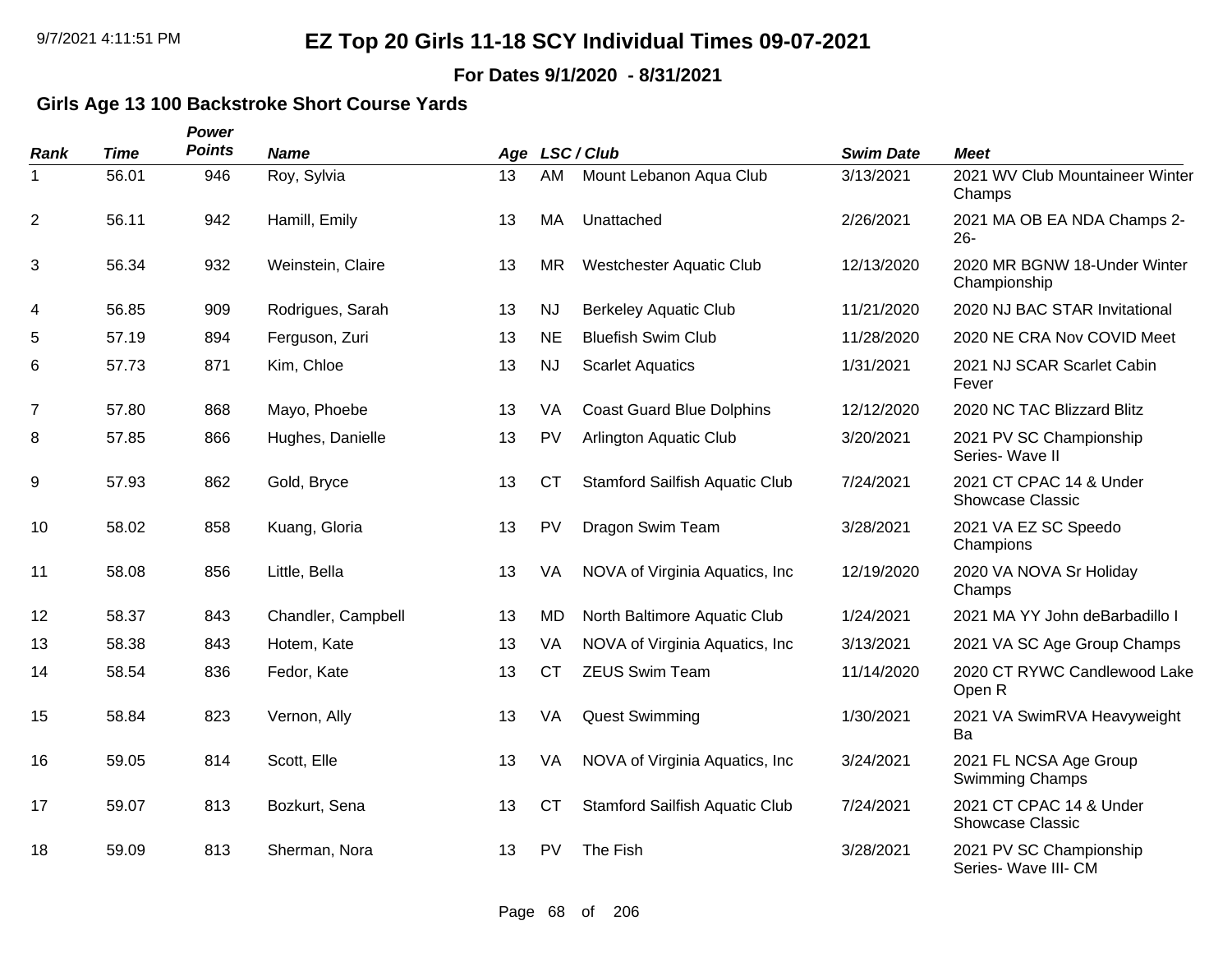# EZ Top 20 Girls 11-18 SCY Individual Times 09-07-2021

**For Dates 9/1/2020 - 8/31/2021**

### Girls Age 13 100 Backstroke Short Course Yards

| Rank | Time | Power Points | Name | Age | LSC / Club | | Swim Date | Meet |
|---|---|---|---|---|---|---|---|---|
| 1 | 56.01 | 946 | Roy, Sylvia | 13 | AM | Mount Lebanon Aqua Club | 3/13/2021 | 2021 WV Club Mountaineer Winter Champs |
| 2 | 56.11 | 942 | Hamill, Emily | 13 | MA | Unattached | 2/26/2021 | 2021 MA OB EA NDA Champs 2-26- |
| 3 | 56.34 | 932 | Weinstein, Claire | 13 | MR | Westchester Aquatic Club | 12/13/2020 | 2020 MR BGNW 18-Under Winter Championship |
| 4 | 56.85 | 909 | Rodrigues, Sarah | 13 | NJ | Berkeley Aquatic Club | 11/21/2020 | 2020 NJ BAC STAR Invitational |
| 5 | 57.19 | 894 | Ferguson, Zuri | 13 | NE | Bluefish Swim Club | 11/28/2020 | 2020 NE CRA Nov COVID Meet |
| 6 | 57.73 | 871 | Kim, Chloe | 13 | NJ | Scarlet Aquatics | 1/31/2021 | 2021 NJ SCAR Scarlet Cabin Fever |
| 7 | 57.80 | 868 | Mayo, Phoebe | 13 | VA | Coast Guard Blue Dolphins | 12/12/2020 | 2020 NC TAC Blizzard Blitz |
| 8 | 57.85 | 866 | Hughes, Danielle | 13 | PV | Arlington Aquatic Club | 3/20/2021 | 2021 PV SC Championship Series- Wave II |
| 9 | 57.93 | 862 | Gold, Bryce | 13 | CT | Stamford Sailfish Aquatic Club | 7/24/2021 | 2021 CT CPAC 14 & Under Showcase Classic |
| 10 | 58.02 | 858 | Kuang, Gloria | 13 | PV | Dragon Swim Team | 3/28/2021 | 2021 VA EZ SC Speedo Champions |
| 11 | 58.08 | 856 | Little, Bella | 13 | VA | NOVA of Virginia Aquatics, Inc | 12/19/2020 | 2020 VA NOVA Sr Holiday Champs |
| 12 | 58.37 | 843 | Chandler, Campbell | 13 | MD | North Baltimore Aquatic Club | 1/24/2021 | 2021 MA YY John deBarbadillo I |
| 13 | 58.38 | 843 | Hotem, Kate | 13 | VA | NOVA of Virginia Aquatics, Inc | 3/13/2021 | 2021 VA SC Age Group Champs |
| 14 | 58.54 | 836 | Fedor, Kate | 13 | CT | ZEUS Swim Team | 11/14/2020 | 2020 CT RYWC Candlewood Lake Open R |
| 15 | 58.84 | 823 | Vernon, Ally | 13 | VA | Quest Swimming | 1/30/2021 | 2021 VA SwimRVA Heavyweight Ba |
| 16 | 59.05 | 814 | Scott, Elle | 13 | VA | NOVA of Virginia Aquatics, Inc | 3/24/2021 | 2021 FL NCSA Age Group Swimming Champs |
| 17 | 59.07 | 813 | Bozkurt, Sena | 13 | CT | Stamford Sailfish Aquatic Club | 7/24/2021 | 2021 CT CPAC 14 & Under Showcase Classic |
| 18 | 59.09 | 813 | Sherman, Nora | 13 | PV | The Fish | 3/28/2021 | 2021 PV SC Championship Series- Wave III- CM |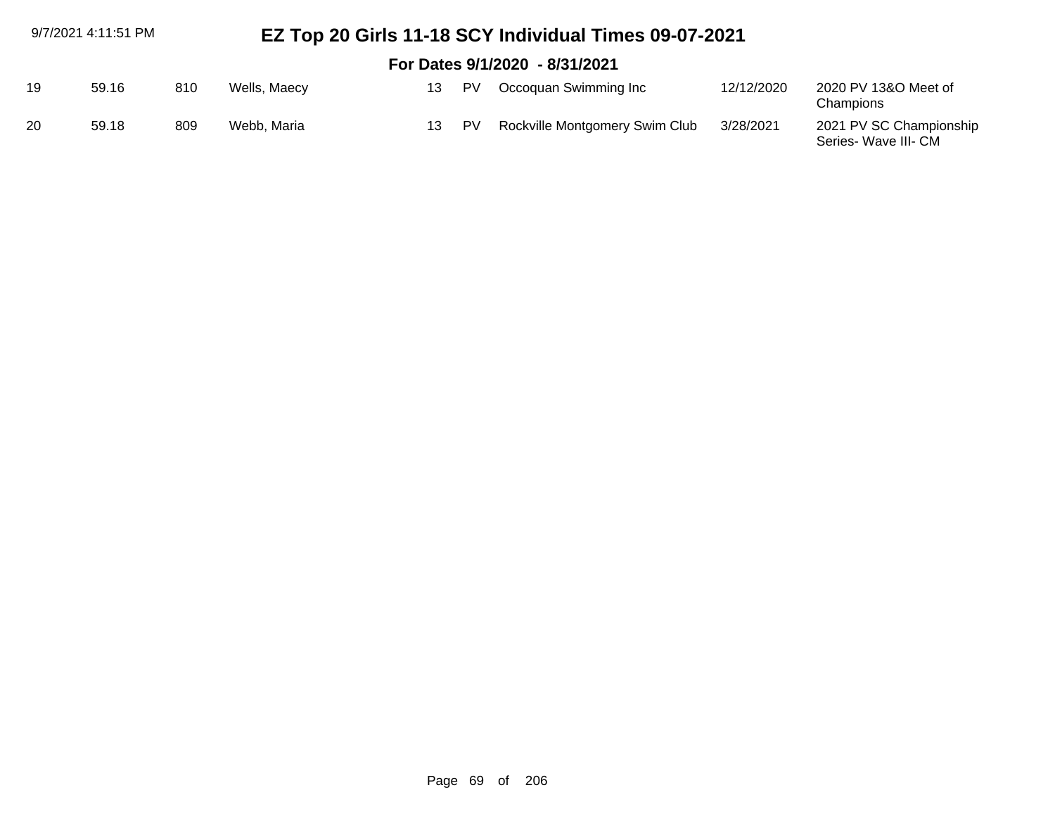# EZ Top 20 Girls 11-18 SCY Individual Times 09-07-2021

## For Dates 9/1/2020 - 8/31/2021

| | | | | | | | | |
|---|---|---|---|---|---|---|---|---|
| 19 | 59.16 | 810 | Wells, Maecy | 13 | PV | Occoquan Swimming Inc | 12/12/2020 | 2020 PV 13&O Meet of Champions |
| 20 | 59.18 | 809 | Webb, Maria | 13 | PV | Rockville Montgomery Swim Club | 3/28/2021 | 2021 PV SC Championship Series- Wave III- CM |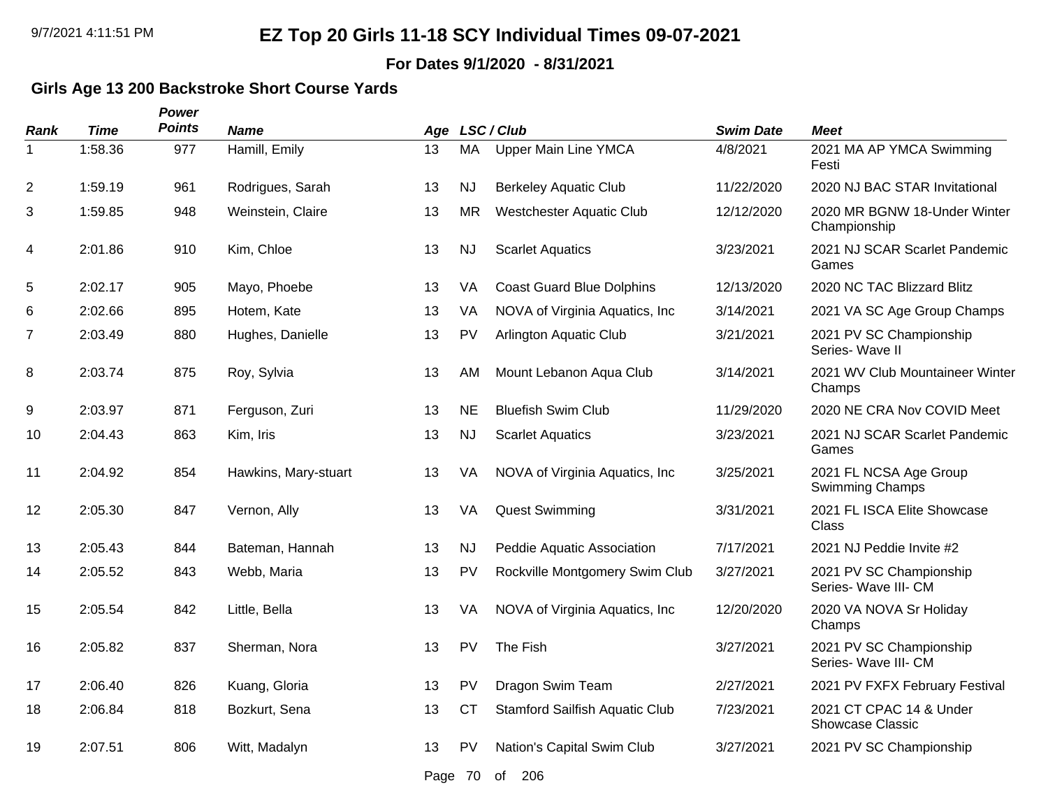# EZ Top 20 Girls 11-18 SCY Individual Times 09-07-2021

**For Dates 9/1/2020 - 8/31/2021**

### Girls Age 13 200 Backstroke Short Course Yards

| Rank | Time | Power Points | Name | Age | LSC / Club | | Swim Date | Meet |
|---|---|---|---|---|---|---|---|---|
| 1 | 1:58.36 | 977 | Hamill, Emily | 13 | MA | Upper Main Line YMCA | 4/8/2021 | 2021 MA AP YMCA Swimming Festi |
| 2 | 1:59.19 | 961 | Rodrigues, Sarah | 13 | NJ | Berkeley Aquatic Club | 11/22/2020 | 2020 NJ BAC STAR Invitational |
| 3 | 1:59.85 | 948 | Weinstein, Claire | 13 | MR | Westchester Aquatic Club | 12/12/2020 | 2020 MR BGNW 18-Under Winter Championship |
| 4 | 2:01.86 | 910 | Kim, Chloe | 13 | NJ | Scarlet Aquatics | 3/23/2021 | 2021 NJ SCAR Scarlet Pandemic Games |
| 5 | 2:02.17 | 905 | Mayo, Phoebe | 13 | VA | Coast Guard Blue Dolphins | 12/13/2020 | 2020 NC TAC Blizzard Blitz |
| 6 | 2:02.66 | 895 | Hotem, Kate | 13 | VA | NOVA of Virginia Aquatics, Inc | 3/14/2021 | 2021 VA SC Age Group Champs |
| 7 | 2:03.49 | 880 | Hughes, Danielle | 13 | PV | Arlington Aquatic Club | 3/21/2021 | 2021 PV SC Championship Series- Wave II |
| 8 | 2:03.74 | 875 | Roy, Sylvia | 13 | AM | Mount Lebanon Aqua Club | 3/14/2021 | 2021 WV Club Mountaineer Winter Champs |
| 9 | 2:03.97 | 871 | Ferguson, Zuri | 13 | NE | Bluefish Swim Club | 11/29/2020 | 2020 NE CRA Nov COVID Meet |
| 10 | 2:04.43 | 863 | Kim, Iris | 13 | NJ | Scarlet Aquatics | 3/23/2021 | 2021 NJ SCAR Scarlet Pandemic Games |
| 11 | 2:04.92 | 854 | Hawkins, Mary-stuart | 13 | VA | NOVA of Virginia Aquatics, Inc | 3/25/2021 | 2021 FL NCSA Age Group Swimming Champs |
| 12 | 2:05.30 | 847 | Vernon, Ally | 13 | VA | Quest Swimming | 3/31/2021 | 2021 FL ISCA Elite Showcase Class |
| 13 | 2:05.43 | 844 | Bateman, Hannah | 13 | NJ | Peddie Aquatic Association | 7/17/2021 | 2021 NJ Peddie Invite #2 |
| 14 | 2:05.52 | 843 | Webb, Maria | 13 | PV | Rockville Montgomery Swim Club | 3/27/2021 | 2021 PV SC Championship Series- Wave III- CM |
| 15 | 2:05.54 | 842 | Little, Bella | 13 | VA | NOVA of Virginia Aquatics, Inc | 12/20/2020 | 2020 VA NOVA Sr Holiday Champs |
| 16 | 2:05.82 | 837 | Sherman, Nora | 13 | PV | The Fish | 3/27/2021 | 2021 PV SC Championship Series- Wave III- CM |
| 17 | 2:06.40 | 826 | Kuang, Gloria | 13 | PV | Dragon Swim Team | 2/27/2021 | 2021 PV FXFX February Festival |
| 18 | 2:06.84 | 818 | Bozkurt, Sena | 13 | CT | Stamford Sailfish Aquatic Club | 7/23/2021 | 2021 CT CPAC 14 & Under Showcase Classic |
| 19 | 2:07.51 | 806 | Witt, Madalyn | 13 | PV | Nation's Capital Swim Club | 3/27/2021 | 2021 PV SC Championship |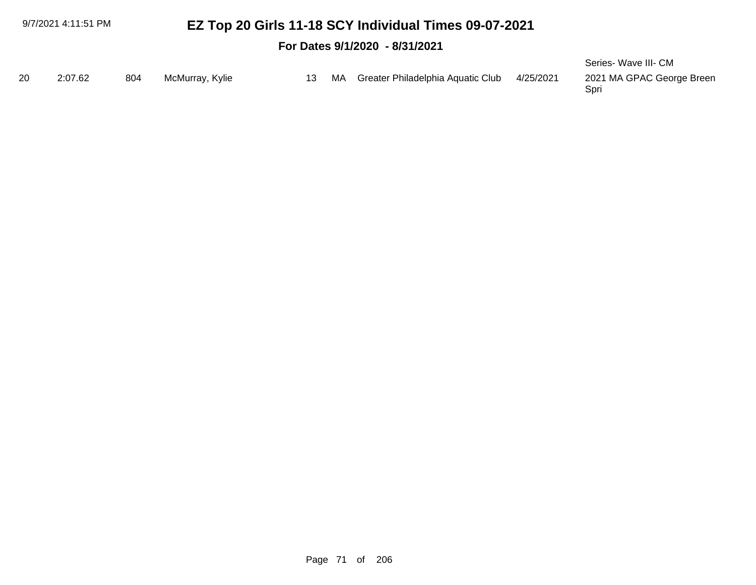Series- Wave III- CM

| | | | | | | | | |
|---|---|---|---|---|---|---|---|---|
| 20 | 2:07.62 | 804 | McMurray, Kylie | 13 | MA | Greater Philadelphia Aquatic Club | 4/25/2021 | 2021 MA GPAC George Breen Spri |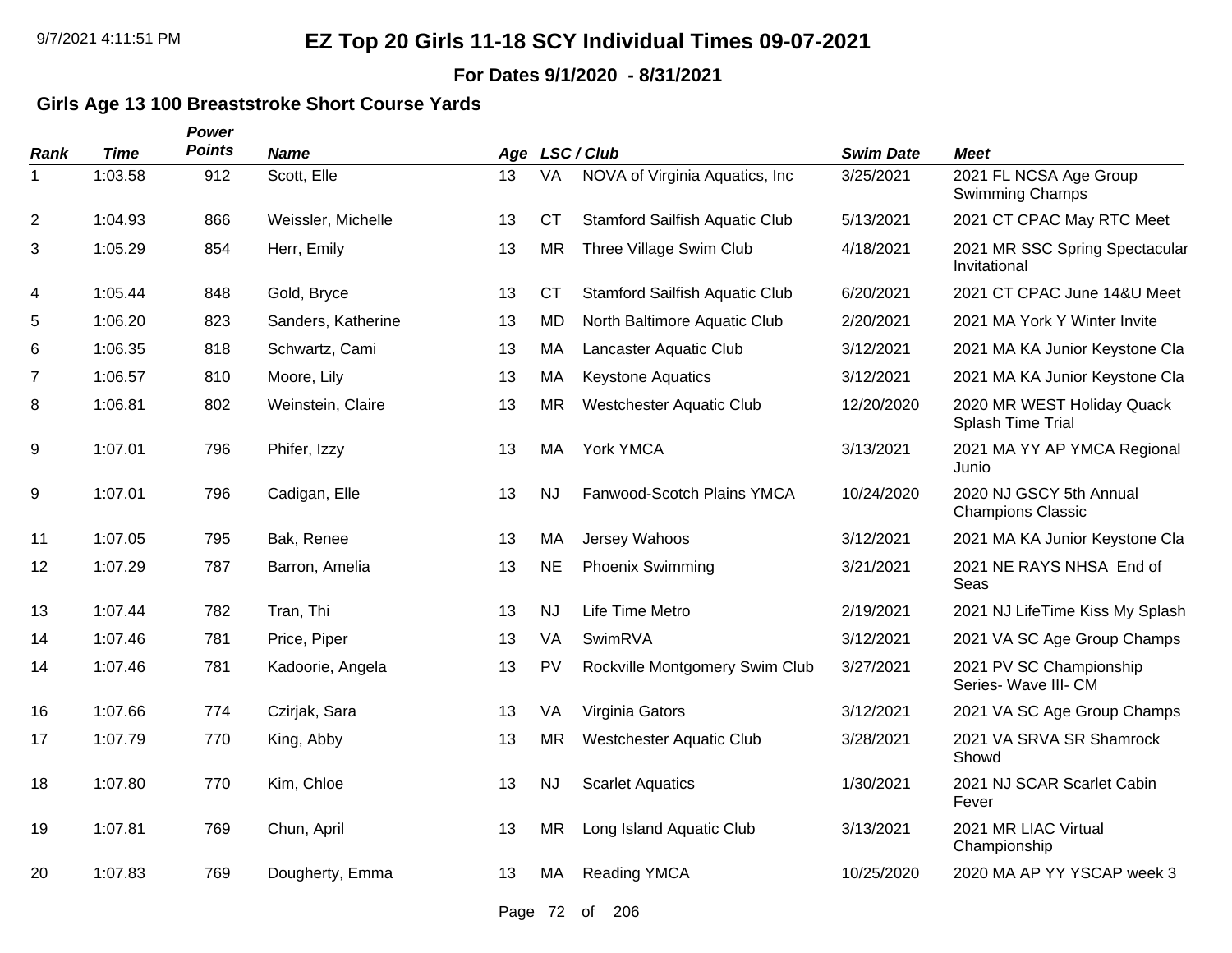# EZ Top 20 Girls 11-18 SCY Individual Times 09-07-2021

**For Dates 9/1/2020 - 8/31/2021**

### Girls Age 13 100 Breaststroke Short Course Yards

| Rank | Time | Power Points | Name | Age | LSC / Club | | Swim Date | Meet |
|---|---|---|---|---|---|---|---|---|
| 1 | 1:03.58 | 912 | Scott, Elle | 13 | VA | NOVA of Virginia Aquatics, Inc | 3/25/2021 | 2021 FL NCSA Age Group Swimming Champs |
| 2 | 1:04.93 | 866 | Weissler, Michelle | 13 | CT | Stamford Sailfish Aquatic Club | 5/13/2021 | 2021 CT CPAC May RTC Meet |
| 3 | 1:05.29 | 854 | Herr, Emily | 13 | MR | Three Village Swim Club | 4/18/2021 | 2021 MR SSC Spring Spectacular Invitational |
| 4 | 1:05.44 | 848 | Gold, Bryce | 13 | CT | Stamford Sailfish Aquatic Club | 6/20/2021 | 2021 CT CPAC June 14&U Meet |
| 5 | 1:06.20 | 823 | Sanders, Katherine | 13 | MD | North Baltimore Aquatic Club | 2/20/2021 | 2021 MA York Y Winter Invite |
| 6 | 1:06.35 | 818 | Schwartz, Cami | 13 | MA | Lancaster Aquatic Club | 3/12/2021 | 2021 MA KA Junior Keystone Cla |
| 7 | 1:06.57 | 810 | Moore, Lily | 13 | MA | Keystone Aquatics | 3/12/2021 | 2021 MA KA Junior Keystone Cla |
| 8 | 1:06.81 | 802 | Weinstein, Claire | 13 | MR | Westchester Aquatic Club | 12/20/2020 | 2020 MR WEST Holiday Quack Splash Time Trial |
| 9 | 1:07.01 | 796 | Phifer, Izzy | 13 | MA | York YMCA | 3/13/2021 | 2021 MA YY AP YMCA Regional Junio |
| 9 | 1:07.01 | 796 | Cadigan, Elle | 13 | NJ | Fanwood-Scotch Plains YMCA | 10/24/2020 | 2020 NJ GSCY 5th Annual Champions Classic |
| 11 | 1:07.05 | 795 | Bak, Renee | 13 | MA | Jersey Wahoos | 3/12/2021 | 2021 MA KA Junior Keystone Cla |
| 12 | 1:07.29 | 787 | Barron, Amelia | 13 | NE | Phoenix Swimming | 3/21/2021 | 2021 NE RAYS NHSA End of Seas |
| 13 | 1:07.44 | 782 | Tran, Thi | 13 | NJ | Life Time Metro | 2/19/2021 | 2021 NJ LifeTime Kiss My Splash |
| 14 | 1:07.46 | 781 | Price, Piper | 13 | VA | SwimRVA | 3/12/2021 | 2021 VA SC Age Group Champs |
| 14 | 1:07.46 | 781 | Kadoorie, Angela | 13 | PV | Rockville Montgomery Swim Club | 3/27/2021 | 2021 PV SC Championship Series- Wave III- CM |
| 16 | 1:07.66 | 774 | Czirjak, Sara | 13 | VA | Virginia Gators | 3/12/2021 | 2021 VA SC Age Group Champs |
| 17 | 1:07.79 | 770 | King, Abby | 13 | MR | Westchester Aquatic Club | 3/28/2021 | 2021 VA SRVA SR Shamrock Showd |
| 18 | 1:07.80 | 770 | Kim, Chloe | 13 | NJ | Scarlet Aquatics | 1/30/2021 | 2021 NJ SCAR Scarlet Cabin Fever |
| 19 | 1:07.81 | 769 | Chun, April | 13 | MR | Long Island Aquatic Club | 3/13/2021 | 2021 MR LIAC Virtual Championship |
| 20 | 1:07.83 | 769 | Dougherty, Emma | 13 | MA | Reading YMCA | 10/25/2020 | 2020 MA AP YY YSCAP week 3 |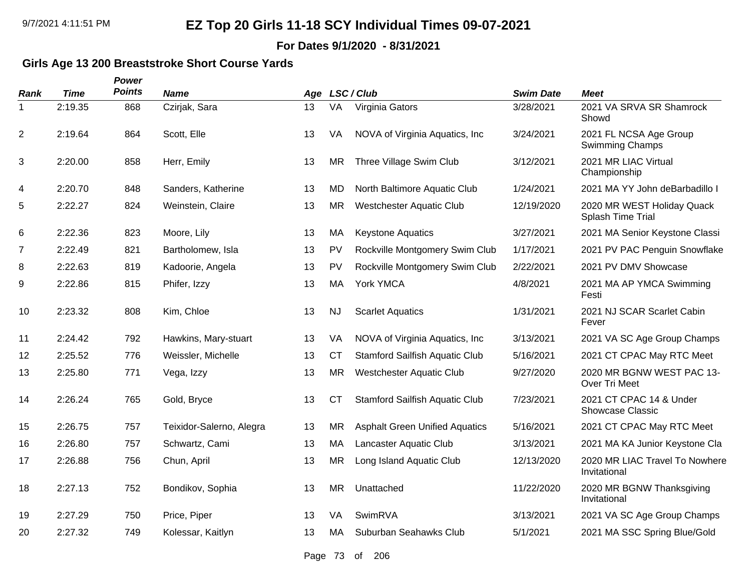# EZ Top 20 Girls 11-18 SCY Individual Times 09-07-2021

**For Dates 9/1/2020 - 8/31/2021**

### Girls Age 13 200 Breaststroke Short Course Yards

| Rank | Time | Power Points | Name | Age | LSC / Club | | Swim Date | Meet |
|---|---|---|---|---|---|---|---|---|
| 1 | 2:19.35 | 868 | Czirjak, Sara | 13 | VA | Virginia Gators | 3/28/2021 | 2021 VA SRVA SR Shamrock Showd |
| 2 | 2:19.64 | 864 | Scott, Elle | 13 | VA | NOVA of Virginia Aquatics, Inc | 3/24/2021 | 2021 FL NCSA Age Group Swimming Champs |
| 3 | 2:20.00 | 858 | Herr, Emily | 13 | MR | Three Village Swim Club | 3/12/2021 | 2021 MR LIAC Virtual Championship |
| 4 | 2:20.70 | 848 | Sanders, Katherine | 13 | MD | North Baltimore Aquatic Club | 1/24/2021 | 2021 MA YY John deBarbadillo I |
| 5 | 2:22.27 | 824 | Weinstein, Claire | 13 | MR | Westchester Aquatic Club | 12/19/2020 | 2020 MR WEST Holiday Quack Splash Time Trial |
| 6 | 2:22.36 | 823 | Moore, Lily | 13 | MA | Keystone Aquatics | 3/27/2021 | 2021 MA Senior Keystone Classi |
| 7 | 2:22.49 | 821 | Bartholomew, Isla | 13 | PV | Rockville Montgomery Swim Club | 1/17/2021 | 2021 PV PAC Penguin Snowflake |
| 8 | 2:22.63 | 819 | Kadoorie, Angela | 13 | PV | Rockville Montgomery Swim Club | 2/22/2021 | 2021 PV DMV Showcase |
| 9 | 2:22.86 | 815 | Phifer, Izzy | 13 | MA | York YMCA | 4/8/2021 | 2021 MA AP YMCA Swimming Festi |
| 10 | 2:23.32 | 808 | Kim, Chloe | 13 | NJ | Scarlet Aquatics | 1/31/2021 | 2021 NJ SCAR Scarlet Cabin Fever |
| 11 | 2:24.42 | 792 | Hawkins, Mary-stuart | 13 | VA | NOVA of Virginia Aquatics, Inc | 3/13/2021 | 2021 VA SC Age Group Champs |
| 12 | 2:25.52 | 776 | Weissler, Michelle | 13 | CT | Stamford Sailfish Aquatic Club | 5/16/2021 | 2021 CT CPAC May RTC Meet |
| 13 | 2:25.80 | 771 | Vega, Izzy | 13 | MR | Westchester Aquatic Club | 9/27/2020 | 2020 MR BGNW WEST PAC 13-Over Tri Meet |
| 14 | 2:26.24 | 765 | Gold, Bryce | 13 | CT | Stamford Sailfish Aquatic Club | 7/23/2021 | 2021 CT CPAC 14 & Under Showcase Classic |
| 15 | 2:26.75 | 757 | Teixidor-Salerno, Alegra | 13 | MR | Asphalt Green Unified Aquatics | 5/16/2021 | 2021 CT CPAC May RTC Meet |
| 16 | 2:26.80 | 757 | Schwartz, Cami | 13 | MA | Lancaster Aquatic Club | 3/13/2021 | 2021 MA KA Junior Keystone Cla |
| 17 | 2:26.88 | 756 | Chun, April | 13 | MR | Long Island Aquatic Club | 12/13/2020 | 2020 MR LIAC Travel To Nowhere Invitational |
| 18 | 2:27.13 | 752 | Bondikov, Sophia | 13 | MR | Unattached | 11/22/2020 | 2020 MR BGNW Thanksgiving Invitational |
| 19 | 2:27.29 | 750 | Price, Piper | 13 | VA | SwimRVA | 3/13/2021 | 2021 VA SC Age Group Champs |
| 20 | 2:27.32 | 749 | Kolessar, Kaitlyn | 13 | MA | Suburban Seahawks Club | 5/1/2021 | 2021 MA SSC Spring Blue/Gold |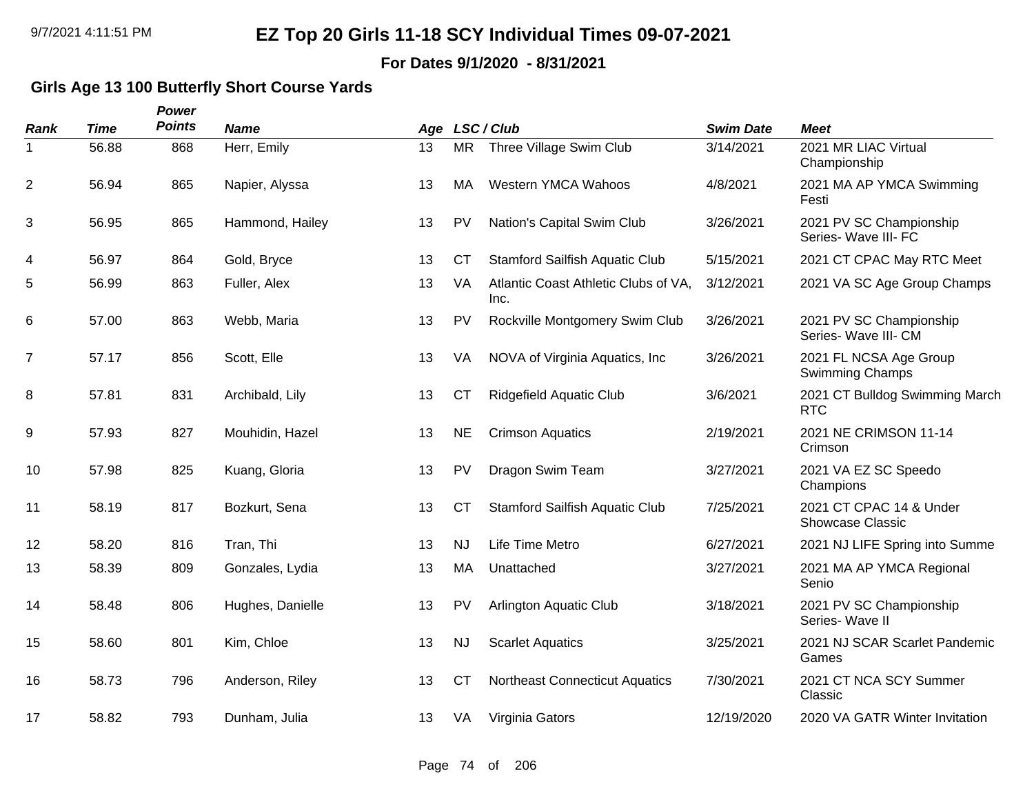# EZ Top 20 Girls 11-18 SCY Individual Times 09-07-2021

**For Dates 9/1/2020 - 8/31/2021**

### Girls Age 13 100 Butterfly Short Course Yards

| Rank | Time | Power Points | Name | Age | LSC / Club | | Swim Date | Meet |
|---|---|---|---|---|---|---|---|---|
| 1 | 56.88 | 868 | Herr, Emily | 13 | MR | Three Village Swim Club | 3/14/2021 | 2021 MR LIAC Virtual Championship |
| 2 | 56.94 | 865 | Napier, Alyssa | 13 | MA | Western YMCA Wahoos | 4/8/2021 | 2021 MA AP YMCA Swimming Festi |
| 3 | 56.95 | 865 | Hammond, Hailey | 13 | PV | Nation's Capital Swim Club | 3/26/2021 | 2021 PV SC Championship Series- Wave III- FC |
| 4 | 56.97 | 864 | Gold, Bryce | 13 | CT | Stamford Sailfish Aquatic Club | 5/15/2021 | 2021 CT CPAC May RTC Meet |
| 5 | 56.99 | 863 | Fuller, Alex | 13 | VA | Atlantic Coast Athletic Clubs of VA, Inc. | 3/12/2021 | 2021 VA SC Age Group Champs |
| 6 | 57.00 | 863 | Webb, Maria | 13 | PV | Rockville Montgomery Swim Club | 3/26/2021 | 2021 PV SC Championship Series- Wave III- CM |
| 7 | 57.17 | 856 | Scott, Elle | 13 | VA | NOVA of Virginia Aquatics, Inc | 3/26/2021 | 2021 FL NCSA Age Group Swimming Champs |
| 8 | 57.81 | 831 | Archibald, Lily | 13 | CT | Ridgefield Aquatic Club | 3/6/2021 | 2021 CT Bulldog Swimming March RTC |
| 9 | 57.93 | 827 | Mouhidin, Hazel | 13 | NE | Crimson Aquatics | 2/19/2021 | 2021 NE CRIMSON 11-14 Crimson |
| 10 | 57.98 | 825 | Kuang, Gloria | 13 | PV | Dragon Swim Team | 3/27/2021 | 2021 VA EZ SC Speedo Champions |
| 11 | 58.19 | 817 | Bozkurt, Sena | 13 | CT | Stamford Sailfish Aquatic Club | 7/25/2021 | 2021 CT CPAC 14 & Under Showcase Classic |
| 12 | 58.20 | 816 | Tran, Thi | 13 | NJ | Life Time Metro | 6/27/2021 | 2021 NJ LIFE Spring into Summe |
| 13 | 58.39 | 809 | Gonzales, Lydia | 13 | MA | Unattached | 3/27/2021 | 2021 MA AP YMCA Regional Senio |
| 14 | 58.48 | 806 | Hughes, Danielle | 13 | PV | Arlington Aquatic Club | 3/18/2021 | 2021 PV SC Championship Series- Wave II |
| 15 | 58.60 | 801 | Kim, Chloe | 13 | NJ | Scarlet Aquatics | 3/25/2021 | 2021 NJ SCAR Scarlet Pandemic Games |
| 16 | 58.73 | 796 | Anderson, Riley | 13 | CT | Northeast Connecticut Aquatics | 7/30/2021 | 2021 CT NCA SCY Summer Classic |
| 17 | 58.82 | 793 | Dunham, Julia | 13 | VA | Virginia Gators | 12/19/2020 | 2020 VA GATR Winter Invitation |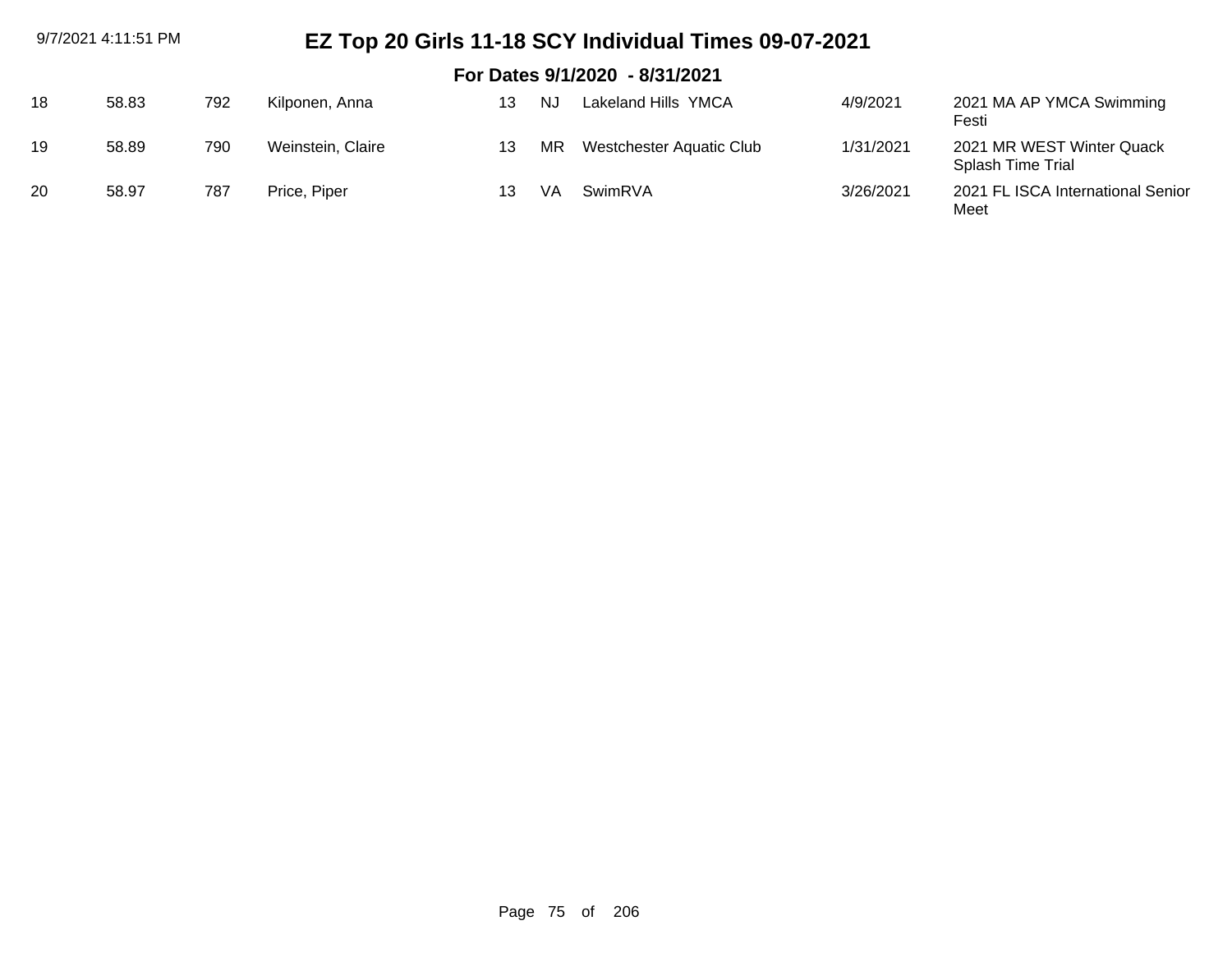# EZ Top 20 Girls 11-18 SCY Individual Times 09-07-2021

## For Dates 9/1/2020 - 8/31/2021

| | | | | | | | | |
|---|---|---|---|---|---|---|---|---|
| 18 | 58.83 | 792 | Kilponen, Anna | 13 | NJ | Lakeland Hills YMCA | 4/9/2021 | 2021 MA AP YMCA Swimming Festi |
| 19 | 58.89 | 790 | Weinstein, Claire | 13 | MR | Westchester Aquatic Club | 1/31/2021 | 2021 MR WEST Winter Quack Splash Time Trial |
| 20 | 58.97 | 787 | Price, Piper | 13 | VA | SwimRVA | 3/26/2021 | 2021 FL ISCA International Senior Meet |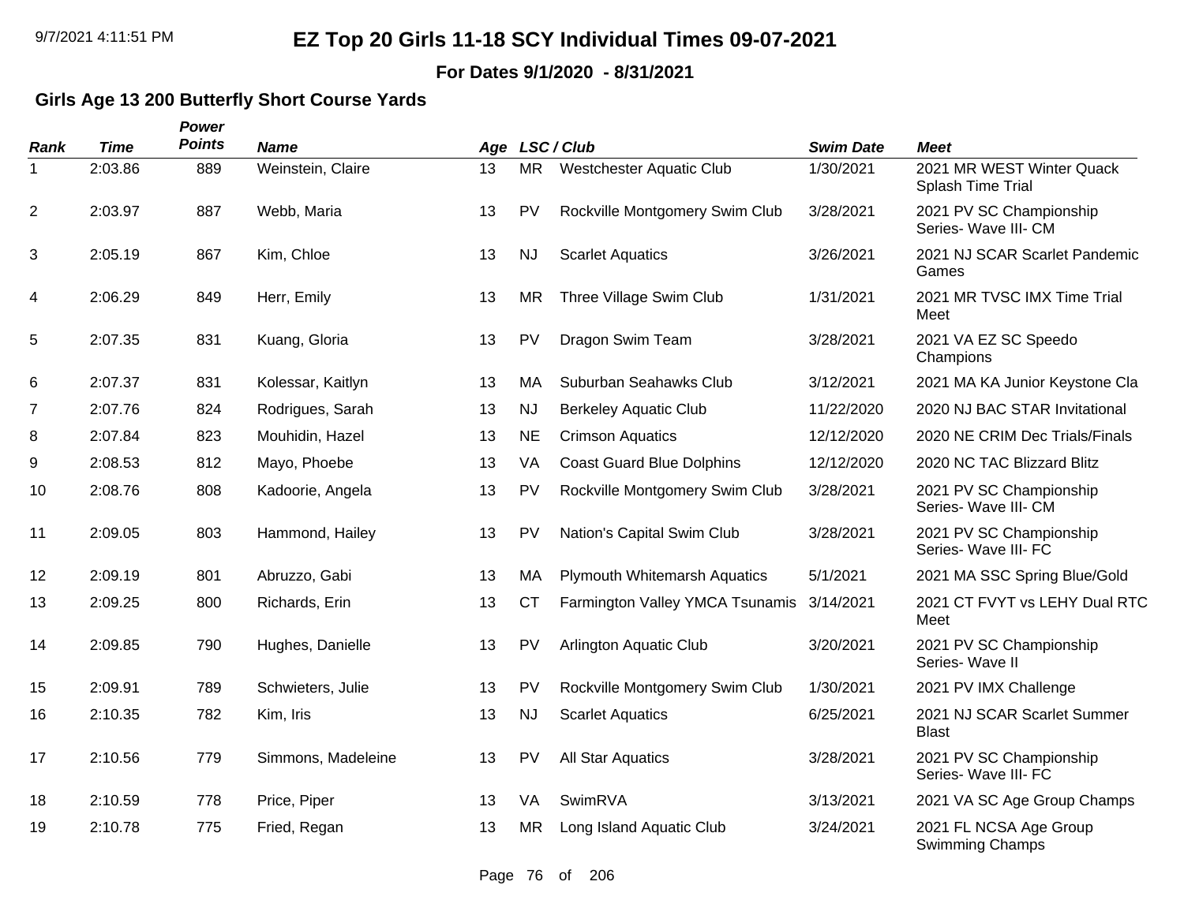# EZ Top 20 Girls 11-18 SCY Individual Times 09-07-2021

**For Dates 9/1/2020 - 8/31/2021**

## Girls Age 13 200 Butterfly Short Course Yards

| Rank | Time | Power Points | Name | Age | LSC / Club | | Swim Date | Meet |
|---|---|---|---|---|---|---|---|---|
| 1 | 2:03.86 | 889 | Weinstein, Claire | 13 | MR | Westchester Aquatic Club | 1/30/2021 | 2021 MR WEST Winter Quack Splash Time Trial |
| 2 | 2:03.97 | 887 | Webb, Maria | 13 | PV | Rockville Montgomery Swim Club | 3/28/2021 | 2021 PV SC Championship Series- Wave III- CM |
| 3 | 2:05.19 | 867 | Kim, Chloe | 13 | NJ | Scarlet Aquatics | 3/26/2021 | 2021 NJ SCAR Scarlet Pandemic Games |
| 4 | 2:06.29 | 849 | Herr, Emily | 13 | MR | Three Village Swim Club | 1/31/2021 | 2021 MR TVSC IMX Time Trial Meet |
| 5 | 2:07.35 | 831 | Kuang, Gloria | 13 | PV | Dragon Swim Team | 3/28/2021 | 2021 VA EZ SC Speedo Champions |
| 6 | 2:07.37 | 831 | Kolessar, Kaitlyn | 13 | MA | Suburban Seahawks Club | 3/12/2021 | 2021 MA KA Junior Keystone Cla |
| 7 | 2:07.76 | 824 | Rodrigues, Sarah | 13 | NJ | Berkeley Aquatic Club | 11/22/2020 | 2020 NJ BAC STAR Invitational |
| 8 | 2:07.84 | 823 | Mouhidin, Hazel | 13 | NE | Crimson Aquatics | 12/12/2020 | 2020 NE CRIM Dec Trials/Finals |
| 9 | 2:08.53 | 812 | Mayo, Phoebe | 13 | VA | Coast Guard Blue Dolphins | 12/12/2020 | 2020 NC TAC Blizzard Blitz |
| 10 | 2:08.76 | 808 | Kadoorie, Angela | 13 | PV | Rockville Montgomery Swim Club | 3/28/2021 | 2021 PV SC Championship Series- Wave III- CM |
| 11 | 2:09.05 | 803 | Hammond, Hailey | 13 | PV | Nation's Capital Swim Club | 3/28/2021 | 2021 PV SC Championship Series- Wave III- FC |
| 12 | 2:09.19 | 801 | Abruzzo, Gabi | 13 | MA | Plymouth Whitemarsh Aquatics | 5/1/2021 | 2021 MA SSC Spring Blue/Gold |
| 13 | 2:09.25 | 800 | Richards, Erin | 13 | CT | Farmington Valley YMCA Tsunamis | 3/14/2021 | 2021 CT FVYT vs LEHY Dual RTC Meet |
| 14 | 2:09.85 | 790 | Hughes, Danielle | 13 | PV | Arlington Aquatic Club | 3/20/2021 | 2021 PV SC Championship Series- Wave II |
| 15 | 2:09.91 | 789 | Schwieters, Julie | 13 | PV | Rockville Montgomery Swim Club | 1/30/2021 | 2021 PV IMX Challenge |
| 16 | 2:10.35 | 782 | Kim, Iris | 13 | NJ | Scarlet Aquatics | 6/25/2021 | 2021 NJ SCAR Scarlet Summer Blast |
| 17 | 2:10.56 | 779 | Simmons, Madeleine | 13 | PV | All Star Aquatics | 3/28/2021 | 2021 PV SC Championship Series- Wave III- FC |
| 18 | 2:10.59 | 778 | Price, Piper | 13 | VA | SwimRVA | 3/13/2021 | 2021 VA SC Age Group Champs |
| 19 | 2:10.78 | 775 | Fried, Regan | 13 | MR | Long Island Aquatic Club | 3/24/2021 | 2021 FL NCSA Age Group Swimming Champs |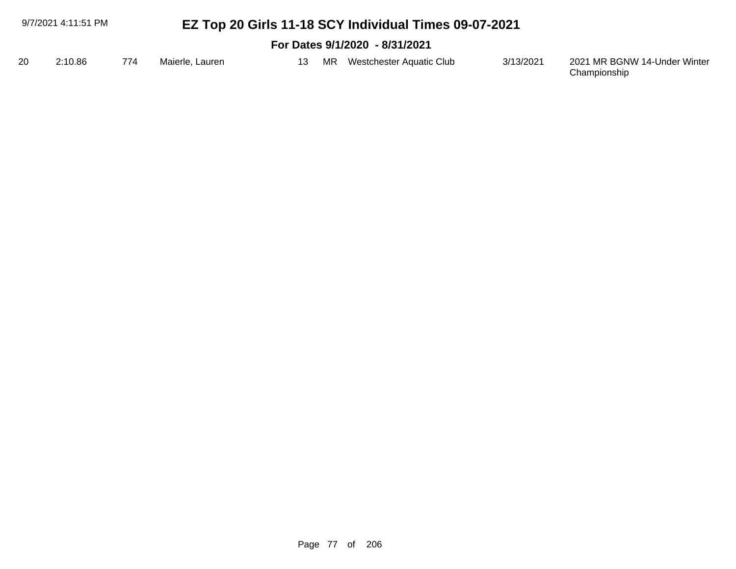# EZ Top 20 Girls 11-18 SCY Individual Times 09-07-2021

## For Dates 9/1/2020 - 8/31/2021

| | | | | | | | | |
|---|---|---|---|---|---|---|---|---|
| 20 | 2:10.86 | 774 | Maierle, Lauren | 13 | MR | Westchester Aquatic Club | 3/13/2021 | 2021 MR BGNW 14-Under Winter Championship |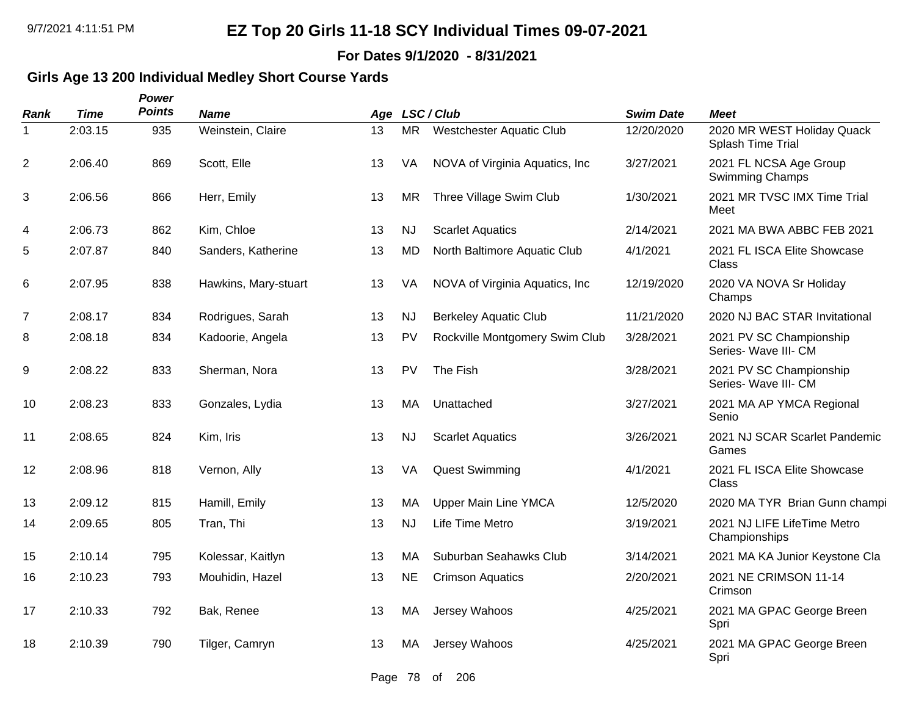# EZ Top 20 Girls 11-18 SCY Individual Times 09-07-2021

**For Dates 9/1/2020 - 8/31/2021**

## Girls Age 13 200 Individual Medley Short Course Yards

| Rank | Time | Power Points | Name | Age | LSC / Club | | Swim Date | Meet |
|---|---|---|---|---|---|---|---|---|
| 1 | 2:03.15 | 935 | Weinstein, Claire | 13 | MR | Westchester Aquatic Club | 12/20/2020 | 2020 MR WEST Holiday Quack Splash Time Trial |
| 2 | 2:06.40 | 869 | Scott, Elle | 13 | VA | NOVA of Virginia Aquatics, Inc | 3/27/2021 | 2021 FL NCSA Age Group Swimming Champs |
| 3 | 2:06.56 | 866 | Herr, Emily | 13 | MR | Three Village Swim Club | 1/30/2021 | 2021 MR TVSC IMX Time Trial Meet |
| 4 | 2:06.73 | 862 | Kim, Chloe | 13 | NJ | Scarlet Aquatics | 2/14/2021 | 2021 MA BWA ABBC FEB 2021 |
| 5 | 2:07.87 | 840 | Sanders, Katherine | 13 | MD | North Baltimore Aquatic Club | 4/1/2021 | 2021 FL ISCA Elite Showcase Class |
| 6 | 2:07.95 | 838 | Hawkins, Mary-stuart | 13 | VA | NOVA of Virginia Aquatics, Inc | 12/19/2020 | 2020 VA NOVA Sr Holiday Champs |
| 7 | 2:08.17 | 834 | Rodrigues, Sarah | 13 | NJ | Berkeley Aquatic Club | 11/21/2020 | 2020 NJ BAC STAR Invitational |
| 8 | 2:08.18 | 834 | Kadoorie, Angela | 13 | PV | Rockville Montgomery Swim Club | 3/28/2021 | 2021 PV SC Championship Series- Wave III- CM |
| 9 | 2:08.22 | 833 | Sherman, Nora | 13 | PV | The Fish | 3/28/2021 | 2021 PV SC Championship Series- Wave III- CM |
| 10 | 2:08.23 | 833 | Gonzales, Lydia | 13 | MA | Unattached | 3/27/2021 | 2021 MA AP YMCA Regional Senio |
| 11 | 2:08.65 | 824 | Kim, Iris | 13 | NJ | Scarlet Aquatics | 3/26/2021 | 2021 NJ SCAR Scarlet Pandemic Games |
| 12 | 2:08.96 | 818 | Vernon, Ally | 13 | VA | Quest Swimming | 4/1/2021 | 2021 FL ISCA Elite Showcase Class |
| 13 | 2:09.12 | 815 | Hamill, Emily | 13 | MA | Upper Main Line YMCA | 12/5/2020 | 2020 MA TYR Brian Gunn champi |
| 14 | 2:09.65 | 805 | Tran, Thi | 13 | NJ | Life Time Metro | 3/19/2021 | 2021 NJ LIFE LifeTime Metro Championships |
| 15 | 2:10.14 | 795 | Kolessar, Kaitlyn | 13 | MA | Suburban Seahawks Club | 3/14/2021 | 2021 MA KA Junior Keystone Cla |
| 16 | 2:10.23 | 793 | Mouhidin, Hazel | 13 | NE | Crimson Aquatics | 2/20/2021 | 2021 NE CRIMSON 11-14 Crimson |
| 17 | 2:10.33 | 792 | Bak, Renee | 13 | MA | Jersey Wahoos | 4/25/2021 | 2021 MA GPAC George Breen Spri |
| 18 | 2:10.39 | 790 | Tilger, Camryn | 13 | MA | Jersey Wahoos | 4/25/2021 | 2021 MA GPAC George Breen Spri |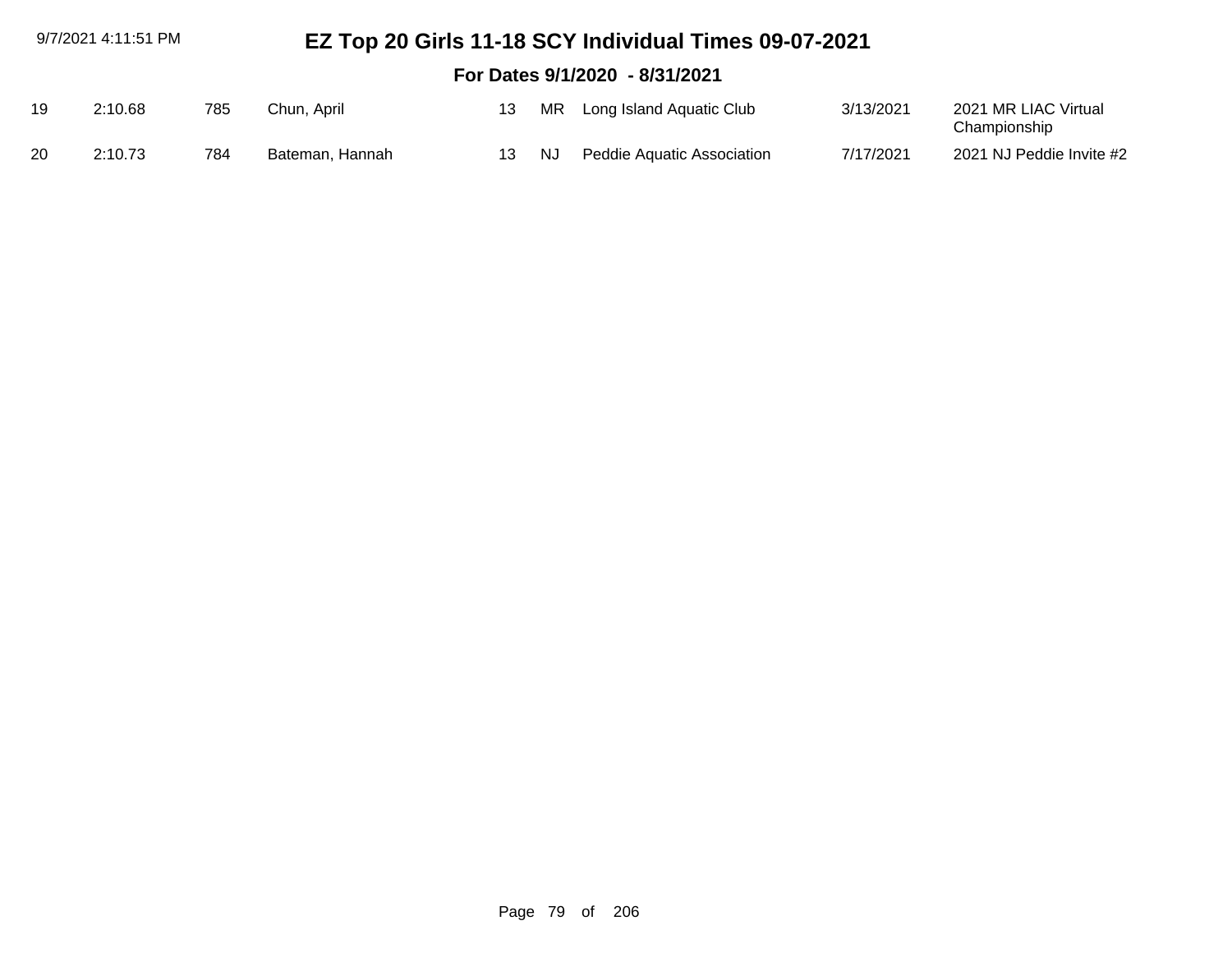| | | | | | | | | |
|---|---|---|---|---|---|---|---|---|
| 19 | 2:10.68 | 785 | Chun, April | 13 | MR | Long Island Aquatic Club | 3/13/2021 | 2021 MR LIAC Virtual Championship |
| 20 | 2:10.73 | 784 | Bateman, Hannah | 13 | NJ | Peddie Aquatic Association | 7/17/2021 | 2021 NJ Peddie Invite #2 |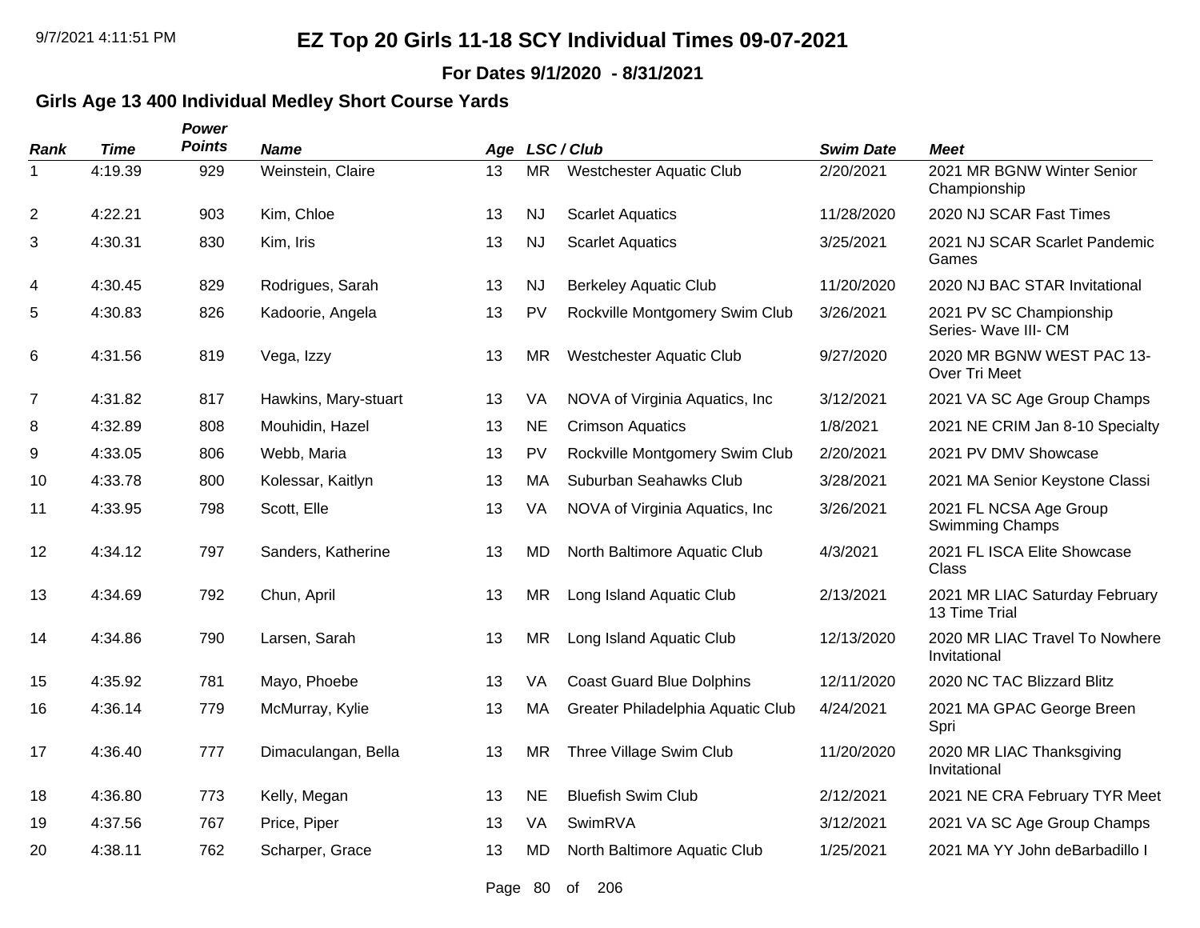# EZ Top 20 Girls 11-18 SCY Individual Times 09-07-2021

**For Dates 9/1/2020 - 8/31/2021**

### Girls Age 13 400 Individual Medley Short Course Yards

| Rank | Time | Power Points | Name | Age | LSC / Club | | Swim Date | Meet |
|---|---|---|---|---|---|---|---|---|
| 1 | 4:19.39 | 929 | Weinstein, Claire | 13 | MR | Westchester Aquatic Club | 2/20/2021 | 2021 MR BGNW Winter Senior Championship |
| 2 | 4:22.21 | 903 | Kim, Chloe | 13 | NJ | Scarlet Aquatics | 11/28/2020 | 2020 NJ SCAR Fast Times |
| 3 | 4:30.31 | 830 | Kim, Iris | 13 | NJ | Scarlet Aquatics | 3/25/2021 | 2021 NJ SCAR Scarlet Pandemic Games |
| 4 | 4:30.45 | 829 | Rodrigues, Sarah | 13 | NJ | Berkeley Aquatic Club | 11/20/2020 | 2020 NJ BAC STAR Invitational |
| 5 | 4:30.83 | 826 | Kadoorie, Angela | 13 | PV | Rockville Montgomery Swim Club | 3/26/2021 | 2021 PV SC Championship Series- Wave III- CM |
| 6 | 4:31.56 | 819 | Vega, Izzy | 13 | MR | Westchester Aquatic Club | 9/27/2020 | 2020 MR BGNW WEST PAC 13-Over Tri Meet |
| 7 | 4:31.82 | 817 | Hawkins, Mary-stuart | 13 | VA | NOVA of Virginia Aquatics, Inc | 3/12/2021 | 2021 VA SC Age Group Champs |
| 8 | 4:32.89 | 808 | Mouhidin, Hazel | 13 | NE | Crimson Aquatics | 1/8/2021 | 2021 NE CRIM Jan 8-10 Specialty |
| 9 | 4:33.05 | 806 | Webb, Maria | 13 | PV | Rockville Montgomery Swim Club | 2/20/2021 | 2021 PV DMV Showcase |
| 10 | 4:33.78 | 800 | Kolessar, Kaitlyn | 13 | MA | Suburban Seahawks Club | 3/28/2021 | 2021 MA Senior Keystone Classi |
| 11 | 4:33.95 | 798 | Scott, Elle | 13 | VA | NOVA of Virginia Aquatics, Inc | 3/26/2021 | 2021 FL NCSA Age Group Swimming Champs |
| 12 | 4:34.12 | 797 | Sanders, Katherine | 13 | MD | North Baltimore Aquatic Club | 4/3/2021 | 2021 FL ISCA Elite Showcase Class |
| 13 | 4:34.69 | 792 | Chun, April | 13 | MR | Long Island Aquatic Club | 2/13/2021 | 2021 MR LIAC Saturday February 13 Time Trial |
| 14 | 4:34.86 | 790 | Larsen, Sarah | 13 | MR | Long Island Aquatic Club | 12/13/2020 | 2020 MR LIAC Travel To Nowhere Invitational |
| 15 | 4:35.92 | 781 | Mayo, Phoebe | 13 | VA | Coast Guard Blue Dolphins | 12/11/2020 | 2020 NC TAC Blizzard Blitz |
| 16 | 4:36.14 | 779 | McMurray, Kylie | 13 | MA | Greater Philadelphia Aquatic Club | 4/24/2021 | 2021 MA GPAC George Breen Spri |
| 17 | 4:36.40 | 777 | Dimaculangan, Bella | 13 | MR | Three Village Swim Club | 11/20/2020 | 2020 MR LIAC Thanksgiving Invitational |
| 18 | 4:36.80 | 773 | Kelly, Megan | 13 | NE | Bluefish Swim Club | 2/12/2021 | 2021 NE CRA February TYR Meet |
| 19 | 4:37.56 | 767 | Price, Piper | 13 | VA | SwimRVA | 3/12/2021 | 2021 VA SC Age Group Champs |
| 20 | 4:38.11 | 762 | Scharper, Grace | 13 | MD | North Baltimore Aquatic Club | 1/25/2021 | 2021 MA YY John deBarbadillo I |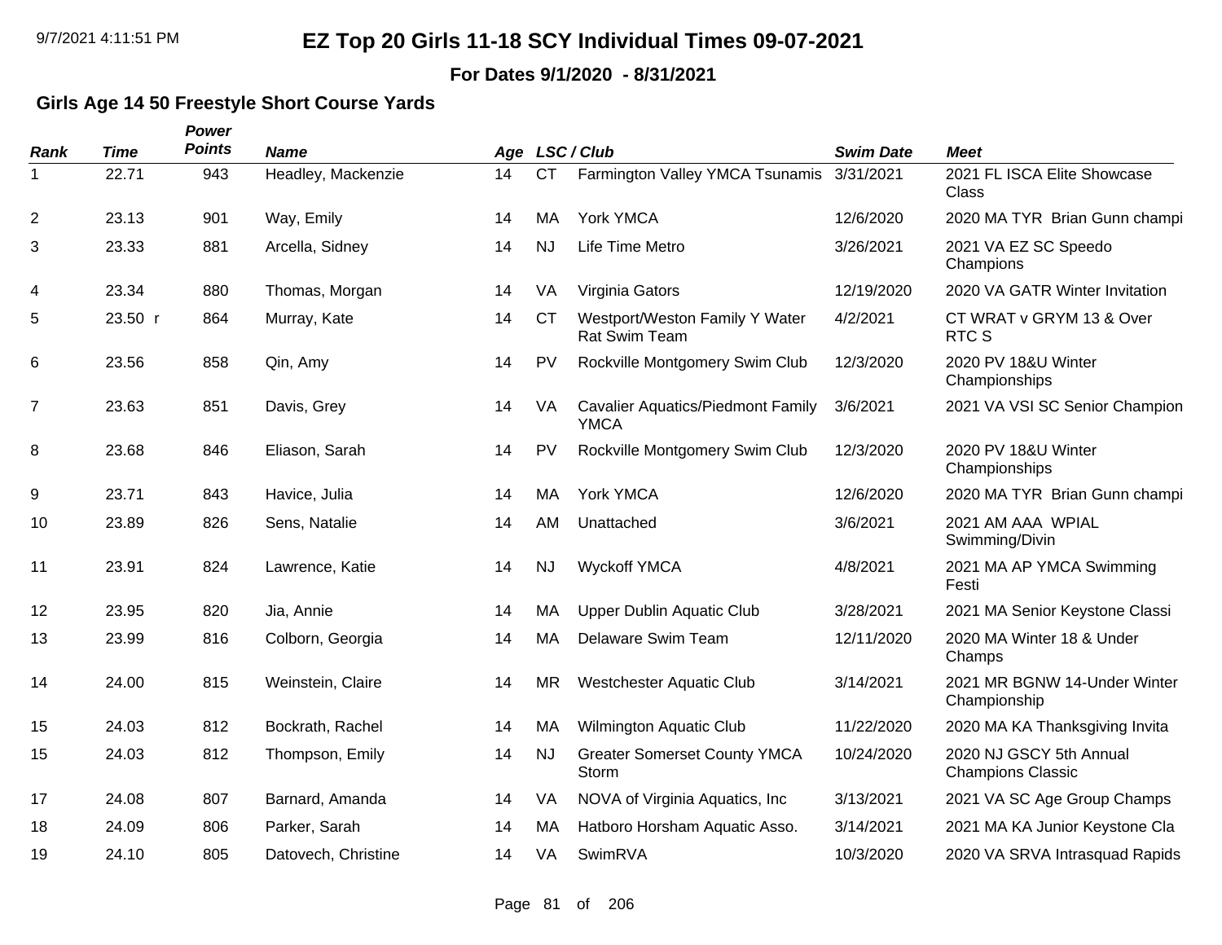# EZ Top 20 Girls 11-18 SCY Individual Times 09-07-2021

**For Dates 9/1/2020 - 8/31/2021**

## Girls Age 14 50 Freestyle Short Course Yards

| Rank | Time | Power Points | Name | Age | LSC / Club | | Swim Date | Meet |
|---|---|---|---|---|---|---|---|---|
| 1 | 22.71 | 943 | Headley, Mackenzie | 14 | CT | Farmington Valley YMCA Tsunamis | 3/31/2021 | 2021 FL ISCA Elite Showcase Class |
| 2 | 23.13 | 901 | Way, Emily | 14 | MA | York YMCA | 12/6/2020 | 2020 MA TYR Brian Gunn champi |
| 3 | 23.33 | 881 | Arcella, Sidney | 14 | NJ | Life Time Metro | 3/26/2021 | 2021 VA EZ SC Speedo Champions |
| 4 | 23.34 | 880 | Thomas, Morgan | 14 | VA | Virginia Gators | 12/19/2020 | 2020 VA GATR Winter Invitation |
| 5 | 23.50 r | 864 | Murray, Kate | 14 | CT | Westport/Weston Family Y Water Rat Swim Team | 4/2/2021 | CT WRAT v GRYM 13 & Over RTC S |
| 6 | 23.56 | 858 | Qin, Amy | 14 | PV | Rockville Montgomery Swim Club | 12/3/2020 | 2020 PV 18&U Winter Championships |
| 7 | 23.63 | 851 | Davis, Grey | 14 | VA | Cavalier Aquatics/Piedmont Family YMCA | 3/6/2021 | 2021 VA VSI SC Senior Champion |
| 8 | 23.68 | 846 | Eliason, Sarah | 14 | PV | Rockville Montgomery Swim Club | 12/3/2020 | 2020 PV 18&U Winter Championships |
| 9 | 23.71 | 843 | Havice, Julia | 14 | MA | York YMCA | 12/6/2020 | 2020 MA TYR Brian Gunn champi |
| 10 | 23.89 | 826 | Sens, Natalie | 14 | AM | Unattached | 3/6/2021 | 2021 AM AAA WPIAL Swimming/Divin |
| 11 | 23.91 | 824 | Lawrence, Katie | 14 | NJ | Wyckoff YMCA | 4/8/2021 | 2021 MA AP YMCA Swimming Festi |
| 12 | 23.95 | 820 | Jia, Annie | 14 | MA | Upper Dublin Aquatic Club | 3/28/2021 | 2021 MA Senior Keystone Classi |
| 13 | 23.99 | 816 | Colborn, Georgia | 14 | MA | Delaware Swim Team | 12/11/2020 | 2020 MA Winter 18 & Under Champs |
| 14 | 24.00 | 815 | Weinstein, Claire | 14 | MR | Westchester Aquatic Club | 3/14/2021 | 2021 MR BGNW 14-Under Winter Championship |
| 15 | 24.03 | 812 | Bockrath, Rachel | 14 | MA | Wilmington Aquatic Club | 11/22/2020 | 2020 MA KA Thanksgiving Invita |
| 15 | 24.03 | 812 | Thompson, Emily | 14 | NJ | Greater Somerset County YMCA Storm | 10/24/2020 | 2020 NJ GSCY 5th Annual Champions Classic |
| 17 | 24.08 | 807 | Barnard, Amanda | 14 | VA | NOVA of Virginia Aquatics, Inc | 3/13/2021 | 2021 VA SC Age Group Champs |
| 18 | 24.09 | 806 | Parker, Sarah | 14 | MA | Hatboro Horsham Aquatic Asso. | 3/14/2021 | 2021 MA KA Junior Keystone Cla |
| 19 | 24.10 | 805 | Datovech, Christine | 14 | VA | SwimRVA | 10/3/2020 | 2020 VA SRVA Intrasquad Rapids |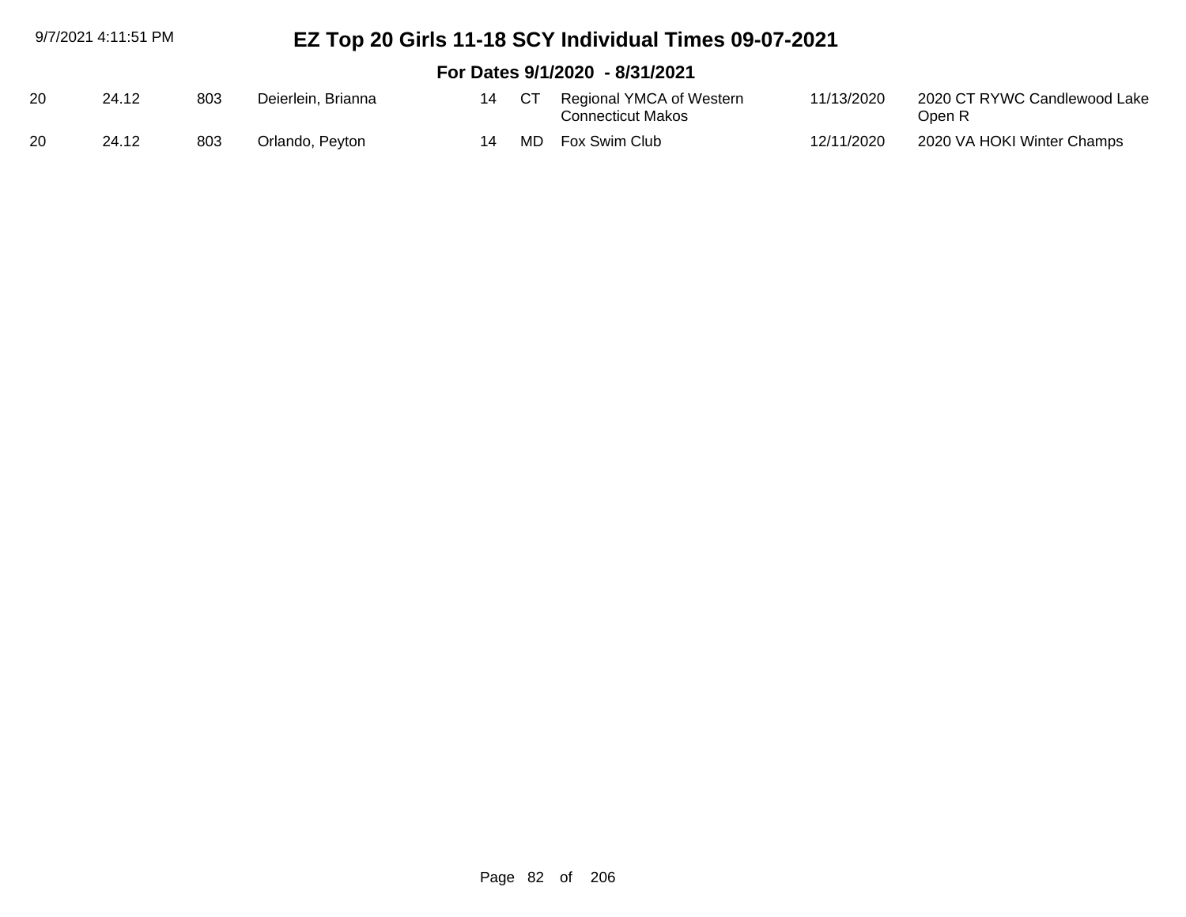# EZ Top 20 Girls 11-18 SCY Individual Times 09-07-2021

## For Dates 9/1/2020 - 8/31/2021

| | | | | | | | | |
|---|---|---|---|---|---|---|---|---|
| 20 | 24.12 | 803 | Deierlein, Brianna | 14 | CT | Regional YMCA of Western Connecticut Makos | 11/13/2020 | 2020 CT RYWC Candlewood Lake Open R |
| 20 | 24.12 | 803 | Orlando, Peyton | 14 | MD | Fox Swim Club | 12/11/2020 | 2020 VA HOKI Winter Champs |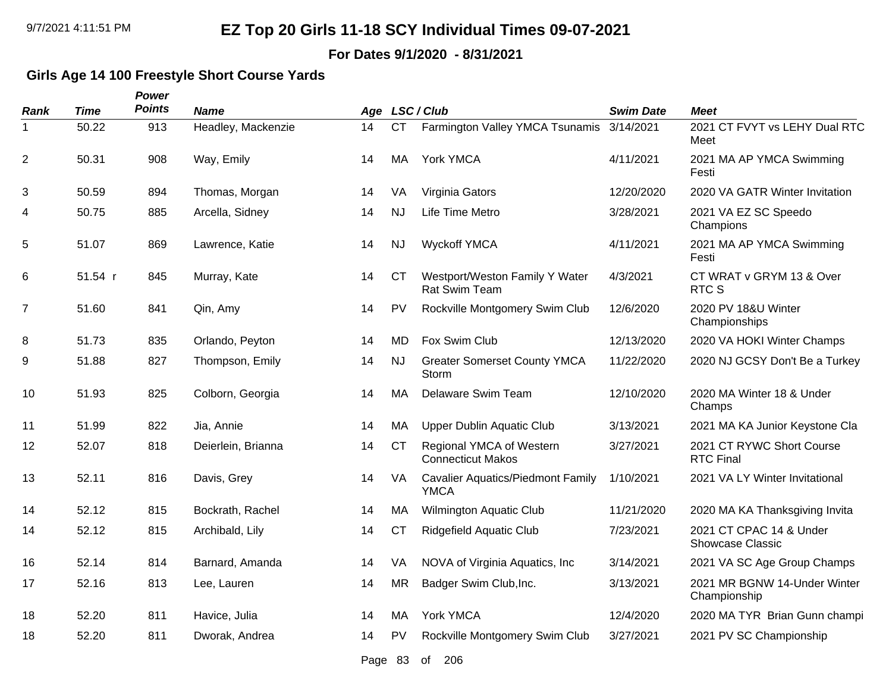# EZ Top 20 Girls 11-18 SCY Individual Times 09-07-2021

**For Dates 9/1/2020 - 8/31/2021**

### Girls Age 14 100 Freestyle Short Course Yards

| Rank | Time | Power Points | Name | Age | LSC / Club | | Swim Date | Meet |
|---|---|---|---|---|---|---|---|---|
| 1 | 50.22 | 913 | Headley, Mackenzie | 14 | CT | Farmington Valley YMCA Tsunamis | 3/14/2021 | 2021 CT FVYT vs LEHY Dual RTC Meet |
| 2 | 50.31 | 908 | Way, Emily | 14 | MA | York YMCA | 4/11/2021 | 2021 MA AP YMCA Swimming Festi |
| 3 | 50.59 | 894 | Thomas, Morgan | 14 | VA | Virginia Gators | 12/20/2020 | 2020 VA GATR Winter Invitation |
| 4 | 50.75 | 885 | Arcella, Sidney | 14 | NJ | Life Time Metro | 3/28/2021 | 2021 VA EZ SC Speedo Champions |
| 5 | 51.07 | 869 | Lawrence, Katie | 14 | NJ | Wyckoff YMCA | 4/11/2021 | 2021 MA AP YMCA Swimming Festi |
| 6 | 51.54 r | 845 | Murray, Kate | 14 | CT | Westport/Weston Family Y Water Rat Swim Team | 4/3/2021 | CT WRAT v GRYM 13 & Over RTC S |
| 7 | 51.60 | 841 | Qin, Amy | 14 | PV | Rockville Montgomery Swim Club | 12/6/2020 | 2020 PV 18&U Winter Championships |
| 8 | 51.73 | 835 | Orlando, Peyton | 14 | MD | Fox Swim Club | 12/13/2020 | 2020 VA HOKI Winter Champs |
| 9 | 51.88 | 827 | Thompson, Emily | 14 | NJ | Greater Somerset County YMCA Storm | 11/22/2020 | 2020 NJ GCSY Don't Be a Turkey |
| 10 | 51.93 | 825 | Colborn, Georgia | 14 | MA | Delaware Swim Team | 12/10/2020 | 2020 MA Winter 18 & Under Champs |
| 11 | 51.99 | 822 | Jia, Annie | 14 | MA | Upper Dublin Aquatic Club | 3/13/2021 | 2021 MA KA Junior Keystone Cla |
| 12 | 52.07 | 818 | Deierlein, Brianna | 14 | CT | Regional YMCA of Western Connecticut Makos | 3/27/2021 | 2021 CT RYWC Short Course RTC Final |
| 13 | 52.11 | 816 | Davis, Grey | 14 | VA | Cavalier Aquatics/Piedmont Family YMCA | 1/10/2021 | 2021 VA LY Winter Invitational |
| 14 | 52.12 | 815 | Bockrath, Rachel | 14 | MA | Wilmington Aquatic Club | 11/21/2020 | 2020 MA KA Thanksgiving Invita |
| 14 | 52.12 | 815 | Archibald, Lily | 14 | CT | Ridgefield Aquatic Club | 7/23/2021 | 2021 CT CPAC 14 & Under Showcase Classic |
| 16 | 52.14 | 814 | Barnard, Amanda | 14 | VA | NOVA of Virginia Aquatics, Inc | 3/14/2021 | 2021 VA SC Age Group Champs |
| 17 | 52.16 | 813 | Lee, Lauren | 14 | MR | Badger Swim Club,Inc. | 3/13/2021 | 2021 MR BGNW 14-Under Winter Championship |
| 18 | 52.20 | 811 | Havice, Julia | 14 | MA | York YMCA | 12/4/2020 | 2020 MA TYR Brian Gunn champi |
| 18 | 52.20 | 811 | Dworak, Andrea | 14 | PV | Rockville Montgomery Swim Club | 3/27/2021 | 2021 PV SC Championship |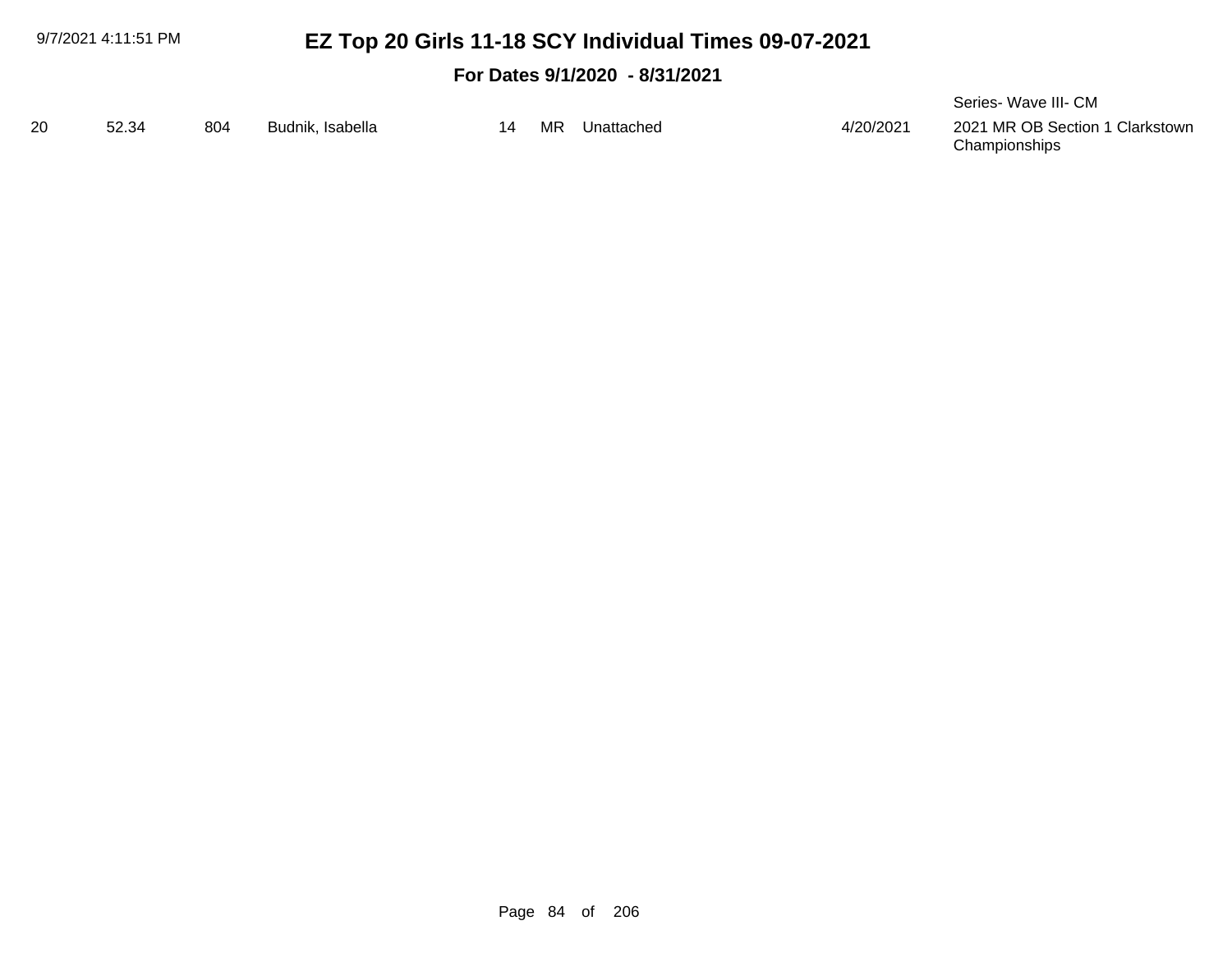| | | | | | | | | |
|---|---|---|---|---|---|---|---|---|
| | | | | | | | | Series- Wave III- CM |
| 20 | 52.34 | 804 | Budnik, Isabella | 14 | MR | Unattached | 4/20/2021 | 2021 MR OB Section 1 Clarkstown Championships |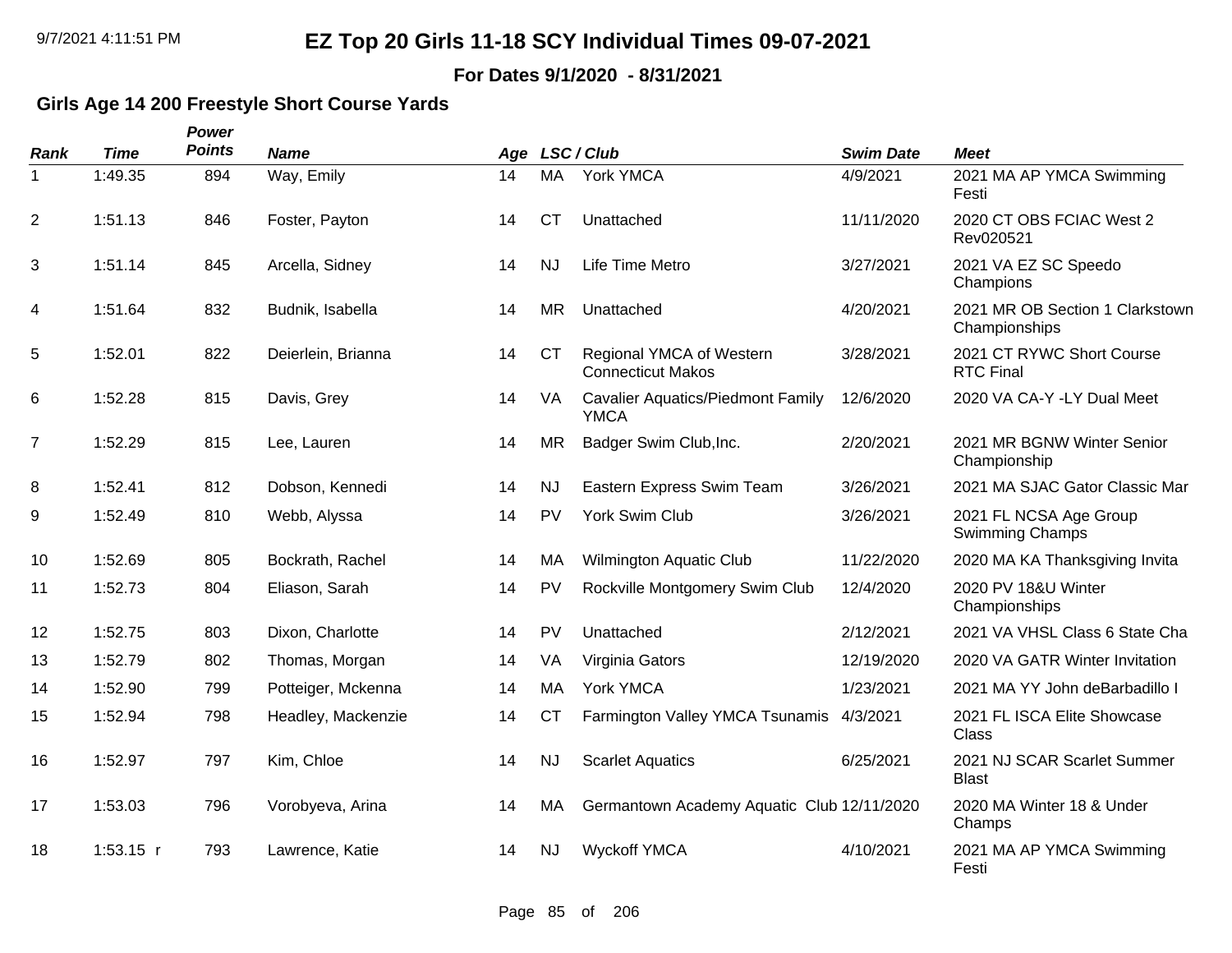# EZ Top 20 Girls 11-18 SCY Individual Times 09-07-2021

**For Dates 9/1/2020 - 8/31/2021**

### Girls Age 14 200 Freestyle Short Course Yards

| Rank | Time | Power Points | Name | Age | LSC / Club | | Swim Date | Meet |
|---|---|---|---|---|---|---|---|---|
| 1 | 1:49.35 | 894 | Way, Emily | 14 | MA | York YMCA | 4/9/2021 | 2021 MA AP YMCA Swimming Festi |
| 2 | 1:51.13 | 846 | Foster, Payton | 14 | CT | Unattached | 11/11/2020 | 2020 CT OBS FCIAC West 2 Rev020521 |
| 3 | 1:51.14 | 845 | Arcella, Sidney | 14 | NJ | Life Time Metro | 3/27/2021 | 2021 VA EZ SC Speedo Champions |
| 4 | 1:51.64 | 832 | Budnik, Isabella | 14 | MR | Unattached | 4/20/2021 | 2021 MR OB Section 1 Clarkstown Championships |
| 5 | 1:52.01 | 822 | Deierlein, Brianna | 14 | CT | Regional YMCA of Western Connecticut Makos | 3/28/2021 | 2021 CT RYWC Short Course RTC Final |
| 6 | 1:52.28 | 815 | Davis, Grey | 14 | VA | Cavalier Aquatics/Piedmont Family YMCA | 12/6/2020 | 2020 VA CA-Y -LY Dual Meet |
| 7 | 1:52.29 | 815 | Lee, Lauren | 14 | MR | Badger Swim Club,Inc. | 2/20/2021 | 2021 MR BGNW Winter Senior Championship |
| 8 | 1:52.41 | 812 | Dobson, Kennedi | 14 | NJ | Eastern Express Swim Team | 3/26/2021 | 2021 MA SJAC Gator Classic Mar |
| 9 | 1:52.49 | 810 | Webb, Alyssa | 14 | PV | York Swim Club | 3/26/2021 | 2021 FL NCSA Age Group Swimming Champs |
| 10 | 1:52.69 | 805 | Bockrath, Rachel | 14 | MA | Wilmington Aquatic Club | 11/22/2020 | 2020 MA KA Thanksgiving Invita |
| 11 | 1:52.73 | 804 | Eliason, Sarah | 14 | PV | Rockville Montgomery Swim Club | 12/4/2020 | 2020 PV 18&U Winter Championships |
| 12 | 1:52.75 | 803 | Dixon, Charlotte | 14 | PV | Unattached | 2/12/2021 | 2021 VA VHSL Class 6 State Cha |
| 13 | 1:52.79 | 802 | Thomas, Morgan | 14 | VA | Virginia Gators | 12/19/2020 | 2020 VA GATR Winter Invitation |
| 14 | 1:52.90 | 799 | Potteiger, Mckenna | 14 | MA | York YMCA | 1/23/2021 | 2021 MA YY John deBarbadillo I |
| 15 | 1:52.94 | 798 | Headley, Mackenzie | 14 | CT | Farmington Valley YMCA Tsunamis | 4/3/2021 | 2021 FL ISCA Elite Showcase Class |
| 16 | 1:52.97 | 797 | Kim, Chloe | 14 | NJ | Scarlet Aquatics | 6/25/2021 | 2021 NJ SCAR Scarlet Summer Blast |
| 17 | 1:53.03 | 796 | Vorobyeva, Arina | 14 | MA | Germantown Academy Aquatic Club | 12/11/2020 | 2020 MA Winter 18 & Under Champs |
| 18 | 1:53.15 r | 793 | Lawrence, Katie | 14 | NJ | Wyckoff YMCA | 4/10/2021 | 2021 MA AP YMCA Swimming Festi |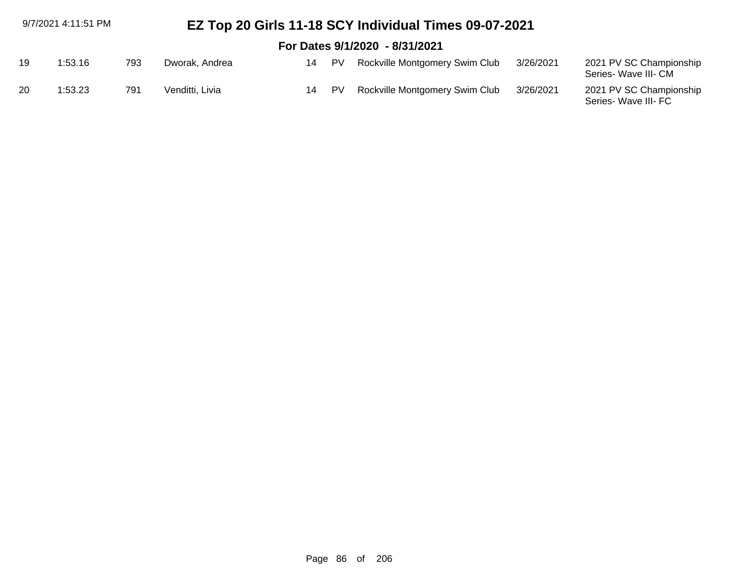# EZ Top 20 Girls 11-18 SCY Individual Times 09-07-2021

## For Dates 9/1/2020 - 8/31/2021

| | | | | | | | | |
|---|---|---|---|---|---|---|---|---|
| 19 | 1:53.16 | 793 | Dworak, Andrea | 14 | PV | Rockville Montgomery Swim Club | 3/26/2021 | 2021 PV SC Championship Series- Wave III- CM |
| 20 | 1:53.23 | 791 | Venditti, Livia | 14 | PV | Rockville Montgomery Swim Club | 3/26/2021 | 2021 PV SC Championship Series- Wave III- FC |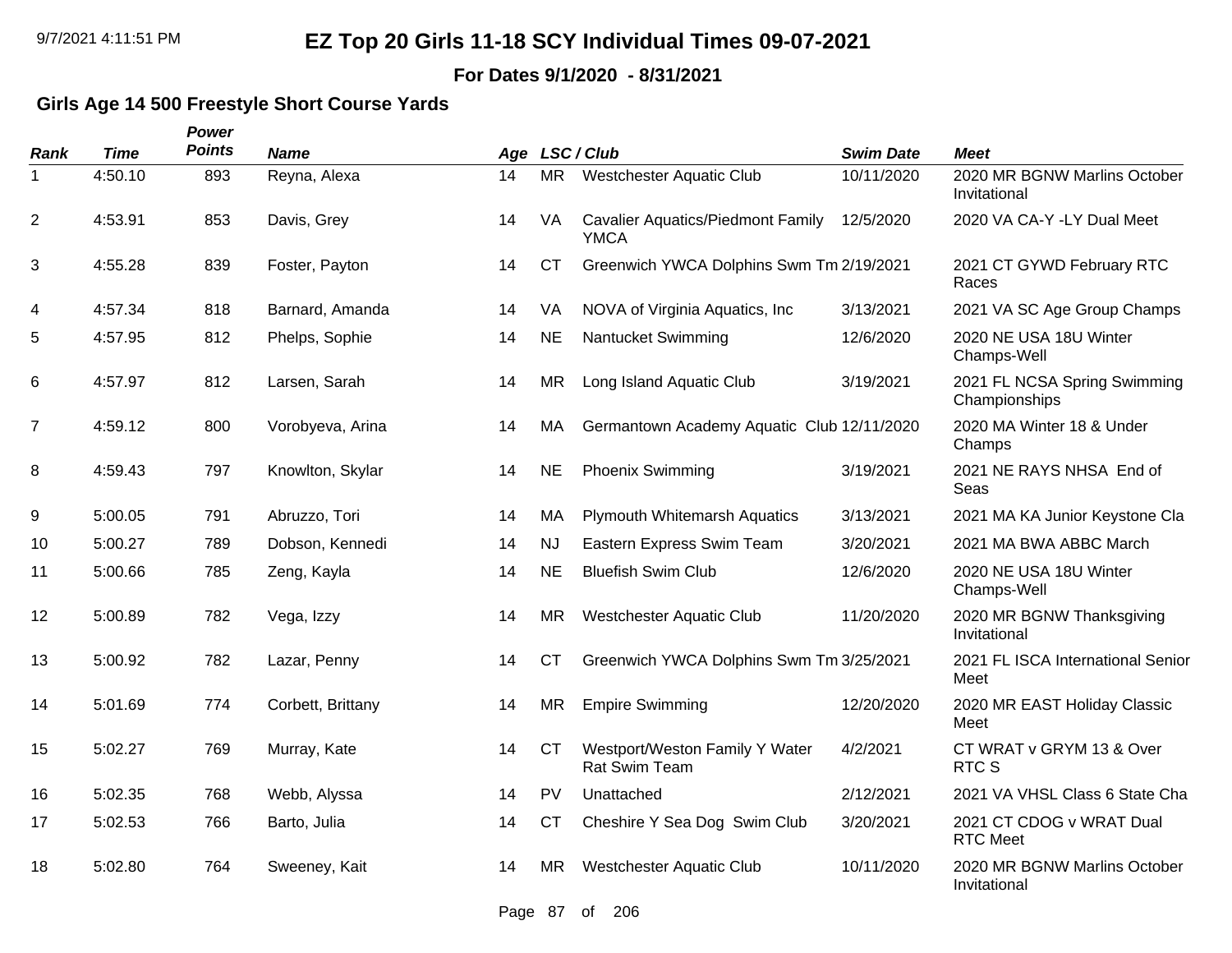# EZ Top 20 Girls 11-18 SCY Individual Times 09-07-2021

**For Dates 9/1/2020 - 8/31/2021**

### Girls Age 14 500 Freestyle Short Course Yards

| Rank | Time | Power Points | Name | Age | LSC / Club | | Swim Date | Meet |
|---|---|---|---|---|---|---|---|---|
| 1 | 4:50.10 | 893 | Reyna, Alexa | 14 | MR | Westchester Aquatic Club | 10/11/2020 | 2020 MR BGNW Marlins October Invitational |
| 2 | 4:53.91 | 853 | Davis, Grey | 14 | VA | Cavalier Aquatics/Piedmont Family YMCA | 12/5/2020 | 2020 VA CA-Y -LY Dual Meet |
| 3 | 4:55.28 | 839 | Foster, Payton | 14 | CT | Greenwich YWCA Dolphins Swm Tm | 2/19/2021 | 2021 CT GYWD February RTC Races |
| 4 | 4:57.34 | 818 | Barnard, Amanda | 14 | VA | NOVA of Virginia Aquatics, Inc | 3/13/2021 | 2021 VA SC Age Group Champs |
| 5 | 4:57.95 | 812 | Phelps, Sophie | 14 | NE | Nantucket Swimming | 12/6/2020 | 2020 NE USA 18U Winter Champs-Well |
| 6 | 4:57.97 | 812 | Larsen, Sarah | 14 | MR | Long Island Aquatic Club | 3/19/2021 | 2021 FL NCSA Spring Swimming Championships |
| 7 | 4:59.12 | 800 | Vorobyeva, Arina | 14 | MA | Germantown Academy Aquatic Club | 12/11/2020 | 2020 MA Winter 18 & Under Champs |
| 8 | 4:59.43 | 797 | Knowlton, Skylar | 14 | NE | Phoenix Swimming | 3/19/2021 | 2021 NE RAYS NHSA End of Seas |
| 9 | 5:00.05 | 791 | Abruzzo, Tori | 14 | MA | Plymouth Whitemarsh Aquatics | 3/13/2021 | 2021 MA KA Junior Keystone Cla |
| 10 | 5:00.27 | 789 | Dobson, Kennedi | 14 | NJ | Eastern Express Swim Team | 3/20/2021 | 2021 MA BWA ABBC March |
| 11 | 5:00.66 | 785 | Zeng, Kayla | 14 | NE | Bluefish Swim Club | 12/6/2020 | 2020 NE USA 18U Winter Champs-Well |
| 12 | 5:00.89 | 782 | Vega, Izzy | 14 | MR | Westchester Aquatic Club | 11/20/2020 | 2020 MR BGNW Thanksgiving Invitational |
| 13 | 5:00.92 | 782 | Lazar, Penny | 14 | CT | Greenwich YWCA Dolphins Swm Tm | 3/25/2021 | 2021 FL ISCA International Senior Meet |
| 14 | 5:01.69 | 774 | Corbett, Brittany | 14 | MR | Empire Swimming | 12/20/2020 | 2020 MR EAST Holiday Classic Meet |
| 15 | 5:02.27 | 769 | Murray, Kate | 14 | CT | Westport/Weston Family Y Water Rat Swim Team | 4/2/2021 | CT WRAT v GRYM 13 & Over RTC S |
| 16 | 5:02.35 | 768 | Webb, Alyssa | 14 | PV | Unattached | 2/12/2021 | 2021 VA VHSL Class 6 State Cha |
| 17 | 5:02.53 | 766 | Barto, Julia | 14 | CT | Cheshire Y Sea Dog Swim Club | 3/20/2021 | 2021 CT CDOG v WRAT Dual RTC Meet |
| 18 | 5:02.80 | 764 | Sweeney, Kait | 14 | MR | Westchester Aquatic Club | 10/11/2020 | 2020 MR BGNW Marlins October Invitational |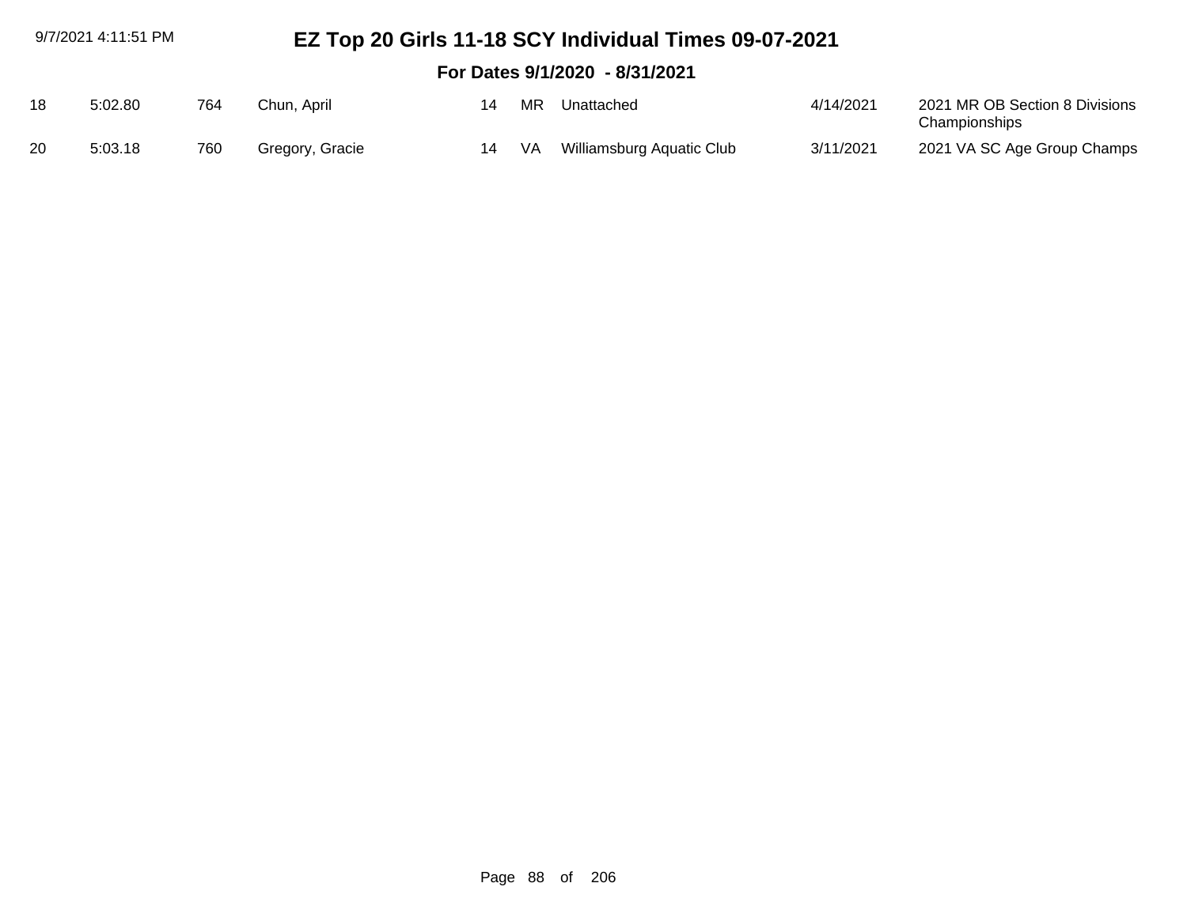# EZ Top 20 Girls 11-18 SCY Individual Times 09-07-2021

## For Dates 9/1/2020 - 8/31/2021

| | | | | | | | | |
|---|---|---|---|---|---|---|---|---|
| 18 | 5:02.80 | 764 | Chun, April | 14 | MR | Unattached | 4/14/2021 | 2021 MR OB Section 8 Divisions Championships |
| 20 | 5:03.18 | 760 | Gregory, Gracie | 14 | VA | Williamsburg Aquatic Club | 3/11/2021 | 2021 VA SC Age Group Champs |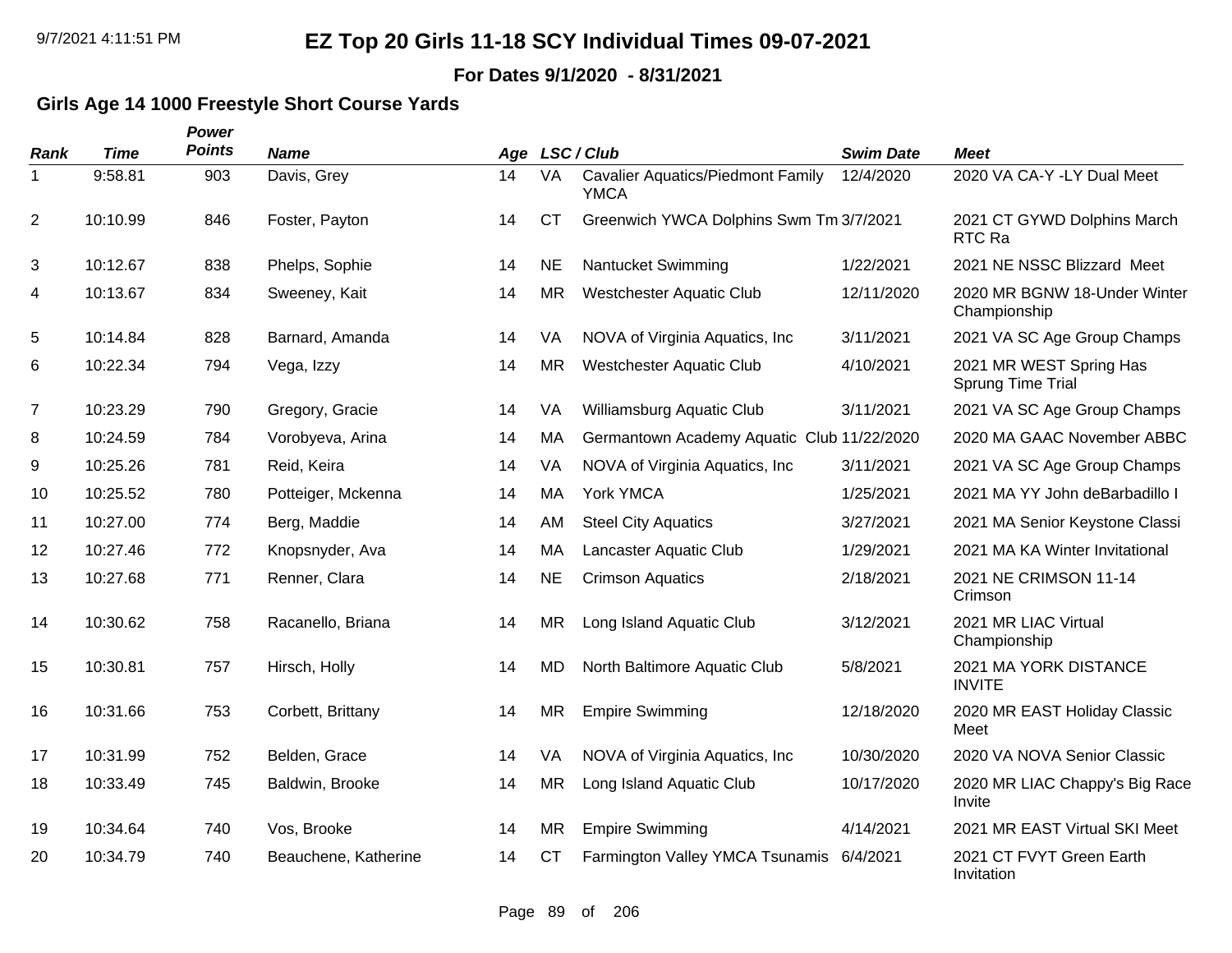# EZ Top 20 Girls 11-18 SCY Individual Times 09-07-2021

**For Dates 9/1/2020 - 8/31/2021**

### Girls Age 14 1000 Freestyle Short Course Yards

| Rank | Time | Power Points | Name | Age | LSC | Club | Swim Date | Meet |
|---|---|---|---|---|---|---|---|---|
| 1 | 9:58.81 | 903 | Davis, Grey | 14 | VA | Cavalier Aquatics/Piedmont Family YMCA | 12/4/2020 | 2020 VA CA-Y -LY Dual Meet |
| 2 | 10:10.99 | 846 | Foster, Payton | 14 | CT | Greenwich YWCA Dolphins Swm Tm | 3/7/2021 | 2021 CT GYWD Dolphins March RTC Ra |
| 3 | 10:12.67 | 838 | Phelps, Sophie | 14 | NE | Nantucket Swimming | 1/22/2021 | 2021 NE NSSC Blizzard Meet |
| 4 | 10:13.67 | 834 | Sweeney, Kait | 14 | MR | Westchester Aquatic Club | 12/11/2020 | 2020 MR BGNW 18-Under Winter Championship |
| 5 | 10:14.84 | 828 | Barnard, Amanda | 14 | VA | NOVA of Virginia Aquatics, Inc | 3/11/2021 | 2021 VA SC Age Group Champs |
| 6 | 10:22.34 | 794 | Vega, Izzy | 14 | MR | Westchester Aquatic Club | 4/10/2021 | 2021 MR WEST Spring Has Sprung Time Trial |
| 7 | 10:23.29 | 790 | Gregory, Gracie | 14 | VA | Williamsburg Aquatic Club | 3/11/2021 | 2021 VA SC Age Group Champs |
| 8 | 10:24.59 | 784 | Vorobyeva, Arina | 14 | MA | Germantown Academy Aquatic Club | 11/22/2020 | 2020 MA GAAC November ABBC |
| 9 | 10:25.26 | 781 | Reid, Keira | 14 | VA | NOVA of Virginia Aquatics, Inc | 3/11/2021 | 2021 VA SC Age Group Champs |
| 10 | 10:25.52 | 780 | Potteiger, Mckenna | 14 | MA | York YMCA | 1/25/2021 | 2021 MA YY John deBarbadillo I |
| 11 | 10:27.00 | 774 | Berg, Maddie | 14 | AM | Steel City Aquatics | 3/27/2021 | 2021 MA Senior Keystone Classi |
| 12 | 10:27.46 | 772 | Knopsnyder, Ava | 14 | MA | Lancaster Aquatic Club | 1/29/2021 | 2021 MA KA Winter Invitational |
| 13 | 10:27.68 | 771 | Renner, Clara | 14 | NE | Crimson Aquatics | 2/18/2021 | 2021 NE CRIMSON 11-14 Crimson |
| 14 | 10:30.62 | 758 | Racanello, Briana | 14 | MR | Long Island Aquatic Club | 3/12/2021 | 2021 MR LIAC Virtual Championship |
| 15 | 10:30.81 | 757 | Hirsch, Holly | 14 | MD | North Baltimore Aquatic Club | 5/8/2021 | 2021 MA YORK DISTANCE INVITE |
| 16 | 10:31.66 | 753 | Corbett, Brittany | 14 | MR | Empire Swimming | 12/18/2020 | 2020 MR EAST Holiday Classic Meet |
| 17 | 10:31.99 | 752 | Belden, Grace | 14 | VA | NOVA of Virginia Aquatics, Inc | 10/30/2020 | 2020 VA NOVA Senior Classic |
| 18 | 10:33.49 | 745 | Baldwin, Brooke | 14 | MR | Long Island Aquatic Club | 10/17/2020 | 2020 MR LIAC Chappy's Big Race Invite |
| 19 | 10:34.64 | 740 | Vos, Brooke | 14 | MR | Empire Swimming | 4/14/2021 | 2021 MR EAST Virtual SKI Meet |
| 20 | 10:34.79 | 740 | Beauchene, Katherine | 14 | CT | Farmington Valley YMCA Tsunamis | 6/4/2021 | 2021 CT FVYT Green Earth Invitation |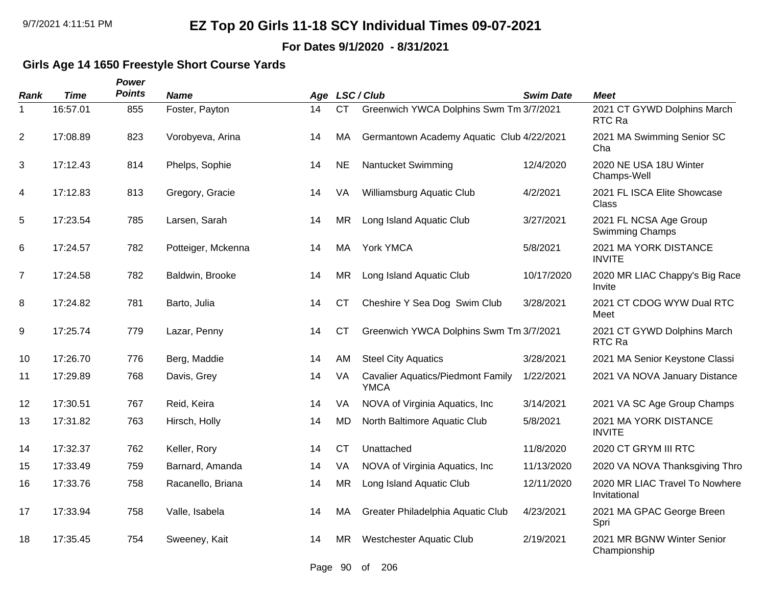# EZ Top 20 Girls 11-18 SCY Individual Times 09-07-2021

**For Dates 9/1/2020 - 8/31/2021**

## Girls Age 14 1650 Freestyle Short Course Yards

| Rank | Time | Power Points | Name | Age | LSC / Club | | Swim Date | Meet |
|---|---|---|---|---|---|---|---|---|
| 1 | 16:57.01 | 855 | Foster, Payton | 14 | CT | Greenwich YWCA Dolphins Swm Tm | 3/7/2021 | 2021 CT GYWD Dolphins March RTC Ra |
| 2 | 17:08.89 | 823 | Vorobyeva, Arina | 14 | MA | Germantown Academy Aquatic Club | 4/22/2021 | 2021 MA Swimming Senior SC Cha |
| 3 | 17:12.43 | 814 | Phelps, Sophie | 14 | NE | Nantucket Swimming | 12/4/2020 | 2020 NE USA 18U Winter Champs-Well |
| 4 | 17:12.83 | 813 | Gregory, Gracie | 14 | VA | Williamsburg Aquatic Club | 4/2/2021 | 2021 FL ISCA Elite Showcase Class |
| 5 | 17:23.54 | 785 | Larsen, Sarah | 14 | MR | Long Island Aquatic Club | 3/27/2021 | 2021 FL NCSA Age Group Swimming Champs |
| 6 | 17:24.57 | 782 | Potteiger, Mckenna | 14 | MA | York YMCA | 5/8/2021 | 2021 MA YORK DISTANCE INVITE |
| 7 | 17:24.58 | 782 | Baldwin, Brooke | 14 | MR | Long Island Aquatic Club | 10/17/2020 | 2020 MR LIAC Chappy's Big Race Invite |
| 8 | 17:24.82 | 781 | Barto, Julia | 14 | CT | Cheshire Y Sea Dog Swim Club | 3/28/2021 | 2021 CT CDOG WYW Dual RTC Meet |
| 9 | 17:25.74 | 779 | Lazar, Penny | 14 | CT | Greenwich YWCA Dolphins Swm Tm | 3/7/2021 | 2021 CT GYWD Dolphins March RTC Ra |
| 10 | 17:26.70 | 776 | Berg, Maddie | 14 | AM | Steel City Aquatics | 3/28/2021 | 2021 MA Senior Keystone Classi |
| 11 | 17:29.89 | 768 | Davis, Grey | 14 | VA | Cavalier Aquatics/Piedmont Family YMCA | 1/22/2021 | 2021 VA NOVA January Distance |
| 12 | 17:30.51 | 767 | Reid, Keira | 14 | VA | NOVA of Virginia Aquatics, Inc | 3/14/2021 | 2021 VA SC Age Group Champs |
| 13 | 17:31.82 | 763 | Hirsch, Holly | 14 | MD | North Baltimore Aquatic Club | 5/8/2021 | 2021 MA YORK DISTANCE INVITE |
| 14 | 17:32.37 | 762 | Keller, Rory | 14 | CT | Unattached | 11/8/2020 | 2020 CT GRYM III RTC |
| 15 | 17:33.49 | 759 | Barnard, Amanda | 14 | VA | NOVA of Virginia Aquatics, Inc | 11/13/2020 | 2020 VA NOVA Thanksgiving Thro |
| 16 | 17:33.76 | 758 | Racanello, Briana | 14 | MR | Long Island Aquatic Club | 12/11/2020 | 2020 MR LIAC Travel To Nowhere Invitational |
| 17 | 17:33.94 | 758 | Valle, Isabela | 14 | MA | Greater Philadelphia Aquatic Club | 4/23/2021 | 2021 MA GPAC George Breen Spri |
| 18 | 17:35.45 | 754 | Sweeney, Kait | 14 | MR | Westchester Aquatic Club | 2/19/2021 | 2021 MR BGNW Winter Senior Championship |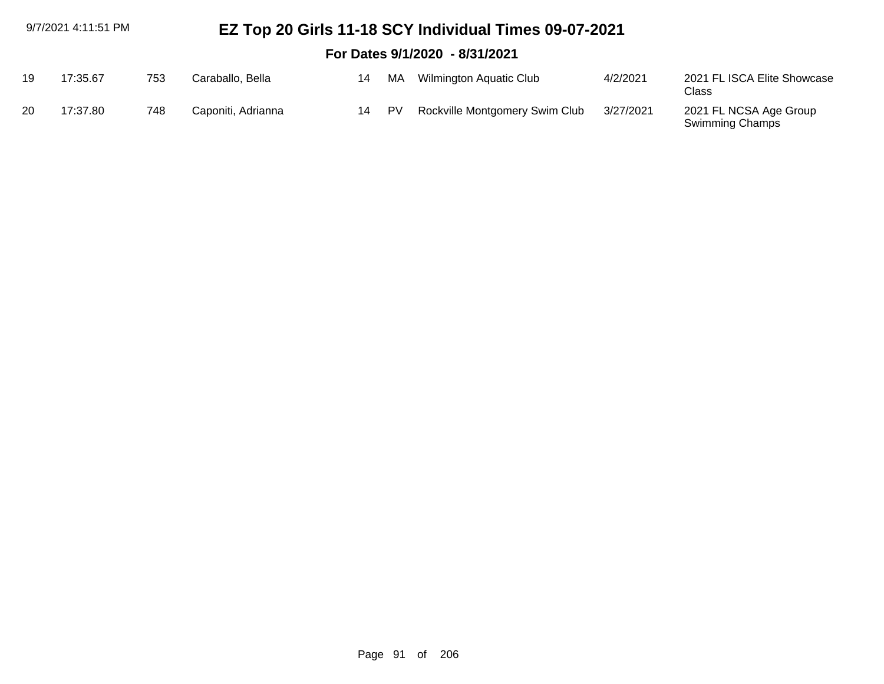# EZ Top 20 Girls 11-18 SCY Individual Times 09-07-2021

## For Dates 9/1/2020 - 8/31/2021

| | | | | | | | | |
|---|---|---|---|---|---|---|---|---|
| 19 | 17:35.67 | 753 | Caraballo, Bella | 14 | MA | Wilmington Aquatic Club | 4/2/2021 | 2021 FL ISCA Elite Showcase Class |
| 20 | 17:37.80 | 748 | Caponiti, Adrianna | 14 | PV | Rockville Montgomery Swim Club | 3/27/2021 | 2021 FL NCSA Age Group Swimming Champs |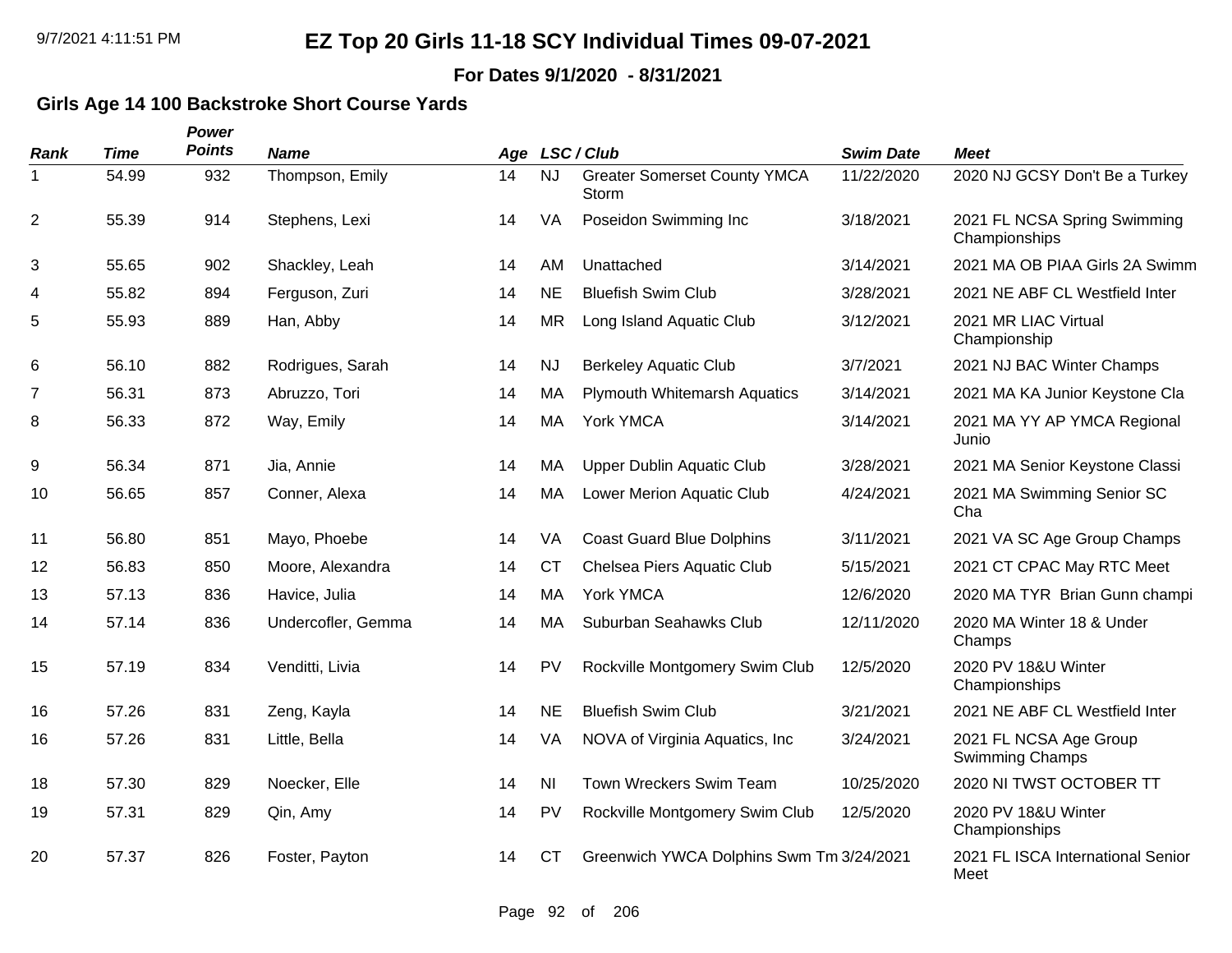# EZ Top 20 Girls 11-18 SCY Individual Times 09-07-2021

**For Dates 9/1/2020 - 8/31/2021**

### Girls Age 14 100 Backstroke Short Course Yards

| Rank | Time | Power Points | Name | Age | LSC / Club | | Swim Date | Meet |
|---|---|---|---|---|---|---|---|---|
| 1 | 54.99 | 932 | Thompson, Emily | 14 | NJ | Greater Somerset County YMCA Storm | 11/22/2020 | 2020 NJ GCSY Don't Be a Turkey |
| 2 | 55.39 | 914 | Stephens, Lexi | 14 | VA | Poseidon Swimming Inc | 3/18/2021 | 2021 FL NCSA Spring Swimming Championships |
| 3 | 55.65 | 902 | Shackley, Leah | 14 | AM | Unattached | 3/14/2021 | 2021 MA OB PIAA Girls 2A Swimm |
| 4 | 55.82 | 894 | Ferguson, Zuri | 14 | NE | Bluefish Swim Club | 3/28/2021 | 2021 NE ABF CL Westfield Inter |
| 5 | 55.93 | 889 | Han, Abby | 14 | MR | Long Island Aquatic Club | 3/12/2021 | 2021 MR LIAC Virtual Championship |
| 6 | 56.10 | 882 | Rodrigues, Sarah | 14 | NJ | Berkeley Aquatic Club | 3/7/2021 | 2021 NJ BAC Winter Champs |
| 7 | 56.31 | 873 | Abruzzo, Tori | 14 | MA | Plymouth Whitemarsh Aquatics | 3/14/2021 | 2021 MA KA Junior Keystone Cla |
| 8 | 56.33 | 872 | Way, Emily | 14 | MA | York YMCA | 3/14/2021 | 2021 MA YY AP YMCA Regional Junio |
| 9 | 56.34 | 871 | Jia, Annie | 14 | MA | Upper Dublin Aquatic Club | 3/28/2021 | 2021 MA Senior Keystone Classi |
| 10 | 56.65 | 857 | Conner, Alexa | 14 | MA | Lower Merion Aquatic Club | 4/24/2021 | 2021 MA Swimming Senior SC Cha |
| 11 | 56.80 | 851 | Mayo, Phoebe | 14 | VA | Coast Guard Blue Dolphins | 3/11/2021 | 2021 VA SC Age Group Champs |
| 12 | 56.83 | 850 | Moore, Alexandra | 14 | CT | Chelsea Piers Aquatic Club | 5/15/2021 | 2021 CT CPAC May RTC Meet |
| 13 | 57.13 | 836 | Havice, Julia | 14 | MA | York YMCA | 12/6/2020 | 2020 MA TYR Brian Gunn champi |
| 14 | 57.14 | 836 | Undercofler, Gemma | 14 | MA | Suburban Seahawks Club | 12/11/2020 | 2020 MA Winter 18 & Under Champs |
| 15 | 57.19 | 834 | Venditti, Livia | 14 | PV | Rockville Montgomery Swim Club | 12/5/2020 | 2020 PV 18&U Winter Championships |
| 16 | 57.26 | 831 | Zeng, Kayla | 14 | NE | Bluefish Swim Club | 3/21/2021 | 2021 NE ABF CL Westfield Inter |
| 16 | 57.26 | 831 | Little, Bella | 14 | VA | NOVA of Virginia Aquatics, Inc | 3/24/2021 | 2021 FL NCSA Age Group Swimming Champs |
| 18 | 57.30 | 829 | Noecker, Elle | 14 | NI | Town Wreckers Swim Team | 10/25/2020 | 2020 NI TWST OCTOBER TT |
| 19 | 57.31 | 829 | Qin, Amy | 14 | PV | Rockville Montgomery Swim Club | 12/5/2020 | 2020 PV 18&U Winter Championships |
| 20 | 57.37 | 826 | Foster, Payton | 14 | CT | Greenwich YWCA Dolphins Swm Tm | 3/24/2021 | 2021 FL ISCA International Senior Meet |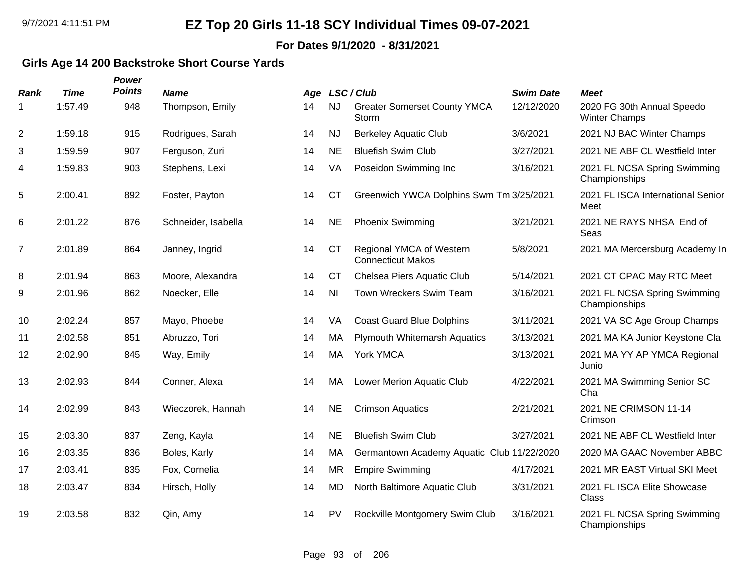# EZ Top 20 Girls 11-18 SCY Individual Times 09-07-2021

**For Dates 9/1/2020 - 8/31/2021**

## Girls Age 14 200 Backstroke Short Course Yards

| Rank | Time | Power Points | Name | Age | LSC / Club | | Swim Date | Meet |
|---|---|---|---|---|---|---|---|---|
| 1 | 1:57.49 | 948 | Thompson, Emily | 14 | NJ | Greater Somerset County YMCA Storm | 12/12/2020 | 2020 FG 30th Annual Speedo Winter Champs |
| 2 | 1:59.18 | 915 | Rodrigues, Sarah | 14 | NJ | Berkeley Aquatic Club | 3/6/2021 | 2021 NJ BAC Winter Champs |
| 3 | 1:59.59 | 907 | Ferguson, Zuri | 14 | NE | Bluefish Swim Club | 3/27/2021 | 2021 NE ABF CL Westfield Inter |
| 4 | 1:59.83 | 903 | Stephens, Lexi | 14 | VA | Poseidon Swimming Inc | 3/16/2021 | 2021 FL NCSA Spring Swimming Championships |
| 5 | 2:00.41 | 892 | Foster, Payton | 14 | CT | Greenwich YWCA Dolphins Swm Tm | 3/25/2021 | 2021 FL ISCA International Senior Meet |
| 6 | 2:01.22 | 876 | Schneider, Isabella | 14 | NE | Phoenix Swimming | 3/21/2021 | 2021 NE RAYS NHSA End of Seas |
| 7 | 2:01.89 | 864 | Janney, Ingrid | 14 | CT | Regional YMCA of Western Connecticut Makos | 5/8/2021 | 2021 MA Mercersburg Academy In |
| 8 | 2:01.94 | 863 | Moore, Alexandra | 14 | CT | Chelsea Piers Aquatic Club | 5/14/2021 | 2021 CT CPAC May RTC Meet |
| 9 | 2:01.96 | 862 | Noecker, Elle | 14 | NI | Town Wreckers Swim Team | 3/16/2021 | 2021 FL NCSA Spring Swimming Championships |
| 10 | 2:02.24 | 857 | Mayo, Phoebe | 14 | VA | Coast Guard Blue Dolphins | 3/11/2021 | 2021 VA SC Age Group Champs |
| 11 | 2:02.58 | 851 | Abruzzo, Tori | 14 | MA | Plymouth Whitemarsh Aquatics | 3/13/2021 | 2021 MA KA Junior Keystone Cla |
| 12 | 2:02.90 | 845 | Way, Emily | 14 | MA | York YMCA | 3/13/2021 | 2021 MA YY AP YMCA Regional Junio |
| 13 | 2:02.93 | 844 | Conner, Alexa | 14 | MA | Lower Merion Aquatic Club | 4/22/2021 | 2021 MA Swimming Senior SC Cha |
| 14 | 2:02.99 | 843 | Wieczorek, Hannah | 14 | NE | Crimson Aquatics | 2/21/2021 | 2021 NE CRIMSON 11-14 Crimson |
| 15 | 2:03.30 | 837 | Zeng, Kayla | 14 | NE | Bluefish Swim Club | 3/27/2021 | 2021 NE ABF CL Westfield Inter |
| 16 | 2:03.35 | 836 | Boles, Karly | 14 | MA | Germantown Academy Aquatic Club | 11/22/2020 | 2020 MA GAAC November ABBC |
| 17 | 2:03.41 | 835 | Fox, Cornelia | 14 | MR | Empire Swimming | 4/17/2021 | 2021 MR EAST Virtual SKI Meet |
| 18 | 2:03.47 | 834 | Hirsch, Holly | 14 | MD | North Baltimore Aquatic Club | 3/31/2021 | 2021 FL ISCA Elite Showcase Class |
| 19 | 2:03.58 | 832 | Qin, Amy | 14 | PV | Rockville Montgomery Swim Club | 3/16/2021 | 2021 FL NCSA Spring Swimming Championships |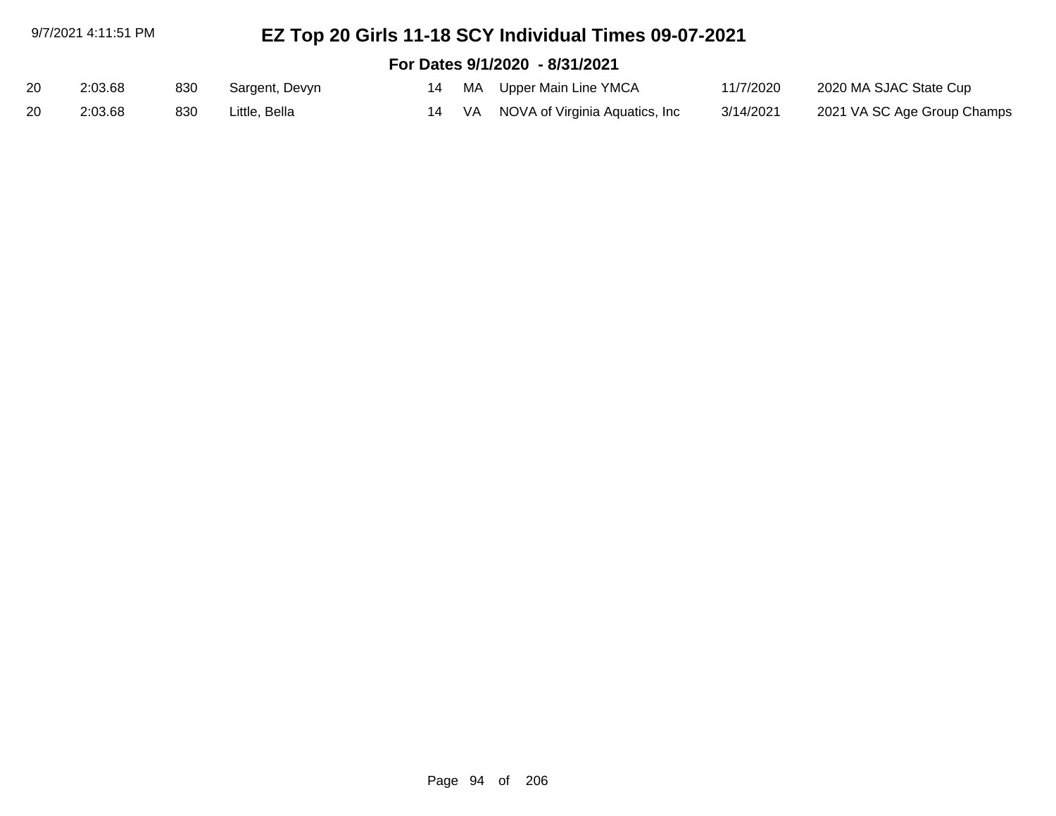# EZ Top 20 Girls 11-18 SCY Individual Times 09-07-2021

## For Dates 9/1/2020 - 8/31/2021

| | | | | | | | | |
|---|---|---|---|---|---|---|---|---|
| 20 | 2:03.68 | 830 | Sargent, Devyn | 14 | MA | Upper Main Line YMCA | 11/7/2020 | 2020 MA SJAC State Cup |
| 20 | 2:03.68 | 830 | Little, Bella | 14 | VA | NOVA of Virginia Aquatics, Inc | 3/14/2021 | 2021 VA SC Age Group Champs |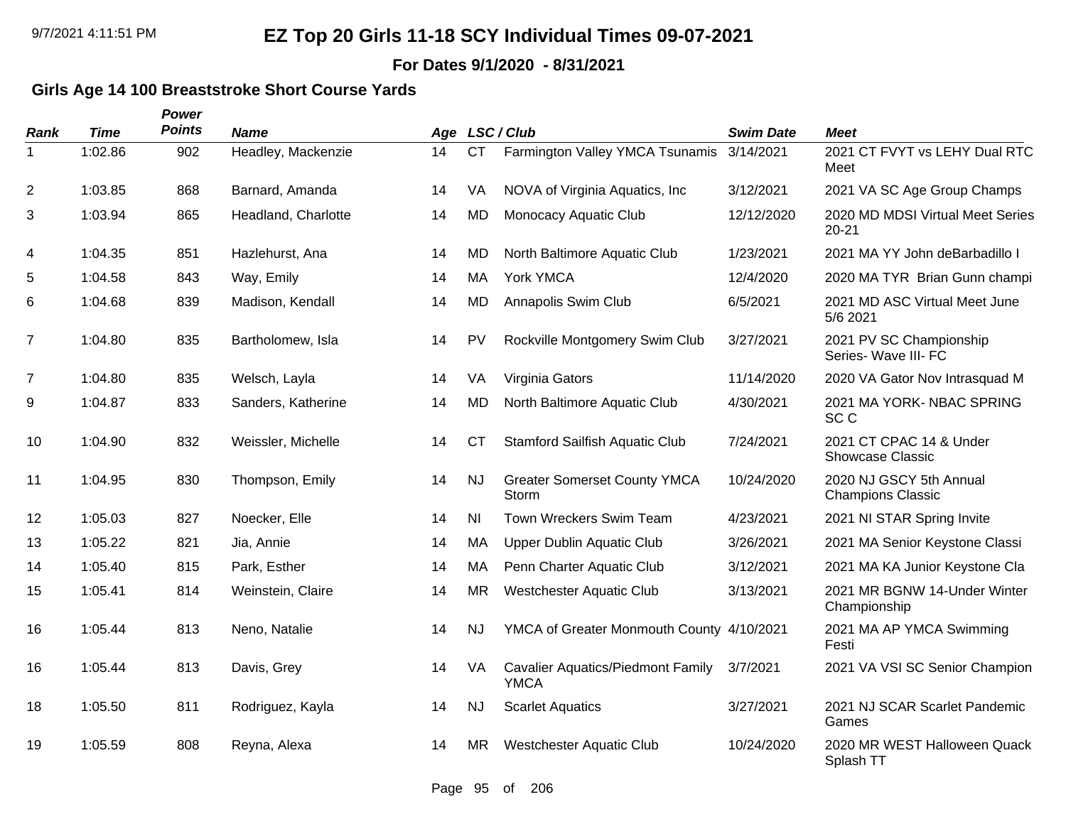# EZ Top 20 Girls 11-18 SCY Individual Times 09-07-2021

**For Dates 9/1/2020 - 8/31/2021**

## Girls Age 14 100 Breaststroke Short Course Yards

| Rank | Time | Power Points | Name | Age | LSC / Club | | Swim Date | Meet |
|---|---|---|---|---|---|---|---|---|
| 1 | 1:02.86 | 902 | Headley, Mackenzie | 14 | CT | Farmington Valley YMCA Tsunamis | 3/14/2021 | 2021 CT FVYT vs LEHY Dual RTC Meet |
| 2 | 1:03.85 | 868 | Barnard, Amanda | 14 | VA | NOVA of Virginia Aquatics, Inc | 3/12/2021 | 2021 VA SC Age Group Champs |
| 3 | 1:03.94 | 865 | Headland, Charlotte | 14 | MD | Monocacy Aquatic Club | 12/12/2020 | 2020 MD MDSI Virtual Meet Series 20-21 |
| 4 | 1:04.35 | 851 | Hazlehurst, Ana | 14 | MD | North Baltimore Aquatic Club | 1/23/2021 | 2021 MA YY John deBarbadillo I |
| 5 | 1:04.58 | 843 | Way, Emily | 14 | MA | York YMCA | 12/4/2020 | 2020 MA TYR Brian Gunn champi |
| 6 | 1:04.68 | 839 | Madison, Kendall | 14 | MD | Annapolis Swim Club | 6/5/2021 | 2021 MD ASC Virtual Meet June 5/6 2021 |
| 7 | 1:04.80 | 835 | Bartholomew, Isla | 14 | PV | Rockville Montgomery Swim Club | 3/27/2021 | 2021 PV SC Championship Series- Wave III- FC |
| 7 | 1:04.80 | 835 | Welsch, Layla | 14 | VA | Virginia Gators | 11/14/2020 | 2020 VA Gator Nov Intrasquad M |
| 9 | 1:04.87 | 833 | Sanders, Katherine | 14 | MD | North Baltimore Aquatic Club | 4/30/2021 | 2021 MA YORK- NBAC SPRING SC C |
| 10 | 1:04.90 | 832 | Weissler, Michelle | 14 | CT | Stamford Sailfish Aquatic Club | 7/24/2021 | 2021 CT CPAC 14 & Under Showcase Classic |
| 11 | 1:04.95 | 830 | Thompson, Emily | 14 | NJ | Greater Somerset County YMCA Storm | 10/24/2020 | 2020 NJ GSCY 5th Annual Champions Classic |
| 12 | 1:05.03 | 827 | Noecker, Elle | 14 | NI | Town Wreckers Swim Team | 4/23/2021 | 2021 NI STAR Spring Invite |
| 13 | 1:05.22 | 821 | Jia, Annie | 14 | MA | Upper Dublin Aquatic Club | 3/26/2021 | 2021 MA Senior Keystone Classi |
| 14 | 1:05.40 | 815 | Park, Esther | 14 | MA | Penn Charter Aquatic Club | 3/12/2021 | 2021 MA KA Junior Keystone Cla |
| 15 | 1:05.41 | 814 | Weinstein, Claire | 14 | MR | Westchester Aquatic Club | 3/13/2021 | 2021 MR BGNW 14-Under Winter Championship |
| 16 | 1:05.44 | 813 | Neno, Natalie | 14 | NJ | YMCA of Greater Monmouth County | 4/10/2021 | 2021 MA AP YMCA Swimming Festi |
| 16 | 1:05.44 | 813 | Davis, Grey | 14 | VA | Cavalier Aquatics/Piedmont Family YMCA | 3/7/2021 | 2021 VA VSI SC Senior Champion |
| 18 | 1:05.50 | 811 | Rodriguez, Kayla | 14 | NJ | Scarlet Aquatics | 3/27/2021 | 2021 NJ SCAR Scarlet Pandemic Games |
| 19 | 1:05.59 | 808 | Reyna, Alexa | 14 | MR | Westchester Aquatic Club | 10/24/2020 | 2020 MR WEST Halloween Quack Splash TT |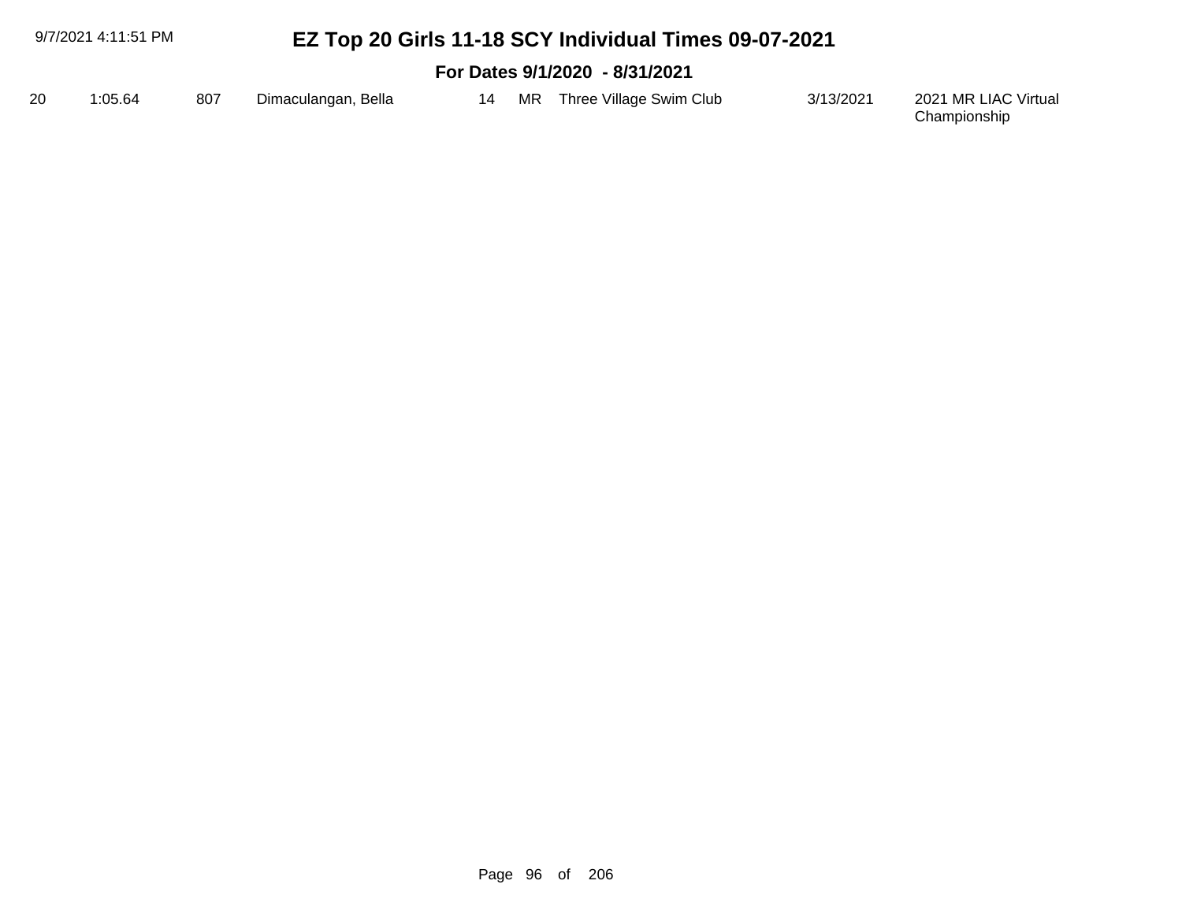| | | | | | | | | |
|---|---|---|---|---|---|---|---|---|
| 20 | 1:05.64 | 807 | Dimaculangan, Bella | 14 | MR | Three Village Swim Club | 3/13/2021 | 2021 MR LIAC Virtual Championship |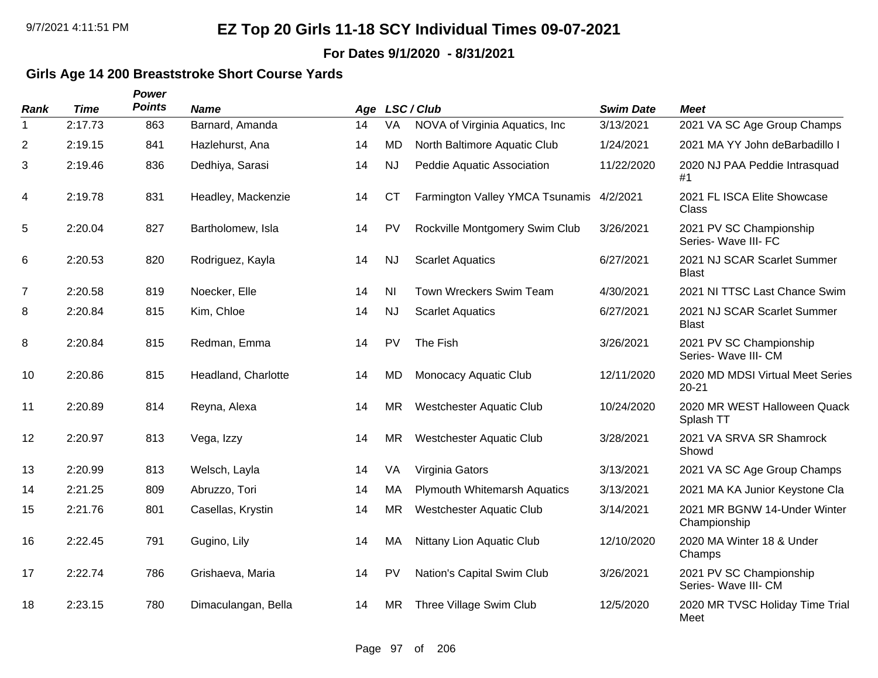# EZ Top 20 Girls 11-18 SCY Individual Times 09-07-2021

**For Dates 9/1/2020 - 8/31/2021**

### Girls Age 14 200 Breaststroke Short Course Yards

| Rank | Time | Power Points | Name | Age | LSC / Club | | Swim Date | Meet |
|---|---|---|---|---|---|---|---|---|
| 1 | 2:17.73 | 863 | Barnard, Amanda | 14 | VA | NOVA of Virginia Aquatics, Inc | 3/13/2021 | 2021 VA SC Age Group Champs |
| 2 | 2:19.15 | 841 | Hazlehurst, Ana | 14 | MD | North Baltimore Aquatic Club | 1/24/2021 | 2021 MA YY John deBarbadillo I |
| 3 | 2:19.46 | 836 | Dedhiya, Sarasi | 14 | NJ | Peddie Aquatic Association | 11/22/2020 | 2020 NJ PAA Peddie Intrasquad #1 |
| 4 | 2:19.78 | 831 | Headley, Mackenzie | 14 | CT | Farmington Valley YMCA Tsunamis | 4/2/2021 | 2021 FL ISCA Elite Showcase Class |
| 5 | 2:20.04 | 827 | Bartholomew, Isla | 14 | PV | Rockville Montgomery Swim Club | 3/26/2021 | 2021 PV SC Championship Series- Wave III- FC |
| 6 | 2:20.53 | 820 | Rodriguez, Kayla | 14 | NJ | Scarlet Aquatics | 6/27/2021 | 2021 NJ SCAR Scarlet Summer Blast |
| 7 | 2:20.58 | 819 | Noecker, Elle | 14 | NI | Town Wreckers Swim Team | 4/30/2021 | 2021 NI TTSC Last Chance Swim |
| 8 | 2:20.84 | 815 | Kim, Chloe | 14 | NJ | Scarlet Aquatics | 6/27/2021 | 2021 NJ SCAR Scarlet Summer Blast |
| 8 | 2:20.84 | 815 | Redman, Emma | 14 | PV | The Fish | 3/26/2021 | 2021 PV SC Championship Series- Wave III- CM |
| 10 | 2:20.86 | 815 | Headland, Charlotte | 14 | MD | Monocacy Aquatic Club | 12/11/2020 | 2020 MD MDSI Virtual Meet Series 20-21 |
| 11 | 2:20.89 | 814 | Reyna, Alexa | 14 | MR | Westchester Aquatic Club | 10/24/2020 | 2020 MR WEST Halloween Quack Splash TT |
| 12 | 2:20.97 | 813 | Vega, Izzy | 14 | MR | Westchester Aquatic Club | 3/28/2021 | 2021 VA SRVA SR Shamrock Showd |
| 13 | 2:20.99 | 813 | Welsch, Layla | 14 | VA | Virginia Gators | 3/13/2021 | 2021 VA SC Age Group Champs |
| 14 | 2:21.25 | 809 | Abruzzo, Tori | 14 | MA | Plymouth Whitemarsh Aquatics | 3/13/2021 | 2021 MA KA Junior Keystone Cla |
| 15 | 2:21.76 | 801 | Casellas, Krystin | 14 | MR | Westchester Aquatic Club | 3/14/2021 | 2021 MR BGNW 14-Under Winter Championship |
| 16 | 2:22.45 | 791 | Gugino, Lily | 14 | MA | Nittany Lion Aquatic Club | 12/10/2020 | 2020 MA Winter 18 & Under Champs |
| 17 | 2:22.74 | 786 | Grishaeva, Maria | 14 | PV | Nation's Capital Swim Club | 3/26/2021 | 2021 PV SC Championship Series- Wave III- CM |
| 18 | 2:23.15 | 780 | Dimaculangan, Bella | 14 | MR | Three Village Swim Club | 12/5/2020 | 2020 MR TVSC Holiday Time Trial Meet |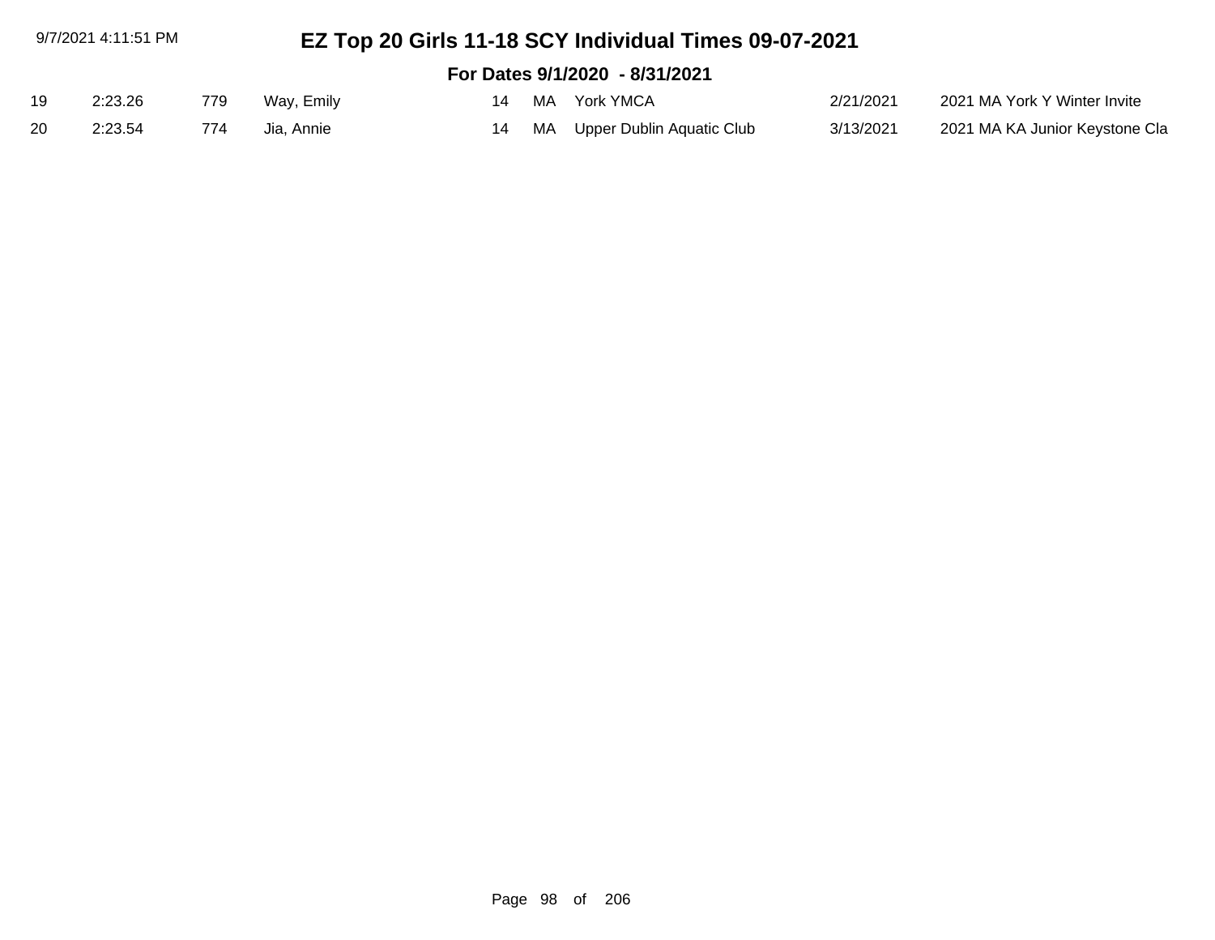| | | | | | | | | |
|---|---|---|---|---|---|---|---|---|
| 19 | 2:23.26 | 779 | Way, Emily | 14 | MA | York YMCA | 2/21/2021 | 2021 MA York Y Winter Invite |
| 20 | 2:23.54 | 774 | Jia, Annie | 14 | MA | Upper Dublin Aquatic Club | 3/13/2021 | 2021 MA KA Junior Keystone Cla |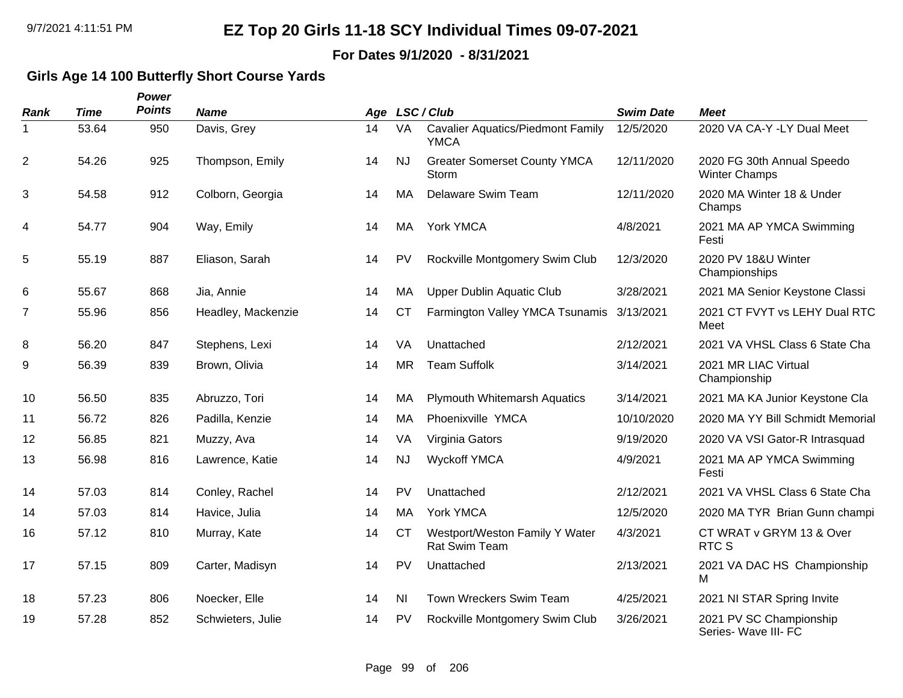# EZ Top 20 Girls 11-18 SCY Individual Times 09-07-2021

**For Dates 9/1/2020 - 8/31/2021**

### Girls Age 14 100 Butterfly Short Course Yards

| Rank | Time | Power Points | Name | Age | LSC / Club | | Swim Date | Meet |
|---|---|---|---|---|---|---|---|---|
| 1 | 53.64 | 950 | Davis, Grey | 14 | VA | Cavalier Aquatics/Piedmont Family YMCA | 12/5/2020 | 2020 VA CA-Y -LY Dual Meet |
| 2 | 54.26 | 925 | Thompson, Emily | 14 | NJ | Greater Somerset County YMCA Storm | 12/11/2020 | 2020 FG 30th Annual Speedo Winter Champs |
| 3 | 54.58 | 912 | Colborn, Georgia | 14 | MA | Delaware Swim Team | 12/11/2020 | 2020 MA Winter 18 & Under Champs |
| 4 | 54.77 | 904 | Way, Emily | 14 | MA | York YMCA | 4/8/2021 | 2021 MA AP YMCA Swimming Festi |
| 5 | 55.19 | 887 | Eliason, Sarah | 14 | PV | Rockville Montgomery Swim Club | 12/3/2020 | 2020 PV 18&U Winter Championships |
| 6 | 55.67 | 868 | Jia, Annie | 14 | MA | Upper Dublin Aquatic Club | 3/28/2021 | 2021 MA Senior Keystone Classi |
| 7 | 55.96 | 856 | Headley, Mackenzie | 14 | CT | Farmington Valley YMCA Tsunamis | 3/13/2021 | 2021 CT FVYT vs LEHY Dual RTC Meet |
| 8 | 56.20 | 847 | Stephens, Lexi | 14 | VA | Unattached | 2/12/2021 | 2021 VA VHSL Class 6 State Cha |
| 9 | 56.39 | 839 | Brown, Olivia | 14 | MR | Team Suffolk | 3/14/2021 | 2021 MR LIAC Virtual Championship |
| 10 | 56.50 | 835 | Abruzzo, Tori | 14 | MA | Plymouth Whitemarsh Aquatics | 3/14/2021 | 2021 MA KA Junior Keystone Cla |
| 11 | 56.72 | 826 | Padilla, Kenzie | 14 | MA | Phoenixville YMCA | 10/10/2020 | 2020 MA YY Bill Schmidt Memorial |
| 12 | 56.85 | 821 | Muzzy, Ava | 14 | VA | Virginia Gators | 9/19/2020 | 2020 VA VSI Gator-R Intrasquad |
| 13 | 56.98 | 816 | Lawrence, Katie | 14 | NJ | Wyckoff YMCA | 4/9/2021 | 2021 MA AP YMCA Swimming Festi |
| 14 | 57.03 | 814 | Conley, Rachel | 14 | PV | Unattached | 2/12/2021 | 2021 VA VHSL Class 6 State Cha |
| 14 | 57.03 | 814 | Havice, Julia | 14 | MA | York YMCA | 12/5/2020 | 2020 MA TYR Brian Gunn champi |
| 16 | 57.12 | 810 | Murray, Kate | 14 | CT | Westport/Weston Family Y Water Rat Swim Team | 4/3/2021 | CT WRAT v GRYM 13 & Over RTC S |
| 17 | 57.15 | 809 | Carter, Madisyn | 14 | PV | Unattached | 2/13/2021 | 2021 VA DAC HS Championship M |
| 18 | 57.23 | 806 | Noecker, Elle | 14 | NI | Town Wreckers Swim Team | 4/25/2021 | 2021 NI STAR Spring Invite |
| 19 | 57.28 | 852 | Schwieters, Julie | 14 | PV | Rockville Montgomery Swim Club | 3/26/2021 | 2021 PV SC Championship Series- Wave III- FC |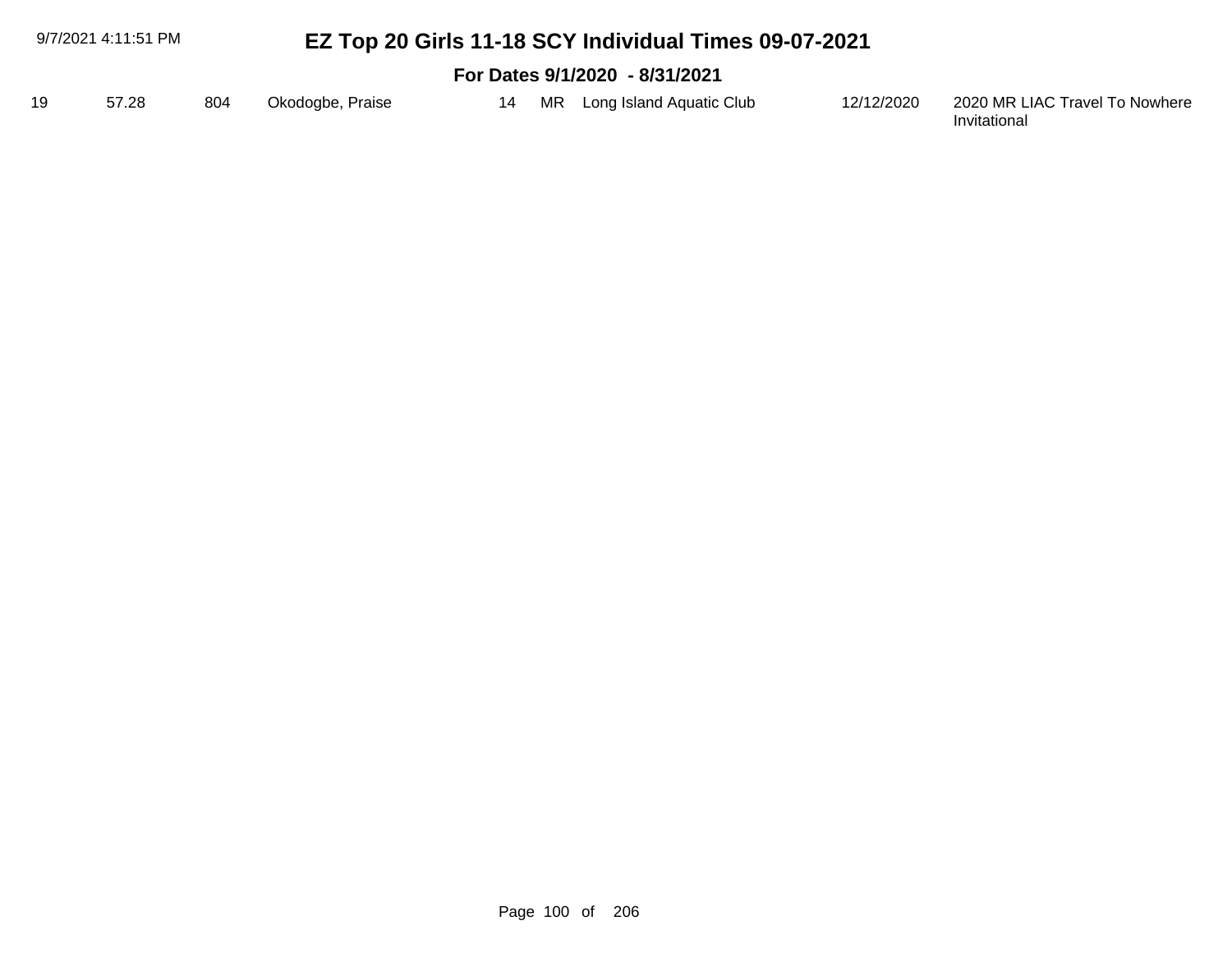# EZ Top 20 Girls 11-18 SCY Individual Times 09-07-2021

## For Dates 9/1/2020 - 8/31/2021

| | | | | | | | | |
|---|---|---|---|---|---|---|---|---|
| 19 | 57.28 | 804 | Okodogbe, Praise | 14 | MR | Long Island Aquatic Club | 12/12/2020 | 2020 MR LIAC Travel To Nowhere Invitational |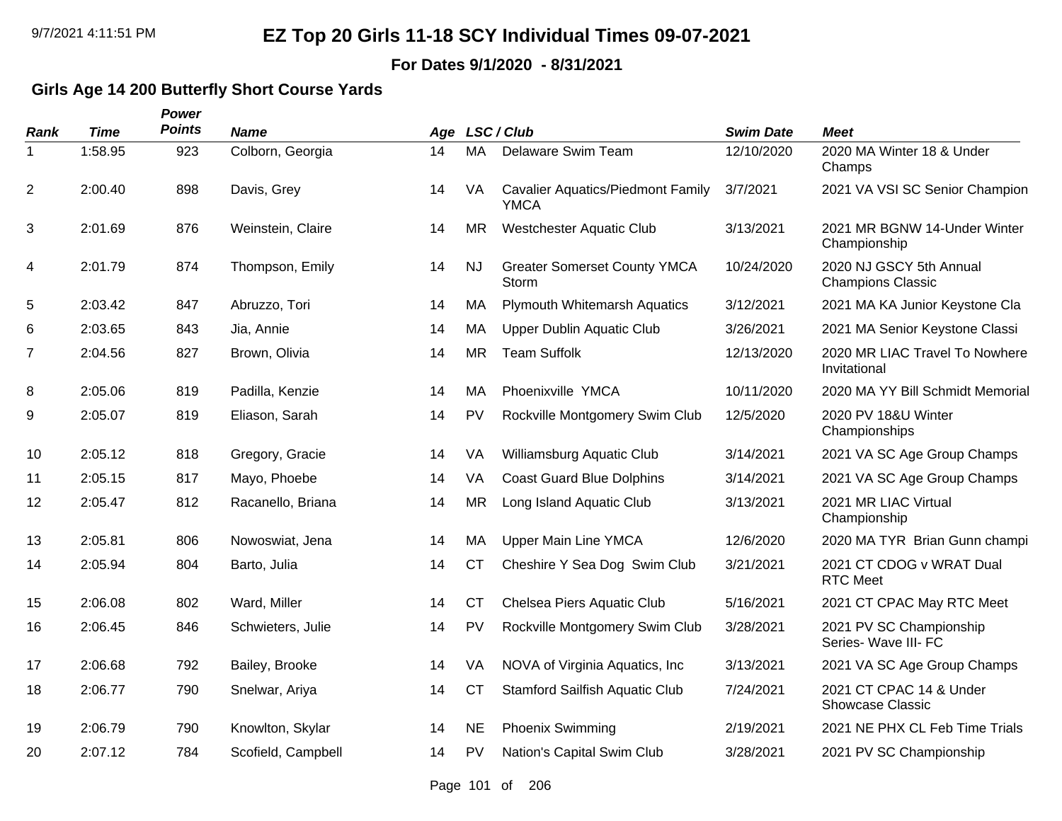# EZ Top 20 Girls 11-18 SCY Individual Times 09-07-2021

**For Dates 9/1/2020 - 8/31/2021**

## Girls Age 14 200 Butterfly Short Course Yards

| Rank | Time | Power Points | Name | Age | LSC / Club | | Swim Date | Meet |
|---|---|---|---|---|---|---|---|---|
| 1 | 1:58.95 | 923 | Colborn, Georgia | 14 | MA | Delaware Swim Team | 12/10/2020 | 2020 MA Winter 18 & Under Champs |
| 2 | 2:00.40 | 898 | Davis, Grey | 14 | VA | Cavalier Aquatics/Piedmont Family YMCA | 3/7/2021 | 2021 VA VSI SC Senior Champion |
| 3 | 2:01.69 | 876 | Weinstein, Claire | 14 | MR | Westchester Aquatic Club | 3/13/2021 | 2021 MR BGNW 14-Under Winter Championship |
| 4 | 2:01.79 | 874 | Thompson, Emily | 14 | NJ | Greater Somerset County YMCA Storm | 10/24/2020 | 2020 NJ GSCY 5th Annual Champions Classic |
| 5 | 2:03.42 | 847 | Abruzzo, Tori | 14 | MA | Plymouth Whitemarsh Aquatics | 3/12/2021 | 2021 MA KA Junior Keystone Cla |
| 6 | 2:03.65 | 843 | Jia, Annie | 14 | MA | Upper Dublin Aquatic Club | 3/26/2021 | 2021 MA Senior Keystone Classi |
| 7 | 2:04.56 | 827 | Brown, Olivia | 14 | MR | Team Suffolk | 12/13/2020 | 2020 MR LIAC Travel To Nowhere Invitational |
| 8 | 2:05.06 | 819 | Padilla, Kenzie | 14 | MA | Phoenixville YMCA | 10/11/2020 | 2020 MA YY Bill Schmidt Memorial |
| 9 | 2:05.07 | 819 | Eliason, Sarah | 14 | PV | Rockville Montgomery Swim Club | 12/5/2020 | 2020 PV 18&U Winter Championships |
| 10 | 2:05.12 | 818 | Gregory, Gracie | 14 | VA | Williamsburg Aquatic Club | 3/14/2021 | 2021 VA SC Age Group Champs |
| 11 | 2:05.15 | 817 | Mayo, Phoebe | 14 | VA | Coast Guard Blue Dolphins | 3/14/2021 | 2021 VA SC Age Group Champs |
| 12 | 2:05.47 | 812 | Racanello, Briana | 14 | MR | Long Island Aquatic Club | 3/13/2021 | 2021 MR LIAC Virtual Championship |
| 13 | 2:05.81 | 806 | Nowoswiat, Jena | 14 | MA | Upper Main Line YMCA | 12/6/2020 | 2020 MA TYR Brian Gunn champi |
| 14 | 2:05.94 | 804 | Barto, Julia | 14 | CT | Cheshire Y Sea Dog Swim Club | 3/21/2021 | 2021 CT CDOG v WRAT Dual RTC Meet |
| 15 | 2:06.08 | 802 | Ward, Miller | 14 | CT | Chelsea Piers Aquatic Club | 5/16/2021 | 2021 CT CPAC May RTC Meet |
| 16 | 2:06.45 | 846 | Schwieters, Julie | 14 | PV | Rockville Montgomery Swim Club | 3/28/2021 | 2021 PV SC Championship Series- Wave III- FC |
| 17 | 2:06.68 | 792 | Bailey, Brooke | 14 | VA | NOVA of Virginia Aquatics, Inc | 3/13/2021 | 2021 VA SC Age Group Champs |
| 18 | 2:06.77 | 790 | Snelwar, Ariya | 14 | CT | Stamford Sailfish Aquatic Club | 7/24/2021 | 2021 CT CPAC 14 & Under Showcase Classic |
| 19 | 2:06.79 | 790 | Knowlton, Skylar | 14 | NE | Phoenix Swimming | 2/19/2021 | 2021 NE PHX CL Feb Time Trials |
| 20 | 2:07.12 | 784 | Scofield, Campbell | 14 | PV | Nation's Capital Swim Club | 3/28/2021 | 2021 PV SC Championship |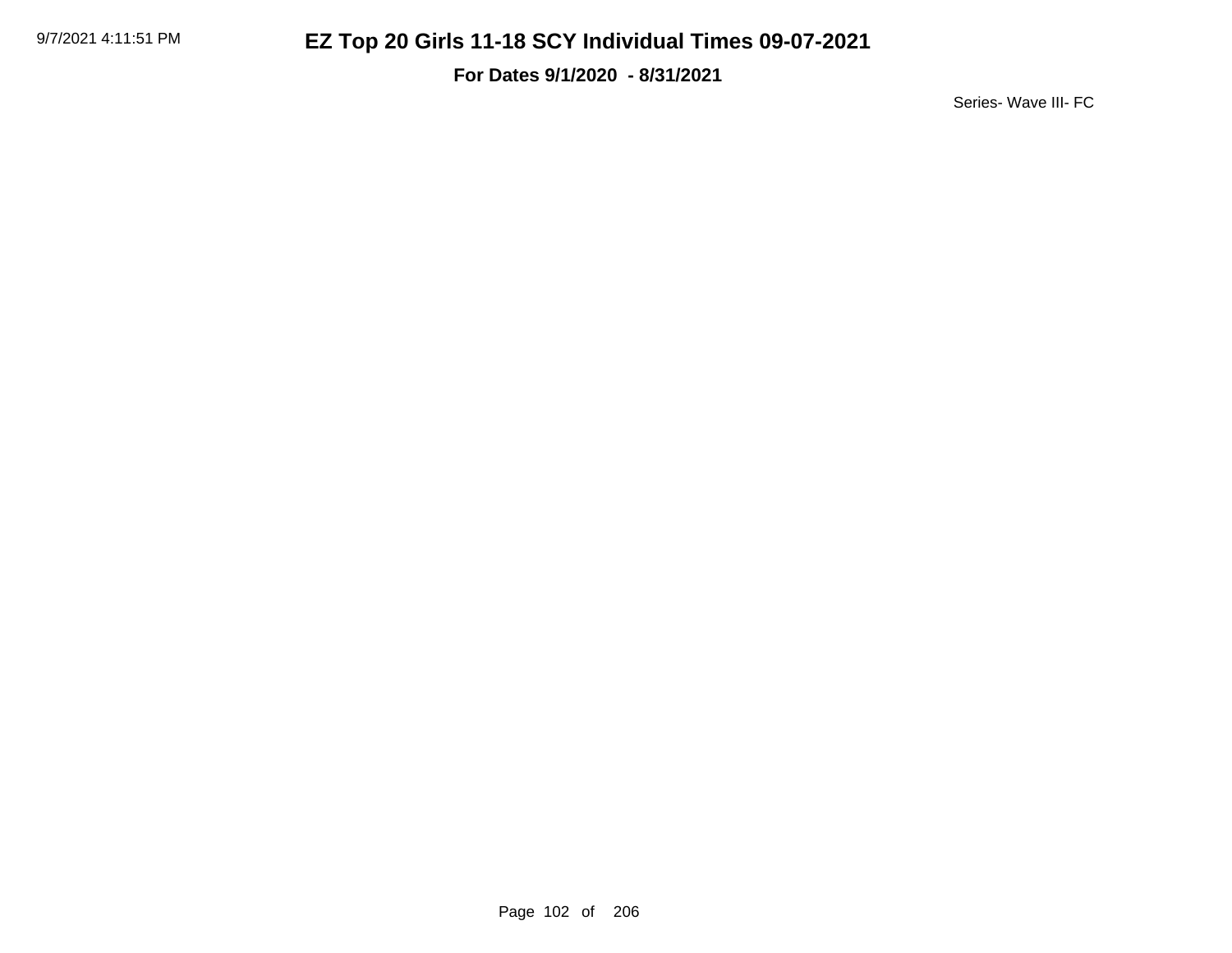# EZ Top 20 Girls 11-18 SCY Individual Times 09-07-2021

**For Dates 9/1/2020 - 8/31/2021**

Series- Wave III- FC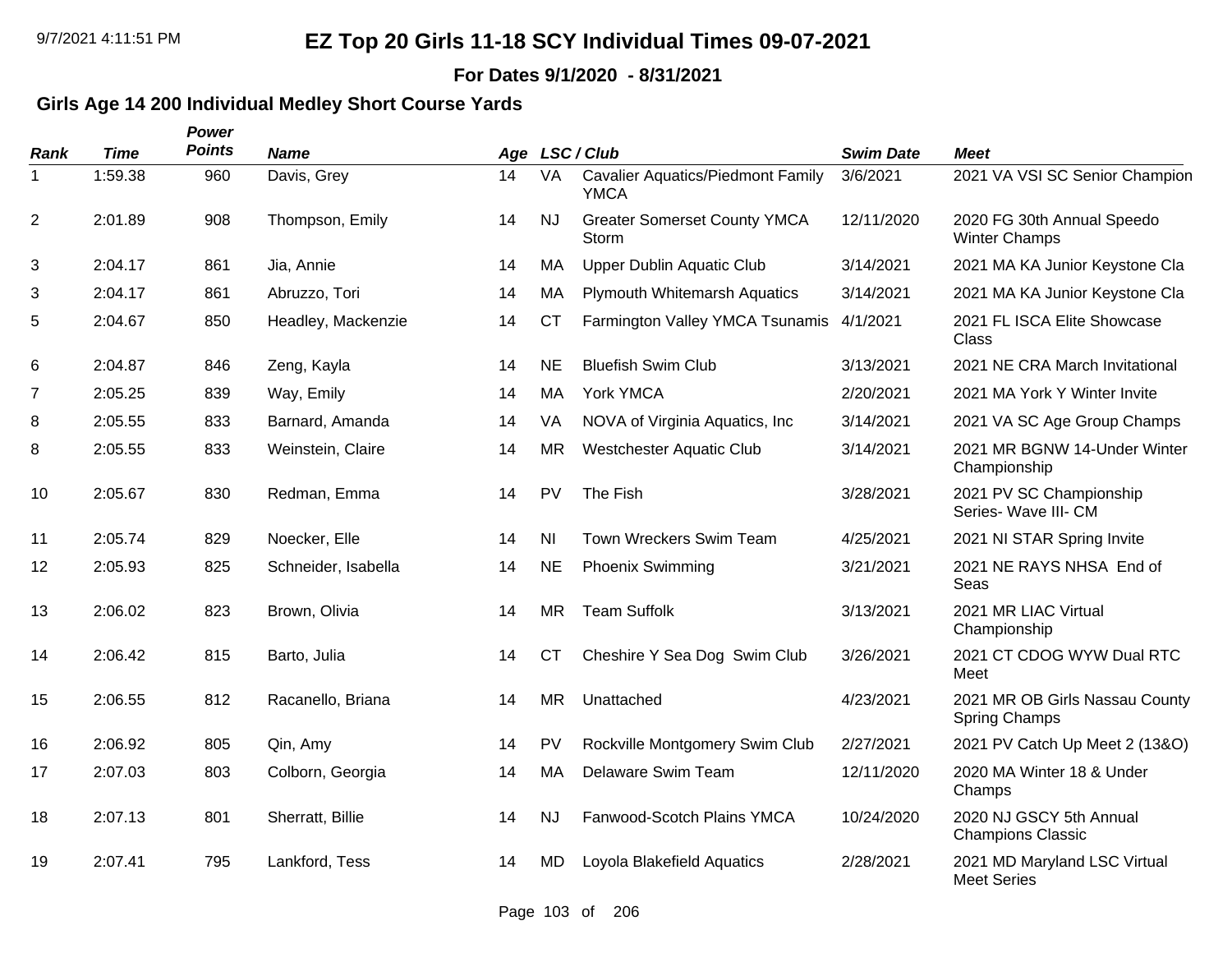# EZ Top 20 Girls 11-18 SCY Individual Times 09-07-2021

**For Dates 9/1/2020 - 8/31/2021**

### Girls Age 14 200 Individual Medley Short Course Yards

| Rank | Time | Power Points | Name | Age | LSC | Club | Swim Date | Meet |
|---|---|---|---|---|---|---|---|---|
| 1 | 1:59.38 | 960 | Davis, Grey | 14 | VA | Cavalier Aquatics/Piedmont Family YMCA | 3/6/2021 | 2021 VA VSI SC Senior Champion |
| 2 | 2:01.89 | 908 | Thompson, Emily | 14 | NJ | Greater Somerset County YMCA Storm | 12/11/2020 | 2020 FG 30th Annual Speedo Winter Champs |
| 3 | 2:04.17 | 861 | Jia, Annie | 14 | MA | Upper Dublin Aquatic Club | 3/14/2021 | 2021 MA KA Junior Keystone Cla |
| 3 | 2:04.17 | 861 | Abruzzo, Tori | 14 | MA | Plymouth Whitemarsh Aquatics | 3/14/2021 | 2021 MA KA Junior Keystone Cla |
| 5 | 2:04.67 | 850 | Headley, Mackenzie | 14 | CT | Farmington Valley YMCA Tsunamis | 4/1/2021 | 2021 FL ISCA Elite Showcase Class |
| 6 | 2:04.87 | 846 | Zeng, Kayla | 14 | NE | Bluefish Swim Club | 3/13/2021 | 2021 NE CRA March Invitational |
| 7 | 2:05.25 | 839 | Way, Emily | 14 | MA | York YMCA | 2/20/2021 | 2021 MA York Y Winter Invite |
| 8 | 2:05.55 | 833 | Barnard, Amanda | 14 | VA | NOVA of Virginia Aquatics, Inc | 3/14/2021 | 2021 VA SC Age Group Champs |
| 8 | 2:05.55 | 833 | Weinstein, Claire | 14 | MR | Westchester Aquatic Club | 3/14/2021 | 2021 MR BGNW 14-Under Winter Championship |
| 10 | 2:05.67 | 830 | Redman, Emma | 14 | PV | The Fish | 3/28/2021 | 2021 PV SC Championship Series- Wave III- CM |
| 11 | 2:05.74 | 829 | Noecker, Elle | 14 | NI | Town Wreckers Swim Team | 4/25/2021 | 2021 NI STAR Spring Invite |
| 12 | 2:05.93 | 825 | Schneider, Isabella | 14 | NE | Phoenix Swimming | 3/21/2021 | 2021 NE RAYS NHSA End of Seas |
| 13 | 2:06.02 | 823 | Brown, Olivia | 14 | MR | Team Suffolk | 3/13/2021 | 2021 MR LIAC Virtual Championship |
| 14 | 2:06.42 | 815 | Barto, Julia | 14 | CT | Cheshire Y Sea Dog Swim Club | 3/26/2021 | 2021 CT CDOG WYW Dual RTC Meet |
| 15 | 2:06.55 | 812 | Racanello, Briana | 14 | MR | Unattached | 4/23/2021 | 2021 MR OB Girls Nassau County Spring Champs |
| 16 | 2:06.92 | 805 | Qin, Amy | 14 | PV | Rockville Montgomery Swim Club | 2/27/2021 | 2021 PV Catch Up Meet 2 (13&O) |
| 17 | 2:07.03 | 803 | Colborn, Georgia | 14 | MA | Delaware Swim Team | 12/11/2020 | 2020 MA Winter 18 & Under Champs |
| 18 | 2:07.13 | 801 | Sherratt, Billie | 14 | NJ | Fanwood-Scotch Plains YMCA | 10/24/2020 | 2020 NJ GSCY 5th Annual Champions Classic |
| 19 | 2:07.41 | 795 | Lankford, Tess | 14 | MD | Loyola Blakefield Aquatics | 2/28/2021 | 2021 MD Maryland LSC Virtual Meet Series |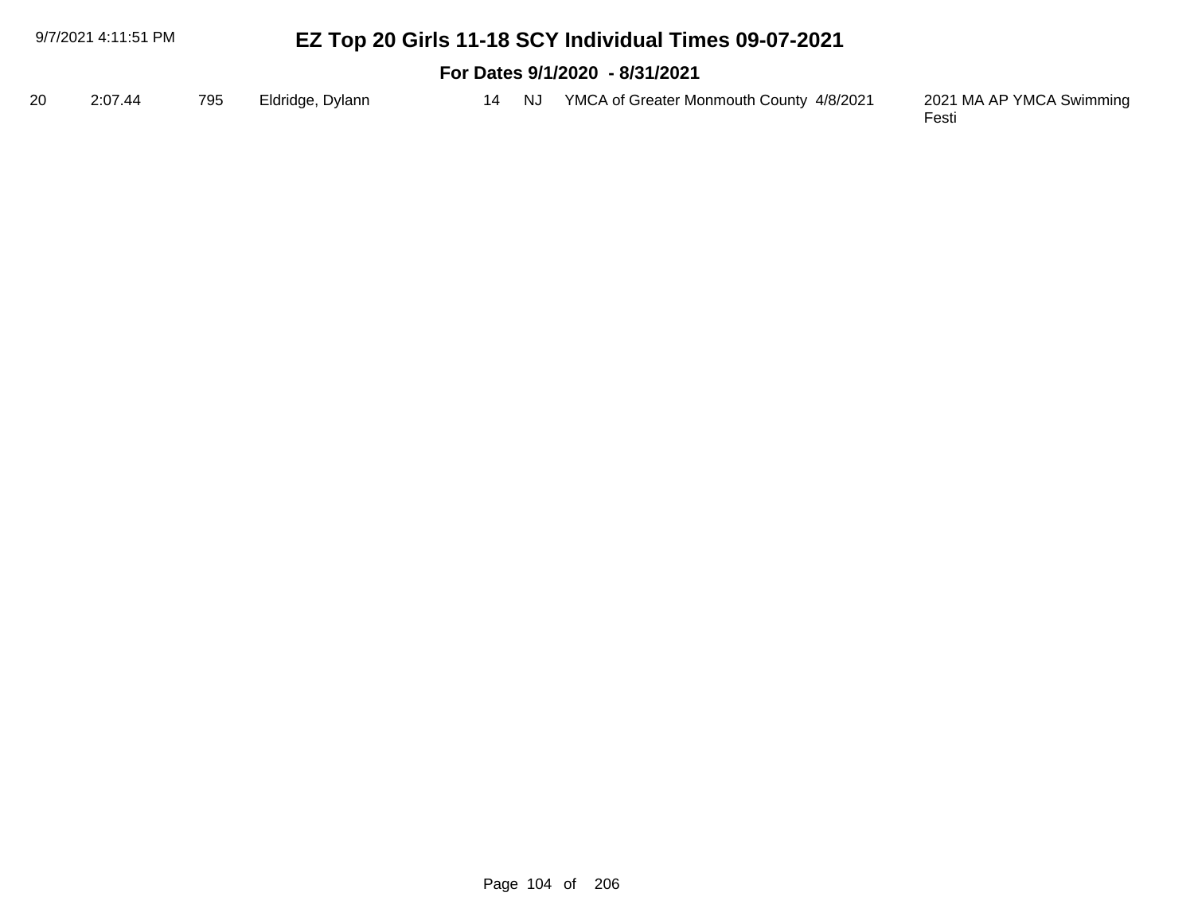# EZ Top 20 Girls 11-18 SCY Individual Times 09-07-2021

## For Dates 9/1/2020 - 8/31/2021

| | | | | | | | | |
|---|---|---|---|---|---|---|---|---|
| 20 | 2:07.44 | 795 | Eldridge, Dylann | 14 | NJ | YMCA of Greater Monmouth County | 4/8/2021 | 2021 MA AP YMCA Swimming Festi |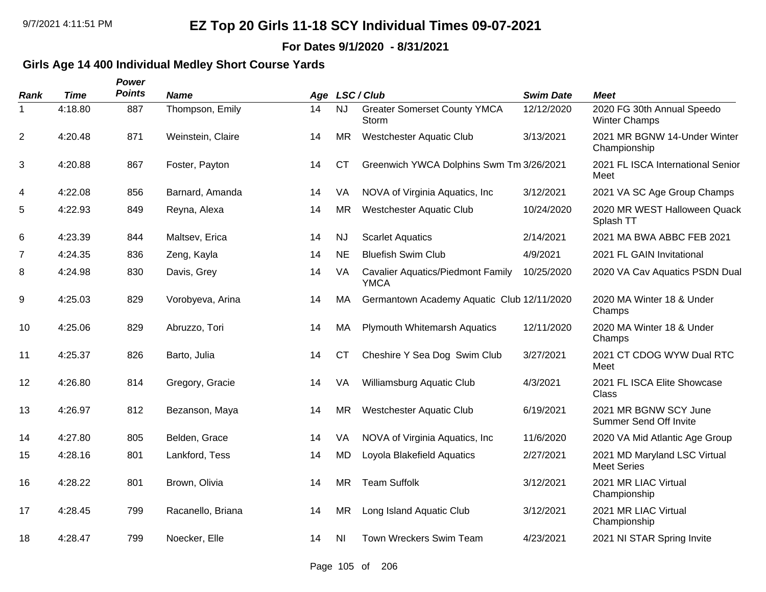# EZ Top 20 Girls 11-18 SCY Individual Times 09-07-2021

**For Dates 9/1/2020 - 8/31/2021**

## Girls Age 14 400 Individual Medley Short Course Yards

| Rank | Time | Power Points | Name | Age | LSC / Club | | Swim Date | Meet |
|---|---|---|---|---|---|---|---|---|
| 1 | 4:18.80 | 887 | Thompson, Emily | 14 | NJ | Greater Somerset County YMCA Storm | 12/12/2020 | 2020 FG 30th Annual Speedo Winter Champs |
| 2 | 4:20.48 | 871 | Weinstein, Claire | 14 | MR | Westchester Aquatic Club | 3/13/2021 | 2021 MR BGNW 14-Under Winter Championship |
| 3 | 4:20.88 | 867 | Foster, Payton | 14 | CT | Greenwich YWCA Dolphins Swm Tm | 3/26/2021 | 2021 FL ISCA International Senior Meet |
| 4 | 4:22.08 | 856 | Barnard, Amanda | 14 | VA | NOVA of Virginia Aquatics, Inc | 3/12/2021 | 2021 VA SC Age Group Champs |
| 5 | 4:22.93 | 849 | Reyna, Alexa | 14 | MR | Westchester Aquatic Club | 10/24/2020 | 2020 MR WEST Halloween Quack Splash TT |
| 6 | 4:23.39 | 844 | Maltsev, Erica | 14 | NJ | Scarlet Aquatics | 2/14/2021 | 2021 MA BWA ABBC FEB 2021 |
| 7 | 4:24.35 | 836 | Zeng, Kayla | 14 | NE | Bluefish Swim Club | 4/9/2021 | 2021 FL GAIN Invitational |
| 8 | 4:24.98 | 830 | Davis, Grey | 14 | VA | Cavalier Aquatics/Piedmont Family YMCA | 10/25/2020 | 2020 VA Cav Aquatics PSDN Dual |
| 9 | 4:25.03 | 829 | Vorobyeva, Arina | 14 | MA | Germantown Academy Aquatic Club | 12/11/2020 | 2020 MA Winter 18 & Under Champs |
| 10 | 4:25.06 | 829 | Abruzzo, Tori | 14 | MA | Plymouth Whitemarsh Aquatics | 12/11/2020 | 2020 MA Winter 18 & Under Champs |
| 11 | 4:25.37 | 826 | Barto, Julia | 14 | CT | Cheshire Y Sea Dog Swim Club | 3/27/2021 | 2021 CT CDOG WYW Dual RTC Meet |
| 12 | 4:26.80 | 814 | Gregory, Gracie | 14 | VA | Williamsburg Aquatic Club | 4/3/2021 | 2021 FL ISCA Elite Showcase Class |
| 13 | 4:26.97 | 812 | Bezanson, Maya | 14 | MR | Westchester Aquatic Club | 6/19/2021 | 2021 MR BGNW SCY June Summer Send Off Invite |
| 14 | 4:27.80 | 805 | Belden, Grace | 14 | VA | NOVA of Virginia Aquatics, Inc | 11/6/2020 | 2020 VA Mid Atlantic Age Group |
| 15 | 4:28.16 | 801 | Lankford, Tess | 14 | MD | Loyola Blakefield Aquatics | 2/27/2021 | 2021 MD Maryland LSC Virtual Meet Series |
| 16 | 4:28.22 | 801 | Brown, Olivia | 14 | MR | Team Suffolk | 3/12/2021 | 2021 MR LIAC Virtual Championship |
| 17 | 4:28.45 | 799 | Racanello, Briana | 14 | MR | Long Island Aquatic Club | 3/12/2021 | 2021 MR LIAC Virtual Championship |
| 18 | 4:28.47 | 799 | Noecker, Elle | 14 | NI | Town Wreckers Swim Team | 4/23/2021 | 2021 NI STAR Spring Invite |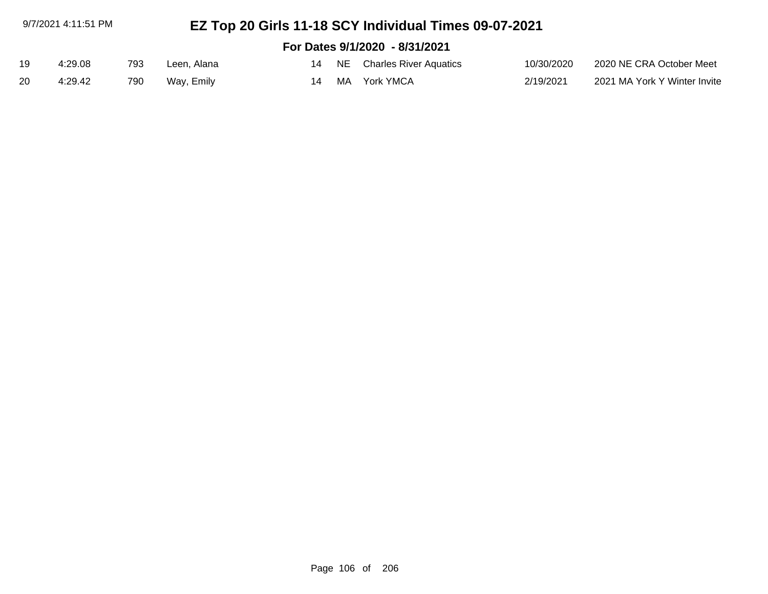# EZ Top 20 Girls 11-18 SCY Individual Times 09-07-2021

## For Dates 9/1/2020 - 8/31/2021

| | | | | | | | | |
|---|---|---|---|---|---|---|---|---|
| 19 | 4:29.08 | 793 | Leen, Alana | 14 | NE | Charles River Aquatics | 10/30/2020 | 2020 NE CRA October Meet |
| 20 | 4:29.42 | 790 | Way, Emily | 14 | MA | York YMCA | 2/19/2021 | 2021 MA York Y Winter Invite |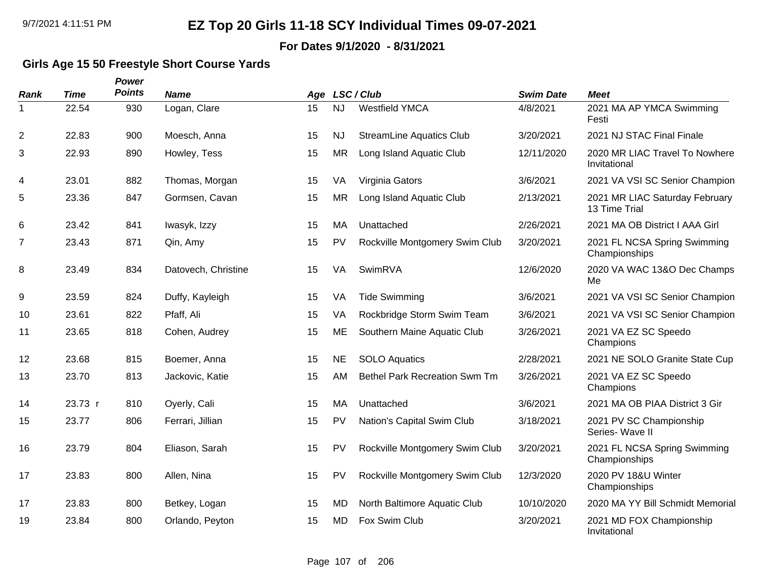# EZ Top 20 Girls 11-18 SCY Individual Times 09-07-2021

**For Dates 9/1/2020 - 8/31/2021**

### Girls Age 15 50 Freestyle Short Course Yards

| Rank | Time | Power Points | Name | Age | LSC | Club | Swim Date | Meet |
|---|---|---|---|---|---|---|---|---|
| 1 | 22.54 | 930 | Logan, Clare | 15 | NJ | Westfield YMCA | 4/8/2021 | 2021 MA AP YMCA Swimming Festi |
| 2 | 22.83 | 900 | Moesch, Anna | 15 | NJ | StreamLine Aquatics Club | 3/20/2021 | 2021 NJ STAC Final Finale |
| 3 | 22.93 | 890 | Howley, Tess | 15 | MR | Long Island Aquatic Club | 12/11/2020 | 2020 MR LIAC Travel To Nowhere Invitational |
| 4 | 23.01 | 882 | Thomas, Morgan | 15 | VA | Virginia Gators | 3/6/2021 | 2021 VA VSI SC Senior Champion |
| 5 | 23.36 | 847 | Gormsen, Cavan | 15 | MR | Long Island Aquatic Club | 2/13/2021 | 2021 MR LIAC Saturday February 13 Time Trial |
| 6 | 23.42 | 841 | Iwasyk, Izzy | 15 | MA | Unattached | 2/26/2021 | 2021 MA OB District I AAA Girl |
| 7 | 23.43 | 871 | Qin, Amy | 15 | PV | Rockville Montgomery Swim Club | 3/20/2021 | 2021 FL NCSA Spring Swimming Championships |
| 8 | 23.49 | 834 | Datovech, Christine | 15 | VA | SwimRVA | 12/6/2020 | 2020 VA WAC 13&O Dec Champs Me |
| 9 | 23.59 | 824 | Duffy, Kayleigh | 15 | VA | Tide Swimming | 3/6/2021 | 2021 VA VSI SC Senior Champion |
| 10 | 23.61 | 822 | Pfaff, Ali | 15 | VA | Rockbridge Storm Swim Team | 3/6/2021 | 2021 VA VSI SC Senior Champion |
| 11 | 23.65 | 818 | Cohen, Audrey | 15 | ME | Southern Maine Aquatic Club | 3/26/2021 | 2021 VA EZ SC Speedo Champions |
| 12 | 23.68 | 815 | Boemer, Anna | 15 | NE | SOLO Aquatics | 2/28/2021 | 2021 NE SOLO Granite State Cup |
| 13 | 23.70 | 813 | Jackovic, Katie | 15 | AM | Bethel Park Recreation Swm Tm | 3/26/2021 | 2021 VA EZ SC Speedo Champions |
| 14 | 23.73 r | 810 | Oyerly, Cali | 15 | MA | Unattached | 3/6/2021 | 2021 MA OB PIAA District 3 Gir |
| 15 | 23.77 | 806 | Ferrari, Jillian | 15 | PV | Nation's Capital Swim Club | 3/18/2021 | 2021 PV SC Championship Series- Wave II |
| 16 | 23.79 | 804 | Eliason, Sarah | 15 | PV | Rockville Montgomery Swim Club | 3/20/2021 | 2021 FL NCSA Spring Swimming Championships |
| 17 | 23.83 | 800 | Allen, Nina | 15 | PV | Rockville Montgomery Swim Club | 12/3/2020 | 2020 PV 18&U Winter Championships |
| 17 | 23.83 | 800 | Betkey, Logan | 15 | MD | North Baltimore Aquatic Club | 10/10/2020 | 2020 MA YY Bill Schmidt Memorial |
| 19 | 23.84 | 800 | Orlando, Peyton | 15 | MD | Fox Swim Club | 3/20/2021 | 2021 MD FOX Championship Invitational |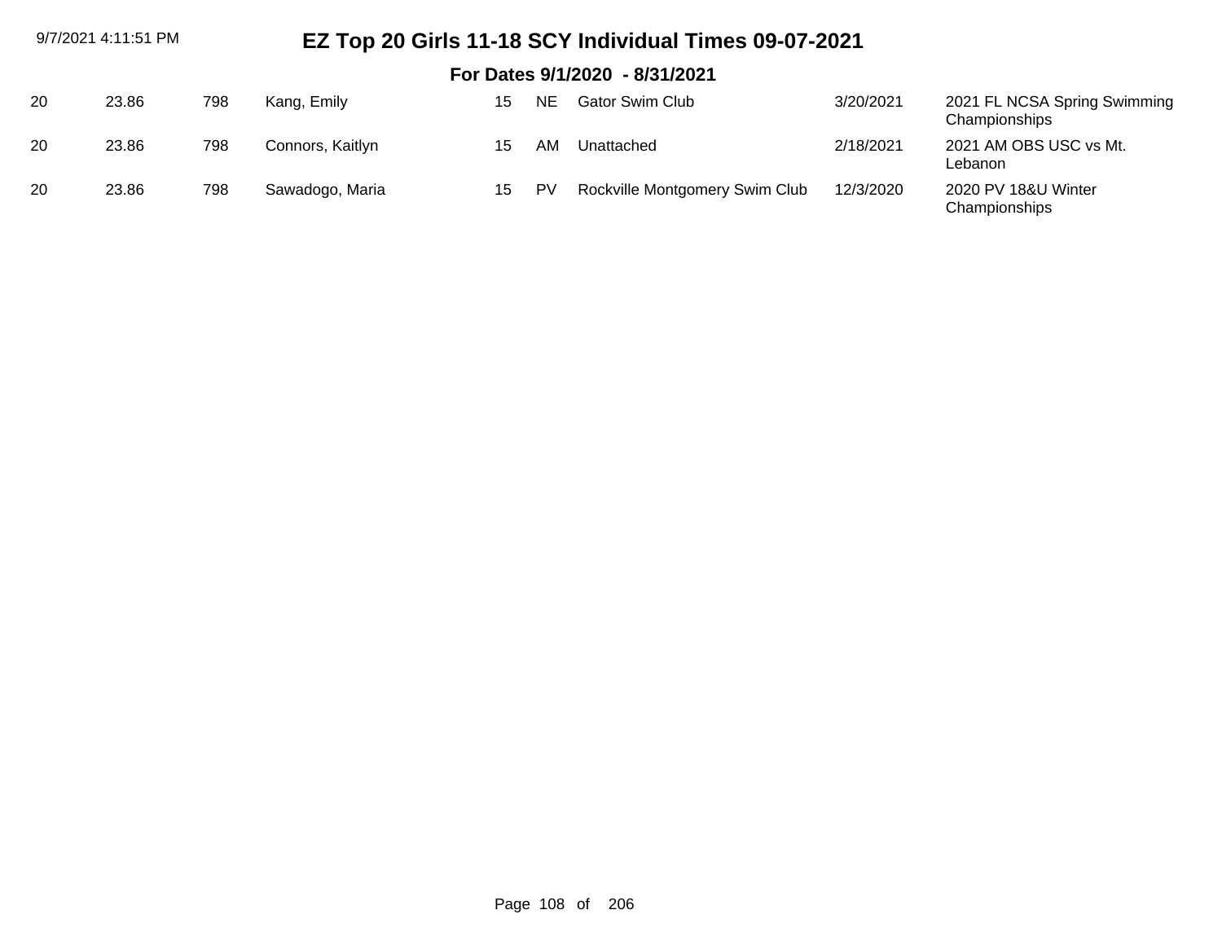# EZ Top 20 Girls 11-18 SCY Individual Times 09-07-2021

## For Dates 9/1/2020 - 8/31/2021

| | | | | | | | | |
|---|---|---|---|---|---|---|---|---|
| 20 | 23.86 | 798 | Kang, Emily | 15 | NE | Gator Swim Club | 3/20/2021 | 2021 FL NCSA Spring Swimming Championships |
| 20 | 23.86 | 798 | Connors, Kaitlyn | 15 | AM | Unattached | 2/18/2021 | 2021 AM OBS USC vs Mt. Lebanon |
| 20 | 23.86 | 798 | Sawadogo, Maria | 15 | PV | Rockville Montgomery Swim Club | 12/3/2020 | 2020 PV 18&U Winter Championships |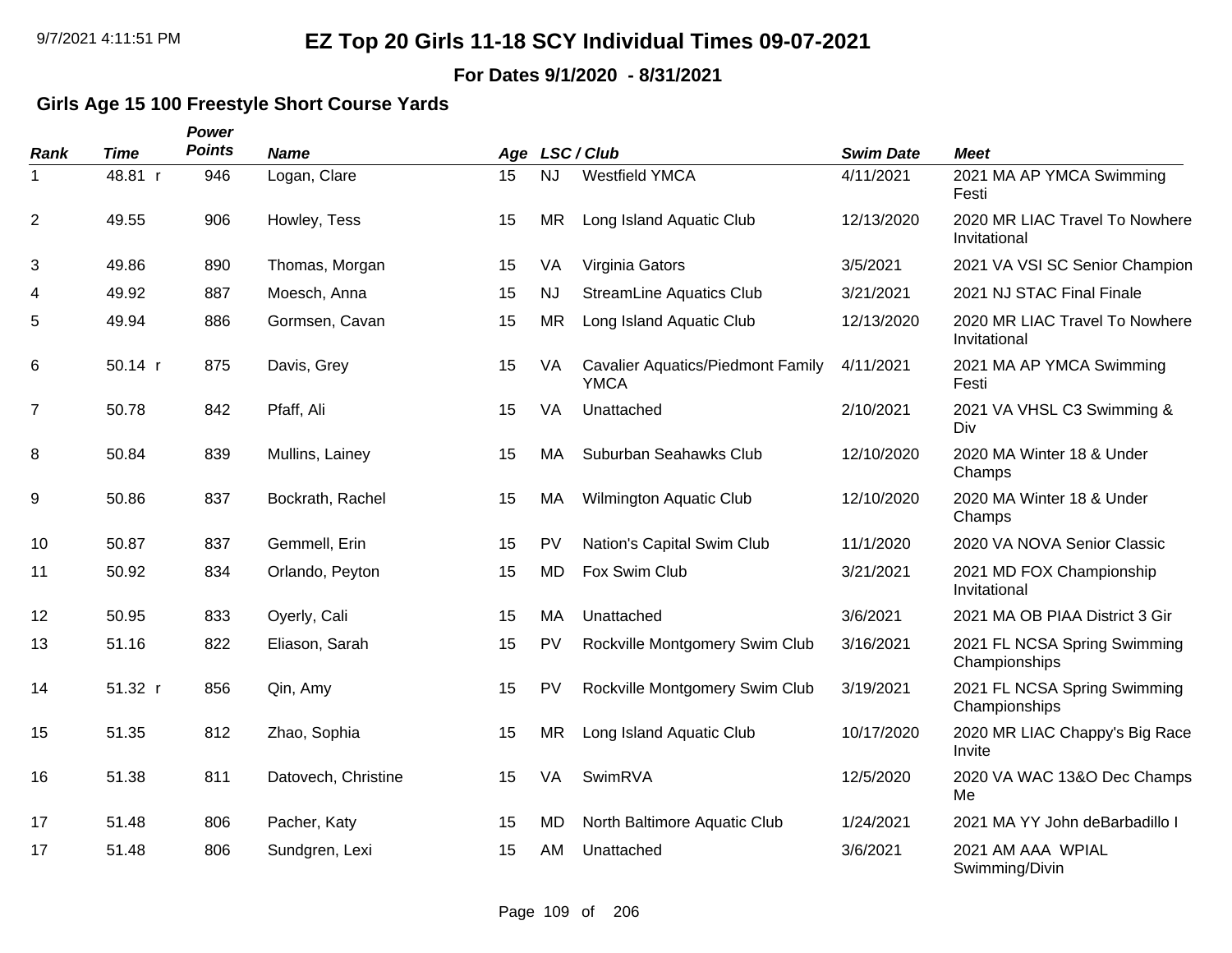# EZ Top 20 Girls 11-18 SCY Individual Times 09-07-2021

**For Dates 9/1/2020 - 8/31/2021**

## Girls Age 15 100 Freestyle Short Course Yards

| Rank | Time | Power Points | Name | Age | LSC / Club | | Swim Date | Meet |
|---|---|---|---|---|---|---|---|---|
| 1 | 48.81 r | 946 | Logan, Clare | 15 | NJ | Westfield YMCA | 4/11/2021 | 2021 MA AP YMCA Swimming Festi |
| 2 | 49.55 | 906 | Howley, Tess | 15 | MR | Long Island Aquatic Club | 12/13/2020 | 2020 MR LIAC Travel To Nowhere Invitational |
| 3 | 49.86 | 890 | Thomas, Morgan | 15 | VA | Virginia Gators | 3/5/2021 | 2021 VA VSI SC Senior Champion |
| 4 | 49.92 | 887 | Moesch, Anna | 15 | NJ | StreamLine Aquatics Club | 3/21/2021 | 2021 NJ STAC Final Finale |
| 5 | 49.94 | 886 | Gormsen, Cavan | 15 | MR | Long Island Aquatic Club | 12/13/2020 | 2020 MR LIAC Travel To Nowhere Invitational |
| 6 | 50.14 r | 875 | Davis, Grey | 15 | VA | Cavalier Aquatics/Piedmont Family YMCA | 4/11/2021 | 2021 MA AP YMCA Swimming Festi |
| 7 | 50.78 | 842 | Pfaff, Ali | 15 | VA | Unattached | 2/10/2021 | 2021 VA VHSL C3 Swimming & Div |
| 8 | 50.84 | 839 | Mullins, Lainey | 15 | MA | Suburban Seahawks Club | 12/10/2020 | 2020 MA Winter 18 & Under Champs |
| 9 | 50.86 | 837 | Bockrath, Rachel | 15 | MA | Wilmington Aquatic Club | 12/10/2020 | 2020 MA Winter 18 & Under Champs |
| 10 | 50.87 | 837 | Gemmell, Erin | 15 | PV | Nation's Capital Swim Club | 11/1/2020 | 2020 VA NOVA Senior Classic |
| 11 | 50.92 | 834 | Orlando, Peyton | 15 | MD | Fox Swim Club | 3/21/2021 | 2021 MD FOX Championship Invitational |
| 12 | 50.95 | 833 | Oyerly, Cali | 15 | MA | Unattached | 3/6/2021 | 2021 MA OB PIAA District 3 Gir |
| 13 | 51.16 | 822 | Eliason, Sarah | 15 | PV | Rockville Montgomery Swim Club | 3/16/2021 | 2021 FL NCSA Spring Swimming Championships |
| 14 | 51.32 r | 856 | Qin, Amy | 15 | PV | Rockville Montgomery Swim Club | 3/19/2021 | 2021 FL NCSA Spring Swimming Championships |
| 15 | 51.35 | 812 | Zhao, Sophia | 15 | MR | Long Island Aquatic Club | 10/17/2020 | 2020 MR LIAC Chappy's Big Race Invite |
| 16 | 51.38 | 811 | Datovech, Christine | 15 | VA | SwimRVA | 12/5/2020 | 2020 VA WAC 13&O Dec Champs Me |
| 17 | 51.48 | 806 | Pacher, Katy | 15 | MD | North Baltimore Aquatic Club | 1/24/2021 | 2021 MA YY John deBarbadillo I |
| 17 | 51.48 | 806 | Sundgren, Lexi | 15 | AM | Unattached | 3/6/2021 | 2021 AM AAA WPIAL Swimming/Divin |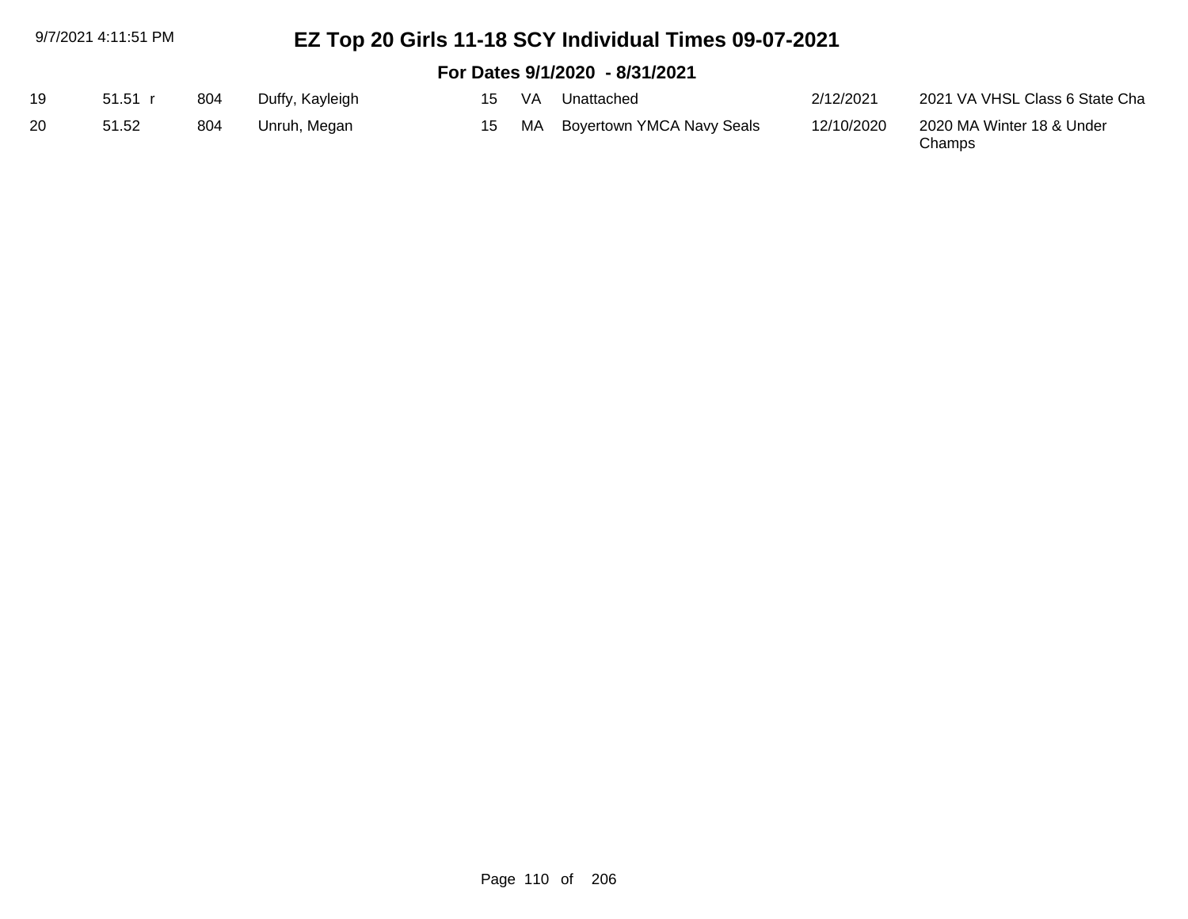# EZ Top 20 Girls 11-18 SCY Individual Times 09-07-2021

## For Dates 9/1/2020 - 8/31/2021

| | | | | | | | | |
|---|---|---|---|---|---|---|---|---|
| 19 | 51.51 r | 804 | Duffy, Kayleigh | 15 | VA | Unattached | 2/12/2021 | 2021 VA VHSL Class 6 State Cha |
| 20 | 51.52 | 804 | Unruh, Megan | 15 | MA | Boyertown YMCA Navy Seals | 12/10/2020 | 2020 MA Winter 18 & Under Champs |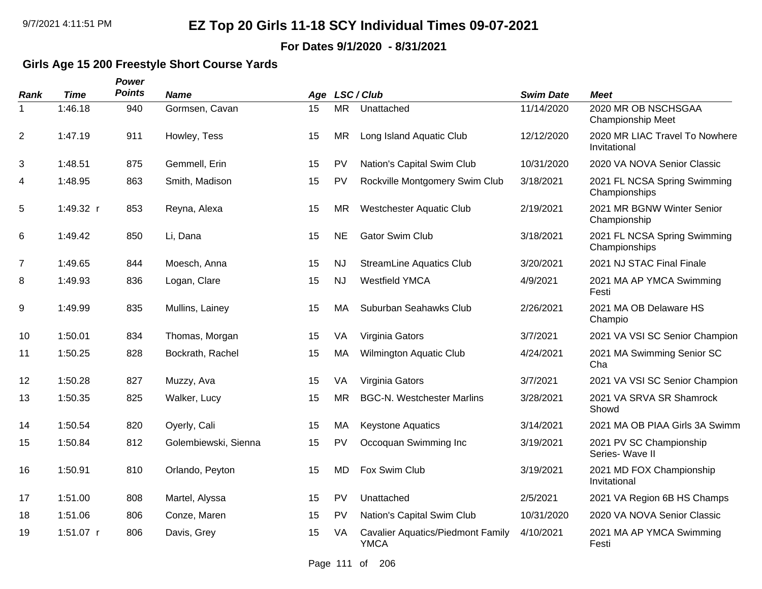# EZ Top 20 Girls 11-18 SCY Individual Times 09-07-2021

**For Dates 9/1/2020 - 8/31/2021**

## Girls Age 15 200 Freestyle Short Course Yards

| Rank | Time | Power Points | Name | Age | LSC | Club | Swim Date | Meet |
|---|---|---|---|---|---|---|---|---|
| 1 | 1:46.18 | 940 | Gormsen, Cavan | 15 | MR | Unattached | 11/14/2020 | 2020 MR OB NSCHSGAA Championship Meet |
| 2 | 1:47.19 | 911 | Howley, Tess | 15 | MR | Long Island Aquatic Club | 12/12/2020 | 2020 MR LIAC Travel To Nowhere Invitational |
| 3 | 1:48.51 | 875 | Gemmell, Erin | 15 | PV | Nation's Capital Swim Club | 10/31/2020 | 2020 VA NOVA Senior Classic |
| 4 | 1:48.95 | 863 | Smith, Madison | 15 | PV | Rockville Montgomery Swim Club | 3/18/2021 | 2021 FL NCSA Spring Swimming Championships |
| 5 | 1:49.32 r | 853 | Reyna, Alexa | 15 | MR | Westchester Aquatic Club | 2/19/2021 | 2021 MR BGNW Winter Senior Championship |
| 6 | 1:49.42 | 850 | Li, Dana | 15 | NE | Gator Swim Club | 3/18/2021 | 2021 FL NCSA Spring Swimming Championships |
| 7 | 1:49.65 | 844 | Moesch, Anna | 15 | NJ | StreamLine Aquatics Club | 3/20/2021 | 2021 NJ STAC Final Finale |
| 8 | 1:49.93 | 836 | Logan, Clare | 15 | NJ | Westfield YMCA | 4/9/2021 | 2021 MA AP YMCA Swimming Festi |
| 9 | 1:49.99 | 835 | Mullins, Lainey | 15 | MA | Suburban Seahawks Club | 2/26/2021 | 2021 MA OB Delaware HS Champio |
| 10 | 1:50.01 | 834 | Thomas, Morgan | 15 | VA | Virginia Gators | 3/7/2021 | 2021 VA VSI SC Senior Champion |
| 11 | 1:50.25 | 828 | Bockrath, Rachel | 15 | MA | Wilmington Aquatic Club | 4/24/2021 | 2021 MA Swimming Senior SC Cha |
| 12 | 1:50.28 | 827 | Muzzy, Ava | 15 | VA | Virginia Gators | 3/7/2021 | 2021 VA VSI SC Senior Champion |
| 13 | 1:50.35 | 825 | Walker, Lucy | 15 | MR | BGC-N. Westchester Marlins | 3/28/2021 | 2021 VA SRVA SR Shamrock Showd |
| 14 | 1:50.54 | 820 | Oyerly, Cali | 15 | MA | Keystone Aquatics | 3/14/2021 | 2021 MA OB PIAA Girls 3A Swimm |
| 15 | 1:50.84 | 812 | Golembiewski, Sienna | 15 | PV | Occoquan Swimming Inc | 3/19/2021 | 2021 PV SC Championship Series- Wave II |
| 16 | 1:50.91 | 810 | Orlando, Peyton | 15 | MD | Fox Swim Club | 3/19/2021 | 2021 MD FOX Championship Invitational |
| 17 | 1:51.00 | 808 | Martel, Alyssa | 15 | PV | Unattached | 2/5/2021 | 2021 VA Region 6B HS Champs |
| 18 | 1:51.06 | 806 | Conze, Maren | 15 | PV | Nation's Capital Swim Club | 10/31/2020 | 2020 VA NOVA Senior Classic |
| 19 | 1:51.07 r | 806 | Davis, Grey | 15 | VA | Cavalier Aquatics/Piedmont Family YMCA | 4/10/2021 | 2021 MA AP YMCA Swimming Festi |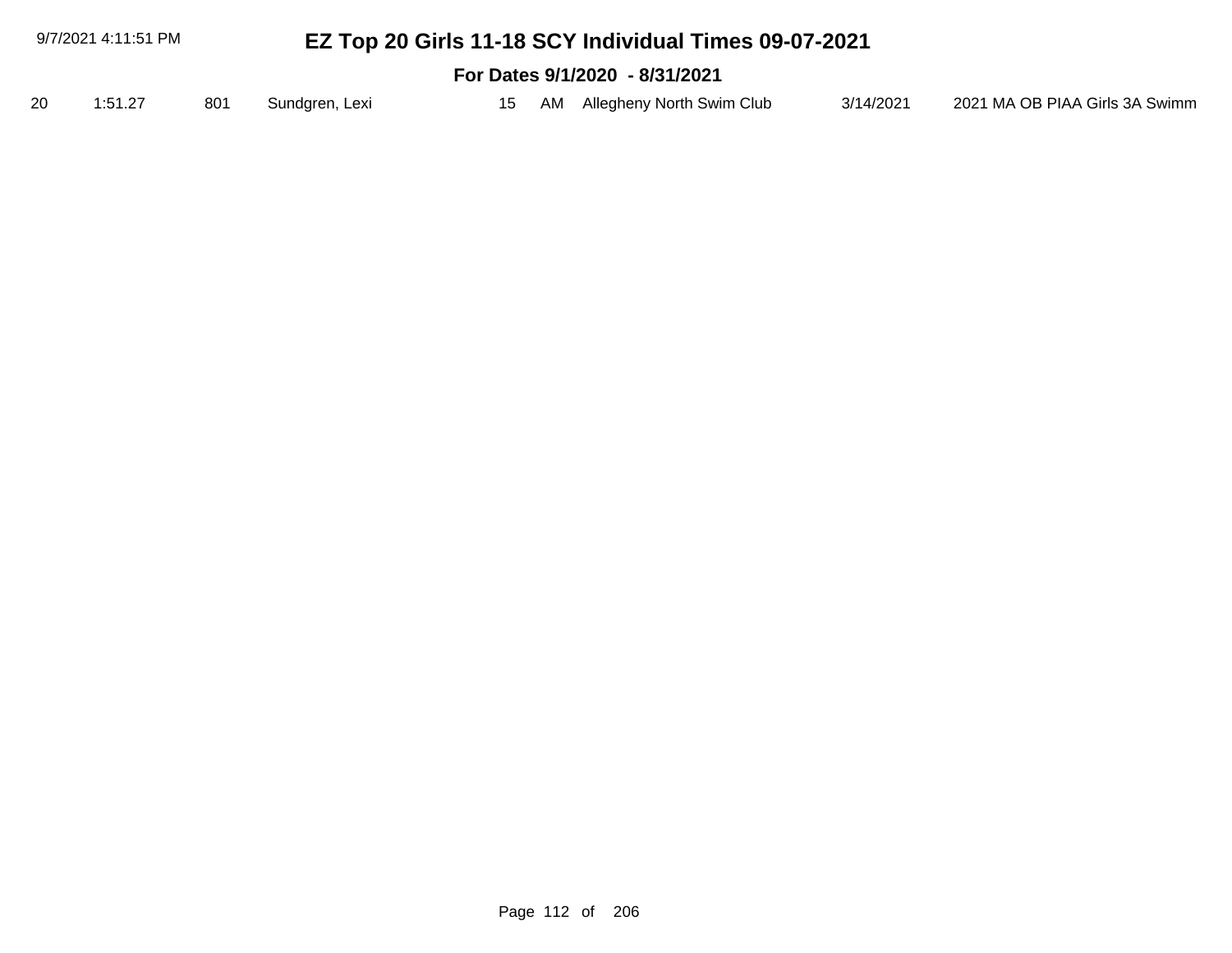# EZ Top 20 Girls 11-18 SCY Individual Times 09-07-2021

## For Dates 9/1/2020 - 8/31/2021

| | | | | | | | | |
|---|---|---|---|---|---|---|---|---|
| 20 | 1:51.27 | 801 | Sundgren, Lexi | 15 | AM | Allegheny North Swim Club | 3/14/2021 | 2021 MA OB PIAA Girls 3A Swimm |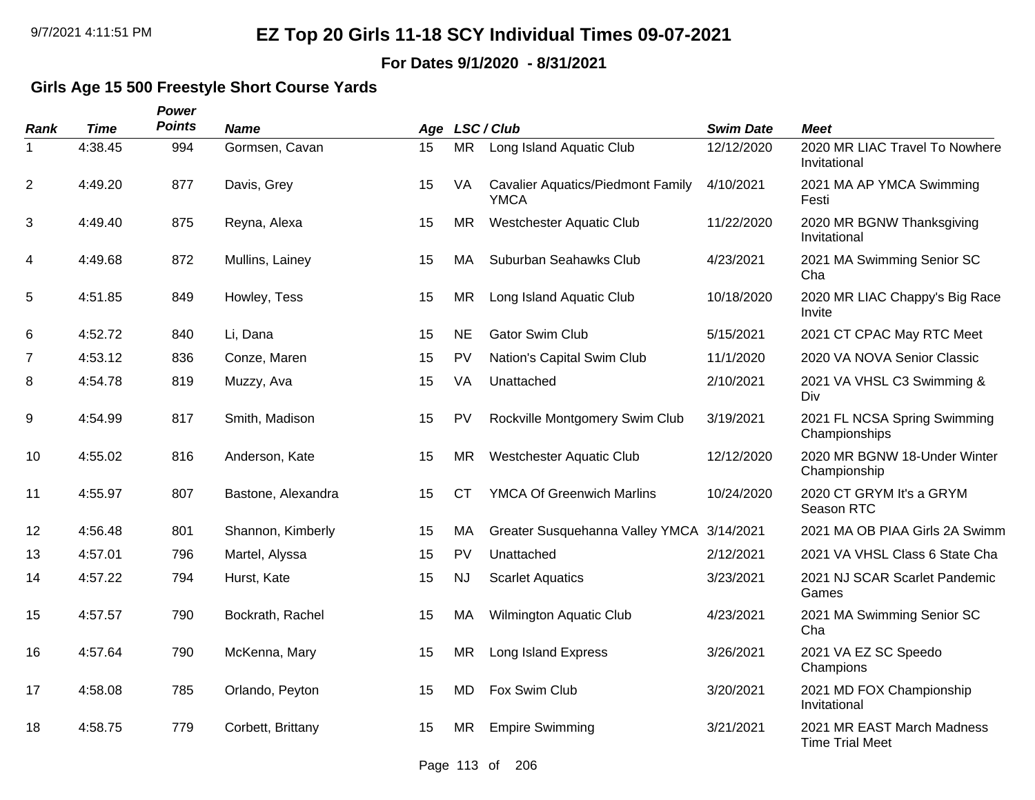# EZ Top 20 Girls 11-18 SCY Individual Times 09-07-2021

**For Dates 9/1/2020 - 8/31/2021**

## Girls Age 15 500 Freestyle Short Course Yards

| Rank | Time | Power Points | Name | Age | LSC / Club | | Swim Date | Meet |
|---|---|---|---|---|---|---|---|---|
| 1 | 4:38.45 | 994 | Gormsen, Cavan | 15 | MR | Long Island Aquatic Club | 12/12/2020 | 2020 MR LIAC Travel To Nowhere Invitational |
| 2 | 4:49.20 | 877 | Davis, Grey | 15 | VA | Cavalier Aquatics/Piedmont Family YMCA | 4/10/2021 | 2021 MA AP YMCA Swimming Festi |
| 3 | 4:49.40 | 875 | Reyna, Alexa | 15 | MR | Westchester Aquatic Club | 11/22/2020 | 2020 MR BGNW Thanksgiving Invitational |
| 4 | 4:49.68 | 872 | Mullins, Lainey | 15 | MA | Suburban Seahawks Club | 4/23/2021 | 2021 MA Swimming Senior SC Cha |
| 5 | 4:51.85 | 849 | Howley, Tess | 15 | MR | Long Island Aquatic Club | 10/18/2020 | 2020 MR LIAC Chappy's Big Race Invite |
| 6 | 4:52.72 | 840 | Li, Dana | 15 | NE | Gator Swim Club | 5/15/2021 | 2021 CT CPAC May RTC Meet |
| 7 | 4:53.12 | 836 | Conze, Maren | 15 | PV | Nation's Capital Swim Club | 11/1/2020 | 2020 VA NOVA Senior Classic |
| 8 | 4:54.78 | 819 | Muzzy, Ava | 15 | VA | Unattached | 2/10/2021 | 2021 VA VHSL C3 Swimming & Div |
| 9 | 4:54.99 | 817 | Smith, Madison | 15 | PV | Rockville Montgomery Swim Club | 3/19/2021 | 2021 FL NCSA Spring Swimming Championships |
| 10 | 4:55.02 | 816 | Anderson, Kate | 15 | MR | Westchester Aquatic Club | 12/12/2020 | 2020 MR BGNW 18-Under Winter Championship |
| 11 | 4:55.97 | 807 | Bastone, Alexandra | 15 | CT | YMCA Of Greenwich Marlins | 10/24/2020 | 2020 CT GRYM It's a GRYM Season RTC |
| 12 | 4:56.48 | 801 | Shannon, Kimberly | 15 | MA | Greater Susquehanna Valley YMCA | 3/14/2021 | 2021 MA OB PIAA Girls 2A Swimm |
| 13 | 4:57.01 | 796 | Martel, Alyssa | 15 | PV | Unattached | 2/12/2021 | 2021 VA VHSL Class 6 State Cha |
| 14 | 4:57.22 | 794 | Hurst, Kate | 15 | NJ | Scarlet Aquatics | 3/23/2021 | 2021 NJ SCAR Scarlet Pandemic Games |
| 15 | 4:57.57 | 790 | Bockrath, Rachel | 15 | MA | Wilmington Aquatic Club | 4/23/2021 | 2021 MA Swimming Senior SC Cha |
| 16 | 4:57.64 | 790 | McKenna, Mary | 15 | MR | Long Island Express | 3/26/2021 | 2021 VA EZ SC Speedo Champions |
| 17 | 4:58.08 | 785 | Orlando, Peyton | 15 | MD | Fox Swim Club | 3/20/2021 | 2021 MD FOX Championship Invitational |
| 18 | 4:58.75 | 779 | Corbett, Brittany | 15 | MR | Empire Swimming | 3/21/2021 | 2021 MR EAST March Madness Time Trial Meet |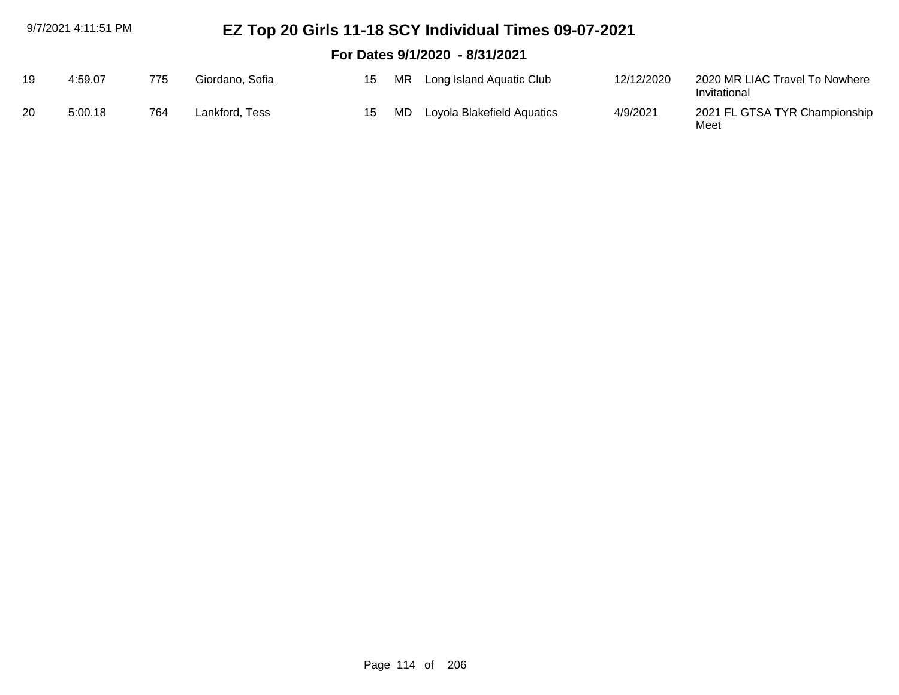# EZ Top 20 Girls 11-18 SCY Individual Times 09-07-2021

## For Dates 9/1/2020 - 8/31/2021

| | | | | | | | | |
|---|---|---|---|---|---|---|---|---|
| 19 | 4:59.07 | 775 | Giordano, Sofia | 15 | MR | Long Island Aquatic Club | 12/12/2020 | 2020 MR LIAC Travel To Nowhere Invitational |
| 20 | 5:00.18 | 764 | Lankford, Tess | 15 | MD | Loyola Blakefield Aquatics | 4/9/2021 | 2021 FL GTSA TYR Championship Meet |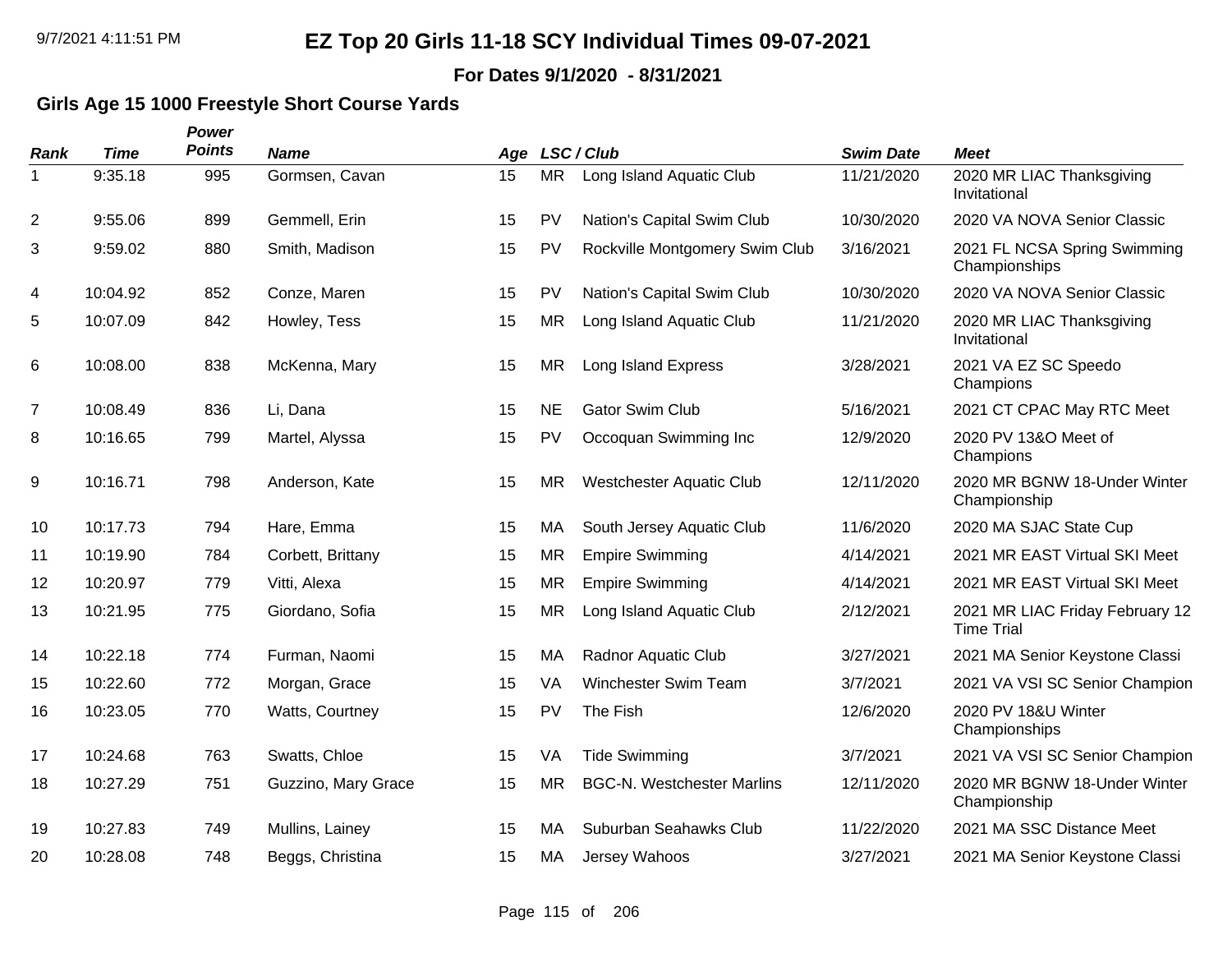# EZ Top 20 Girls 11-18 SCY Individual Times 09-07-2021

**For Dates 9/1/2020 - 8/31/2021**

### Girls Age 15 1000 Freestyle Short Course Yards

| Rank | Time | Power Points | Name | Age | LSC / Club | | Swim Date | Meet |
|---|---|---|---|---|---|---|---|---|
| 1 | 9:35.18 | 995 | Gormsen, Cavan | 15 | MR | Long Island Aquatic Club | 11/21/2020 | 2020 MR LIAC Thanksgiving Invitational |
| 2 | 9:55.06 | 899 | Gemmell, Erin | 15 | PV | Nation's Capital Swim Club | 10/30/2020 | 2020 VA NOVA Senior Classic |
| 3 | 9:59.02 | 880 | Smith, Madison | 15 | PV | Rockville Montgomery Swim Club | 3/16/2021 | 2021 FL NCSA Spring Swimming Championships |
| 4 | 10:04.92 | 852 | Conze, Maren | 15 | PV | Nation's Capital Swim Club | 10/30/2020 | 2020 VA NOVA Senior Classic |
| 5 | 10:07.09 | 842 | Howley, Tess | 15 | MR | Long Island Aquatic Club | 11/21/2020 | 2020 MR LIAC Thanksgiving Invitational |
| 6 | 10:08.00 | 838 | McKenna, Mary | 15 | MR | Long Island Express | 3/28/2021 | 2021 VA EZ SC Speedo Champions |
| 7 | 10:08.49 | 836 | Li, Dana | 15 | NE | Gator Swim Club | 5/16/2021 | 2021 CT CPAC May RTC Meet |
| 8 | 10:16.65 | 799 | Martel, Alyssa | 15 | PV | Occoquan Swimming Inc | 12/9/2020 | 2020 PV 13&O Meet of Champions |
| 9 | 10:16.71 | 798 | Anderson, Kate | 15 | MR | Westchester Aquatic Club | 12/11/2020 | 2020 MR BGNW 18-Under Winter Championship |
| 10 | 10:17.73 | 794 | Hare, Emma | 15 | MA | South Jersey Aquatic Club | 11/6/2020 | 2020 MA SJAC State Cup |
| 11 | 10:19.90 | 784 | Corbett, Brittany | 15 | MR | Empire Swimming | 4/14/2021 | 2021 MR EAST Virtual SKI Meet |
| 12 | 10:20.97 | 779 | Vitti, Alexa | 15 | MR | Empire Swimming | 4/14/2021 | 2021 MR EAST Virtual SKI Meet |
| 13 | 10:21.95 | 775 | Giordano, Sofia | 15 | MR | Long Island Aquatic Club | 2/12/2021 | 2021 MR LIAC Friday February 12 Time Trial |
| 14 | 10:22.18 | 774 | Furman, Naomi | 15 | MA | Radnor Aquatic Club | 3/27/2021 | 2021 MA Senior Keystone Classi |
| 15 | 10:22.60 | 772 | Morgan, Grace | 15 | VA | Winchester Swim Team | 3/7/2021 | 2021 VA VSI SC Senior Champion |
| 16 | 10:23.05 | 770 | Watts, Courtney | 15 | PV | The Fish | 12/6/2020 | 2020 PV 18&U Winter Championships |
| 17 | 10:24.68 | 763 | Swatts, Chloe | 15 | VA | Tide Swimming | 3/7/2021 | 2021 VA VSI SC Senior Champion |
| 18 | 10:27.29 | 751 | Guzzino, Mary Grace | 15 | MR | BGC-N. Westchester Marlins | 12/11/2020 | 2020 MR BGNW 18-Under Winter Championship |
| 19 | 10:27.83 | 749 | Mullins, Lainey | 15 | MA | Suburban Seahawks Club | 11/22/2020 | 2021 MA SSC Distance Meet |
| 20 | 10:28.08 | 748 | Beggs, Christina | 15 | MA | Jersey Wahoos | 3/27/2021 | 2021 MA Senior Keystone Classi |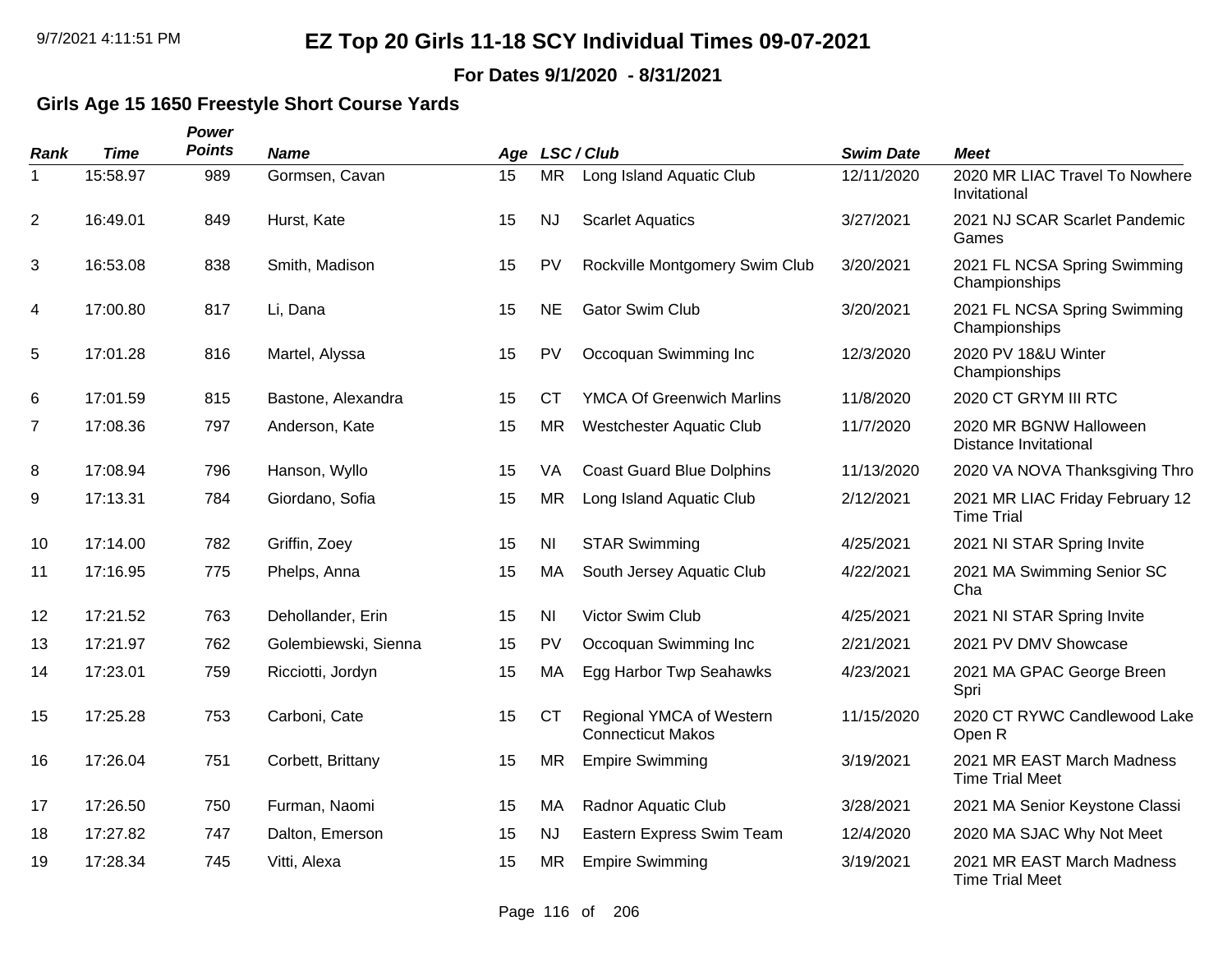# EZ Top 20 Girls 11-18 SCY Individual Times 09-07-2021

**For Dates 9/1/2020 - 8/31/2021**

### Girls Age 15 1650 Freestyle Short Course Yards

| Rank | Time | Power Points | Name | Age | LSC / Club | | Swim Date | Meet |
|---|---|---|---|---|---|---|---|---|
| 1 | 15:58.97 | 989 | Gormsen, Cavan | 15 | MR | Long Island Aquatic Club | 12/11/2020 | 2020 MR LIAC Travel To Nowhere Invitational |
| 2 | 16:49.01 | 849 | Hurst, Kate | 15 | NJ | Scarlet Aquatics | 3/27/2021 | 2021 NJ SCAR Scarlet Pandemic Games |
| 3 | 16:53.08 | 838 | Smith, Madison | 15 | PV | Rockville Montgomery Swim Club | 3/20/2021 | 2021 FL NCSA Spring Swimming Championships |
| 4 | 17:00.80 | 817 | Li, Dana | 15 | NE | Gator Swim Club | 3/20/2021 | 2021 FL NCSA Spring Swimming Championships |
| 5 | 17:01.28 | 816 | Martel, Alyssa | 15 | PV | Occoquan Swimming Inc | 12/3/2020 | 2020 PV 18&U Winter Championships |
| 6 | 17:01.59 | 815 | Bastone, Alexandra | 15 | CT | YMCA Of Greenwich Marlins | 11/8/2020 | 2020 CT GRYM III RTC |
| 7 | 17:08.36 | 797 | Anderson, Kate | 15 | MR | Westchester Aquatic Club | 11/7/2020 | 2020 MR BGNW Halloween Distance Invitational |
| 8 | 17:08.94 | 796 | Hanson, Wyllo | 15 | VA | Coast Guard Blue Dolphins | 11/13/2020 | 2020 VA NOVA Thanksgiving Thro |
| 9 | 17:13.31 | 784 | Giordano, Sofia | 15 | MR | Long Island Aquatic Club | 2/12/2021 | 2021 MR LIAC Friday February 12 Time Trial |
| 10 | 17:14.00 | 782 | Griffin, Zoey | 15 | NI | STAR Swimming | 4/25/2021 | 2021 NI STAR Spring Invite |
| 11 | 17:16.95 | 775 | Phelps, Anna | 15 | MA | South Jersey Aquatic Club | 4/22/2021 | 2021 MA Swimming Senior SC Cha |
| 12 | 17:21.52 | 763 | Dehollander, Erin | 15 | NI | Victor Swim Club | 4/25/2021 | 2021 NI STAR Spring Invite |
| 13 | 17:21.97 | 762 | Golembiewski, Sienna | 15 | PV | Occoquan Swimming Inc | 2/21/2021 | 2021 PV DMV Showcase |
| 14 | 17:23.01 | 759 | Ricciotti, Jordyn | 15 | MA | Egg Harbor Twp Seahawks | 4/23/2021 | 2021 MA GPAC George Breen Spri |
| 15 | 17:25.28 | 753 | Carboni, Cate | 15 | CT | Regional YMCA of Western Connecticut Makos | 11/15/2020 | 2020 CT RYWC Candlewood Lake Open R |
| 16 | 17:26.04 | 751 | Corbett, Brittany | 15 | MR | Empire Swimming | 3/19/2021 | 2021 MR EAST March Madness Time Trial Meet |
| 17 | 17:26.50 | 750 | Furman, Naomi | 15 | MA | Radnor Aquatic Club | 3/28/2021 | 2021 MA Senior Keystone Classi |
| 18 | 17:27.82 | 747 | Dalton, Emerson | 15 | NJ | Eastern Express Swim Team | 12/4/2020 | 2020 MA SJAC Why Not Meet |
| 19 | 17:28.34 | 745 | Vitti, Alexa | 15 | MR | Empire Swimming | 3/19/2021 | 2021 MR EAST March Madness Time Trial Meet |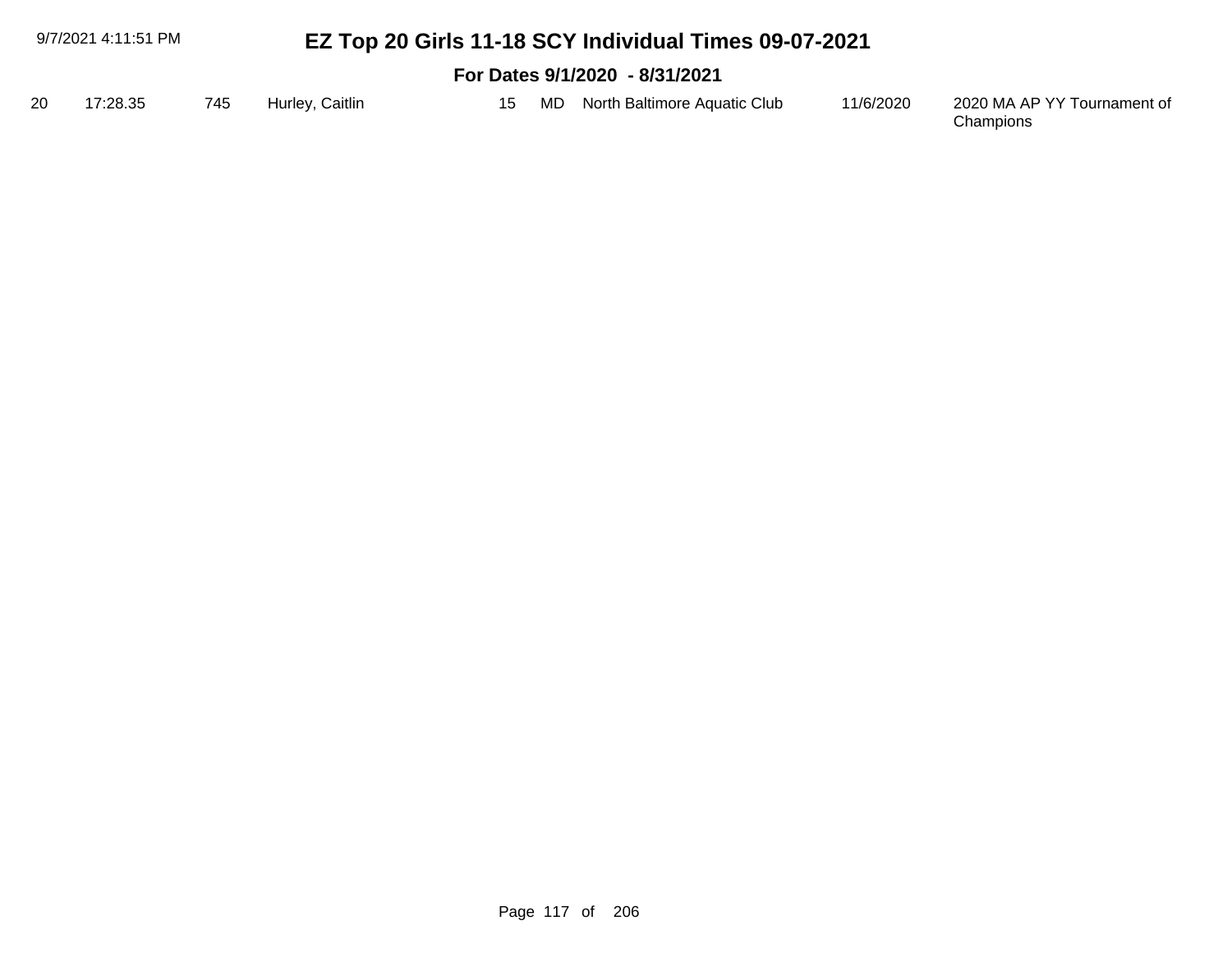# EZ Top 20 Girls 11-18 SCY Individual Times 09-07-2021

## For Dates 9/1/2020 - 8/31/2021

| | | | | | | | | |
|---|---|---|---|---|---|---|---|---|
| 20 | 17:28.35 | 745 | Hurley, Caitlin | 15 | MD | North Baltimore Aquatic Club | 11/6/2020 | 2020 MA AP YY Tournament of Champions |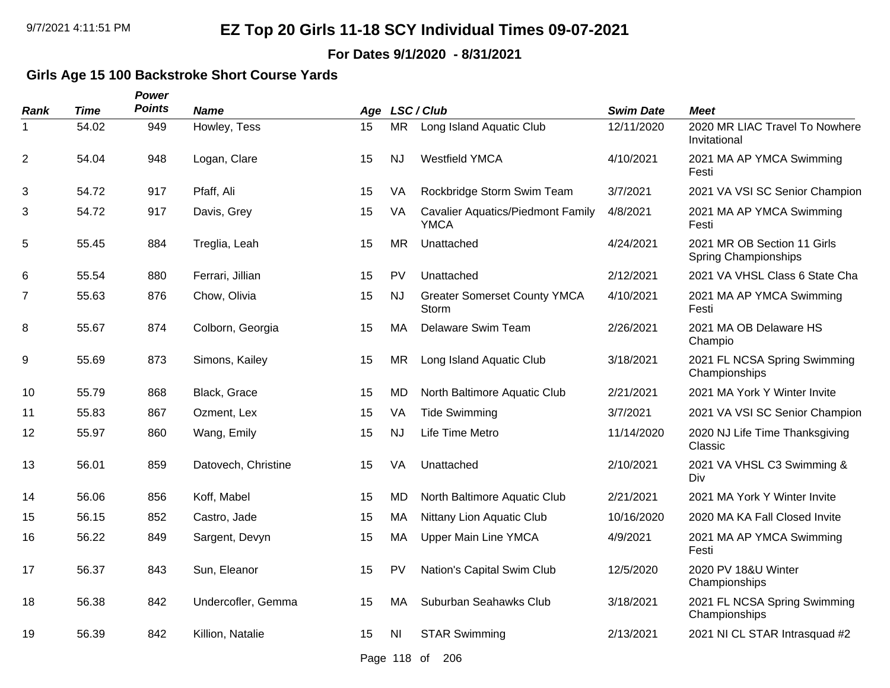# EZ Top 20 Girls 11-18 SCY Individual Times 09-07-2021

**For Dates 9/1/2020 - 8/31/2021**

### Girls Age 15 100 Backstroke Short Course Yards

| Rank | Time | Power Points | Name | Age | LSC / Club | | Swim Date | Meet |
|---|---|---|---|---|---|---|---|---|
| 1 | 54.02 | 949 | Howley, Tess | 15 | MR | Long Island Aquatic Club | 12/11/2020 | 2020 MR LIAC Travel To Nowhere Invitational |
| 2 | 54.04 | 948 | Logan, Clare | 15 | NJ | Westfield YMCA | 4/10/2021 | 2021 MA AP YMCA Swimming Festi |
| 3 | 54.72 | 917 | Pfaff, Ali | 15 | VA | Rockbridge Storm Swim Team | 3/7/2021 | 2021 VA VSI SC Senior Champion |
| 3 | 54.72 | 917 | Davis, Grey | 15 | VA | Cavalier Aquatics/Piedmont Family YMCA | 4/8/2021 | 2021 MA AP YMCA Swimming Festi |
| 5 | 55.45 | 884 | Treglia, Leah | 15 | MR | Unattached | 4/24/2021 | 2021 MR OB Section 11 Girls Spring Championships |
| 6 | 55.54 | 880 | Ferrari, Jillian | 15 | PV | Unattached | 2/12/2021 | 2021 VA VHSL Class 6 State Cha |
| 7 | 55.63 | 876 | Chow, Olivia | 15 | NJ | Greater Somerset County YMCA Storm | 4/10/2021 | 2021 MA AP YMCA Swimming Festi |
| 8 | 55.67 | 874 | Colborn, Georgia | 15 | MA | Delaware Swim Team | 2/26/2021 | 2021 MA OB Delaware HS Champio |
| 9 | 55.69 | 873 | Simons, Kailey | 15 | MR | Long Island Aquatic Club | 3/18/2021 | 2021 FL NCSA Spring Swimming Championships |
| 10 | 55.79 | 868 | Black, Grace | 15 | MD | North Baltimore Aquatic Club | 2/21/2021 | 2021 MA York Y Winter Invite |
| 11 | 55.83 | 867 | Ozment, Lex | 15 | VA | Tide Swimming | 3/7/2021 | 2021 VA VSI SC Senior Champion |
| 12 | 55.97 | 860 | Wang, Emily | 15 | NJ | Life Time Metro | 11/14/2020 | 2020 NJ Life Time Thanksgiving Classic |
| 13 | 56.01 | 859 | Datovech, Christine | 15 | VA | Unattached | 2/10/2021 | 2021 VA VHSL C3 Swimming & Div |
| 14 | 56.06 | 856 | Koff, Mabel | 15 | MD | North Baltimore Aquatic Club | 2/21/2021 | 2021 MA York Y Winter Invite |
| 15 | 56.15 | 852 | Castro, Jade | 15 | MA | Nittany Lion Aquatic Club | 10/16/2020 | 2020 MA KA Fall Closed Invite |
| 16 | 56.22 | 849 | Sargent, Devyn | 15 | MA | Upper Main Line YMCA | 4/9/2021 | 2021 MA AP YMCA Swimming Festi |
| 17 | 56.37 | 843 | Sun, Eleanor | 15 | PV | Nation's Capital Swim Club | 12/5/2020 | 2020 PV 18&U Winter Championships |
| 18 | 56.38 | 842 | Undercofler, Gemma | 15 | MA | Suburban Seahawks Club | 3/18/2021 | 2021 FL NCSA Spring Swimming Championships |
| 19 | 56.39 | 842 | Killion, Natalie | 15 | NI | STAR Swimming | 2/13/2021 | 2021 NI CL STAR Intrasquad #2 |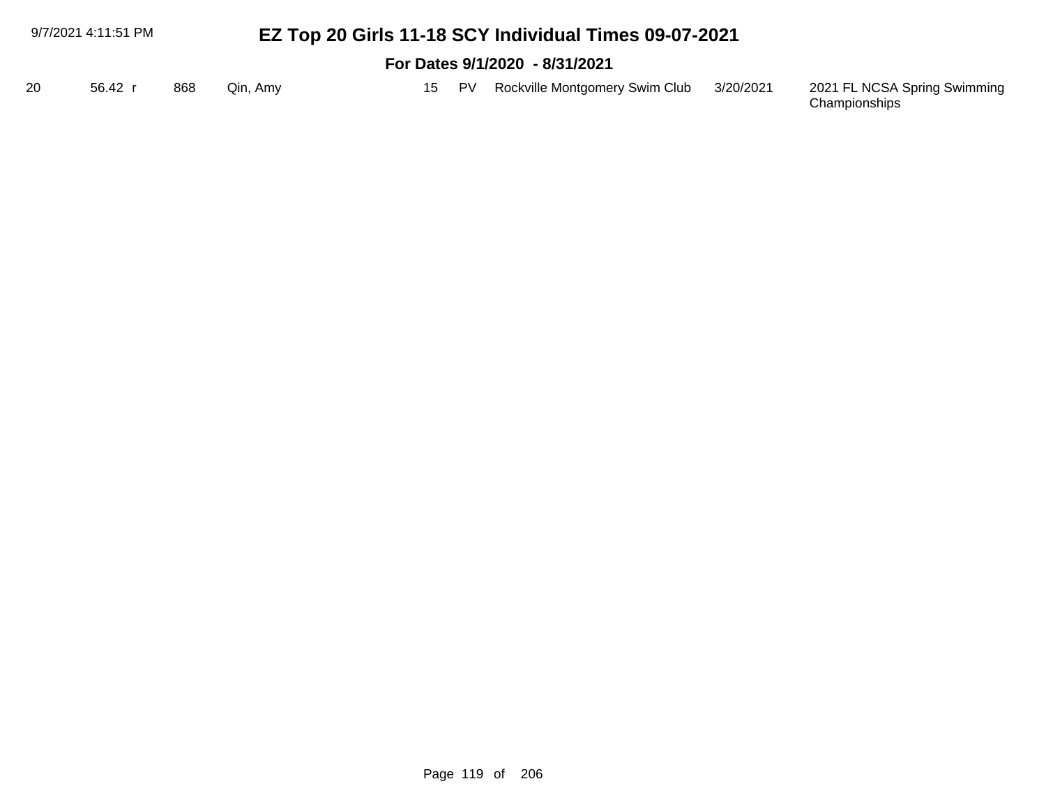# EZ Top 20 Girls 11-18 SCY Individual Times 09-07-2021

## For Dates 9/1/2020 - 8/31/2021

| | | | | | | | | |
|---|---|---|---|---|---|---|---|---|
| 20 | 56.42 r | 868 | Qin, Amy | 15 | PV | Rockville Montgomery Swim Club | 3/20/2021 | 2021 FL NCSA Spring Swimming Championships |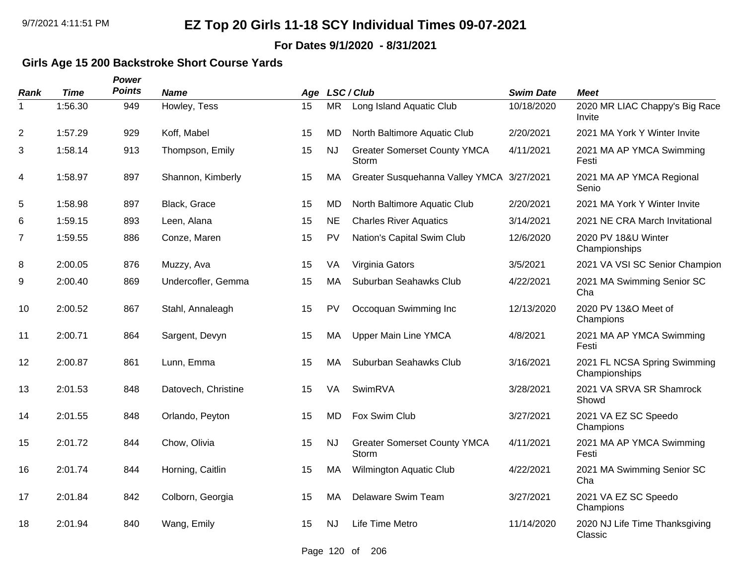# EZ Top 20 Girls 11-18 SCY Individual Times 09-07-2021

**For Dates 9/1/2020 - 8/31/2021**

### Girls Age 15 200 Backstroke Short Course Yards

| Rank | Time | Power Points | Name | Age | LSC / Club | | Swim Date | Meet |
|---|---|---|---|---|---|---|---|---|
| 1 | 1:56.30 | 949 | Howley, Tess | 15 | MR | Long Island Aquatic Club | 10/18/2020 | 2020 MR LIAC Chappy's Big Race Invite |
| 2 | 1:57.29 | 929 | Koff, Mabel | 15 | MD | North Baltimore Aquatic Club | 2/20/2021 | 2021 MA York Y Winter Invite |
| 3 | 1:58.14 | 913 | Thompson, Emily | 15 | NJ | Greater Somerset County YMCA Storm | 4/11/2021 | 2021 MA AP YMCA Swimming Festi |
| 4 | 1:58.97 | 897 | Shannon, Kimberly | 15 | MA | Greater Susquehanna Valley YMCA | 3/27/2021 | 2021 MA AP YMCA Regional Senio |
| 5 | 1:58.98 | 897 | Black, Grace | 15 | MD | North Baltimore Aquatic Club | 2/20/2021 | 2021 MA York Y Winter Invite |
| 6 | 1:59.15 | 893 | Leen, Alana | 15 | NE | Charles River Aquatics | 3/14/2021 | 2021 NE CRA March Invitational |
| 7 | 1:59.55 | 886 | Conze, Maren | 15 | PV | Nation's Capital Swim Club | 12/6/2020 | 2020 PV 18&U Winter Championships |
| 8 | 2:00.05 | 876 | Muzzy, Ava | 15 | VA | Virginia Gators | 3/5/2021 | 2021 VA VSI SC Senior Champion |
| 9 | 2:00.40 | 869 | Undercofler, Gemma | 15 | MA | Suburban Seahawks Club | 4/22/2021 | 2021 MA Swimming Senior SC Cha |
| 10 | 2:00.52 | 867 | Stahl, Annaleagh | 15 | PV | Occoquan Swimming Inc | 12/13/2020 | 2020 PV 13&O Meet of Champions |
| 11 | 2:00.71 | 864 | Sargent, Devyn | 15 | MA | Upper Main Line YMCA | 4/8/2021 | 2021 MA AP YMCA Swimming Festi |
| 12 | 2:00.87 | 861 | Lunn, Emma | 15 | MA | Suburban Seahawks Club | 3/16/2021 | 2021 FL NCSA Spring Swimming Championships |
| 13 | 2:01.53 | 848 | Datovech, Christine | 15 | VA | SwimRVA | 3/28/2021 | 2021 VA SRVA SR Shamrock Showd |
| 14 | 2:01.55 | 848 | Orlando, Peyton | 15 | MD | Fox Swim Club | 3/27/2021 | 2021 VA EZ SC Speedo Champions |
| 15 | 2:01.72 | 844 | Chow, Olivia | 15 | NJ | Greater Somerset County YMCA Storm | 4/11/2021 | 2021 MA AP YMCA Swimming Festi |
| 16 | 2:01.74 | 844 | Horning, Caitlin | 15 | MA | Wilmington Aquatic Club | 4/22/2021 | 2021 MA Swimming Senior SC Cha |
| 17 | 2:01.84 | 842 | Colborn, Georgia | 15 | MA | Delaware Swim Team | 3/27/2021 | 2021 VA EZ SC Speedo Champions |
| 18 | 2:01.94 | 840 | Wang, Emily | 15 | NJ | Life Time Metro | 11/14/2020 | 2020 NJ Life Time Thanksgiving Classic |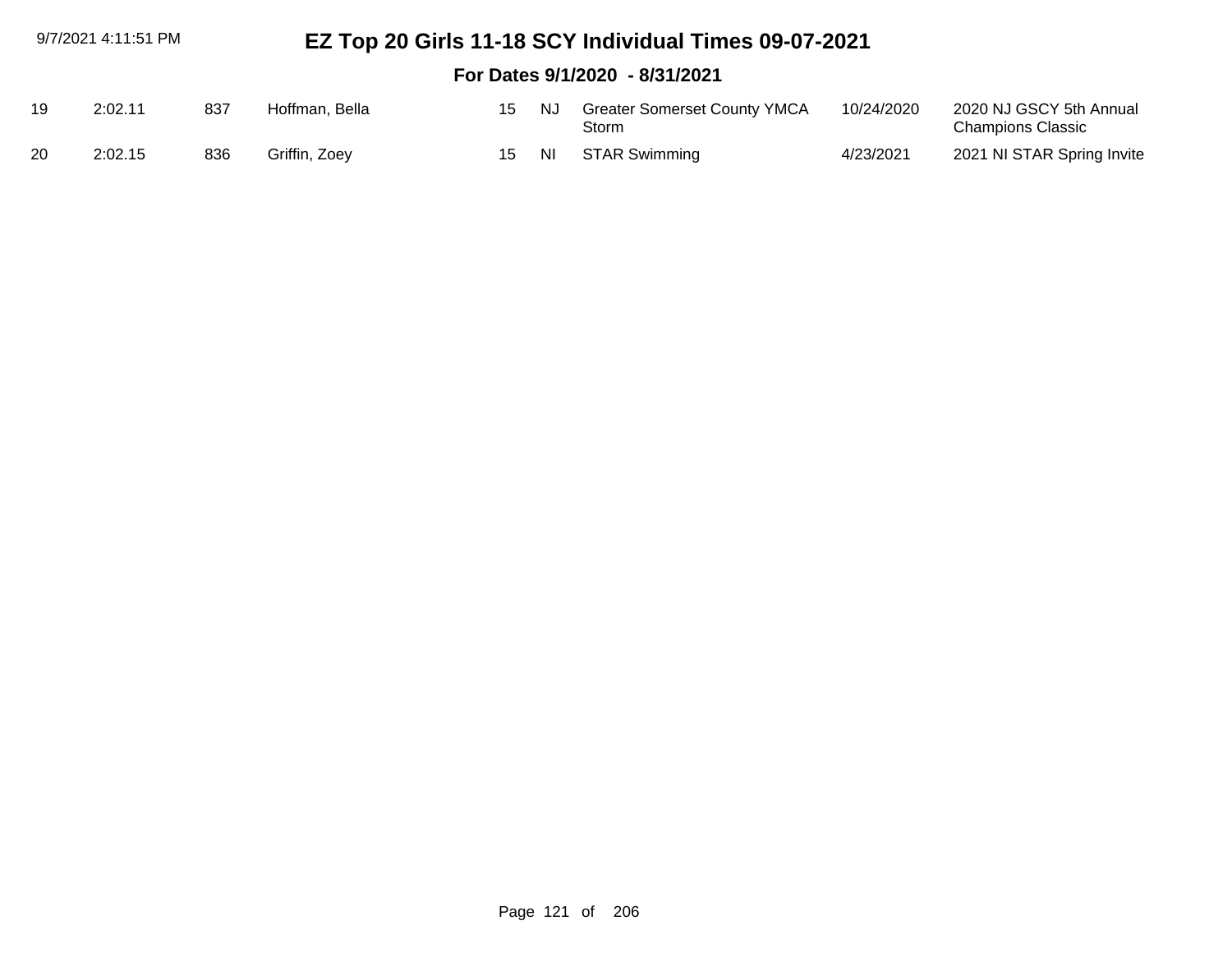# EZ Top 20 Girls 11-18 SCY Individual Times 09-07-2021

## For Dates 9/1/2020 - 8/31/2021

| | | | | | | | | |
|---|---|---|---|---|---|---|---|---|
| 19 | 2:02.11 | 837 | Hoffman, Bella | 15 | NJ | Greater Somerset County YMCA Storm | 10/24/2020 | 2020 NJ GSCY 5th Annual Champions Classic |
| 20 | 2:02.15 | 836 | Griffin, Zoey | 15 | NI | STAR Swimming | 4/23/2021 | 2021 NI STAR Spring Invite |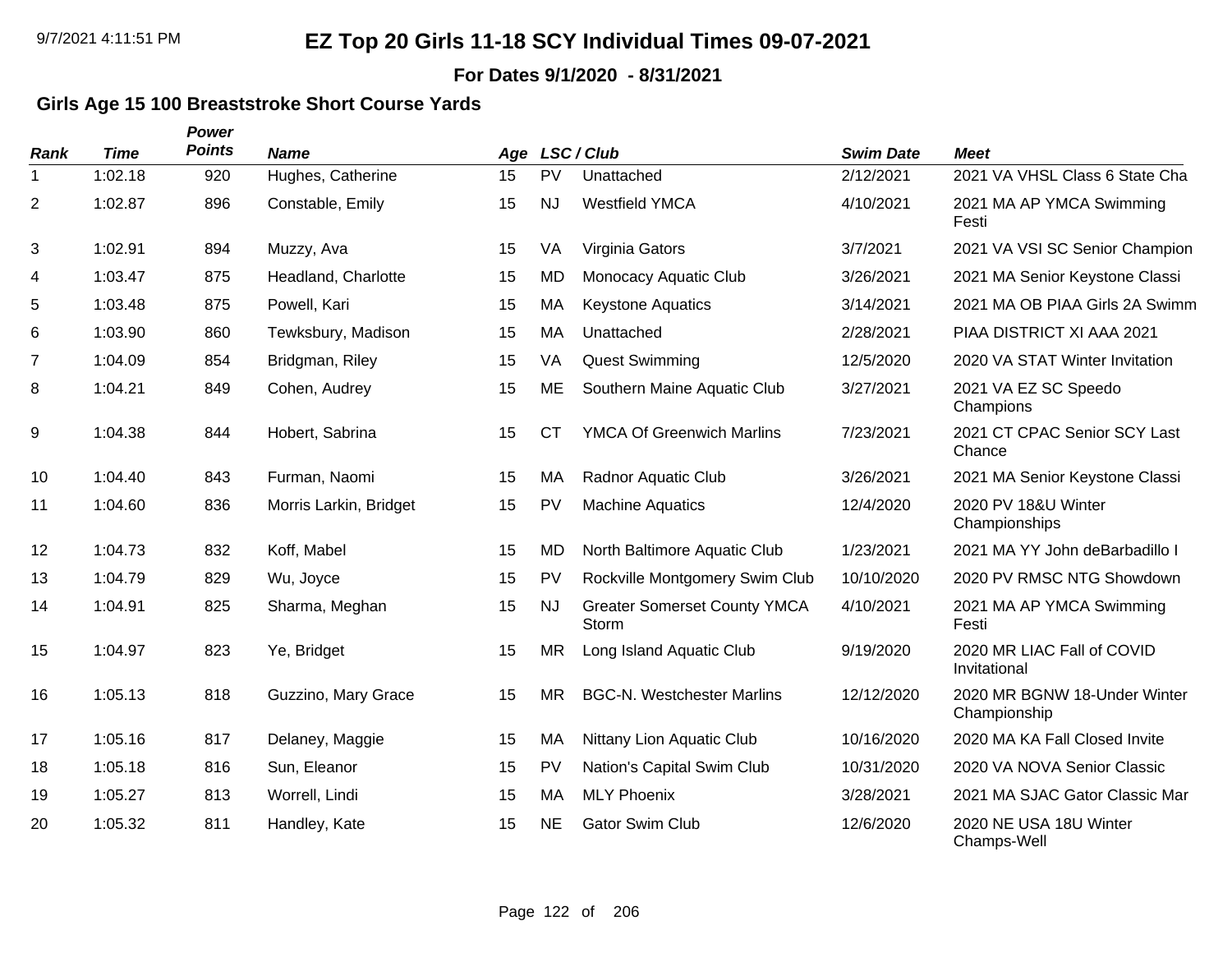# EZ Top 20 Girls 11-18 SCY Individual Times 09-07-2021

**For Dates 9/1/2020 - 8/31/2021**

## Girls Age 15 100 Breaststroke Short Course Yards

| Rank | Time | Power Points | Name | Age | LSC | Club | Swim Date | Meet |
|---|---|---|---|---|---|---|---|---|
| 1 | 1:02.18 | 920 | Hughes, Catherine | 15 | PV | Unattached | 2/12/2021 | 2021 VA VHSL Class 6 State Cha |
| 2 | 1:02.87 | 896 | Constable, Emily | 15 | NJ | Westfield YMCA | 4/10/2021 | 2021 MA AP YMCA Swimming Festi |
| 3 | 1:02.91 | 894 | Muzzy, Ava | 15 | VA | Virginia Gators | 3/7/2021 | 2021 VA VSI SC Senior Champion |
| 4 | 1:03.47 | 875 | Headland, Charlotte | 15 | MD | Monocacy Aquatic Club | 3/26/2021 | 2021 MA Senior Keystone Classi |
| 5 | 1:03.48 | 875 | Powell, Kari | 15 | MA | Keystone Aquatics | 3/14/2021 | 2021 MA OB PIAA Girls 2A Swimm |
| 6 | 1:03.90 | 860 | Tewksbury, Madison | 15 | MA | Unattached | 2/28/2021 | PIAA DISTRICT XI AAA 2021 |
| 7 | 1:04.09 | 854 | Bridgman, Riley | 15 | VA | Quest Swimming | 12/5/2020 | 2020 VA STAT Winter Invitation |
| 8 | 1:04.21 | 849 | Cohen, Audrey | 15 | ME | Southern Maine Aquatic Club | 3/27/2021 | 2021 VA EZ SC Speedo Champions |
| 9 | 1:04.38 | 844 | Hobert, Sabrina | 15 | CT | YMCA Of Greenwich Marlins | 7/23/2021 | 2021 CT CPAC Senior SCY Last Chance |
| 10 | 1:04.40 | 843 | Furman, Naomi | 15 | MA | Radnor Aquatic Club | 3/26/2021 | 2021 MA Senior Keystone Classi |
| 11 | 1:04.60 | 836 | Morris Larkin, Bridget | 15 | PV | Machine Aquatics | 12/4/2020 | 2020 PV 18&U Winter Championships |
| 12 | 1:04.73 | 832 | Koff, Mabel | 15 | MD | North Baltimore Aquatic Club | 1/23/2021 | 2021 MA YY John deBarbadillo I |
| 13 | 1:04.79 | 829 | Wu, Joyce | 15 | PV | Rockville Montgomery Swim Club | 10/10/2020 | 2020 PV RMSC NTG Showdown |
| 14 | 1:04.91 | 825 | Sharma, Meghan | 15 | NJ | Greater Somerset County YMCA Storm | 4/10/2021 | 2021 MA AP YMCA Swimming Festi |
| 15 | 1:04.97 | 823 | Ye, Bridget | 15 | MR | Long Island Aquatic Club | 9/19/2020 | 2020 MR LIAC Fall of COVID Invitational |
| 16 | 1:05.13 | 818 | Guzzino, Mary Grace | 15 | MR | BGC-N. Westchester Marlins | 12/12/2020 | 2020 MR BGNW 18-Under Winter Championship |
| 17 | 1:05.16 | 817 | Delaney, Maggie | 15 | MA | Nittany Lion Aquatic Club | 10/16/2020 | 2020 MA KA Fall Closed Invite |
| 18 | 1:05.18 | 816 | Sun, Eleanor | 15 | PV | Nation's Capital Swim Club | 10/31/2020 | 2020 VA NOVA Senior Classic |
| 19 | 1:05.27 | 813 | Worrell, Lindi | 15 | MA | MLY Phoenix | 3/28/2021 | 2021 MA SJAC Gator Classic Mar |
| 20 | 1:05.32 | 811 | Handley, Kate | 15 | NE | Gator Swim Club | 12/6/2020 | 2020 NE USA 18U Winter Champs-Well |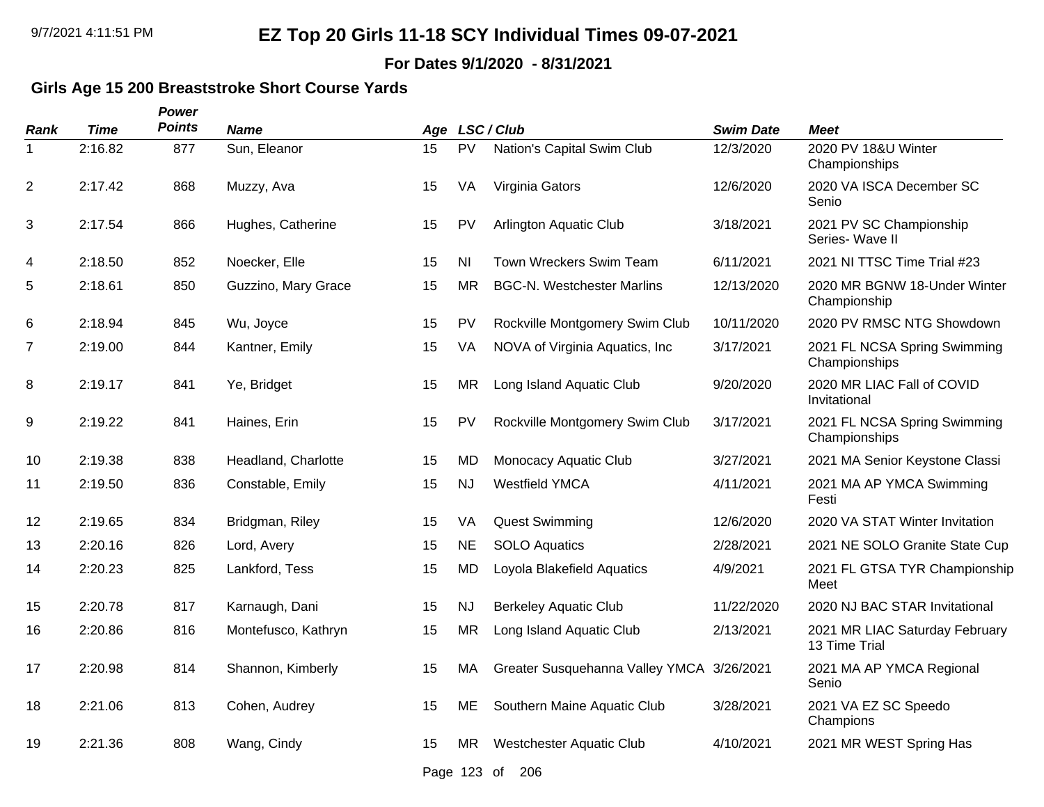# EZ Top 20 Girls 11-18 SCY Individual Times 09-07-2021

**For Dates 9/1/2020 - 8/31/2021**

## Girls Age 15 200 Breaststroke Short Course Yards

| Rank | Time | Power Points | Name | Age | LSC / Club | | Swim Date | Meet |
|---|---|---|---|---|---|---|---|---|
| 1 | 2:16.82 | 877 | Sun, Eleanor | 15 | PV | Nation's Capital Swim Club | 12/3/2020 | 2020 PV 18&U Winter Championships |
| 2 | 2:17.42 | 868 | Muzzy, Ava | 15 | VA | Virginia Gators | 12/6/2020 | 2020 VA ISCA December SC Senio |
| 3 | 2:17.54 | 866 | Hughes, Catherine | 15 | PV | Arlington Aquatic Club | 3/18/2021 | 2021 PV SC Championship Series- Wave II |
| 4 | 2:18.50 | 852 | Noecker, Elle | 15 | NI | Town Wreckers Swim Team | 6/11/2021 | 2021 NI TTSC Time Trial #23 |
| 5 | 2:18.61 | 850 | Guzzino, Mary Grace | 15 | MR | BGC-N. Westchester Marlins | 12/13/2020 | 2020 MR BGNW 18-Under Winter Championship |
| 6 | 2:18.94 | 845 | Wu, Joyce | 15 | PV | Rockville Montgomery Swim Club | 10/11/2020 | 2020 PV RMSC NTG Showdown |
| 7 | 2:19.00 | 844 | Kantner, Emily | 15 | VA | NOVA of Virginia Aquatics, Inc | 3/17/2021 | 2021 FL NCSA Spring Swimming Championships |
| 8 | 2:19.17 | 841 | Ye, Bridget | 15 | MR | Long Island Aquatic Club | 9/20/2020 | 2020 MR LIAC Fall of COVID Invitational |
| 9 | 2:19.22 | 841 | Haines, Erin | 15 | PV | Rockville Montgomery Swim Club | 3/17/2021 | 2021 FL NCSA Spring Swimming Championships |
| 10 | 2:19.38 | 838 | Headland, Charlotte | 15 | MD | Monocacy Aquatic Club | 3/27/2021 | 2021 MA Senior Keystone Classi |
| 11 | 2:19.50 | 836 | Constable, Emily | 15 | NJ | Westfield YMCA | 4/11/2021 | 2021 MA AP YMCA Swimming Festi |
| 12 | 2:19.65 | 834 | Bridgman, Riley | 15 | VA | Quest Swimming | 12/6/2020 | 2020 VA STAT Winter Invitation |
| 13 | 2:20.16 | 826 | Lord, Avery | 15 | NE | SOLO Aquatics | 2/28/2021 | 2021 NE SOLO Granite State Cup |
| 14 | 2:20.23 | 825 | Lankford, Tess | 15 | MD | Loyola Blakefield Aquatics | 4/9/2021 | 2021 FL GTSA TYR Championship Meet |
| 15 | 2:20.78 | 817 | Karnaugh, Dani | 15 | NJ | Berkeley Aquatic Club | 11/22/2020 | 2020 NJ BAC STAR Invitational |
| 16 | 2:20.86 | 816 | Montefusco, Kathryn | 15 | MR | Long Island Aquatic Club | 2/13/2021 | 2021 MR LIAC Saturday February 13 Time Trial |
| 17 | 2:20.98 | 814 | Shannon, Kimberly | 15 | MA | Greater Susquehanna Valley YMCA | 3/26/2021 | 2021 MA AP YMCA Regional Senio |
| 18 | 2:21.06 | 813 | Cohen, Audrey | 15 | ME | Southern Maine Aquatic Club | 3/28/2021 | 2021 VA EZ SC Speedo Champions |
| 19 | 2:21.36 | 808 | Wang, Cindy | 15 | MR | Westchester Aquatic Club | 4/10/2021 | 2021 MR WEST Spring Has |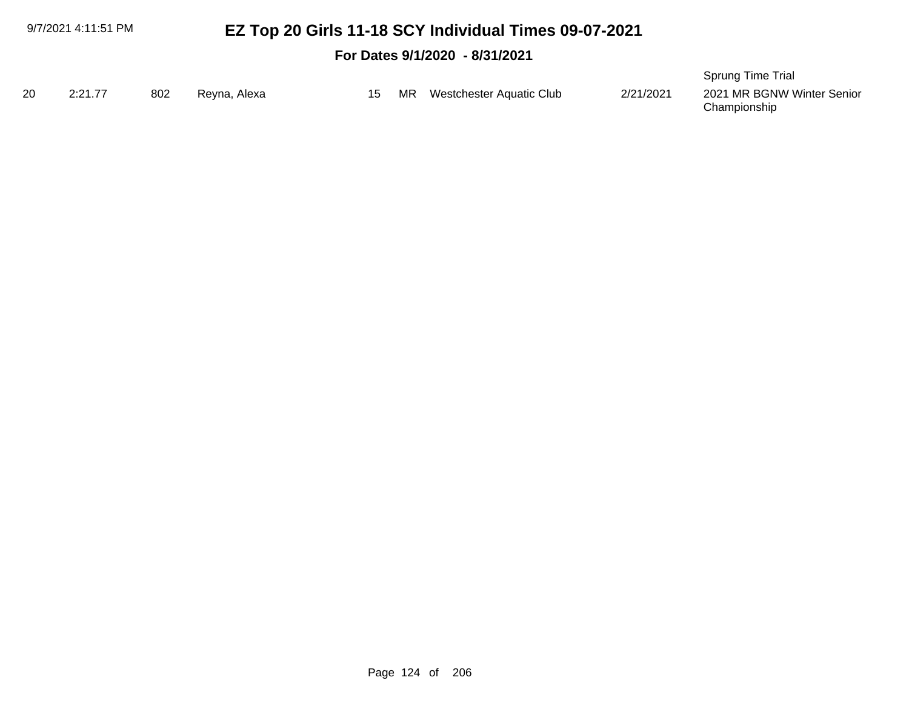| | | | | | | | | |
|---|---|---|---|---|---|---|---|---|
| | | | | | | | | Sprung Time Trial |
| 20 | 2:21.77 | 802 | Reyna, Alexa | 15 | MR | Westchester Aquatic Club | 2/21/2021 | 2021 MR BGNW Winter Senior Championship |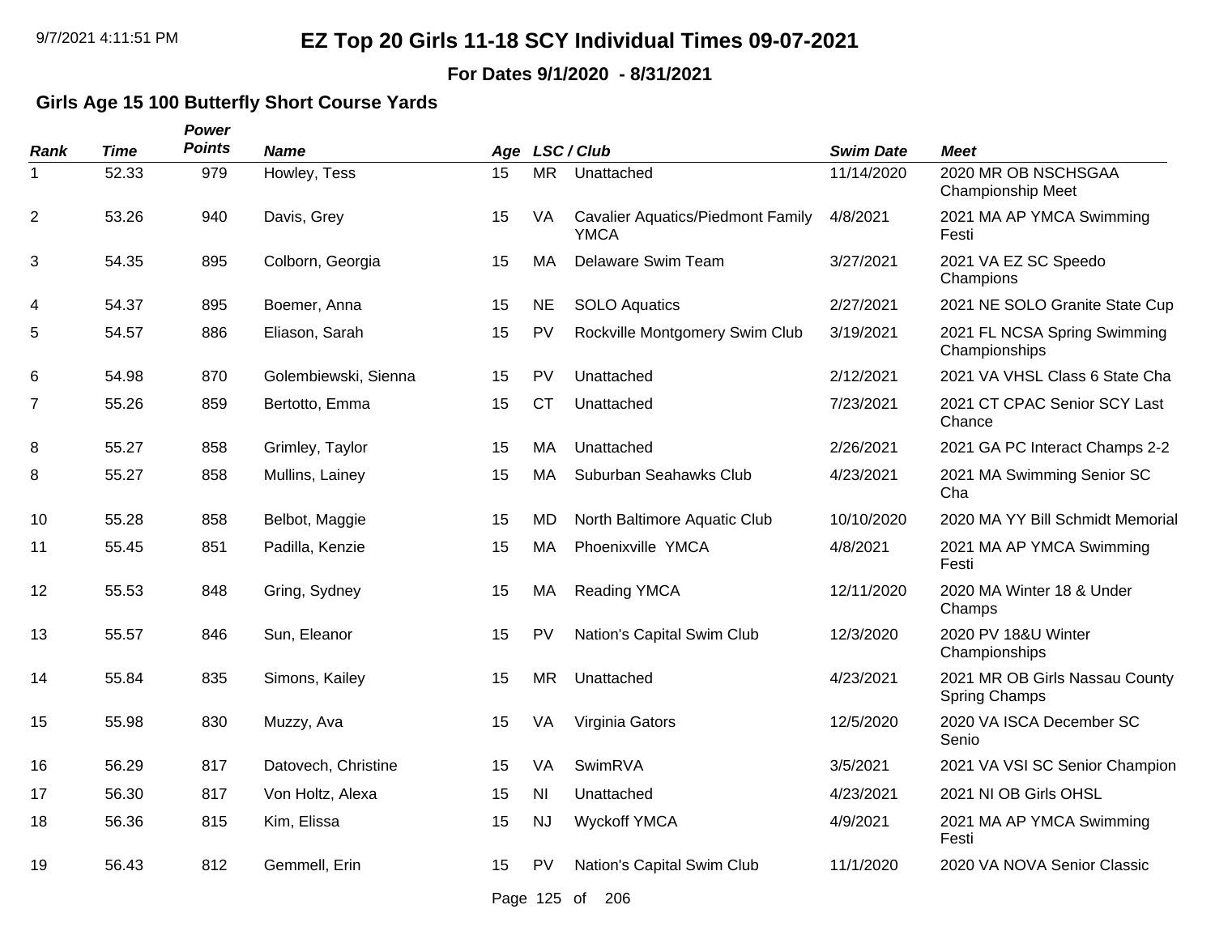# EZ Top 20 Girls 11-18 SCY Individual Times 09-07-2021

**For Dates 9/1/2020 - 8/31/2021**

## Girls Age 15 100 Butterfly Short Course Yards

| Rank | Time | Power Points | Name | Age | LSC | Club | Swim Date | Meet |
|---|---|---|---|---|---|---|---|---|
| 1 | 52.33 | 979 | Howley, Tess | 15 | MR | Unattached | 11/14/2020 | 2020 MR OB NSCHSGAA Championship Meet |
| 2 | 53.26 | 940 | Davis, Grey | 15 | VA | Cavalier Aquatics/Piedmont Family YMCA | 4/8/2021 | 2021 MA AP YMCA Swimming Festi |
| 3 | 54.35 | 895 | Colborn, Georgia | 15 | MA | Delaware Swim Team | 3/27/2021 | 2021 VA EZ SC Speedo Champions |
| 4 | 54.37 | 895 | Boemer, Anna | 15 | NE | SOLO Aquatics | 2/27/2021 | 2021 NE SOLO Granite State Cup |
| 5 | 54.57 | 886 | Eliason, Sarah | 15 | PV | Rockville Montgomery Swim Club | 3/19/2021 | 2021 FL NCSA Spring Swimming Championships |
| 6 | 54.98 | 870 | Golembiewski, Sienna | 15 | PV | Unattached | 2/12/2021 | 2021 VA VHSL Class 6 State Cha |
| 7 | 55.26 | 859 | Bertotto, Emma | 15 | CT | Unattached | 7/23/2021 | 2021 CT CPAC Senior SCY Last Chance |
| 8 | 55.27 | 858 | Grimley, Taylor | 15 | MA | Unattached | 2/26/2021 | 2021 GA PC Interact Champs 2-2 |
| 8 | 55.27 | 858 | Mullins, Lainey | 15 | MA | Suburban Seahawks Club | 4/23/2021 | 2021 MA Swimming Senior SC Cha |
| 10 | 55.28 | 858 | Belbot, Maggie | 15 | MD | North Baltimore Aquatic Club | 10/10/2020 | 2020 MA YY Bill Schmidt Memorial |
| 11 | 55.45 | 851 | Padilla, Kenzie | 15 | MA | Phoenixville YMCA | 4/8/2021 | 2021 MA AP YMCA Swimming Festi |
| 12 | 55.53 | 848 | Gring, Sydney | 15 | MA | Reading YMCA | 12/11/2020 | 2020 MA Winter 18 & Under Champs |
| 13 | 55.57 | 846 | Sun, Eleanor | 15 | PV | Nation's Capital Swim Club | 12/3/2020 | 2020 PV 18&U Winter Championships |
| 14 | 55.84 | 835 | Simons, Kailey | 15 | MR | Unattached | 4/23/2021 | 2021 MR OB Girls Nassau County Spring Champs |
| 15 | 55.98 | 830 | Muzzy, Ava | 15 | VA | Virginia Gators | 12/5/2020 | 2020 VA ISCA December SC Senio |
| 16 | 56.29 | 817 | Datovech, Christine | 15 | VA | SwimRVA | 3/5/2021 | 2021 VA VSI SC Senior Champion |
| 17 | 56.30 | 817 | Von Holtz, Alexa | 15 | NI | Unattached | 4/23/2021 | 2021 NI OB Girls OHSL |
| 18 | 56.36 | 815 | Kim, Elissa | 15 | NJ | Wyckoff YMCA | 4/9/2021 | 2021 MA AP YMCA Swimming Festi |
| 19 | 56.43 | 812 | Gemmell, Erin | 15 | PV | Nation's Capital Swim Club | 11/1/2020 | 2020 VA NOVA Senior Classic |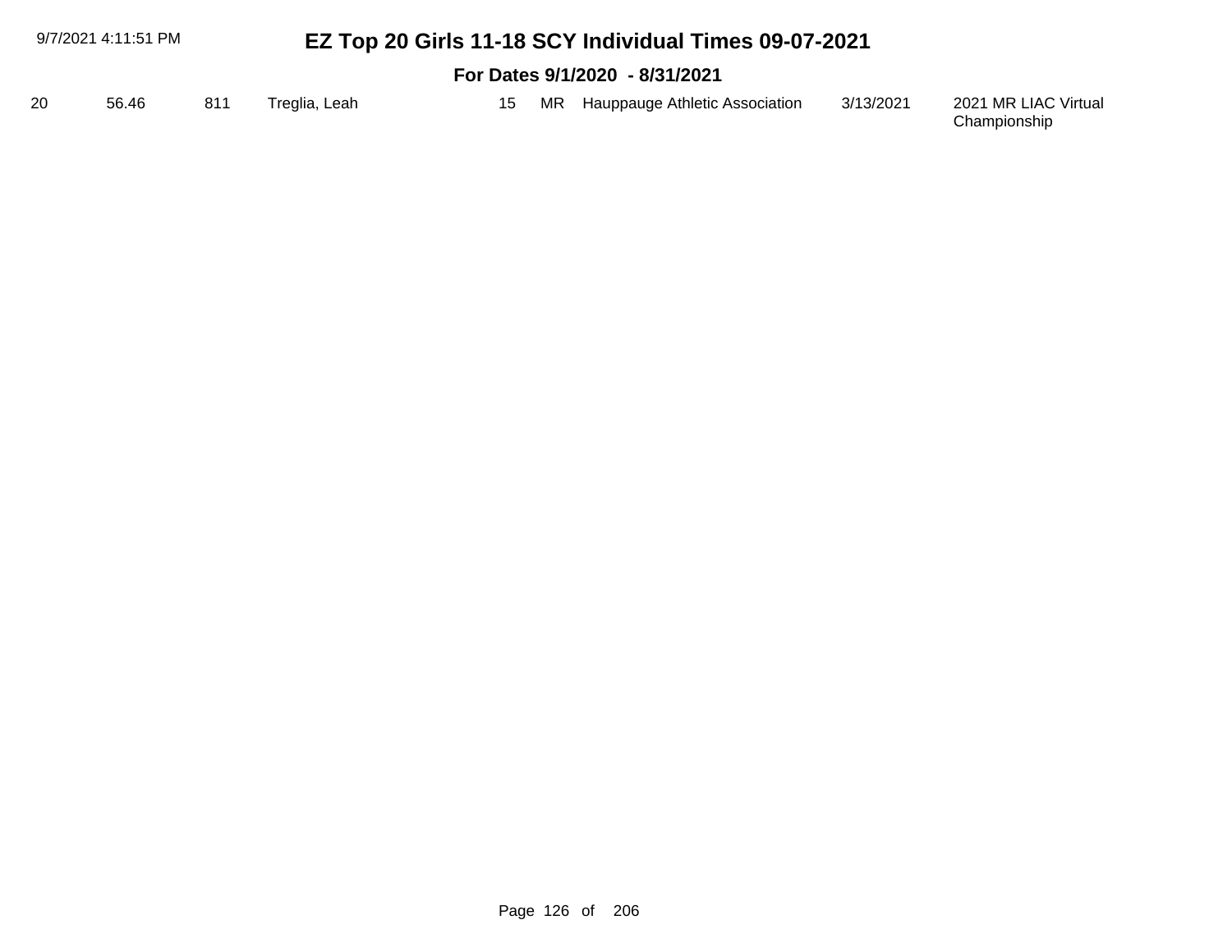# EZ Top 20 Girls 11-18 SCY Individual Times 09-07-2021

## For Dates 9/1/2020 - 8/31/2021

| | | | | | | | | |
|---|---|---|---|---|---|---|---|---|
| 20 | 56.46 | 811 | Treglia, Leah | 15 | MR | Hauppauge Athletic Association | 3/13/2021 | 2021 MR LIAC Virtual Championship |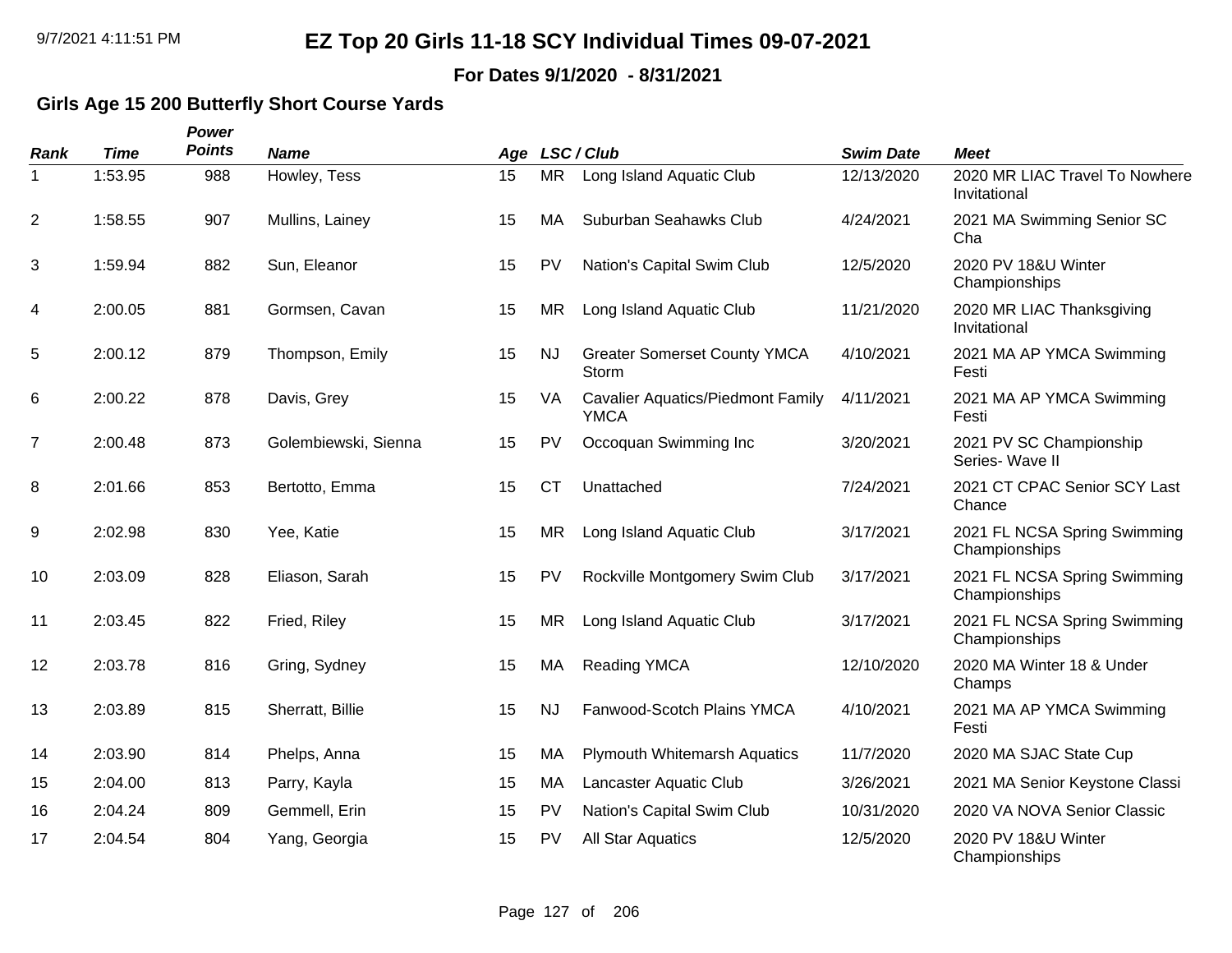# EZ Top 20 Girls 11-18 SCY Individual Times 09-07-2021

**For Dates 9/1/2020 - 8/31/2021**

## Girls Age 15 200 Butterfly Short Course Yards

| Rank | Time | Power Points | Name | Age | LSC / Club | | Swim Date | Meet |
|---|---|---|---|---|---|---|---|---|
| 1 | 1:53.95 | 988 | Howley, Tess | 15 | MR | Long Island Aquatic Club | 12/13/2020 | 2020 MR LIAC Travel To Nowhere Invitational |
| 2 | 1:58.55 | 907 | Mullins, Lainey | 15 | MA | Suburban Seahawks Club | 4/24/2021 | 2021 MA Swimming Senior SC Cha |
| 3 | 1:59.94 | 882 | Sun, Eleanor | 15 | PV | Nation's Capital Swim Club | 12/5/2020 | 2020 PV 18&U Winter Championships |
| 4 | 2:00.05 | 881 | Gormsen, Cavan | 15 | MR | Long Island Aquatic Club | 11/21/2020 | 2020 MR LIAC Thanksgiving Invitational |
| 5 | 2:00.12 | 879 | Thompson, Emily | 15 | NJ | Greater Somerset County YMCA Storm | 4/10/2021 | 2021 MA AP YMCA Swimming Festi |
| 6 | 2:00.22 | 878 | Davis, Grey | 15 | VA | Cavalier Aquatics/Piedmont Family YMCA | 4/11/2021 | 2021 MA AP YMCA Swimming Festi |
| 7 | 2:00.48 | 873 | Golembiewski, Sienna | 15 | PV | Occoquan Swimming Inc | 3/20/2021 | 2021 PV SC Championship Series- Wave II |
| 8 | 2:01.66 | 853 | Bertotto, Emma | 15 | CT | Unattached | 7/24/2021 | 2021 CT CPAC Senior SCY Last Chance |
| 9 | 2:02.98 | 830 | Yee, Katie | 15 | MR | Long Island Aquatic Club | 3/17/2021 | 2021 FL NCSA Spring Swimming Championships |
| 10 | 2:03.09 | 828 | Eliason, Sarah | 15 | PV | Rockville Montgomery Swim Club | 3/17/2021 | 2021 FL NCSA Spring Swimming Championships |
| 11 | 2:03.45 | 822 | Fried, Riley | 15 | MR | Long Island Aquatic Club | 3/17/2021 | 2021 FL NCSA Spring Swimming Championships |
| 12 | 2:03.78 | 816 | Gring, Sydney | 15 | MA | Reading YMCA | 12/10/2020 | 2020 MA Winter 18 & Under Champs |
| 13 | 2:03.89 | 815 | Sherratt, Billie | 15 | NJ | Fanwood-Scotch Plains YMCA | 4/10/2021 | 2021 MA AP YMCA Swimming Festi |
| 14 | 2:03.90 | 814 | Phelps, Anna | 15 | MA | Plymouth Whitemarsh Aquatics | 11/7/2020 | 2020 MA SJAC State Cup |
| 15 | 2:04.00 | 813 | Parry, Kayla | 15 | MA | Lancaster Aquatic Club | 3/26/2021 | 2021 MA Senior Keystone Classi |
| 16 | 2:04.24 | 809 | Gemmell, Erin | 15 | PV | Nation's Capital Swim Club | 10/31/2020 | 2020 VA NOVA Senior Classic |
| 17 | 2:04.54 | 804 | Yang, Georgia | 15 | PV | All Star Aquatics | 12/5/2020 | 2020 PV 18&U Winter Championships |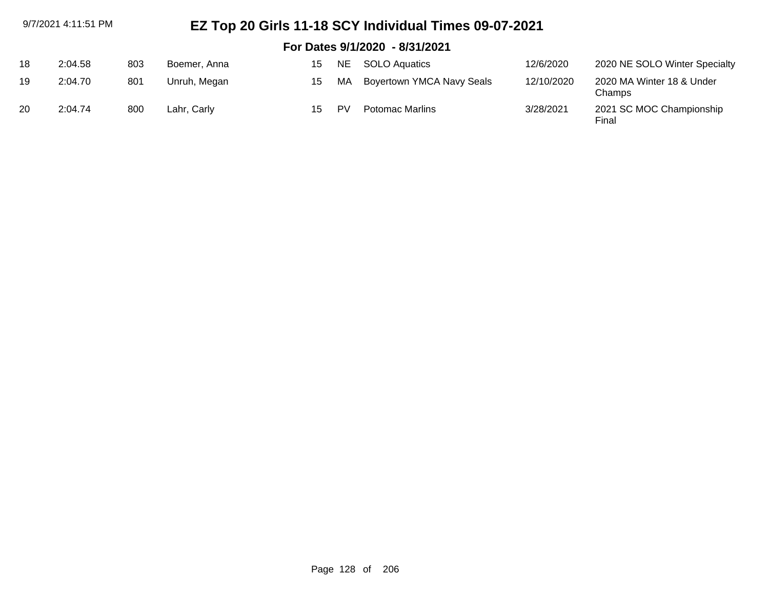# EZ Top 20 Girls 11-18 SCY Individual Times 09-07-2021

## For Dates 9/1/2020 - 8/31/2021

| | | | | | | | | |
|---|---|---|---|---|---|---|---|---|
| 18 | 2:04.58 | 803 | Boemer, Anna | 15 | NE | SOLO Aquatics | 12/6/2020 | 2020 NE SOLO Winter Specialty |
| 19 | 2:04.70 | 801 | Unruh, Megan | 15 | MA | Boyertown YMCA Navy Seals | 12/10/2020 | 2020 MA Winter 18 & Under Champs |
| 20 | 2:04.74 | 800 | Lahr, Carly | 15 | PV | Potomac Marlins | 3/28/2021 | 2021 SC MOC Championship Final |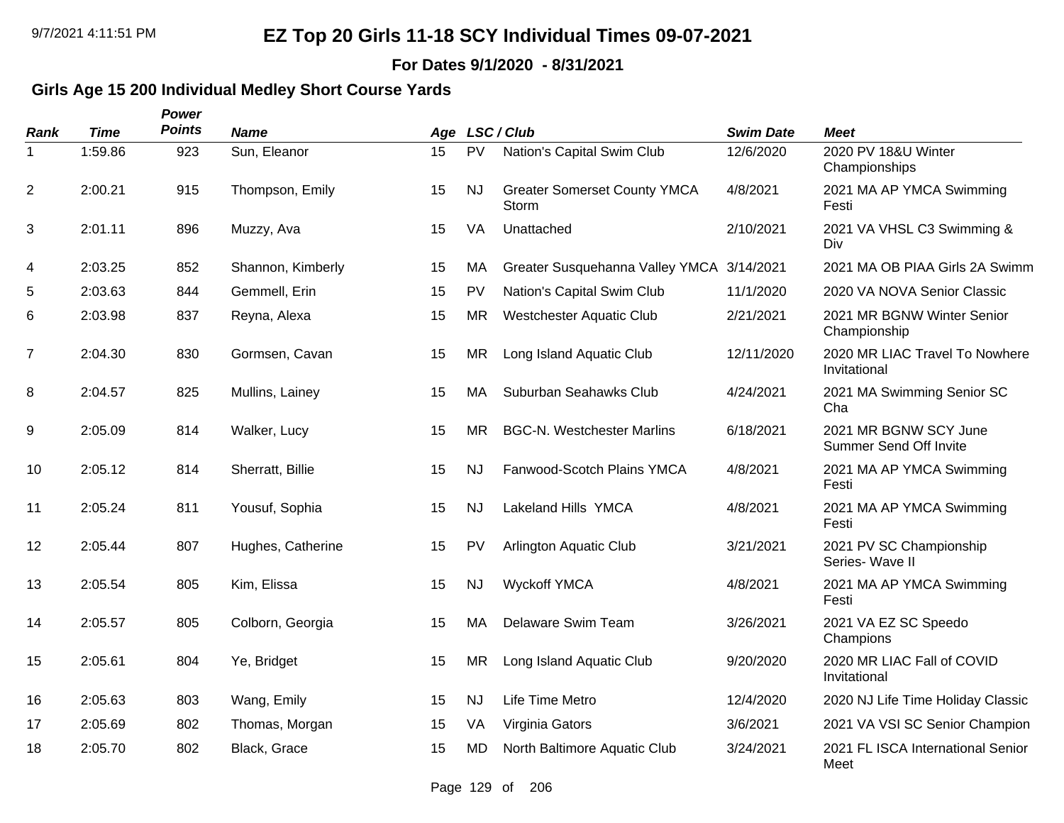# EZ Top 20 Girls 11-18 SCY Individual Times 09-07-2021

**For Dates 9/1/2020 - 8/31/2021**

## Girls Age 15 200 Individual Medley Short Course Yards

| Rank | Time | Power Points | Name | Age | LSC / Club | | Swim Date | Meet |
|---|---|---|---|---|---|---|---|---|
| 1 | 1:59.86 | 923 | Sun, Eleanor | 15 | PV | Nation's Capital Swim Club | 12/6/2020 | 2020 PV 18&U Winter Championships |
| 2 | 2:00.21 | 915 | Thompson, Emily | 15 | NJ | Greater Somerset County YMCA Storm | 4/8/2021 | 2021 MA AP YMCA Swimming Festi |
| 3 | 2:01.11 | 896 | Muzzy, Ava | 15 | VA | Unattached | 2/10/2021 | 2021 VA VHSL C3 Swimming & Div |
| 4 | 2:03.25 | 852 | Shannon, Kimberly | 15 | MA | Greater Susquehanna Valley YMCA | 3/14/2021 | 2021 MA OB PIAA Girls 2A Swimm |
| 5 | 2:03.63 | 844 | Gemmell, Erin | 15 | PV | Nation's Capital Swim Club | 11/1/2020 | 2020 VA NOVA Senior Classic |
| 6 | 2:03.98 | 837 | Reyna, Alexa | 15 | MR | Westchester Aquatic Club | 2/21/2021 | 2021 MR BGNW Winter Senior Championship |
| 7 | 2:04.30 | 830 | Gormsen, Cavan | 15 | MR | Long Island Aquatic Club | 12/11/2020 | 2020 MR LIAC Travel To Nowhere Invitational |
| 8 | 2:04.57 | 825 | Mullins, Lainey | 15 | MA | Suburban Seahawks Club | 4/24/2021 | 2021 MA Swimming Senior SC Cha |
| 9 | 2:05.09 | 814 | Walker, Lucy | 15 | MR | BGC-N. Westchester Marlins | 6/18/2021 | 2021 MR BGNW SCY June Summer Send Off Invite |
| 10 | 2:05.12 | 814 | Sherratt, Billie | 15 | NJ | Fanwood-Scotch Plains YMCA | 4/8/2021 | 2021 MA AP YMCA Swimming Festi |
| 11 | 2:05.24 | 811 | Yousuf, Sophia | 15 | NJ | Lakeland Hills YMCA | 4/8/2021 | 2021 MA AP YMCA Swimming Festi |
| 12 | 2:05.44 | 807 | Hughes, Catherine | 15 | PV | Arlington Aquatic Club | 3/21/2021 | 2021 PV SC Championship Series- Wave II |
| 13 | 2:05.54 | 805 | Kim, Elissa | 15 | NJ | Wyckoff YMCA | 4/8/2021 | 2021 MA AP YMCA Swimming Festi |
| 14 | 2:05.57 | 805 | Colborn, Georgia | 15 | MA | Delaware Swim Team | 3/26/2021 | 2021 VA EZ SC Speedo Champions |
| 15 | 2:05.61 | 804 | Ye, Bridget | 15 | MR | Long Island Aquatic Club | 9/20/2020 | 2020 MR LIAC Fall of COVID Invitational |
| 16 | 2:05.63 | 803 | Wang, Emily | 15 | NJ | Life Time Metro | 12/4/2020 | 2020 NJ Life Time Holiday Classic |
| 17 | 2:05.69 | 802 | Thomas, Morgan | 15 | VA | Virginia Gators | 3/6/2021 | 2021 VA VSI SC Senior Champion |
| 18 | 2:05.70 | 802 | Black, Grace | 15 | MD | North Baltimore Aquatic Club | 3/24/2021 | 2021 FL ISCA International Senior Meet |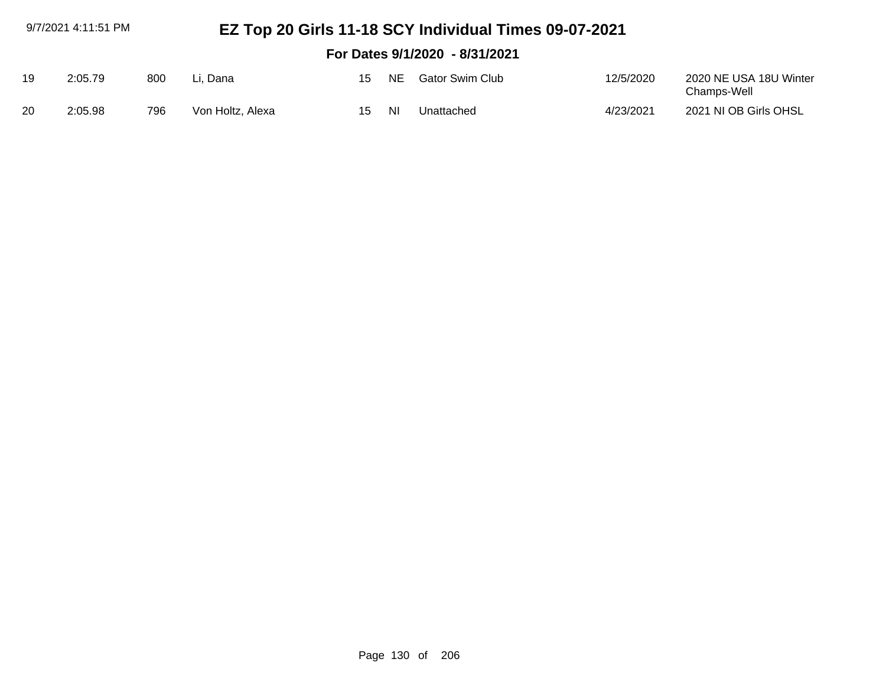# EZ Top 20 Girls 11-18 SCY Individual Times 09-07-2021

## For Dates 9/1/2020 - 8/31/2021

| | | | | | | | | |
|---|---|---|---|---|---|---|---|---|
| 19 | 2:05.79 | 800 | Li, Dana | 15 | NE | Gator Swim Club | 12/5/2020 | 2020 NE USA 18U Winter Champs-Well |
| 20 | 2:05.98 | 796 | Von Holtz, Alexa | 15 | NI | Unattached | 4/23/2021 | 2021 NI OB Girls OHSL |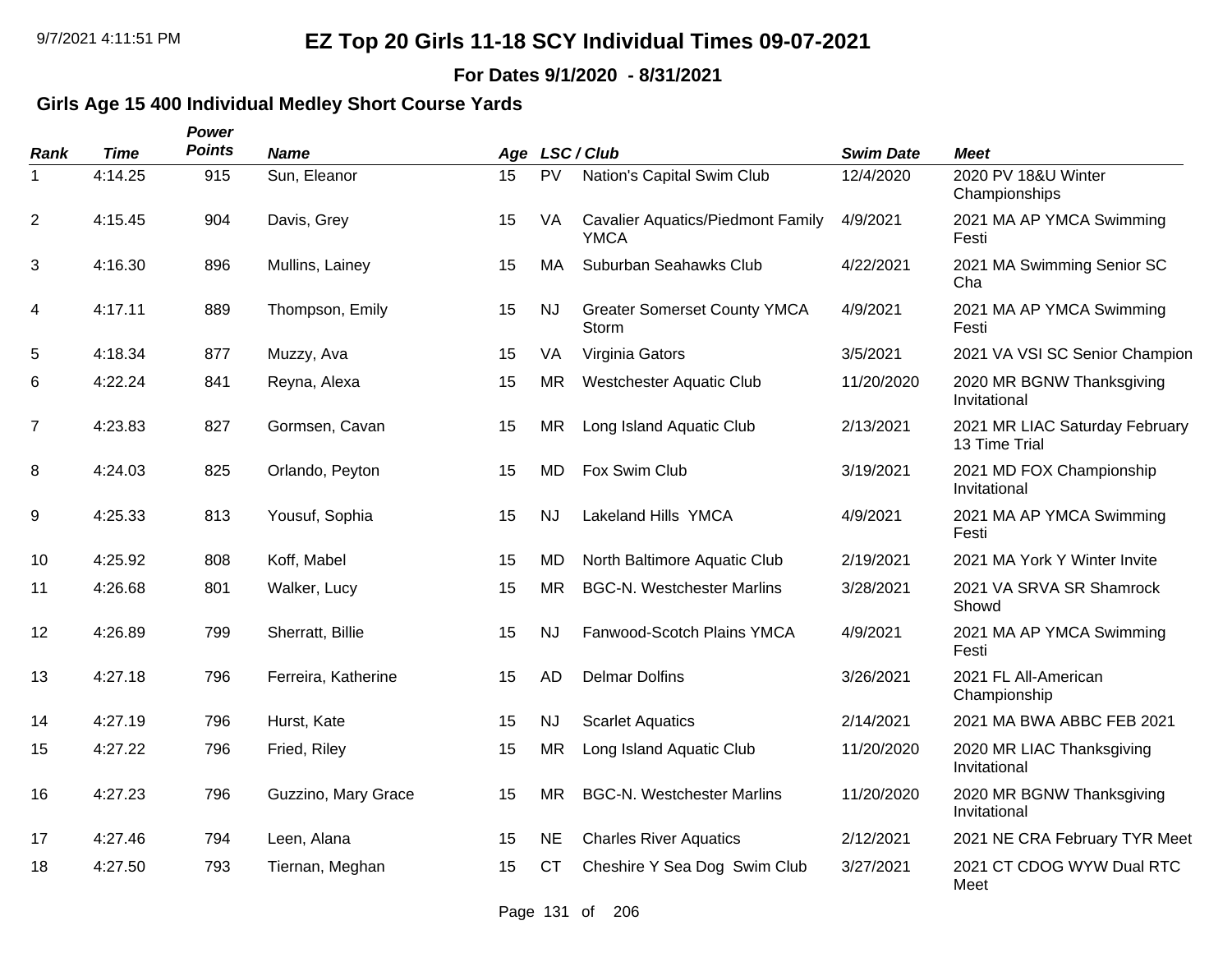# EZ Top 20 Girls 11-18 SCY Individual Times 09-07-2021

**For Dates 9/1/2020 - 8/31/2021**

## Girls Age 15 400 Individual Medley Short Course Yards

| *Rank* | *Time* | *Power Points* | *Name* | *Age* | *LSC / Club* | | *Swim Date* | *Meet* |
|---|---|---|---|---|---|---|---|---|
| 1 | 4:14.25 | 915 | Sun, Eleanor | 15 | PV | Nation's Capital Swim Club | 12/4/2020 | 2020 PV 18&U Winter Championships |
| 2 | 4:15.45 | 904 | Davis, Grey | 15 | VA | Cavalier Aquatics/Piedmont Family YMCA | 4/9/2021 | 2021 MA AP YMCA Swimming Festi |
| 3 | 4:16.30 | 896 | Mullins, Lainey | 15 | MA | Suburban Seahawks Club | 4/22/2021 | 2021 MA Swimming Senior SC Cha |
| 4 | 4:17.11 | 889 | Thompson, Emily | 15 | NJ | Greater Somerset County YMCA Storm | 4/9/2021 | 2021 MA AP YMCA Swimming Festi |
| 5 | 4:18.34 | 877 | Muzzy, Ava | 15 | VA | Virginia Gators | 3/5/2021 | 2021 VA VSI SC Senior Champion |
| 6 | 4:22.24 | 841 | Reyna, Alexa | 15 | MR | Westchester Aquatic Club | 11/20/2020 | 2020 MR BGNW Thanksgiving Invitational |
| 7 | 4:23.83 | 827 | Gormsen, Cavan | 15 | MR | Long Island Aquatic Club | 2/13/2021 | 2021 MR LIAC Saturday February 13 Time Trial |
| 8 | 4:24.03 | 825 | Orlando, Peyton | 15 | MD | Fox Swim Club | 3/19/2021 | 2021 MD FOX Championship Invitational |
| 9 | 4:25.33 | 813 | Yousuf, Sophia | 15 | NJ | Lakeland Hills YMCA | 4/9/2021 | 2021 MA AP YMCA Swimming Festi |
| 10 | 4:25.92 | 808 | Koff, Mabel | 15 | MD | North Baltimore Aquatic Club | 2/19/2021 | 2021 MA York Y Winter Invite |
| 11 | 4:26.68 | 801 | Walker, Lucy | 15 | MR | BGC-N. Westchester Marlins | 3/28/2021 | 2021 VA SRVA SR Shamrock Showd |
| 12 | 4:26.89 | 799 | Sherratt, Billie | 15 | NJ | Fanwood-Scotch Plains YMCA | 4/9/2021 | 2021 MA AP YMCA Swimming Festi |
| 13 | 4:27.18 | 796 | Ferreira, Katherine | 15 | AD | Delmar Dolfins | 3/26/2021 | 2021 FL All-American Championship |
| 14 | 4:27.19 | 796 | Hurst, Kate | 15 | NJ | Scarlet Aquatics | 2/14/2021 | 2021 MA BWA ABBC FEB 2021 |
| 15 | 4:27.22 | 796 | Fried, Riley | 15 | MR | Long Island Aquatic Club | 11/20/2020 | 2020 MR LIAC Thanksgiving Invitational |
| 16 | 4:27.23 | 796 | Guzzino, Mary Grace | 15 | MR | BGC-N. Westchester Marlins | 11/20/2020 | 2020 MR BGNW Thanksgiving Invitational |
| 17 | 4:27.46 | 794 | Leen, Alana | 15 | NE | Charles River Aquatics | 2/12/2021 | 2021 NE CRA February TYR Meet |
| 18 | 4:27.50 | 793 | Tiernan, Meghan | 15 | CT | Cheshire Y Sea Dog Swim Club | 3/27/2021 | 2021 CT CDOG WYW Dual RTC Meet |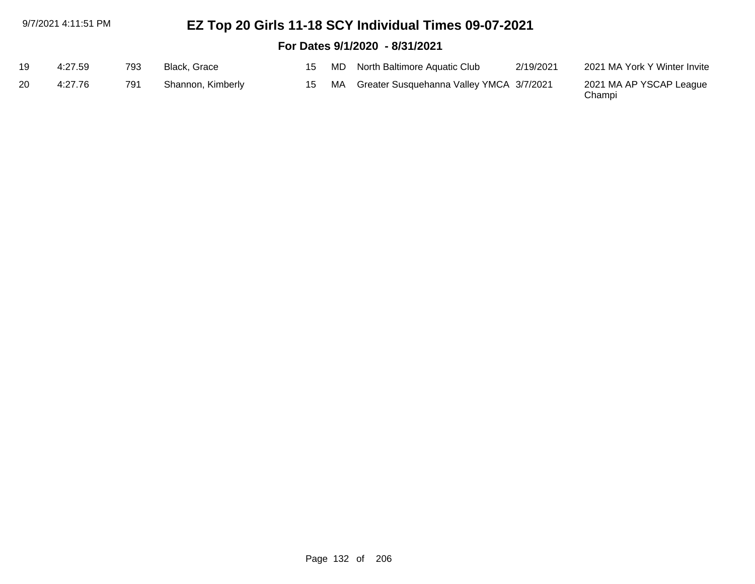# EZ Top 20 Girls 11-18 SCY Individual Times 09-07-2021

## For Dates 9/1/2020 - 8/31/2021

| | | | | | | | | |
|---|---|---|---|---|---|---|---|---|
| 19 | 4:27.59 | 793 | Black, Grace | 15 | MD | North Baltimore Aquatic Club | 2/19/2021 | 2021 MA York Y Winter Invite |
| 20 | 4:27.76 | 791 | Shannon, Kimberly | 15 | MA | Greater Susquehanna Valley YMCA | 3/7/2021 | 2021 MA AP YSCAP League Champi |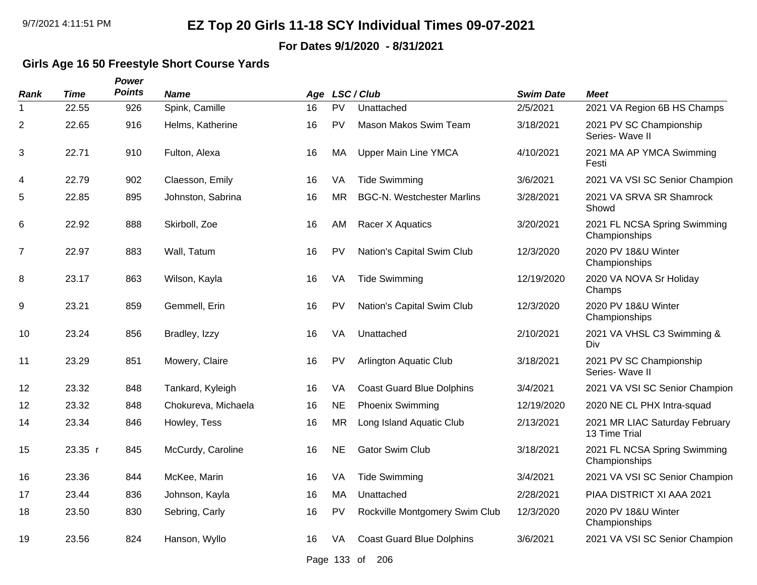# EZ Top 20 Girls 11-18 SCY Individual Times 09-07-2021

**For Dates 9/1/2020 - 8/31/2021**

## Girls Age 16 50 Freestyle Short Course Yards

| Rank | Time | Power Points | Name | Age | LSC / Club | | Swim Date | Meet |
|---|---|---|---|---|---|---|---|---|
| 1 | 22.55 | 926 | Spink, Camille | 16 | PV | Unattached | 2/5/2021 | 2021 VA Region 6B HS Champs |
| 2 | 22.65 | 916 | Helms, Katherine | 16 | PV | Mason Makos Swim Team | 3/18/2021 | 2021 PV SC Championship Series- Wave II |
| 3 | 22.71 | 910 | Fulton, Alexa | 16 | MA | Upper Main Line YMCA | 4/10/2021 | 2021 MA AP YMCA Swimming Festi |
| 4 | 22.79 | 902 | Claesson, Emily | 16 | VA | Tide Swimming | 3/6/2021 | 2021 VA VSI SC Senior Champion |
| 5 | 22.85 | 895 | Johnston, Sabrina | 16 | MR | BGC-N. Westchester Marlins | 3/28/2021 | 2021 VA SRVA SR Shamrock Showd |
| 6 | 22.92 | 888 | Skirboll, Zoe | 16 | AM | Racer X Aquatics | 3/20/2021 | 2021 FL NCSA Spring Swimming Championships |
| 7 | 22.97 | 883 | Wall, Tatum | 16 | PV | Nation's Capital Swim Club | 12/3/2020 | 2020 PV 18&U Winter Championships |
| 8 | 23.17 | 863 | Wilson, Kayla | 16 | VA | Tide Swimming | 12/19/2020 | 2020 VA NOVA Sr Holiday Champs |
| 9 | 23.21 | 859 | Gemmell, Erin | 16 | PV | Nation's Capital Swim Club | 12/3/2020 | 2020 PV 18&U Winter Championships |
| 10 | 23.24 | 856 | Bradley, Izzy | 16 | VA | Unattached | 2/10/2021 | 2021 VA VHSL C3 Swimming & Div |
| 11 | 23.29 | 851 | Mowery, Claire | 16 | PV | Arlington Aquatic Club | 3/18/2021 | 2021 PV SC Championship Series- Wave II |
| 12 | 23.32 | 848 | Tankard, Kyleigh | 16 | VA | Coast Guard Blue Dolphins | 3/4/2021 | 2021 VA VSI SC Senior Champion |
| 12 | 23.32 | 848 | Chokureva, Michaela | 16 | NE | Phoenix Swimming | 12/19/2020 | 2020 NE CL PHX Intra-squad |
| 14 | 23.34 | 846 | Howley, Tess | 16 | MR | Long Island Aquatic Club | 2/13/2021 | 2021 MR LIAC Saturday February 13 Time Trial |
| 15 | 23.35 r | 845 | McCurdy, Caroline | 16 | NE | Gator Swim Club | 3/18/2021 | 2021 FL NCSA Spring Swimming Championships |
| 16 | 23.36 | 844 | McKee, Marin | 16 | VA | Tide Swimming | 3/4/2021 | 2021 VA VSI SC Senior Champion |
| 17 | 23.44 | 836 | Johnson, Kayla | 16 | MA | Unattached | 2/28/2021 | PIAA DISTRICT XI AAA 2021 |
| 18 | 23.50 | 830 | Sebring, Carly | 16 | PV | Rockville Montgomery Swim Club | 12/3/2020 | 2020 PV 18&U Winter Championships |
| 19 | 23.56 | 824 | Hanson, Wyllo | 16 | VA | Coast Guard Blue Dolphins | 3/6/2021 | 2021 VA VSI SC Senior Champion |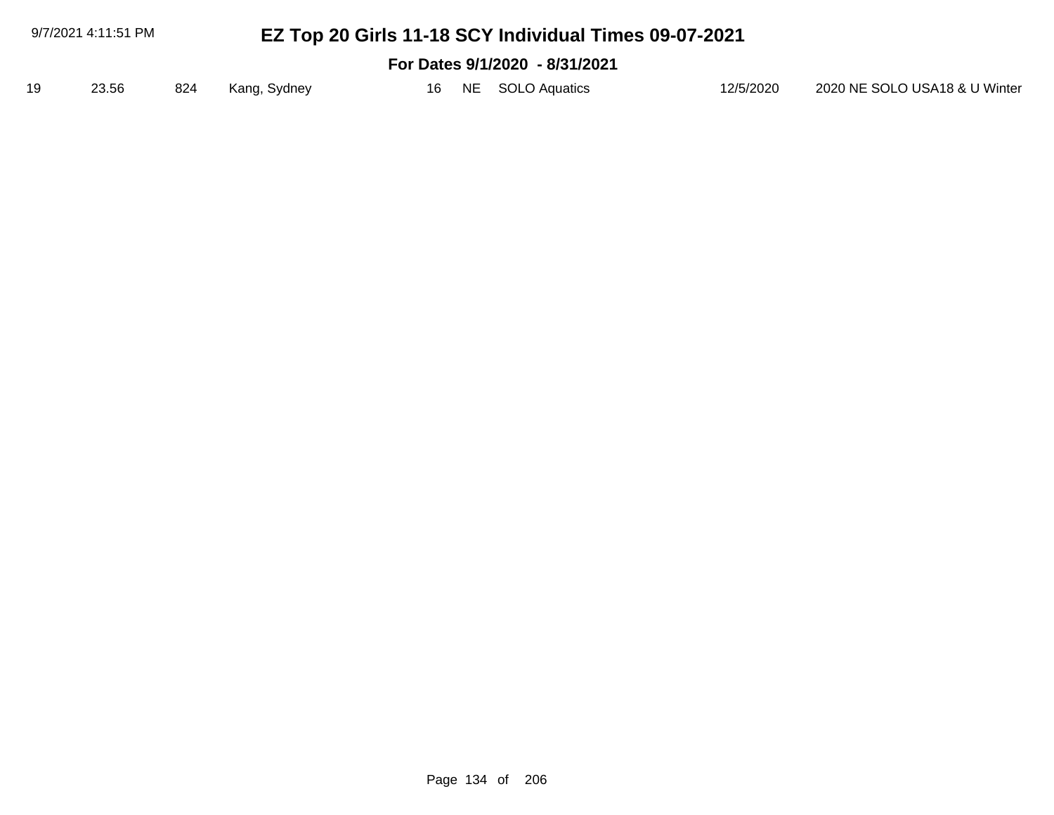| 19 | 23.56 | 824 | Kang, Sydney | 16 | NE | SOLO Aquatics | 12/5/2020 | 2020 NE SOLO USA18 & U Winter |
|---|---|---|---|---|---|---|---|---|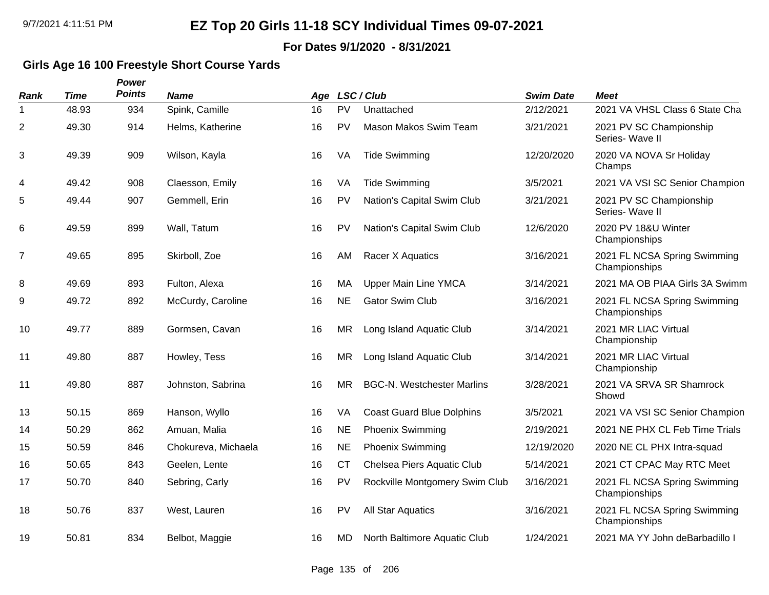# EZ Top 20 Girls 11-18 SCY Individual Times 09-07-2021

**For Dates 9/1/2020 - 8/31/2021**

## Girls Age 16 100 Freestyle Short Course Yards

| Rank | Time | Power Points | Name | Age | LSC | Club | Swim Date | Meet |
|---|---|---|---|---|---|---|---|---|
| 1 | 48.93 | 934 | Spink, Camille | 16 | PV | Unattached | 2/12/2021 | 2021 VA VHSL Class 6 State Cha |
| 2 | 49.30 | 914 | Helms, Katherine | 16 | PV | Mason Makos Swim Team | 3/21/2021 | 2021 PV SC Championship Series- Wave II |
| 3 | 49.39 | 909 | Wilson, Kayla | 16 | VA | Tide Swimming | 12/20/2020 | 2020 VA NOVA Sr Holiday Champs |
| 4 | 49.42 | 908 | Claesson, Emily | 16 | VA | Tide Swimming | 3/5/2021 | 2021 VA VSI SC Senior Champion |
| 5 | 49.44 | 907 | Gemmell, Erin | 16 | PV | Nation's Capital Swim Club | 3/21/2021 | 2021 PV SC Championship Series- Wave II |
| 6 | 49.59 | 899 | Wall, Tatum | 16 | PV | Nation's Capital Swim Club | 12/6/2020 | 2020 PV 18&U Winter Championships |
| 7 | 49.65 | 895 | Skirboll, Zoe | 16 | AM | Racer X Aquatics | 3/16/2021 | 2021 FL NCSA Spring Swimming Championships |
| 8 | 49.69 | 893 | Fulton, Alexa | 16 | MA | Upper Main Line YMCA | 3/14/2021 | 2021 MA OB PIAA Girls 3A Swimm |
| 9 | 49.72 | 892 | McCurdy, Caroline | 16 | NE | Gator Swim Club | 3/16/2021 | 2021 FL NCSA Spring Swimming Championships |
| 10 | 49.77 | 889 | Gormsen, Cavan | 16 | MR | Long Island Aquatic Club | 3/14/2021 | 2021 MR LIAC Virtual Championship |
| 11 | 49.80 | 887 | Howley, Tess | 16 | MR | Long Island Aquatic Club | 3/14/2021 | 2021 MR LIAC Virtual Championship |
| 11 | 49.80 | 887 | Johnston, Sabrina | 16 | MR | BGC-N. Westchester Marlins | 3/28/2021 | 2021 VA SRVA SR Shamrock Showd |
| 13 | 50.15 | 869 | Hanson, Wyllo | 16 | VA | Coast Guard Blue Dolphins | 3/5/2021 | 2021 VA VSI SC Senior Champion |
| 14 | 50.29 | 862 | Amuan, Malia | 16 | NE | Phoenix Swimming | 2/19/2021 | 2021 NE PHX CL Feb Time Trials |
| 15 | 50.59 | 846 | Chokureva, Michaela | 16 | NE | Phoenix Swimming | 12/19/2020 | 2020 NE CL PHX Intra-squad |
| 16 | 50.65 | 843 | Geelen, Lente | 16 | CT | Chelsea Piers Aquatic Club | 5/14/2021 | 2021 CT CPAC May RTC Meet |
| 17 | 50.70 | 840 | Sebring, Carly | 16 | PV | Rockville Montgomery Swim Club | 3/16/2021 | 2021 FL NCSA Spring Swimming Championships |
| 18 | 50.76 | 837 | West, Lauren | 16 | PV | All Star Aquatics | 3/16/2021 | 2021 FL NCSA Spring Swimming Championships |
| 19 | 50.81 | 834 | Belbot, Maggie | 16 | MD | North Baltimore Aquatic Club | 1/24/2021 | 2021 MA YY John deBarbadillo I |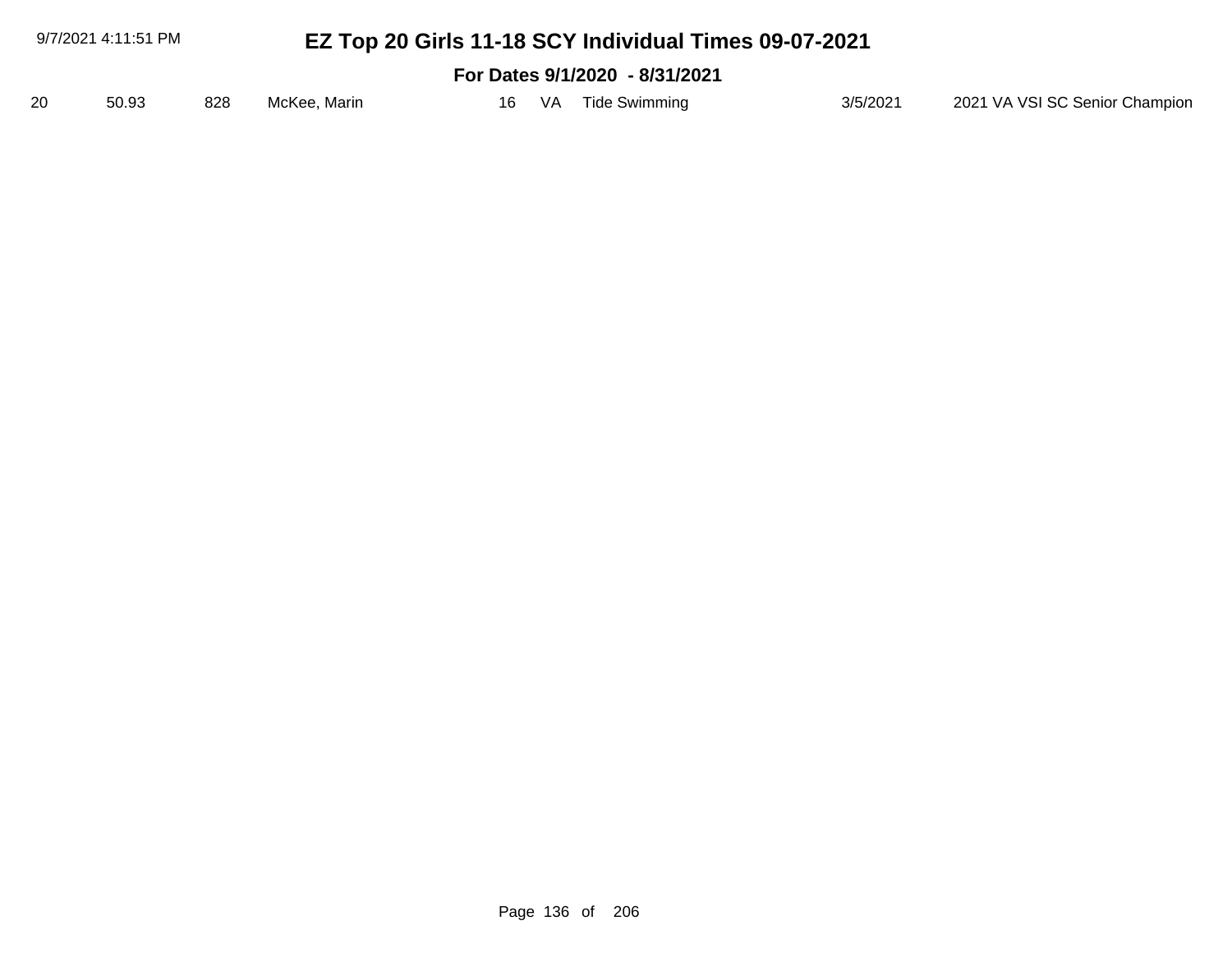# EZ Top 20 Girls 11-18 SCY Individual Times 09-07-2021

**For Dates 9/1/2020 - 8/31/2021**

| | | | | | | | | |
|---|---|---|---|---|---|---|---|---|
| 20 | 50.93 | 828 | McKee, Marin | 16 | VA | Tide Swimming | 3/5/2021 | 2021 VA VSI SC Senior Champion |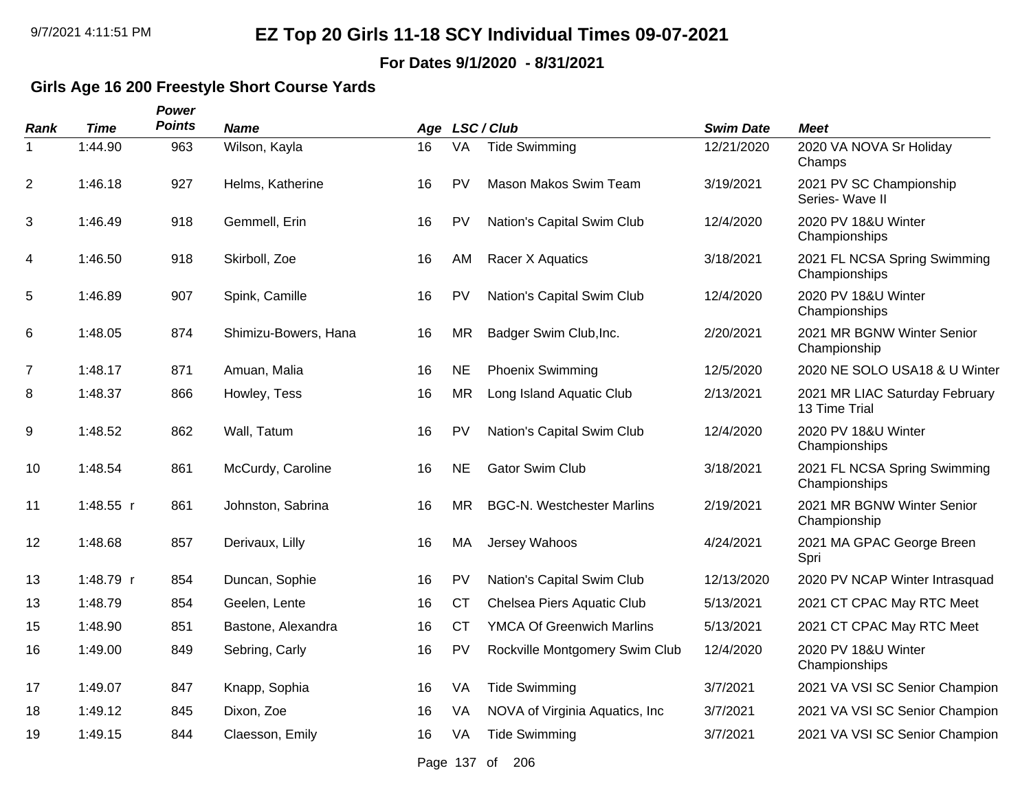# EZ Top 20 Girls 11-18 SCY Individual Times 09-07-2021

**For Dates 9/1/2020 - 8/31/2021**

## Girls Age 16 200 Freestyle Short Course Yards

| Rank | Time | Power Points | Name | Age | LSC / Club | | Swim Date | Meet |
|---|---|---|---|---|---|---|---|---|
| 1 | 1:44.90 | 963 | Wilson, Kayla | 16 | VA | Tide Swimming | 12/21/2020 | 2020 VA NOVA Sr Holiday Champs |
| 2 | 1:46.18 | 927 | Helms, Katherine | 16 | PV | Mason Makos Swim Team | 3/19/2021 | 2021 PV SC Championship Series- Wave II |
| 3 | 1:46.49 | 918 | Gemmell, Erin | 16 | PV | Nation's Capital Swim Club | 12/4/2020 | 2020 PV 18&U Winter Championships |
| 4 | 1:46.50 | 918 | Skirboll, Zoe | 16 | AM | Racer X Aquatics | 3/18/2021 | 2021 FL NCSA Spring Swimming Championships |
| 5 | 1:46.89 | 907 | Spink, Camille | 16 | PV | Nation's Capital Swim Club | 12/4/2020 | 2020 PV 18&U Winter Championships |
| 6 | 1:48.05 | 874 | Shimizu-Bowers, Hana | 16 | MR | Badger Swim Club,Inc. | 2/20/2021 | 2021 MR BGNW Winter Senior Championship |
| 7 | 1:48.17 | 871 | Amuan, Malia | 16 | NE | Phoenix Swimming | 12/5/2020 | 2020 NE SOLO USA18 & U Winter |
| 8 | 1:48.37 | 866 | Howley, Tess | 16 | MR | Long Island Aquatic Club | 2/13/2021 | 2021 MR LIAC Saturday February 13 Time Trial |
| 9 | 1:48.52 | 862 | Wall, Tatum | 16 | PV | Nation's Capital Swim Club | 12/4/2020 | 2020 PV 18&U Winter Championships |
| 10 | 1:48.54 | 861 | McCurdy, Caroline | 16 | NE | Gator Swim Club | 3/18/2021 | 2021 FL NCSA Spring Swimming Championships |
| 11 | 1:48.55 r | 861 | Johnston, Sabrina | 16 | MR | BGC-N. Westchester Marlins | 2/19/2021 | 2021 MR BGNW Winter Senior Championship |
| 12 | 1:48.68 | 857 | Derivaux, Lilly | 16 | MA | Jersey Wahoos | 4/24/2021 | 2021 MA GPAC George Breen Spri |
| 13 | 1:48.79 r | 854 | Duncan, Sophie | 16 | PV | Nation's Capital Swim Club | 12/13/2020 | 2020 PV NCAP Winter Intrasquad |
| 13 | 1:48.79 | 854 | Geelen, Lente | 16 | CT | Chelsea Piers Aquatic Club | 5/13/2021 | 2021 CT CPAC May RTC Meet |
| 15 | 1:48.90 | 851 | Bastone, Alexandra | 16 | CT | YMCA Of Greenwich Marlins | 5/13/2021 | 2021 CT CPAC May RTC Meet |
| 16 | 1:49.00 | 849 | Sebring, Carly | 16 | PV | Rockville Montgomery Swim Club | 12/4/2020 | 2020 PV 18&U Winter Championships |
| 17 | 1:49.07 | 847 | Knapp, Sophia | 16 | VA | Tide Swimming | 3/7/2021 | 2021 VA VSI SC Senior Champion |
| 18 | 1:49.12 | 845 | Dixon, Zoe | 16 | VA | NOVA of Virginia Aquatics, Inc | 3/7/2021 | 2021 VA VSI SC Senior Champion |
| 19 | 1:49.15 | 844 | Claesson, Emily | 16 | VA | Tide Swimming | 3/7/2021 | 2021 VA VSI SC Senior Champion |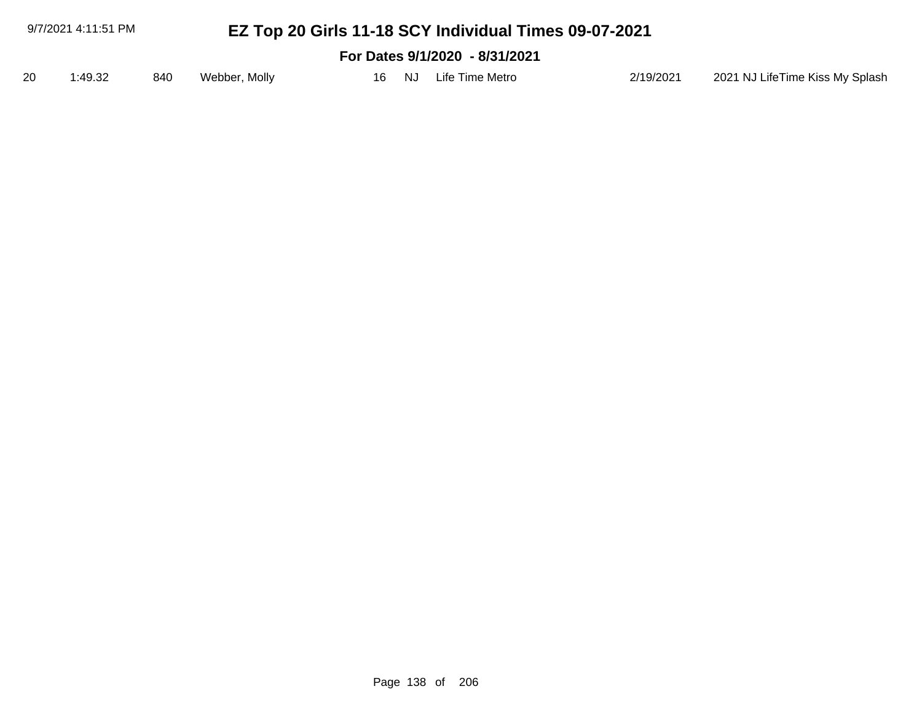| | | | | | | | | |
|---|---|---|---|---|---|---|---|---|
| 20 | 1:49.32 | 840 | Webber, Molly | 16 | NJ | Life Time Metro | 2/19/2021 | 2021 NJ LifeTime Kiss My Splash |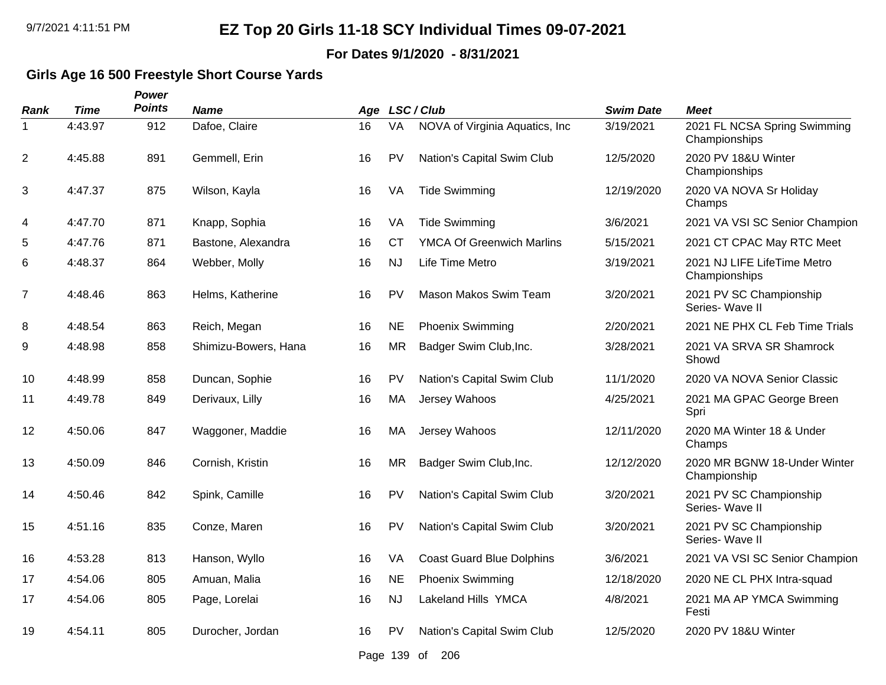# EZ Top 20 Girls 11-18 SCY Individual Times 09-07-2021

**For Dates 9/1/2020 - 8/31/2021**

### Girls Age 16 500 Freestyle Short Course Yards

| Rank | Time | Power Points | Name | Age | LSC | Club | Swim Date | Meet |
|---|---|---|---|---|---|---|---|---|
| 1 | 4:43.97 | 912 | Dafoe, Claire | 16 | VA | NOVA of Virginia Aquatics, Inc | 3/19/2021 | 2021 FL NCSA Spring Swimming Championships |
| 2 | 4:45.88 | 891 | Gemmell, Erin | 16 | PV | Nation's Capital Swim Club | 12/5/2020 | 2020 PV 18&U Winter Championships |
| 3 | 4:47.37 | 875 | Wilson, Kayla | 16 | VA | Tide Swimming | 12/19/2020 | 2020 VA NOVA Sr Holiday Champs |
| 4 | 4:47.70 | 871 | Knapp, Sophia | 16 | VA | Tide Swimming | 3/6/2021 | 2021 VA VSI SC Senior Champion |
| 5 | 4:47.76 | 871 | Bastone, Alexandra | 16 | CT | YMCA Of Greenwich Marlins | 5/15/2021 | 2021 CT CPAC May RTC Meet |
| 6 | 4:48.37 | 864 | Webber, Molly | 16 | NJ | Life Time Metro | 3/19/2021 | 2021 NJ LIFE LifeTime Metro Championships |
| 7 | 4:48.46 | 863 | Helms, Katherine | 16 | PV | Mason Makos Swim Team | 3/20/2021 | 2021 PV SC Championship Series- Wave II |
| 8 | 4:48.54 | 863 | Reich, Megan | 16 | NE | Phoenix Swimming | 2/20/2021 | 2021 NE PHX CL Feb Time Trials |
| 9 | 4:48.98 | 858 | Shimizu-Bowers, Hana | 16 | MR | Badger Swim Club,Inc. | 3/28/2021 | 2021 VA SRVA SR Shamrock Showd |
| 10 | 4:48.99 | 858 | Duncan, Sophie | 16 | PV | Nation's Capital Swim Club | 11/1/2020 | 2020 VA NOVA Senior Classic |
| 11 | 4:49.78 | 849 | Derivaux, Lilly | 16 | MA | Jersey Wahoos | 4/25/2021 | 2021 MA GPAC George Breen Spri |
| 12 | 4:50.06 | 847 | Waggoner, Maddie | 16 | MA | Jersey Wahoos | 12/11/2020 | 2020 MA Winter 18 & Under Champs |
| 13 | 4:50.09 | 846 | Cornish, Kristin | 16 | MR | Badger Swim Club,Inc. | 12/12/2020 | 2020 MR BGNW 18-Under Winter Championship |
| 14 | 4:50.46 | 842 | Spink, Camille | 16 | PV | Nation's Capital Swim Club | 3/20/2021 | 2021 PV SC Championship Series- Wave II |
| 15 | 4:51.16 | 835 | Conze, Maren | 16 | PV | Nation's Capital Swim Club | 3/20/2021 | 2021 PV SC Championship Series- Wave II |
| 16 | 4:53.28 | 813 | Hanson, Wyllo | 16 | VA | Coast Guard Blue Dolphins | 3/6/2021 | 2021 VA VSI SC Senior Champion |
| 17 | 4:54.06 | 805 | Amuan, Malia | 16 | NE | Phoenix Swimming | 12/18/2020 | 2020 NE CL PHX Intra-squad |
| 17 | 4:54.06 | 805 | Page, Lorelai | 16 | NJ | Lakeland Hills YMCA | 4/8/2021 | 2021 MA AP YMCA Swimming Festi |
| 19 | 4:54.11 | 805 | Durocher, Jordan | 16 | PV | Nation's Capital Swim Club | 12/5/2020 | 2020 PV 18&U Winter |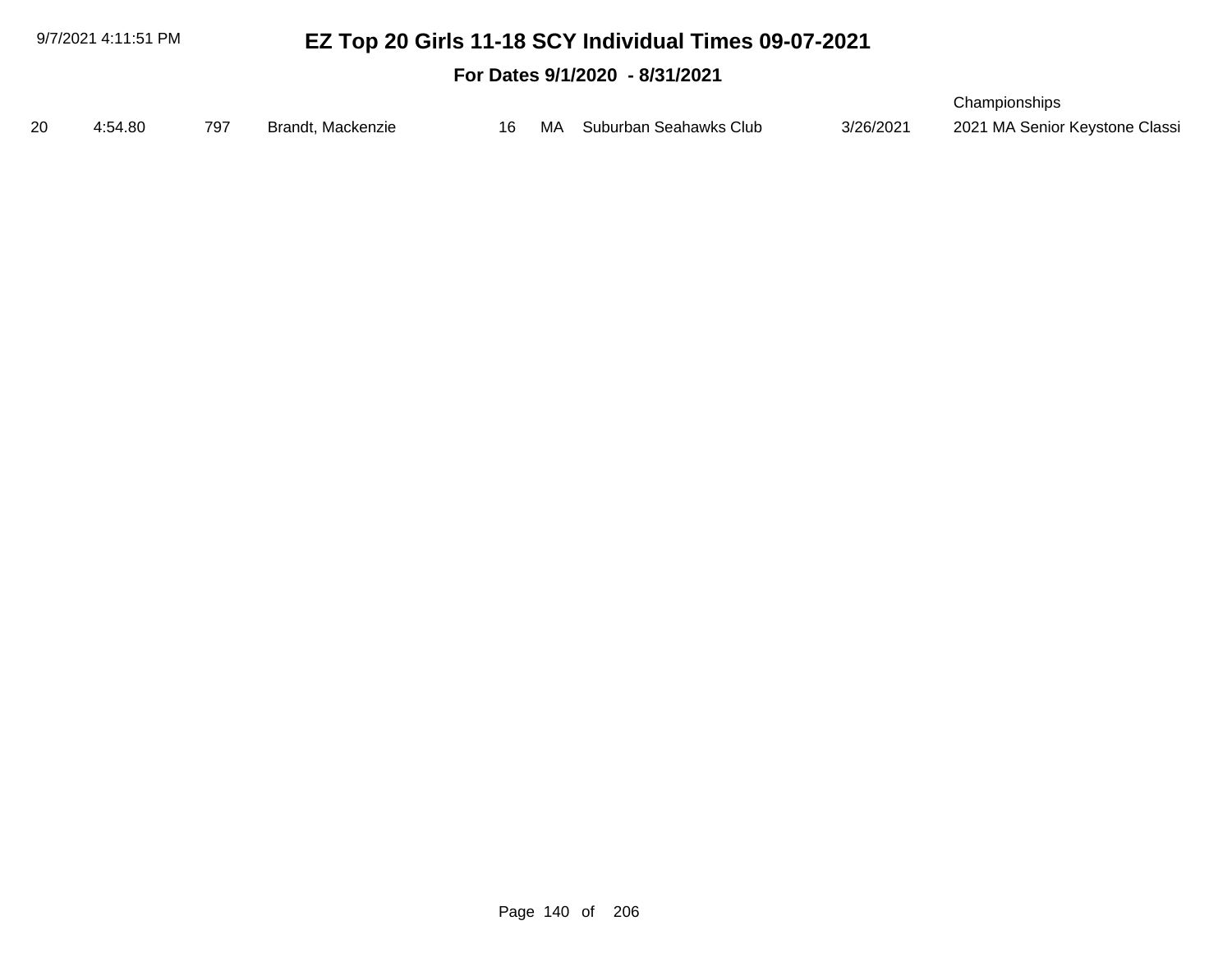# EZ Top 20 Girls 11-18 SCY Individual Times 09-07-2021

## For Dates 9/1/2020 - 8/31/2021

| | | | | | | | | |
|---|---|---|---|---|---|---|---|---|
| | | | | | | | | Championships |
| 20 | 4:54.80 | 797 | Brandt, Mackenzie | 16 | MA | Suburban Seahawks Club | 3/26/2021 | 2021 MA Senior Keystone Classi |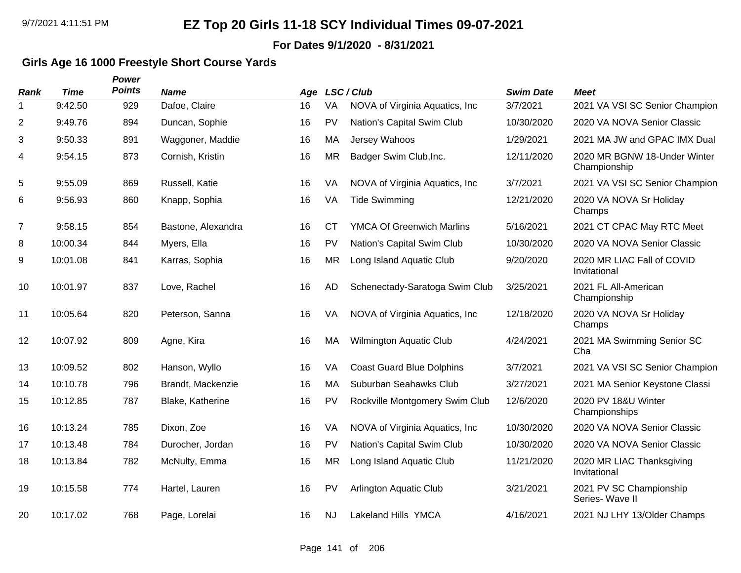# EZ Top 20 Girls 11-18 SCY Individual Times 09-07-2021

**For Dates 9/1/2020 - 8/31/2021**

### Girls Age 16 1000 Freestyle Short Course Yards

| Rank | Time | Power Points | Name | Age | LSC / Club | | Swim Date | Meet |
|---|---|---|---|---|---|---|---|---|
| 1 | 9:42.50 | 929 | Dafoe, Claire | 16 | VA | NOVA of Virginia Aquatics, Inc | 3/7/2021 | 2021 VA VSI SC Senior Champion |
| 2 | 9:49.76 | 894 | Duncan, Sophie | 16 | PV | Nation's Capital Swim Club | 10/30/2020 | 2020 VA NOVA Senior Classic |
| 3 | 9:50.33 | 891 | Waggoner, Maddie | 16 | MA | Jersey Wahoos | 1/29/2021 | 2021 MA JW and GPAC IMX Dual |
| 4 | 9:54.15 | 873 | Cornish, Kristin | 16 | MR | Badger Swim Club,Inc. | 12/11/2020 | 2020 MR BGNW 18-Under Winter Championship |
| 5 | 9:55.09 | 869 | Russell, Katie | 16 | VA | NOVA of Virginia Aquatics, Inc | 3/7/2021 | 2021 VA VSI SC Senior Champion |
| 6 | 9:56.93 | 860 | Knapp, Sophia | 16 | VA | Tide Swimming | 12/21/2020 | 2020 VA NOVA Sr Holiday Champs |
| 7 | 9:58.15 | 854 | Bastone, Alexandra | 16 | CT | YMCA Of Greenwich Marlins | 5/16/2021 | 2021 CT CPAC May RTC Meet |
| 8 | 10:00.34 | 844 | Myers, Ella | 16 | PV | Nation's Capital Swim Club | 10/30/2020 | 2020 VA NOVA Senior Classic |
| 9 | 10:01.08 | 841 | Karras, Sophia | 16 | MR | Long Island Aquatic Club | 9/20/2020 | 2020 MR LIAC Fall of COVID Invitational |
| 10 | 10:01.97 | 837 | Love, Rachel | 16 | AD | Schenectady-Saratoga Swim Club | 3/25/2021 | 2021 FL All-American Championship |
| 11 | 10:05.64 | 820 | Peterson, Sanna | 16 | VA | NOVA of Virginia Aquatics, Inc | 12/18/2020 | 2020 VA NOVA Sr Holiday Champs |
| 12 | 10:07.92 | 809 | Agne, Kira | 16 | MA | Wilmington Aquatic Club | 4/24/2021 | 2021 MA Swimming Senior SC Cha |
| 13 | 10:09.52 | 802 | Hanson, Wyllo | 16 | VA | Coast Guard Blue Dolphins | 3/7/2021 | 2021 VA VSI SC Senior Champion |
| 14 | 10:10.78 | 796 | Brandt, Mackenzie | 16 | MA | Suburban Seahawks Club | 3/27/2021 | 2021 MA Senior Keystone Classi |
| 15 | 10:12.85 | 787 | Blake, Katherine | 16 | PV | Rockville Montgomery Swim Club | 12/6/2020 | 2020 PV 18&U Winter Championships |
| 16 | 10:13.24 | 785 | Dixon, Zoe | 16 | VA | NOVA of Virginia Aquatics, Inc | 10/30/2020 | 2020 VA NOVA Senior Classic |
| 17 | 10:13.48 | 784 | Durocher, Jordan | 16 | PV | Nation's Capital Swim Club | 10/30/2020 | 2020 VA NOVA Senior Classic |
| 18 | 10:13.84 | 782 | McNulty, Emma | 16 | MR | Long Island Aquatic Club | 11/21/2020 | 2020 MR LIAC Thanksgiving Invitational |
| 19 | 10:15.58 | 774 | Hartel, Lauren | 16 | PV | Arlington Aquatic Club | 3/21/2021 | 2021 PV SC Championship Series- Wave II |
| 20 | 10:17.02 | 768 | Page, Lorelai | 16 | NJ | Lakeland Hills YMCA | 4/16/2021 | 2021 NJ LHY 13/Older Champs |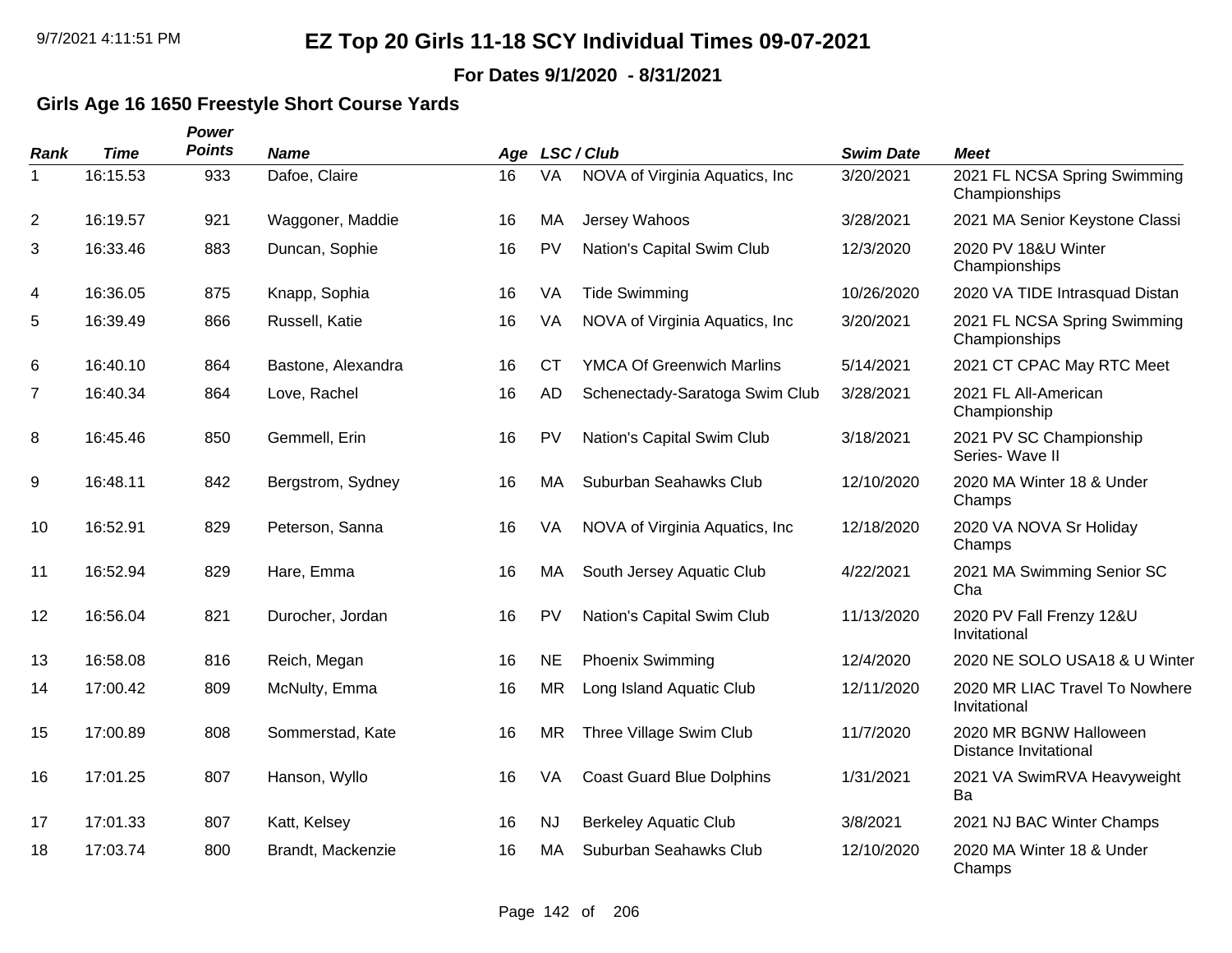# EZ Top 20 Girls 11-18 SCY Individual Times 09-07-2021

**For Dates 9/1/2020 - 8/31/2021**

## Girls Age 16 1650 Freestyle Short Course Yards

| Rank | Time | Power Points | Name | Age | LSC / Club | | Swim Date | Meet |
|---|---|---|---|---|---|---|---|---|
| 1 | 16:15.53 | 933 | Dafoe, Claire | 16 | VA | NOVA of Virginia Aquatics, Inc | 3/20/2021 | 2021 FL NCSA Spring Swimming Championships |
| 2 | 16:19.57 | 921 | Waggoner, Maddie | 16 | MA | Jersey Wahoos | 3/28/2021 | 2021 MA Senior Keystone Classi |
| 3 | 16:33.46 | 883 | Duncan, Sophie | 16 | PV | Nation's Capital Swim Club | 12/3/2020 | 2020 PV 18&U Winter Championships |
| 4 | 16:36.05 | 875 | Knapp, Sophia | 16 | VA | Tide Swimming | 10/26/2020 | 2020 VA TIDE Intrasquad Distan |
| 5 | 16:39.49 | 866 | Russell, Katie | 16 | VA | NOVA of Virginia Aquatics, Inc | 3/20/2021 | 2021 FL NCSA Spring Swimming Championships |
| 6 | 16:40.10 | 864 | Bastone, Alexandra | 16 | CT | YMCA Of Greenwich Marlins | 5/14/2021 | 2021 CT CPAC May RTC Meet |
| 7 | 16:40.34 | 864 | Love, Rachel | 16 | AD | Schenectady-Saratoga Swim Club | 3/28/2021 | 2021 FL All-American Championship |
| 8 | 16:45.46 | 850 | Gemmell, Erin | 16 | PV | Nation's Capital Swim Club | 3/18/2021 | 2021 PV SC Championship Series- Wave II |
| 9 | 16:48.11 | 842 | Bergstrom, Sydney | 16 | MA | Suburban Seahawks Club | 12/10/2020 | 2020 MA Winter 18 & Under Champs |
| 10 | 16:52.91 | 829 | Peterson, Sanna | 16 | VA | NOVA of Virginia Aquatics, Inc | 12/18/2020 | 2020 VA NOVA Sr Holiday Champs |
| 11 | 16:52.94 | 829 | Hare, Emma | 16 | MA | South Jersey Aquatic Club | 4/22/2021 | 2021 MA Swimming Senior SC Cha |
| 12 | 16:56.04 | 821 | Durocher, Jordan | 16 | PV | Nation's Capital Swim Club | 11/13/2020 | 2020 PV Fall Frenzy 12&U Invitational |
| 13 | 16:58.08 | 816 | Reich, Megan | 16 | NE | Phoenix Swimming | 12/4/2020 | 2020 NE SOLO USA18 & U Winter |
| 14 | 17:00.42 | 809 | McNulty, Emma | 16 | MR | Long Island Aquatic Club | 12/11/2020 | 2020 MR LIAC Travel To Nowhere Invitational |
| 15 | 17:00.89 | 808 | Sommerstad, Kate | 16 | MR | Three Village Swim Club | 11/7/2020 | 2020 MR BGNW Halloween Distance Invitational |
| 16 | 17:01.25 | 807 | Hanson, Wyllo | 16 | VA | Coast Guard Blue Dolphins | 1/31/2021 | 2021 VA SwimRVA Heavyweight Ba |
| 17 | 17:01.33 | 807 | Katt, Kelsey | 16 | NJ | Berkeley Aquatic Club | 3/8/2021 | 2021 NJ BAC Winter Champs |
| 18 | 17:03.74 | 800 | Brandt, Mackenzie | 16 | MA | Suburban Seahawks Club | 12/10/2020 | 2020 MA Winter 18 & Under Champs |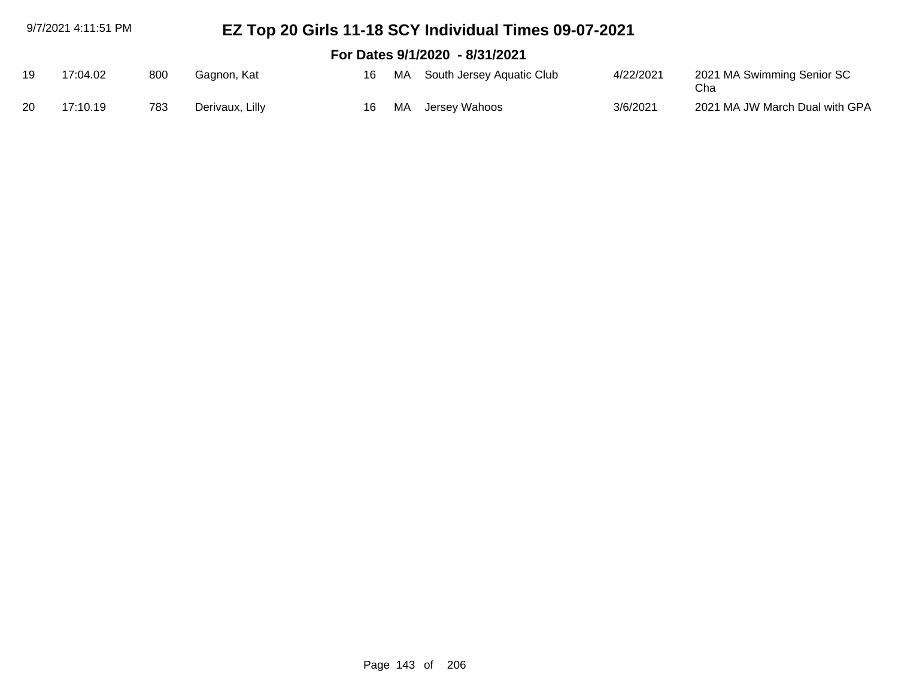| | | | | | | | | |
|---|---|---|---|---|---|---|---|---|
| 19 | 17:04.02 | 800 | Gagnon, Kat | 16 | MA | South Jersey Aquatic Club | 4/22/2021 | 2021 MA Swimming Senior SC Cha |
| 20 | 17:10.19 | 783 | Derivaux, Lilly | 16 | MA | Jersey Wahoos | 3/6/2021 | 2021 MA JW March Dual with GPA |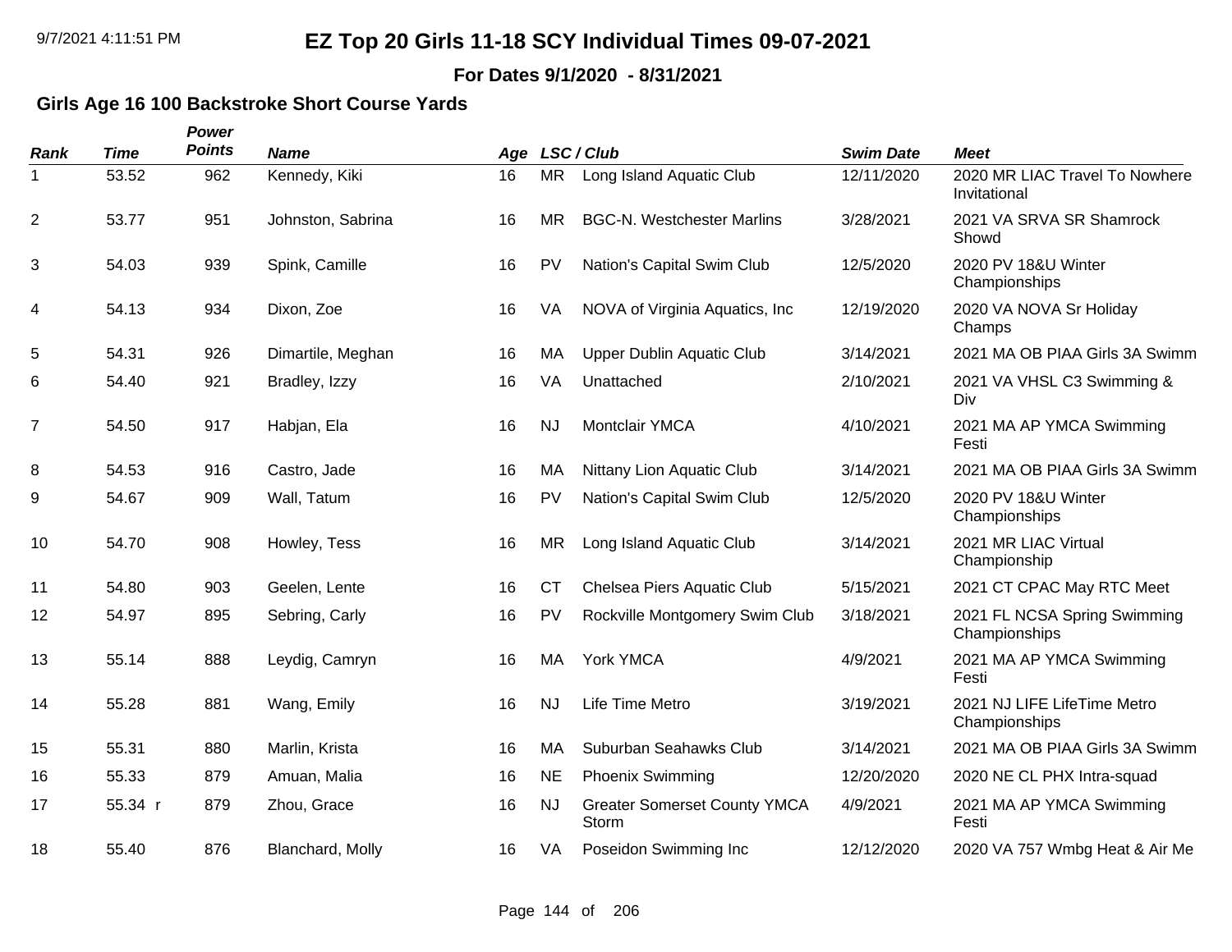# EZ Top 20 Girls 11-18 SCY Individual Times 09-07-2021

**For Dates 9/1/2020 - 8/31/2021**

### Girls Age 16 100 Backstroke Short Course Yards

| Rank | Time | Power Points | Name | Age | LSC / Club | | Swim Date | Meet |
|---|---|---|---|---|---|---|---|---|
| 1 | 53.52 | 962 | Kennedy, Kiki | 16 | MR | Long Island Aquatic Club | 12/11/2020 | 2020 MR LIAC Travel To Nowhere Invitational |
| 2 | 53.77 | 951 | Johnston, Sabrina | 16 | MR | BGC-N. Westchester Marlins | 3/28/2021 | 2021 VA SRVA SR Shamrock Showd |
| 3 | 54.03 | 939 | Spink, Camille | 16 | PV | Nation's Capital Swim Club | 12/5/2020 | 2020 PV 18&U Winter Championships |
| 4 | 54.13 | 934 | Dixon, Zoe | 16 | VA | NOVA of Virginia Aquatics, Inc | 12/19/2020 | 2020 VA NOVA Sr Holiday Champs |
| 5 | 54.31 | 926 | Dimartile, Meghan | 16 | MA | Upper Dublin Aquatic Club | 3/14/2021 | 2021 MA OB PIAA Girls 3A Swimm |
| 6 | 54.40 | 921 | Bradley, Izzy | 16 | VA | Unattached | 2/10/2021 | 2021 VA VHSL C3 Swimming & Div |
| 7 | 54.50 | 917 | Habjan, Ela | 16 | NJ | Montclair YMCA | 4/10/2021 | 2021 MA AP YMCA Swimming Festi |
| 8 | 54.53 | 916 | Castro, Jade | 16 | MA | Nittany Lion Aquatic Club | 3/14/2021 | 2021 MA OB PIAA Girls 3A Swimm |
| 9 | 54.67 | 909 | Wall, Tatum | 16 | PV | Nation's Capital Swim Club | 12/5/2020 | 2020 PV 18&U Winter Championships |
| 10 | 54.70 | 908 | Howley, Tess | 16 | MR | Long Island Aquatic Club | 3/14/2021 | 2021 MR LIAC Virtual Championship |
| 11 | 54.80 | 903 | Geelen, Lente | 16 | CT | Chelsea Piers Aquatic Club | 5/15/2021 | 2021 CT CPAC May RTC Meet |
| 12 | 54.97 | 895 | Sebring, Carly | 16 | PV | Rockville Montgomery Swim Club | 3/18/2021 | 2021 FL NCSA Spring Swimming Championships |
| 13 | 55.14 | 888 | Leydig, Camryn | 16 | MA | York YMCA | 4/9/2021 | 2021 MA AP YMCA Swimming Festi |
| 14 | 55.28 | 881 | Wang, Emily | 16 | NJ | Life Time Metro | 3/19/2021 | 2021 NJ LIFE LifeTime Metro Championships |
| 15 | 55.31 | 880 | Marlin, Krista | 16 | MA | Suburban Seahawks Club | 3/14/2021 | 2021 MA OB PIAA Girls 3A Swimm |
| 16 | 55.33 | 879 | Amuan, Malia | 16 | NE | Phoenix Swimming | 12/20/2020 | 2020 NE CL PHX Intra-squad |
| 17 | 55.34 r | 879 | Zhou, Grace | 16 | NJ | Greater Somerset County YMCA Storm | 4/9/2021 | 2021 MA AP YMCA Swimming Festi |
| 18 | 55.40 | 876 | Blanchard, Molly | 16 | VA | Poseidon Swimming Inc | 12/12/2020 | 2020 VA 757 Wmbg Heat & Air Me |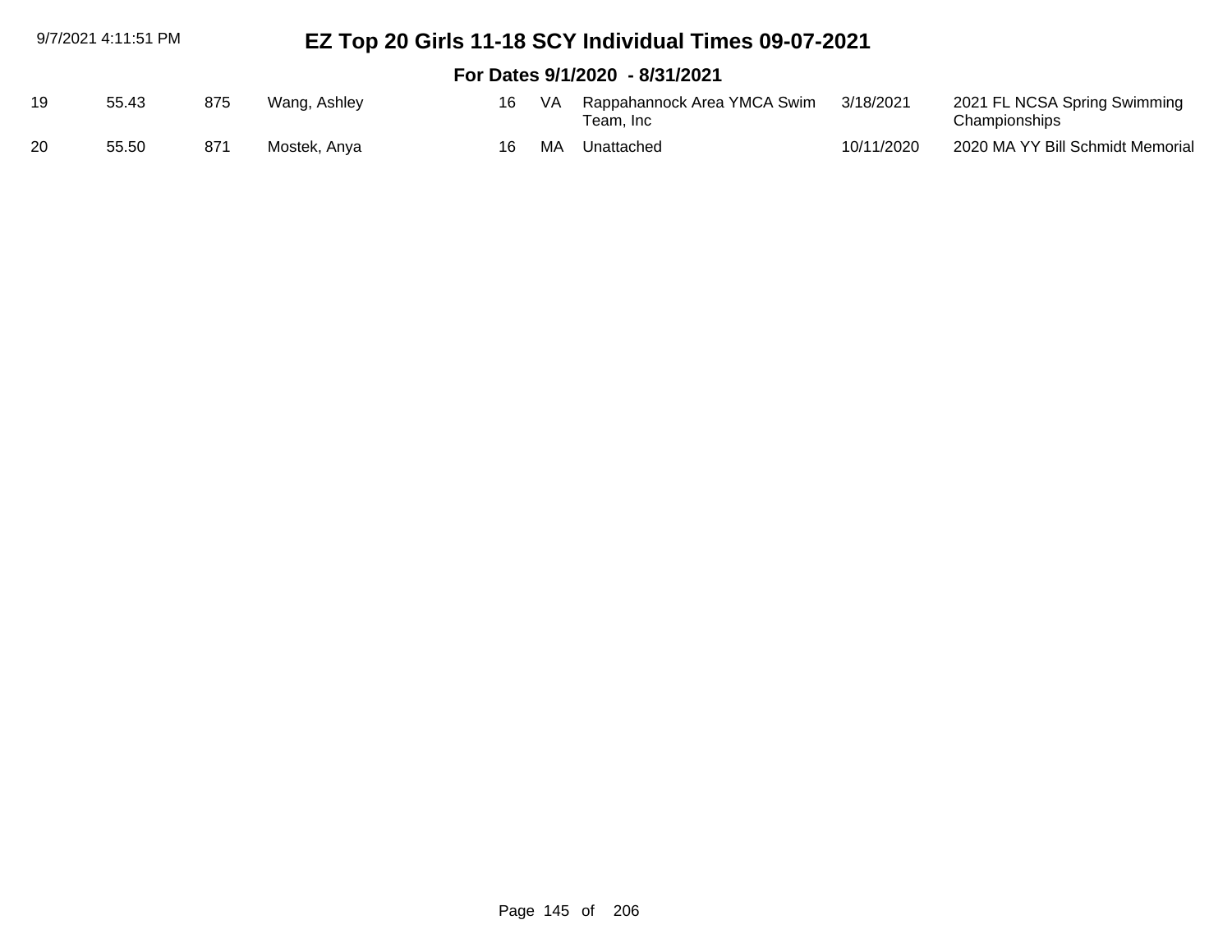# EZ Top 20 Girls 11-18 SCY Individual Times 09-07-2021

## For Dates 9/1/2020 - 8/31/2021

| | | | | | | | | |
|---|---|---|---|---|---|---|---|---|
| 19 | 55.43 | 875 | Wang, Ashley | 16 | VA | Rappahannock Area YMCA Swim Team, Inc | 3/18/2021 | 2021 FL NCSA Spring Swimming Championships |
| 20 | 55.50 | 871 | Mostek, Anya | 16 | MA | Unattached | 10/11/2020 | 2020 MA YY Bill Schmidt Memorial |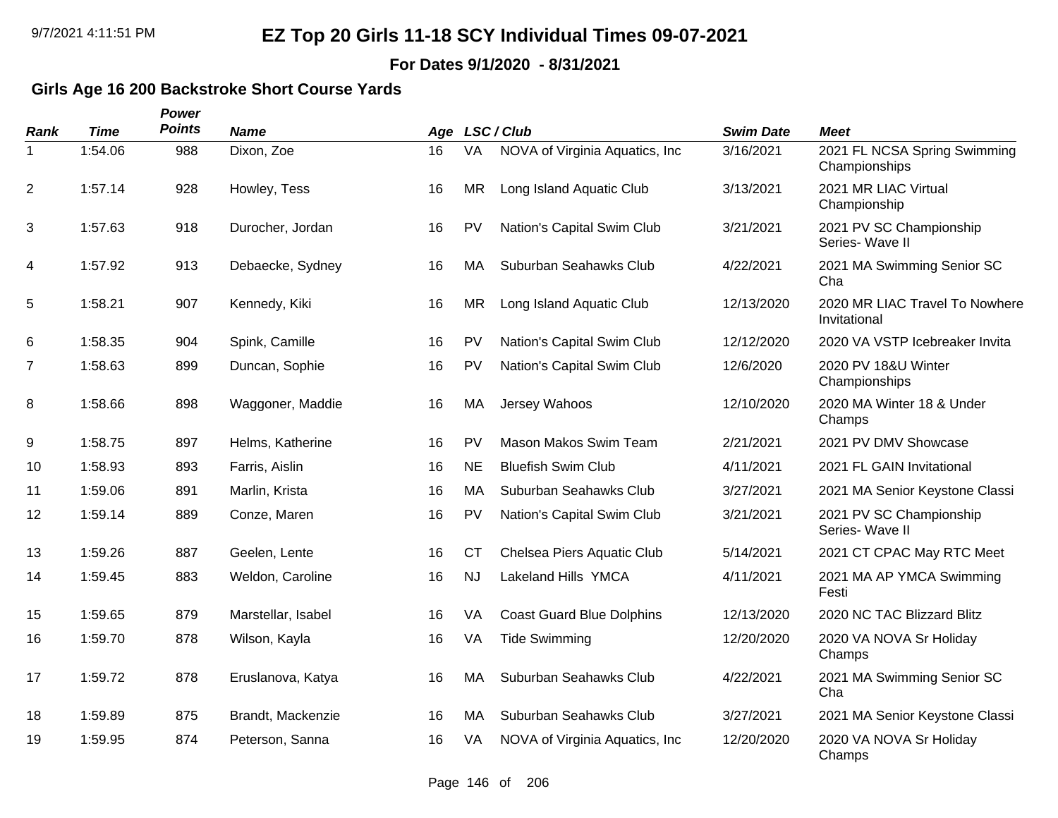# EZ Top 20 Girls 11-18 SCY Individual Times 09-07-2021

**For Dates 9/1/2020 - 8/31/2021**

## Girls Age 16 200 Backstroke Short Course Yards

| Rank | Time | Power Points | Name | Age | LSC / Club | | Swim Date | Meet |
|---|---|---|---|---|---|---|---|---|
| 1 | 1:54.06 | 988 | Dixon, Zoe | 16 | VA | NOVA of Virginia Aquatics, Inc | 3/16/2021 | 2021 FL NCSA Spring Swimming Championships |
| 2 | 1:57.14 | 928 | Howley, Tess | 16 | MR | Long Island Aquatic Club | 3/13/2021 | 2021 MR LIAC Virtual Championship |
| 3 | 1:57.63 | 918 | Durocher, Jordan | 16 | PV | Nation's Capital Swim Club | 3/21/2021 | 2021 PV SC Championship Series- Wave II |
| 4 | 1:57.92 | 913 | Debaecke, Sydney | 16 | MA | Suburban Seahawks Club | 4/22/2021 | 2021 MA Swimming Senior SC Cha |
| 5 | 1:58.21 | 907 | Kennedy, Kiki | 16 | MR | Long Island Aquatic Club | 12/13/2020 | 2020 MR LIAC Travel To Nowhere Invitational |
| 6 | 1:58.35 | 904 | Spink, Camille | 16 | PV | Nation's Capital Swim Club | 12/12/2020 | 2020 VA VSTP Icebreaker Invita |
| 7 | 1:58.63 | 899 | Duncan, Sophie | 16 | PV | Nation's Capital Swim Club | 12/6/2020 | 2020 PV 18&U Winter Championships |
| 8 | 1:58.66 | 898 | Waggoner, Maddie | 16 | MA | Jersey Wahoos | 12/10/2020 | 2020 MA Winter 18 & Under Champs |
| 9 | 1:58.75 | 897 | Helms, Katherine | 16 | PV | Mason Makos Swim Team | 2/21/2021 | 2021 PV DMV Showcase |
| 10 | 1:58.93 | 893 | Farris, Aislin | 16 | NE | Bluefish Swim Club | 4/11/2021 | 2021 FL GAIN Invitational |
| 11 | 1:59.06 | 891 | Marlin, Krista | 16 | MA | Suburban Seahawks Club | 3/27/2021 | 2021 MA Senior Keystone Classi |
| 12 | 1:59.14 | 889 | Conze, Maren | 16 | PV | Nation's Capital Swim Club | 3/21/2021 | 2021 PV SC Championship Series- Wave II |
| 13 | 1:59.26 | 887 | Geelen, Lente | 16 | CT | Chelsea Piers Aquatic Club | 5/14/2021 | 2021 CT CPAC May RTC Meet |
| 14 | 1:59.45 | 883 | Weldon, Caroline | 16 | NJ | Lakeland Hills YMCA | 4/11/2021 | 2021 MA AP YMCA Swimming Festi |
| 15 | 1:59.65 | 879 | Marstellar, Isabel | 16 | VA | Coast Guard Blue Dolphins | 12/13/2020 | 2020 NC TAC Blizzard Blitz |
| 16 | 1:59.70 | 878 | Wilson, Kayla | 16 | VA | Tide Swimming | 12/20/2020 | 2020 VA NOVA Sr Holiday Champs |
| 17 | 1:59.72 | 878 | Eruslanova, Katya | 16 | MA | Suburban Seahawks Club | 4/22/2021 | 2021 MA Swimming Senior SC Cha |
| 18 | 1:59.89 | 875 | Brandt, Mackenzie | 16 | MA | Suburban Seahawks Club | 3/27/2021 | 2021 MA Senior Keystone Classi |
| 19 | 1:59.95 | 874 | Peterson, Sanna | 16 | VA | NOVA of Virginia Aquatics, Inc | 12/20/2020 | 2020 VA NOVA Sr Holiday Champs |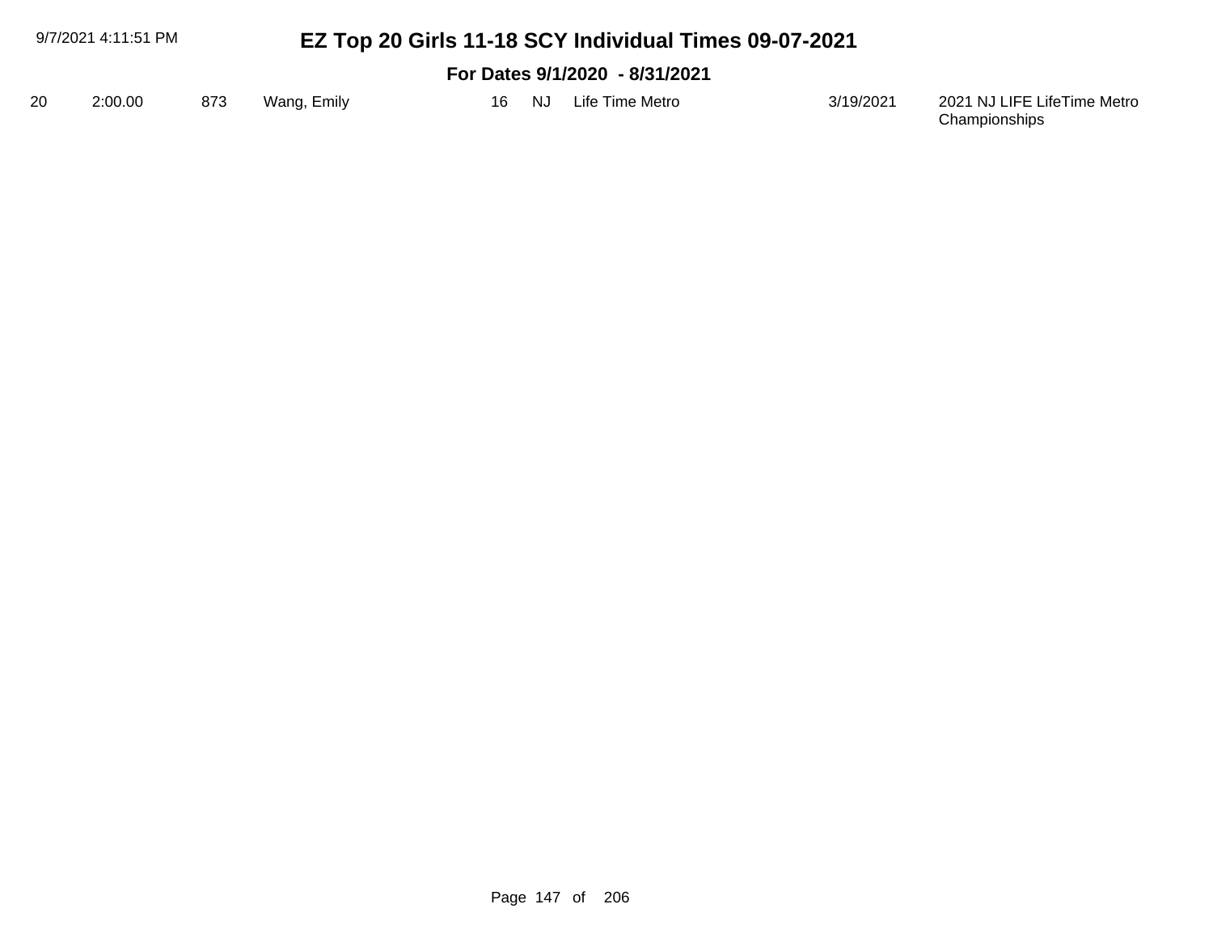# EZ Top 20 Girls 11-18 SCY Individual Times 09-07-2021

## For Dates 9/1/2020 - 8/31/2021

| | | | | | | | | |
|---|---|---|---|---|---|---|---|---|
| 20 | 2:00.00 | 873 | Wang, Emily | 16 | NJ | Life Time Metro | 3/19/2021 | 2021 NJ LIFE LifeTime Metro Championships |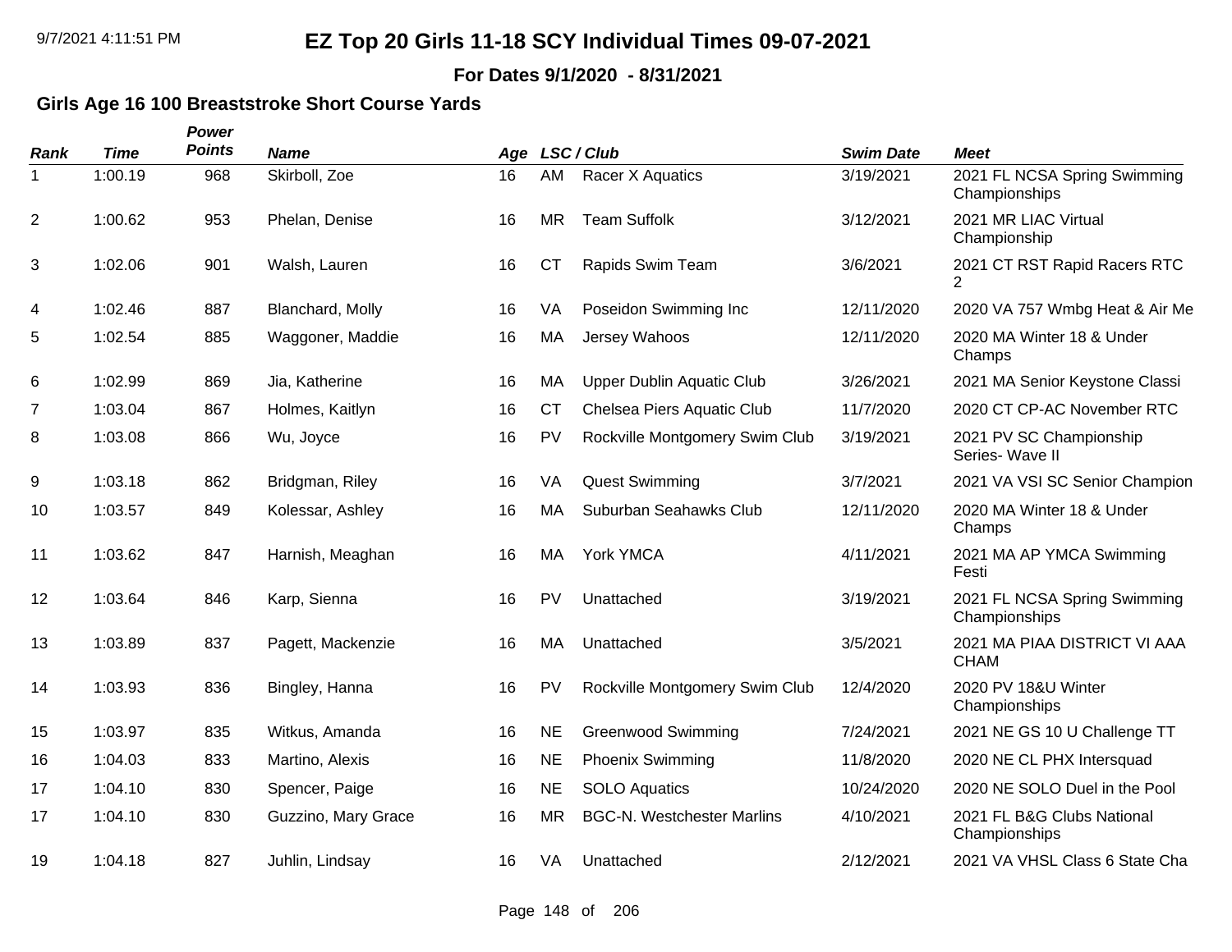# EZ Top 20 Girls 11-18 SCY Individual Times 09-07-2021

**For Dates 9/1/2020 - 8/31/2021**

### Girls Age 16 100 Breaststroke Short Course Yards

| Rank | Time | Power Points | Name | Age | LSC / Club | | Swim Date | Meet |
|---|---|---|---|---|---|---|---|---|
| 1 | 1:00.19 | 968 | Skirboll, Zoe | 16 | AM | Racer X Aquatics | 3/19/2021 | 2021 FL NCSA Spring Swimming Championships |
| 2 | 1:00.62 | 953 | Phelan, Denise | 16 | MR | Team Suffolk | 3/12/2021 | 2021 MR LIAC Virtual Championship |
| 3 | 1:02.06 | 901 | Walsh, Lauren | 16 | CT | Rapids Swim Team | 3/6/2021 | 2021 CT RST Rapid Racers RTC 2 |
| 4 | 1:02.46 | 887 | Blanchard, Molly | 16 | VA | Poseidon Swimming Inc | 12/11/2020 | 2020 VA 757 Wmbg Heat & Air Me |
| 5 | 1:02.54 | 885 | Waggoner, Maddie | 16 | MA | Jersey Wahoos | 12/11/2020 | 2020 MA Winter 18 & Under Champs |
| 6 | 1:02.99 | 869 | Jia, Katherine | 16 | MA | Upper Dublin Aquatic Club | 3/26/2021 | 2021 MA Senior Keystone Classi |
| 7 | 1:03.04 | 867 | Holmes, Kaitlyn | 16 | CT | Chelsea Piers Aquatic Club | 11/7/2020 | 2020 CT CP-AC November RTC |
| 8 | 1:03.08 | 866 | Wu, Joyce | 16 | PV | Rockville Montgomery Swim Club | 3/19/2021 | 2021 PV SC Championship Series- Wave II |
| 9 | 1:03.18 | 862 | Bridgman, Riley | 16 | VA | Quest Swimming | 3/7/2021 | 2021 VA VSI SC Senior Champion |
| 10 | 1:03.57 | 849 | Kolessar, Ashley | 16 | MA | Suburban Seahawks Club | 12/11/2020 | 2020 MA Winter 18 & Under Champs |
| 11 | 1:03.62 | 847 | Harnish, Meaghan | 16 | MA | York YMCA | 4/11/2021 | 2021 MA AP YMCA Swimming Festi |
| 12 | 1:03.64 | 846 | Karp, Sienna | 16 | PV | Unattached | 3/19/2021 | 2021 FL NCSA Spring Swimming Championships |
| 13 | 1:03.89 | 837 | Pagett, Mackenzie | 16 | MA | Unattached | 3/5/2021 | 2021 MA PIAA DISTRICT VI AAA CHAM |
| 14 | 1:03.93 | 836 | Bingley, Hanna | 16 | PV | Rockville Montgomery Swim Club | 12/4/2020 | 2020 PV 18&U Winter Championships |
| 15 | 1:03.97 | 835 | Witkus, Amanda | 16 | NE | Greenwood Swimming | 7/24/2021 | 2021 NE GS 10 U Challenge TT |
| 16 | 1:04.03 | 833 | Martino, Alexis | 16 | NE | Phoenix Swimming | 11/8/2020 | 2020 NE CL PHX Intersquad |
| 17 | 1:04.10 | 830 | Spencer, Paige | 16 | NE | SOLO Aquatics | 10/24/2020 | 2020 NE SOLO Duel in the Pool |
| 17 | 1:04.10 | 830 | Guzzino, Mary Grace | 16 | MR | BGC-N. Westchester Marlins | 4/10/2021 | 2021 FL B&G Clubs National Championships |
| 19 | 1:04.18 | 827 | Juhlin, Lindsay | 16 | VA | Unattached | 2/12/2021 | 2021 VA VHSL Class 6 State Cha |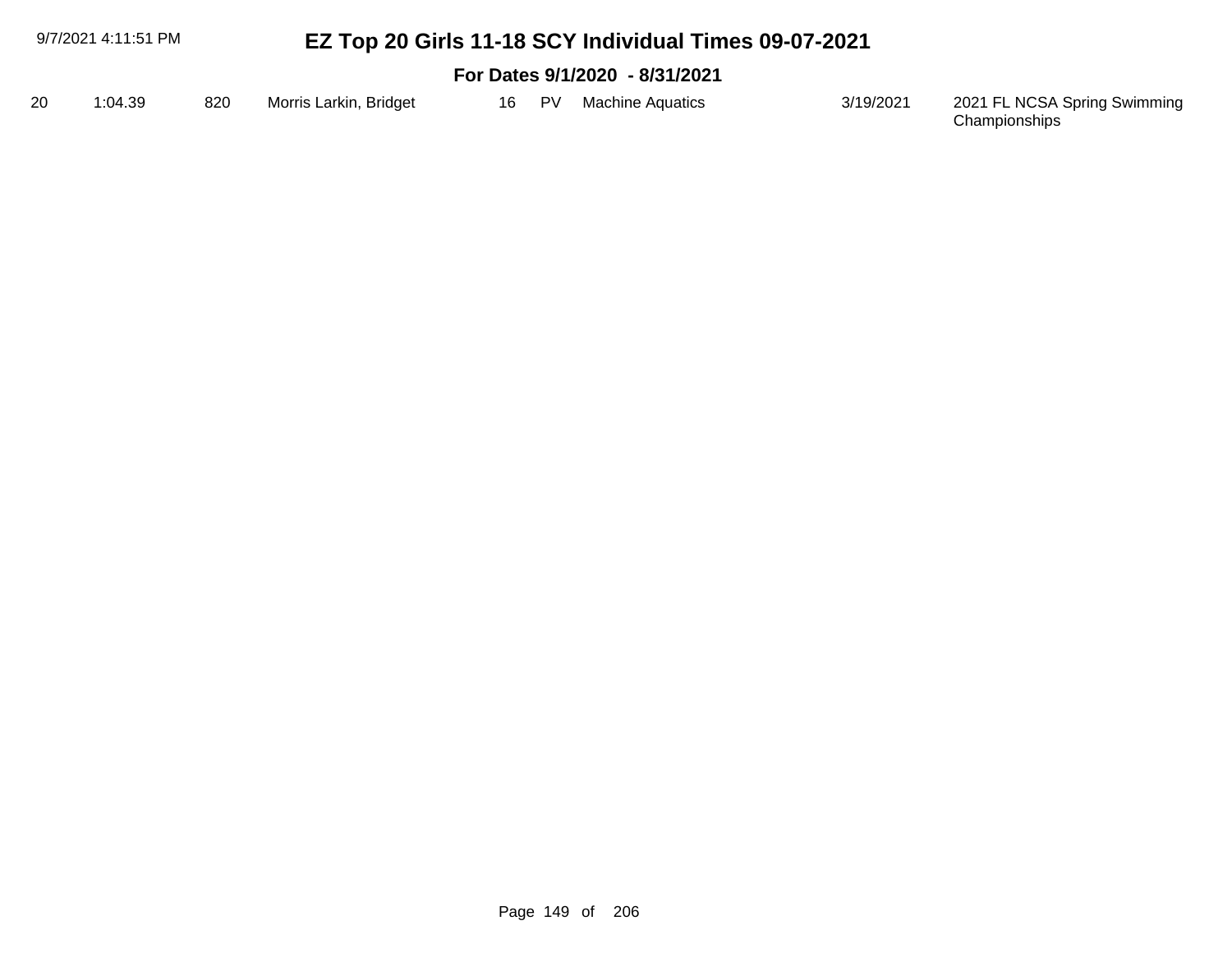# EZ Top 20 Girls 11-18 SCY Individual Times 09-07-2021

## For Dates 9/1/2020 - 8/31/2021

| | | | | | | | | |
|---|---|---|---|---|---|---|---|---|
| 20 | 1:04.39 | 820 | Morris Larkin, Bridget | 16 | PV | Machine Aquatics | 3/19/2021 | 2021 FL NCSA Spring Swimming Championships |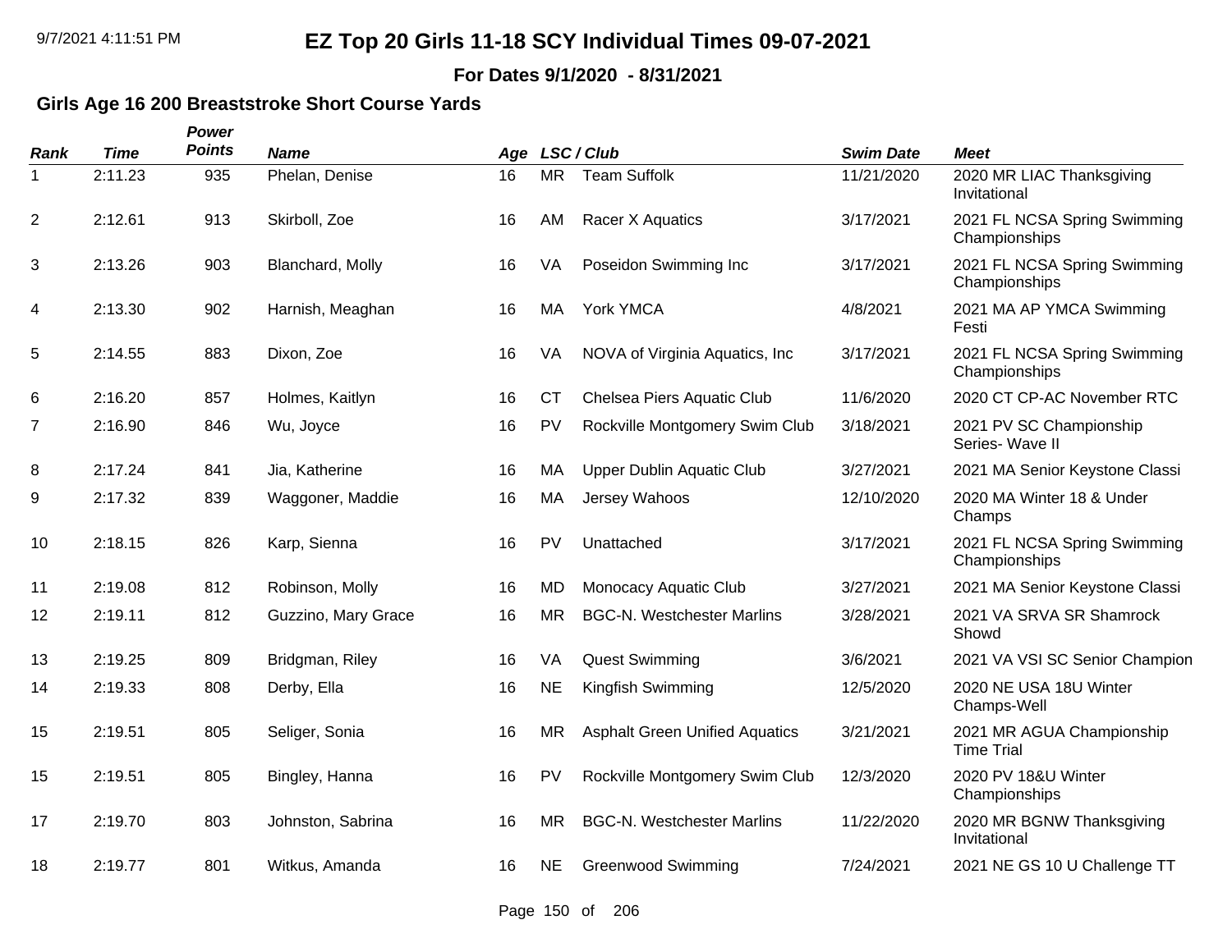# EZ Top 20 Girls 11-18 SCY Individual Times 09-07-2021

**For Dates 9/1/2020 - 8/31/2021**

## Girls Age 16 200 Breaststroke Short Course Yards

| Rank | Time | Power Points | Name | Age | LSC / Club | | Swim Date | Meet |
|---|---|---|---|---|---|---|---|---|
| 1 | 2:11.23 | 935 | Phelan, Denise | 16 | MR | Team Suffolk | 11/21/2020 | 2020 MR LIAC Thanksgiving Invitational |
| 2 | 2:12.61 | 913 | Skirboll, Zoe | 16 | AM | Racer X Aquatics | 3/17/2021 | 2021 FL NCSA Spring Swimming Championships |
| 3 | 2:13.26 | 903 | Blanchard, Molly | 16 | VA | Poseidon Swimming Inc | 3/17/2021 | 2021 FL NCSA Spring Swimming Championships |
| 4 | 2:13.30 | 902 | Harnish, Meaghan | 16 | MA | York YMCA | 4/8/2021 | 2021 MA AP YMCA Swimming Festi |
| 5 | 2:14.55 | 883 | Dixon, Zoe | 16 | VA | NOVA of Virginia Aquatics, Inc | 3/17/2021 | 2021 FL NCSA Spring Swimming Championships |
| 6 | 2:16.20 | 857 | Holmes, Kaitlyn | 16 | CT | Chelsea Piers Aquatic Club | 11/6/2020 | 2020 CT CP-AC November RTC |
| 7 | 2:16.90 | 846 | Wu, Joyce | 16 | PV | Rockville Montgomery Swim Club | 3/18/2021 | 2021 PV SC Championship Series- Wave II |
| 8 | 2:17.24 | 841 | Jia, Katherine | 16 | MA | Upper Dublin Aquatic Club | 3/27/2021 | 2021 MA Senior Keystone Classi |
| 9 | 2:17.32 | 839 | Waggoner, Maddie | 16 | MA | Jersey Wahoos | 12/10/2020 | 2020 MA Winter 18 & Under Champs |
| 10 | 2:18.15 | 826 | Karp, Sienna | 16 | PV | Unattached | 3/17/2021 | 2021 FL NCSA Spring Swimming Championships |
| 11 | 2:19.08 | 812 | Robinson, Molly | 16 | MD | Monocacy Aquatic Club | 3/27/2021 | 2021 MA Senior Keystone Classi |
| 12 | 2:19.11 | 812 | Guzzino, Mary Grace | 16 | MR | BGC-N. Westchester Marlins | 3/28/2021 | 2021 VA SRVA SR Shamrock Showd |
| 13 | 2:19.25 | 809 | Bridgman, Riley | 16 | VA | Quest Swimming | 3/6/2021 | 2021 VA VSI SC Senior Champion |
| 14 | 2:19.33 | 808 | Derby, Ella | 16 | NE | Kingfish Swimming | 12/5/2020 | 2020 NE USA 18U Winter Champs-Well |
| 15 | 2:19.51 | 805 | Seliger, Sonia | 16 | MR | Asphalt Green Unified Aquatics | 3/21/2021 | 2021 MR AGUA Championship Time Trial |
| 15 | 2:19.51 | 805 | Bingley, Hanna | 16 | PV | Rockville Montgomery Swim Club | 12/3/2020 | 2020 PV 18&U Winter Championships |
| 17 | 2:19.70 | 803 | Johnston, Sabrina | 16 | MR | BGC-N. Westchester Marlins | 11/22/2020 | 2020 MR BGNW Thanksgiving Invitational |
| 18 | 2:19.77 | 801 | Witkus, Amanda | 16 | NE | Greenwood Swimming | 7/24/2021 | 2021 NE GS 10 U Challenge TT |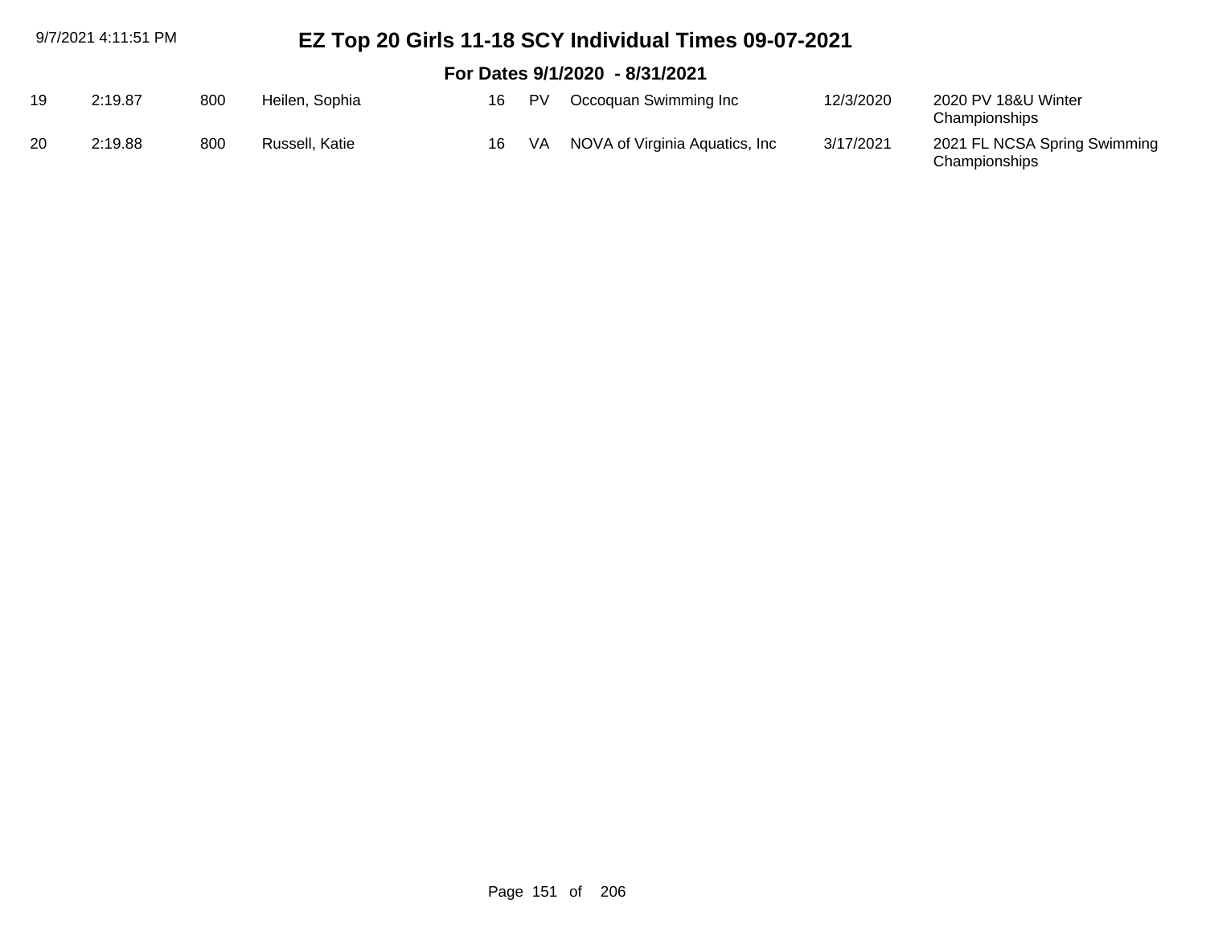# EZ Top 20 Girls 11-18 SCY Individual Times 09-07-2021

## For Dates 9/1/2020 - 8/31/2021

| | | | | | | | | |
|---|---|---|---|---|---|---|---|---|
| 19 | 2:19.87 | 800 | Heilen, Sophia | 16 | PV | Occoquan Swimming Inc | 12/3/2020 | 2020 PV 18&U Winter Championships |
| 20 | 2:19.88 | 800 | Russell, Katie | 16 | VA | NOVA of Virginia Aquatics, Inc | 3/17/2021 | 2021 FL NCSA Spring Swimming Championships |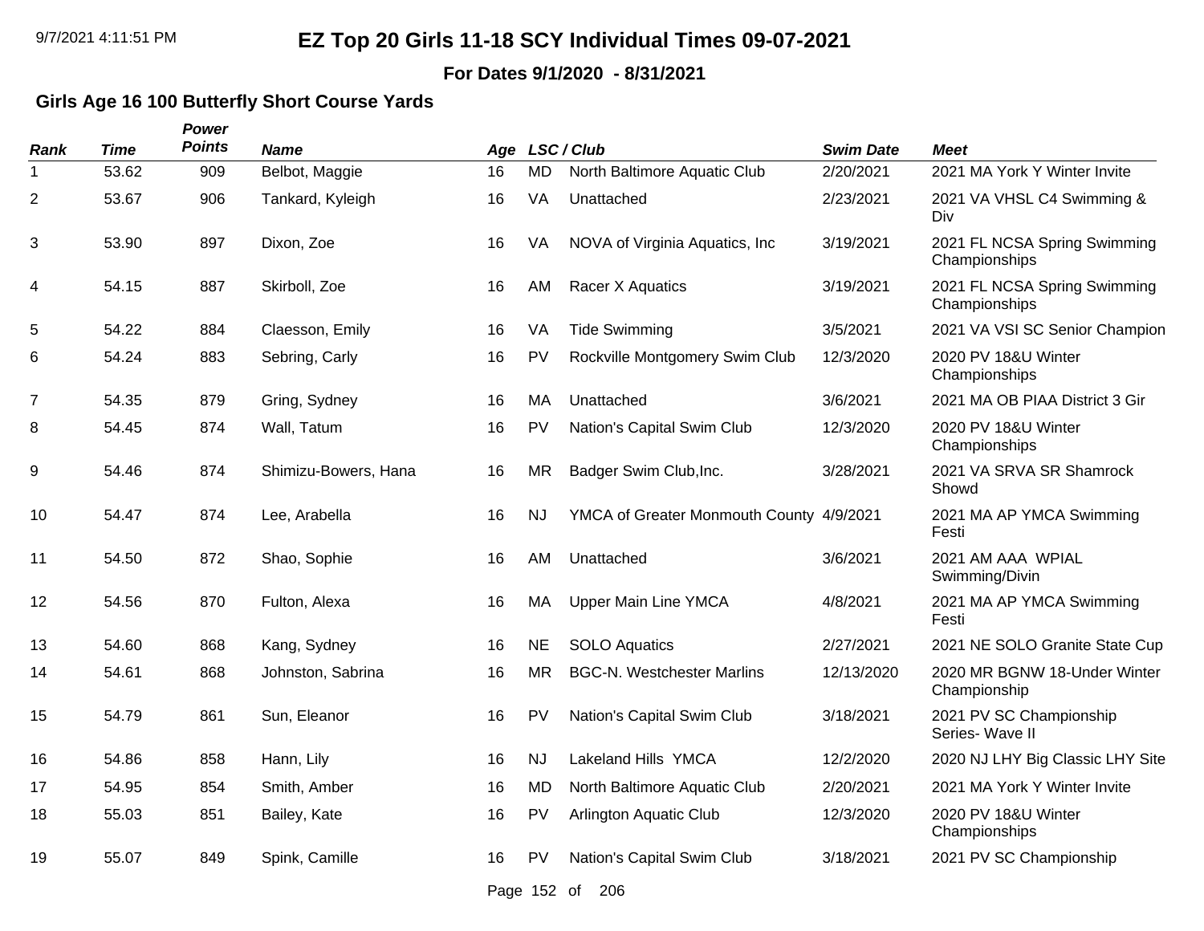# EZ Top 20 Girls 11-18 SCY Individual Times 09-07-2021

**For Dates 9/1/2020 - 8/31/2021**

### Girls Age 16 100 Butterfly Short Course Yards

| Rank | Time | Power Points | Name | Age | LSC | Club | Swim Date | Meet |
|---|---|---|---|---|---|---|---|---|
| 1 | 53.62 | 909 | Belbot, Maggie | 16 | MD | North Baltimore Aquatic Club | 2/20/2021 | 2021 MA York Y Winter Invite |
| 2 | 53.67 | 906 | Tankard, Kyleigh | 16 | VA | Unattached | 2/23/2021 | 2021 VA VHSL C4 Swimming & Div |
| 3 | 53.90 | 897 | Dixon, Zoe | 16 | VA | NOVA of Virginia Aquatics, Inc | 3/19/2021 | 2021 FL NCSA Spring Swimming Championships |
| 4 | 54.15 | 887 | Skirboll, Zoe | 16 | AM | Racer X Aquatics | 3/19/2021 | 2021 FL NCSA Spring Swimming Championships |
| 5 | 54.22 | 884 | Claesson, Emily | 16 | VA | Tide Swimming | 3/5/2021 | 2021 VA VSI SC Senior Champion |
| 6 | 54.24 | 883 | Sebring, Carly | 16 | PV | Rockville Montgomery Swim Club | 12/3/2020 | 2020 PV 18&U Winter Championships |
| 7 | 54.35 | 879 | Gring, Sydney | 16 | MA | Unattached | 3/6/2021 | 2021 MA OB PIAA District 3 Gir |
| 8 | 54.45 | 874 | Wall, Tatum | 16 | PV | Nation's Capital Swim Club | 12/3/2020 | 2020 PV 18&U Winter Championships |
| 9 | 54.46 | 874 | Shimizu-Bowers, Hana | 16 | MR | Badger Swim Club,Inc. | 3/28/2021 | 2021 VA SRVA SR Shamrock Showd |
| 10 | 54.47 | 874 | Lee, Arabella | 16 | NJ | YMCA of Greater Monmouth County | 4/9/2021 | 2021 MA AP YMCA Swimming Festi |
| 11 | 54.50 | 872 | Shao, Sophie | 16 | AM | Unattached | 3/6/2021 | 2021 AM AAA WPIAL Swimming/Divin |
| 12 | 54.56 | 870 | Fulton, Alexa | 16 | MA | Upper Main Line YMCA | 4/8/2021 | 2021 MA AP YMCA Swimming Festi |
| 13 | 54.60 | 868 | Kang, Sydney | 16 | NE | SOLO Aquatics | 2/27/2021 | 2021 NE SOLO Granite State Cup |
| 14 | 54.61 | 868 | Johnston, Sabrina | 16 | MR | BGC-N. Westchester Marlins | 12/13/2020 | 2020 MR BGNW 18-Under Winter Championship |
| 15 | 54.79 | 861 | Sun, Eleanor | 16 | PV | Nation's Capital Swim Club | 3/18/2021 | 2021 PV SC Championship Series- Wave II |
| 16 | 54.86 | 858 | Hann, Lily | 16 | NJ | Lakeland Hills YMCA | 12/2/2020 | 2020 NJ LHY Big Classic LHY Site |
| 17 | 54.95 | 854 | Smith, Amber | 16 | MD | North Baltimore Aquatic Club | 2/20/2021 | 2021 MA York Y Winter Invite |
| 18 | 55.03 | 851 | Bailey, Kate | 16 | PV | Arlington Aquatic Club | 12/3/2020 | 2020 PV 18&U Winter Championships |
| 19 | 55.07 | 849 | Spink, Camille | 16 | PV | Nation's Capital Swim Club | 3/18/2021 | 2021 PV SC Championship |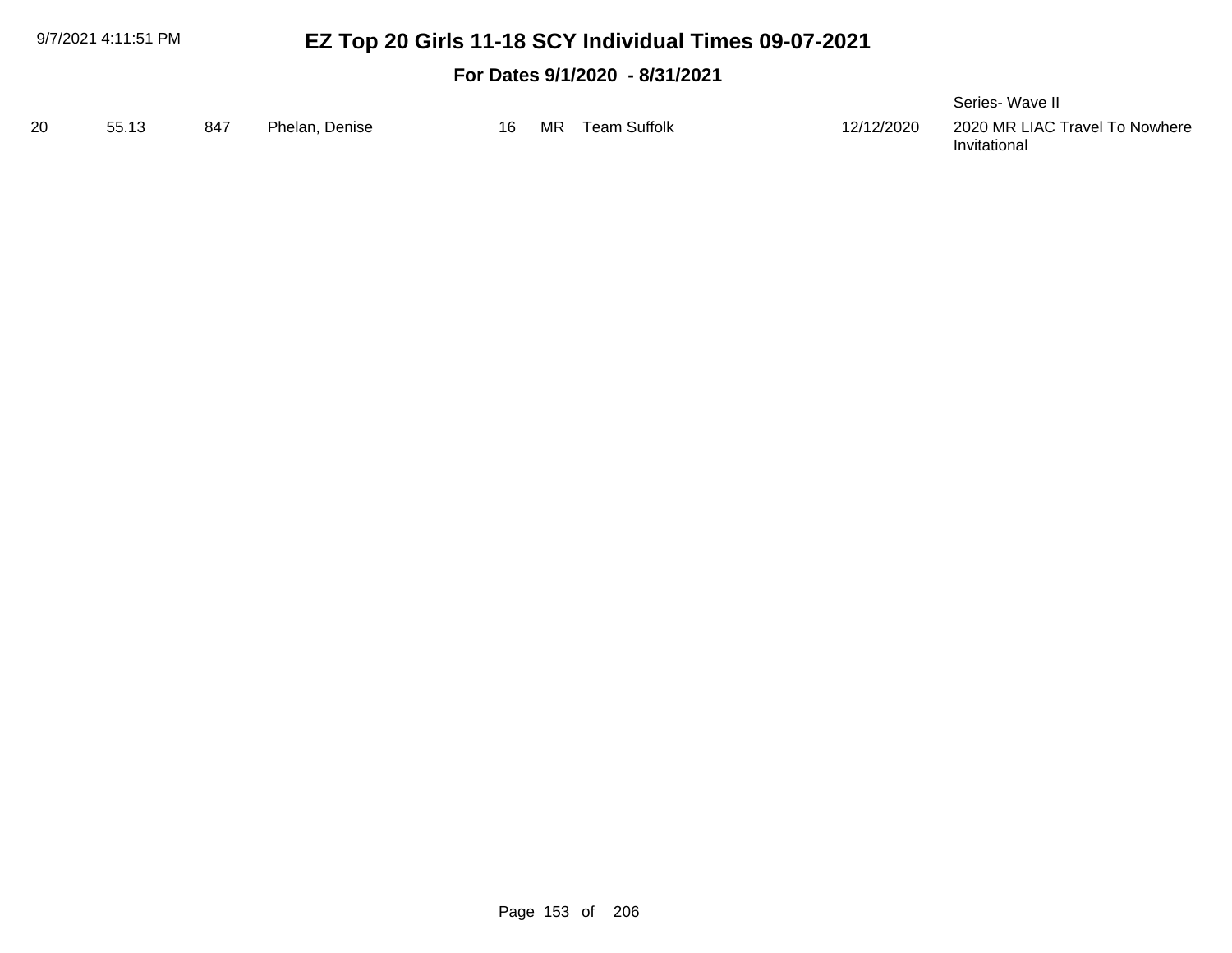| | | | | | | | | |
|---|---|---|---|---|---|---|---|---|
| | | | | | | | | Series- Wave II |
| 20 | 55.13 | 847 | Phelan, Denise | 16 | MR | Team Suffolk | 12/12/2020 | 2020 MR LIAC Travel To Nowhere Invitational |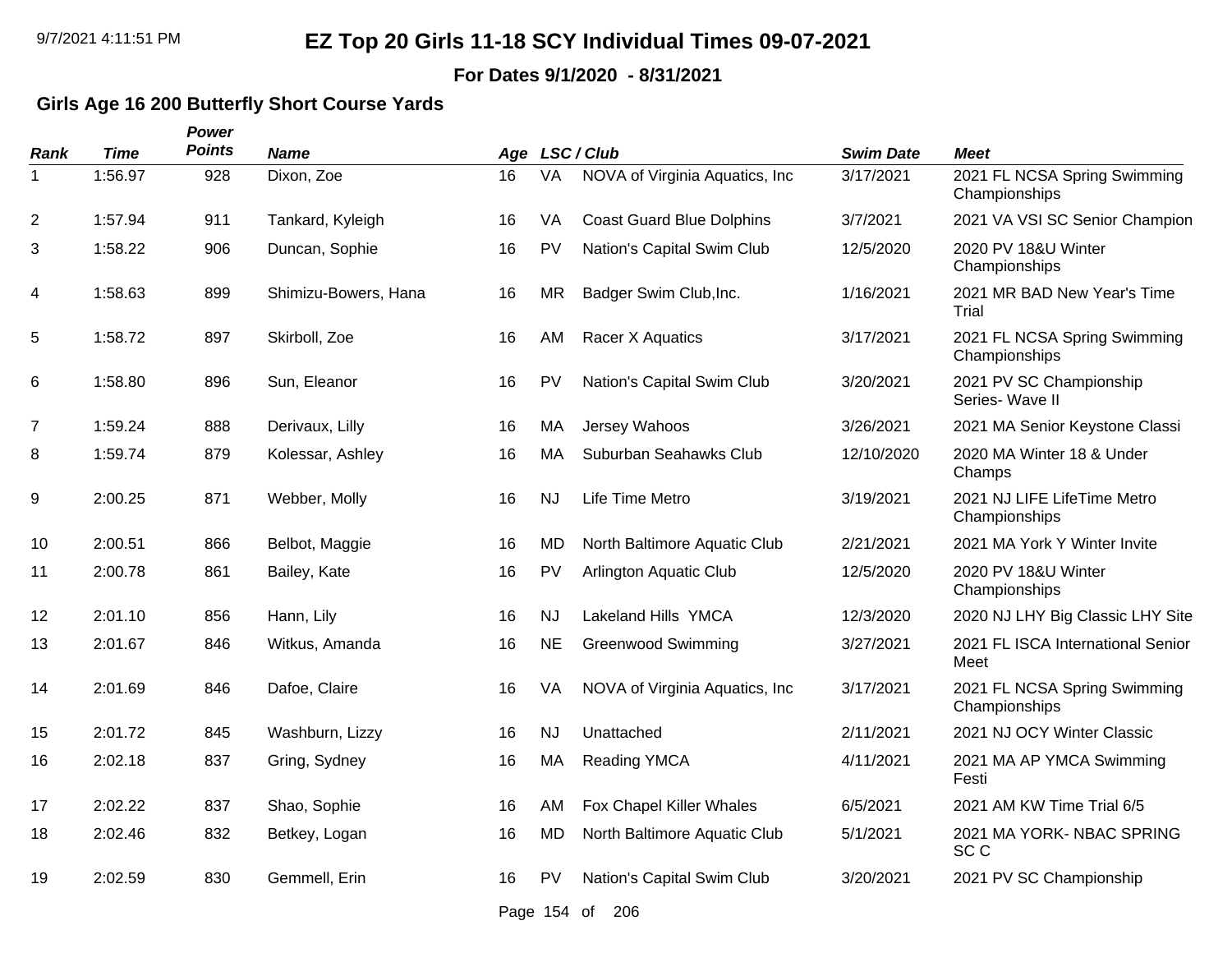# EZ Top 20 Girls 11-18 SCY Individual Times 09-07-2021

**For Dates 9/1/2020 - 8/31/2021**

## Girls Age 16 200 Butterfly Short Course Yards

| Rank | Time | Power Points | Name | Age | LSC / Club | | Swim Date | Meet |
|---|---|---|---|---|---|---|---|---|
| 1 | 1:56.97 | 928 | Dixon, Zoe | 16 | VA | NOVA of Virginia Aquatics, Inc | 3/17/2021 | 2021 FL NCSA Spring Swimming Championships |
| 2 | 1:57.94 | 911 | Tankard, Kyleigh | 16 | VA | Coast Guard Blue Dolphins | 3/7/2021 | 2021 VA VSI SC Senior Champion |
| 3 | 1:58.22 | 906 | Duncan, Sophie | 16 | PV | Nation's Capital Swim Club | 12/5/2020 | 2020 PV 18&U Winter Championships |
| 4 | 1:58.63 | 899 | Shimizu-Bowers, Hana | 16 | MR | Badger Swim Club,Inc. | 1/16/2021 | 2021 MR BAD New Year's Time Trial |
| 5 | 1:58.72 | 897 | Skirboll, Zoe | 16 | AM | Racer X Aquatics | 3/17/2021 | 2021 FL NCSA Spring Swimming Championships |
| 6 | 1:58.80 | 896 | Sun, Eleanor | 16 | PV | Nation's Capital Swim Club | 3/20/2021 | 2021 PV SC Championship Series- Wave II |
| 7 | 1:59.24 | 888 | Derivaux, Lilly | 16 | MA | Jersey Wahoos | 3/26/2021 | 2021 MA Senior Keystone Classi |
| 8 | 1:59.74 | 879 | Kolessar, Ashley | 16 | MA | Suburban Seahawks Club | 12/10/2020 | 2020 MA Winter 18 & Under Champs |
| 9 | 2:00.25 | 871 | Webber, Molly | 16 | NJ | Life Time Metro | 3/19/2021 | 2021 NJ LIFE LifeTime Metro Championships |
| 10 | 2:00.51 | 866 | Belbot, Maggie | 16 | MD | North Baltimore Aquatic Club | 2/21/2021 | 2021 MA York Y Winter Invite |
| 11 | 2:00.78 | 861 | Bailey, Kate | 16 | PV | Arlington Aquatic Club | 12/5/2020 | 2020 PV 18&U Winter Championships |
| 12 | 2:01.10 | 856 | Hann, Lily | 16 | NJ | Lakeland Hills YMCA | 12/3/2020 | 2020 NJ LHY Big Classic LHY Site |
| 13 | 2:01.67 | 846 | Witkus, Amanda | 16 | NE | Greenwood Swimming | 3/27/2021 | 2021 FL ISCA International Senior Meet |
| 14 | 2:01.69 | 846 | Dafoe, Claire | 16 | VA | NOVA of Virginia Aquatics, Inc | 3/17/2021 | 2021 FL NCSA Spring Swimming Championships |
| 15 | 2:01.72 | 845 | Washburn, Lizzy | 16 | NJ | Unattached | 2/11/2021 | 2021 NJ OCY Winter Classic |
| 16 | 2:02.18 | 837 | Gring, Sydney | 16 | MA | Reading YMCA | 4/11/2021 | 2021 MA AP YMCA Swimming Festi |
| 17 | 2:02.22 | 837 | Shao, Sophie | 16 | AM | Fox Chapel Killer Whales | 6/5/2021 | 2021 AM KW Time Trial 6/5 |
| 18 | 2:02.46 | 832 | Betkey, Logan | 16 | MD | North Baltimore Aquatic Club | 5/1/2021 | 2021 MA YORK- NBAC SPRING SC C |
| 19 | 2:02.59 | 830 | Gemmell, Erin | 16 | PV | Nation's Capital Swim Club | 3/20/2021 | 2021 PV SC Championship |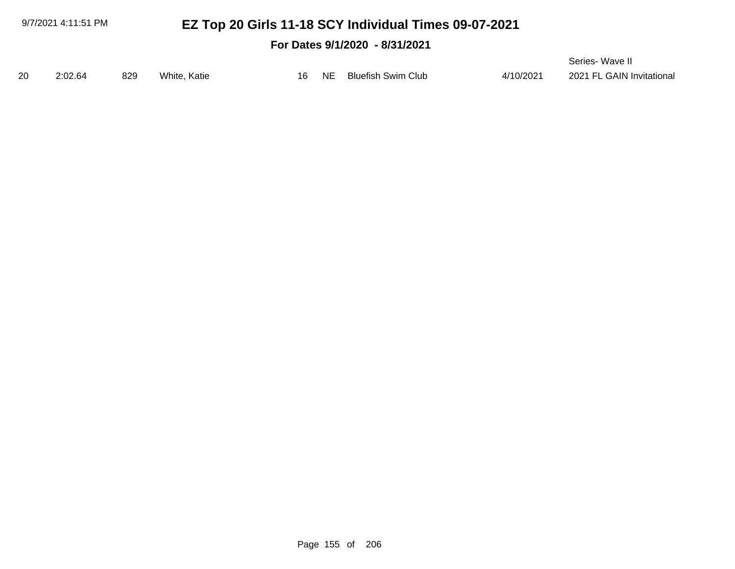# EZ Top 20 Girls 11-18 SCY Individual Times 09-07-2021

**For Dates 9/1/2020 - 8/31/2021**

| | | | | | | | | |
|---|---|---|---|---|---|---|---|---|
| 20 | 2:02.64 | 829 | White, Katie | 16 | NE | Bluefish Swim Club | 4/10/2021 | Series- Wave II 2021 FL GAIN Invitational |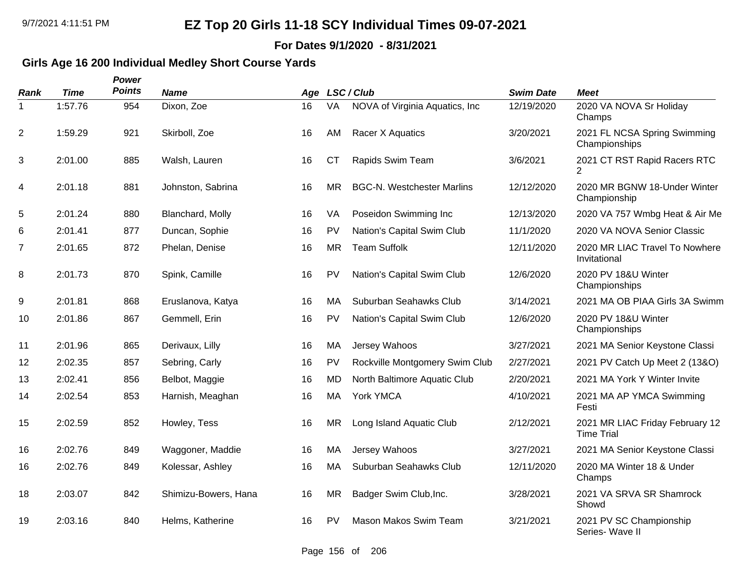# EZ Top 20 Girls 11-18 SCY Individual Times 09-07-2021

**For Dates 9/1/2020 - 8/31/2021**

## Girls Age 16 200 Individual Medley Short Course Yards

| Rank | Time | Power Points | Name | Age | LSC | Club | Swim Date | Meet |
|---|---|---|---|---|---|---|---|---|
| 1 | 1:57.76 | 954 | Dixon, Zoe | 16 | VA | NOVA of Virginia Aquatics, Inc | 12/19/2020 | 2020 VA NOVA Sr Holiday Champs |
| 2 | 1:59.29 | 921 | Skirboll, Zoe | 16 | AM | Racer X Aquatics | 3/20/2021 | 2021 FL NCSA Spring Swimming Championships |
| 3 | 2:01.00 | 885 | Walsh, Lauren | 16 | CT | Rapids Swim Team | 3/6/2021 | 2021 CT RST Rapid Racers RTC 2 |
| 4 | 2:01.18 | 881 | Johnston, Sabrina | 16 | MR | BGC-N. Westchester Marlins | 12/12/2020 | 2020 MR BGNW 18-Under Winter Championship |
| 5 | 2:01.24 | 880 | Blanchard, Molly | 16 | VA | Poseidon Swimming Inc | 12/13/2020 | 2020 VA 757 Wmbg Heat & Air Me |
| 6 | 2:01.41 | 877 | Duncan, Sophie | 16 | PV | Nation's Capital Swim Club | 11/1/2020 | 2020 VA NOVA Senior Classic |
| 7 | 2:01.65 | 872 | Phelan, Denise | 16 | MR | Team Suffolk | 12/11/2020 | 2020 MR LIAC Travel To Nowhere Invitational |
| 8 | 2:01.73 | 870 | Spink, Camille | 16 | PV | Nation's Capital Swim Club | 12/6/2020 | 2020 PV 18&U Winter Championships |
| 9 | 2:01.81 | 868 | Eruslanova, Katya | 16 | MA | Suburban Seahawks Club | 3/14/2021 | 2021 MA OB PIAA Girls 3A Swimm |
| 10 | 2:01.86 | 867 | Gemmell, Erin | 16 | PV | Nation's Capital Swim Club | 12/6/2020 | 2020 PV 18&U Winter Championships |
| 11 | 2:01.96 | 865 | Derivaux, Lilly | 16 | MA | Jersey Wahoos | 3/27/2021 | 2021 MA Senior Keystone Classi |
| 12 | 2:02.35 | 857 | Sebring, Carly | 16 | PV | Rockville Montgomery Swim Club | 2/27/2021 | 2021 PV Catch Up Meet 2 (13&O) |
| 13 | 2:02.41 | 856 | Belbot, Maggie | 16 | MD | North Baltimore Aquatic Club | 2/20/2021 | 2021 MA York Y Winter Invite |
| 14 | 2:02.54 | 853 | Harnish, Meaghan | 16 | MA | York YMCA | 4/10/2021 | 2021 MA AP YMCA Swimming Festi |
| 15 | 2:02.59 | 852 | Howley, Tess | 16 | MR | Long Island Aquatic Club | 2/12/2021 | 2021 MR LIAC Friday February 12 Time Trial |
| 16 | 2:02.76 | 849 | Waggoner, Maddie | 16 | MA | Jersey Wahoos | 3/27/2021 | 2021 MA Senior Keystone Classi |
| 16 | 2:02.76 | 849 | Kolessar, Ashley | 16 | MA | Suburban Seahawks Club | 12/11/2020 | 2020 MA Winter 18 & Under Champs |
| 18 | 2:03.07 | 842 | Shimizu-Bowers, Hana | 16 | MR | Badger Swim Club,Inc. | 3/28/2021 | 2021 VA SRVA SR Shamrock Showd |
| 19 | 2:03.16 | 840 | Helms, Katherine | 16 | PV | Mason Makos Swim Team | 3/21/2021 | 2021 PV SC Championship Series- Wave II |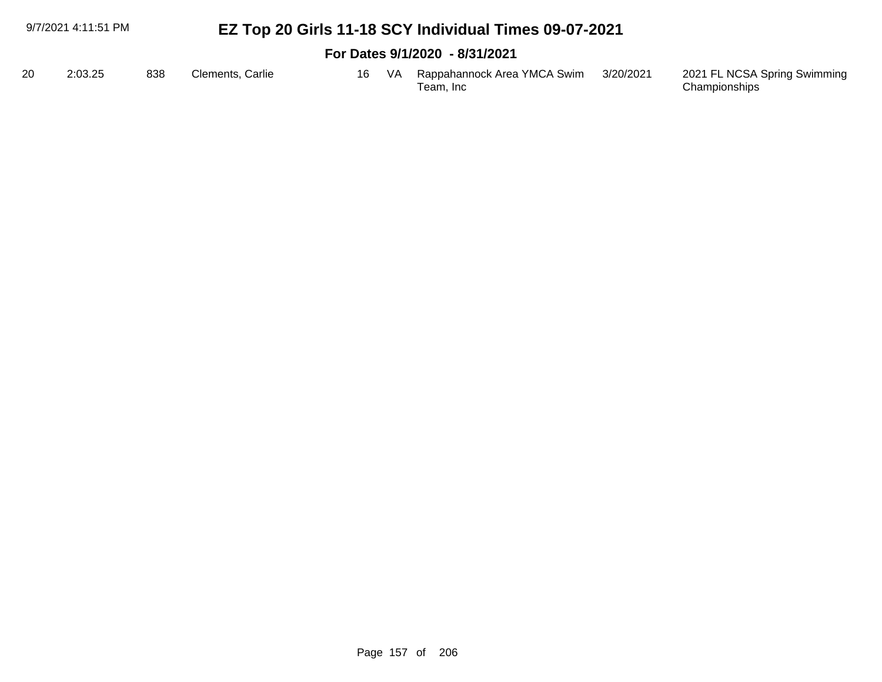# EZ Top 20 Girls 11-18 SCY Individual Times 09-07-2021

## For Dates 9/1/2020 - 8/31/2021

| | | | | | | | | |
|---|---|---|---|---|---|---|---|---|
| 20 | 2:03.25 | 838 | Clements, Carlie | 16 | VA | Rappahannock Area YMCA Swim Team, Inc | 3/20/2021 | 2021 FL NCSA Spring Swimming Championships |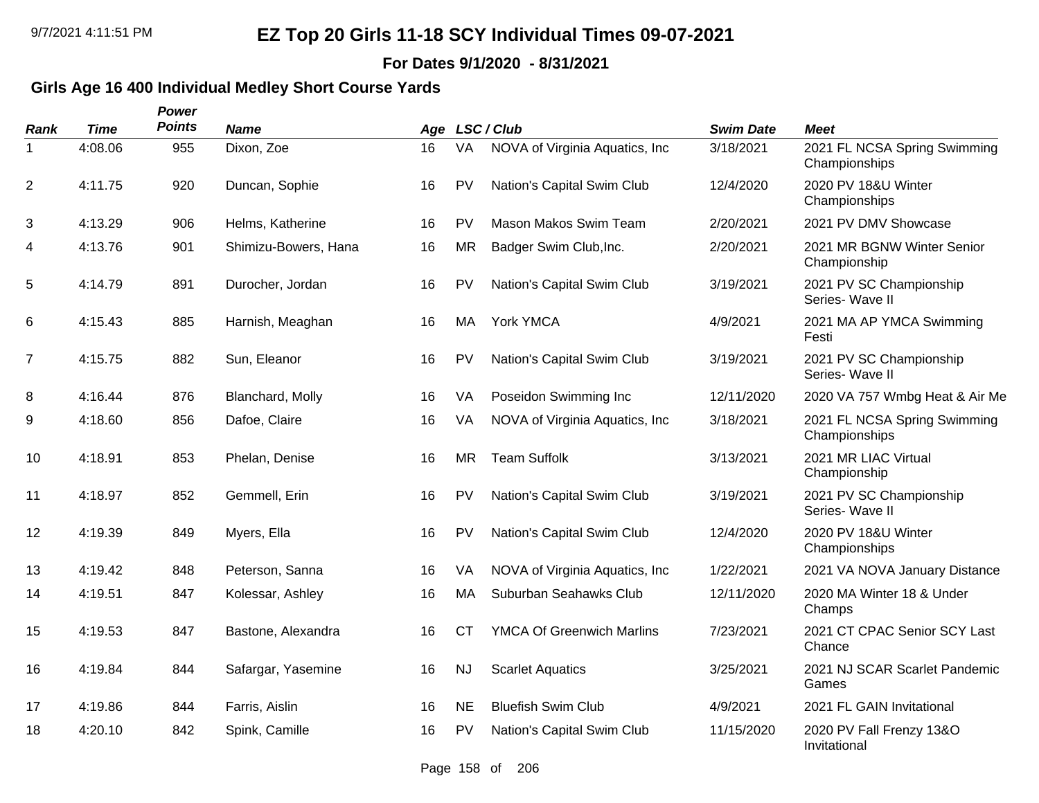# EZ Top 20 Girls 11-18 SCY Individual Times 09-07-2021

**For Dates 9/1/2020 - 8/31/2021**

### Girls Age 16 400 Individual Medley Short Course Yards

| Rank | Time | Power Points | Name | Age | LSC / Club | | Swim Date | Meet |
|---|---|---|---|---|---|---|---|---|
| 1 | 4:08.06 | 955 | Dixon, Zoe | 16 | VA | NOVA of Virginia Aquatics, Inc | 3/18/2021 | 2021 FL NCSA Spring Swimming Championships |
| 2 | 4:11.75 | 920 | Duncan, Sophie | 16 | PV | Nation's Capital Swim Club | 12/4/2020 | 2020 PV 18&U Winter Championships |
| 3 | 4:13.29 | 906 | Helms, Katherine | 16 | PV | Mason Makos Swim Team | 2/20/2021 | 2021 PV DMV Showcase |
| 4 | 4:13.76 | 901 | Shimizu-Bowers, Hana | 16 | MR | Badger Swim Club,Inc. | 2/20/2021 | 2021 MR BGNW Winter Senior Championship |
| 5 | 4:14.79 | 891 | Durocher, Jordan | 16 | PV | Nation's Capital Swim Club | 3/19/2021 | 2021 PV SC Championship Series- Wave II |
| 6 | 4:15.43 | 885 | Harnish, Meaghan | 16 | MA | York YMCA | 4/9/2021 | 2021 MA AP YMCA Swimming Festi |
| 7 | 4:15.75 | 882 | Sun, Eleanor | 16 | PV | Nation's Capital Swim Club | 3/19/2021 | 2021 PV SC Championship Series- Wave II |
| 8 | 4:16.44 | 876 | Blanchard, Molly | 16 | VA | Poseidon Swimming Inc | 12/11/2020 | 2020 VA 757 Wmbg Heat & Air Me |
| 9 | 4:18.60 | 856 | Dafoe, Claire | 16 | VA | NOVA of Virginia Aquatics, Inc | 3/18/2021 | 2021 FL NCSA Spring Swimming Championships |
| 10 | 4:18.91 | 853 | Phelan, Denise | 16 | MR | Team Suffolk | 3/13/2021 | 2021 MR LIAC Virtual Championship |
| 11 | 4:18.97 | 852 | Gemmell, Erin | 16 | PV | Nation's Capital Swim Club | 3/19/2021 | 2021 PV SC Championship Series- Wave II |
| 12 | 4:19.39 | 849 | Myers, Ella | 16 | PV | Nation's Capital Swim Club | 12/4/2020 | 2020 PV 18&U Winter Championships |
| 13 | 4:19.42 | 848 | Peterson, Sanna | 16 | VA | NOVA of Virginia Aquatics, Inc | 1/22/2021 | 2021 VA NOVA January Distance |
| 14 | 4:19.51 | 847 | Kolessar, Ashley | 16 | MA | Suburban Seahawks Club | 12/11/2020 | 2020 MA Winter 18 & Under Champs |
| 15 | 4:19.53 | 847 | Bastone, Alexandra | 16 | CT | YMCA Of Greenwich Marlins | 7/23/2021 | 2021 CT CPAC Senior SCY Last Chance |
| 16 | 4:19.84 | 844 | Safargar, Yasemine | 16 | NJ | Scarlet Aquatics | 3/25/2021 | 2021 NJ SCAR Scarlet Pandemic Games |
| 17 | 4:19.86 | 844 | Farris, Aislin | 16 | NE | Bluefish Swim Club | 4/9/2021 | 2021 FL GAIN Invitational |
| 18 | 4:20.10 | 842 | Spink, Camille | 16 | PV | Nation's Capital Swim Club | 11/15/2020 | 2020 PV Fall Frenzy 13&O Invitational |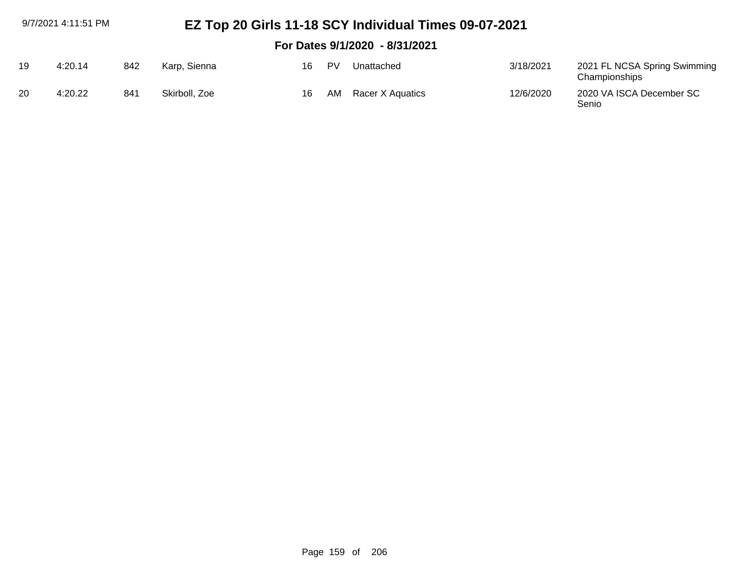# EZ Top 20 Girls 11-18 SCY Individual Times 09-07-2021

## For Dates 9/1/2020 - 8/31/2021

| | | | | | | | | |
|---|---|---|---|---|---|---|---|---|
| 19 | 4:20.14 | 842 | Karp, Sienna | 16 | PV | Unattached | 3/18/2021 | 2021 FL NCSA Spring Swimming Championships |
| 20 | 4:20.22 | 841 | Skirboll, Zoe | 16 | AM | Racer X Aquatics | 12/6/2020 | 2020 VA ISCA December SC Senio |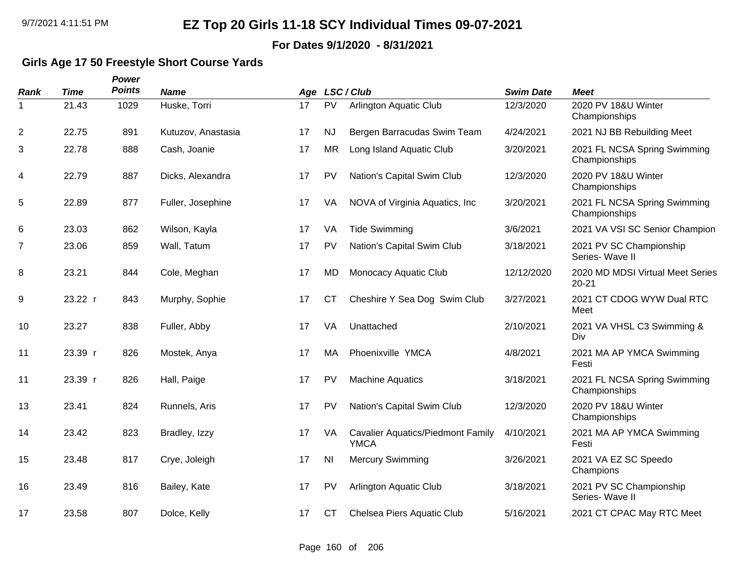# EZ Top 20 Girls 11-18 SCY Individual Times 09-07-2021

**For Dates 9/1/2020 - 8/31/2021**

### Girls Age 17 50 Freestyle Short Course Yards

| Rank | Time | Power Points | Name | Age | LSC / Club | | Swim Date | Meet |
|---|---|---|---|---|---|---|---|---|
| 1 | 21.43 | 1029 | Huske, Torri | 17 | PV | Arlington Aquatic Club | 12/3/2020 | 2020 PV 18&U Winter Championships |
| 2 | 22.75 | 891 | Kutuzov, Anastasia | 17 | NJ | Bergen Barracudas Swim Team | 4/24/2021 | 2021 NJ BB Rebuilding Meet |
| 3 | 22.78 | 888 | Cash, Joanie | 17 | MR | Long Island Aquatic Club | 3/20/2021 | 2021 FL NCSA Spring Swimming Championships |
| 4 | 22.79 | 887 | Dicks, Alexandra | 17 | PV | Nation's Capital Swim Club | 12/3/2020 | 2020 PV 18&U Winter Championships |
| 5 | 22.89 | 877 | Fuller, Josephine | 17 | VA | NOVA of Virginia Aquatics, Inc | 3/20/2021 | 2021 FL NCSA Spring Swimming Championships |
| 6 | 23.03 | 862 | Wilson, Kayla | 17 | VA | Tide Swimming | 3/6/2021 | 2021 VA VSI SC Senior Champion |
| 7 | 23.06 | 859 | Wall, Tatum | 17 | PV | Nation's Capital Swim Club | 3/18/2021 | 2021 PV SC Championship Series- Wave II |
| 8 | 23.21 | 844 | Cole, Meghan | 17 | MD | Monocacy Aquatic Club | 12/12/2020 | 2020 MD MDSI Virtual Meet Series 20-21 |
| 9 | 23.22 r | 843 | Murphy, Sophie | 17 | CT | Cheshire Y Sea Dog Swim Club | 3/27/2021 | 2021 CT CDOG WYW Dual RTC Meet |
| 10 | 23.27 | 838 | Fuller, Abby | 17 | VA | Unattached | 2/10/2021 | 2021 VA VHSL C3 Swimming & Div |
| 11 | 23.39 r | 826 | Mostek, Anya | 17 | MA | Phoenixville YMCA | 4/8/2021 | 2021 MA AP YMCA Swimming Festi |
| 11 | 23.39 r | 826 | Hall, Paige | 17 | PV | Machine Aquatics | 3/18/2021 | 2021 FL NCSA Spring Swimming Championships |
| 13 | 23.41 | 824 | Runnels, Aris | 17 | PV | Nation's Capital Swim Club | 12/3/2020 | 2020 PV 18&U Winter Championships |
| 14 | 23.42 | 823 | Bradley, Izzy | 17 | VA | Cavalier Aquatics/Piedmont Family YMCA | 4/10/2021 | 2021 MA AP YMCA Swimming Festi |
| 15 | 23.48 | 817 | Crye, Joleigh | 17 | NI | Mercury Swimming | 3/26/2021 | 2021 VA EZ SC Speedo Champions |
| 16 | 23.49 | 816 | Bailey, Kate | 17 | PV | Arlington Aquatic Club | 3/18/2021 | 2021 PV SC Championship Series- Wave II |
| 17 | 23.58 | 807 | Dolce, Kelly | 17 | CT | Chelsea Piers Aquatic Club | 5/16/2021 | 2021 CT CPAC May RTC Meet |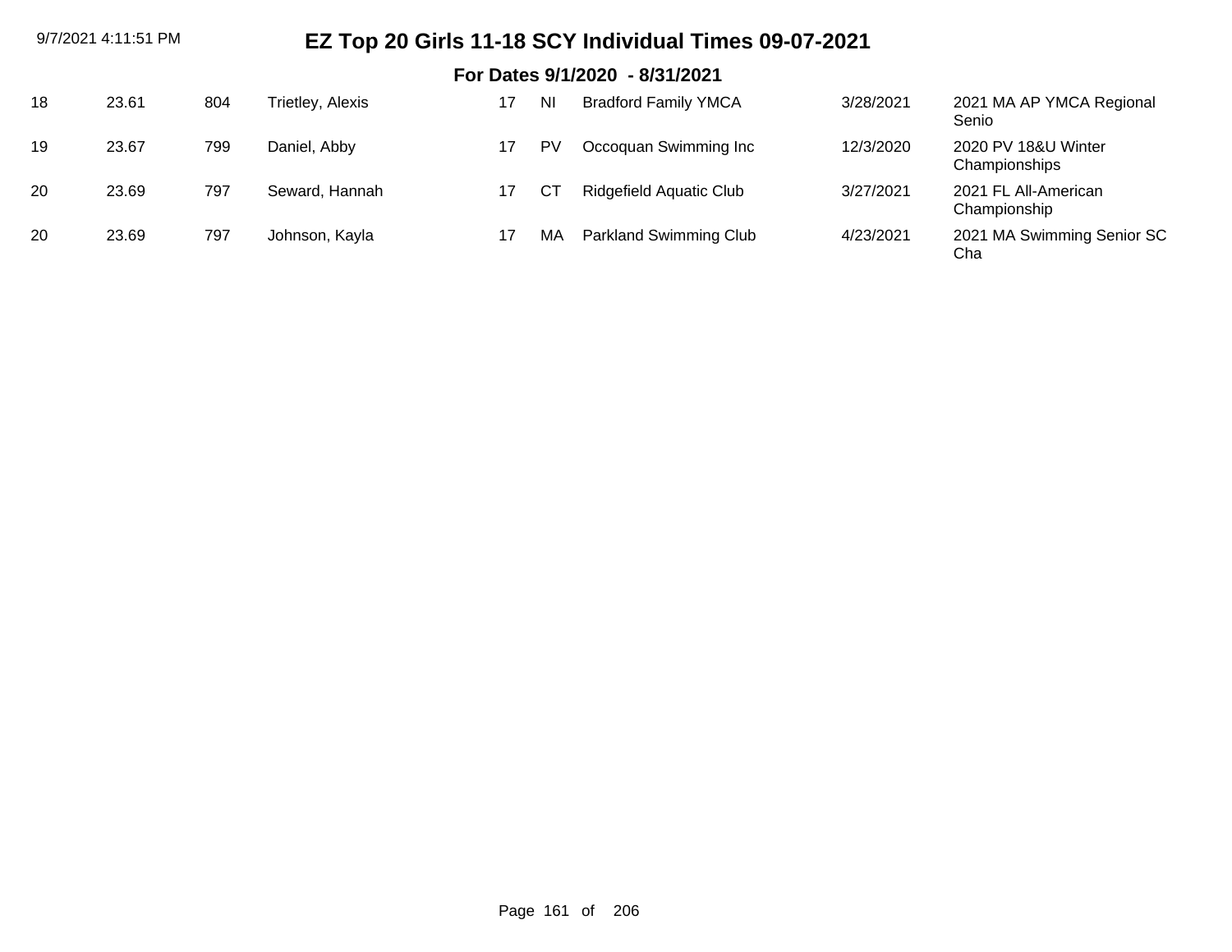# EZ Top 20 Girls 11-18 SCY Individual Times 09-07-2021

**For Dates 9/1/2020 - 8/31/2021**

| | | | | | | | | |
|---|---|---|---|---|---|---|---|---|
| 18 | 23.61 | 804 | Trietley, Alexis | 17 | NI | Bradford Family YMCA | 3/28/2021 | 2021 MA AP YMCA Regional Senio |
| 19 | 23.67 | 799 | Daniel, Abby | 17 | PV | Occoquan Swimming Inc | 12/3/2020 | 2020 PV 18&U Winter Championships |
| 20 | 23.69 | 797 | Seward, Hannah | 17 | CT | Ridgefield Aquatic Club | 3/27/2021 | 2021 FL All-American Championship |
| 20 | 23.69 | 797 | Johnson, Kayla | 17 | MA | Parkland Swimming Club | 4/23/2021 | 2021 MA Swimming Senior SC Cha |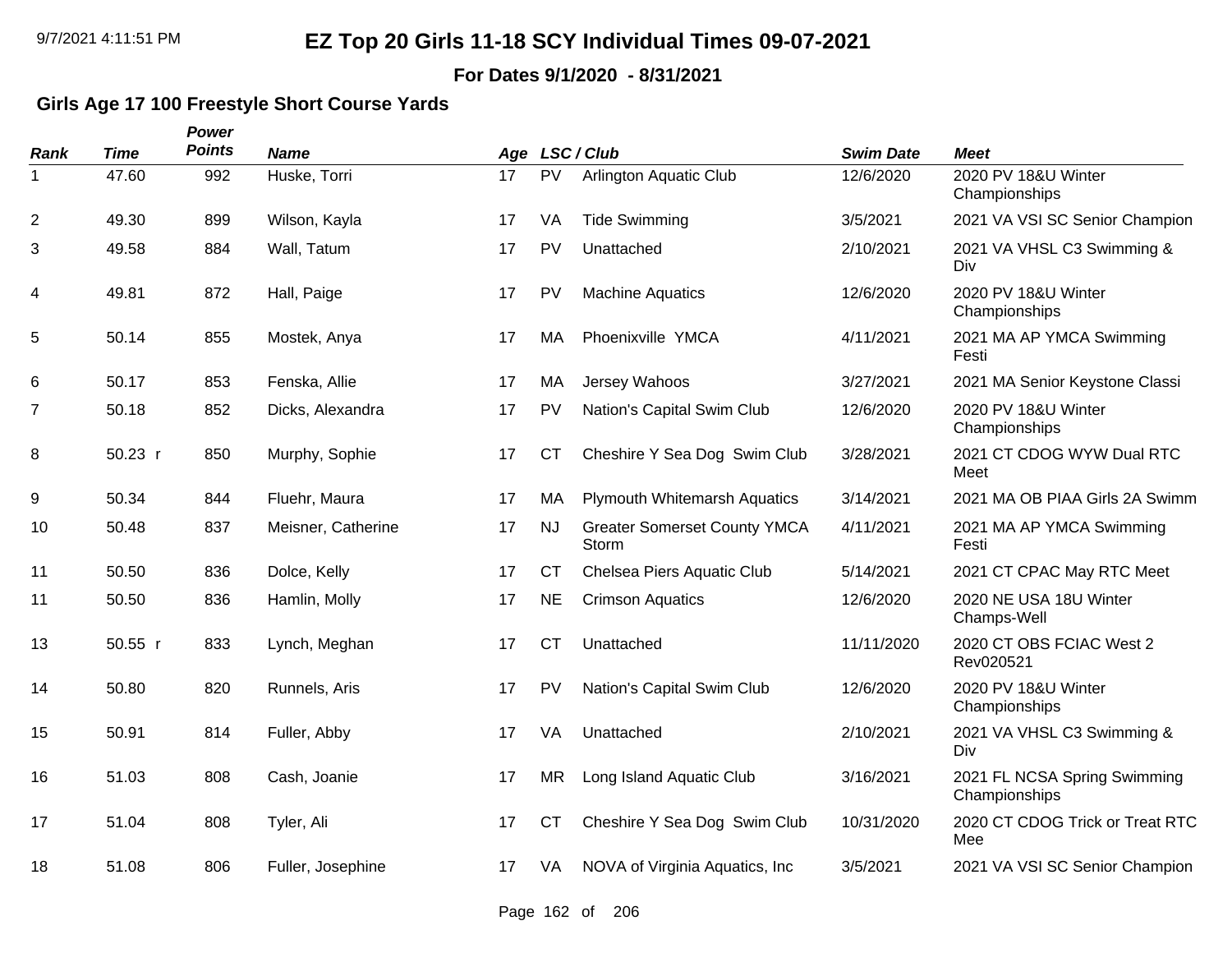# EZ Top 20 Girls 11-18 SCY Individual Times 09-07-2021

**For Dates 9/1/2020 - 8/31/2021**

## Girls Age 17 100 Freestyle Short Course Yards

| Rank | Time | Power Points | Name | Age | LSC / Club | | Swim Date | Meet |
|---|---|---|---|---|---|---|---|---|
| 1 | 47.60 | 992 | Huske, Torri | 17 | PV | Arlington Aquatic Club | 12/6/2020 | 2020 PV 18&U Winter Championships |
| 2 | 49.30 | 899 | Wilson, Kayla | 17 | VA | Tide Swimming | 3/5/2021 | 2021 VA VSI SC Senior Champion |
| 3 | 49.58 | 884 | Wall, Tatum | 17 | PV | Unattached | 2/10/2021 | 2021 VA VHSL C3 Swimming & Div |
| 4 | 49.81 | 872 | Hall, Paige | 17 | PV | Machine Aquatics | 12/6/2020 | 2020 PV 18&U Winter Championships |
| 5 | 50.14 | 855 | Mostek, Anya | 17 | MA | Phoenixville YMCA | 4/11/2021 | 2021 MA AP YMCA Swimming Festi |
| 6 | 50.17 | 853 | Fenska, Allie | 17 | MA | Jersey Wahoos | 3/27/2021 | 2021 MA Senior Keystone Classi |
| 7 | 50.18 | 852 | Dicks, Alexandra | 17 | PV | Nation's Capital Swim Club | 12/6/2020 | 2020 PV 18&U Winter Championships |
| 8 | 50.23 r | 850 | Murphy, Sophie | 17 | CT | Cheshire Y Sea Dog Swim Club | 3/28/2021 | 2021 CT CDOG WYW Dual RTC Meet |
| 9 | 50.34 | 844 | Fluehr, Maura | 17 | MA | Plymouth Whitemarsh Aquatics | 3/14/2021 | 2021 MA OB PIAA Girls 2A Swimm |
| 10 | 50.48 | 837 | Meisner, Catherine | 17 | NJ | Greater Somerset County YMCA Storm | 4/11/2021 | 2021 MA AP YMCA Swimming Festi |
| 11 | 50.50 | 836 | Dolce, Kelly | 17 | CT | Chelsea Piers Aquatic Club | 5/14/2021 | 2021 CT CPAC May RTC Meet |
| 11 | 50.50 | 836 | Hamlin, Molly | 17 | NE | Crimson Aquatics | 12/6/2020 | 2020 NE USA 18U Winter Champs-Well |
| 13 | 50.55 r | 833 | Lynch, Meghan | 17 | CT | Unattached | 11/11/2020 | 2020 CT OBS FCIAC West 2 Rev020521 |
| 14 | 50.80 | 820 | Runnels, Aris | 17 | PV | Nation's Capital Swim Club | 12/6/2020 | 2020 PV 18&U Winter Championships |
| 15 | 50.91 | 814 | Fuller, Abby | 17 | VA | Unattached | 2/10/2021 | 2021 VA VHSL C3 Swimming & Div |
| 16 | 51.03 | 808 | Cash, Joanie | 17 | MR | Long Island Aquatic Club | 3/16/2021 | 2021 FL NCSA Spring Swimming Championships |
| 17 | 51.04 | 808 | Tyler, Ali | 17 | CT | Cheshire Y Sea Dog Swim Club | 10/31/2020 | 2020 CT CDOG Trick or Treat RTC Mee |
| 18 | 51.08 | 806 | Fuller, Josephine | 17 | VA | NOVA of Virginia Aquatics, Inc | 3/5/2021 | 2021 VA VSI SC Senior Champion |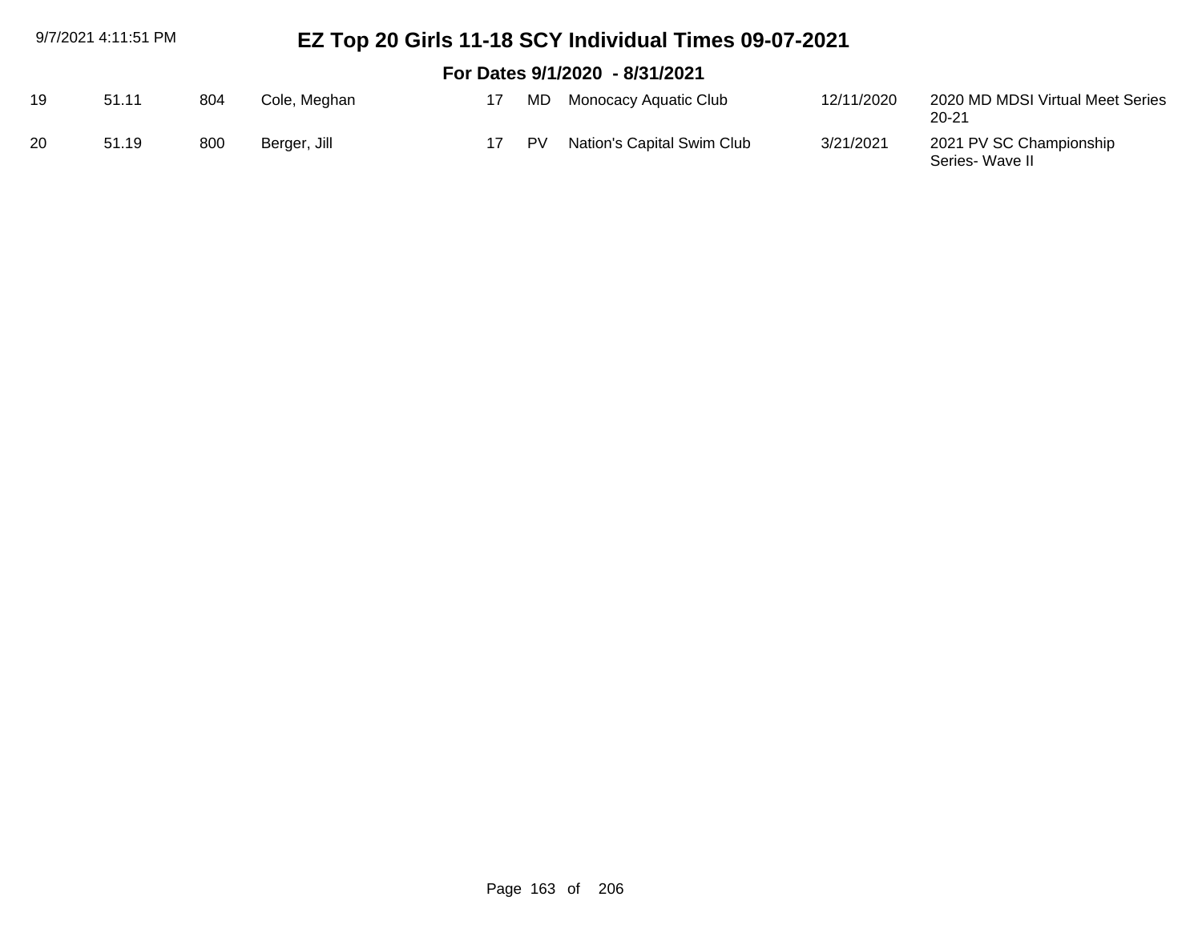# EZ Top 20 Girls 11-18 SCY Individual Times 09-07-2021

## For Dates 9/1/2020 - 8/31/2021

| | | | | | | | | |
|---|---|---|---|---|---|---|---|---|
| 19 | 51.11 | 804 | Cole, Meghan | 17 | MD | Monocacy Aquatic Club | 12/11/2020 | 2020 MD MDSI Virtual Meet Series 20-21 |
| 20 | 51.19 | 800 | Berger, Jill | 17 | PV | Nation's Capital Swim Club | 3/21/2021 | 2021 PV SC Championship Series- Wave II |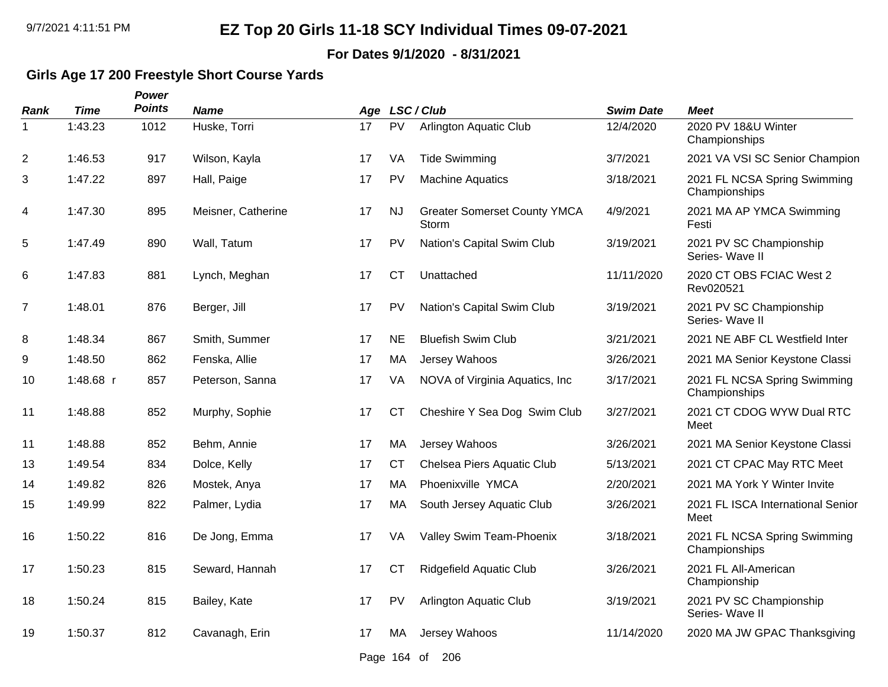# EZ Top 20 Girls 11-18 SCY Individual Times 09-07-2021

**For Dates 9/1/2020 - 8/31/2021**

### Girls Age 17 200 Freestyle Short Course Yards

| Rank | Time | Power Points | Name | Age | LSC / Club | | Swim Date | Meet |
|---|---|---|---|---|---|---|---|---|
| 1 | 1:43.23 | 1012 | Huske, Torri | 17 | PV | Arlington Aquatic Club | 12/4/2020 | 2020 PV 18&U Winter Championships |
| 2 | 1:46.53 | 917 | Wilson, Kayla | 17 | VA | Tide Swimming | 3/7/2021 | 2021 VA VSI SC Senior Champion |
| 3 | 1:47.22 | 897 | Hall, Paige | 17 | PV | Machine Aquatics | 3/18/2021 | 2021 FL NCSA Spring Swimming Championships |
| 4 | 1:47.30 | 895 | Meisner, Catherine | 17 | NJ | Greater Somerset County YMCA Storm | 4/9/2021 | 2021 MA AP YMCA Swimming Festi |
| 5 | 1:47.49 | 890 | Wall, Tatum | 17 | PV | Nation's Capital Swim Club | 3/19/2021 | 2021 PV SC Championship Series- Wave II |
| 6 | 1:47.83 | 881 | Lynch, Meghan | 17 | CT | Unattached | 11/11/2020 | 2020 CT OBS FCIAC West 2 Rev020521 |
| 7 | 1:48.01 | 876 | Berger, Jill | 17 | PV | Nation's Capital Swim Club | 3/19/2021 | 2021 PV SC Championship Series- Wave II |
| 8 | 1:48.34 | 867 | Smith, Summer | 17 | NE | Bluefish Swim Club | 3/21/2021 | 2021 NE ABF CL Westfield Inter |
| 9 | 1:48.50 | 862 | Fenska, Allie | 17 | MA | Jersey Wahoos | 3/26/2021 | 2021 MA Senior Keystone Classi |
| 10 | 1:48.68 r | 857 | Peterson, Sanna | 17 | VA | NOVA of Virginia Aquatics, Inc | 3/17/2021 | 2021 FL NCSA Spring Swimming Championships |
| 11 | 1:48.88 | 852 | Murphy, Sophie | 17 | CT | Cheshire Y Sea Dog Swim Club | 3/27/2021 | 2021 CT CDOG WYW Dual RTC Meet |
| 11 | 1:48.88 | 852 | Behm, Annie | 17 | MA | Jersey Wahoos | 3/26/2021 | 2021 MA Senior Keystone Classi |
| 13 | 1:49.54 | 834 | Dolce, Kelly | 17 | CT | Chelsea Piers Aquatic Club | 5/13/2021 | 2021 CT CPAC May RTC Meet |
| 14 | 1:49.82 | 826 | Mostek, Anya | 17 | MA | Phoenixville YMCA | 2/20/2021 | 2021 MA York Y Winter Invite |
| 15 | 1:49.99 | 822 | Palmer, Lydia | 17 | MA | South Jersey Aquatic Club | 3/26/2021 | 2021 FL ISCA International Senior Meet |
| 16 | 1:50.22 | 816 | De Jong, Emma | 17 | VA | Valley Swim Team-Phoenix | 3/18/2021 | 2021 FL NCSA Spring Swimming Championships |
| 17 | 1:50.23 | 815 | Seward, Hannah | 17 | CT | Ridgefield Aquatic Club | 3/26/2021 | 2021 FL All-American Championship |
| 18 | 1:50.24 | 815 | Bailey, Kate | 17 | PV | Arlington Aquatic Club | 3/19/2021 | 2021 PV SC Championship Series- Wave II |
| 19 | 1:50.37 | 812 | Cavanagh, Erin | 17 | MA | Jersey Wahoos | 11/14/2020 | 2020 MA JW GPAC Thanksgiving |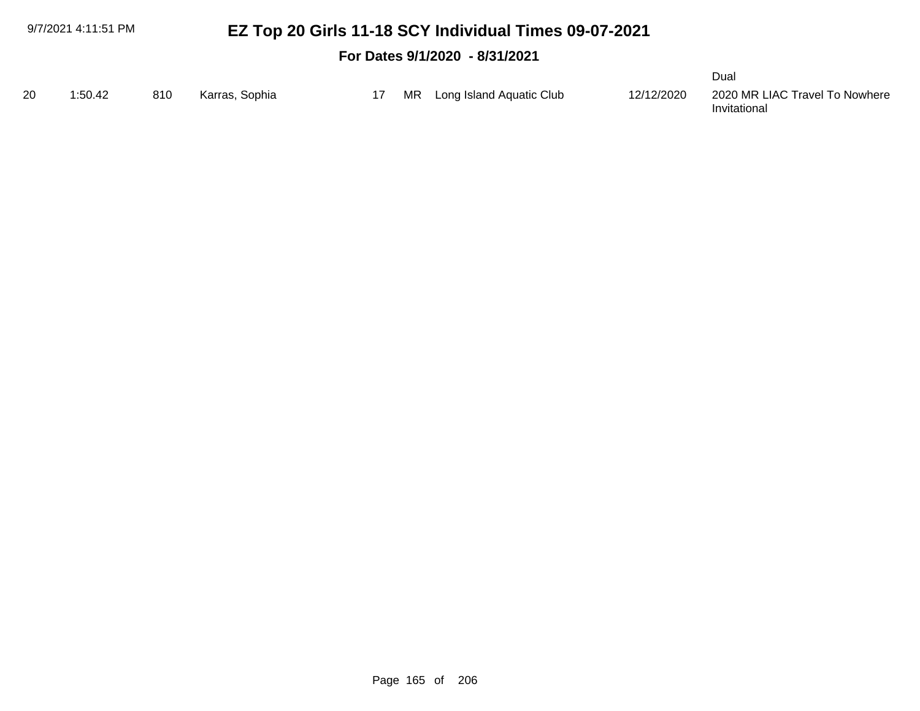# EZ Top 20 Girls 11-18 SCY Individual Times 09-07-2021

**For Dates 9/1/2020 - 8/31/2021**

| | | | | | | | | |
|---|---|---|---|---|---|---|---|---|
| 20 | 1:50.42 | 810 | Karras, Sophia | 17 | MR | Long Island Aquatic Club | 12/12/2020 | Dual 2020 MR LIAC Travel To Nowhere Invitational |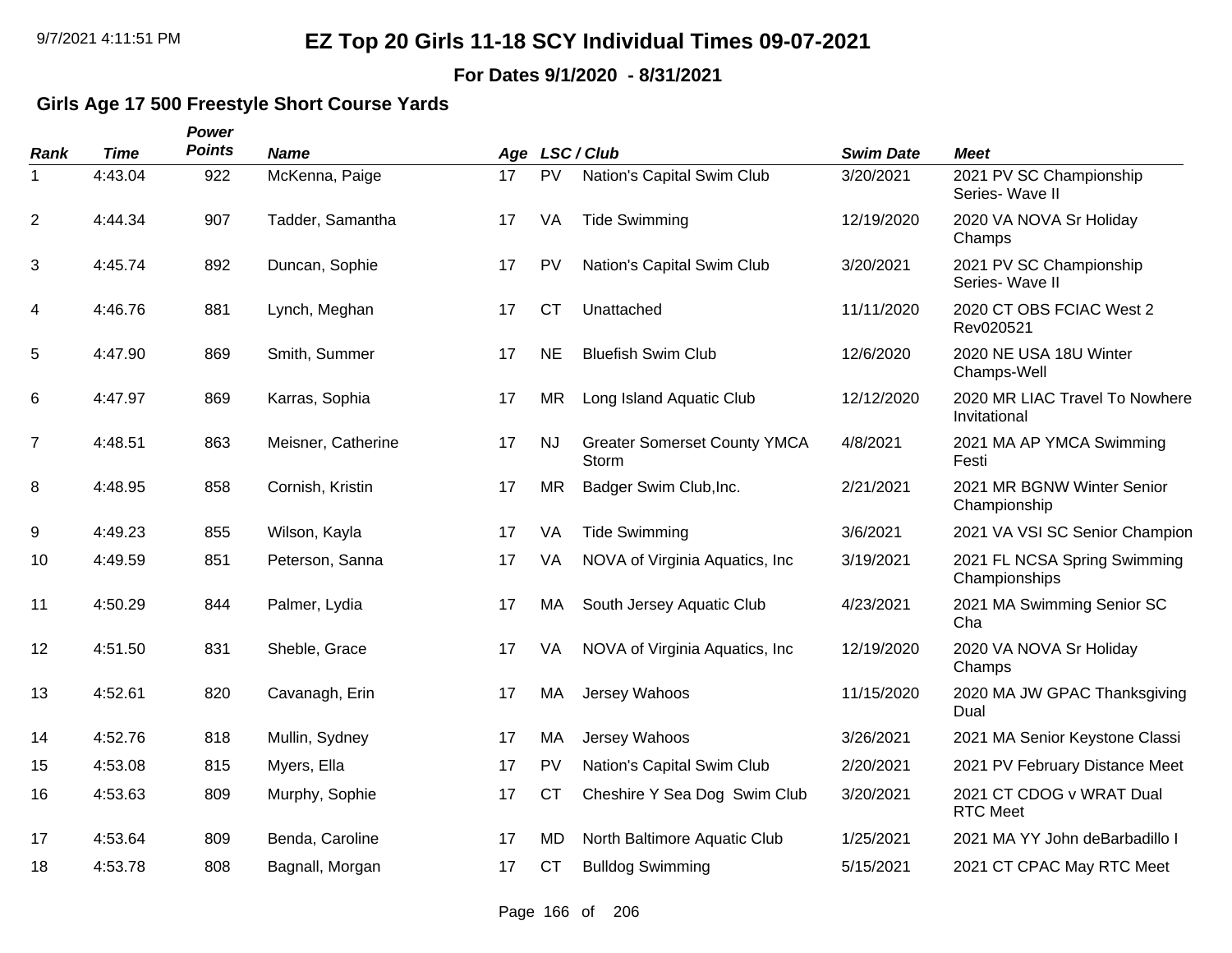# EZ Top 20 Girls 11-18 SCY Individual Times 09-07-2021

**For Dates 9/1/2020 - 8/31/2021**

## Girls Age 17 500 Freestyle Short Course Yards

| Rank | Time | Power Points | Name | Age | LSC | Club | Swim Date | Meet |
|---|---|---|---|---|---|---|---|---|
| 1 | 4:43.04 | 922 | McKenna, Paige | 17 | PV | Nation's Capital Swim Club | 3/20/2021 | 2021 PV SC Championship Series- Wave II |
| 2 | 4:44.34 | 907 | Tadder, Samantha | 17 | VA | Tide Swimming | 12/19/2020 | 2020 VA NOVA Sr Holiday Champs |
| 3 | 4:45.74 | 892 | Duncan, Sophie | 17 | PV | Nation's Capital Swim Club | 3/20/2021 | 2021 PV SC Championship Series- Wave II |
| 4 | 4:46.76 | 881 | Lynch, Meghan | 17 | CT | Unattached | 11/11/2020 | 2020 CT OBS FCIAC West 2 Rev020521 |
| 5 | 4:47.90 | 869 | Smith, Summer | 17 | NE | Bluefish Swim Club | 12/6/2020 | 2020 NE USA 18U Winter Champs-Well |
| 6 | 4:47.97 | 869 | Karras, Sophia | 17 | MR | Long Island Aquatic Club | 12/12/2020 | 2020 MR LIAC Travel To Nowhere Invitational |
| 7 | 4:48.51 | 863 | Meisner, Catherine | 17 | NJ | Greater Somerset County YMCA Storm | 4/8/2021 | 2021 MA AP YMCA Swimming Festi |
| 8 | 4:48.95 | 858 | Cornish, Kristin | 17 | MR | Badger Swim Club,Inc. | 2/21/2021 | 2021 MR BGNW Winter Senior Championship |
| 9 | 4:49.23 | 855 | Wilson, Kayla | 17 | VA | Tide Swimming | 3/6/2021 | 2021 VA VSI SC Senior Champion |
| 10 | 4:49.59 | 851 | Peterson, Sanna | 17 | VA | NOVA of Virginia Aquatics, Inc | 3/19/2021 | 2021 FL NCSA Spring Swimming Championships |
| 11 | 4:50.29 | 844 | Palmer, Lydia | 17 | MA | South Jersey Aquatic Club | 4/23/2021 | 2021 MA Swimming Senior SC Cha |
| 12 | 4:51.50 | 831 | Sheble, Grace | 17 | VA | NOVA of Virginia Aquatics, Inc | 12/19/2020 | 2020 VA NOVA Sr Holiday Champs |
| 13 | 4:52.61 | 820 | Cavanagh, Erin | 17 | MA | Jersey Wahoos | 11/15/2020 | 2020 MA JW GPAC Thanksgiving Dual |
| 14 | 4:52.76 | 818 | Mullin, Sydney | 17 | MA | Jersey Wahoos | 3/26/2021 | 2021 MA Senior Keystone Classi |
| 15 | 4:53.08 | 815 | Myers, Ella | 17 | PV | Nation's Capital Swim Club | 2/20/2021 | 2021 PV February Distance Meet |
| 16 | 4:53.63 | 809 | Murphy, Sophie | 17 | CT | Cheshire Y Sea Dog Swim Club | 3/20/2021 | 2021 CT CDOG v WRAT Dual RTC Meet |
| 17 | 4:53.64 | 809 | Benda, Caroline | 17 | MD | North Baltimore Aquatic Club | 1/25/2021 | 2021 MA YY John deBarbadillo I |
| 18 | 4:53.78 | 808 | Bagnall, Morgan | 17 | CT | Bulldog Swimming | 5/15/2021 | 2021 CT CPAC May RTC Meet |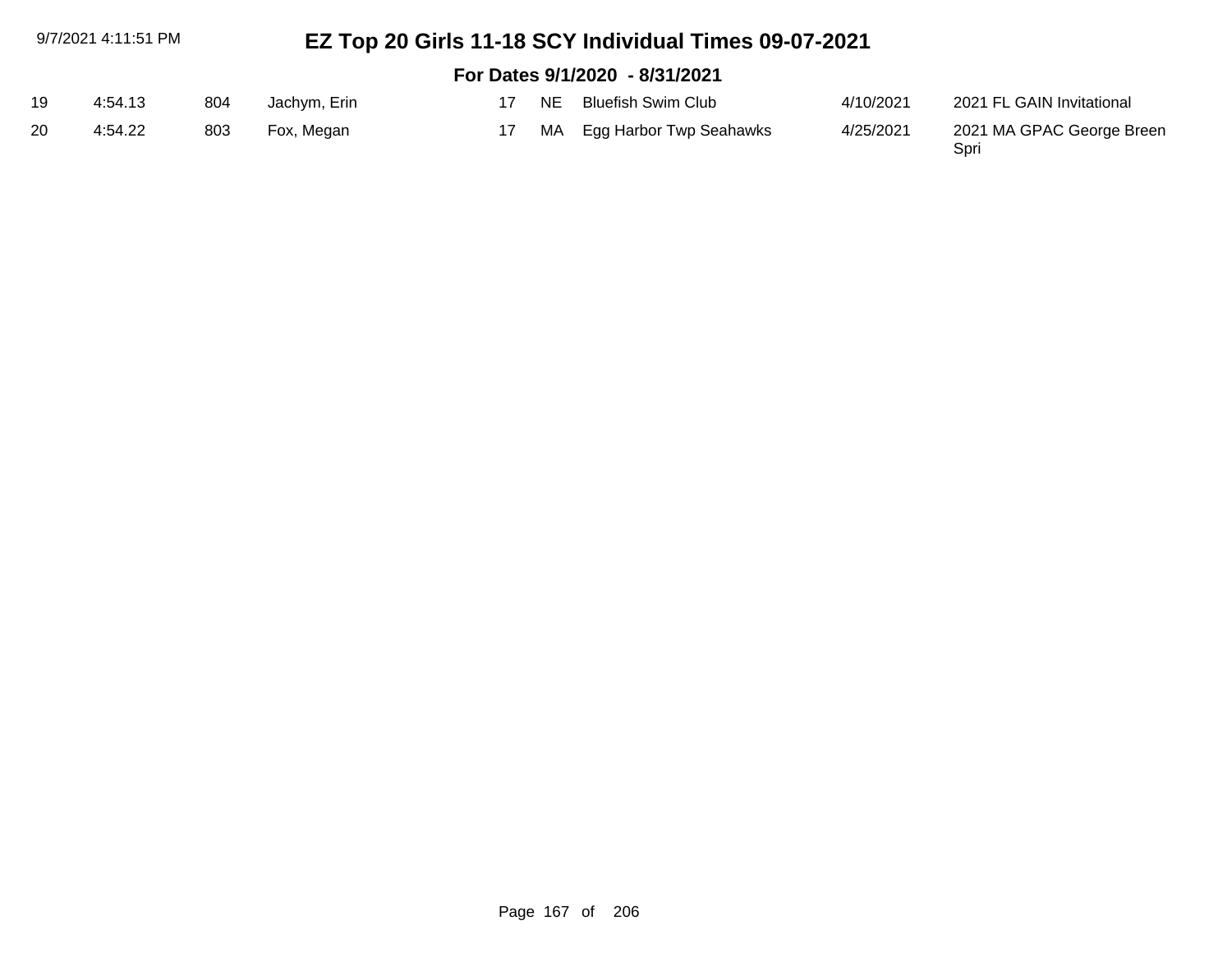| | | | | | | | | |
|---|---|---|---|---|---|---|---|---|
| 19 | 4:54.13 | 804 | Jachym, Erin | 17 | NE | Bluefish Swim Club | 4/10/2021 | 2021 FL GAIN Invitational |
| 20 | 4:54.22 | 803 | Fox, Megan | 17 | MA | Egg Harbor Twp Seahawks | 4/25/2021 | 2021 MA GPAC George Breen Spri |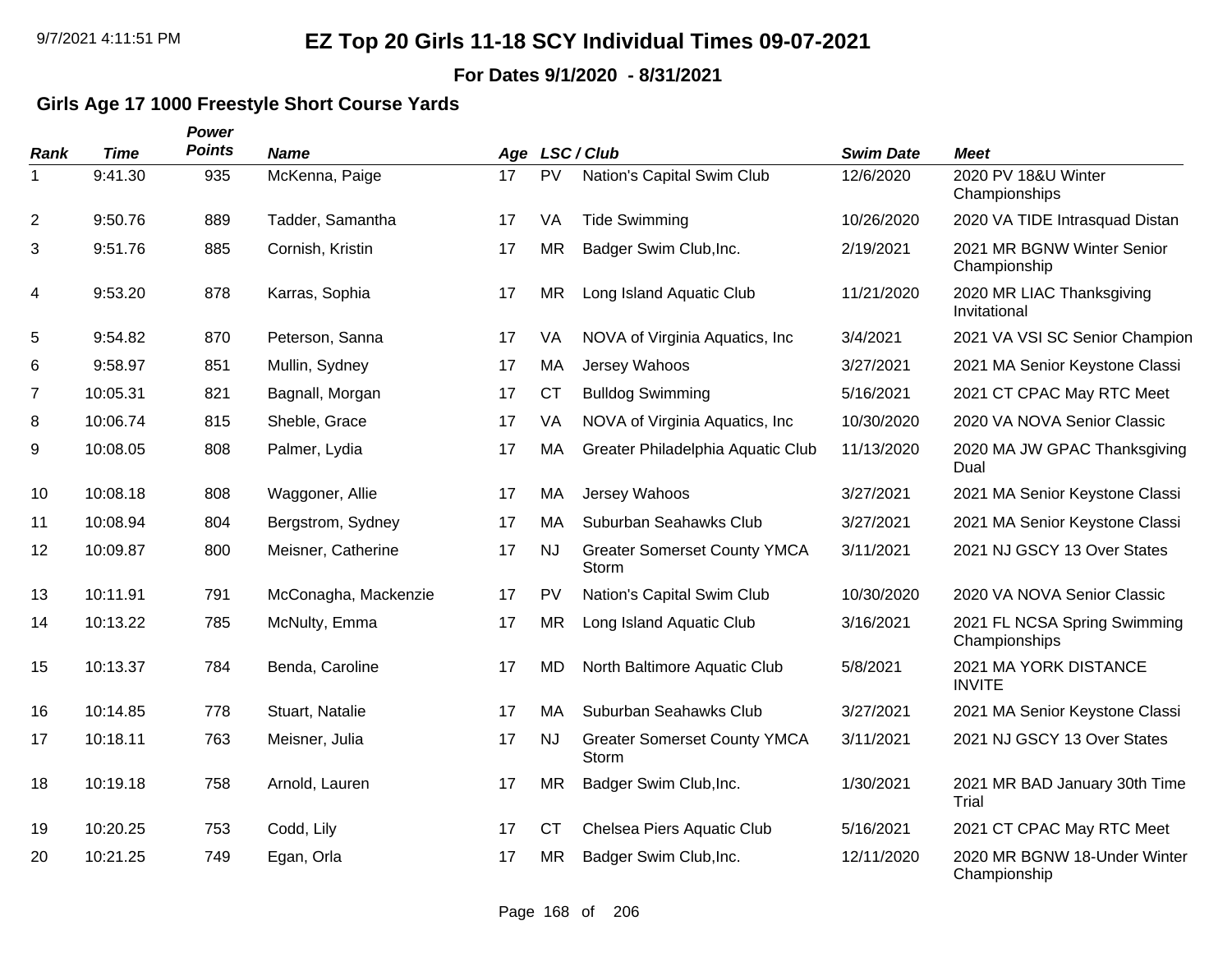# EZ Top 20 Girls 11-18 SCY Individual Times 09-07-2021

**For Dates 9/1/2020 - 8/31/2021**

### Girls Age 17 1000 Freestyle Short Course Yards

| Rank | Time | Power Points | Name | Age | LSC / Club | | Swim Date | Meet |
|---|---|---|---|---|---|---|---|---|
| 1 | 9:41.30 | 935 | McKenna, Paige | 17 | PV | Nation's Capital Swim Club | 12/6/2020 | 2020 PV 18&U Winter Championships |
| 2 | 9:50.76 | 889 | Tadder, Samantha | 17 | VA | Tide Swimming | 10/26/2020 | 2020 VA TIDE Intrasquad Distan |
| 3 | 9:51.76 | 885 | Cornish, Kristin | 17 | MR | Badger Swim Club,Inc. | 2/19/2021 | 2021 MR BGNW Winter Senior Championship |
| 4 | 9:53.20 | 878 | Karras, Sophia | 17 | MR | Long Island Aquatic Club | 11/21/2020 | 2020 MR LIAC Thanksgiving Invitational |
| 5 | 9:54.82 | 870 | Peterson, Sanna | 17 | VA | NOVA of Virginia Aquatics, Inc | 3/4/2021 | 2021 VA VSI SC Senior Champion |
| 6 | 9:58.97 | 851 | Mullin, Sydney | 17 | MA | Jersey Wahoos | 3/27/2021 | 2021 MA Senior Keystone Classi |
| 7 | 10:05.31 | 821 | Bagnall, Morgan | 17 | CT | Bulldog Swimming | 5/16/2021 | 2021 CT CPAC May RTC Meet |
| 8 | 10:06.74 | 815 | Sheble, Grace | 17 | VA | NOVA of Virginia Aquatics, Inc | 10/30/2020 | 2020 VA NOVA Senior Classic |
| 9 | 10:08.05 | 808 | Palmer, Lydia | 17 | MA | Greater Philadelphia Aquatic Club | 11/13/2020 | 2020 MA JW GPAC Thanksgiving Dual |
| 10 | 10:08.18 | 808 | Waggoner, Allie | 17 | MA | Jersey Wahoos | 3/27/2021 | 2021 MA Senior Keystone Classi |
| 11 | 10:08.94 | 804 | Bergstrom, Sydney | 17 | MA | Suburban Seahawks Club | 3/27/2021 | 2021 MA Senior Keystone Classi |
| 12 | 10:09.87 | 800 | Meisner, Catherine | 17 | NJ | Greater Somerset County YMCA Storm | 3/11/2021 | 2021 NJ GSCY 13 Over States |
| 13 | 10:11.91 | 791 | McConagha, Mackenzie | 17 | PV | Nation's Capital Swim Club | 10/30/2020 | 2020 VA NOVA Senior Classic |
| 14 | 10:13.22 | 785 | McNulty, Emma | 17 | MR | Long Island Aquatic Club | 3/16/2021 | 2021 FL NCSA Spring Swimming Championships |
| 15 | 10:13.37 | 784 | Benda, Caroline | 17 | MD | North Baltimore Aquatic Club | 5/8/2021 | 2021 MA YORK DISTANCE INVITE |
| 16 | 10:14.85 | 778 | Stuart, Natalie | 17 | MA | Suburban Seahawks Club | 3/27/2021 | 2021 MA Senior Keystone Classi |
| 17 | 10:18.11 | 763 | Meisner, Julia | 17 | NJ | Greater Somerset County YMCA Storm | 3/11/2021 | 2021 NJ GSCY 13 Over States |
| 18 | 10:19.18 | 758 | Arnold, Lauren | 17 | MR | Badger Swim Club,Inc. | 1/30/2021 | 2021 MR BAD January 30th Time Trial |
| 19 | 10:20.25 | 753 | Codd, Lily | 17 | CT | Chelsea Piers Aquatic Club | 5/16/2021 | 2021 CT CPAC May RTC Meet |
| 20 | 10:21.25 | 749 | Egan, Orla | 17 | MR | Badger Swim Club,Inc. | 12/11/2020 | 2020 MR BGNW 18-Under Winter Championship |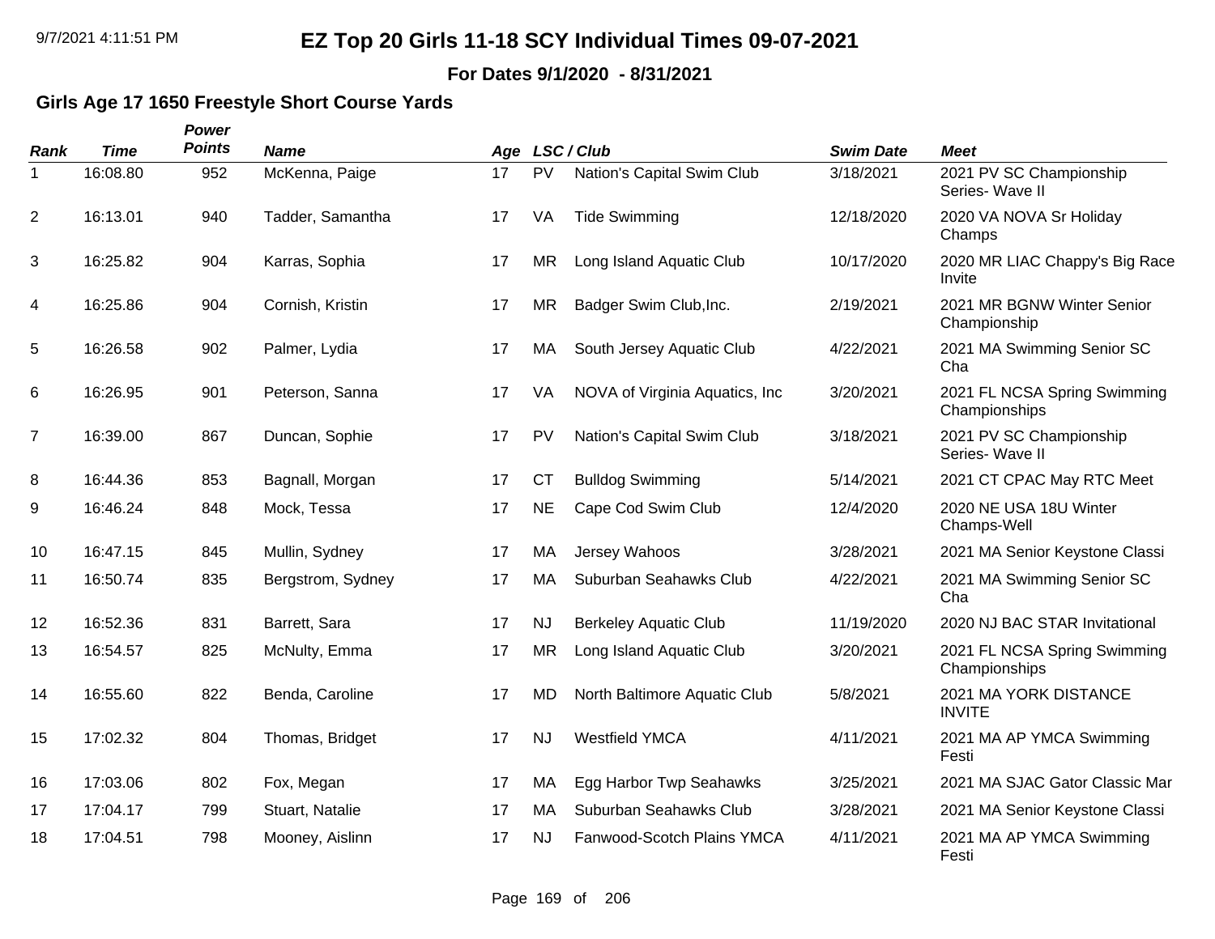# EZ Top 20 Girls 11-18 SCY Individual Times 09-07-2021

**For Dates 9/1/2020 - 8/31/2021**

### Girls Age 17 1650 Freestyle Short Course Yards

| *Rank* | *Time* | *Power Points* | *Name* | *Age* | *LSC / Club* | | *Swim Date* | *Meet* |
|---|---|---|---|---|---|---|---|---|
| 1 | 16:08.80 | 952 | McKenna, Paige | 17 | PV | Nation's Capital Swim Club | 3/18/2021 | 2021 PV SC Championship Series- Wave II |
| 2 | 16:13.01 | 940 | Tadder, Samantha | 17 | VA | Tide Swimming | 12/18/2020 | 2020 VA NOVA Sr Holiday Champs |
| 3 | 16:25.82 | 904 | Karras, Sophia | 17 | MR | Long Island Aquatic Club | 10/17/2020 | 2020 MR LIAC Chappy's Big Race Invite |
| 4 | 16:25.86 | 904 | Cornish, Kristin | 17 | MR | Badger Swim Club,Inc. | 2/19/2021 | 2021 MR BGNW Winter Senior Championship |
| 5 | 16:26.58 | 902 | Palmer, Lydia | 17 | MA | South Jersey Aquatic Club | 4/22/2021 | 2021 MA Swimming Senior SC Cha |
| 6 | 16:26.95 | 901 | Peterson, Sanna | 17 | VA | NOVA of Virginia Aquatics, Inc | 3/20/2021 | 2021 FL NCSA Spring Swimming Championships |
| 7 | 16:39.00 | 867 | Duncan, Sophie | 17 | PV | Nation's Capital Swim Club | 3/18/2021 | 2021 PV SC Championship Series- Wave II |
| 8 | 16:44.36 | 853 | Bagnall, Morgan | 17 | CT | Bulldog Swimming | 5/14/2021 | 2021 CT CPAC May RTC Meet |
| 9 | 16:46.24 | 848 | Mock, Tessa | 17 | NE | Cape Cod Swim Club | 12/4/2020 | 2020 NE USA 18U Winter Champs-Well |
| 10 | 16:47.15 | 845 | Mullin, Sydney | 17 | MA | Jersey Wahoos | 3/28/2021 | 2021 MA Senior Keystone Classi |
| 11 | 16:50.74 | 835 | Bergstrom, Sydney | 17 | MA | Suburban Seahawks Club | 4/22/2021 | 2021 MA Swimming Senior SC Cha |
| 12 | 16:52.36 | 831 | Barrett, Sara | 17 | NJ | Berkeley Aquatic Club | 11/19/2020 | 2020 NJ BAC STAR Invitational |
| 13 | 16:54.57 | 825 | McNulty, Emma | 17 | MR | Long Island Aquatic Club | 3/20/2021 | 2021 FL NCSA Spring Swimming Championships |
| 14 | 16:55.60 | 822 | Benda, Caroline | 17 | MD | North Baltimore Aquatic Club | 5/8/2021 | 2021 MA YORK DISTANCE INVITE |
| 15 | 17:02.32 | 804 | Thomas, Bridget | 17 | NJ | Westfield YMCA | 4/11/2021 | 2021 MA AP YMCA Swimming Festi |
| 16 | 17:03.06 | 802 | Fox, Megan | 17 | MA | Egg Harbor Twp Seahawks | 3/25/2021 | 2021 MA SJAC Gator Classic Mar |
| 17 | 17:04.17 | 799 | Stuart, Natalie | 17 | MA | Suburban Seahawks Club | 3/28/2021 | 2021 MA Senior Keystone Classi |
| 18 | 17:04.51 | 798 | Mooney, Aislinn | 17 | NJ | Fanwood-Scotch Plains YMCA | 4/11/2021 | 2021 MA AP YMCA Swimming Festi |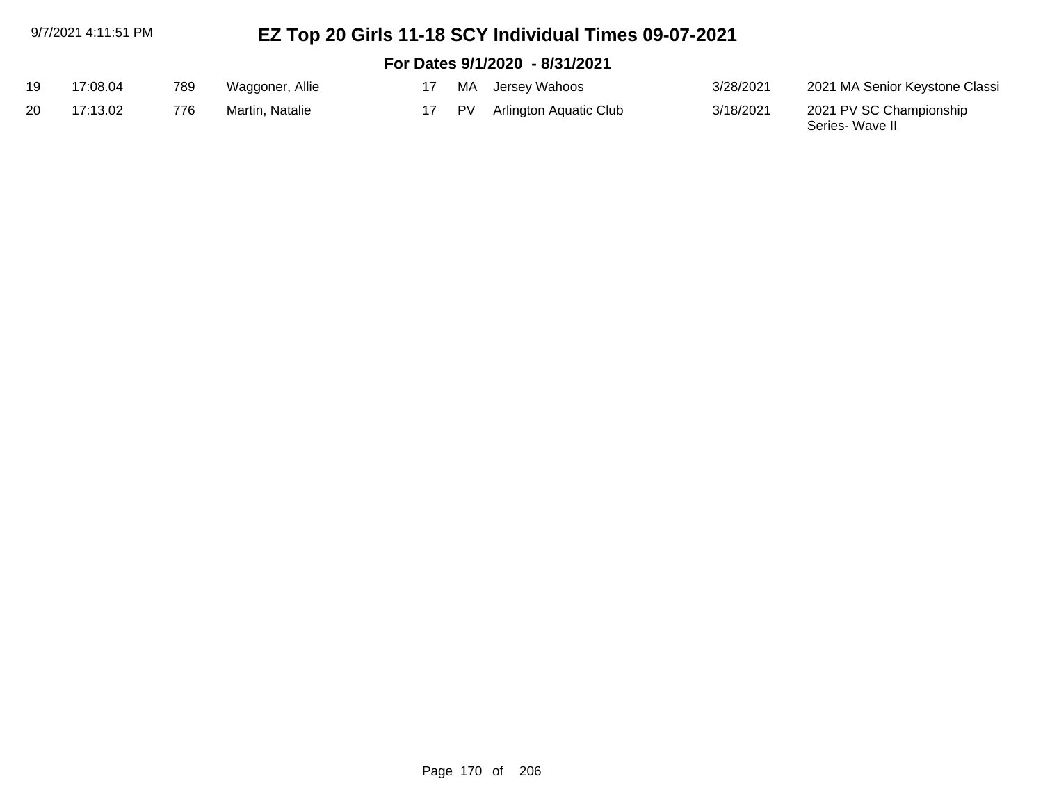# EZ Top 20 Girls 11-18 SCY Individual Times 09-07-2021

## For Dates 9/1/2020 - 8/31/2021

| | | | | | | | | |
|---|---|---|---|---|---|---|---|---|
| 19 | 17:08.04 | 789 | Waggoner, Allie | 17 | MA | Jersey Wahoos | 3/28/2021 | 2021 MA Senior Keystone Classi |
| 20 | 17:13.02 | 776 | Martin, Natalie | 17 | PV | Arlington Aquatic Club | 3/18/2021 | 2021 PV SC Championship Series- Wave II |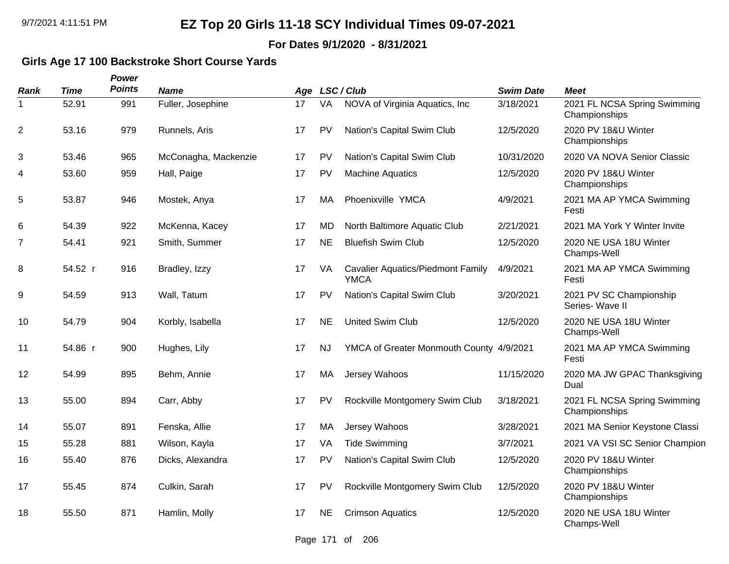# EZ Top 20 Girls 11-18 SCY Individual Times 09-07-2021

**For Dates 9/1/2020 - 8/31/2021**

### Girls Age 17 100 Backstroke Short Course Yards

| Rank | Time | Power Points | Name | Age | LSC / Club | | Swim Date | Meet |
|---|---|---|---|---|---|---|---|---|
| 1 | 52.91 | 991 | Fuller, Josephine | 17 | VA | NOVA of Virginia Aquatics, Inc | 3/18/2021 | 2021 FL NCSA Spring Swimming Championships |
| 2 | 53.16 | 979 | Runnels, Aris | 17 | PV | Nation's Capital Swim Club | 12/5/2020 | 2020 PV 18&U Winter Championships |
| 3 | 53.46 | 965 | McConagha, Mackenzie | 17 | PV | Nation's Capital Swim Club | 10/31/2020 | 2020 VA NOVA Senior Classic |
| 4 | 53.60 | 959 | Hall, Paige | 17 | PV | Machine Aquatics | 12/5/2020 | 2020 PV 18&U Winter Championships |
| 5 | 53.87 | 946 | Mostek, Anya | 17 | MA | Phoenixville YMCA | 4/9/2021 | 2021 MA AP YMCA Swimming Festi |
| 6 | 54.39 | 922 | McKenna, Kacey | 17 | MD | North Baltimore Aquatic Club | 2/21/2021 | 2021 MA York Y Winter Invite |
| 7 | 54.41 | 921 | Smith, Summer | 17 | NE | Bluefish Swim Club | 12/5/2020 | 2020 NE USA 18U Winter Champs-Well |
| 8 | 54.52 r | 916 | Bradley, Izzy | 17 | VA | Cavalier Aquatics/Piedmont Family YMCA | 4/9/2021 | 2021 MA AP YMCA Swimming Festi |
| 9 | 54.59 | 913 | Wall, Tatum | 17 | PV | Nation's Capital Swim Club | 3/20/2021 | 2021 PV SC Championship Series- Wave II |
| 10 | 54.79 | 904 | Korbly, Isabella | 17 | NE | United Swim Club | 12/5/2020 | 2020 NE USA 18U Winter Champs-Well |
| 11 | 54.86 r | 900 | Hughes, Lily | 17 | NJ | YMCA of Greater Monmouth County | 4/9/2021 | 2021 MA AP YMCA Swimming Festi |
| 12 | 54.99 | 895 | Behm, Annie | 17 | MA | Jersey Wahoos | 11/15/2020 | 2020 MA JW GPAC Thanksgiving Dual |
| 13 | 55.00 | 894 | Carr, Abby | 17 | PV | Rockville Montgomery Swim Club | 3/18/2021 | 2021 FL NCSA Spring Swimming Championships |
| 14 | 55.07 | 891 | Fenska, Allie | 17 | MA | Jersey Wahoos | 3/28/2021 | 2021 MA Senior Keystone Classi |
| 15 | 55.28 | 881 | Wilson, Kayla | 17 | VA | Tide Swimming | 3/7/2021 | 2021 VA VSI SC Senior Champion |
| 16 | 55.40 | 876 | Dicks, Alexandra | 17 | PV | Nation's Capital Swim Club | 12/5/2020 | 2020 PV 18&U Winter Championships |
| 17 | 55.45 | 874 | Culkin, Sarah | 17 | PV | Rockville Montgomery Swim Club | 12/5/2020 | 2020 PV 18&U Winter Championships |
| 18 | 55.50 | 871 | Hamlin, Molly | 17 | NE | Crimson Aquatics | 12/5/2020 | 2020 NE USA 18U Winter Champs-Well |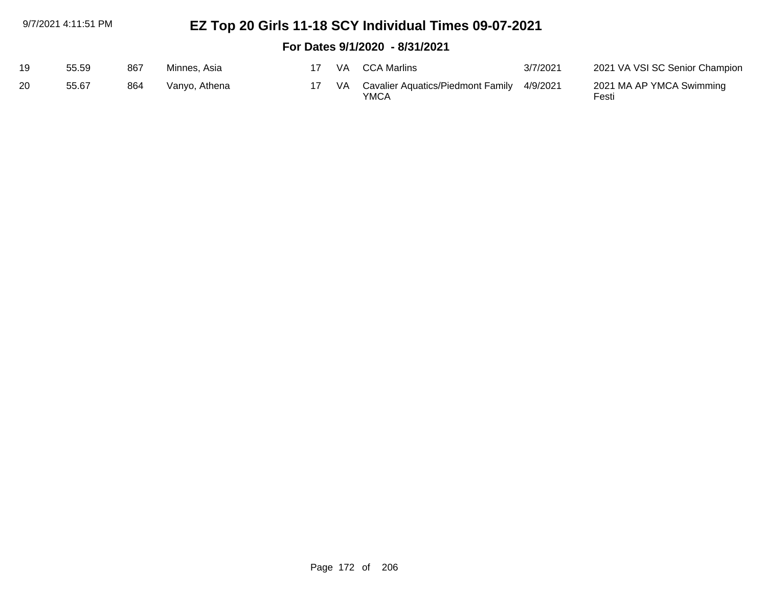# EZ Top 20 Girls 11-18 SCY Individual Times 09-07-2021

## For Dates 9/1/2020 - 8/31/2021

| | | | | | | | | |
|---|---|---|---|---|---|---|---|---|
| 19 | 55.59 | 867 | Minnes, Asia | 17 | VA | CCA Marlins | 3/7/2021 | 2021 VA VSI SC Senior Champion |
| 20 | 55.67 | 864 | Vanyo, Athena | 17 | VA | Cavalier Aquatics/Piedmont Family YMCA | 4/9/2021 | 2021 MA AP YMCA Swimming Festi |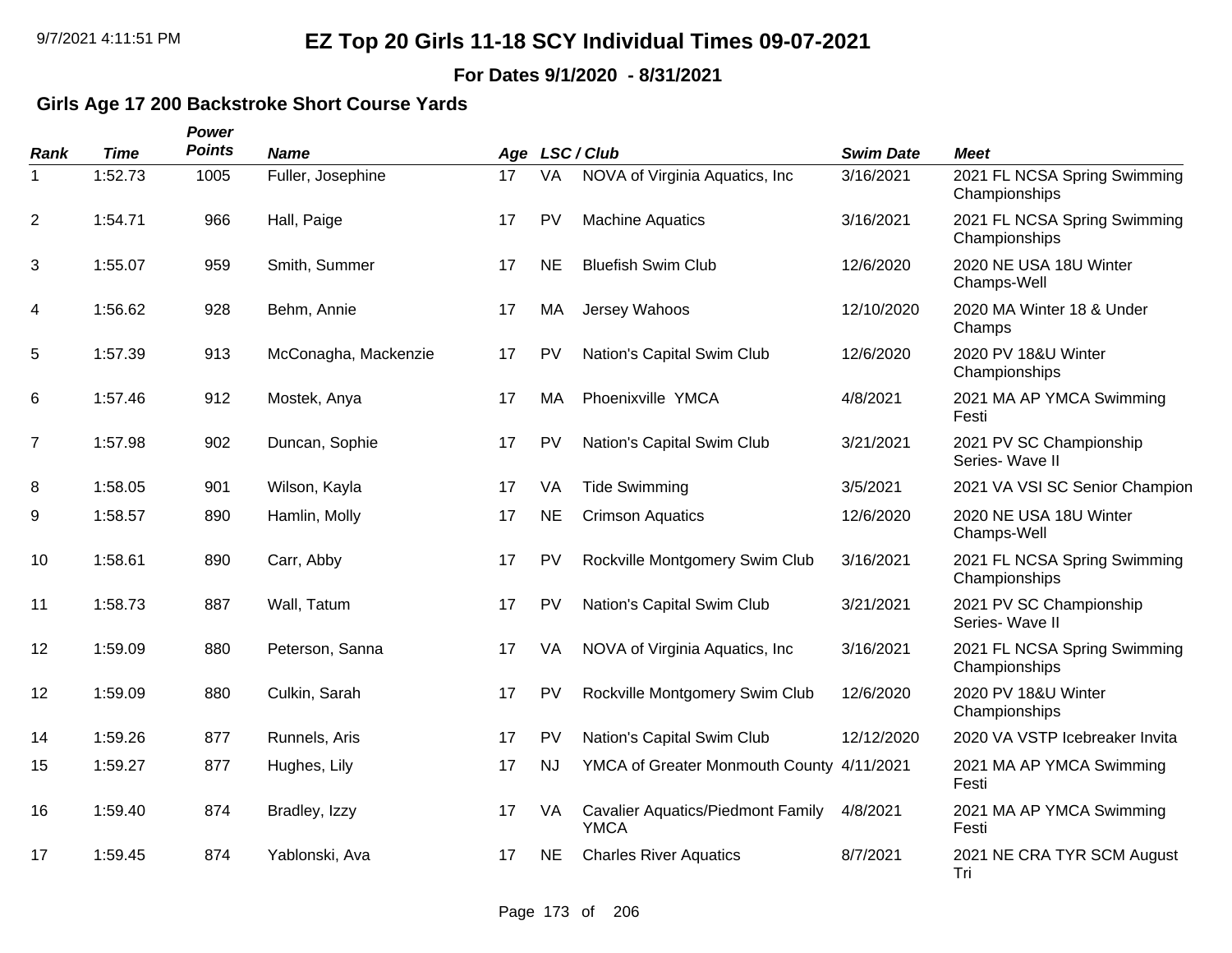# EZ Top 20 Girls 11-18 SCY Individual Times 09-07-2021

**For Dates 9/1/2020 - 8/31/2021**

## Girls Age 17 200 Backstroke Short Course Yards

| Rank | Time | Power Points | Name | Age | LSC / Club | | Swim Date | Meet |
|---|---|---|---|---|---|---|---|---|
| 1 | 1:52.73 | 1005 | Fuller, Josephine | 17 | VA | NOVA of Virginia Aquatics, Inc | 3/16/2021 | 2021 FL NCSA Spring Swimming Championships |
| 2 | 1:54.71 | 966 | Hall, Paige | 17 | PV | Machine Aquatics | 3/16/2021 | 2021 FL NCSA Spring Swimming Championships |
| 3 | 1:55.07 | 959 | Smith, Summer | 17 | NE | Bluefish Swim Club | 12/6/2020 | 2020 NE USA 18U Winter Champs-Well |
| 4 | 1:56.62 | 928 | Behm, Annie | 17 | MA | Jersey Wahoos | 12/10/2020 | 2020 MA Winter 18 & Under Champs |
| 5 | 1:57.39 | 913 | McConagha, Mackenzie | 17 | PV | Nation's Capital Swim Club | 12/6/2020 | 2020 PV 18&U Winter Championships |
| 6 | 1:57.46 | 912 | Mostek, Anya | 17 | MA | Phoenixville YMCA | 4/8/2021 | 2021 MA AP YMCA Swimming Festi |
| 7 | 1:57.98 | 902 | Duncan, Sophie | 17 | PV | Nation's Capital Swim Club | 3/21/2021 | 2021 PV SC Championship Series- Wave II |
| 8 | 1:58.05 | 901 | Wilson, Kayla | 17 | VA | Tide Swimming | 3/5/2021 | 2021 VA VSI SC Senior Champion |
| 9 | 1:58.57 | 890 | Hamlin, Molly | 17 | NE | Crimson Aquatics | 12/6/2020 | 2020 NE USA 18U Winter Champs-Well |
| 10 | 1:58.61 | 890 | Carr, Abby | 17 | PV | Rockville Montgomery Swim Club | 3/16/2021 | 2021 FL NCSA Spring Swimming Championships |
| 11 | 1:58.73 | 887 | Wall, Tatum | 17 | PV | Nation's Capital Swim Club | 3/21/2021 | 2021 PV SC Championship Series- Wave II |
| 12 | 1:59.09 | 880 | Peterson, Sanna | 17 | VA | NOVA of Virginia Aquatics, Inc | 3/16/2021 | 2021 FL NCSA Spring Swimming Championships |
| 12 | 1:59.09 | 880 | Culkin, Sarah | 17 | PV | Rockville Montgomery Swim Club | 12/6/2020 | 2020 PV 18&U Winter Championships |
| 14 | 1:59.26 | 877 | Runnels, Aris | 17 | PV | Nation's Capital Swim Club | 12/12/2020 | 2020 VA VSTP Icebreaker Invita |
| 15 | 1:59.27 | 877 | Hughes, Lily | 17 | NJ | YMCA of Greater Monmouth County | 4/11/2021 | 2021 MA AP YMCA Swimming Festi |
| 16 | 1:59.40 | 874 | Bradley, Izzy | 17 | VA | Cavalier Aquatics/Piedmont Family YMCA | 4/8/2021 | 2021 MA AP YMCA Swimming Festi |
| 17 | 1:59.45 | 874 | Yablonski, Ava | 17 | NE | Charles River Aquatics | 8/7/2021 | 2021 NE CRA TYR SCM August Tri |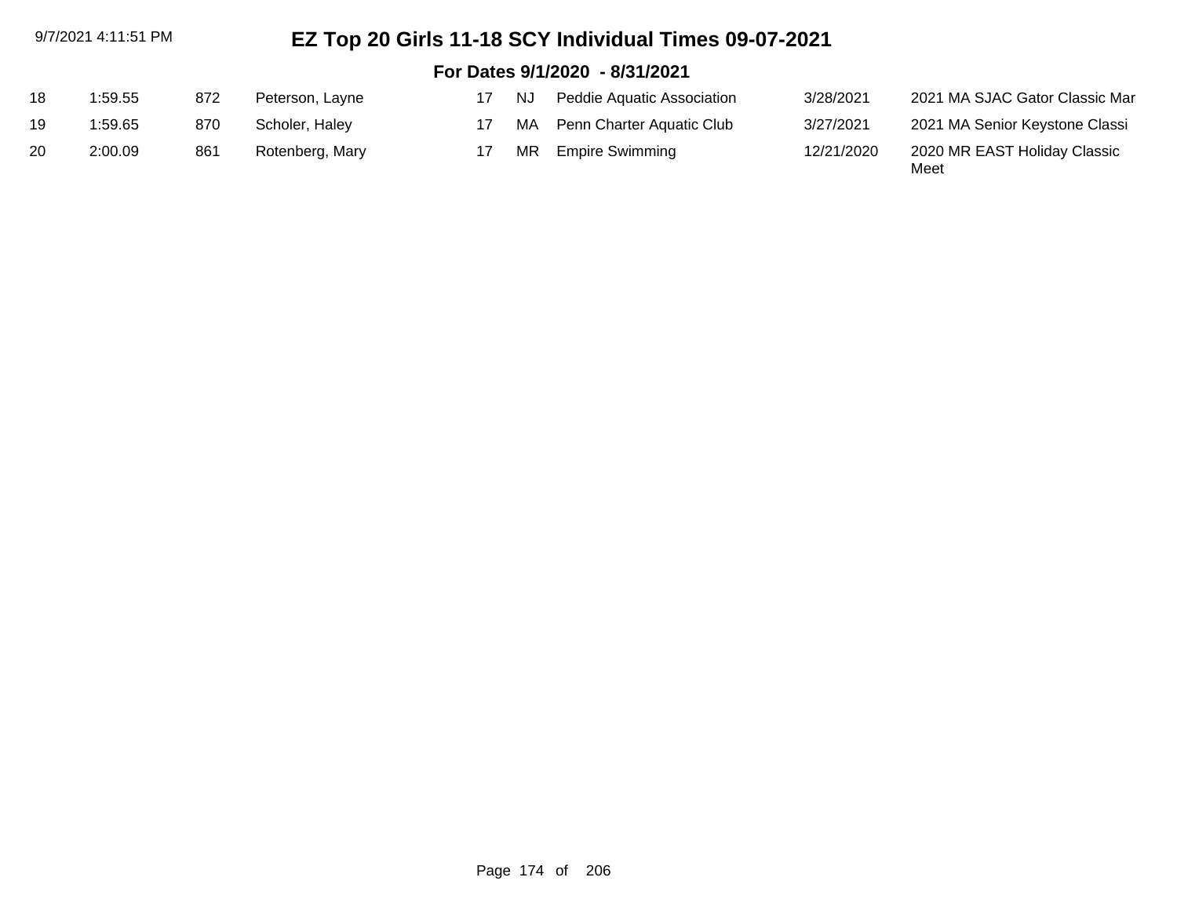# EZ Top 20 Girls 11-18 SCY Individual Times 09-07-2021

## For Dates 9/1/2020 - 8/31/2021

| | | | | | | | | |
|---|---|---|---|---|---|---|---|---|
| 18 | 1:59.55 | 872 | Peterson, Layne | 17 | NJ | Peddie Aquatic Association | 3/28/2021 | 2021 MA SJAC Gator Classic Mar |
| 19 | 1:59.65 | 870 | Scholer, Haley | 17 | MA | Penn Charter Aquatic Club | 3/27/2021 | 2021 MA Senior Keystone Classi |
| 20 | 2:00.09 | 861 | Rotenberg, Mary | 17 | MR | Empire Swimming | 12/21/2020 | 2020 MR EAST Holiday Classic Meet |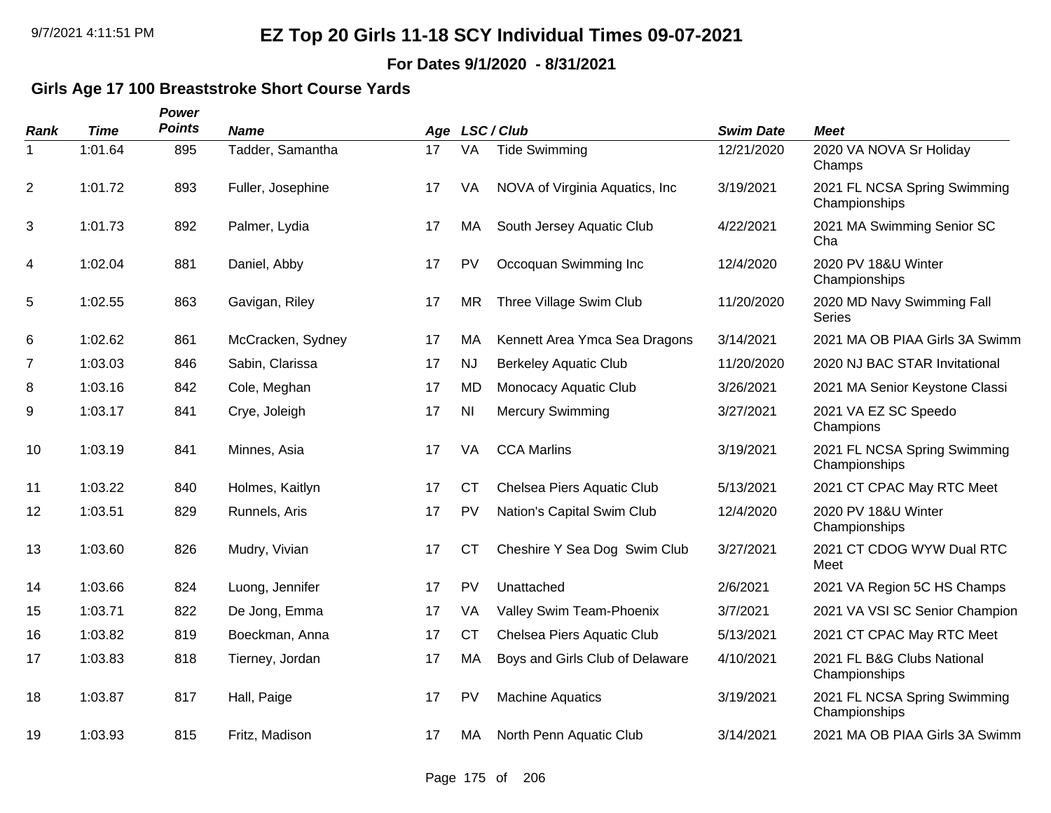# EZ Top 20 Girls 11-18 SCY Individual Times 09-07-2021

**For Dates 9/1/2020 - 8/31/2021**

### Girls Age 17 100 Breaststroke Short Course Yards

| Rank | Time | Power Points | Name | Age | LSC | Club | Swim Date | Meet |
|---|---|---|---|---|---|---|---|---|
| 1 | 1:01.64 | 895 | Tadder, Samantha | 17 | VA | Tide Swimming | 12/21/2020 | 2020 VA NOVA Sr Holiday Champs |
| 2 | 1:01.72 | 893 | Fuller, Josephine | 17 | VA | NOVA of Virginia Aquatics, Inc | 3/19/2021 | 2021 FL NCSA Spring Swimming Championships |
| 3 | 1:01.73 | 892 | Palmer, Lydia | 17 | MA | South Jersey Aquatic Club | 4/22/2021 | 2021 MA Swimming Senior SC Cha |
| 4 | 1:02.04 | 881 | Daniel, Abby | 17 | PV | Occoquan Swimming Inc | 12/4/2020 | 2020 PV 18&U Winter Championships |
| 5 | 1:02.55 | 863 | Gavigan, Riley | 17 | MR | Three Village Swim Club | 11/20/2020 | 2020 MD Navy Swimming Fall Series |
| 6 | 1:02.62 | 861 | McCracken, Sydney | 17 | MA | Kennett Area Ymca Sea Dragons | 3/14/2021 | 2021 MA OB PIAA Girls 3A Swimm |
| 7 | 1:03.03 | 846 | Sabin, Clarissa | 17 | NJ | Berkeley Aquatic Club | 11/20/2020 | 2020 NJ BAC STAR Invitational |
| 8 | 1:03.16 | 842 | Cole, Meghan | 17 | MD | Monocacy Aquatic Club | 3/26/2021 | 2021 MA Senior Keystone Classi |
| 9 | 1:03.17 | 841 | Crye, Joleigh | 17 | NI | Mercury Swimming | 3/27/2021 | 2021 VA EZ SC Speedo Champions |
| 10 | 1:03.19 | 841 | Minnes, Asia | 17 | VA | CCA Marlins | 3/19/2021 | 2021 FL NCSA Spring Swimming Championships |
| 11 | 1:03.22 | 840 | Holmes, Kaitlyn | 17 | CT | Chelsea Piers Aquatic Club | 5/13/2021 | 2021 CT CPAC May RTC Meet |
| 12 | 1:03.51 | 829 | Runnels, Aris | 17 | PV | Nation's Capital Swim Club | 12/4/2020 | 2020 PV 18&U Winter Championships |
| 13 | 1:03.60 | 826 | Mudry, Vivian | 17 | CT | Cheshire Y Sea Dog Swim Club | 3/27/2021 | 2021 CT CDOG WYW Dual RTC Meet |
| 14 | 1:03.66 | 824 | Luong, Jennifer | 17 | PV | Unattached | 2/6/2021 | 2021 VA Region 5C HS Champs |
| 15 | 1:03.71 | 822 | De Jong, Emma | 17 | VA | Valley Swim Team-Phoenix | 3/7/2021 | 2021 VA VSI SC Senior Champion |
| 16 | 1:03.82 | 819 | Boeckman, Anna | 17 | CT | Chelsea Piers Aquatic Club | 5/13/2021 | 2021 CT CPAC May RTC Meet |
| 17 | 1:03.83 | 818 | Tierney, Jordan | 17 | MA | Boys and Girls Club of Delaware | 4/10/2021 | 2021 FL B&G Clubs National Championships |
| 18 | 1:03.87 | 817 | Hall, Paige | 17 | PV | Machine Aquatics | 3/19/2021 | 2021 FL NCSA Spring Swimming Championships |
| 19 | 1:03.93 | 815 | Fritz, Madison | 17 | MA | North Penn Aquatic Club | 3/14/2021 | 2021 MA OB PIAA Girls 3A Swimm |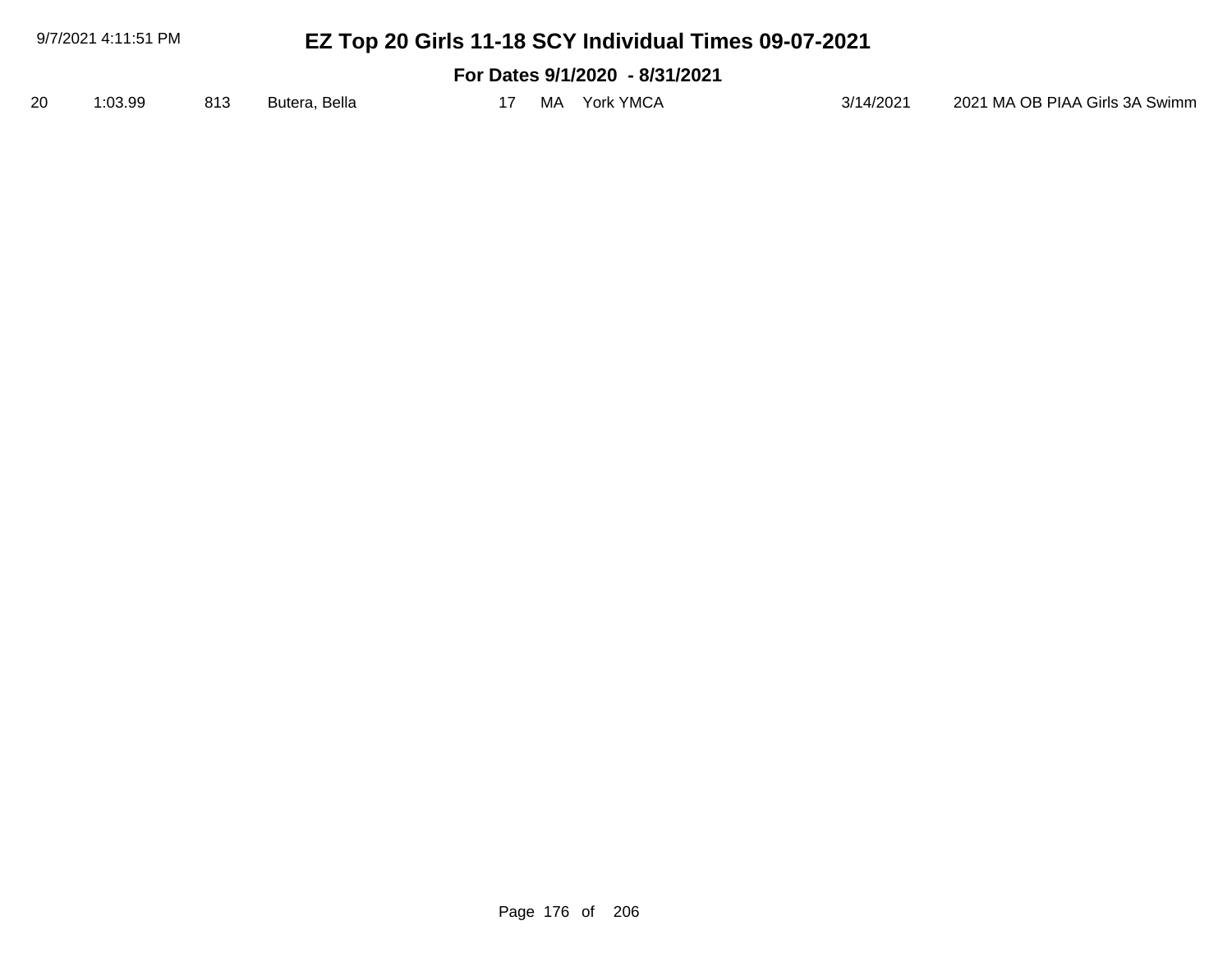| | | | | | | | | |
|---|---|---|---|---|---|---|---|---|
| 20 | 1:03.99 | 813 | Butera, Bella | 17 | MA | York YMCA | 3/14/2021 | 2021 MA OB PIAA Girls 3A Swimm |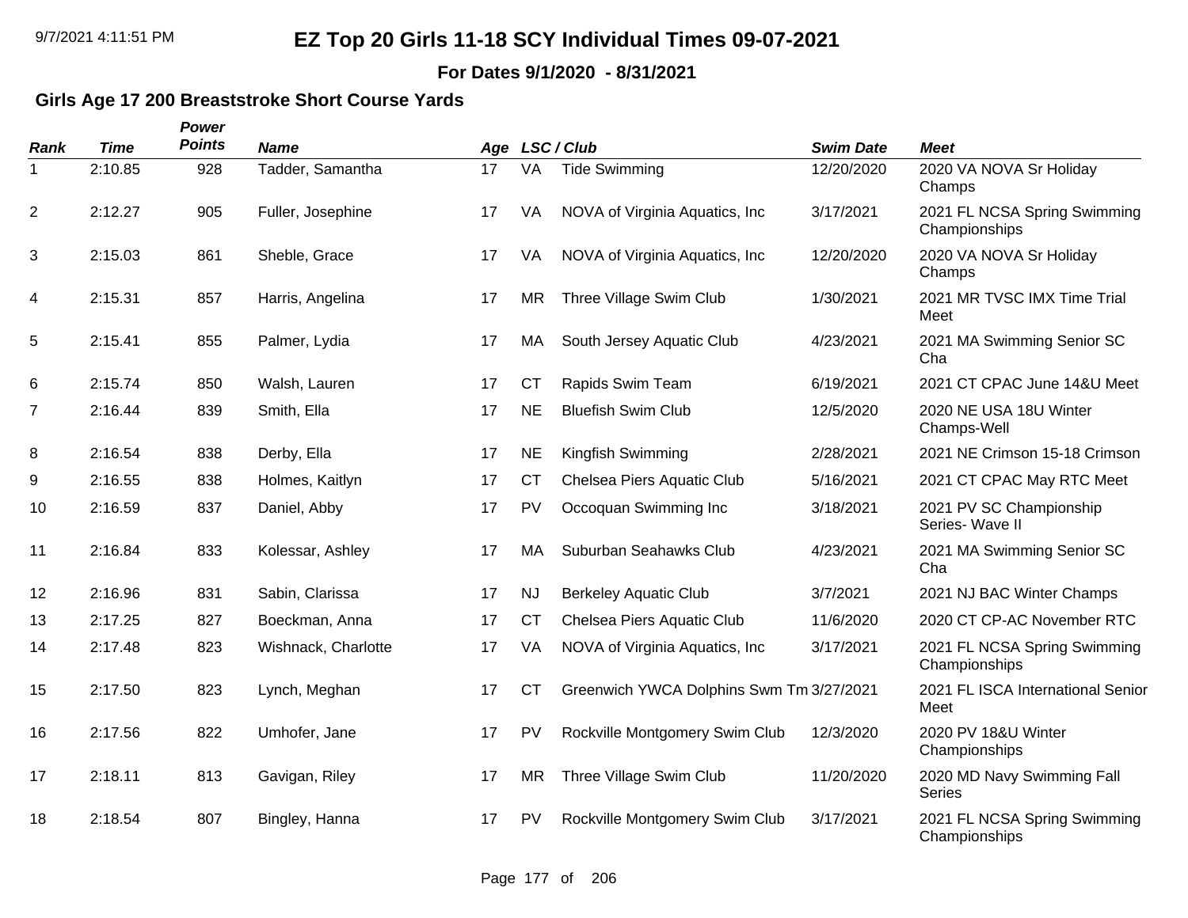# EZ Top 20 Girls 11-18 SCY Individual Times 09-07-2021

**For Dates 9/1/2020 - 8/31/2021**

## Girls Age 17 200 Breaststroke Short Course Yards

| Rank | Time | Power Points | Name | Age | LSC / Club | | Swim Date | Meet |
|---|---|---|---|---|---|---|---|---|
| 1 | 2:10.85 | 928 | Tadder, Samantha | 17 | VA | Tide Swimming | 12/20/2020 | 2020 VA NOVA Sr Holiday Champs |
| 2 | 2:12.27 | 905 | Fuller, Josephine | 17 | VA | NOVA of Virginia Aquatics, Inc | 3/17/2021 | 2021 FL NCSA Spring Swimming Championships |
| 3 | 2:15.03 | 861 | Sheble, Grace | 17 | VA | NOVA of Virginia Aquatics, Inc | 12/20/2020 | 2020 VA NOVA Sr Holiday Champs |
| 4 | 2:15.31 | 857 | Harris, Angelina | 17 | MR | Three Village Swim Club | 1/30/2021 | 2021 MR TVSC IMX Time Trial Meet |
| 5 | 2:15.41 | 855 | Palmer, Lydia | 17 | MA | South Jersey Aquatic Club | 4/23/2021 | 2021 MA Swimming Senior SC Cha |
| 6 | 2:15.74 | 850 | Walsh, Lauren | 17 | CT | Rapids Swim Team | 6/19/2021 | 2021 CT CPAC June 14&U Meet |
| 7 | 2:16.44 | 839 | Smith, Ella | 17 | NE | Bluefish Swim Club | 12/5/2020 | 2020 NE USA 18U Winter Champs-Well |
| 8 | 2:16.54 | 838 | Derby, Ella | 17 | NE | Kingfish Swimming | 2/28/2021 | 2021 NE Crimson 15-18 Crimson |
| 9 | 2:16.55 | 838 | Holmes, Kaitlyn | 17 | CT | Chelsea Piers Aquatic Club | 5/16/2021 | 2021 CT CPAC May RTC Meet |
| 10 | 2:16.59 | 837 | Daniel, Abby | 17 | PV | Occoquan Swimming Inc | 3/18/2021 | 2021 PV SC Championship Series- Wave II |
| 11 | 2:16.84 | 833 | Kolessar, Ashley | 17 | MA | Suburban Seahawks Club | 4/23/2021 | 2021 MA Swimming Senior SC Cha |
| 12 | 2:16.96 | 831 | Sabin, Clarissa | 17 | NJ | Berkeley Aquatic Club | 3/7/2021 | 2021 NJ BAC Winter Champs |
| 13 | 2:17.25 | 827 | Boeckman, Anna | 17 | CT | Chelsea Piers Aquatic Club | 11/6/2020 | 2020 CT CP-AC November RTC |
| 14 | 2:17.48 | 823 | Wishnack, Charlotte | 17 | VA | NOVA of Virginia Aquatics, Inc | 3/17/2021 | 2021 FL NCSA Spring Swimming Championships |
| 15 | 2:17.50 | 823 | Lynch, Meghan | 17 | CT | Greenwich YWCA Dolphins Swm Tm | 3/27/2021 | 2021 FL ISCA International Senior Meet |
| 16 | 2:17.56 | 822 | Umhofer, Jane | 17 | PV | Rockville Montgomery Swim Club | 12/3/2020 | 2020 PV 18&U Winter Championships |
| 17 | 2:18.11 | 813 | Gavigan, Riley | 17 | MR | Three Village Swim Club | 11/20/2020 | 2020 MD Navy Swimming Fall Series |
| 18 | 2:18.54 | 807 | Bingley, Hanna | 17 | PV | Rockville Montgomery Swim Club | 3/17/2021 | 2021 FL NCSA Spring Swimming Championships |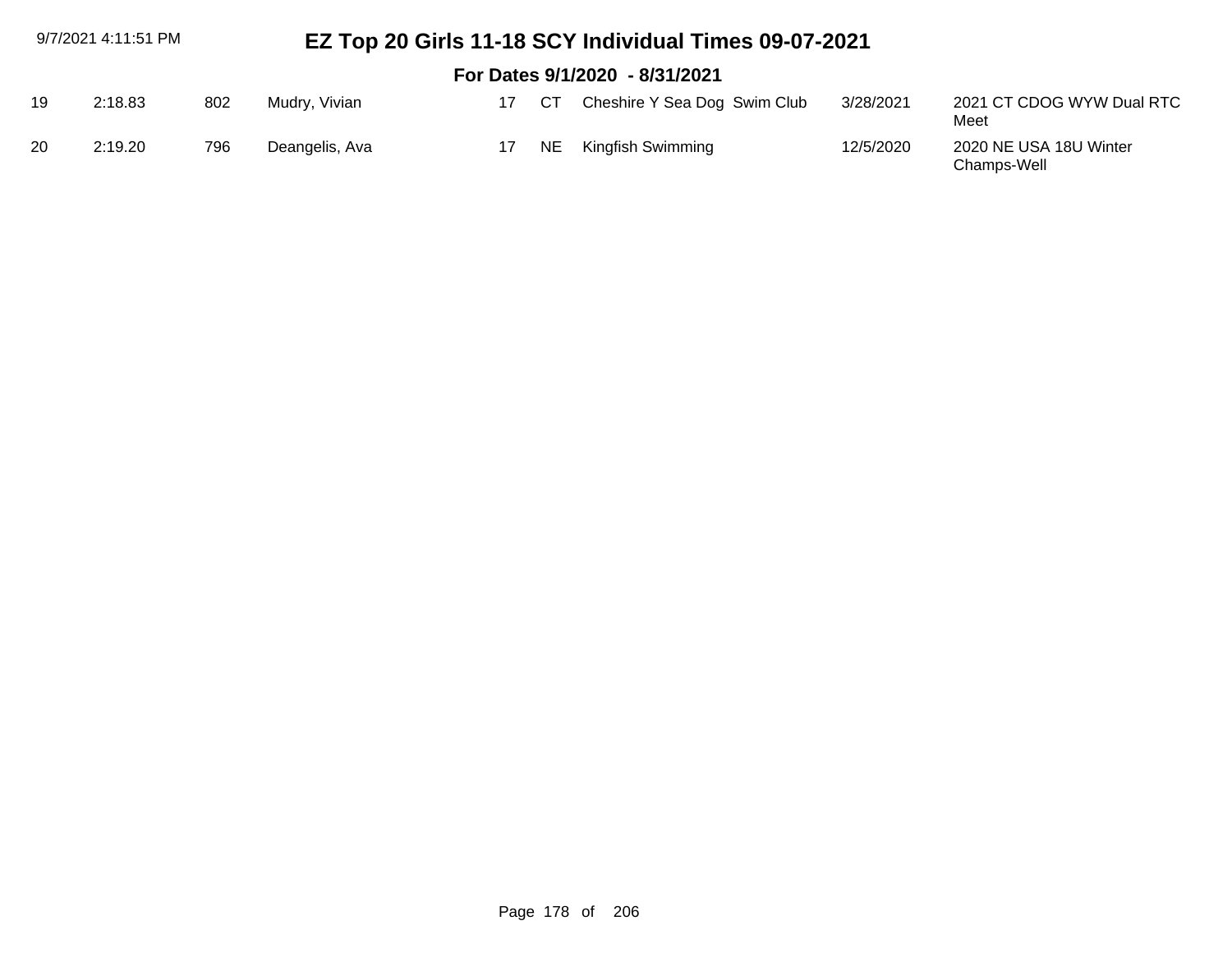| | | | | | | | | |
|---|---|---|---|---|---|---|---|---|
| 19 | 2:18.83 | 802 | Mudry, Vivian | 17 | CT | Cheshire Y Sea Dog Swim Club | 3/28/2021 | 2021 CT CDOG WYW Dual RTC Meet |
| 20 | 2:19.20 | 796 | Deangelis, Ava | 17 | NE | Kingfish Swimming | 12/5/2020 | 2020 NE USA 18U Winter Champs-Well |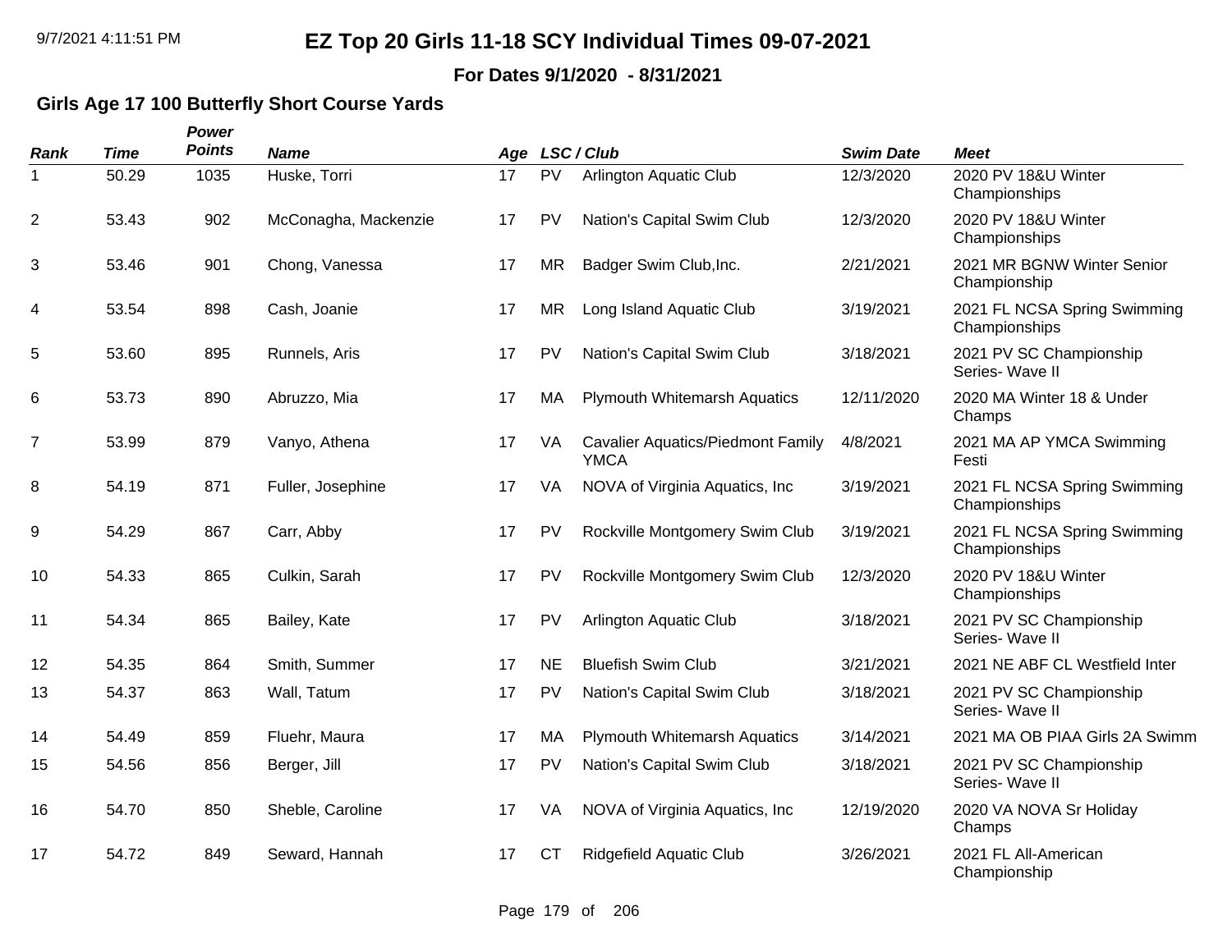# EZ Top 20 Girls 11-18 SCY Individual Times 09-07-2021

**For Dates 9/1/2020 - 8/31/2021**

## Girls Age 17 100 Butterfly Short Course Yards

| Rank | Time | Power Points | Name | Age | LSC / Club | | Swim Date | Meet |
|---|---|---|---|---|---|---|---|---|
| 1 | 50.29 | 1035 | Huske, Torri | 17 | PV | Arlington Aquatic Club | 12/3/2020 | 2020 PV 18&U Winter Championships |
| 2 | 53.43 | 902 | McConagha, Mackenzie | 17 | PV | Nation's Capital Swim Club | 12/3/2020 | 2020 PV 18&U Winter Championships |
| 3 | 53.46 | 901 | Chong, Vanessa | 17 | MR | Badger Swim Club,Inc. | 2/21/2021 | 2021 MR BGNW Winter Senior Championship |
| 4 | 53.54 | 898 | Cash, Joanie | 17 | MR | Long Island Aquatic Club | 3/19/2021 | 2021 FL NCSA Spring Swimming Championships |
| 5 | 53.60 | 895 | Runnels, Aris | 17 | PV | Nation's Capital Swim Club | 3/18/2021 | 2021 PV SC Championship Series- Wave II |
| 6 | 53.73 | 890 | Abruzzo, Mia | 17 | MA | Plymouth Whitemarsh Aquatics | 12/11/2020 | 2020 MA Winter 18 & Under Champs |
| 7 | 53.99 | 879 | Vanyo, Athena | 17 | VA | Cavalier Aquatics/Piedmont Family YMCA | 4/8/2021 | 2021 MA AP YMCA Swimming Festi |
| 8 | 54.19 | 871 | Fuller, Josephine | 17 | VA | NOVA of Virginia Aquatics, Inc | 3/19/2021 | 2021 FL NCSA Spring Swimming Championships |
| 9 | 54.29 | 867 | Carr, Abby | 17 | PV | Rockville Montgomery Swim Club | 3/19/2021 | 2021 FL NCSA Spring Swimming Championships |
| 10 | 54.33 | 865 | Culkin, Sarah | 17 | PV | Rockville Montgomery Swim Club | 12/3/2020 | 2020 PV 18&U Winter Championships |
| 11 | 54.34 | 865 | Bailey, Kate | 17 | PV | Arlington Aquatic Club | 3/18/2021 | 2021 PV SC Championship Series- Wave II |
| 12 | 54.35 | 864 | Smith, Summer | 17 | NE | Bluefish Swim Club | 3/21/2021 | 2021 NE ABF CL Westfield Inter |
| 13 | 54.37 | 863 | Wall, Tatum | 17 | PV | Nation's Capital Swim Club | 3/18/2021 | 2021 PV SC Championship Series- Wave II |
| 14 | 54.49 | 859 | Fluehr, Maura | 17 | MA | Plymouth Whitemarsh Aquatics | 3/14/2021 | 2021 MA OB PIAA Girls 2A Swimm |
| 15 | 54.56 | 856 | Berger, Jill | 17 | PV | Nation's Capital Swim Club | 3/18/2021 | 2021 PV SC Championship Series- Wave II |
| 16 | 54.70 | 850 | Sheble, Caroline | 17 | VA | NOVA of Virginia Aquatics, Inc | 12/19/2020 | 2020 VA NOVA Sr Holiday Champs |
| 17 | 54.72 | 849 | Seward, Hannah | 17 | CT | Ridgefield Aquatic Club | 3/26/2021 | 2021 FL All-American Championship |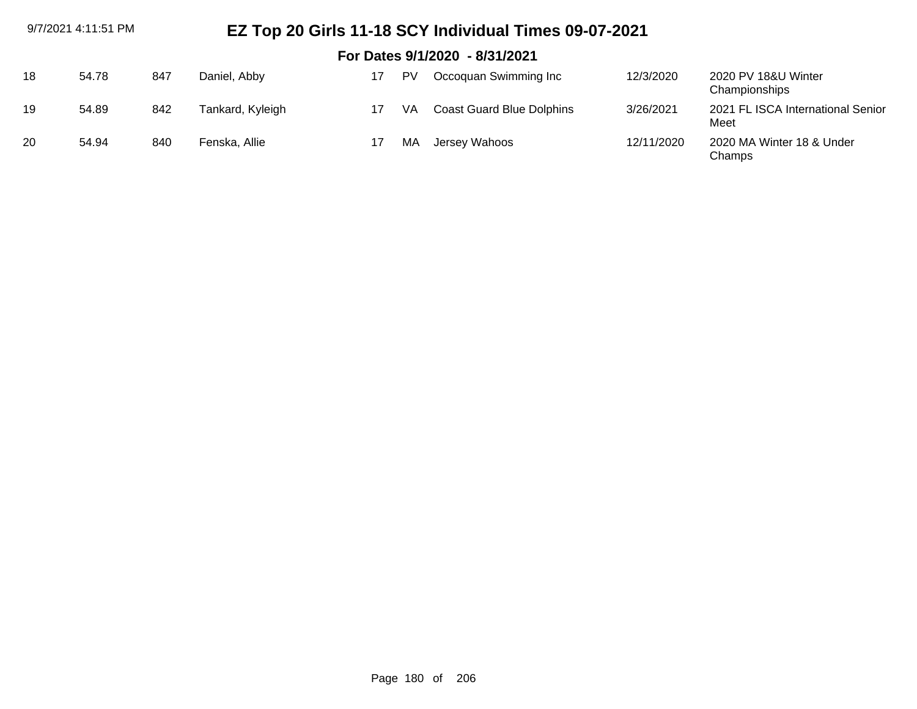# EZ Top 20 Girls 11-18 SCY Individual Times 09-07-2021

**For Dates 9/1/2020 - 8/31/2021**

| | | | | | | | | |
|---|---|---|---|---|---|---|---|---|
| 18 | 54.78 | 847 | Daniel, Abby | 17 | PV | Occoquan Swimming Inc | 12/3/2020 | 2020 PV 18&U Winter Championships |
| 19 | 54.89 | 842 | Tankard, Kyleigh | 17 | VA | Coast Guard Blue Dolphins | 3/26/2021 | 2021 FL ISCA International Senior Meet |
| 20 | 54.94 | 840 | Fenska, Allie | 17 | MA | Jersey Wahoos | 12/11/2020 | 2020 MA Winter 18 & Under Champs |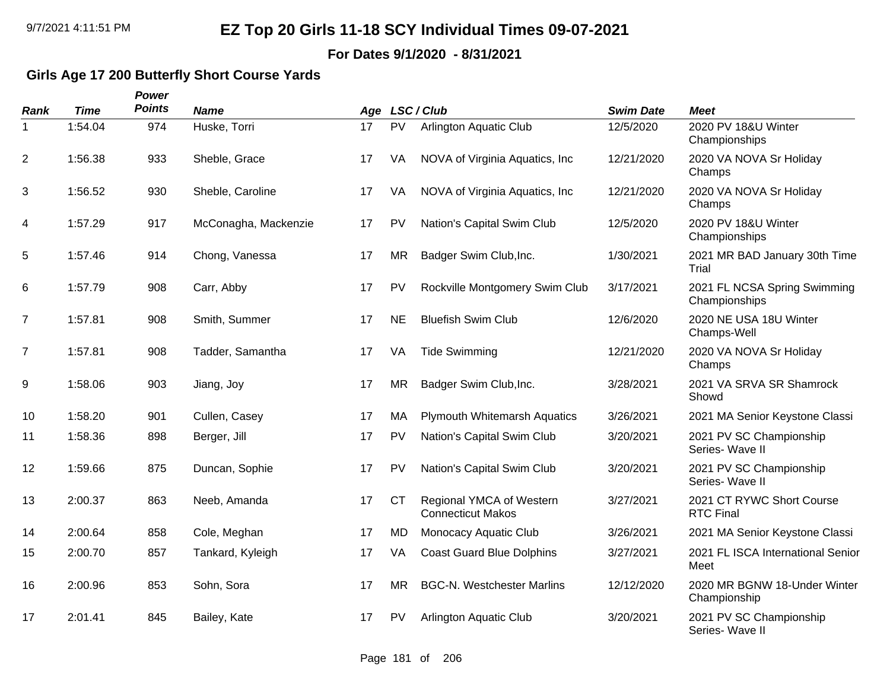# EZ Top 20 Girls 11-18 SCY Individual Times 09-07-2021

**For Dates 9/1/2020 - 8/31/2021**

### Girls Age 17 200 Butterfly Short Course Yards

| Rank | Time | Power Points | Name | Age | LSC / Club | | Swim Date | Meet |
|---|---|---|---|---|---|---|---|---|
| 1 | 1:54.04 | 974 | Huske, Torri | 17 | PV | Arlington Aquatic Club | 12/5/2020 | 2020 PV 18&U Winter Championships |
| 2 | 1:56.38 | 933 | Sheble, Grace | 17 | VA | NOVA of Virginia Aquatics, Inc | 12/21/2020 | 2020 VA NOVA Sr Holiday Champs |
| 3 | 1:56.52 | 930 | Sheble, Caroline | 17 | VA | NOVA of Virginia Aquatics, Inc | 12/21/2020 | 2020 VA NOVA Sr Holiday Champs |
| 4 | 1:57.29 | 917 | McConagha, Mackenzie | 17 | PV | Nation's Capital Swim Club | 12/5/2020 | 2020 PV 18&U Winter Championships |
| 5 | 1:57.46 | 914 | Chong, Vanessa | 17 | MR | Badger Swim Club,Inc. | 1/30/2021 | 2021 MR BAD January 30th Time Trial |
| 6 | 1:57.79 | 908 | Carr, Abby | 17 | PV | Rockville Montgomery Swim Club | 3/17/2021 | 2021 FL NCSA Spring Swimming Championships |
| 7 | 1:57.81 | 908 | Smith, Summer | 17 | NE | Bluefish Swim Club | 12/6/2020 | 2020 NE USA 18U Winter Champs-Well |
| 7 | 1:57.81 | 908 | Tadder, Samantha | 17 | VA | Tide Swimming | 12/21/2020 | 2020 VA NOVA Sr Holiday Champs |
| 9 | 1:58.06 | 903 | Jiang, Joy | 17 | MR | Badger Swim Club,Inc. | 3/28/2021 | 2021 VA SRVA SR Shamrock Showd |
| 10 | 1:58.20 | 901 | Cullen, Casey | 17 | MA | Plymouth Whitemarsh Aquatics | 3/26/2021 | 2021 MA Senior Keystone Classi |
| 11 | 1:58.36 | 898 | Berger, Jill | 17 | PV | Nation's Capital Swim Club | 3/20/2021 | 2021 PV SC Championship Series- Wave II |
| 12 | 1:59.66 | 875 | Duncan, Sophie | 17 | PV | Nation's Capital Swim Club | 3/20/2021 | 2021 PV SC Championship Series- Wave II |
| 13 | 2:00.37 | 863 | Neeb, Amanda | 17 | CT | Regional YMCA of Western Connecticut Makos | 3/27/2021 | 2021 CT RYWC Short Course RTC Final |
| 14 | 2:00.64 | 858 | Cole, Meghan | 17 | MD | Monocacy Aquatic Club | 3/26/2021 | 2021 MA Senior Keystone Classi |
| 15 | 2:00.70 | 857 | Tankard, Kyleigh | 17 | VA | Coast Guard Blue Dolphins | 3/27/2021 | 2021 FL ISCA International Senior Meet |
| 16 | 2:00.96 | 853 | Sohn, Sora | 17 | MR | BGC-N. Westchester Marlins | 12/12/2020 | 2020 MR BGNW 18-Under Winter Championship |
| 17 | 2:01.41 | 845 | Bailey, Kate | 17 | PV | Arlington Aquatic Club | 3/20/2021 | 2021 PV SC Championship Series- Wave II |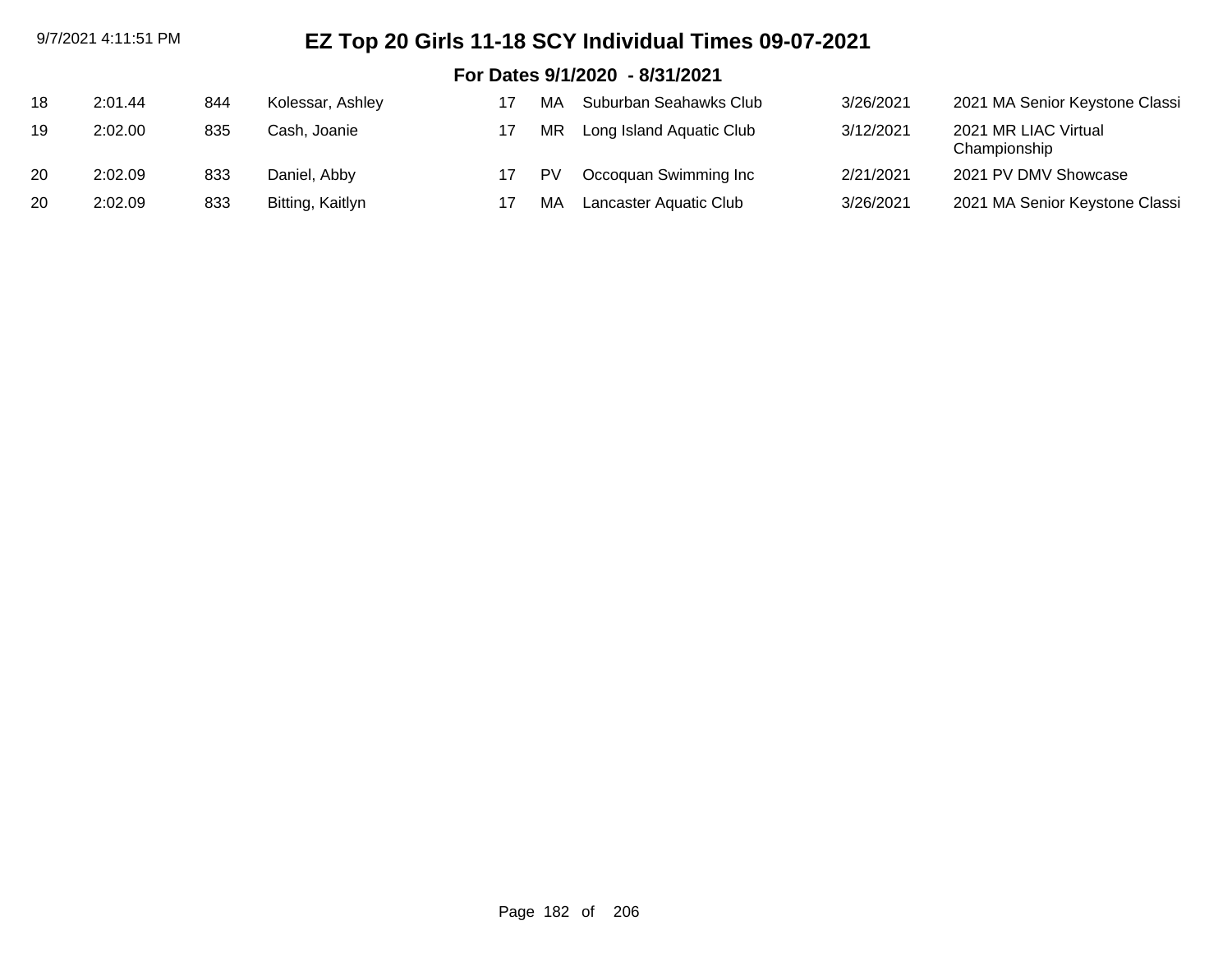# EZ Top 20 Girls 11-18 SCY Individual Times 09-07-2021

## For Dates 9/1/2020 - 8/31/2021

| | | | | | | | | |
|---|---|---|---|---|---|---|---|---|
| 18 | 2:01.44 | 844 | Kolessar, Ashley | 17 | MA | Suburban Seahawks Club | 3/26/2021 | 2021 MA Senior Keystone Classi |
| 19 | 2:02.00 | 835 | Cash, Joanie | 17 | MR | Long Island Aquatic Club | 3/12/2021 | 2021 MR LIAC Virtual Championship |
| 20 | 2:02.09 | 833 | Daniel, Abby | 17 | PV | Occoquan Swimming Inc | 2/21/2021 | 2021 PV DMV Showcase |
| 20 | 2:02.09 | 833 | Bitting, Kaitlyn | 17 | MA | Lancaster Aquatic Club | 3/26/2021 | 2021 MA Senior Keystone Classi |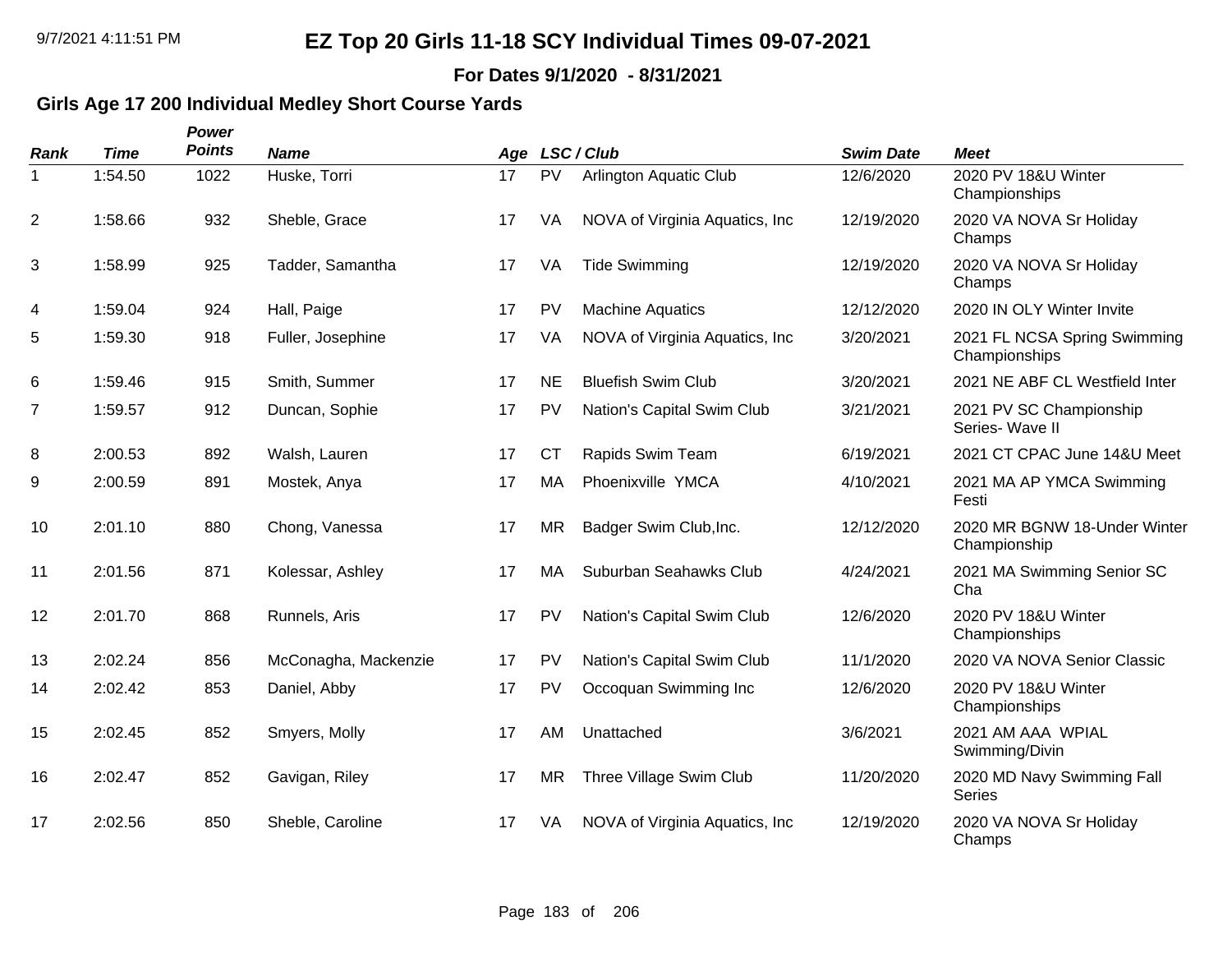# EZ Top 20 Girls 11-18 SCY Individual Times 09-07-2021

**For Dates 9/1/2020 - 8/31/2021**

### Girls Age 17 200 Individual Medley Short Course Yards

| Rank | Time | Power Points | Name | Age | LSC / Club | | Swim Date | Meet |
|---|---|---|---|---|---|---|---|---|
| 1 | 1:54.50 | 1022 | Huske, Torri | 17 | PV | Arlington Aquatic Club | 12/6/2020 | 2020 PV 18&U Winter Championships |
| 2 | 1:58.66 | 932 | Sheble, Grace | 17 | VA | NOVA of Virginia Aquatics, Inc | 12/19/2020 | 2020 VA NOVA Sr Holiday Champs |
| 3 | 1:58.99 | 925 | Tadder, Samantha | 17 | VA | Tide Swimming | 12/19/2020 | 2020 VA NOVA Sr Holiday Champs |
| 4 | 1:59.04 | 924 | Hall, Paige | 17 | PV | Machine Aquatics | 12/12/2020 | 2020 IN OLY Winter Invite |
| 5 | 1:59.30 | 918 | Fuller, Josephine | 17 | VA | NOVA of Virginia Aquatics, Inc | 3/20/2021 | 2021 FL NCSA Spring Swimming Championships |
| 6 | 1:59.46 | 915 | Smith, Summer | 17 | NE | Bluefish Swim Club | 3/20/2021 | 2021 NE ABF CL Westfield Inter |
| 7 | 1:59.57 | 912 | Duncan, Sophie | 17 | PV | Nation's Capital Swim Club | 3/21/2021 | 2021 PV SC Championship Series- Wave II |
| 8 | 2:00.53 | 892 | Walsh, Lauren | 17 | CT | Rapids Swim Team | 6/19/2021 | 2021 CT CPAC June 14&U Meet |
| 9 | 2:00.59 | 891 | Mostek, Anya | 17 | MA | Phoenixville YMCA | 4/10/2021 | 2021 MA AP YMCA Swimming Festi |
| 10 | 2:01.10 | 880 | Chong, Vanessa | 17 | MR | Badger Swim Club,Inc. | 12/12/2020 | 2020 MR BGNW 18-Under Winter Championship |
| 11 | 2:01.56 | 871 | Kolessar, Ashley | 17 | MA | Suburban Seahawks Club | 4/24/2021 | 2021 MA Swimming Senior SC Cha |
| 12 | 2:01.70 | 868 | Runnels, Aris | 17 | PV | Nation's Capital Swim Club | 12/6/2020 | 2020 PV 18&U Winter Championships |
| 13 | 2:02.24 | 856 | McConagha, Mackenzie | 17 | PV | Nation's Capital Swim Club | 11/1/2020 | 2020 VA NOVA Senior Classic |
| 14 | 2:02.42 | 853 | Daniel, Abby | 17 | PV | Occoquan Swimming Inc | 12/6/2020 | 2020 PV 18&U Winter Championships |
| 15 | 2:02.45 | 852 | Smyers, Molly | 17 | AM | Unattached | 3/6/2021 | 2021 AM AAA WPIAL Swimming/Divin |
| 16 | 2:02.47 | 852 | Gavigan, Riley | 17 | MR | Three Village Swim Club | 11/20/2020 | 2020 MD Navy Swimming Fall Series |
| 17 | 2:02.56 | 850 | Sheble, Caroline | 17 | VA | NOVA of Virginia Aquatics, Inc | 12/19/2020 | 2020 VA NOVA Sr Holiday Champs |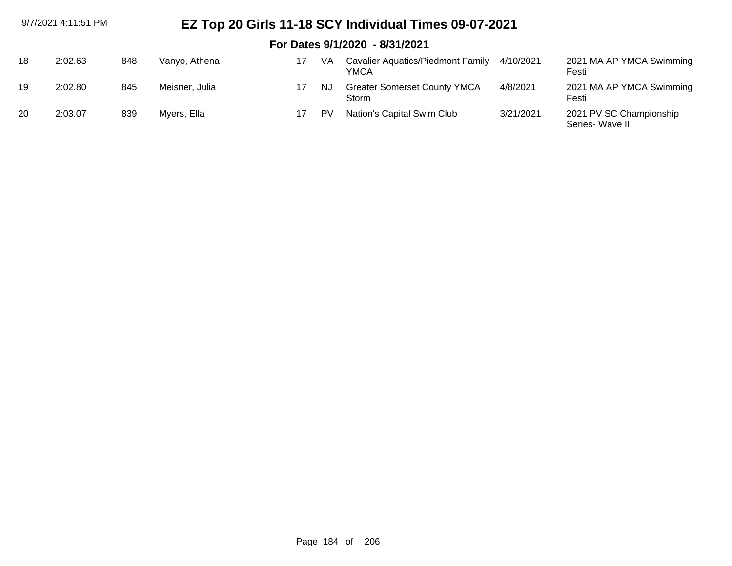# EZ Top 20 Girls 11-18 SCY Individual Times 09-07-2021

## For Dates 9/1/2020 - 8/31/2021

| | | | | | | | | |
|---|---|---|---|---|---|---|---|---|
| 18 | 2:02.63 | 848 | Vanyo, Athena | 17 | VA | Cavalier Aquatics/Piedmont Family YMCA | 4/10/2021 | 2021 MA AP YMCA Swimming Festi |
| 19 | 2:02.80 | 845 | Meisner, Julia | 17 | NJ | Greater Somerset County YMCA Storm | 4/8/2021 | 2021 MA AP YMCA Swimming Festi |
| 20 | 2:03.07 | 839 | Myers, Ella | 17 | PV | Nation's Capital Swim Club | 3/21/2021 | 2021 PV SC Championship Series- Wave II |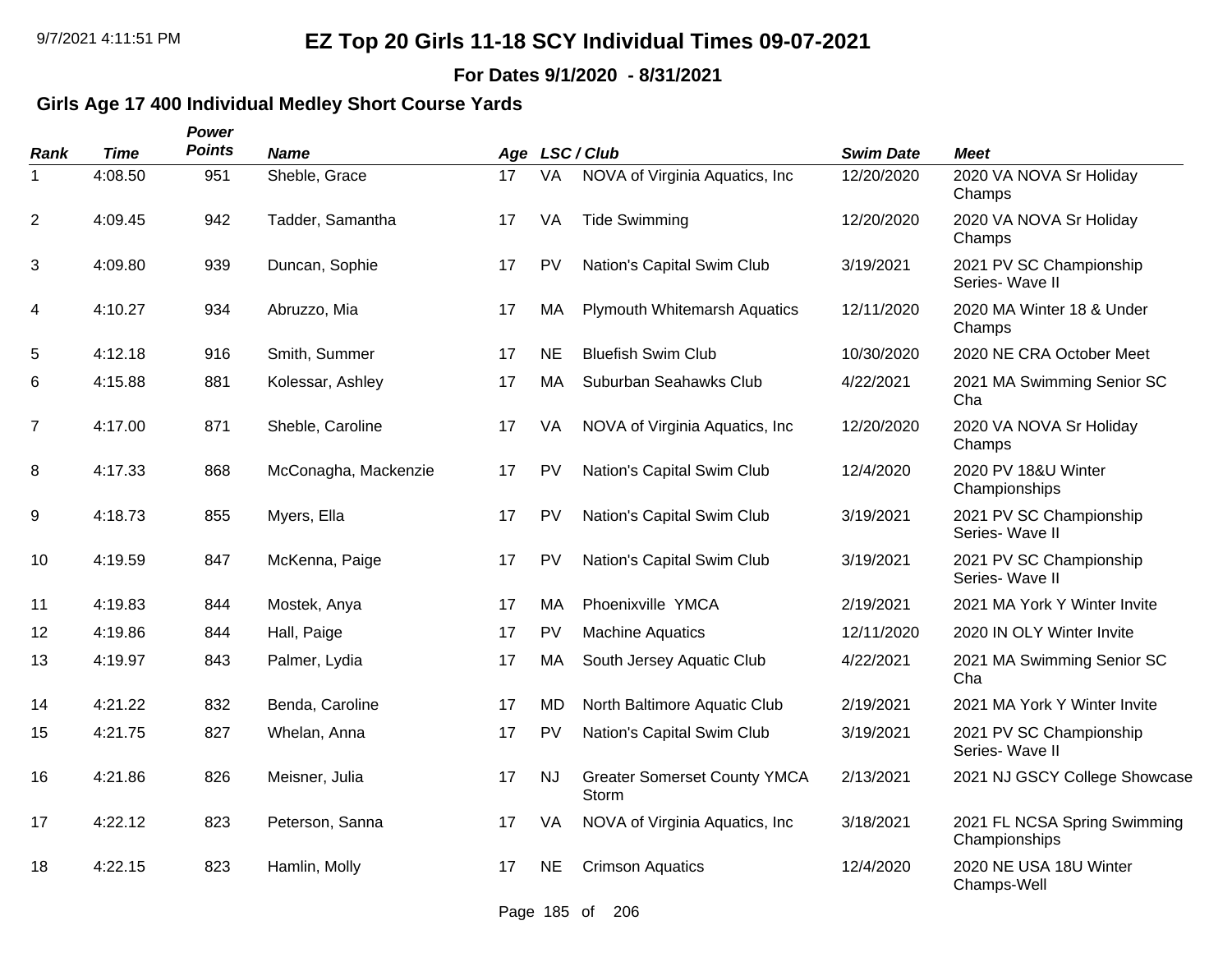# EZ Top 20 Girls 11-18 SCY Individual Times 09-07-2021

**For Dates 9/1/2020 - 8/31/2021**

## Girls Age 17 400 Individual Medley Short Course Yards

| Rank | Time | Power Points | Name | Age | LSC / Club | | Swim Date | Meet |
|---|---|---|---|---|---|---|---|---|
| 1 | 4:08.50 | 951 | Sheble, Grace | 17 | VA | NOVA of Virginia Aquatics, Inc | 12/20/2020 | 2020 VA NOVA Sr Holiday Champs |
| 2 | 4:09.45 | 942 | Tadder, Samantha | 17 | VA | Tide Swimming | 12/20/2020 | 2020 VA NOVA Sr Holiday Champs |
| 3 | 4:09.80 | 939 | Duncan, Sophie | 17 | PV | Nation's Capital Swim Club | 3/19/2021 | 2021 PV SC Championship Series- Wave II |
| 4 | 4:10.27 | 934 | Abruzzo, Mia | 17 | MA | Plymouth Whitemarsh Aquatics | 12/11/2020 | 2020 MA Winter 18 & Under Champs |
| 5 | 4:12.18 | 916 | Smith, Summer | 17 | NE | Bluefish Swim Club | 10/30/2020 | 2020 NE CRA October Meet |
| 6 | 4:15.88 | 881 | Kolessar, Ashley | 17 | MA | Suburban Seahawks Club | 4/22/2021 | 2021 MA Swimming Senior SC Cha |
| 7 | 4:17.00 | 871 | Sheble, Caroline | 17 | VA | NOVA of Virginia Aquatics, Inc | 12/20/2020 | 2020 VA NOVA Sr Holiday Champs |
| 8 | 4:17.33 | 868 | McConagha, Mackenzie | 17 | PV | Nation's Capital Swim Club | 12/4/2020 | 2020 PV 18&U Winter Championships |
| 9 | 4:18.73 | 855 | Myers, Ella | 17 | PV | Nation's Capital Swim Club | 3/19/2021 | 2021 PV SC Championship Series- Wave II |
| 10 | 4:19.59 | 847 | McKenna, Paige | 17 | PV | Nation's Capital Swim Club | 3/19/2021 | 2021 PV SC Championship Series- Wave II |
| 11 | 4:19.83 | 844 | Mostek, Anya | 17 | MA | Phoenixville YMCA | 2/19/2021 | 2021 MA York Y Winter Invite |
| 12 | 4:19.86 | 844 | Hall, Paige | 17 | PV | Machine Aquatics | 12/11/2020 | 2020 IN OLY Winter Invite |
| 13 | 4:19.97 | 843 | Palmer, Lydia | 17 | MA | South Jersey Aquatic Club | 4/22/2021 | 2021 MA Swimming Senior SC Cha |
| 14 | 4:21.22 | 832 | Benda, Caroline | 17 | MD | North Baltimore Aquatic Club | 2/19/2021 | 2021 MA York Y Winter Invite |
| 15 | 4:21.75 | 827 | Whelan, Anna | 17 | PV | Nation's Capital Swim Club | 3/19/2021 | 2021 PV SC Championship Series- Wave II |
| 16 | 4:21.86 | 826 | Meisner, Julia | 17 | NJ | Greater Somerset County YMCA Storm | 2/13/2021 | 2021 NJ GSCY College Showcase |
| 17 | 4:22.12 | 823 | Peterson, Sanna | 17 | VA | NOVA of Virginia Aquatics, Inc | 3/18/2021 | 2021 FL NCSA Spring Swimming Championships |
| 18 | 4:22.15 | 823 | Hamlin, Molly | 17 | NE | Crimson Aquatics | 12/4/2020 | 2020 NE USA 18U Winter Champs-Well |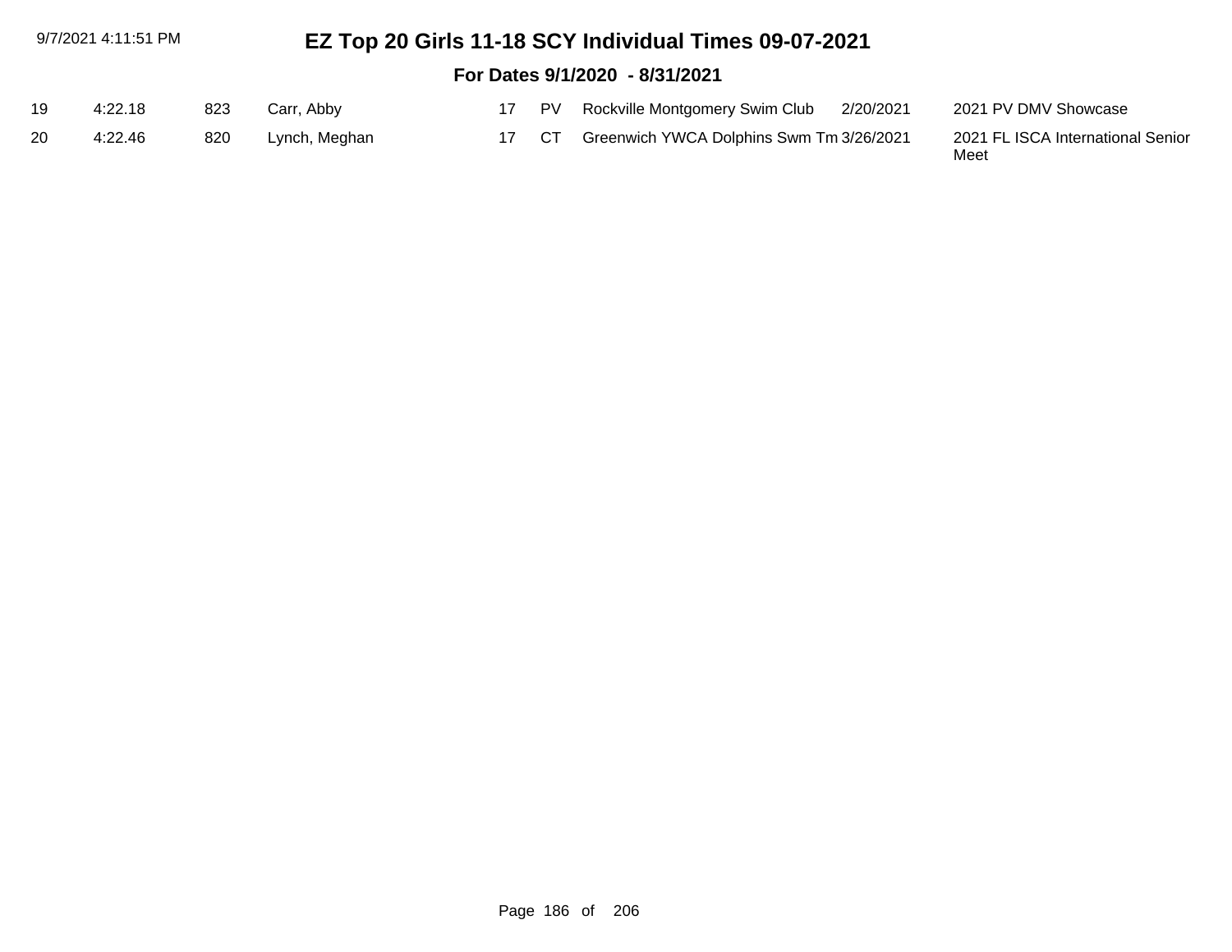# EZ Top 20 Girls 11-18 SCY Individual Times 09-07-2021

## For Dates 9/1/2020 - 8/31/2021

| | | | | | | | | |
|---|---|---|---|---|---|---|---|---|
| 19 | 4:22.18 | 823 | Carr, Abby | 17 | PV | Rockville Montgomery Swim Club | 2/20/2021 | 2021 PV DMV Showcase |
| 20 | 4:22.46 | 820 | Lynch, Meghan | 17 | CT | Greenwich YWCA Dolphins Swm Tm | 3/26/2021 | 2021 FL ISCA International Senior Meet |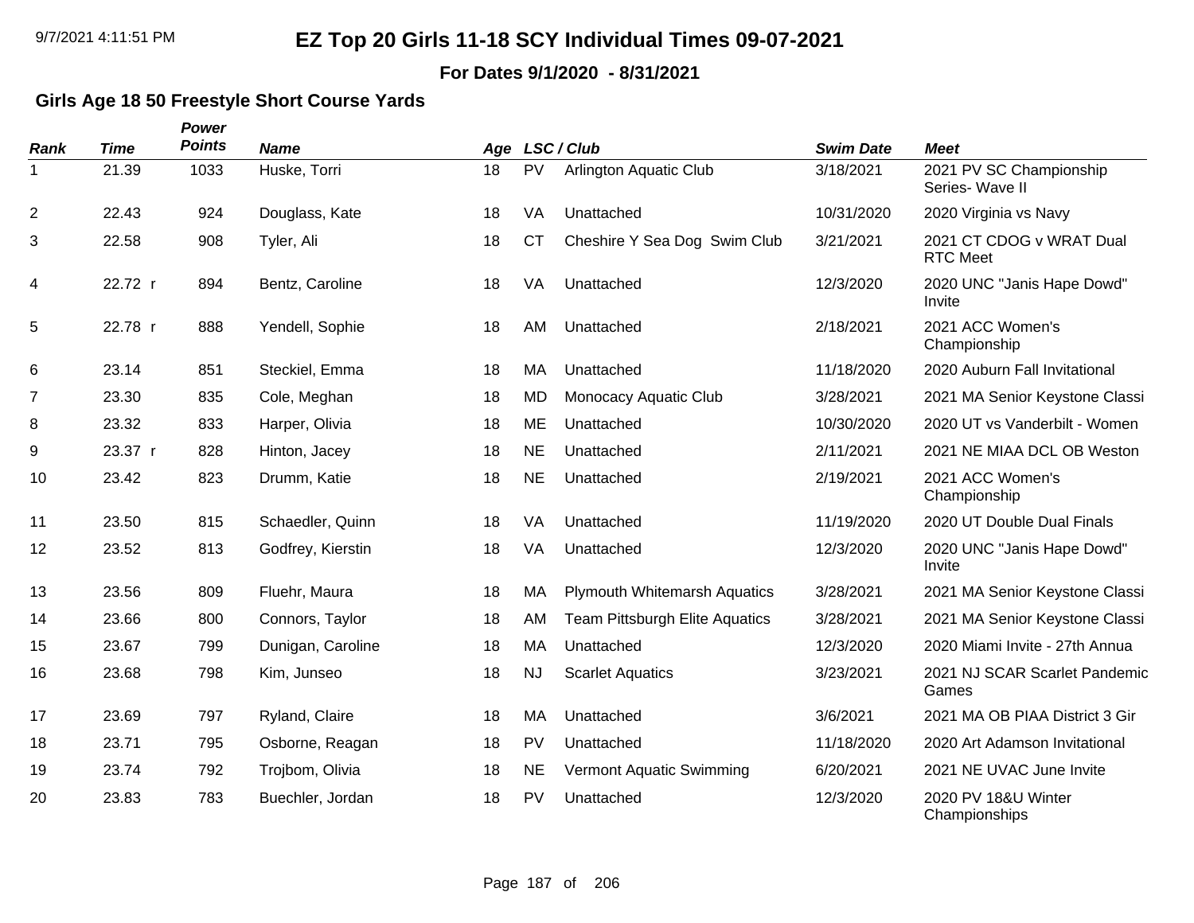# EZ Top 20 Girls 11-18 SCY Individual Times 09-07-2021

**For Dates 9/1/2020 - 8/31/2021**

## Girls Age 18 50 Freestyle Short Course Yards

| Rank | Time | Power Points | Name | Age | LSC / Club | | Swim Date | Meet |
|---|---|---|---|---|---|---|---|---|
| 1 | 21.39 | 1033 | Huske, Torri | 18 | PV | Arlington Aquatic Club | 3/18/2021 | 2021 PV SC Championship Series- Wave II |
| 2 | 22.43 | 924 | Douglass, Kate | 18 | VA | Unattached | 10/31/2020 | 2020 Virginia vs Navy |
| 3 | 22.58 | 908 | Tyler, Ali | 18 | CT | Cheshire Y Sea Dog Swim Club | 3/21/2021 | 2021 CT CDOG v WRAT Dual RTC Meet |
| 4 | 22.72 r | 894 | Bentz, Caroline | 18 | VA | Unattached | 12/3/2020 | 2020 UNC "Janis Hape Dowd" Invite |
| 5 | 22.78 r | 888 | Yendell, Sophie | 18 | AM | Unattached | 2/18/2021 | 2021 ACC Women's Championship |
| 6 | 23.14 | 851 | Steckiel, Emma | 18 | MA | Unattached | 11/18/2020 | 2020 Auburn Fall Invitational |
| 7 | 23.30 | 835 | Cole, Meghan | 18 | MD | Monocacy Aquatic Club | 3/28/2021 | 2021 MA Senior Keystone Classi |
| 8 | 23.32 | 833 | Harper, Olivia | 18 | ME | Unattached | 10/30/2020 | 2020 UT vs Vanderbilt - Women |
| 9 | 23.37 r | 828 | Hinton, Jacey | 18 | NE | Unattached | 2/11/2021 | 2021 NE MIAA DCL OB Weston |
| 10 | 23.42 | 823 | Drumm, Katie | 18 | NE | Unattached | 2/19/2021 | 2021 ACC Women's Championship |
| 11 | 23.50 | 815 | Schaedler, Quinn | 18 | VA | Unattached | 11/19/2020 | 2020 UT Double Dual Finals |
| 12 | 23.52 | 813 | Godfrey, Kierstin | 18 | VA | Unattached | 12/3/2020 | 2020 UNC "Janis Hape Dowd" Invite |
| 13 | 23.56 | 809 | Fluehr, Maura | 18 | MA | Plymouth Whitemarsh Aquatics | 3/28/2021 | 2021 MA Senior Keystone Classi |
| 14 | 23.66 | 800 | Connors, Taylor | 18 | AM | Team Pittsburgh Elite Aquatics | 3/28/2021 | 2021 MA Senior Keystone Classi |
| 15 | 23.67 | 799 | Dunigan, Caroline | 18 | MA | Unattached | 12/3/2020 | 2020 Miami Invite - 27th Annua |
| 16 | 23.68 | 798 | Kim, Junseo | 18 | NJ | Scarlet Aquatics | 3/23/2021 | 2021 NJ SCAR Scarlet Pandemic Games |
| 17 | 23.69 | 797 | Ryland, Claire | 18 | MA | Unattached | 3/6/2021 | 2021 MA OB PIAA District 3 Gir |
| 18 | 23.71 | 795 | Osborne, Reagan | 18 | PV | Unattached | 11/18/2020 | 2020 Art Adamson Invitational |
| 19 | 23.74 | 792 | Trojbom, Olivia | 18 | NE | Vermont Aquatic Swimming | 6/20/2021 | 2021 NE UVAC June Invite |
| 20 | 23.83 | 783 | Buechler, Jordan | 18 | PV | Unattached | 12/3/2020 | 2020 PV 18&U Winter Championships |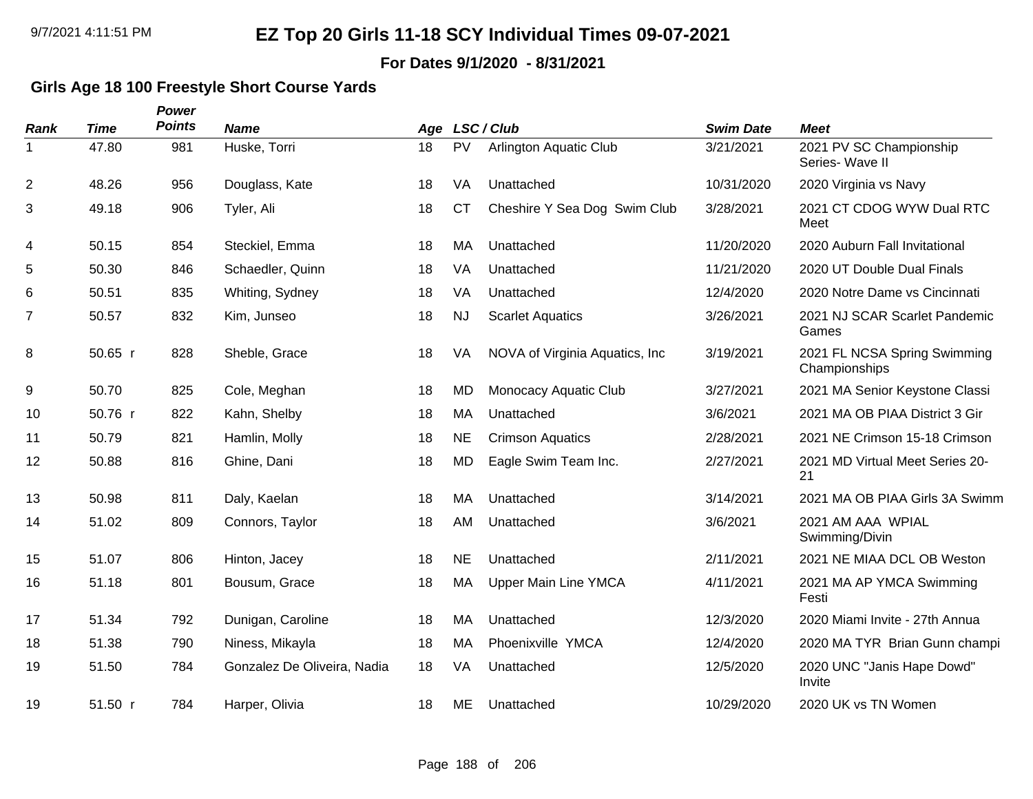# EZ Top 20 Girls 11-18 SCY Individual Times 09-07-2021

**For Dates 9/1/2020 - 8/31/2021**

## Girls Age 18 100 Freestyle Short Course Yards

| Rank | Time | Power Points | Name | Age | LSC / Club | | Swim Date | Meet |
|---|---|---|---|---|---|---|---|---|
| 1 | 47.80 | 981 | Huske, Torri | 18 | PV | Arlington Aquatic Club | 3/21/2021 | 2021 PV SC Championship Series- Wave II |
| 2 | 48.26 | 956 | Douglass, Kate | 18 | VA | Unattached | 10/31/2020 | 2020 Virginia vs Navy |
| 3 | 49.18 | 906 | Tyler, Ali | 18 | CT | Cheshire Y Sea Dog Swim Club | 3/28/2021 | 2021 CT CDOG WYW Dual RTC Meet |
| 4 | 50.15 | 854 | Steckiel, Emma | 18 | MA | Unattached | 11/20/2020 | 2020 Auburn Fall Invitational |
| 5 | 50.30 | 846 | Schaedler, Quinn | 18 | VA | Unattached | 11/21/2020 | 2020 UT Double Dual Finals |
| 6 | 50.51 | 835 | Whiting, Sydney | 18 | VA | Unattached | 12/4/2020 | 2020 Notre Dame vs Cincinnati |
| 7 | 50.57 | 832 | Kim, Junseo | 18 | NJ | Scarlet Aquatics | 3/26/2021 | 2021 NJ SCAR Scarlet Pandemic Games |
| 8 | 50.65 r | 828 | Sheble, Grace | 18 | VA | NOVA of Virginia Aquatics, Inc | 3/19/2021 | 2021 FL NCSA Spring Swimming Championships |
| 9 | 50.70 | 825 | Cole, Meghan | 18 | MD | Monocacy Aquatic Club | 3/27/2021 | 2021 MA Senior Keystone Classi |
| 10 | 50.76 r | 822 | Kahn, Shelby | 18 | MA | Unattached | 3/6/2021 | 2021 MA OB PIAA District 3 Gir |
| 11 | 50.79 | 821 | Hamlin, Molly | 18 | NE | Crimson Aquatics | 2/28/2021 | 2021 NE Crimson 15-18 Crimson |
| 12 | 50.88 | 816 | Ghine, Dani | 18 | MD | Eagle Swim Team Inc. | 2/27/2021 | 2021 MD Virtual Meet Series 20-21 |
| 13 | 50.98 | 811 | Daly, Kaelan | 18 | MA | Unattached | 3/14/2021 | 2021 MA OB PIAA Girls 3A Swimm |
| 14 | 51.02 | 809 | Connors, Taylor | 18 | AM | Unattached | 3/6/2021 | 2021 AM AAA WPIAL Swimming/Divin |
| 15 | 51.07 | 806 | Hinton, Jacey | 18 | NE | Unattached | 2/11/2021 | 2021 NE MIAA DCL OB Weston |
| 16 | 51.18 | 801 | Bousum, Grace | 18 | MA | Upper Main Line YMCA | 4/11/2021 | 2021 MA AP YMCA Swimming Festi |
| 17 | 51.34 | 792 | Dunigan, Caroline | 18 | MA | Unattached | 12/3/2020 | 2020 Miami Invite - 27th Annua |
| 18 | 51.38 | 790 | Niness, Mikayla | 18 | MA | Phoenixville YMCA | 12/4/2020 | 2020 MA TYR Brian Gunn champi |
| 19 | 51.50 | 784 | Gonzalez De Oliveira, Nadia | 18 | VA | Unattached | 12/5/2020 | 2020 UNC "Janis Hape Dowd" Invite |
| 19 | 51.50 r | 784 | Harper, Olivia | 18 | ME | Unattached | 10/29/2020 | 2020 UK vs TN Women |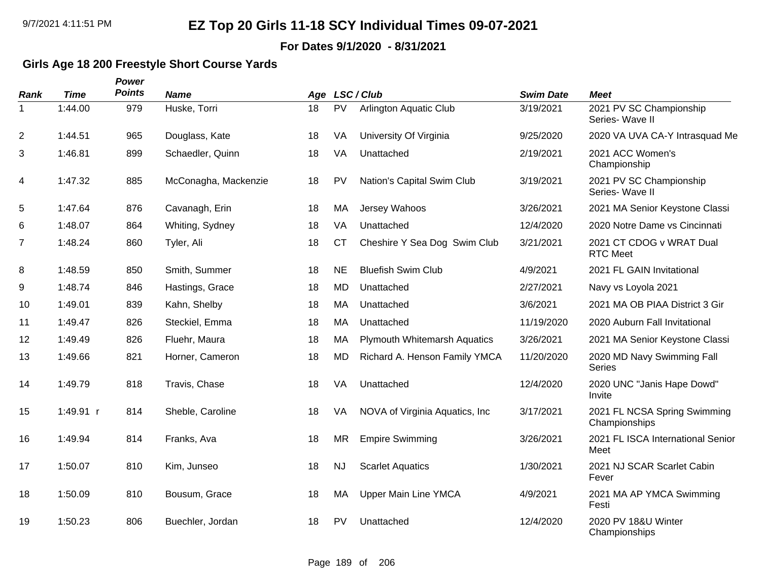# EZ Top 20 Girls 11-18 SCY Individual Times 09-07-2021

**For Dates 9/1/2020 - 8/31/2021**

## Girls Age 18 200 Freestyle Short Course Yards

| Rank | Time | Power Points | Name | Age | LSC / Club | | Swim Date | Meet |
|---|---|---|---|---|---|---|---|---|
| 1 | 1:44.00 | 979 | Huske, Torri | 18 | PV | Arlington Aquatic Club | 3/19/2021 | 2021 PV SC Championship Series- Wave II |
| 2 | 1:44.51 | 965 | Douglass, Kate | 18 | VA | University Of Virginia | 9/25/2020 | 2020 VA UVA CA-Y Intrasquad Me |
| 3 | 1:46.81 | 899 | Schaedler, Quinn | 18 | VA | Unattached | 2/19/2021 | 2021 ACC Women's Championship |
| 4 | 1:47.32 | 885 | McConagha, Mackenzie | 18 | PV | Nation's Capital Swim Club | 3/19/2021 | 2021 PV SC Championship Series- Wave II |
| 5 | 1:47.64 | 876 | Cavanagh, Erin | 18 | MA | Jersey Wahoos | 3/26/2021 | 2021 MA Senior Keystone Classi |
| 6 | 1:48.07 | 864 | Whiting, Sydney | 18 | VA | Unattached | 12/4/2020 | 2020 Notre Dame vs Cincinnati |
| 7 | 1:48.24 | 860 | Tyler, Ali | 18 | CT | Cheshire Y Sea Dog Swim Club | 3/21/2021 | 2021 CT CDOG v WRAT Dual RTC Meet |
| 8 | 1:48.59 | 850 | Smith, Summer | 18 | NE | Bluefish Swim Club | 4/9/2021 | 2021 FL GAIN Invitational |
| 9 | 1:48.74 | 846 | Hastings, Grace | 18 | MD | Unattached | 2/27/2021 | Navy vs Loyola 2021 |
| 10 | 1:49.01 | 839 | Kahn, Shelby | 18 | MA | Unattached | 3/6/2021 | 2021 MA OB PIAA District 3 Gir |
| 11 | 1:49.47 | 826 | Steckiel, Emma | 18 | MA | Unattached | 11/19/2020 | 2020 Auburn Fall Invitational |
| 12 | 1:49.49 | 826 | Fluehr, Maura | 18 | MA | Plymouth Whitemarsh Aquatics | 3/26/2021 | 2021 MA Senior Keystone Classi |
| 13 | 1:49.66 | 821 | Horner, Cameron | 18 | MD | Richard A. Henson Family YMCA | 11/20/2020 | 2020 MD Navy Swimming Fall Series |
| 14 | 1:49.79 | 818 | Travis, Chase | 18 | VA | Unattached | 12/4/2020 | 2020 UNC "Janis Hape Dowd" Invite |
| 15 | 1:49.91 r | 814 | Sheble, Caroline | 18 | VA | NOVA of Virginia Aquatics, Inc | 3/17/2021 | 2021 FL NCSA Spring Swimming Championships |
| 16 | 1:49.94 | 814 | Franks, Ava | 18 | MR | Empire Swimming | 3/26/2021 | 2021 FL ISCA International Senior Meet |
| 17 | 1:50.07 | 810 | Kim, Junseo | 18 | NJ | Scarlet Aquatics | 1/30/2021 | 2021 NJ SCAR Scarlet Cabin Fever |
| 18 | 1:50.09 | 810 | Bousum, Grace | 18 | MA | Upper Main Line YMCA | 4/9/2021 | 2021 MA AP YMCA Swimming Festi |
| 19 | 1:50.23 | 806 | Buechler, Jordan | 18 | PV | Unattached | 12/4/2020 | 2020 PV 18&U Winter Championships |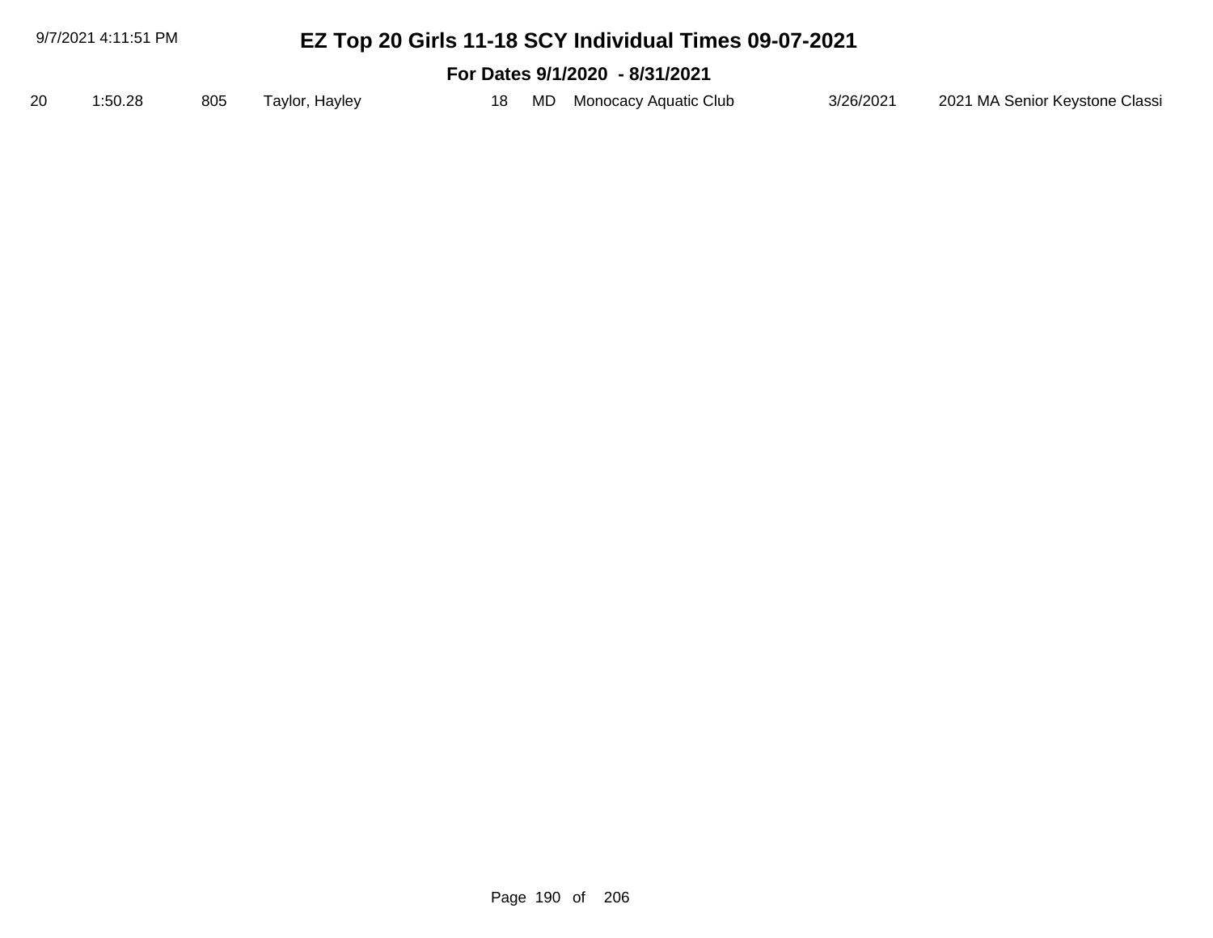| | | | | | | | | |
|---|---|---|---|---|---|---|---|---|
| 20 | 1:50.28 | 805 | Taylor, Hayley | 18 | MD | Monocacy Aquatic Club | 3/26/2021 | 2021 MA Senior Keystone Classi |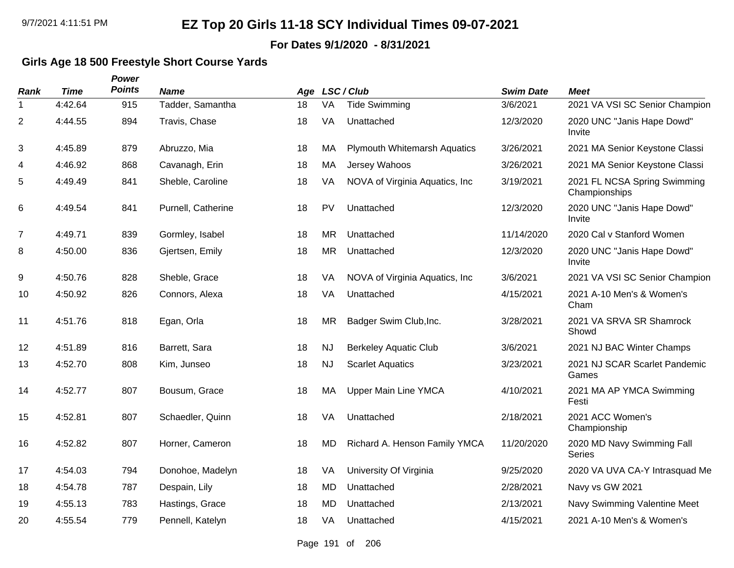# EZ Top 20 Girls 11-18 SCY Individual Times 09-07-2021

**For Dates 9/1/2020 - 8/31/2021**

### Girls Age 18 500 Freestyle Short Course Yards

| Rank | Time | Power Points | Name | Age | LSC / Club | | Swim Date | Meet |
|---|---|---|---|---|---|---|---|---|
| 1 | 4:42.64 | 915 | Tadder, Samantha | 18 | VA | Tide Swimming | 3/6/2021 | 2021 VA VSI SC Senior Champion |
| 2 | 4:44.55 | 894 | Travis, Chase | 18 | VA | Unattached | 12/3/2020 | 2020 UNC "Janis Hape Dowd" Invite |
| 3 | 4:45.89 | 879 | Abruzzo, Mia | 18 | MA | Plymouth Whitemarsh Aquatics | 3/26/2021 | 2021 MA Senior Keystone Classi |
| 4 | 4:46.92 | 868 | Cavanagh, Erin | 18 | MA | Jersey Wahoos | 3/26/2021 | 2021 MA Senior Keystone Classi |
| 5 | 4:49.49 | 841 | Sheble, Caroline | 18 | VA | NOVA of Virginia Aquatics, Inc | 3/19/2021 | 2021 FL NCSA Spring Swimming Championships |
| 6 | 4:49.54 | 841 | Purnell, Catherine | 18 | PV | Unattached | 12/3/2020 | 2020 UNC "Janis Hape Dowd" Invite |
| 7 | 4:49.71 | 839 | Gormley, Isabel | 18 | MR | Unattached | 11/14/2020 | 2020 Cal v Stanford Women |
| 8 | 4:50.00 | 836 | Gjertsen, Emily | 18 | MR | Unattached | 12/3/2020 | 2020 UNC "Janis Hape Dowd" Invite |
| 9 | 4:50.76 | 828 | Sheble, Grace | 18 | VA | NOVA of Virginia Aquatics, Inc | 3/6/2021 | 2021 VA VSI SC Senior Champion |
| 10 | 4:50.92 | 826 | Connors, Alexa | 18 | VA | Unattached | 4/15/2021 | 2021 A-10 Men's & Women's Cham |
| 11 | 4:51.76 | 818 | Egan, Orla | 18 | MR | Badger Swim Club,Inc. | 3/28/2021 | 2021 VA SRVA SR Shamrock Showd |
| 12 | 4:51.89 | 816 | Barrett, Sara | 18 | NJ | Berkeley Aquatic Club | 3/6/2021 | 2021 NJ BAC Winter Champs |
| 13 | 4:52.70 | 808 | Kim, Junseo | 18 | NJ | Scarlet Aquatics | 3/23/2021 | 2021 NJ SCAR Scarlet Pandemic Games |
| 14 | 4:52.77 | 807 | Bousum, Grace | 18 | MA | Upper Main Line YMCA | 4/10/2021 | 2021 MA AP YMCA Swimming Festi |
| 15 | 4:52.81 | 807 | Schaedler, Quinn | 18 | VA | Unattached | 2/18/2021 | 2021 ACC Women's Championship |
| 16 | 4:52.82 | 807 | Horner, Cameron | 18 | MD | Richard A. Henson Family YMCA | 11/20/2020 | 2020 MD Navy Swimming Fall Series |
| 17 | 4:54.03 | 794 | Donohoe, Madelyn | 18 | VA | University Of Virginia | 9/25/2020 | 2020 VA UVA CA-Y Intrasquad Me |
| 18 | 4:54.78 | 787 | Despain, Lily | 18 | MD | Unattached | 2/28/2021 | Navy vs GW 2021 |
| 19 | 4:55.13 | 783 | Hastings, Grace | 18 | MD | Unattached | 2/13/2021 | Navy Swimming Valentine Meet |
| 20 | 4:55.54 | 779 | Pennell, Katelyn | 18 | VA | Unattached | 4/15/2021 | 2021 A-10 Men's & Women's |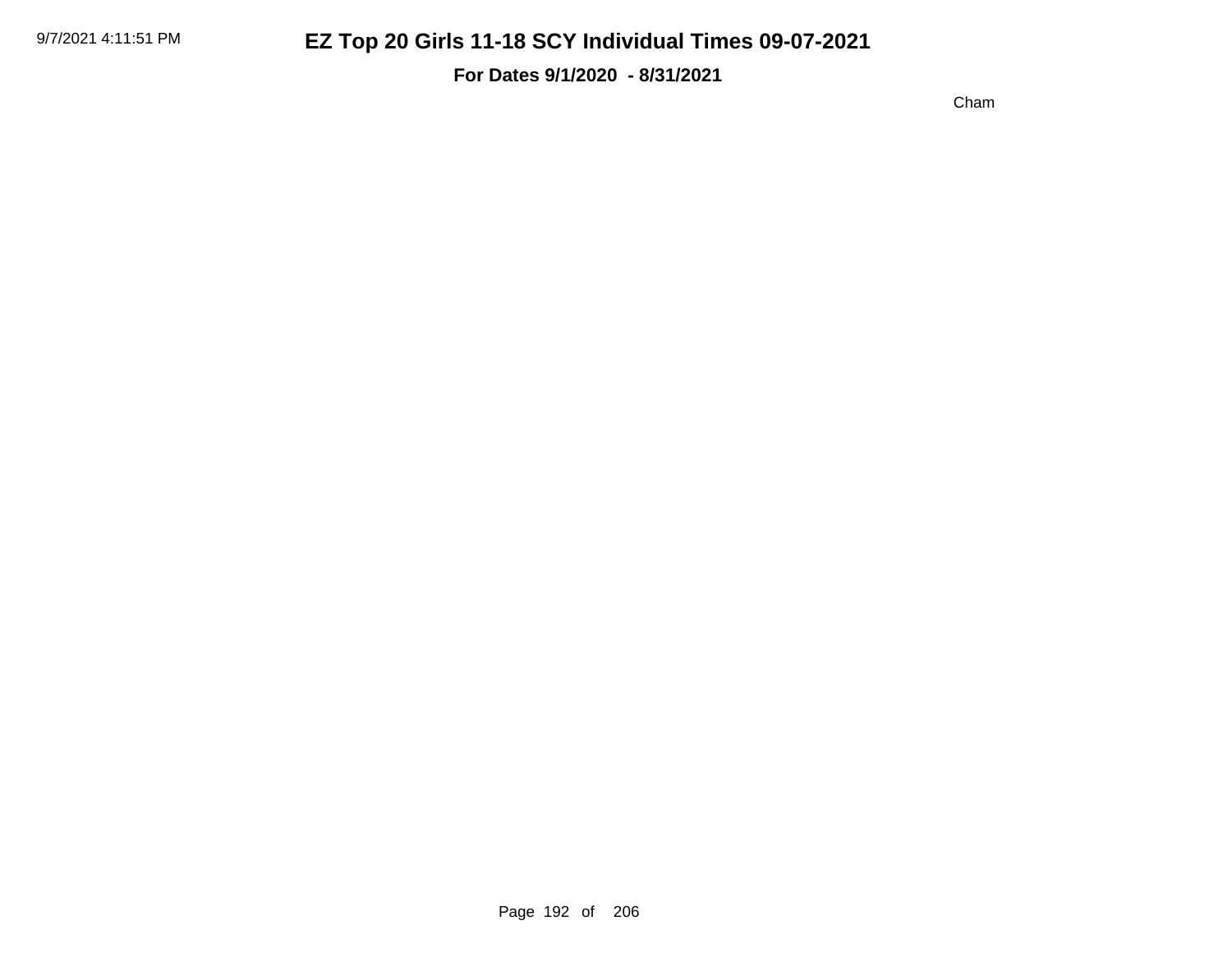Cham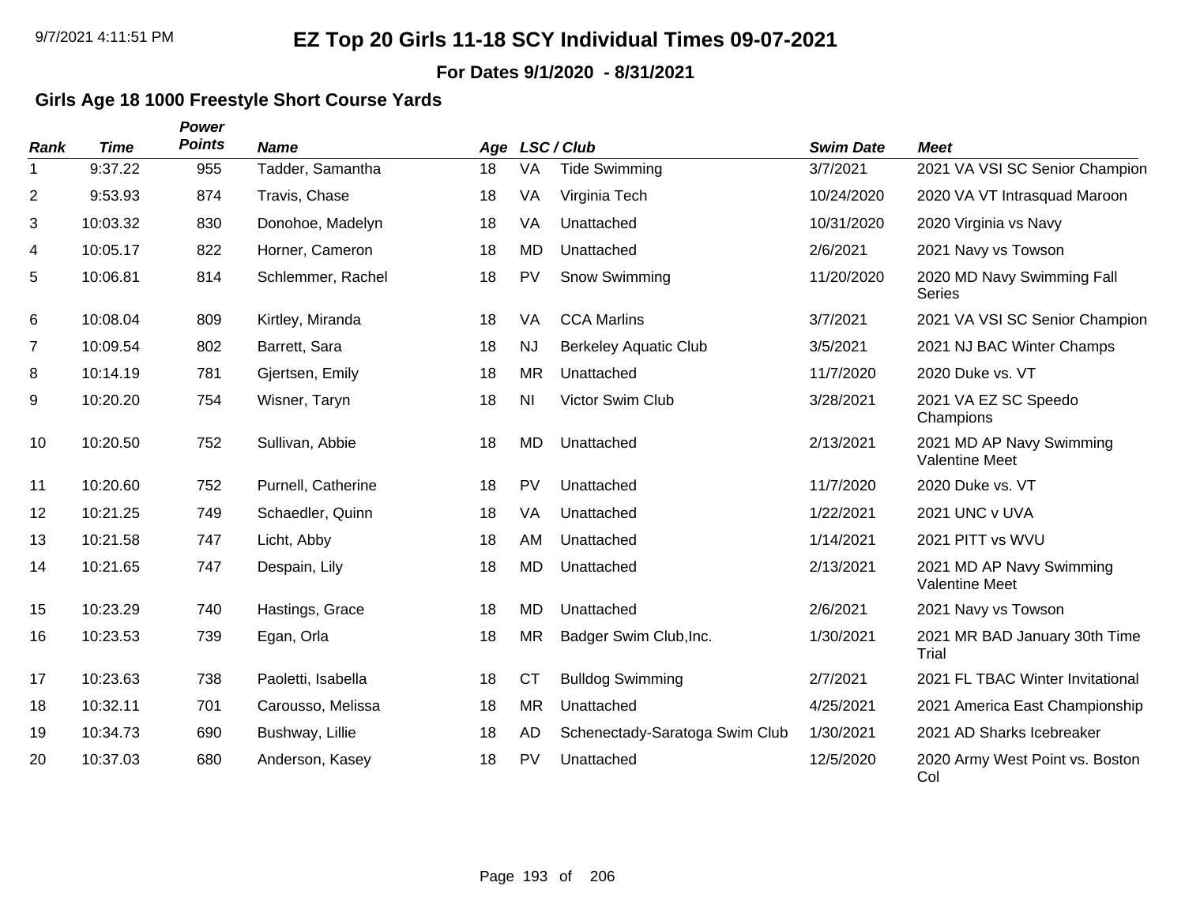# EZ Top 20 Girls 11-18 SCY Individual Times 09-07-2021

**For Dates 9/1/2020 - 8/31/2021**

## Girls Age 18 1000 Freestyle Short Course Yards

| Rank | Time | Power Points | Name | Age | LSC / Club | | Swim Date | Meet |
|---|---|---|---|---|---|---|---|---|
| 1 | 9:37.22 | 955 | Tadder, Samantha | 18 | VA | Tide Swimming | 3/7/2021 | 2021 VA VSI SC Senior Champion |
| 2 | 9:53.93 | 874 | Travis, Chase | 18 | VA | Virginia Tech | 10/24/2020 | 2020 VA VT Intrasquad Maroon |
| 3 | 10:03.32 | 830 | Donohoe, Madelyn | 18 | VA | Unattached | 10/31/2020 | 2020 Virginia vs Navy |
| 4 | 10:05.17 | 822 | Horner, Cameron | 18 | MD | Unattached | 2/6/2021 | 2021 Navy vs Towson |
| 5 | 10:06.81 | 814 | Schlemmer, Rachel | 18 | PV | Snow Swimming | 11/20/2020 | 2020 MD Navy Swimming Fall Series |
| 6 | 10:08.04 | 809 | Kirtley, Miranda | 18 | VA | CCA Marlins | 3/7/2021 | 2021 VA VSI SC Senior Champion |
| 7 | 10:09.54 | 802 | Barrett, Sara | 18 | NJ | Berkeley Aquatic Club | 3/5/2021 | 2021 NJ BAC Winter Champs |
| 8 | 10:14.19 | 781 | Gjertsen, Emily | 18 | MR | Unattached | 11/7/2020 | 2020 Duke vs. VT |
| 9 | 10:20.20 | 754 | Wisner, Taryn | 18 | NI | Victor Swim Club | 3/28/2021 | 2021 VA EZ SC Speedo Champions |
| 10 | 10:20.50 | 752 | Sullivan, Abbie | 18 | MD | Unattached | 2/13/2021 | 2021 MD AP Navy Swimming Valentine Meet |
| 11 | 10:20.60 | 752 | Purnell, Catherine | 18 | PV | Unattached | 11/7/2020 | 2020 Duke vs. VT |
| 12 | 10:21.25 | 749 | Schaedler, Quinn | 18 | VA | Unattached | 1/22/2021 | 2021 UNC v UVA |
| 13 | 10:21.58 | 747 | Licht, Abby | 18 | AM | Unattached | 1/14/2021 | 2021 PITT vs WVU |
| 14 | 10:21.65 | 747 | Despain, Lily | 18 | MD | Unattached | 2/13/2021 | 2021 MD AP Navy Swimming Valentine Meet |
| 15 | 10:23.29 | 740 | Hastings, Grace | 18 | MD | Unattached | 2/6/2021 | 2021 Navy vs Towson |
| 16 | 10:23.53 | 739 | Egan, Orla | 18 | MR | Badger Swim Club,Inc. | 1/30/2021 | 2021 MR BAD January 30th Time Trial |
| 17 | 10:23.63 | 738 | Paoletti, Isabella | 18 | CT | Bulldog Swimming | 2/7/2021 | 2021 FL TBAC Winter Invitational |
| 18 | 10:32.11 | 701 | Carousso, Melissa | 18 | MR | Unattached | 4/25/2021 | 2021 America East Championship |
| 19 | 10:34.73 | 690 | Bushway, Lillie | 18 | AD | Schenectady-Saratoga Swim Club | 1/30/2021 | 2021 AD Sharks Icebreaker |
| 20 | 10:37.03 | 680 | Anderson, Kasey | 18 | PV | Unattached | 12/5/2020 | 2020 Army West Point vs. Boston Col |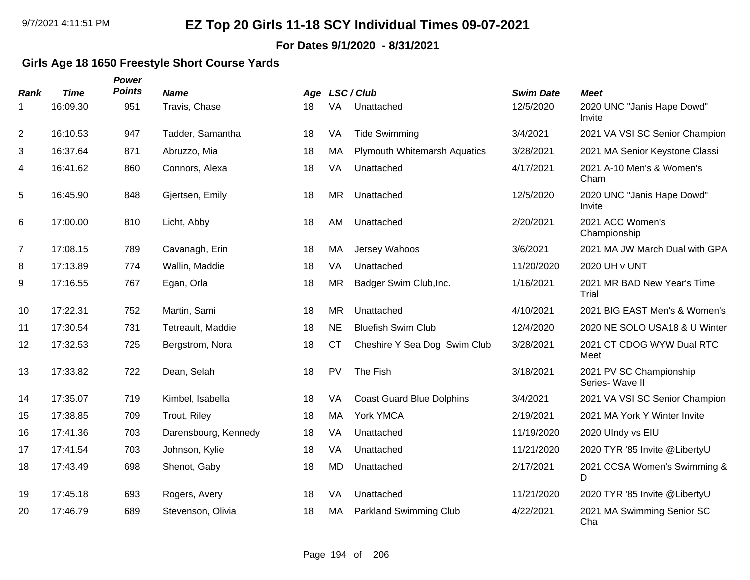# EZ Top 20 Girls 11-18 SCY Individual Times 09-07-2021

**For Dates 9/1/2020 - 8/31/2021**

### Girls Age 18 1650 Freestyle Short Course Yards

| Rank | Time | Power Points | Name | Age | LSC / Club | | Swim Date | Meet |
|---|---|---|---|---|---|---|---|---|
| 1 | 16:09.30 | 951 | Travis, Chase | 18 | VA | Unattached | 12/5/2020 | 2020 UNC "Janis Hape Dowd" Invite |
| 2 | 16:10.53 | 947 | Tadder, Samantha | 18 | VA | Tide Swimming | 3/4/2021 | 2021 VA VSI SC Senior Champion |
| 3 | 16:37.64 | 871 | Abruzzo, Mia | 18 | MA | Plymouth Whitemarsh Aquatics | 3/28/2021 | 2021 MA Senior Keystone Classi |
| 4 | 16:41.62 | 860 | Connors, Alexa | 18 | VA | Unattached | 4/17/2021 | 2021 A-10 Men's & Women's Cham |
| 5 | 16:45.90 | 848 | Gjertsen, Emily | 18 | MR | Unattached | 12/5/2020 | 2020 UNC "Janis Hape Dowd" Invite |
| 6 | 17:00.00 | 810 | Licht, Abby | 18 | AM | Unattached | 2/20/2021 | 2021 ACC Women's Championship |
| 7 | 17:08.15 | 789 | Cavanagh, Erin | 18 | MA | Jersey Wahoos | 3/6/2021 | 2021 MA JW March Dual with GPA |
| 8 | 17:13.89 | 774 | Wallin, Maddie | 18 | VA | Unattached | 11/20/2020 | 2020 UH v UNT |
| 9 | 17:16.55 | 767 | Egan, Orla | 18 | MR | Badger Swim Club,Inc. | 1/16/2021 | 2021 MR BAD New Year's Time Trial |
| 10 | 17:22.31 | 752 | Martin, Sami | 18 | MR | Unattached | 4/10/2021 | 2021 BIG EAST Men's & Women's |
| 11 | 17:30.54 | 731 | Tetreault, Maddie | 18 | NE | Bluefish Swim Club | 12/4/2020 | 2020 NE SOLO USA18 & U Winter |
| 12 | 17:32.53 | 725 | Bergstrom, Nora | 18 | CT | Cheshire Y Sea Dog Swim Club | 3/28/2021 | 2021 CT CDOG WYW Dual RTC Meet |
| 13 | 17:33.82 | 722 | Dean, Selah | 18 | PV | The Fish | 3/18/2021 | 2021 PV SC Championship Series- Wave II |
| 14 | 17:35.07 | 719 | Kimbel, Isabella | 18 | VA | Coast Guard Blue Dolphins | 3/4/2021 | 2021 VA VSI SC Senior Champion |
| 15 | 17:38.85 | 709 | Trout, Riley | 18 | MA | York YMCA | 2/19/2021 | 2021 MA York Y Winter Invite |
| 16 | 17:41.36 | 703 | Darensbourg, Kennedy | 18 | VA | Unattached | 11/19/2020 | 2020 UIndy vs EIU |
| 17 | 17:41.54 | 703 | Johnson, Kylie | 18 | VA | Unattached | 11/21/2020 | 2020 TYR '85 Invite @LibertyU |
| 18 | 17:43.49 | 698 | Shenot, Gaby | 18 | MD | Unattached | 2/17/2021 | 2021 CCSA Women's Swimming & D |
| 19 | 17:45.18 | 693 | Rogers, Avery | 18 | VA | Unattached | 11/21/2020 | 2020 TYR '85 Invite @LibertyU |
| 20 | 17:46.79 | 689 | Stevenson, Olivia | 18 | MA | Parkland Swimming Club | 4/22/2021 | 2021 MA Swimming Senior SC Cha |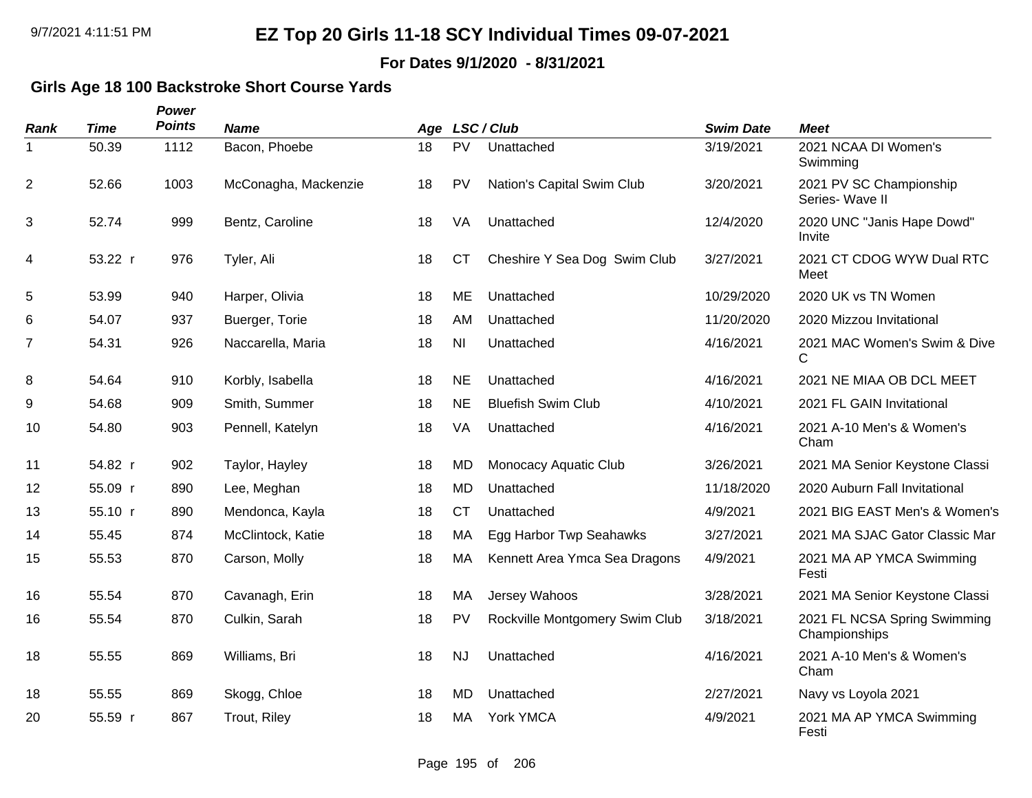# EZ Top 20 Girls 11-18 SCY Individual Times 09-07-2021

**For Dates 9/1/2020 - 8/31/2021**

### Girls Age 18 100 Backstroke Short Course Yards

| Rank | Time | Power Points | Name | Age | LSC / Club | | Swim Date | Meet |
|---|---|---|---|---|---|---|---|---|
| 1 | 50.39 | 1112 | Bacon, Phoebe | 18 | PV | Unattached | 3/19/2021 | 2021 NCAA DI Women's Swimming |
| 2 | 52.66 | 1003 | McConagha, Mackenzie | 18 | PV | Nation's Capital Swim Club | 3/20/2021 | 2021 PV SC Championship Series- Wave II |
| 3 | 52.74 | 999 | Bentz, Caroline | 18 | VA | Unattached | 12/4/2020 | 2020 UNC "Janis Hape Dowd" Invite |
| 4 | 53.22 r | 976 | Tyler, Ali | 18 | CT | Cheshire Y Sea Dog Swim Club | 3/27/2021 | 2021 CT CDOG WYW Dual RTC Meet |
| 5 | 53.99 | 940 | Harper, Olivia | 18 | ME | Unattached | 10/29/2020 | 2020 UK vs TN Women |
| 6 | 54.07 | 937 | Buerger, Torie | 18 | AM | Unattached | 11/20/2020 | 2020 Mizzou Invitational |
| 7 | 54.31 | 926 | Naccarella, Maria | 18 | NI | Unattached | 4/16/2021 | 2021 MAC Women's Swim & Dive C |
| 8 | 54.64 | 910 | Korbly, Isabella | 18 | NE | Unattached | 4/16/2021 | 2021 NE MIAA OB DCL MEET |
| 9 | 54.68 | 909 | Smith, Summer | 18 | NE | Bluefish Swim Club | 4/10/2021 | 2021 FL GAIN Invitational |
| 10 | 54.80 | 903 | Pennell, Katelyn | 18 | VA | Unattached | 4/16/2021 | 2021 A-10 Men's & Women's Cham |
| 11 | 54.82 r | 902 | Taylor, Hayley | 18 | MD | Monocacy Aquatic Club | 3/26/2021 | 2021 MA Senior Keystone Classi |
| 12 | 55.09 r | 890 | Lee, Meghan | 18 | MD | Unattached | 11/18/2020 | 2020 Auburn Fall Invitational |
| 13 | 55.10 r | 890 | Mendonca, Kayla | 18 | CT | Unattached | 4/9/2021 | 2021 BIG EAST Men's & Women's |
| 14 | 55.45 | 874 | McClintock, Katie | 18 | MA | Egg Harbor Twp Seahawks | 3/27/2021 | 2021 MA SJAC Gator Classic Mar |
| 15 | 55.53 | 870 | Carson, Molly | 18 | MA | Kennett Area Ymca Sea Dragons | 4/9/2021 | 2021 MA AP YMCA Swimming Festi |
| 16 | 55.54 | 870 | Cavanagh, Erin | 18 | MA | Jersey Wahoos | 3/28/2021 | 2021 MA Senior Keystone Classi |
| 16 | 55.54 | 870 | Culkin, Sarah | 18 | PV | Rockville Montgomery Swim Club | 3/18/2021 | 2021 FL NCSA Spring Swimming Championships |
| 18 | 55.55 | 869 | Williams, Bri | 18 | NJ | Unattached | 4/16/2021 | 2021 A-10 Men's & Women's Cham |
| 18 | 55.55 | 869 | Skogg, Chloe | 18 | MD | Unattached | 2/27/2021 | Navy vs Loyola 2021 |
| 20 | 55.59 r | 867 | Trout, Riley | 18 | MA | York YMCA | 4/9/2021 | 2021 MA AP YMCA Swimming Festi |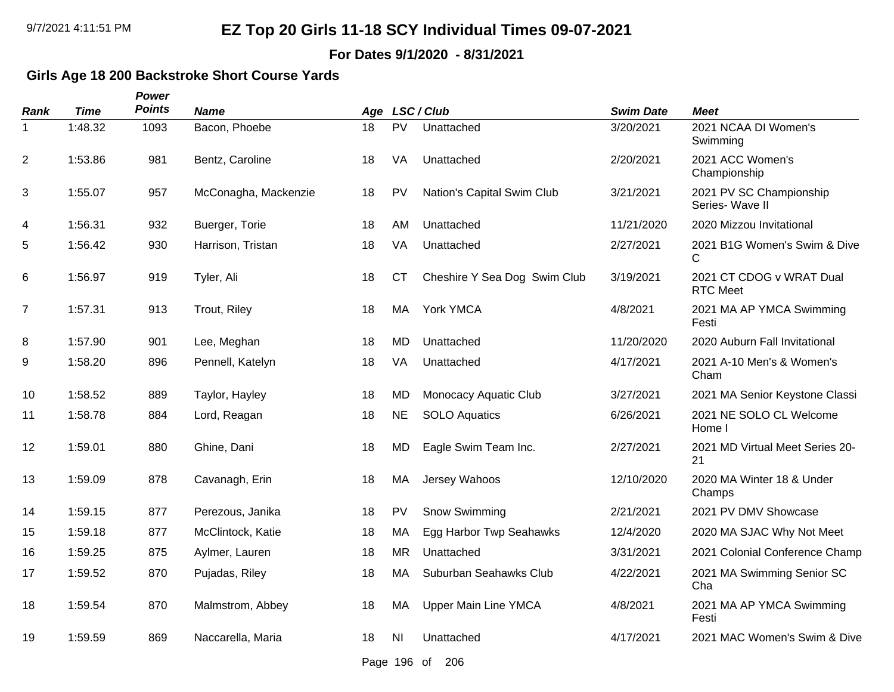# EZ Top 20 Girls 11-18 SCY Individual Times 09-07-2021

**For Dates 9/1/2020 - 8/31/2021**

### Girls Age 18 200 Backstroke Short Course Yards

| Rank | Time | Power Points | Name | Age | LSC / Club | | Swim Date | Meet |
|---|---|---|---|---|---|---|---|---|
| 1 | 1:48.32 | 1093 | Bacon, Phoebe | 18 | PV | Unattached | 3/20/2021 | 2021 NCAA DI Women's Swimming |
| 2 | 1:53.86 | 981 | Bentz, Caroline | 18 | VA | Unattached | 2/20/2021 | 2021 ACC Women's Championship |
| 3 | 1:55.07 | 957 | McConagha, Mackenzie | 18 | PV | Nation's Capital Swim Club | 3/21/2021 | 2021 PV SC Championship Series- Wave II |
| 4 | 1:56.31 | 932 | Buerger, Torie | 18 | AM | Unattached | 11/21/2020 | 2020 Mizzou Invitational |
| 5 | 1:56.42 | 930 | Harrison, Tristan | 18 | VA | Unattached | 2/27/2021 | 2021 B1G Women's Swim & Dive C |
| 6 | 1:56.97 | 919 | Tyler, Ali | 18 | CT | Cheshire Y Sea Dog Swim Club | 3/19/2021 | 2021 CT CDOG v WRAT Dual RTC Meet |
| 7 | 1:57.31 | 913 | Trout, Riley | 18 | MA | York YMCA | 4/8/2021 | 2021 MA AP YMCA Swimming Festi |
| 8 | 1:57.90 | 901 | Lee, Meghan | 18 | MD | Unattached | 11/20/2020 | 2020 Auburn Fall Invitational |
| 9 | 1:58.20 | 896 | Pennell, Katelyn | 18 | VA | Unattached | 4/17/2021 | 2021 A-10 Men's & Women's Cham |
| 10 | 1:58.52 | 889 | Taylor, Hayley | 18 | MD | Monocacy Aquatic Club | 3/27/2021 | 2021 MA Senior Keystone Classi |
| 11 | 1:58.78 | 884 | Lord, Reagan | 18 | NE | SOLO Aquatics | 6/26/2021 | 2021 NE SOLO CL Welcome Home I |
| 12 | 1:59.01 | 880 | Ghine, Dani | 18 | MD | Eagle Swim Team Inc. | 2/27/2021 | 2021 MD Virtual Meet Series 20-21 |
| 13 | 1:59.09 | 878 | Cavanagh, Erin | 18 | MA | Jersey Wahoos | 12/10/2020 | 2020 MA Winter 18 & Under Champs |
| 14 | 1:59.15 | 877 | Perezous, Janika | 18 | PV | Snow Swimming | 2/21/2021 | 2021 PV DMV Showcase |
| 15 | 1:59.18 | 877 | McClintock, Katie | 18 | MA | Egg Harbor Twp Seahawks | 12/4/2020 | 2020 MA SJAC Why Not Meet |
| 16 | 1:59.25 | 875 | Aylmer, Lauren | 18 | MR | Unattached | 3/31/2021 | 2021 Colonial Conference Champ |
| 17 | 1:59.52 | 870 | Pujadas, Riley | 18 | MA | Suburban Seahawks Club | 4/22/2021 | 2021 MA Swimming Senior SC Cha |
| 18 | 1:59.54 | 870 | Malmstrom, Abbey | 18 | MA | Upper Main Line YMCA | 4/8/2021 | 2021 MA AP YMCA Swimming Festi |
| 19 | 1:59.59 | 869 | Naccarella, Maria | 18 | NI | Unattached | 4/17/2021 | 2021 MAC Women's Swim & Dive |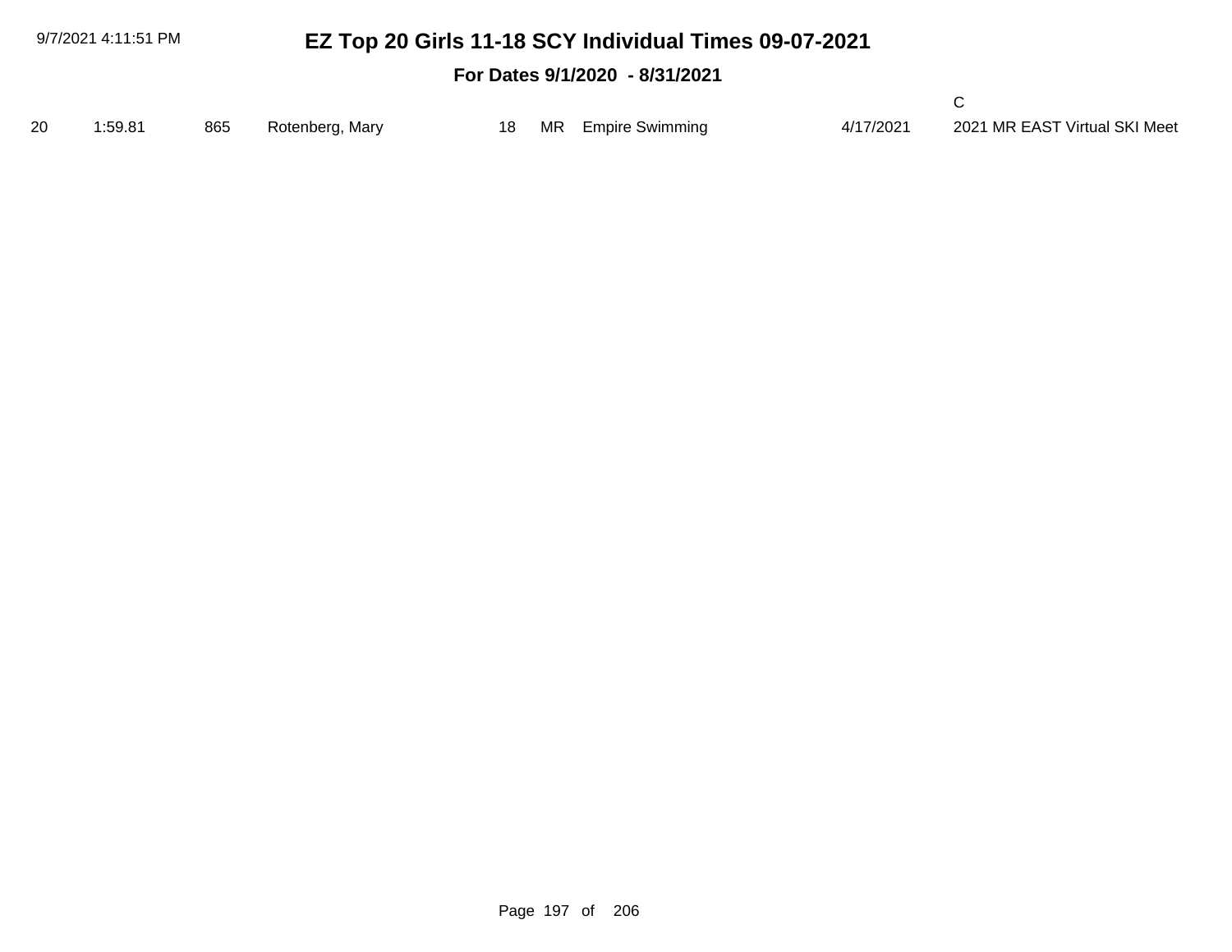| | | | | | | | | |
|---|---|---|---|---|---|---|---|---|
| 20 | 1:59.81 | 865 | Rotenberg, Mary | 18 | MR | Empire Swimming | 4/17/2021 | C<br>2021 MR EAST Virtual SKI Meet |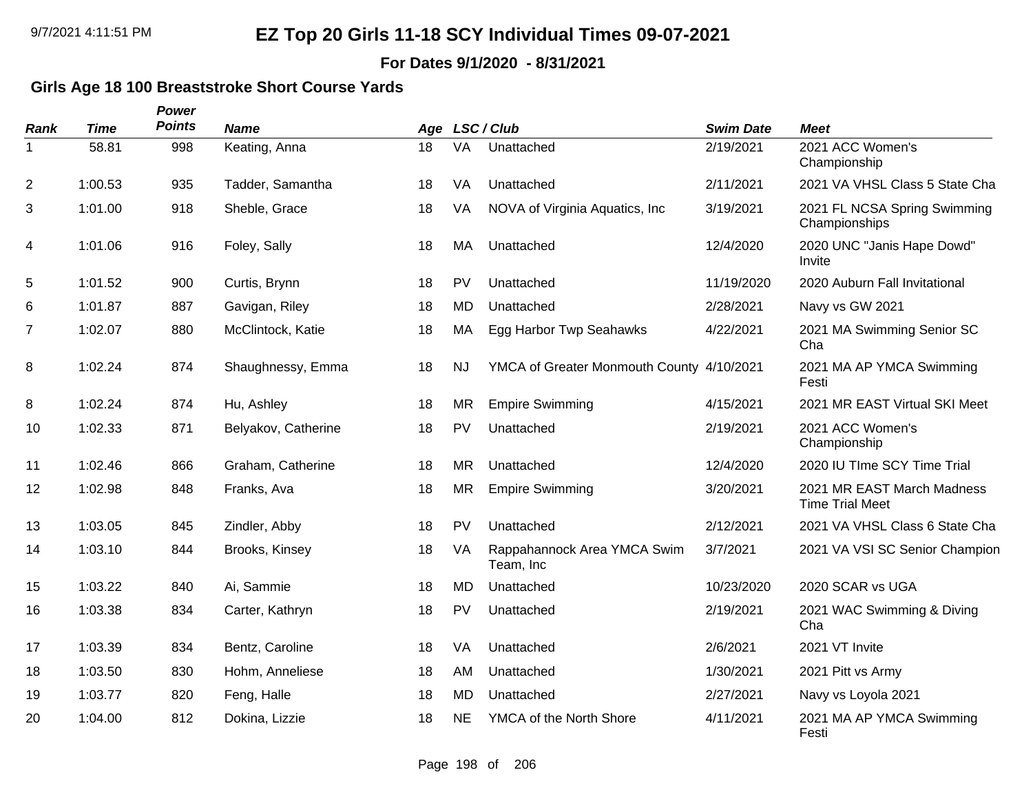# EZ Top 20 Girls 11-18 SCY Individual Times 09-07-2021

**For Dates 9/1/2020 - 8/31/2021**

### Girls Age 18 100 Breaststroke Short Course Yards

| Rank | Time | Power Points | Name | Age | LSC / Club | | Swim Date | Meet |
|---|---|---|---|---|---|---|---|---|
| 1 | 58.81 | 998 | Keating, Anna | 18 | VA | Unattached | 2/19/2021 | 2021 ACC Women's Championship |
| 2 | 1:00.53 | 935 | Tadder, Samantha | 18 | VA | Unattached | 2/11/2021 | 2021 VA VHSL Class 5 State Cha |
| 3 | 1:01.00 | 918 | Sheble, Grace | 18 | VA | NOVA of Virginia Aquatics, Inc | 3/19/2021 | 2021 FL NCSA Spring Swimming Championships |
| 4 | 1:01.06 | 916 | Foley, Sally | 18 | MA | Unattached | 12/4/2020 | 2020 UNC "Janis Hape Dowd" Invite |
| 5 | 1:01.52 | 900 | Curtis, Brynn | 18 | PV | Unattached | 11/19/2020 | 2020 Auburn Fall Invitational |
| 6 | 1:01.87 | 887 | Gavigan, Riley | 18 | MD | Unattached | 2/28/2021 | Navy vs GW 2021 |
| 7 | 1:02.07 | 880 | McClintock, Katie | 18 | MA | Egg Harbor Twp Seahawks | 4/22/2021 | 2021 MA Swimming Senior SC Cha |
| 8 | 1:02.24 | 874 | Shaughnessy, Emma | 18 | NJ | YMCA of Greater Monmouth County | 4/10/2021 | 2021 MA AP YMCA Swimming Festi |
| 8 | 1:02.24 | 874 | Hu, Ashley | 18 | MR | Empire Swimming | 4/15/2021 | 2021 MR EAST Virtual SKI Meet |
| 10 | 1:02.33 | 871 | Belyakov, Catherine | 18 | PV | Unattached | 2/19/2021 | 2021 ACC Women's Championship |
| 11 | 1:02.46 | 866 | Graham, Catherine | 18 | MR | Unattached | 12/4/2020 | 2020 IU TIme SCY Time Trial |
| 12 | 1:02.98 | 848 | Franks, Ava | 18 | MR | Empire Swimming | 3/20/2021 | 2021 MR EAST March Madness Time Trial Meet |
| 13 | 1:03.05 | 845 | Zindler, Abby | 18 | PV | Unattached | 2/12/2021 | 2021 VA VHSL Class 6 State Cha |
| 14 | 1:03.10 | 844 | Brooks, Kinsey | 18 | VA | Rappahannock Area YMCA Swim Team, Inc | 3/7/2021 | 2021 VA VSI SC Senior Champion |
| 15 | 1:03.22 | 840 | Ai, Sammie | 18 | MD | Unattached | 10/23/2020 | 2020 SCAR vs UGA |
| 16 | 1:03.38 | 834 | Carter, Kathryn | 18 | PV | Unattached | 2/19/2021 | 2021 WAC Swimming & Diving Cha |
| 17 | 1:03.39 | 834 | Bentz, Caroline | 18 | VA | Unattached | 2/6/2021 | 2021 VT Invite |
| 18 | 1:03.50 | 830 | Hohm, Anneliese | 18 | AM | Unattached | 1/30/2021 | 2021 Pitt vs Army |
| 19 | 1:03.77 | 820 | Feng, Halle | 18 | MD | Unattached | 2/27/2021 | Navy vs Loyola 2021 |
| 20 | 1:04.00 | 812 | Dokina, Lizzie | 18 | NE | YMCA of the North Shore | 4/11/2021 | 2021 MA AP YMCA Swimming Festi |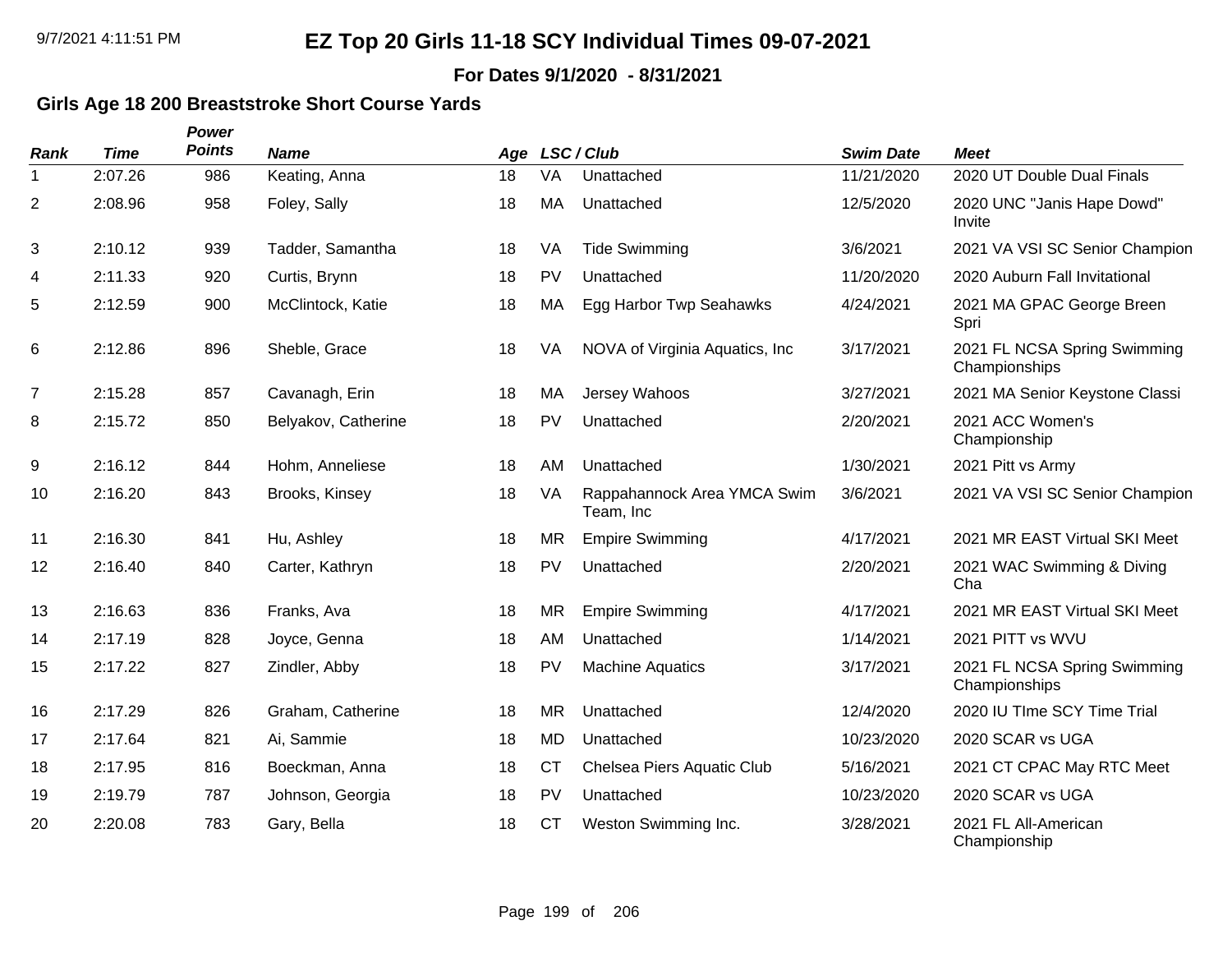# EZ Top 20 Girls 11-18 SCY Individual Times 09-07-2021

**For Dates 9/1/2020 - 8/31/2021**

## Girls Age 18 200 Breaststroke Short Course Yards

| Rank | Time | Power Points | Name | Age | LSC / Club | | Swim Date | Meet |
|---|---|---|---|---|---|---|---|---|
| 1 | 2:07.26 | 986 | Keating, Anna | 18 | VA | Unattached | 11/21/2020 | 2020 UT Double Dual Finals |
| 2 | 2:08.96 | 958 | Foley, Sally | 18 | MA | Unattached | 12/5/2020 | 2020 UNC "Janis Hape Dowd" Invite |
| 3 | 2:10.12 | 939 | Tadder, Samantha | 18 | VA | Tide Swimming | 3/6/2021 | 2021 VA VSI SC Senior Champion |
| 4 | 2:11.33 | 920 | Curtis, Brynn | 18 | PV | Unattached | 11/20/2020 | 2020 Auburn Fall Invitational |
| 5 | 2:12.59 | 900 | McClintock, Katie | 18 | MA | Egg Harbor Twp Seahawks | 4/24/2021 | 2021 MA GPAC George Breen Spri |
| 6 | 2:12.86 | 896 | Sheble, Grace | 18 | VA | NOVA of Virginia Aquatics, Inc | 3/17/2021 | 2021 FL NCSA Spring Swimming Championships |
| 7 | 2:15.28 | 857 | Cavanagh, Erin | 18 | MA | Jersey Wahoos | 3/27/2021 | 2021 MA Senior Keystone Classi |
| 8 | 2:15.72 | 850 | Belyakov, Catherine | 18 | PV | Unattached | 2/20/2021 | 2021 ACC Women's Championship |
| 9 | 2:16.12 | 844 | Hohm, Anneliese | 18 | AM | Unattached | 1/30/2021 | 2021 Pitt vs Army |
| 10 | 2:16.20 | 843 | Brooks, Kinsey | 18 | VA | Rappahannock Area YMCA Swim Team, Inc | 3/6/2021 | 2021 VA VSI SC Senior Champion |
| 11 | 2:16.30 | 841 | Hu, Ashley | 18 | MR | Empire Swimming | 4/17/2021 | 2021 MR EAST Virtual SKI Meet |
| 12 | 2:16.40 | 840 | Carter, Kathryn | 18 | PV | Unattached | 2/20/2021 | 2021 WAC Swimming & Diving Cha |
| 13 | 2:16.63 | 836 | Franks, Ava | 18 | MR | Empire Swimming | 4/17/2021 | 2021 MR EAST Virtual SKI Meet |
| 14 | 2:17.19 | 828 | Joyce, Genna | 18 | AM | Unattached | 1/14/2021 | 2021 PITT vs WVU |
| 15 | 2:17.22 | 827 | Zindler, Abby | 18 | PV | Machine Aquatics | 3/17/2021 | 2021 FL NCSA Spring Swimming Championships |
| 16 | 2:17.29 | 826 | Graham, Catherine | 18 | MR | Unattached | 12/4/2020 | 2020 IU TIme SCY Time Trial |
| 17 | 2:17.64 | 821 | Ai, Sammie | 18 | MD | Unattached | 10/23/2020 | 2020 SCAR vs UGA |
| 18 | 2:17.95 | 816 | Boeckman, Anna | 18 | CT | Chelsea Piers Aquatic Club | 5/16/2021 | 2021 CT CPAC May RTC Meet |
| 19 | 2:19.79 | 787 | Johnson, Georgia | 18 | PV | Unattached | 10/23/2020 | 2020 SCAR vs UGA |
| 20 | 2:20.08 | 783 | Gary, Bella | 18 | CT | Weston Swimming Inc. | 3/28/2021 | 2021 FL All-American Championship |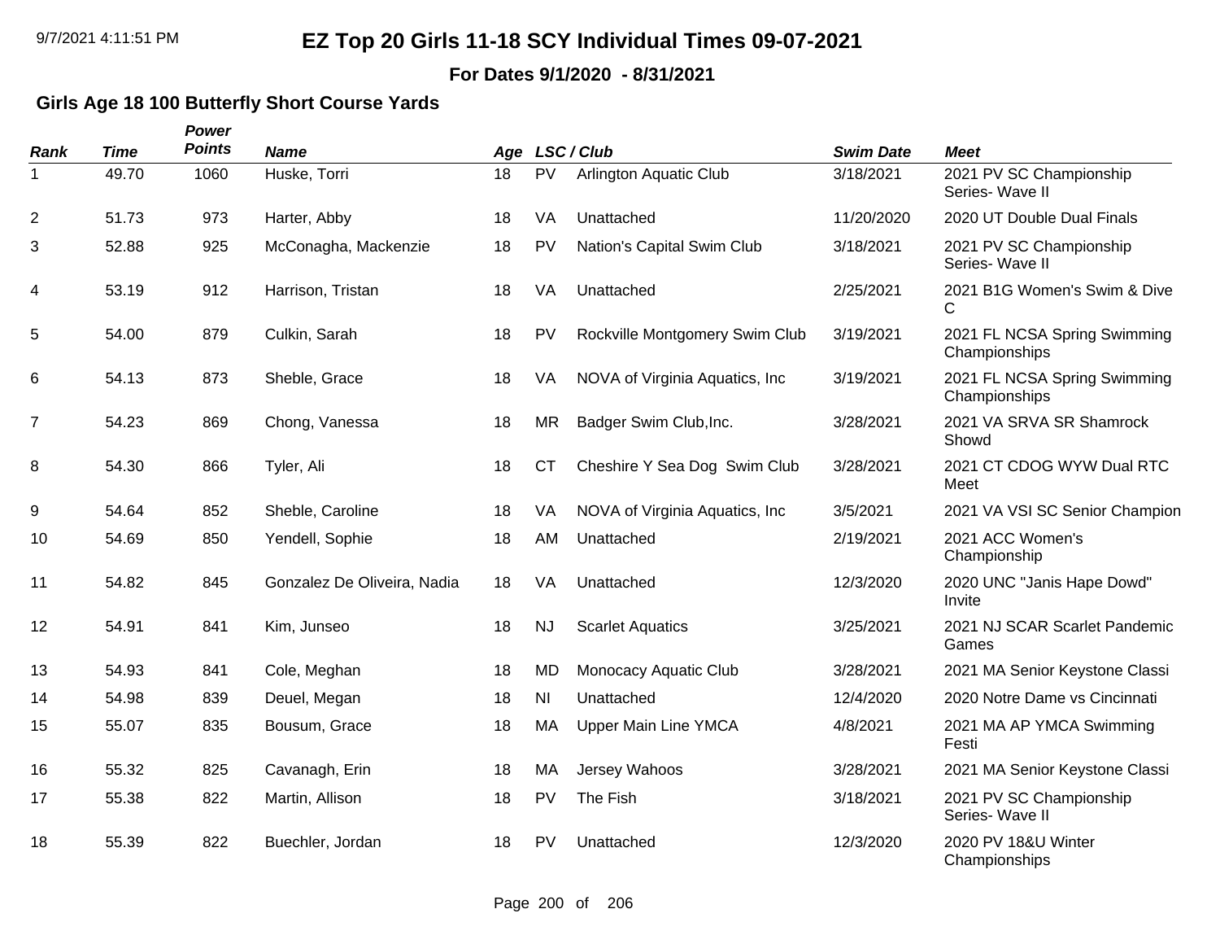# EZ Top 20 Girls 11-18 SCY Individual Times 09-07-2021

**For Dates 9/1/2020 - 8/31/2021**

### Girls Age 18 100 Butterfly Short Course Yards

| Rank | Time | Power Points | Name | Age | LSC / Club | | Swim Date | Meet |
|---|---|---|---|---|---|---|---|---|
| 1 | 49.70 | 1060 | Huske, Torri | 18 | PV | Arlington Aquatic Club | 3/18/2021 | 2021 PV SC Championship Series- Wave II |
| 2 | 51.73 | 973 | Harter, Abby | 18 | VA | Unattached | 11/20/2020 | 2020 UT Double Dual Finals |
| 3 | 52.88 | 925 | McConagha, Mackenzie | 18 | PV | Nation's Capital Swim Club | 3/18/2021 | 2021 PV SC Championship Series- Wave II |
| 4 | 53.19 | 912 | Harrison, Tristan | 18 | VA | Unattached | 2/25/2021 | 2021 B1G Women's Swim & Dive C |
| 5 | 54.00 | 879 | Culkin, Sarah | 18 | PV | Rockville Montgomery Swim Club | 3/19/2021 | 2021 FL NCSA Spring Swimming Championships |
| 6 | 54.13 | 873 | Sheble, Grace | 18 | VA | NOVA of Virginia Aquatics, Inc | 3/19/2021 | 2021 FL NCSA Spring Swimming Championships |
| 7 | 54.23 | 869 | Chong, Vanessa | 18 | MR | Badger Swim Club,Inc. | 3/28/2021 | 2021 VA SRVA SR Shamrock Showd |
| 8 | 54.30 | 866 | Tyler, Ali | 18 | CT | Cheshire Y Sea Dog Swim Club | 3/28/2021 | 2021 CT CDOG WYW Dual RTC Meet |
| 9 | 54.64 | 852 | Sheble, Caroline | 18 | VA | NOVA of Virginia Aquatics, Inc | 3/5/2021 | 2021 VA VSI SC Senior Champion |
| 10 | 54.69 | 850 | Yendell, Sophie | 18 | AM | Unattached | 2/19/2021 | 2021 ACC Women's Championship |
| 11 | 54.82 | 845 | Gonzalez De Oliveira, Nadia | 18 | VA | Unattached | 12/3/2020 | 2020 UNC "Janis Hape Dowd" Invite |
| 12 | 54.91 | 841 | Kim, Junseo | 18 | NJ | Scarlet Aquatics | 3/25/2021 | 2021 NJ SCAR Scarlet Pandemic Games |
| 13 | 54.93 | 841 | Cole, Meghan | 18 | MD | Monocacy Aquatic Club | 3/28/2021 | 2021 MA Senior Keystone Classi |
| 14 | 54.98 | 839 | Deuel, Megan | 18 | NI | Unattached | 12/4/2020 | 2020 Notre Dame vs Cincinnati |
| 15 | 55.07 | 835 | Bousum, Grace | 18 | MA | Upper Main Line YMCA | 4/8/2021 | 2021 MA AP YMCA Swimming Festi |
| 16 | 55.32 | 825 | Cavanagh, Erin | 18 | MA | Jersey Wahoos | 3/28/2021 | 2021 MA Senior Keystone Classi |
| 17 | 55.38 | 822 | Martin, Allison | 18 | PV | The Fish | 3/18/2021 | 2021 PV SC Championship Series- Wave II |
| 18 | 55.39 | 822 | Buechler, Jordan | 18 | PV | Unattached | 12/3/2020 | 2020 PV 18&U Winter Championships |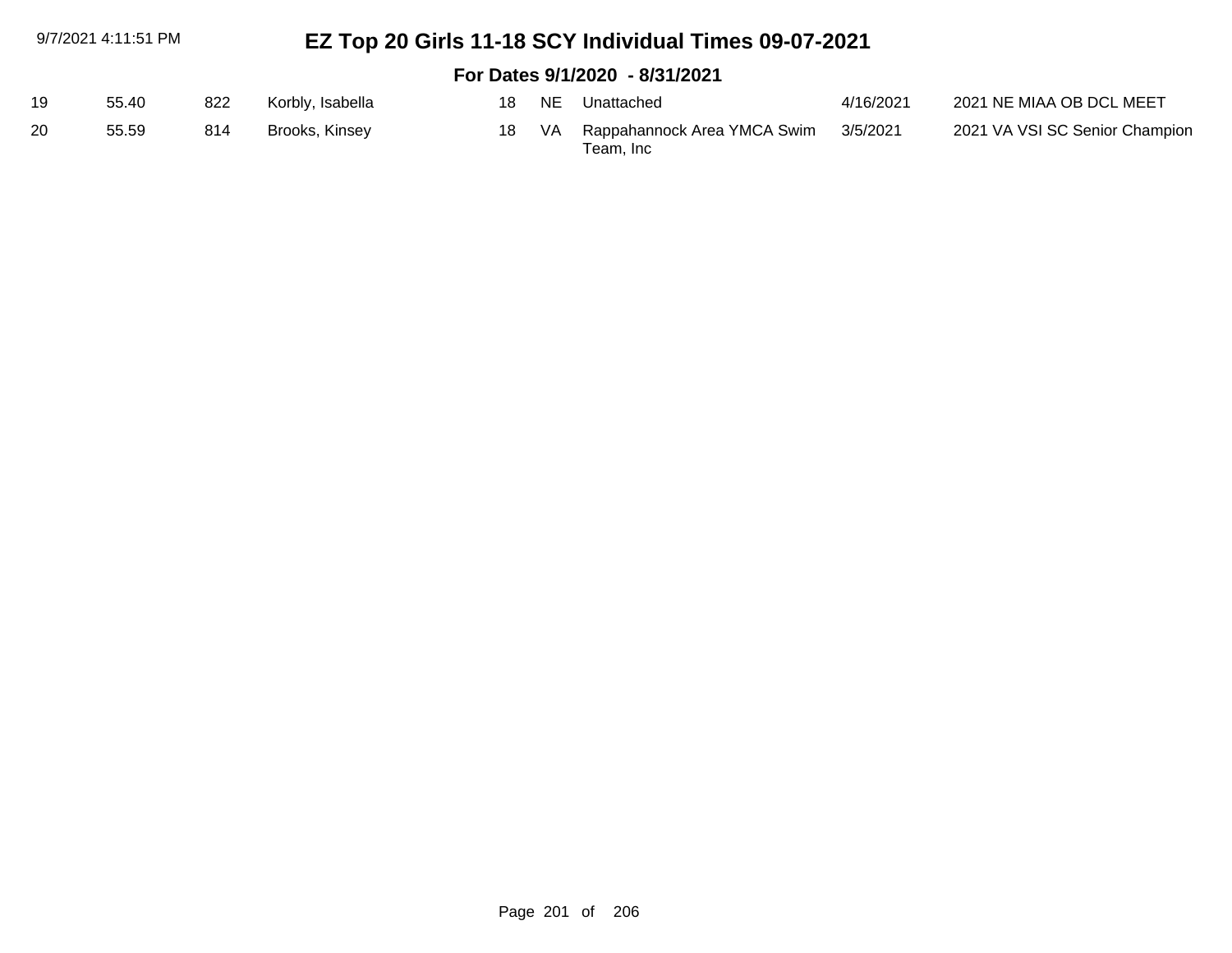| | | | | | | | | |
|---|---|---|---|---|---|---|---|---|
| 19 | 55.40 | 822 | Korbly, Isabella | 18 | NE | Unattached | 4/16/2021 | 2021 NE MIAA OB DCL MEET |
| 20 | 55.59 | 814 | Brooks, Kinsey | 18 | VA | Rappahannock Area YMCA Swim Team, Inc | 3/5/2021 | 2021 VA VSI SC Senior Champion |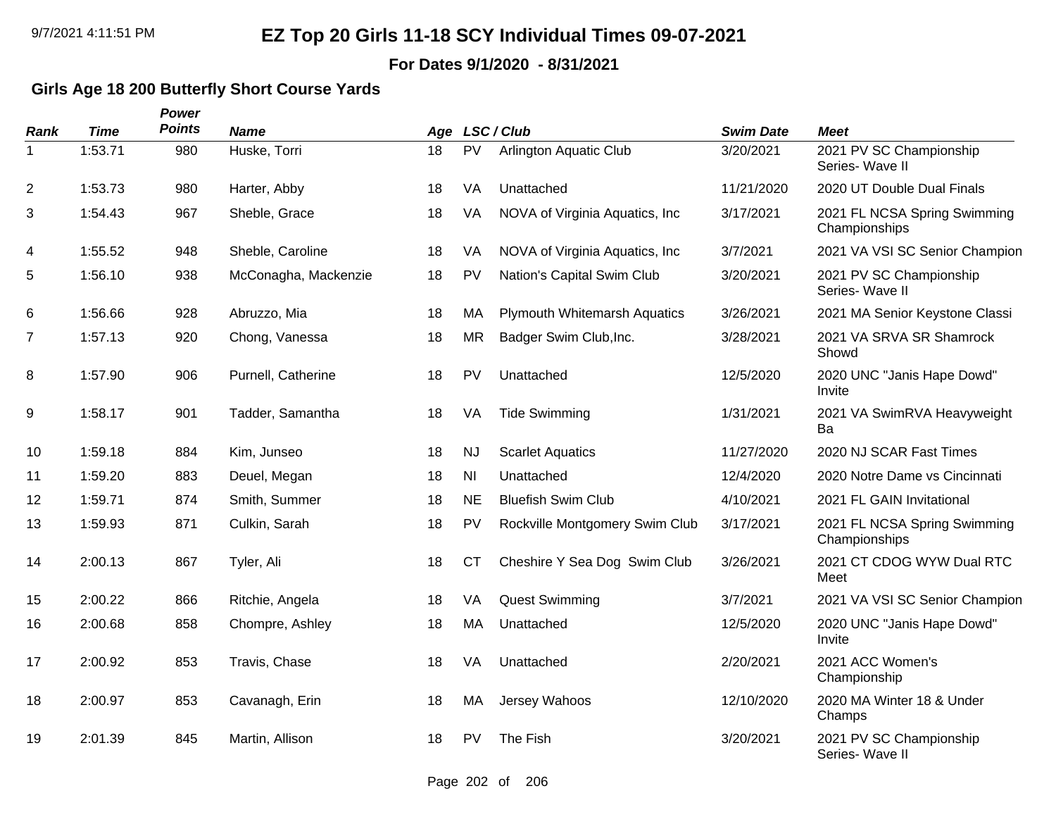# EZ Top 20 Girls 11-18 SCY Individual Times 09-07-2021

**For Dates 9/1/2020 - 8/31/2021**

### Girls Age 18 200 Butterfly Short Course Yards

| Rank | Time | Power Points | Name | Age | LSC / Club | | Swim Date | Meet |
|---|---|---|---|---|---|---|---|---|
| 1 | 1:53.71 | 980 | Huske, Torri | 18 | PV | Arlington Aquatic Club | 3/20/2021 | 2021 PV SC Championship Series- Wave II |
| 2 | 1:53.73 | 980 | Harter, Abby | 18 | VA | Unattached | 11/21/2020 | 2020 UT Double Dual Finals |
| 3 | 1:54.43 | 967 | Sheble, Grace | 18 | VA | NOVA of Virginia Aquatics, Inc | 3/17/2021 | 2021 FL NCSA Spring Swimming Championships |
| 4 | 1:55.52 | 948 | Sheble, Caroline | 18 | VA | NOVA of Virginia Aquatics, Inc | 3/7/2021 | 2021 VA VSI SC Senior Champion |
| 5 | 1:56.10 | 938 | McConagha, Mackenzie | 18 | PV | Nation's Capital Swim Club | 3/20/2021 | 2021 PV SC Championship Series- Wave II |
| 6 | 1:56.66 | 928 | Abruzzo, Mia | 18 | MA | Plymouth Whitemarsh Aquatics | 3/26/2021 | 2021 MA Senior Keystone Classi |
| 7 | 1:57.13 | 920 | Chong, Vanessa | 18 | MR | Badger Swim Club,Inc. | 3/28/2021 | 2021 VA SRVA SR Shamrock Showd |
| 8 | 1:57.90 | 906 | Purnell, Catherine | 18 | PV | Unattached | 12/5/2020 | 2020 UNC "Janis Hape Dowd" Invite |
| 9 | 1:58.17 | 901 | Tadder, Samantha | 18 | VA | Tide Swimming | 1/31/2021 | 2021 VA SwimRVA Heavyweight Ba |
| 10 | 1:59.18 | 884 | Kim, Junseo | 18 | NJ | Scarlet Aquatics | 11/27/2020 | 2020 NJ SCAR Fast Times |
| 11 | 1:59.20 | 883 | Deuel, Megan | 18 | NI | Unattached | 12/4/2020 | 2020 Notre Dame vs Cincinnati |
| 12 | 1:59.71 | 874 | Smith, Summer | 18 | NE | Bluefish Swim Club | 4/10/2021 | 2021 FL GAIN Invitational |
| 13 | 1:59.93 | 871 | Culkin, Sarah | 18 | PV | Rockville Montgomery Swim Club | 3/17/2021 | 2021 FL NCSA Spring Swimming Championships |
| 14 | 2:00.13 | 867 | Tyler, Ali | 18 | CT | Cheshire Y Sea Dog Swim Club | 3/26/2021 | 2021 CT CDOG WYW Dual RTC Meet |
| 15 | 2:00.22 | 866 | Ritchie, Angela | 18 | VA | Quest Swimming | 3/7/2021 | 2021 VA VSI SC Senior Champion |
| 16 | 2:00.68 | 858 | Chompre, Ashley | 18 | MA | Unattached | 12/5/2020 | 2020 UNC "Janis Hape Dowd" Invite |
| 17 | 2:00.92 | 853 | Travis, Chase | 18 | VA | Unattached | 2/20/2021 | 2021 ACC Women's Championship |
| 18 | 2:00.97 | 853 | Cavanagh, Erin | 18 | MA | Jersey Wahoos | 12/10/2020 | 2020 MA Winter 18 & Under Champs |
| 19 | 2:01.39 | 845 | Martin, Allison | 18 | PV | The Fish | 3/20/2021 | 2021 PV SC Championship Series- Wave II |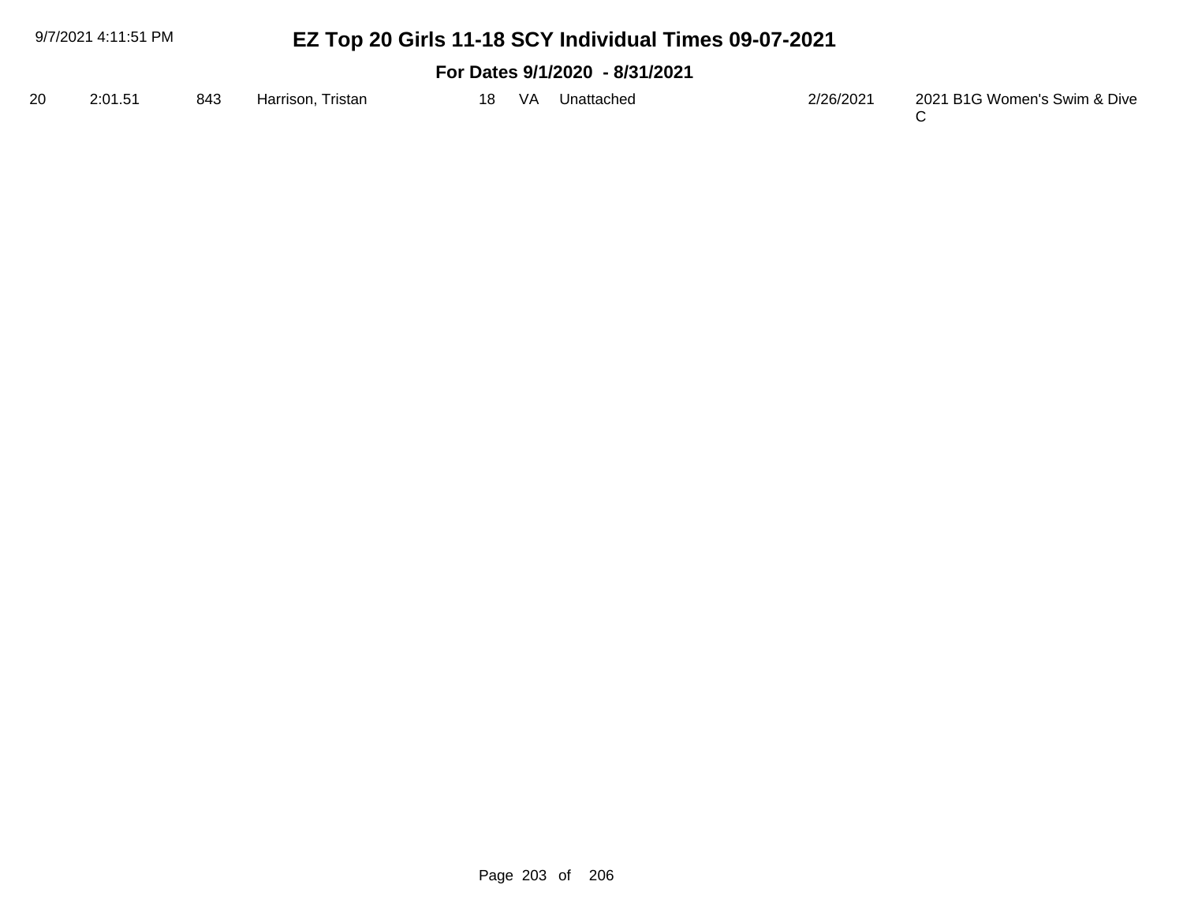# EZ Top 20 Girls 11-18 SCY Individual Times 09-07-2021

## For Dates 9/1/2020 - 8/31/2021

| | | | | | | | | |
|---|---|---|---|---|---|---|---|---|
| 20 | 2:01.51 | 843 | Harrison, Tristan | 18 | VA | Unattached | 2/26/2021 | 2021 B1G Women's Swim & Dive C |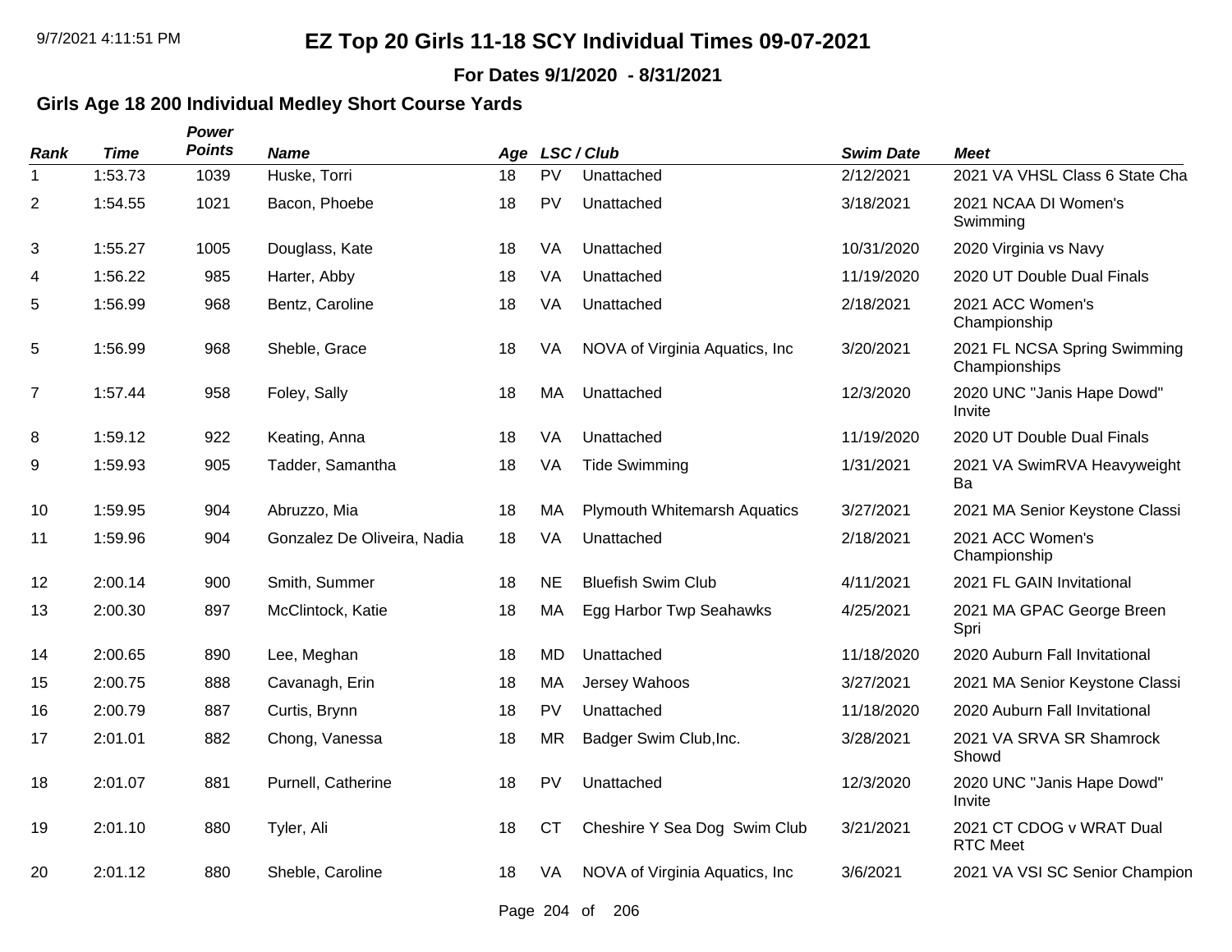# EZ Top 20 Girls 11-18 SCY Individual Times 09-07-2021

**For Dates 9/1/2020 - 8/31/2021**

## Girls Age 18 200 Individual Medley Short Course Yards

| Rank | Time | Power Points | Name | Age | LSC | Club | Swim Date | Meet |
|---|---|---|---|---|---|---|---|---|
| 1 | 1:53.73 | 1039 | Huske, Torri | 18 | PV | Unattached | 2/12/2021 | 2021 VA VHSL Class 6 State Cha |
| 2 | 1:54.55 | 1021 | Bacon, Phoebe | 18 | PV | Unattached | 3/18/2021 | 2021 NCAA DI Women's Swimming |
| 3 | 1:55.27 | 1005 | Douglass, Kate | 18 | VA | Unattached | 10/31/2020 | 2020 Virginia vs Navy |
| 4 | 1:56.22 | 985 | Harter, Abby | 18 | VA | Unattached | 11/19/2020 | 2020 UT Double Dual Finals |
| 5 | 1:56.99 | 968 | Bentz, Caroline | 18 | VA | Unattached | 2/18/2021 | 2021 ACC Women's Championship |
| 5 | 1:56.99 | 968 | Sheble, Grace | 18 | VA | NOVA of Virginia Aquatics, Inc | 3/20/2021 | 2021 FL NCSA Spring Swimming Championships |
| 7 | 1:57.44 | 958 | Foley, Sally | 18 | MA | Unattached | 12/3/2020 | 2020 UNC "Janis Hape Dowd" Invite |
| 8 | 1:59.12 | 922 | Keating, Anna | 18 | VA | Unattached | 11/19/2020 | 2020 UT Double Dual Finals |
| 9 | 1:59.93 | 905 | Tadder, Samantha | 18 | VA | Tide Swimming | 1/31/2021 | 2021 VA SwimRVA Heavyweight Ba |
| 10 | 1:59.95 | 904 | Abruzzo, Mia | 18 | MA | Plymouth Whitemarsh Aquatics | 3/27/2021 | 2021 MA Senior Keystone Classi |
| 11 | 1:59.96 | 904 | Gonzalez De Oliveira, Nadia | 18 | VA | Unattached | 2/18/2021 | 2021 ACC Women's Championship |
| 12 | 2:00.14 | 900 | Smith, Summer | 18 | NE | Bluefish Swim Club | 4/11/2021 | 2021 FL GAIN Invitational |
| 13 | 2:00.30 | 897 | McClintock, Katie | 18 | MA | Egg Harbor Twp Seahawks | 4/25/2021 | 2021 MA GPAC George Breen Spri |
| 14 | 2:00.65 | 890 | Lee, Meghan | 18 | MD | Unattached | 11/18/2020 | 2020 Auburn Fall Invitational |
| 15 | 2:00.75 | 888 | Cavanagh, Erin | 18 | MA | Jersey Wahoos | 3/27/2021 | 2021 MA Senior Keystone Classi |
| 16 | 2:00.79 | 887 | Curtis, Brynn | 18 | PV | Unattached | 11/18/2020 | 2020 Auburn Fall Invitational |
| 17 | 2:01.01 | 882 | Chong, Vanessa | 18 | MR | Badger Swim Club,Inc. | 3/28/2021 | 2021 VA SRVA SR Shamrock Showd |
| 18 | 2:01.07 | 881 | Purnell, Catherine | 18 | PV | Unattached | 12/3/2020 | 2020 UNC "Janis Hape Dowd" Invite |
| 19 | 2:01.10 | 880 | Tyler, Ali | 18 | CT | Cheshire Y Sea Dog Swim Club | 3/21/2021 | 2021 CT CDOG v WRAT Dual RTC Meet |
| 20 | 2:01.12 | 880 | Sheble, Caroline | 18 | VA | NOVA of Virginia Aquatics, Inc | 3/6/2021 | 2021 VA VSI SC Senior Champion |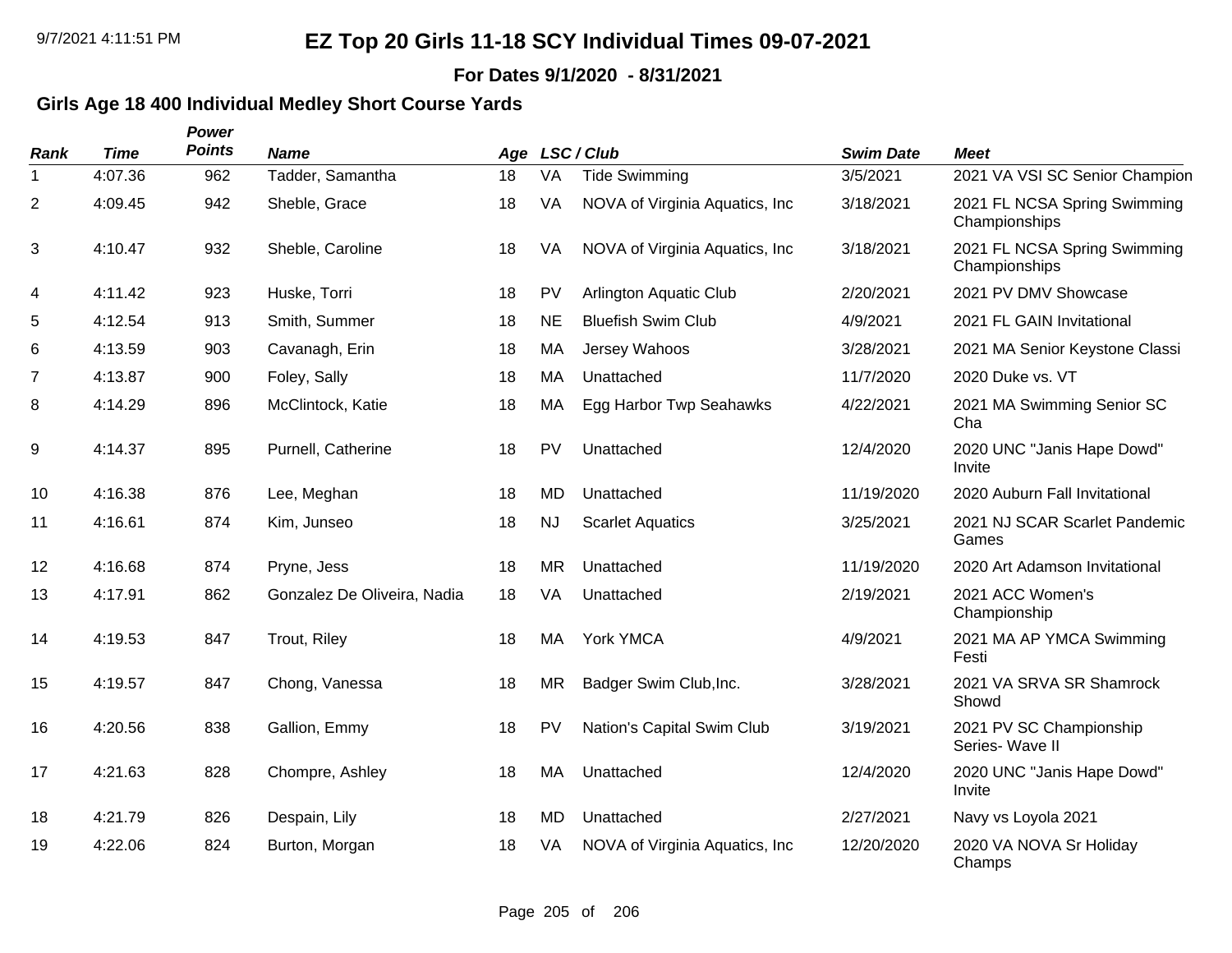# EZ Top 20 Girls 11-18 SCY Individual Times 09-07-2021

**For Dates 9/1/2020 - 8/31/2021**

## Girls Age 18 400 Individual Medley Short Course Yards

| Rank | Time | Power Points | Name | Age | LSC / Club | | Swim Date | Meet |
|---|---|---|---|---|---|---|---|---|
| 1 | 4:07.36 | 962 | Tadder, Samantha | 18 | VA | Tide Swimming | 3/5/2021 | 2021 VA VSI SC Senior Champion |
| 2 | 4:09.45 | 942 | Sheble, Grace | 18 | VA | NOVA of Virginia Aquatics, Inc | 3/18/2021 | 2021 FL NCSA Spring Swimming Championships |
| 3 | 4:10.47 | 932 | Sheble, Caroline | 18 | VA | NOVA of Virginia Aquatics, Inc | 3/18/2021 | 2021 FL NCSA Spring Swimming Championships |
| 4 | 4:11.42 | 923 | Huske, Torri | 18 | PV | Arlington Aquatic Club | 2/20/2021 | 2021 PV DMV Showcase |
| 5 | 4:12.54 | 913 | Smith, Summer | 18 | NE | Bluefish Swim Club | 4/9/2021 | 2021 FL GAIN Invitational |
| 6 | 4:13.59 | 903 | Cavanagh, Erin | 18 | MA | Jersey Wahoos | 3/28/2021 | 2021 MA Senior Keystone Classi |
| 7 | 4:13.87 | 900 | Foley, Sally | 18 | MA | Unattached | 11/7/2020 | 2020 Duke vs. VT |
| 8 | 4:14.29 | 896 | McClintock, Katie | 18 | MA | Egg Harbor Twp Seahawks | 4/22/2021 | 2021 MA Swimming Senior SC Cha |
| 9 | 4:14.37 | 895 | Purnell, Catherine | 18 | PV | Unattached | 12/4/2020 | 2020 UNC "Janis Hape Dowd" Invite |
| 10 | 4:16.38 | 876 | Lee, Meghan | 18 | MD | Unattached | 11/19/2020 | 2020 Auburn Fall Invitational |
| 11 | 4:16.61 | 874 | Kim, Junseo | 18 | NJ | Scarlet Aquatics | 3/25/2021 | 2021 NJ SCAR Scarlet Pandemic Games |
| 12 | 4:16.68 | 874 | Pryne, Jess | 18 | MR | Unattached | 11/19/2020 | 2020 Art Adamson Invitational |
| 13 | 4:17.91 | 862 | Gonzalez De Oliveira, Nadia | 18 | VA | Unattached | 2/19/2021 | 2021 ACC Women's Championship |
| 14 | 4:19.53 | 847 | Trout, Riley | 18 | MA | York YMCA | 4/9/2021 | 2021 MA AP YMCA Swimming Festi |
| 15 | 4:19.57 | 847 | Chong, Vanessa | 18 | MR | Badger Swim Club,Inc. | 3/28/2021 | 2021 VA SRVA SR Shamrock Showd |
| 16 | 4:20.56 | 838 | Gallion, Emmy | 18 | PV | Nation's Capital Swim Club | 3/19/2021 | 2021 PV SC Championship Series- Wave II |
| 17 | 4:21.63 | 828 | Chompre, Ashley | 18 | MA | Unattached | 12/4/2020 | 2020 UNC "Janis Hape Dowd" Invite |
| 18 | 4:21.79 | 826 | Despain, Lily | 18 | MD | Unattached | 2/27/2021 | Navy vs Loyola 2021 |
| 19 | 4:22.06 | 824 | Burton, Morgan | 18 | VA | NOVA of Virginia Aquatics, Inc | 12/20/2020 | 2020 VA NOVA Sr Holiday Champs |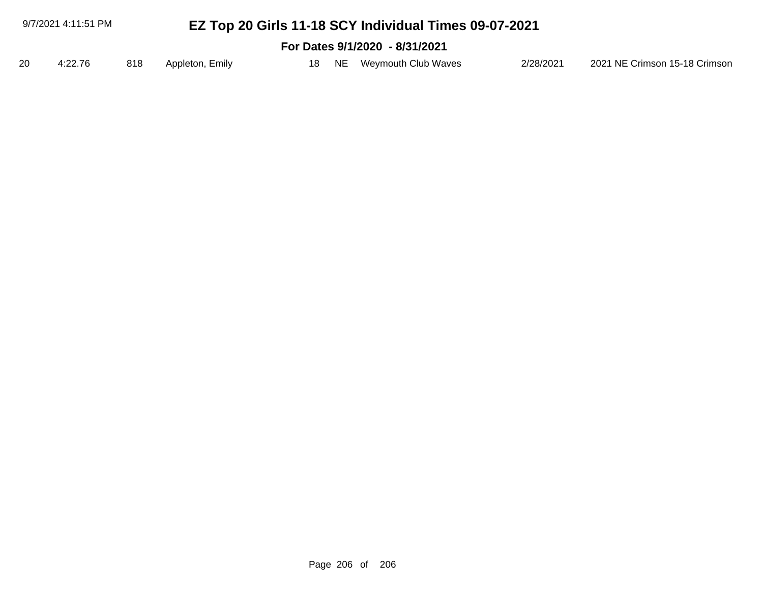# EZ Top 20 Girls 11-18 SCY Individual Times 09-07-2021

## For Dates 9/1/2020 - 8/31/2021

| | | | | | | | | |
|---|---|---|---|---|---|---|---|---|
| 20 | 4:22.76 | 818 | Appleton, Emily | 18 | NE | Weymouth Club Waves | 2/28/2021 | 2021 NE Crimson 15-18 Crimson |